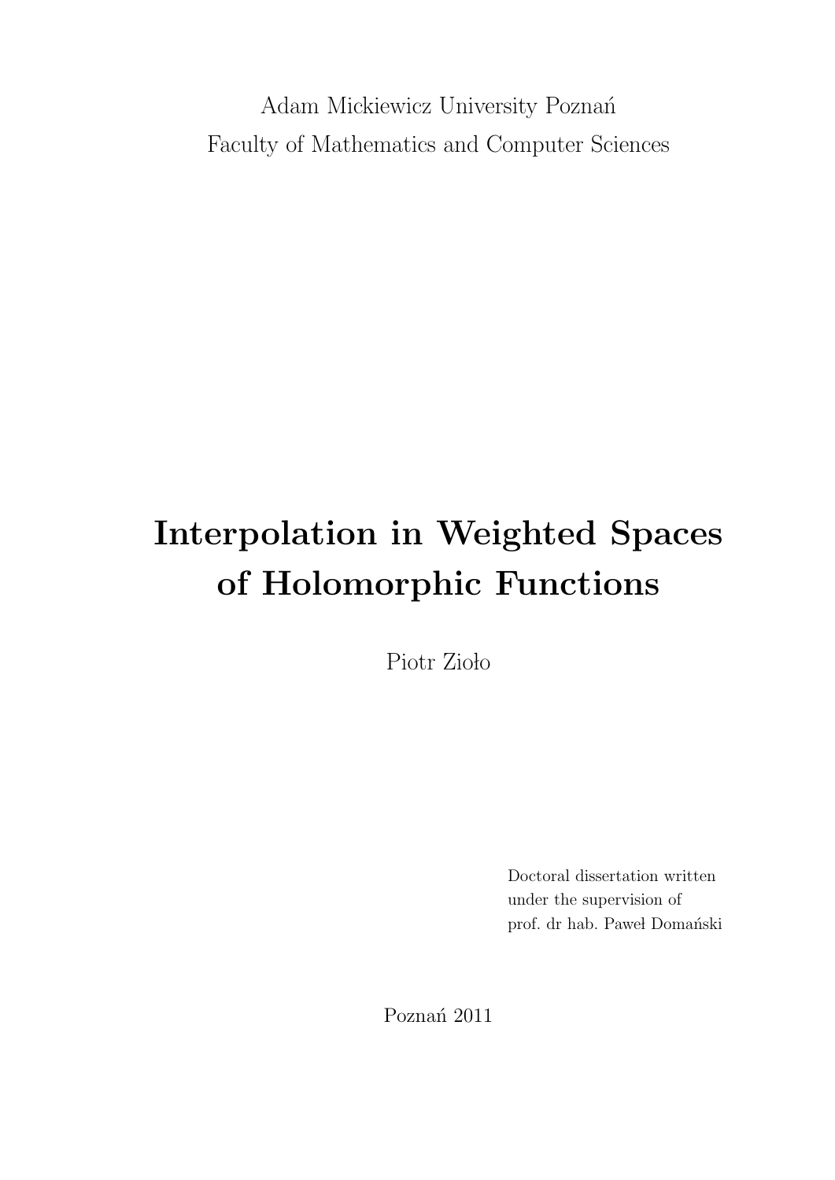Adam Mickiewicz University Poznań

Faculty of Mathematics and Computer Sciences

# Interpolation in Weighted Spaces of Holomorphic Functions

Piotr Zioło

Doctoral dissertation written
under the supervision of
prof. dr hab. Paweł Domański

Poznań 2011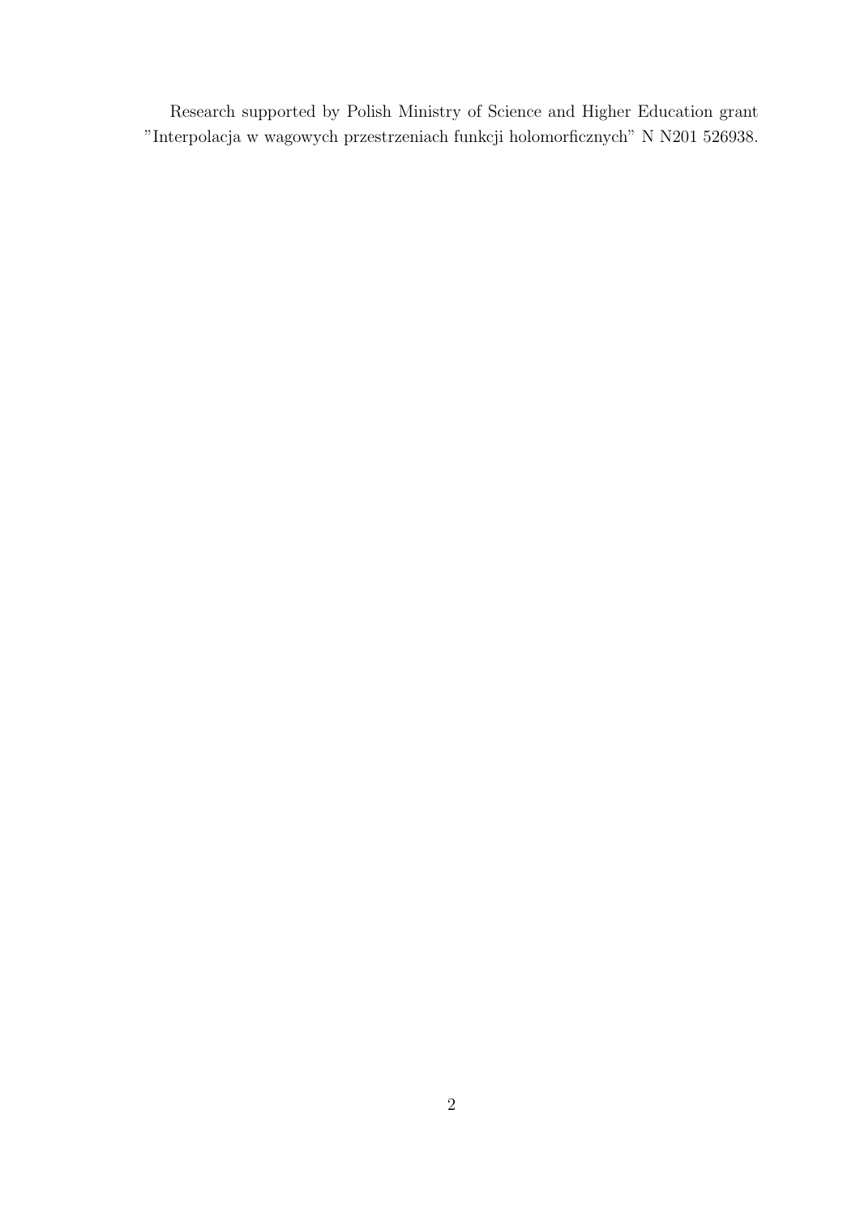Research supported by Polish Ministry of Science and Higher Education grant "Interpolacja w wagowych przestrzeniach funkcji holomorficznych" N N201 526938.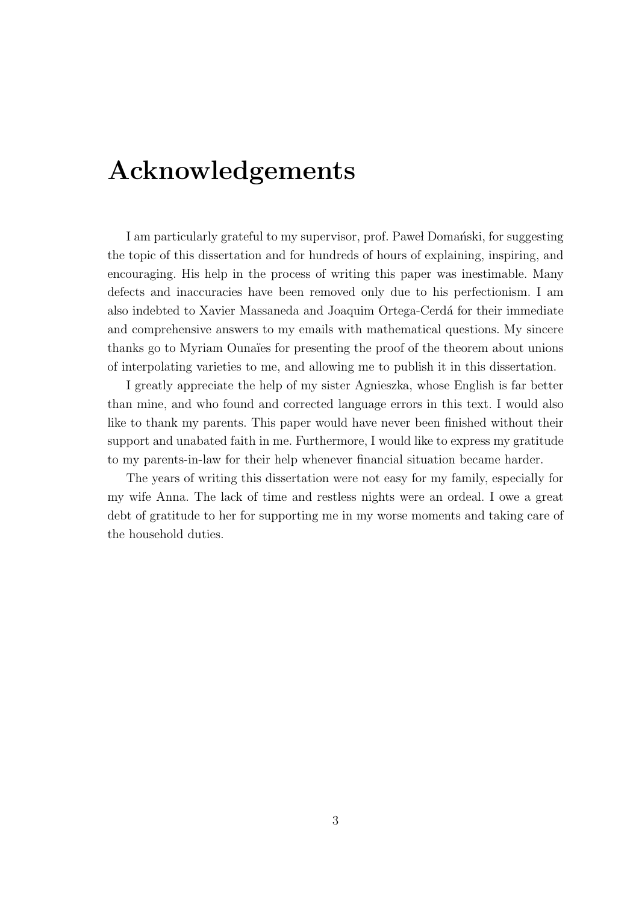# Acknowledgements

I am particularly grateful to my supervisor, prof. Paweł Domański, for suggesting the topic of this dissertation and for hundreds of hours of explaining, inspiring, and encouraging. His help in the process of writing this paper was inestimable. Many defects and inaccuracies have been removed only due to his perfectionism. I am also indebted to Xavier Massaneda and Joaquim Ortega-Cerdá for their immediate and comprehensive answers to my emails with mathematical questions. My sincere thanks go to Myriam Ounaïes for presenting the proof of the theorem about unions of interpolating varieties to me, and allowing me to publish it in this dissertation.

I greatly appreciate the help of my sister Agnieszka, whose English is far better than mine, and who found and corrected language errors in this text. I would also like to thank my parents. This paper would have never been finished without their support and unabated faith in me. Furthermore, I would like to express my gratitude to my parents-in-law for their help whenever financial situation became harder.

The years of writing this dissertation were not easy for my family, especially for my wife Anna. The lack of time and restless nights were an ordeal. I owe a great debt of gratitude to her for supporting me in my worse moments and taking care of the household duties.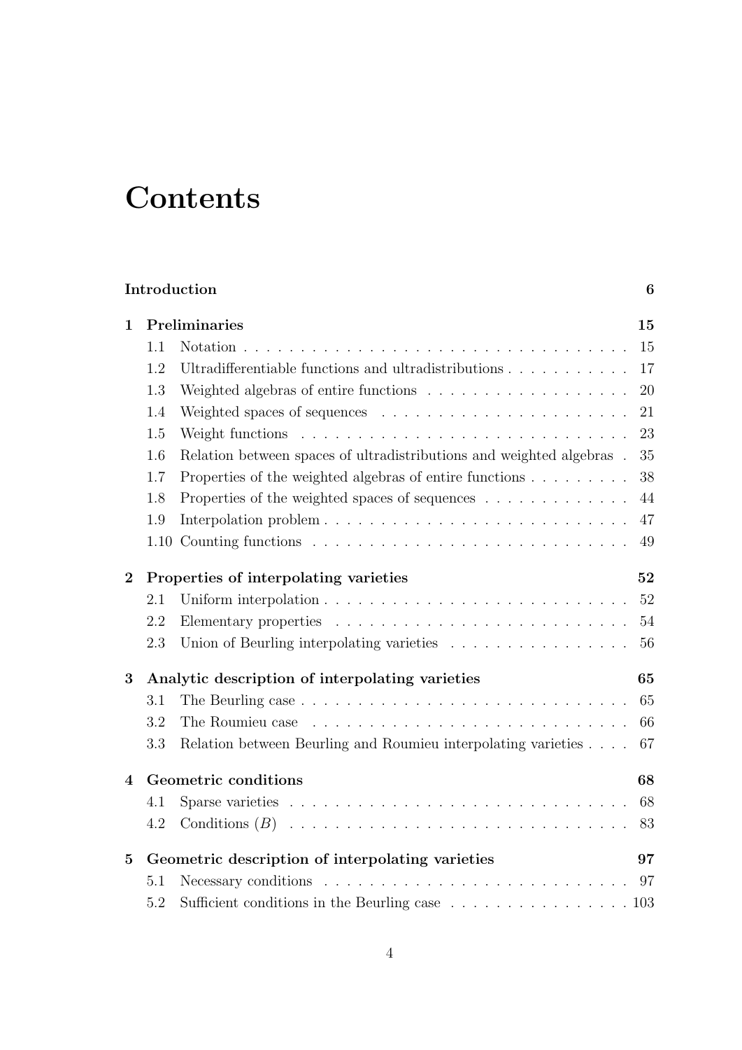# Contents

**Introduction** **6**

**1 Preliminaries** **15**

- 1.1 Notation . . . . . . . . . . . . . . . . . . . . . . . . . . . . . . . . . . 15
- 1.2 Ultradifferentiable functions and ultradistributions . . . . . . . . . . . 17
- 1.3 Weighted algebras of entire functions . . . . . . . . . . . . . . . . . . 20
- 1.4 Weighted spaces of sequences . . . . . . . . . . . . . . . . . . . . . . 21
- 1.5 Weight functions . . . . . . . . . . . . . . . . . . . . . . . . . . . . . 23
- 1.6 Relation between spaces of ultradistributions and weighted algebras . 35
- 1.7 Properties of the weighted algebras of entire functions . . . . . . . . . 38
- 1.8 Properties of the weighted spaces of sequences . . . . . . . . . . . . . 44
- 1.9 Interpolation problem . . . . . . . . . . . . . . . . . . . . . . . . . . 47
- 1.10 Counting functions . . . . . . . . . . . . . . . . . . . . . . . . . . . 49

**2 Properties of interpolating varieties** **52**

- 2.1 Uniform interpolation . . . . . . . . . . . . . . . . . . . . . . . . . . 52
- 2.2 Elementary properties . . . . . . . . . . . . . . . . . . . . . . . . . . 54
- 2.3 Union of Beurling interpolating varieties . . . . . . . . . . . . . . . . 56

**3 Analytic description of interpolating varieties** **65**

- 3.1 The Beurling case . . . . . . . . . . . . . . . . . . . . . . . . . . . . 65
- 3.2 The Roumieu case . . . . . . . . . . . . . . . . . . . . . . . . . . . . 66
- 3.3 Relation between Beurling and Roumieu interpolating varieties . . . . 67

**4 Geometric conditions** **68**

- 4.1 Sparse varieties . . . . . . . . . . . . . . . . . . . . . . . . . . . . . . 68
- 4.2 Conditions $(B)$ . . . . . . . . . . . . . . . . . . . . . . . . . . . . . 83

**5 Geometric description of interpolating varieties** **97**

- 5.1 Necessary conditions . . . . . . . . . . . . . . . . . . . . . . . . . . . 97
- 5.2 Sufficient conditions in the Beurling case . . . . . . . . . . . . . . . . 103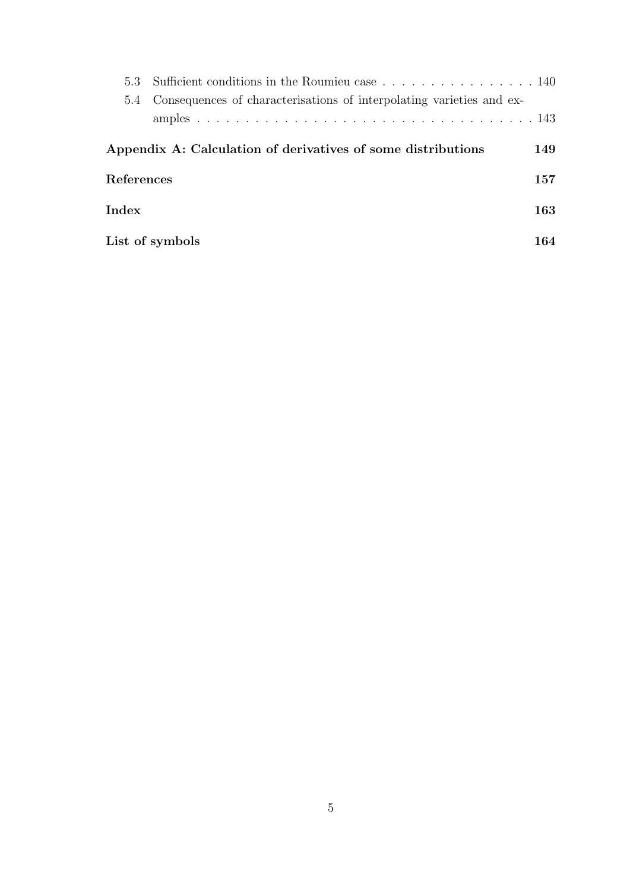5.3 Sufficient conditions in the Roumieu case . . . . . . . . . . . . . . . . 140

5.4 Consequences of characterisations of interpolating varieties and examples . . . . . . . . . . . . . . . . . . . . . . . . . . . . . . . . . . 143

**Appendix A: Calculation of derivatives of some distributions 149**

**References 157**

**Index 163**

**List of symbols 164**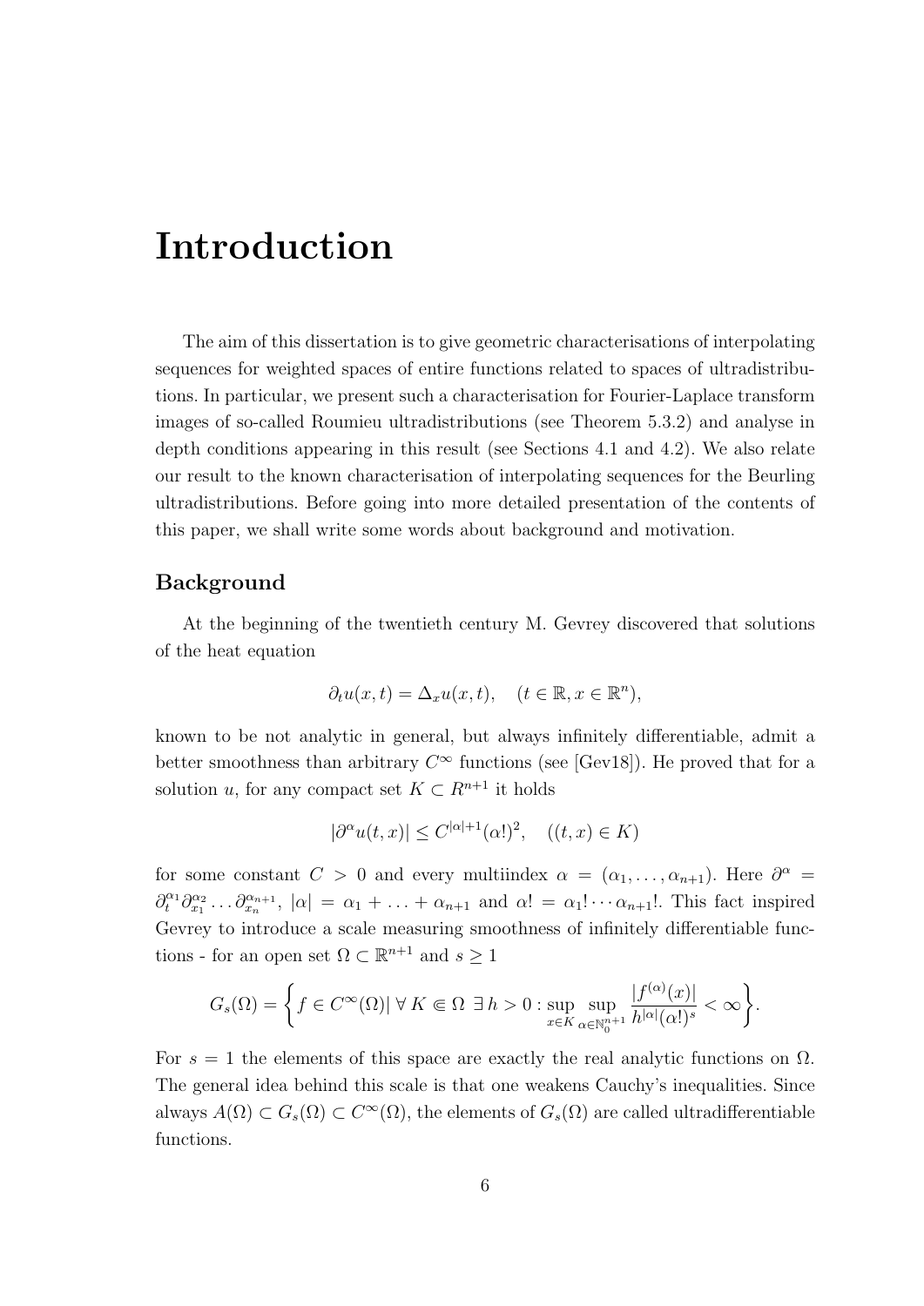# Introduction

The aim of this dissertation is to give geometric characterisations of interpolating sequences for weighted spaces of entire functions related to spaces of ultradistributions. In particular, we present such a characterisation for Fourier-Laplace transform images of so-called Roumieu ultradistributions (see Theorem 5.3.2) and analyse in depth conditions appearing in this result (see Sections 4.1 and 4.2). We also relate our result to the known characterisation of interpolating sequences for the Beurling ultradistributions. Before going into more detailed presentation of the contents of this paper, we shall write some words about background and motivation.

## Background

At the beginning of the twentieth century M. Gevrey discovered that solutions of the heat equation

$$\partial_t u(x,t) = \Delta_x u(x,t), \quad (t \in \mathbb{R}, x \in \mathbb{R}^n),$$

known to be not analytic in general, but always infinitely differentiable, admit a better smoothness than arbitrary $C^\infty$ functions (see [Gev18]). He proved that for a solution $u$, for any compact set $K \subset R^{n+1}$ it holds

$$|\partial^\alpha u(t,x)| \leq C^{|\alpha|+1}(\alpha!)^2, \quad ((t,x) \in K)$$

for some constant $C > 0$ and every multiindex $\alpha = (\alpha_1, \ldots, \alpha_{n+1})$. Here $\partial^\alpha = \partial_t^{\alpha_1}\partial_{x_1}^{\alpha_2} \ldots \partial_{x_n}^{\alpha_{n+1}}$, $|\alpha| = \alpha_1 + \ldots + \alpha_{n+1}$ and $\alpha! = \alpha_1! \cdots \alpha_{n+1}!$. This fact inspired Gevrey to introduce a scale measuring smoothness of infinitely differentiable functions - for an open set $\Omega \subset \mathbb{R}^{n+1}$ and $s \geq 1$

$$G_s(\Omega) = \left\{ f \in C^\infty(\Omega) | \; \forall\, K \Subset \Omega \;\; \exists\, h > 0 : \sup_{x \in K} \sup_{\alpha \in \mathbb{N}_0^{n+1}} \frac{|f^{(\alpha)}(x)|}{h^{|\alpha|}(\alpha!)^s} < \infty \right\}.$$

For $s = 1$ the elements of this space are exactly the real analytic functions on $\Omega$. The general idea behind this scale is that one weakens Cauchy's inequalities. Since always $A(\Omega) \subset G_s(\Omega) \subset C^\infty(\Omega)$, the elements of $G_s(\Omega)$ are called ultradifferentiable functions.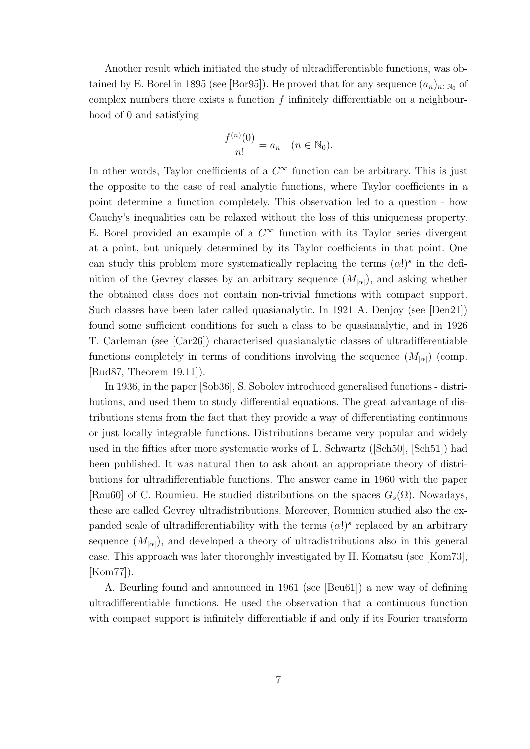Another result which initiated the study of ultradifferentiable functions, was obtained by E. Borel in 1895 (see [Bor95]). He proved that for any sequence $(a_n)_{n\in\mathbb{N}_0}$ of complex numbers there exists a function $f$ infinitely differentiable on a neighbourhood of 0 and satisfying

$$\frac{f^{(n)}(0)}{n!} = a_n \quad (n \in \mathbb{N}_0).$$

In other words, Taylor coefficients of a $C^\infty$ function can be arbitrary. This is just the opposite to the case of real analytic functions, where Taylor coefficients in a point determine a function completely. This observation led to a question - how Cauchy's inequalities can be relaxed without the loss of this uniqueness property. E. Borel provided an example of a $C^\infty$ function with its Taylor series divergent at a point, but uniquely determined by its Taylor coefficients in that point. One can study this problem more systematically replacing the terms $(\alpha!)^s$ in the definition of the Gevrey classes by an arbitrary sequence $(M_{|\alpha|})$, and asking whether the obtained class does not contain non-trivial functions with compact support. Such classes have been later called quasianalytic. In 1921 A. Denjoy (see [Den21]) found some sufficient conditions for such a class to be quasianalytic, and in 1926 T. Carleman (see [Car26]) characterised quasianalytic classes of ultradifferentiable functions completely in terms of conditions involving the sequence $(M_{|\alpha|})$ (comp. [Rud87, Theorem 19.11]).

In 1936, in the paper [Sob36], S. Sobolev introduced generalised functions - distributions, and used them to study differential equations. The great advantage of distributions stems from the fact that they provide a way of differentiating continuous or just locally integrable functions. Distributions became very popular and widely used in the fifties after more systematic works of L. Schwartz ([Sch50], [Sch51]) had been published. It was natural then to ask about an appropriate theory of distributions for ultradifferentiable functions. The answer came in 1960 with the paper [Rou60] of C. Roumieu. He studied distributions on the spaces $G_s(\Omega)$. Nowadays, these are called Gevrey ultradistributions. Moreover, Roumieu studied also the expanded scale of ultradifferentiability with the terms $(\alpha!)^s$ replaced by an arbitrary sequence $(M_{|\alpha|})$, and developed a theory of ultradistributions also in this general case. This approach was later thoroughly investigated by H. Komatsu (see [Kom73], [Kom77]).

A. Beurling found and announced in 1961 (see [Beu61]) a new way of defining ultradifferentiable functions. He used the observation that a continuous function with compact support is infinitely differentiable if and only if its Fourier transform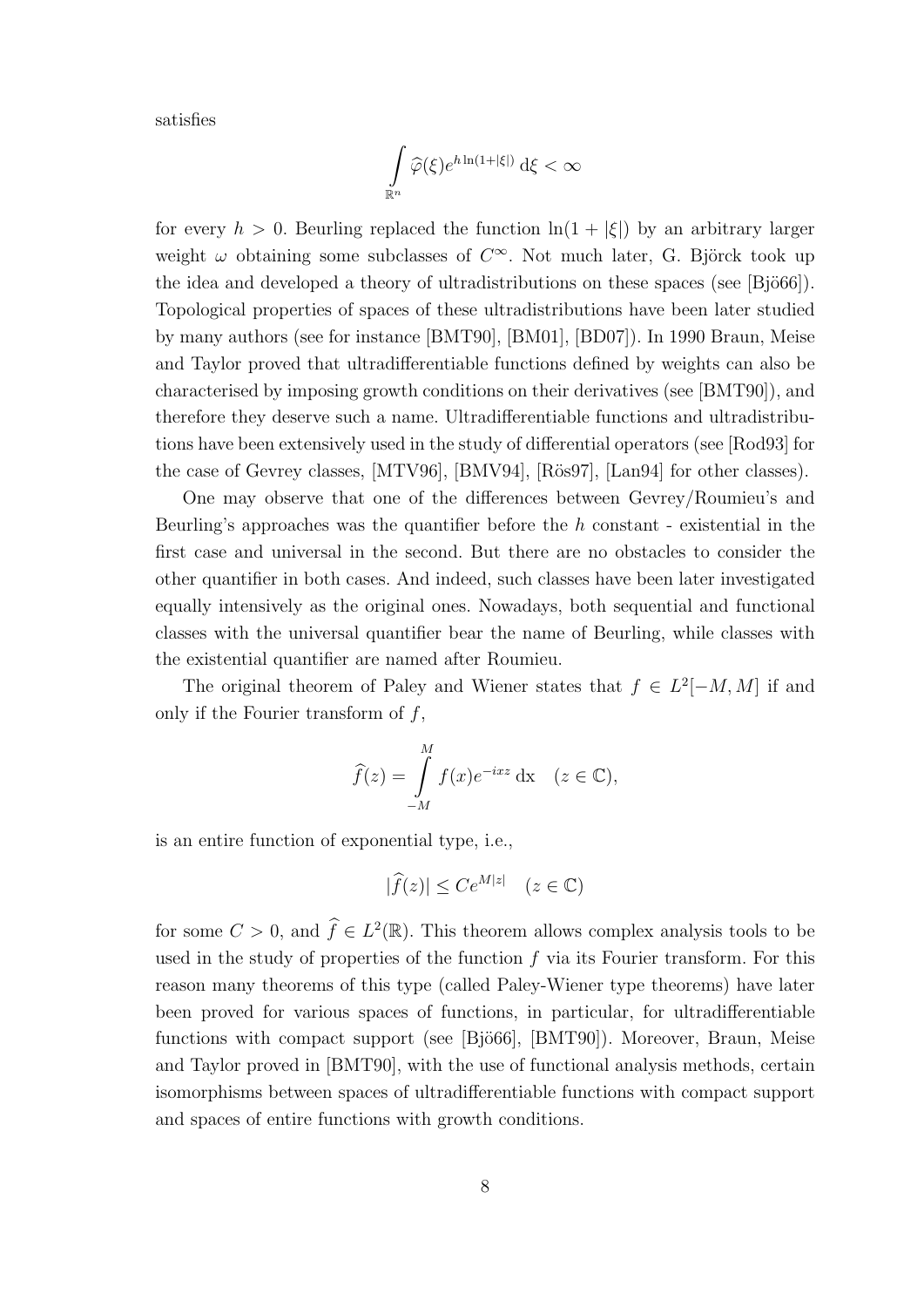satisfies

$$\int_{\mathbb{R}^n} \widehat{\varphi}(\xi) e^{h \ln(1+|\xi|)} \, \mathrm{d}\xi < \infty$$

for every $h > 0$. Beurling replaced the function $\ln(1 + |\xi|)$ by an arbitrary larger weight $\omega$ obtaining some subclasses of $C^\infty$. Not much later, G. Björck took up the idea and developed a theory of ultradistributions on these spaces (see [Bjö66]). Topological properties of spaces of these ultradistributions have been later studied by many authors (see for instance [BMT90], [BM01], [BD07]). In 1990 Braun, Meise and Taylor proved that ultradifferentiable functions defined by weights can also be characterised by imposing growth conditions on their derivatives (see [BMT90]), and therefore they deserve such a name. Ultradifferentiable functions and ultradistributions have been extensively used in the study of differential operators (see [Rod93] for the case of Gevrey classes, [MTV96], [BMV94], [Rös97], [Lan94] for other classes).

One may observe that one of the differences between Gevrey/Roumieu's and Beurling's approaches was the quantifier before the $h$ constant - existential in the first case and universal in the second. But there are no obstacles to consider the other quantifier in both cases. And indeed, such classes have been later investigated equally intensively as the original ones. Nowadays, both sequential and functional classes with the universal quantifier bear the name of Beurling, while classes with the existential quantifier are named after Roumieu.

The original theorem of Paley and Wiener states that $f \in L^2[-M, M]$ if and only if the Fourier transform of $f$,

$$\widehat{f}(z) = \int_{-M}^{M} f(x) e^{-ixz} \, \mathrm{dx} \quad (z \in \mathbb{C}),$$

is an entire function of exponential type, i.e.,

$$|\widehat{f}(z)| \leq C e^{M|z|} \quad (z \in \mathbb{C})$$

for some $C > 0$, and $\widehat{f} \in L^2(\mathbb{R})$. This theorem allows complex analysis tools to be used in the study of properties of the function $f$ via its Fourier transform. For this reason many theorems of this type (called Paley-Wiener type theorems) have later been proved for various spaces of functions, in particular, for ultradifferentiable functions with compact support (see [Bjö66], [BMT90]). Moreover, Braun, Meise and Taylor proved in [BMT90], with the use of functional analysis methods, certain isomorphisms between spaces of ultradifferentiable functions with compact support and spaces of entire functions with growth conditions.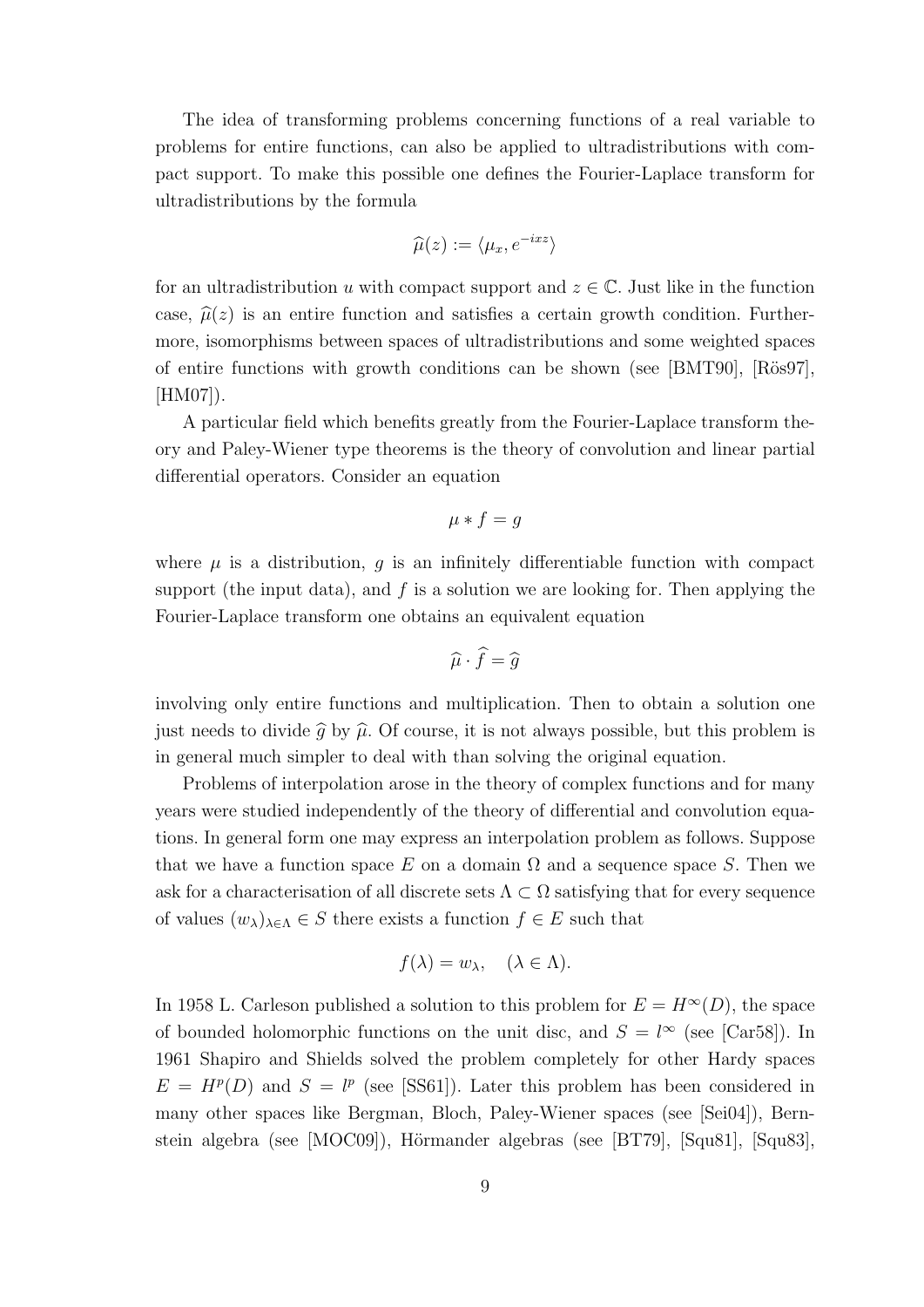The idea of transforming problems concerning functions of a real variable to problems for entire functions, can also be applied to ultradistributions with compact support. To make this possible one defines the Fourier-Laplace transform for ultradistributions by the formula

$$\widehat{\mu}(z) := \langle \mu_x, e^{-ixz} \rangle$$

for an ultradistribution $u$ with compact support and $z \in \mathbb{C}$. Just like in the function case, $\widehat{\mu}(z)$ is an entire function and satisfies a certain growth condition. Furthermore, isomorphisms between spaces of ultradistributions and some weighted spaces of entire functions with growth conditions can be shown (see [BMT90], [Rös97], [HM07]).

A particular field which benefits greatly from the Fourier-Laplace transform theory and Paley-Wiener type theorems is the theory of convolution and linear partial differential operators. Consider an equation

$$\mu * f = g$$

where $\mu$ is a distribution, $g$ is an infinitely differentiable function with compact support (the input data), and $f$ is a solution we are looking for. Then applying the Fourier-Laplace transform one obtains an equivalent equation

$$\widehat{\mu} \cdot \widehat{f} = \widehat{g}$$

involving only entire functions and multiplication. Then to obtain a solution one just needs to divide $\widehat{g}$ by $\widehat{\mu}$. Of course, it is not always possible, but this problem is in general much simpler to deal with than solving the original equation.

Problems of interpolation arose in the theory of complex functions and for many years were studied independently of the theory of differential and convolution equations. In general form one may express an interpolation problem as follows. Suppose that we have a function space $E$ on a domain $\Omega$ and a sequence space $S$. Then we ask for a characterisation of all discrete sets $\Lambda \subset \Omega$ satisfying that for every sequence of values $(w_\lambda)_{\lambda \in \Lambda} \in S$ there exists a function $f \in E$ such that

$$f(\lambda) = w_\lambda, \quad (\lambda \in \Lambda).$$

In 1958 L. Carleson published a solution to this problem for $E = H^\infty(D)$, the space of bounded holomorphic functions on the unit disc, and $S = l^\infty$ (see [Car58]). In 1961 Shapiro and Shields solved the problem completely for other Hardy spaces $E = H^p(D)$ and $S = l^p$ (see [SS61]). Later this problem has been considered in many other spaces like Bergman, Bloch, Paley-Wiener spaces (see [Sei04]), Bernstein algebra (see [MOC09]), Hörmander algebras (see [BT79], [Squ81], [Squ83],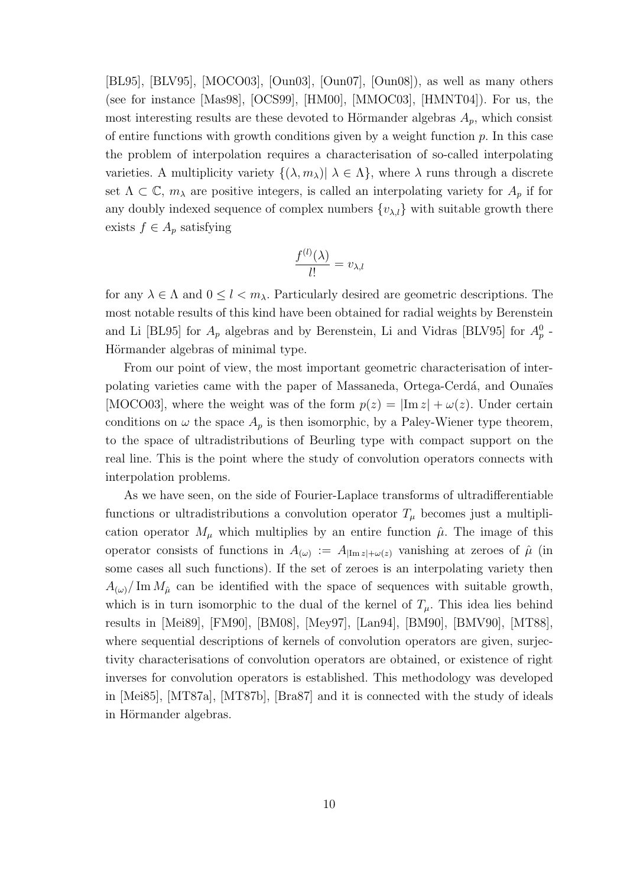[BL95], [BLV95], [MOCO03], [Oun03], [Oun07], [Oun08]), as well as many others (see for instance [Mas98], [OCS99], [HM00], [MMOC03], [HMNT04]). For us, the most interesting results are these devoted to Hörmander algebras $A_p$, which consist of entire functions with growth conditions given by a weight function $p$. In this case the problem of interpolation requires a characterisation of so-called interpolating varieties. A multiplicity variety $\{(\lambda, m_\lambda)| \lambda \in \Lambda\}$, where $\lambda$ runs through a discrete set $\Lambda \subset \mathbb{C}$, $m_\lambda$ are positive integers, is called an interpolating variety for $A_p$ if for any doubly indexed sequence of complex numbers $\{v_{\lambda,l}\}$ with suitable growth there exists $f \in A_p$ satisfying

$$\frac{f^{(l)}(\lambda)}{l!} = v_{\lambda,l}$$

for any $\lambda \in \Lambda$ and $0 \leq l < m_\lambda$. Particularly desired are geometric descriptions. The most notable results of this kind have been obtained for radial weights by Berenstein and Li [BL95] for $A_p$ algebras and by Berenstein, Li and Vidras [BLV95] for $A_p^0$ - Hörmander algebras of minimal type.

From our point of view, the most important geometric characterisation of interpolating varieties came with the paper of Massaneda, Ortega-Cerdá, and Ounaïes [MOCO03], where the weight was of the form $p(z) = |\operatorname{Im} z| + \omega(z)$. Under certain conditions on $\omega$ the space $A_p$ is then isomorphic, by a Paley-Wiener type theorem, to the space of ultradistributions of Beurling type with compact support on the real line. This is the point where the study of convolution operators connects with interpolation problems.

As we have seen, on the side of Fourier-Laplace transforms of ultradifferentiable functions or ultradistributions a convolution operator $T_\mu$ becomes just a multiplication operator $M_\mu$ which multiplies by an entire function $\hat{\mu}$. The image of this operator consists of functions in $A_{(\omega)} := A_{|\operatorname{Im} z|+\omega(z)}$ vanishing at zeroes of $\hat{\mu}$ (in some cases all such functions). If the set of zeroes is an interpolating variety then $A_{(\omega)}/\operatorname{Im} M_{\hat{\mu}}$ can be identified with the space of sequences with suitable growth, which is in turn isomorphic to the dual of the kernel of $T_\mu$. This idea lies behind results in [Mei89], [FM90], [BM08], [Mey97], [Lan94], [BM90], [BMV90], [MT88], where sequential descriptions of kernels of convolution operators are given, surjectivity characterisations of convolution operators are obtained, or existence of right inverses for convolution operators is established. This methodology was developed in [Mei85], [MT87a], [MT87b], [Bra87] and it is connected with the study of ideals in Hörmander algebras.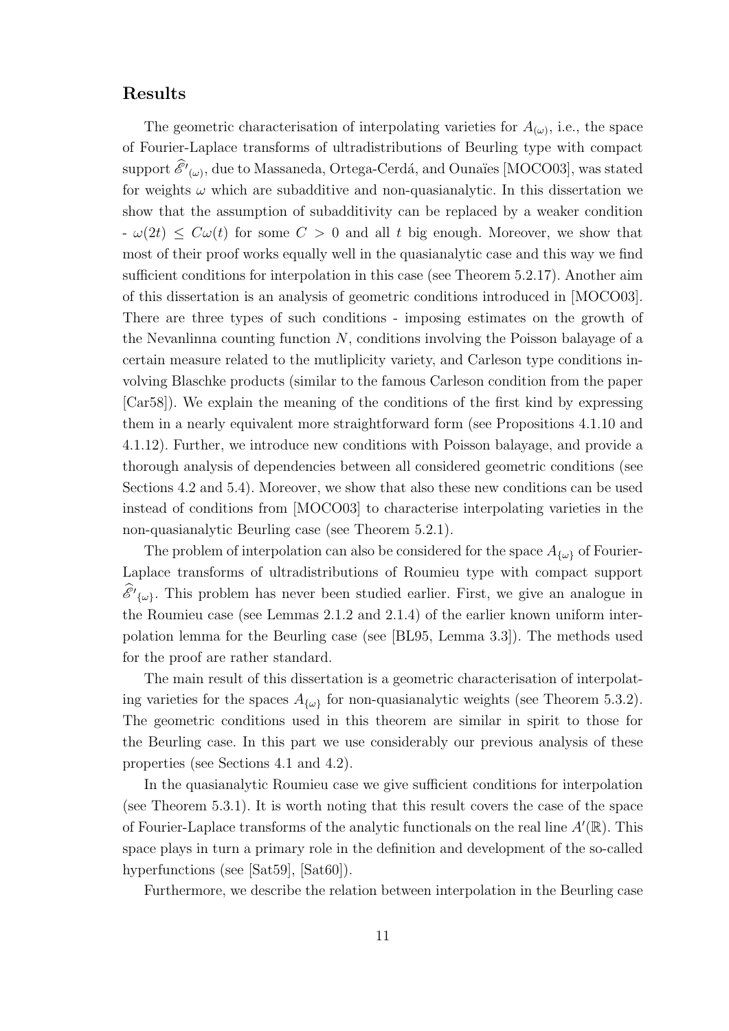## Results

The geometric characterisation of interpolating varieties for $A_{(\omega)}$, i.e., the space of Fourier-Laplace transforms of ultradistributions of Beurling type with compact support $\widehat{\mathscr{E}'}_{(\omega)}$, due to Massaneda, Ortega-Cerdá, and Ounaïes [MOCO03], was stated for weights $\omega$ which are subadditive and non-quasianalytic. In this dissertation we show that the assumption of subadditivity can be replaced by a weaker condition - $\omega(2t) \leq C\omega(t)$ for some $C > 0$ and all $t$ big enough. Moreover, we show that most of their proof works equally well in the quasianalytic case and this way we find sufficient conditions for interpolation in this case (see Theorem 5.2.17). Another aim of this dissertation is an analysis of geometric conditions introduced in [MOCO03]. There are three types of such conditions - imposing estimates on the growth of the Nevanlinna counting function $N$, conditions involving the Poisson balayage of a certain measure related to the mutliplicity variety, and Carleson type conditions involving Blaschke products (similar to the famous Carleson condition from the paper [Car58]). We explain the meaning of the conditions of the first kind by expressing them in a nearly equivalent more straightforward form (see Propositions 4.1.10 and 4.1.12). Further, we introduce new conditions with Poisson balayage, and provide a thorough analysis of dependencies between all considered geometric conditions (see Sections 4.2 and 5.4). Moreover, we show that also these new conditions can be used instead of conditions from [MOCO03] to characterise interpolating varieties in the non-quasianalytic Beurling case (see Theorem 5.2.1).

The problem of interpolation can also be considered for the space $A_{\{\omega\}}$ of Fourier-Laplace transforms of ultradistributions of Roumieu type with compact support $\widehat{\mathscr{E}'}_{\{\omega\}}$. This problem has never been studied earlier. First, we give an analogue in the Roumieu case (see Lemmas 2.1.2 and 2.1.4) of the earlier known uniform interpolation lemma for the Beurling case (see [BL95, Lemma 3.3]). The methods used for the proof are rather standard.

The main result of this dissertation is a geometric characterisation of interpolating varieties for the spaces $A_{\{\omega\}}$ for non-quasianalytic weights (see Theorem 5.3.2). The geometric conditions used in this theorem are similar in spirit to those for the Beurling case. In this part we use considerably our previous analysis of these properties (see Sections 4.1 and 4.2).

In the quasianalytic Roumieu case we give sufficient conditions for interpolation (see Theorem 5.3.1). It is worth noting that this result covers the case of the space of Fourier-Laplace transforms of the analytic functionals on the real line $A'(\mathbb{R})$. This space plays in turn a primary role in the definition and development of the so-called hyperfunctions (see [Sat59], [Sat60]).

Furthermore, we describe the relation between interpolation in the Beurling case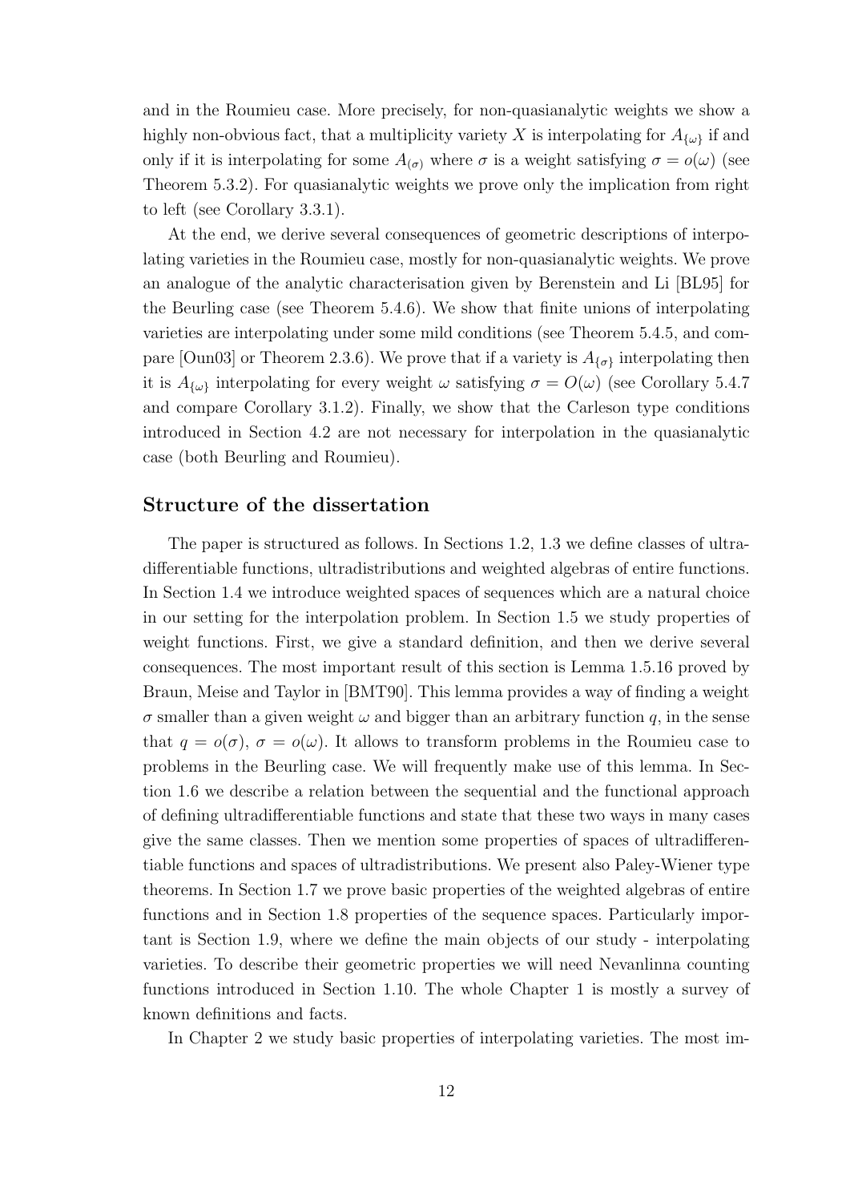and in the Roumieu case. More precisely, for non-quasianalytic weights we show a highly non-obvious fact, that a multiplicity variety $X$ is interpolating for $A_{\{\omega\}}$ if and only if it is interpolating for some $A_{(\sigma)}$ where $\sigma$ is a weight satisfying $\sigma = o(\omega)$ (see Theorem 5.3.2). For quasianalytic weights we prove only the implication from right to left (see Corollary 3.3.1).

At the end, we derive several consequences of geometric descriptions of interpolating varieties in the Roumieu case, mostly for non-quasianalytic weights. We prove an analogue of the analytic characterisation given by Berenstein and Li [BL95] for the Beurling case (see Theorem 5.4.6). We show that finite unions of interpolating varieties are interpolating under some mild conditions (see Theorem 5.4.5, and compare [Oun03] or Theorem 2.3.6). We prove that if a variety is $A_{\{\sigma\}}$ interpolating then it is $A_{\{\omega\}}$ interpolating for every weight $\omega$ satisfying $\sigma = O(\omega)$ (see Corollary 5.4.7 and compare Corollary 3.1.2). Finally, we show that the Carleson type conditions introduced in Section 4.2 are not necessary for interpolation in the quasianalytic case (both Beurling and Roumieu).

## Structure of the dissertation

The paper is structured as follows. In Sections 1.2, 1.3 we define classes of ultradifferentiable functions, ultradistributions and weighted algebras of entire functions. In Section 1.4 we introduce weighted spaces of sequences which are a natural choice in our setting for the interpolation problem. In Section 1.5 we study properties of weight functions. First, we give a standard definition, and then we derive several consequences. The most important result of this section is Lemma 1.5.16 proved by Braun, Meise and Taylor in [BMT90]. This lemma provides a way of finding a weight $\sigma$ smaller than a given weight $\omega$ and bigger than an arbitrary function $q$, in the sense that $q = o(\sigma)$, $\sigma = o(\omega)$. It allows to transform problems in the Roumieu case to problems in the Beurling case. We will frequently make use of this lemma. In Section 1.6 we describe a relation between the sequential and the functional approach of defining ultradifferentiable functions and state that these two ways in many cases give the same classes. Then we mention some properties of spaces of ultradifferentiable functions and spaces of ultradistributions. We present also Paley-Wiener type theorems. In Section 1.7 we prove basic properties of the weighted algebras of entire functions and in Section 1.8 properties of the sequence spaces. Particularly important is Section 1.9, where we define the main objects of our study - interpolating varieties. To describe their geometric properties we will need Nevanlinna counting functions introduced in Section 1.10. The whole Chapter 1 is mostly a survey of known definitions and facts.

In Chapter 2 we study basic properties of interpolating varieties. The most im-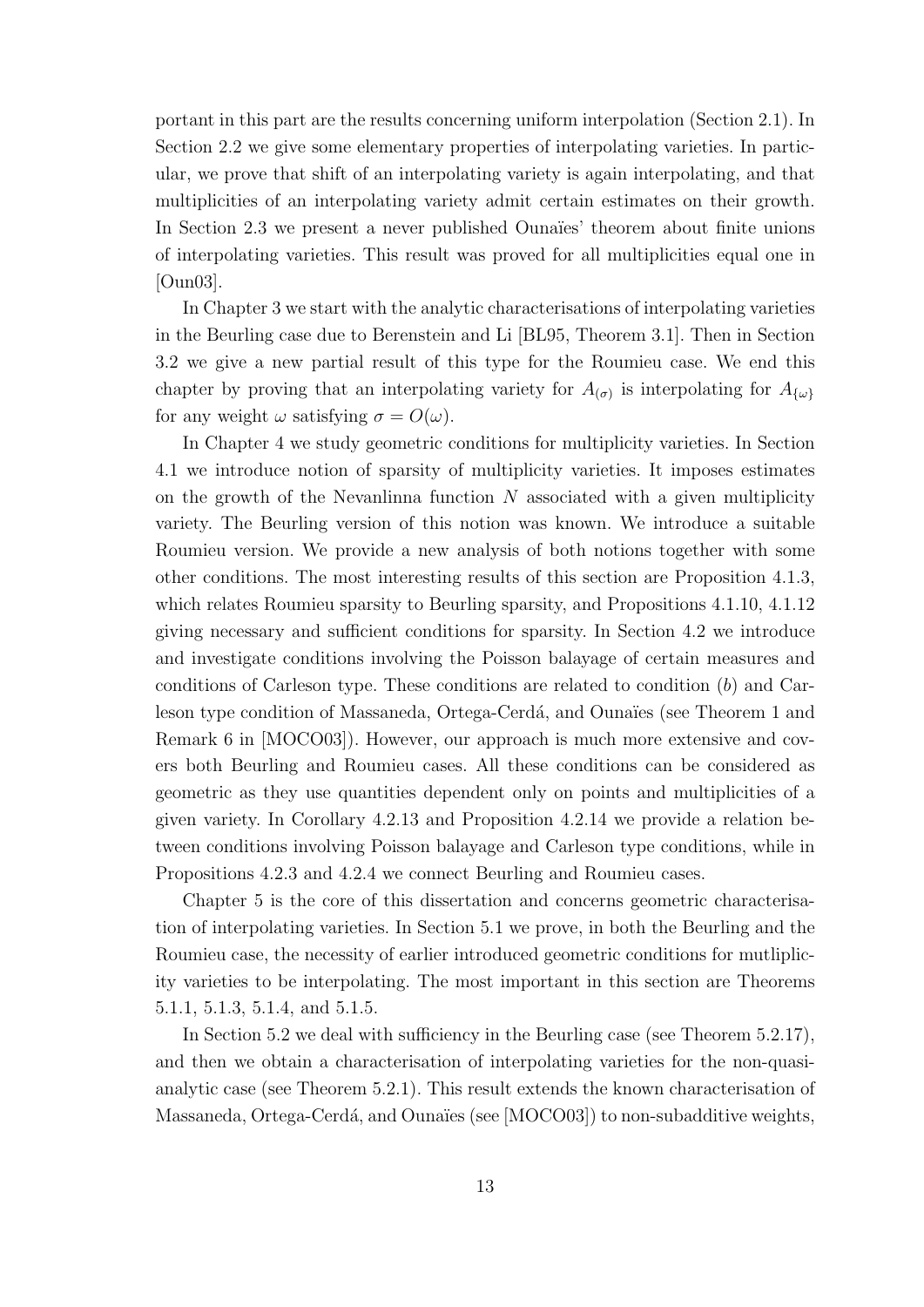portant in this part are the results concerning uniform interpolation (Section 2.1). In Section 2.2 we give some elementary properties of interpolating varieties. In particular, we prove that shift of an interpolating variety is again interpolating, and that multiplicities of an interpolating variety admit certain estimates on their growth. In Section 2.3 we present a never published Ounaïes' theorem about finite unions of interpolating varieties. This result was proved for all multiplicities equal one in [Oun03].

In Chapter 3 we start with the analytic characterisations of interpolating varieties in the Beurling case due to Berenstein and Li [BL95, Theorem 3.1]. Then in Section 3.2 we give a new partial result of this type for the Roumieu case. We end this chapter by proving that an interpolating variety for $A_{(\sigma)}$ is interpolating for $A_{\{\omega\}}$ for any weight $\omega$ satisfying $\sigma = O(\omega)$.

In Chapter 4 we study geometric conditions for multiplicity varieties. In Section 4.1 we introduce notion of sparsity of multiplicity varieties. It imposes estimates on the growth of the Nevanlinna function $N$ associated with a given multiplicity variety. The Beurling version of this notion was known. We introduce a suitable Roumieu version. We provide a new analysis of both notions together with some other conditions. The most interesting results of this section are Proposition 4.1.3, which relates Roumieu sparsity to Beurling sparsity, and Propositions 4.1.10, 4.1.12 giving necessary and sufficient conditions for sparsity. In Section 4.2 we introduce and investigate conditions involving the Poisson balayage of certain measures and conditions of Carleson type. These conditions are related to condition $(b)$ and Carleson type condition of Massaneda, Ortega-Cerdá, and Ounaïes (see Theorem 1 and Remark 6 in [MOCO03]). However, our approach is much more extensive and covers both Beurling and Roumieu cases. All these conditions can be considered as geometric as they use quantities dependent only on points and multiplicities of a given variety. In Corollary 4.2.13 and Proposition 4.2.14 we provide a relation between conditions involving Poisson balayage and Carleson type conditions, while in Propositions 4.2.3 and 4.2.4 we connect Beurling and Roumieu cases.

Chapter 5 is the core of this dissertation and concerns geometric characterisation of interpolating varieties. In Section 5.1 we prove, in both the Beurling and the Roumieu case, the necessity of earlier introduced geometric conditions for mutliplicity varieties to be interpolating. The most important in this section are Theorems 5.1.1, 5.1.3, 5.1.4, and 5.1.5.

In Section 5.2 we deal with sufficiency in the Beurling case (see Theorem 5.2.17), and then we obtain a characterisation of interpolating varieties for the non-quasi-analytic case (see Theorem 5.2.1). This result extends the known characterisation of Massaneda, Ortega-Cerdá, and Ounaïes (see [MOCO03]) to non-subadditive weights,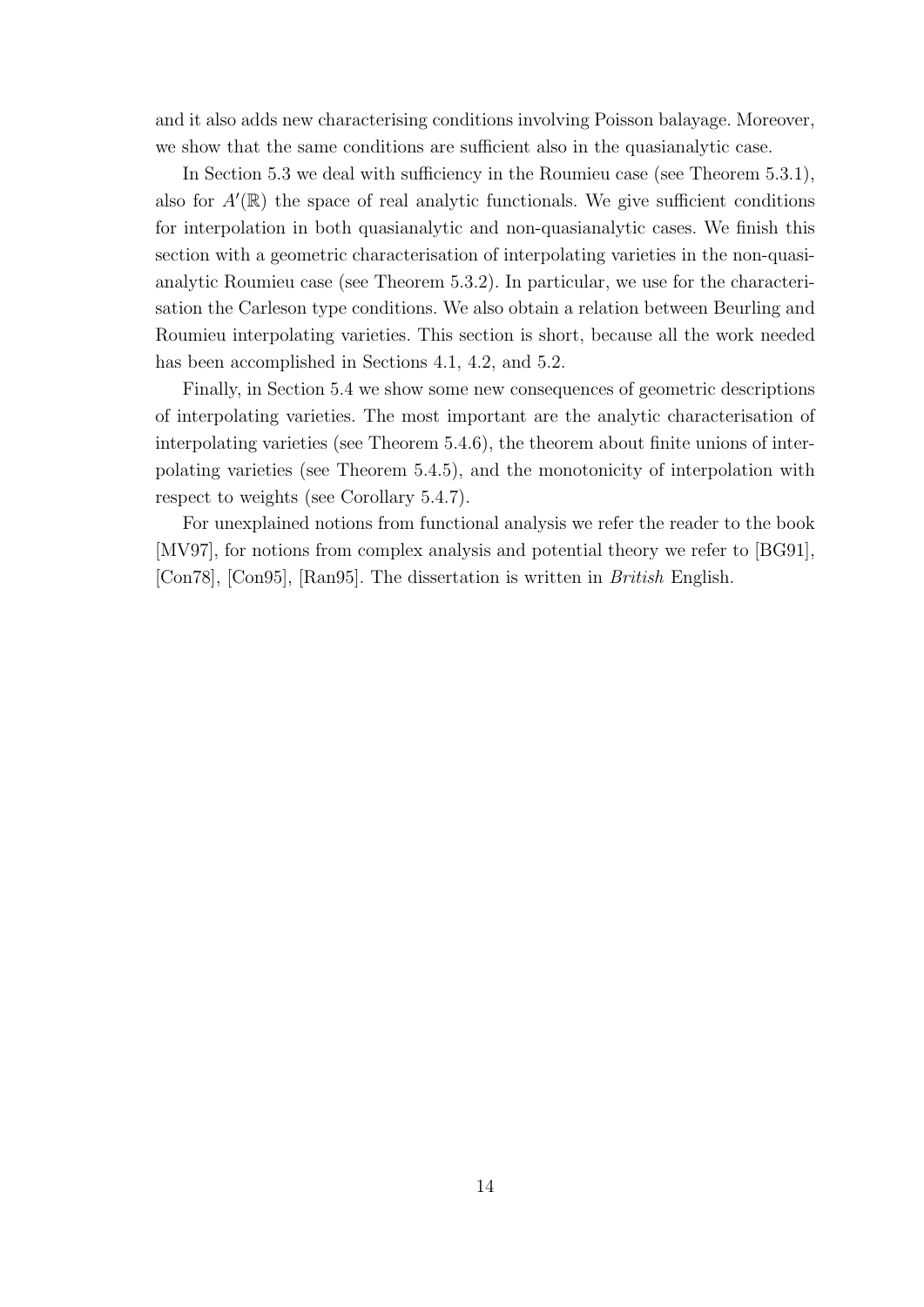and it also adds new characterising conditions involving Poisson balayage. Moreover, we show that the same conditions are sufficient also in the quasianalytic case.

In Section 5.3 we deal with sufficiency in the Roumieu case (see Theorem 5.3.1), also for $A'(\mathbb{R})$ the space of real analytic functionals. We give sufficient conditions for interpolation in both quasianalytic and non-quasianalytic cases. We finish this section with a geometric characterisation of interpolating varieties in the non-quasianalytic Roumieu case (see Theorem 5.3.2). In particular, we use for the characterisation the Carleson type conditions. We also obtain a relation between Beurling and Roumieu interpolating varieties. This section is short, because all the work needed has been accomplished in Sections 4.1, 4.2, and 5.2.

Finally, in Section 5.4 we show some new consequences of geometric descriptions of interpolating varieties. The most important are the analytic characterisation of interpolating varieties (see Theorem 5.4.6), the theorem about finite unions of interpolating varieties (see Theorem 5.4.5), and the monotonicity of interpolation with respect to weights (see Corollary 5.4.7).

For unexplained notions from functional analysis we refer the reader to the book [MV97], for notions from complex analysis and potential theory we refer to [BG91], [Con78], [Con95], [Ran95]. The dissertation is written in *British* English.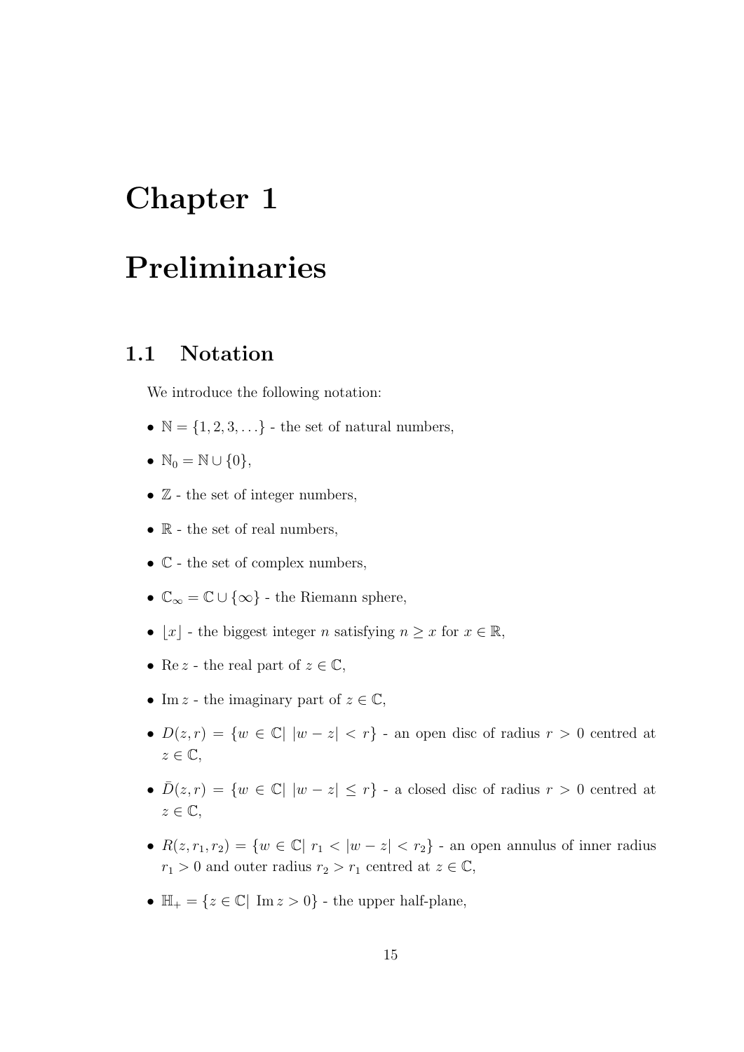# Chapter 1

# Preliminaries

## 1.1 Notation

We introduce the following notation:

- $\mathbb{N} = \{1, 2, 3, \ldots\}$ - the set of natural numbers,
- $\mathbb{N}_0 = \mathbb{N} \cup \{0\}$,
- $\mathbb{Z}$ - the set of integer numbers,
- $\mathbb{R}$ - the set of real numbers,
- $\mathbb{C}$ - the set of complex numbers,
- $\mathbb{C}_\infty = \mathbb{C} \cup \{\infty\}$ - the Riemann sphere,
- $\lfloor x \rfloor$ - the biggest integer $n$ satisfying $n \geq x$ for $x \in \mathbb{R}$,
- $\operatorname{Re} z$ - the real part of $z \in \mathbb{C}$,
- $\operatorname{Im} z$ - the imaginary part of $z \in \mathbb{C}$,
- $D(z, r) = \{w \in \mathbb{C} | \ |w - z| < r\}$ - an open disc of radius $r > 0$ centred at $z \in \mathbb{C}$,
- $\bar{D}(z, r) = \{w \in \mathbb{C} | \ |w - z| \leq r\}$ - a closed disc of radius $r > 0$ centred at $z \in \mathbb{C}$,
- $R(z, r_1, r_2) = \{w \in \mathbb{C} | \ r_1 < |w - z| < r_2\}$ - an open annulus of inner radius $r_1 > 0$ and outer radius $r_2 > r_1$ centred at $z \in \mathbb{C}$,
- $\mathbb{H}_+ = \{z \in \mathbb{C} | \ \operatorname{Im} z > 0\}$ - the upper half-plane,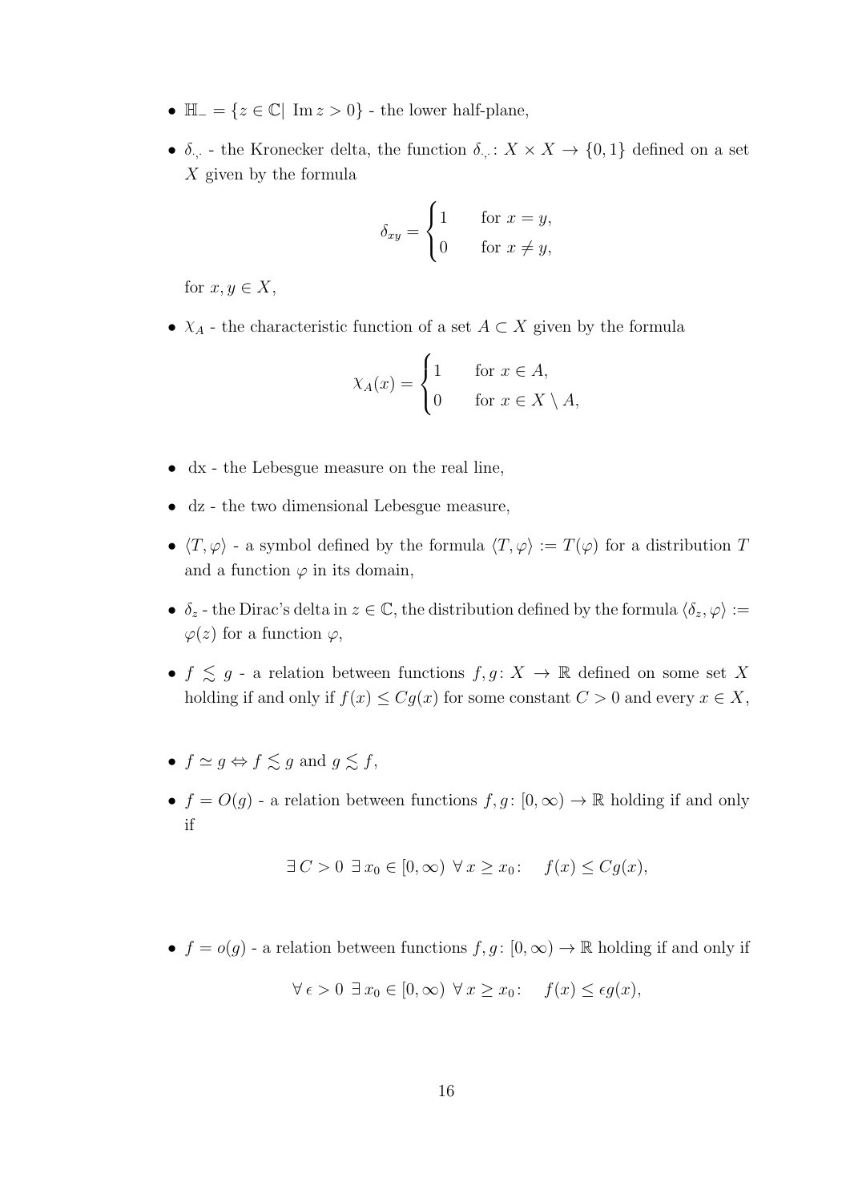- $\mathbb{H}_- = \{z \in \mathbb{C}|\ \operatorname{Im} z > 0\}$ - the lower half-plane,
- $\delta_{\cdot,\cdot}$ - the Kronecker delta, the function $\delta_{\cdot,\cdot}\colon X \times X \to \{0,1\}$ defined on a set $X$ given by the formula

$$\delta_{xy} = \begin{cases} 1 & \text{for } x = y, \\ 0 & \text{for } x \neq y, \end{cases}$$

  for $x, y \in X$,
- $\chi_A$ - the characteristic function of a set $A \subset X$ given by the formula

$$\chi_A(x) = \begin{cases} 1 & \text{for } x \in A, \\ 0 & \text{for } x \in X \setminus A, \end{cases}$$

- dx - the Lebesgue measure on the real line,
- dz - the two dimensional Lebesgue measure,
- $\langle T, \varphi \rangle$ - a symbol defined by the formula $\langle T, \varphi \rangle := T(\varphi)$ for a distribution $T$ and a function $\varphi$ in its domain,
- $\delta_z$ - the Dirac's delta in $z \in \mathbb{C}$, the distribution defined by the formula $\langle \delta_z, \varphi \rangle := \varphi(z)$ for a function $\varphi$,
- $f \lesssim g$ - a relation between functions $f, g\colon X \to \mathbb{R}$ defined on some set $X$ holding if and only if $f(x) \leq Cg(x)$ for some constant $C > 0$ and every $x \in X$,
- $f \simeq g \Leftrightarrow f \lesssim g$ and $g \lesssim f$,
- $f = O(g)$ - a relation between functions $f, g\colon [0, \infty) \to \mathbb{R}$ holding if and only if

$$\exists\, C > 0\ \exists\, x_0 \in [0, \infty)\ \forall\, x \geq x_0\colon \quad f(x) \leq Cg(x),$$

- $f = o(g)$ - a relation between functions $f, g\colon [0, \infty) \to \mathbb{R}$ holding if and only if

$$\forall\, \epsilon > 0\ \exists\, x_0 \in [0, \infty)\ \forall\, x \geq x_0\colon \quad f(x) \leq \epsilon g(x),$$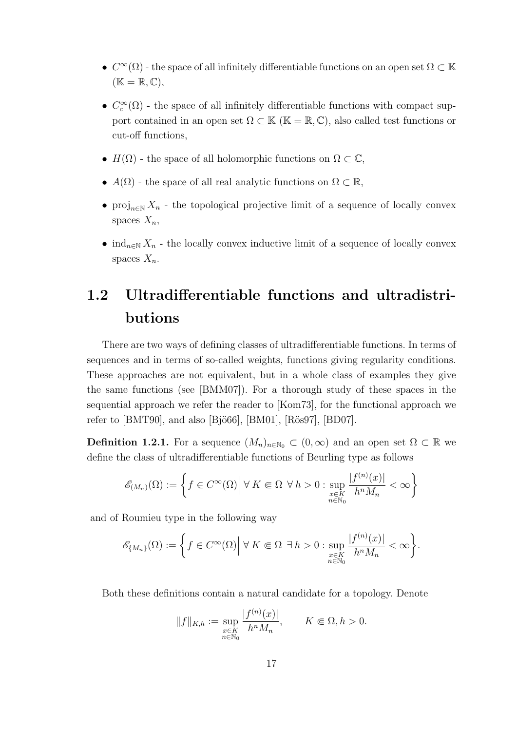- $C^\infty(\Omega)$ - the space of all infinitely differentiable functions on an open set $\Omega \subset \mathbb{K}$ ($\mathbb{K} = \mathbb{R}, \mathbb{C}$),

- $C_c^\infty(\Omega)$ - the space of all infinitely differentiable functions with compact support contained in an open set $\Omega \subset \mathbb{K}$ ($\mathbb{K} = \mathbb{R}, \mathbb{C}$), also called test functions or cut-off functions,

- $H(\Omega)$ - the space of all holomorphic functions on $\Omega \subset \mathbb{C}$,

- $A(\Omega)$ - the space of all real analytic functions on $\Omega \subset \mathbb{R}$,

- $\operatorname{proj}_{n\in\mathbb{N}} X_n$ - the topological projective limit of a sequence of locally convex spaces $X_n$,

- $\operatorname{ind}_{n\in\mathbb{N}} X_n$ - the locally convex inductive limit of a sequence of locally convex spaces $X_n$.

## 1.2 Ultradifferentiable functions and ultradistributions

There are two ways of defining classes of ultradifferentiable functions. In terms of sequences and in terms of so-called weights, functions giving regularity conditions. These approaches are not equivalent, but in a whole class of examples they give the same functions (see [BMM07]). For a thorough study of these spaces in the sequential approach we refer the reader to [Kom73], for the functional approach we refer to [BMT90], and also [Bjö66], [BM01], [Rös97], [BD07].

**Definition 1.2.1.** For a sequence $(M_n)_{n\in\mathbb{N}_0} \subset (0,\infty)$ and an open set $\Omega \subset \mathbb{R}$ we define the class of ultradifferentiable functions of Beurling type as follows

$$\mathscr{E}_{(M_n)}(\Omega) := \left\{ f \in C^\infty(\Omega) \,\middle|\, \forall\, K \Subset \Omega \;\forall\, h > 0 : \sup_{\substack{x\in K\\ n\in\mathbb{N}_0}} \frac{|f^{(n)}(x)|}{h^n M_n} < \infty \right\}$$

and of Roumieu type in the following way

$$\mathscr{E}_{\{M_n\}}(\Omega) := \left\{ f \in C^\infty(\Omega) \,\middle|\, \forall\, K \Subset \Omega \;\exists\, h > 0 : \sup_{\substack{x\in K\\ n\in\mathbb{N}_0}} \frac{|f^{(n)}(x)|}{h^n M_n} < \infty \right\}.$$

Both these definitions contain a natural candidate for a topology. Denote

$$\|f\|_{K,h} := \sup_{\substack{x\in K\\ n\in\mathbb{N}_0}} \frac{|f^{(n)}(x)|}{h^n M_n}, \qquad K \Subset \Omega, h > 0.$$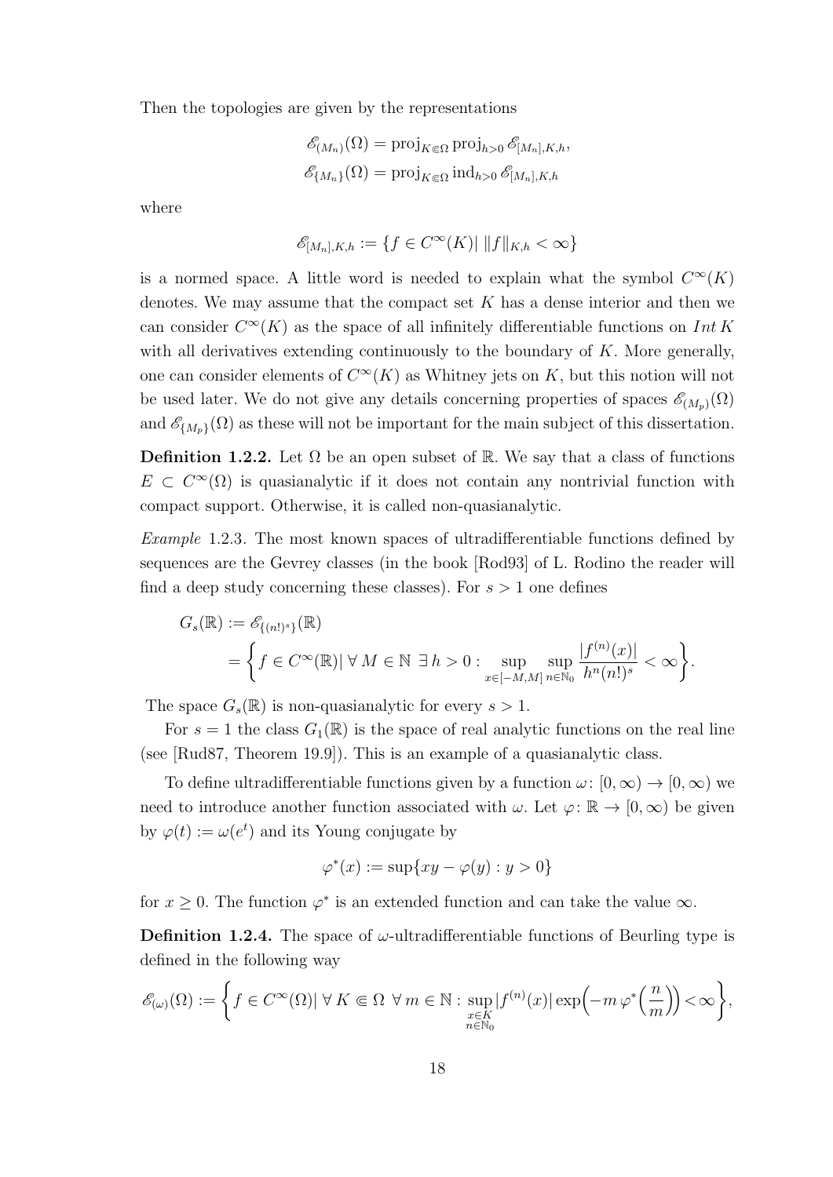Then the topologies are given by the representations

$$\mathscr{E}_{(M_n)}(\Omega) = \operatorname{proj}_{K \Subset \Omega} \operatorname{proj}_{h>0} \mathscr{E}_{[M_n],K,h},$$
$$\mathscr{E}_{\{M_n\}}(\Omega) = \operatorname{proj}_{K \Subset \Omega} \operatorname{ind}_{h>0} \mathscr{E}_{[M_n],K,h}$$

where

$$\mathscr{E}_{[M_n],K,h} := \{f \in C^\infty(K) |\ \|f\|_{K,h} < \infty\}$$

is a normed space. A little word is needed to explain what the symbol $C^\infty(K)$ denotes. We may assume that the compact set $K$ has a dense interior and then we can consider $C^\infty(K)$ as the space of all infinitely differentiable functions on $Int\, K$ with all derivatives extending continuously to the boundary of $K$. More generally, one can consider elements of $C^\infty(K)$ as Whitney jets on $K$, but this notion will not be used later. We do not give any details concerning properties of spaces $\mathscr{E}_{(M_p)}(\Omega)$ and $\mathscr{E}_{\{M_p\}}(\Omega)$ as these will not be important for the main subject of this dissertation.

**Definition 1.2.2.** Let $\Omega$ be an open subset of $\mathbb{R}$. We say that a class of functions $E \subset C^\infty(\Omega)$ is quasianalytic if it does not contain any nontrivial function with compact support. Otherwise, it is called non-quasianalytic.

*Example* 1.2.3. The most known spaces of ultradifferentiable functions defined by sequences are the Gevrey classes (in the book [Rod93] of L. Rodino the reader will find a deep study concerning these classes). For $s > 1$ one defines

$$\begin{aligned} G_s(\mathbb{R}) &:= \mathscr{E}_{\{(n!)^s\}}(\mathbb{R}) \\ &= \left\{ f \in C^\infty(\mathbb{R}) |\ \forall\, M \in \mathbb{N}\ \exists\, h > 0 : \sup_{x \in [-M,M]} \sup_{n \in \mathbb{N}_0} \frac{|f^{(n)}(x)|}{h^n (n!)^s} < \infty \right\}. \end{aligned}$$

The space $G_s(\mathbb{R})$ is non-quasianalytic for every $s > 1$.

For $s = 1$ the class $G_1(\mathbb{R})$ is the space of real analytic functions on the real line (see [Rud87, Theorem 19.9]). This is an example of a quasianalytic class.

To define ultradifferentiable functions given by a function $\omega \colon [0, \infty) \to [0, \infty)$ we need to introduce another function associated with $\omega$. Let $\varphi \colon \mathbb{R} \to [0, \infty)$ be given by $\varphi(t) := \omega(e^t)$ and its Young conjugate by

$$\varphi^*(x) := \sup\{xy - \varphi(y) : y > 0\}$$

for $x \geq 0$. The function $\varphi^*$ is an extended function and can take the value $\infty$.

**Definition 1.2.4.** The space of $\omega$-ultradifferentiable functions of Beurling type is defined in the following way

$$\mathscr{E}_{(\omega)}(\Omega) := \left\{ f \in C^\infty(\Omega) |\ \forall\, K \Subset \Omega\ \forall\, m \in \mathbb{N} : \sup_{\substack{x \in K \\ n \in \mathbb{N}_0}} |f^{(n)}(x)| \exp\Big(-m\, \varphi^*\Big(\frac{n}{m}\Big)\Big) < \infty \right\},$$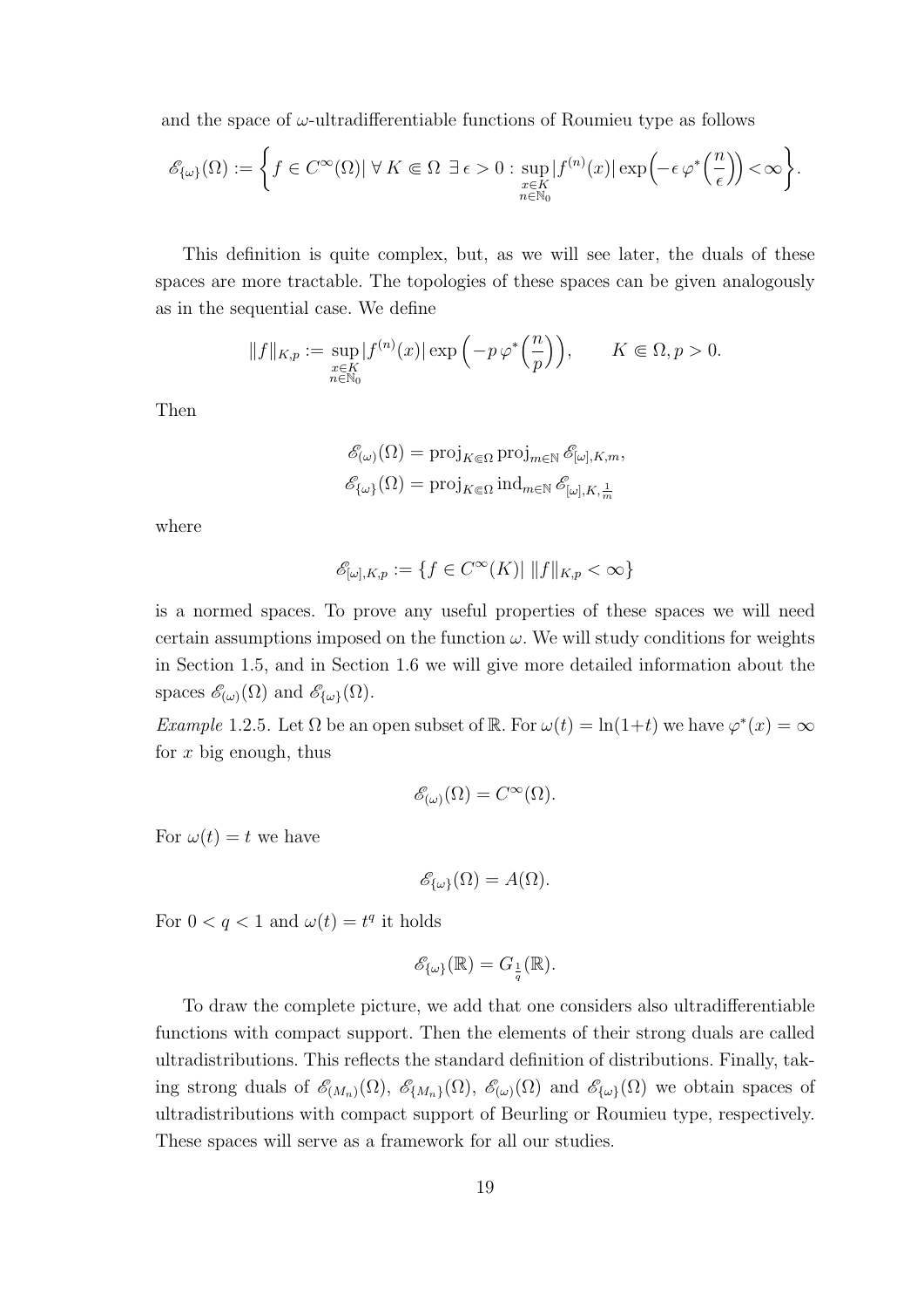and the space of $\omega$-ultradifferentiable functions of Roumieu type as follows

$$\mathscr{E}_{\{\omega\}}(\Omega) := \left\{ f \in C^\infty(\Omega) |\ \forall\, K \Subset \Omega\ \exists\, \epsilon > 0 : \sup_{\substack{x \in K \\ n \in \mathbb{N}_0}} |f^{(n)}(x)| \exp\Big(-\epsilon\, \varphi^*\Big(\frac{n}{\epsilon}\Big)\Big) < \infty \right\}.$$

This definition is quite complex, but, as we will see later, the duals of these spaces are more tractable. The topologies of these spaces can be given analogously as in the sequential case. We define

$$\|f\|_{K,p} := \sup_{\substack{x \in K \\ n \in \mathbb{N}_0}} |f^{(n)}(x)| \exp\Big(-p\, \varphi^*\Big(\frac{n}{p}\Big)\Big), \qquad K \Subset \Omega, p > 0.$$

Then

$$\mathscr{E}_{(\omega)}(\Omega) = \operatorname{proj}_{K \Subset \Omega} \operatorname{proj}_{m \in \mathbb{N}} \mathscr{E}_{[\omega],K,m},$$
$$\mathscr{E}_{\{\omega\}}(\Omega) = \operatorname{proj}_{K \Subset \Omega} \operatorname{ind}_{m \in \mathbb{N}} \mathscr{E}_{[\omega],K,\frac{1}{m}}$$

where

$$\mathscr{E}_{[\omega],K,p} := \{ f \in C^\infty(K) |\ \|f\|_{K,p} < \infty \}$$

is a normed spaces. To prove any useful properties of these spaces we will need certain assumptions imposed on the function $\omega$. We will study conditions for weights in Section 1.5, and in Section 1.6 we will give more detailed information about the spaces $\mathscr{E}_{(\omega)}(\Omega)$ and $\mathscr{E}_{\{\omega\}}(\Omega)$.

*Example* 1.2.5. Let $\Omega$ be an open subset of $\mathbb{R}$. For $\omega(t) = \ln(1+t)$ we have $\varphi^*(x) = \infty$ for $x$ big enough, thus

$$\mathscr{E}_{(\omega)}(\Omega) = C^\infty(\Omega).$$

For $\omega(t) = t$ we have

$$\mathscr{E}_{\{\omega\}}(\Omega) = A(\Omega).$$

For $0 < q < 1$ and $\omega(t) = t^q$ it holds

$$\mathscr{E}_{\{\omega\}}(\mathbb{R}) = G_{\frac{1}{q}}(\mathbb{R}).$$

To draw the complete picture, we add that one considers also ultradifferentiable functions with compact support. Then the elements of their strong duals are called ultradistributions. This reflects the standard definition of distributions. Finally, taking strong duals of $\mathscr{E}_{(M_n)}(\Omega)$, $\mathscr{E}_{\{M_n\}}(\Omega)$, $\mathscr{E}_{(\omega)}(\Omega)$ and $\mathscr{E}_{\{\omega\}}(\Omega)$ we obtain spaces of ultradistributions with compact support of Beurling or Roumieu type, respectively. These spaces will serve as a framework for all our studies.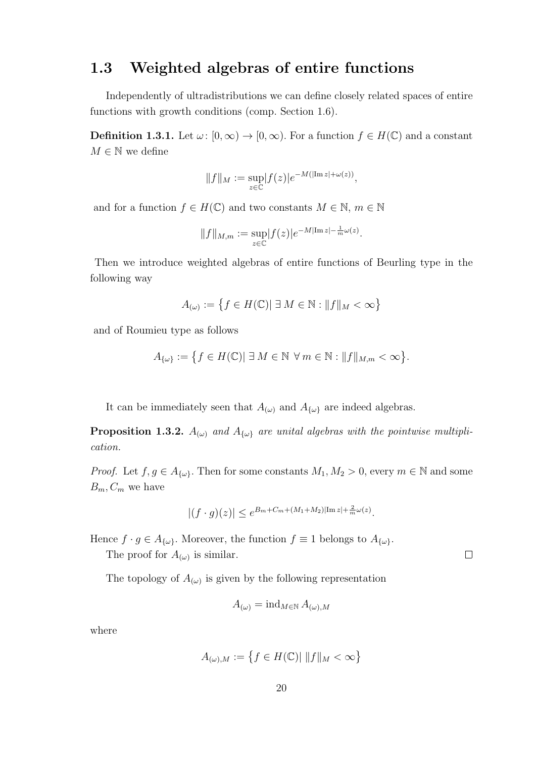## 1.3 Weighted algebras of entire functions

Independently of ultradistributions we can define closely related spaces of entire functions with growth conditions (comp. Section 1.6).

**Definition 1.3.1.** Let $\omega\colon [0,\infty) \to [0,\infty)$. For a function $f \in H(\mathbb{C})$ and a constant $M \in \mathbb{N}$ we define

$$\|f\|_M := \sup_{z\in\mathbb{C}} |f(z)| e^{-M(|\operatorname{Im} z| + \omega(z))},$$

and for a function $f \in H(\mathbb{C})$ and two constants $M \in \mathbb{N}$, $m \in \mathbb{N}$

$$\|f\|_{M,m} := \sup_{z\in\mathbb{C}} |f(z)| e^{-M|\operatorname{Im} z| - \frac{1}{m}\omega(z)}.$$

Then we introduce weighted algebras of entire functions of Beurling type in the following way

$$A_{(\omega)} := \big\{ f \in H(\mathbb{C}) |\ \exists\, M \in \mathbb{N} : \|f\|_M < \infty \big\}$$

and of Roumieu type as follows

$$A_{\{\omega\}} := \big\{ f \in H(\mathbb{C}) |\ \exists\, M \in \mathbb{N}\ \forall\, m \in \mathbb{N} : \|f\|_{M,m} < \infty \big\}.$$

It can be immediately seen that $A_{(\omega)}$ and $A_{\{\omega\}}$ are indeed algebras.

**Proposition 1.3.2.** *$A_{(\omega)}$ and $A_{\{\omega\}}$ are unital algebras with the pointwise multiplication.*

*Proof.* Let $f, g \in A_{\{\omega\}}$. Then for some constants $M_1, M_2 > 0$, every $m \in \mathbb{N}$ and some $B_m, C_m$ we have

$$|(f \cdot g)(z)| \leq e^{B_m + C_m + (M_1+M_2)|\operatorname{Im} z| + \frac{2}{m}\omega(z)}.$$

Hence $f \cdot g \in A_{\{\omega\}}$. Moreover, the function $f \equiv 1$ belongs to $A_{\{\omega\}}$.

The proof for $A_{(\omega)}$ is similar. □

The topology of $A_{(\omega)}$ is given by the following representation

$$A_{(\omega)} = \operatorname{ind}_{M\in\mathbb{N}} A_{(\omega),M}$$

where

$$A_{(\omega),M} := \big\{ f \in H(\mathbb{C}) |\ \|f\|_M < \infty \big\}$$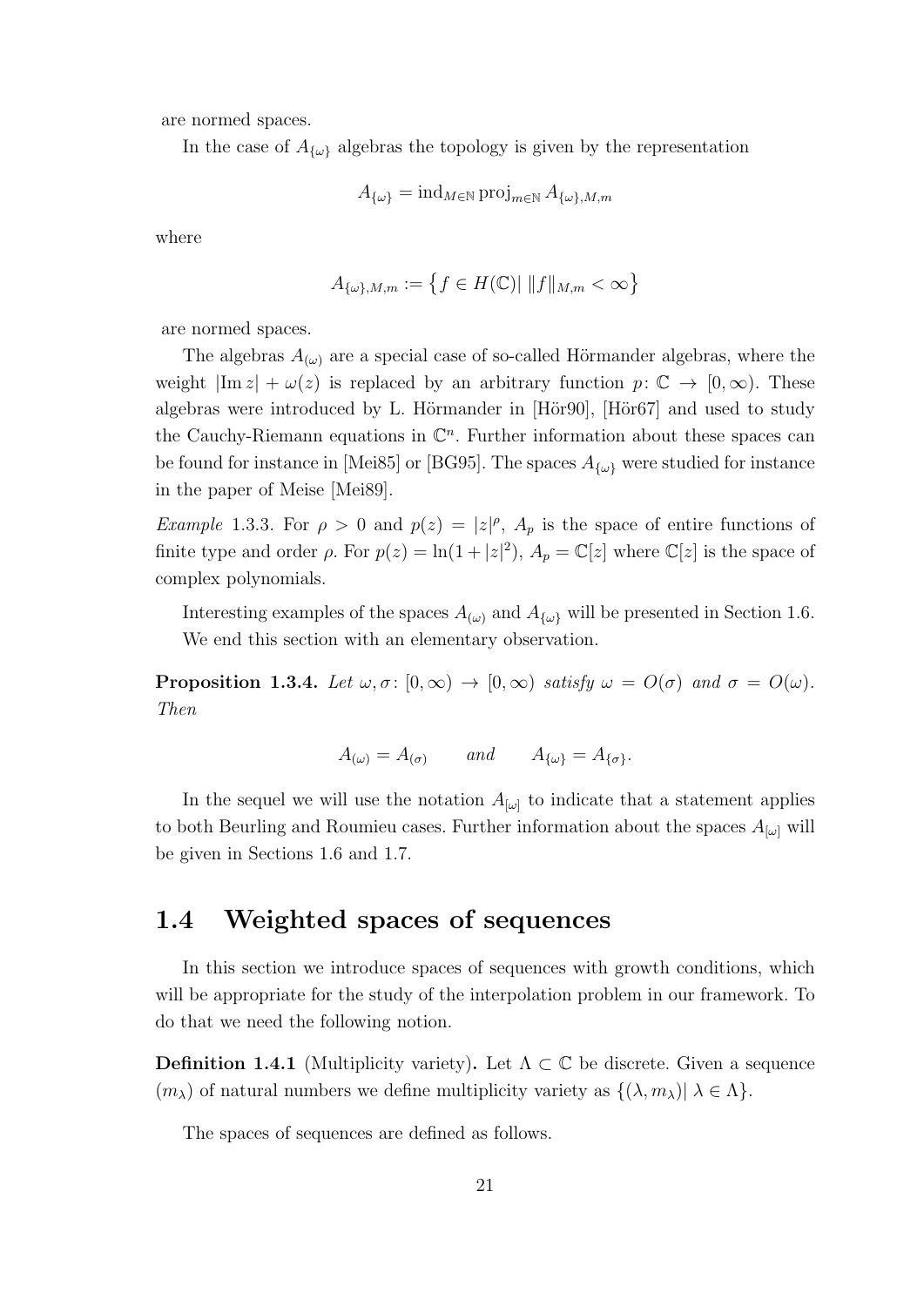are normed spaces.

In the case of $A_{\{\omega\}}$ algebras the topology is given by the representation

$$A_{\{\omega\}} = \operatorname{ind}_{M \in \mathbb{N}} \operatorname{proj}_{m \in \mathbb{N}} A_{\{\omega\},M,m}$$

where

$$A_{\{\omega\},M,m} := \left\{ f \in H(\mathbb{C}) | \ \|f\|_{M,m} < \infty \right\}$$

are normed spaces.

The algebras $A_{(\omega)}$ are a special case of so-called Hörmander algebras, where the weight $|\operatorname{Im} z| + \omega(z)$ is replaced by an arbitrary function $p\colon \mathbb{C} \to [0, \infty)$. These algebras were introduced by L. Hörmander in [Hör90], [Hör67] and used to study the Cauchy-Riemann equations in $\mathbb{C}^n$. Further information about these spaces can be found for instance in [Mei85] or [BG95]. The spaces $A_{\{\omega\}}$ were studied for instance in the paper of Meise [Mei89].

*Example* 1.3.3. For $\rho > 0$ and $p(z) = |z|^\rho$, $A_p$ is the space of entire functions of finite type and order $\rho$. For $p(z) = \ln(1 + |z|^2)$, $A_p = \mathbb{C}[z]$ where $\mathbb{C}[z]$ is the space of complex polynomials.

Interesting examples of the spaces $A_{(\omega)}$ and $A_{\{\omega\}}$ will be presented in Section 1.6.

We end this section with an elementary observation.

**Proposition 1.3.4.** *Let $\omega, \sigma\colon [0, \infty) \to [0, \infty)$ satisfy $\omega = O(\sigma)$ and $\sigma = O(\omega)$. Then*

$$A_{(\omega)} = A_{(\sigma)} \qquad \textit{and} \qquad A_{\{\omega\}} = A_{\{\sigma\}}.$$

In the sequel we will use the notation $A_{[\omega]}$ to indicate that a statement applies to both Beurling and Roumieu cases. Further information about the spaces $A_{[\omega]}$ will be given in Sections 1.6 and 1.7.

## 1.4 Weighted spaces of sequences

In this section we introduce spaces of sequences with growth conditions, which will be appropriate for the study of the interpolation problem in our framework. To do that we need the following notion.

**Definition 1.4.1** (Multiplicity variety)**.** Let $\Lambda \subset \mathbb{C}$ be discrete. Given a sequence $(m_\lambda)$ of natural numbers we define multiplicity variety as $\{(\lambda, m_\lambda) | \ \lambda \in \Lambda\}$.

The spaces of sequences are defined as follows.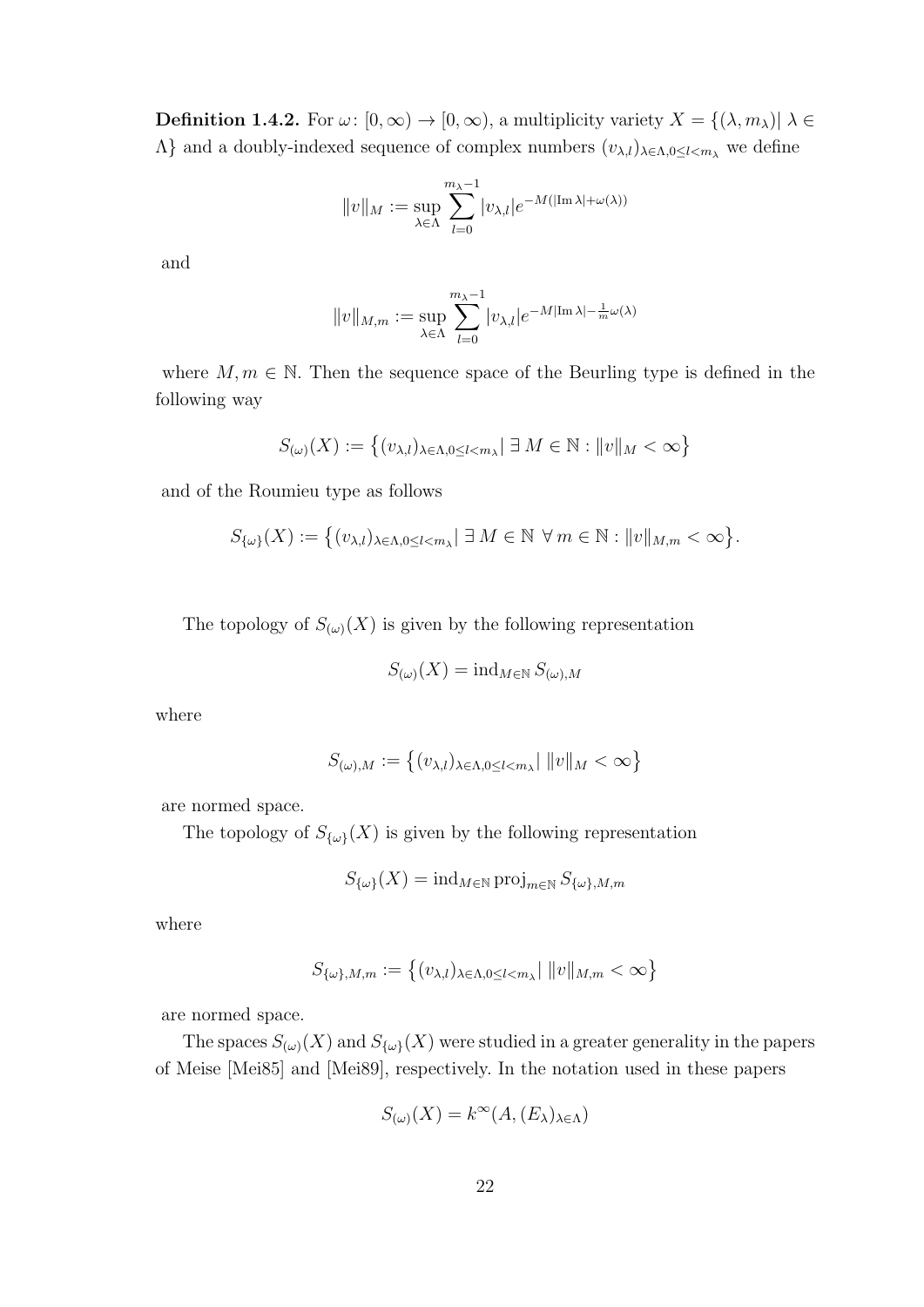**Definition 1.4.2.** For $\omega\colon [0,\infty) \to [0,\infty)$, a multiplicity variety $X = \{(\lambda, m_\lambda) | \lambda \in \Lambda\}$ and a doubly-indexed sequence of complex numbers $(v_{\lambda,l})_{\lambda\in\Lambda, 0\le l<m_\lambda}$ we define

$$\|v\|_M := \sup_{\lambda\in\Lambda} \sum_{l=0}^{m_\lambda-1} |v_{\lambda,l}| e^{-M(|\operatorname{Im}\lambda|+\omega(\lambda))}$$

and

$$\|v\|_{M,m} := \sup_{\lambda\in\Lambda} \sum_{l=0}^{m_\lambda-1} |v_{\lambda,l}| e^{-M|\operatorname{Im}\lambda|-\frac{1}{m}\omega(\lambda)}$$

where $M, m \in \mathbb{N}$. Then the sequence space of the Beurling type is defined in the following way

$$S_{(\omega)}(X) := \left\{(v_{\lambda,l})_{\lambda\in\Lambda,0\le l<m_\lambda} \middle|\ \exists\, M \in \mathbb{N} : \|v\|_M < \infty\right\}$$

and of the Roumieu type as follows

$$S_{\{\omega\}}(X) := \left\{(v_{\lambda,l})_{\lambda\in\Lambda,0\le l<m_\lambda} \middle|\ \exists\, M \in \mathbb{N}\ \forall\, m \in \mathbb{N} : \|v\|_{M,m} < \infty\right\}.$$

The topology of $S_{(\omega)}(X)$ is given by the following representation

$$S_{(\omega)}(X) = \operatorname{ind}_{M\in\mathbb{N}} S_{(\omega),M}$$

where

$$S_{(\omega),M} := \left\{(v_{\lambda,l})_{\lambda\in\Lambda,0\le l<m_\lambda} \middle|\ \|v\|_M < \infty\right\}$$

are normed space.

The topology of $S_{\{\omega\}}(X)$ is given by the following representation

$$S_{\{\omega\}}(X) = \operatorname{ind}_{M\in\mathbb{N}} \operatorname{proj}_{m\in\mathbb{N}} S_{\{\omega\},M,m}$$

where

$$S_{\{\omega\},M,m} := \left\{(v_{\lambda,l})_{\lambda\in\Lambda,0\le l<m_\lambda} \middle|\ \|v\|_{M,m} < \infty\right\}$$

are normed space.

The spaces $S_{(\omega)}(X)$ and $S_{\{\omega\}}(X)$ were studied in a greater generality in the papers of Meise [Mei85] and [Mei89], respectively. In the notation used in these papers

$$S_{(\omega)}(X) = k^\infty(A, (E_\lambda)_{\lambda\in\Lambda})$$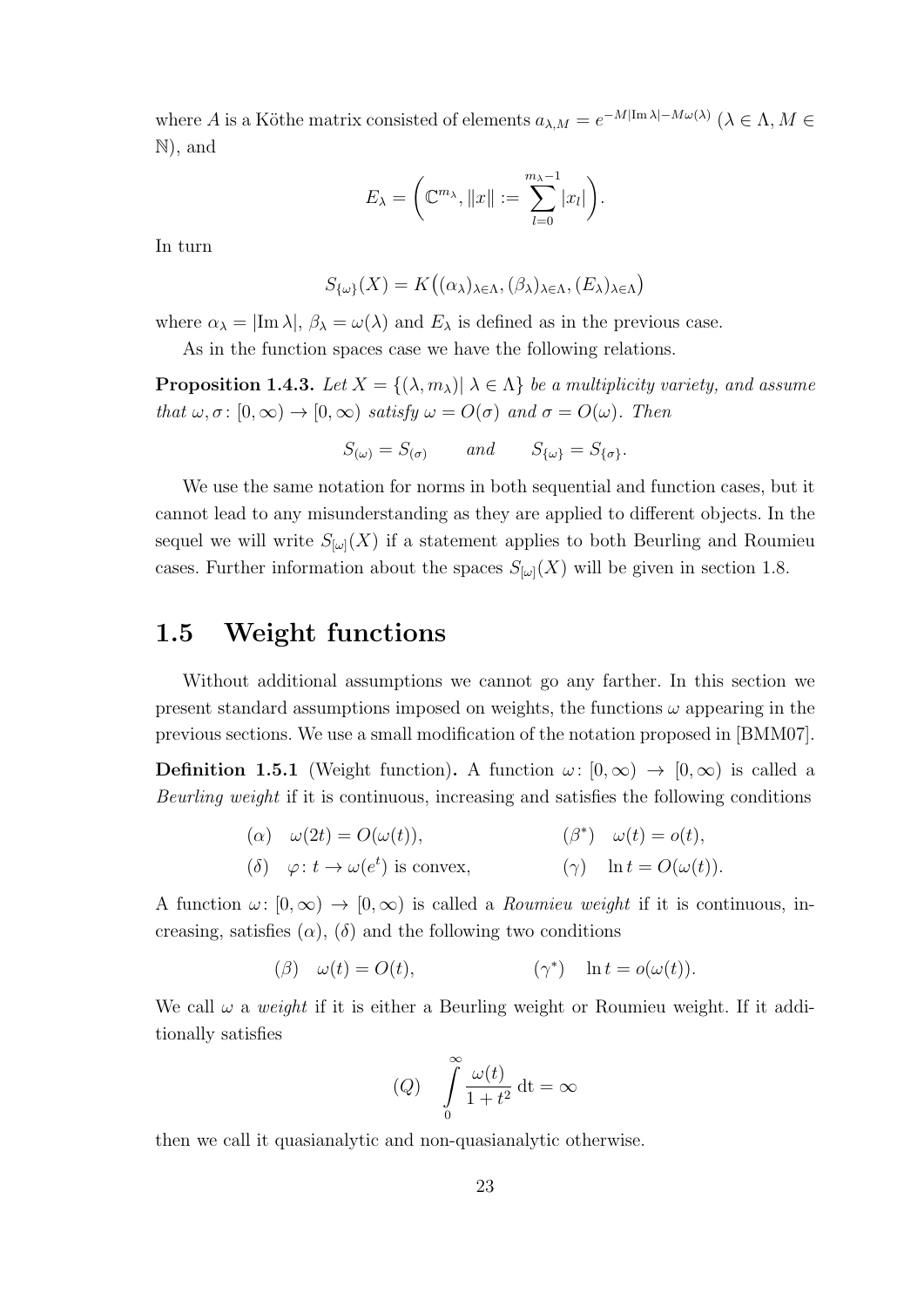where $A$ is a Köthe matrix consisted of elements $a_{\lambda,M} = e^{-M|\operatorname{Im}\lambda| - M\omega(\lambda)}$ ($\lambda \in \Lambda, M \in \mathbb{N}$), and

$$E_\lambda = \left(\mathbb{C}^{m_\lambda}, \|x\| := \sum_{l=0}^{m_\lambda - 1} |x_l|\right).$$

In turn

$$S_{\{\omega\}}(X) = K\big((\alpha_\lambda)_{\lambda\in\Lambda}, (\beta_\lambda)_{\lambda\in\Lambda}, (E_\lambda)_{\lambda\in\Lambda}\big)$$

where $\alpha_\lambda = |\operatorname{Im}\lambda|$, $\beta_\lambda = \omega(\lambda)$ and $E_\lambda$ is defined as in the previous case.

As in the function spaces case we have the following relations.

**Proposition 1.4.3.** *Let $X = \{(\lambda, m_\lambda) |\ \lambda \in \Lambda\}$ be a multiplicity variety, and assume that $\omega, \sigma \colon [0,\infty) \to [0,\infty)$ satisfy $\omega = O(\sigma)$ and $\sigma = O(\omega)$. Then*

$$S_{(\omega)} = S_{(\sigma)} \qquad \textit{and} \qquad S_{\{\omega\}} = S_{\{\sigma\}}.$$

We use the same notation for norms in both sequential and function cases, but it cannot lead to any misunderstanding as they are applied to different objects. In the sequel we will write $S_{[\omega]}(X)$ if a statement applies to both Beurling and Roumieu cases. Further information about the spaces $S_{[\omega]}(X)$ will be given in section 1.8.

## 1.5 Weight functions

Without additional assumptions we cannot go any farther. In this section we present standard assumptions imposed on weights, the functions $\omega$ appearing in the previous sections. We use a small modification of the notation proposed in [BMM07].

**Definition 1.5.1** (Weight function)**.** A function $\omega\colon [0,\infty) \to [0,\infty)$ is called a *Beurling weight* if it is continuous, increasing and satisfies the following conditions

$(\alpha)$ $\omega(2t) = O(\omega(t))$, $\qquad$ $(\beta^*)$ $\omega(t) = o(t)$,

$(\delta)$ $\varphi\colon t \to \omega(e^t)$ is convex, $\qquad$ $(\gamma)$ $\ln t = O(\omega(t))$.

A function $\omega\colon [0,\infty) \to [0,\infty)$ is called a *Roumieu weight* if it is continuous, increasing, satisfies $(\alpha)$, $(\delta)$ and the following two conditions

$(\beta)$ $\omega(t) = O(t)$, $\qquad$ $(\gamma^*)$ $\ln t = o(\omega(t))$.

We call $\omega$ a *weight* if it is either a Beurling weight or Roumieu weight. If it additionally satisfies

$$(Q) \quad \int_0^\infty \frac{\omega(t)}{1+t^2}\,\mathrm{dt} = \infty$$

then we call it quasianalytic and non-quasianalytic otherwise.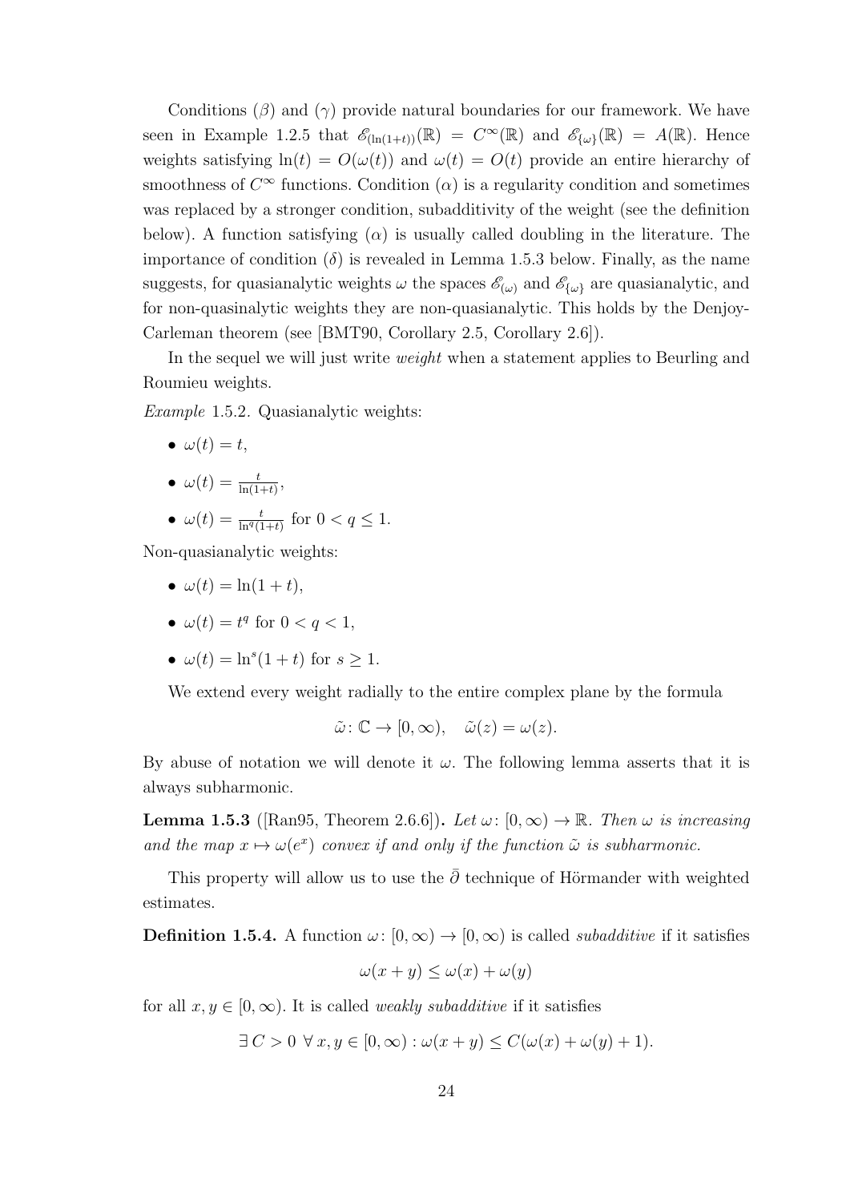Conditions ($\beta$) and ($\gamma$) provide natural boundaries for our framework. We have seen in Example 1.2.5 that $\mathscr{E}_{(\ln(1+t))}(\mathbb{R}) = C^\infty(\mathbb{R})$ and $\mathscr{E}_{\{\omega\}}(\mathbb{R}) = A(\mathbb{R})$. Hence weights satisfying $\ln(t) = O(\omega(t))$ and $\omega(t) = O(t)$ provide an entire hierarchy of smoothness of $C^\infty$ functions. Condition ($\alpha$) is a regularity condition and sometimes was replaced by a stronger condition, subadditivity of the weight (see the definition below). A function satisfying ($\alpha$) is usually called doubling in the literature. The importance of condition ($\delta$) is revealed in Lemma 1.5.3 below. Finally, as the name suggests, for quasianalytic weights $\omega$ the spaces $\mathscr{E}_{(\omega)}$ and $\mathscr{E}_{\{\omega\}}$ are quasianalytic, and for non-quasinalytic weights they are non-quasianalytic. This holds by the Denjoy-Carleman theorem (see [BMT90, Corollary 2.5, Corollary 2.6]).

In the sequel we will just write *weight* when a statement applies to Beurling and Roumieu weights.

*Example* 1.5.2. Quasianalytic weights:

- $\omega(t) = t$,
- $\omega(t) = \frac{t}{\ln(1+t)}$,
- $\omega(t) = \frac{t}{\ln^q(1+t)}$ for $0 < q \leq 1$.

Non-quasianalytic weights:

- $\omega(t) = \ln(1+t)$,
- $\omega(t) = t^q$ for $0 < q < 1$,
- $\omega(t) = \ln^s(1+t)$ for $s \geq 1$.

We extend every weight radially to the entire complex plane by the formula

$$\tilde{\omega}\colon \mathbb{C} \to [0,\infty), \quad \tilde{\omega}(z) = \omega(z).$$

By abuse of notation we will denote it $\omega$. The following lemma asserts that it is always subharmonic.

**Lemma 1.5.3** ([Ran95, Theorem 2.6.6])**.** *Let $\omega\colon [0,\infty) \to \mathbb{R}$. Then $\omega$ is increasing and the map $x \mapsto \omega(e^x)$ convex if and only if the function $\tilde{\omega}$ is subharmonic.*

This property will allow us to use the $\bar{\partial}$ technique of Hörmander with weighted estimates.

**Definition 1.5.4.** A function $\omega\colon [0,\infty) \to [0,\infty)$ is called *subadditive* if it satisfies

$$\omega(x+y) \leq \omega(x) + \omega(y)$$

for all $x, y \in [0,\infty)$. It is called *weakly subadditive* if it satisfies

$$\exists\, C > 0 \;\forall\, x, y \in [0,\infty) : \omega(x+y) \leq C(\omega(x) + \omega(y) + 1).$$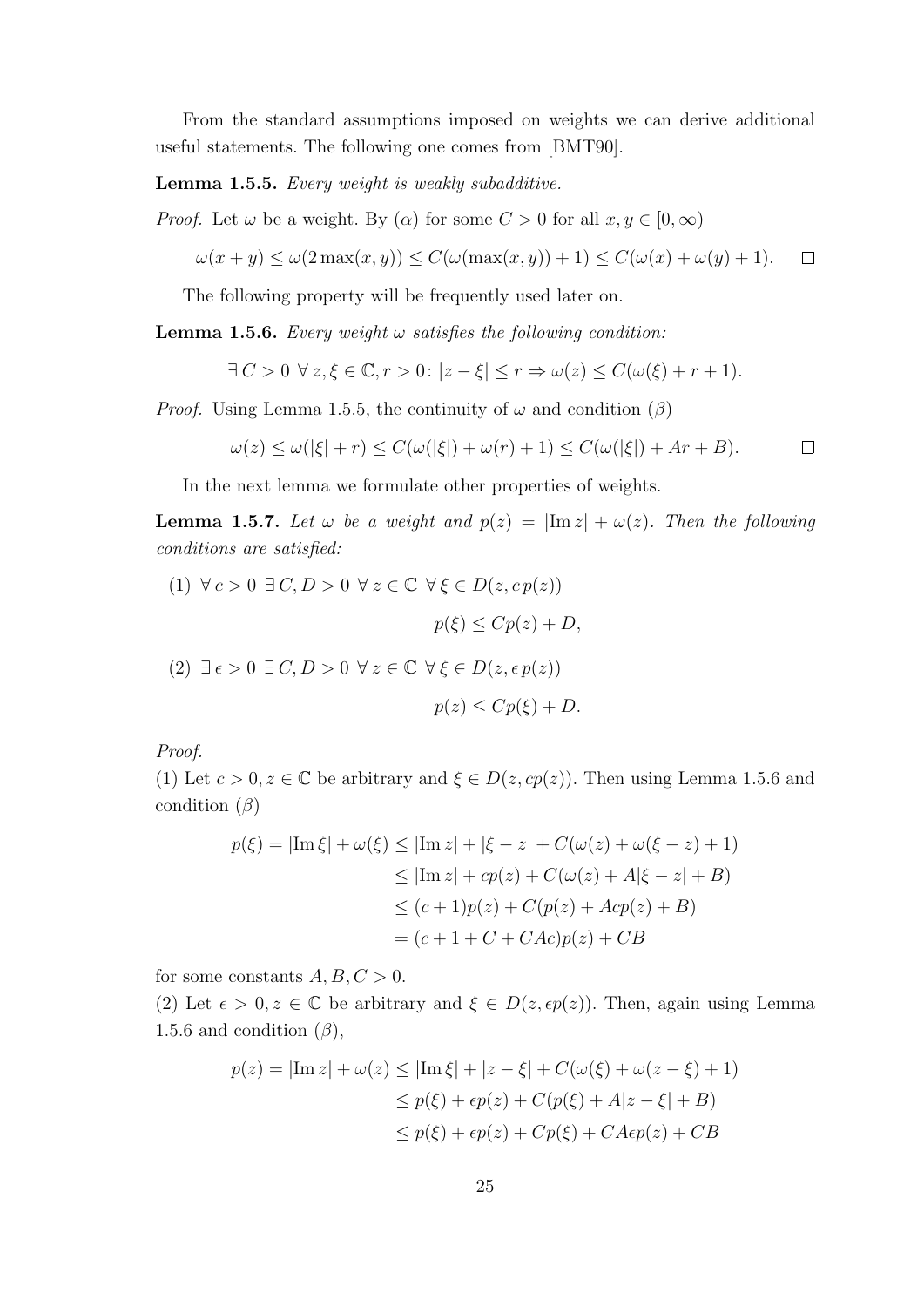From the standard assumptions imposed on weights we can derive additional useful statements. The following one comes from [BMT90].

**Lemma 1.5.5.** *Every weight is weakly subadditive.*

*Proof.* Let $\omega$ be a weight. By $(\alpha)$ for some $C > 0$ for all $x, y \in [0, \infty)$

$$\omega(x+y) \leq \omega(2\max(x,y)) \leq C(\omega(\max(x,y))+1) \leq C(\omega(x)+\omega(y)+1). \qquad \square$$

The following property will be frequently used later on.

**Lemma 1.5.6.** *Every weight $\omega$ satisfies the following condition:*

$$\exists\, C > 0 \;\forall\, z, \xi \in \mathbb{C}, r > 0 \colon |z - \xi| \leq r \Rightarrow \omega(z) \leq C(\omega(\xi) + r + 1).$$

*Proof.* Using Lemma 1.5.5, the continuity of $\omega$ and condition $(\beta)$

$$\omega(z) \leq \omega(|\xi| + r) \leq C(\omega(|\xi|) + \omega(r) + 1) \leq C(\omega(|\xi|) + Ar + B). \qquad \square$$

In the next lemma we formulate other properties of weights.

**Lemma 1.5.7.** *Let $\omega$ be a weight and $p(z) = |\operatorname{Im} z| + \omega(z)$. Then the following conditions are satisfied:*

(1) $\forall\, c > 0 \;\exists\, C, D > 0 \;\forall\, z \in \mathbb{C} \;\forall\, \xi \in D(z, c\, p(z))$

$$p(\xi) \leq Cp(z) + D,$$

(2) $\exists\, \epsilon > 0 \;\exists\, C, D > 0 \;\forall\, z \in \mathbb{C} \;\forall\, \xi \in D(z, \epsilon\, p(z))$

$$p(z) \leq Cp(\xi) + D.$$

*Proof.*
(1) Let $c > 0, z \in \mathbb{C}$ be arbitrary and $\xi \in D(z, cp(z))$. Then using Lemma 1.5.6 and condition $(\beta)$

$$\begin{aligned}
p(\xi) = |\operatorname{Im} \xi| + \omega(\xi) &\leq |\operatorname{Im} z| + |\xi - z| + C(\omega(z) + \omega(\xi - z) + 1) \\
&\leq |\operatorname{Im} z| + cp(z) + C(\omega(z) + A|\xi - z| + B) \\
&\leq (c+1)p(z) + C(p(z) + Acp(z) + B) \\
&= (c + 1 + C + CAc)p(z) + CB
\end{aligned}$$

for some constants $A, B, C > 0$.
(2) Let $\epsilon > 0, z \in \mathbb{C}$ be arbitrary and $\xi \in D(z, \epsilon p(z))$. Then, again using Lemma 1.5.6 and condition $(\beta)$,

$$\begin{aligned}
p(z) = |\operatorname{Im} z| + \omega(z) &\leq |\operatorname{Im} \xi| + |z - \xi| + C(\omega(\xi) + \omega(z - \xi) + 1) \\
&\leq p(\xi) + \epsilon p(z) + C(p(\xi) + A|z - \xi| + B) \\
&\leq p(\xi) + \epsilon p(z) + Cp(\xi) + CA\epsilon p(z) + CB
\end{aligned}$$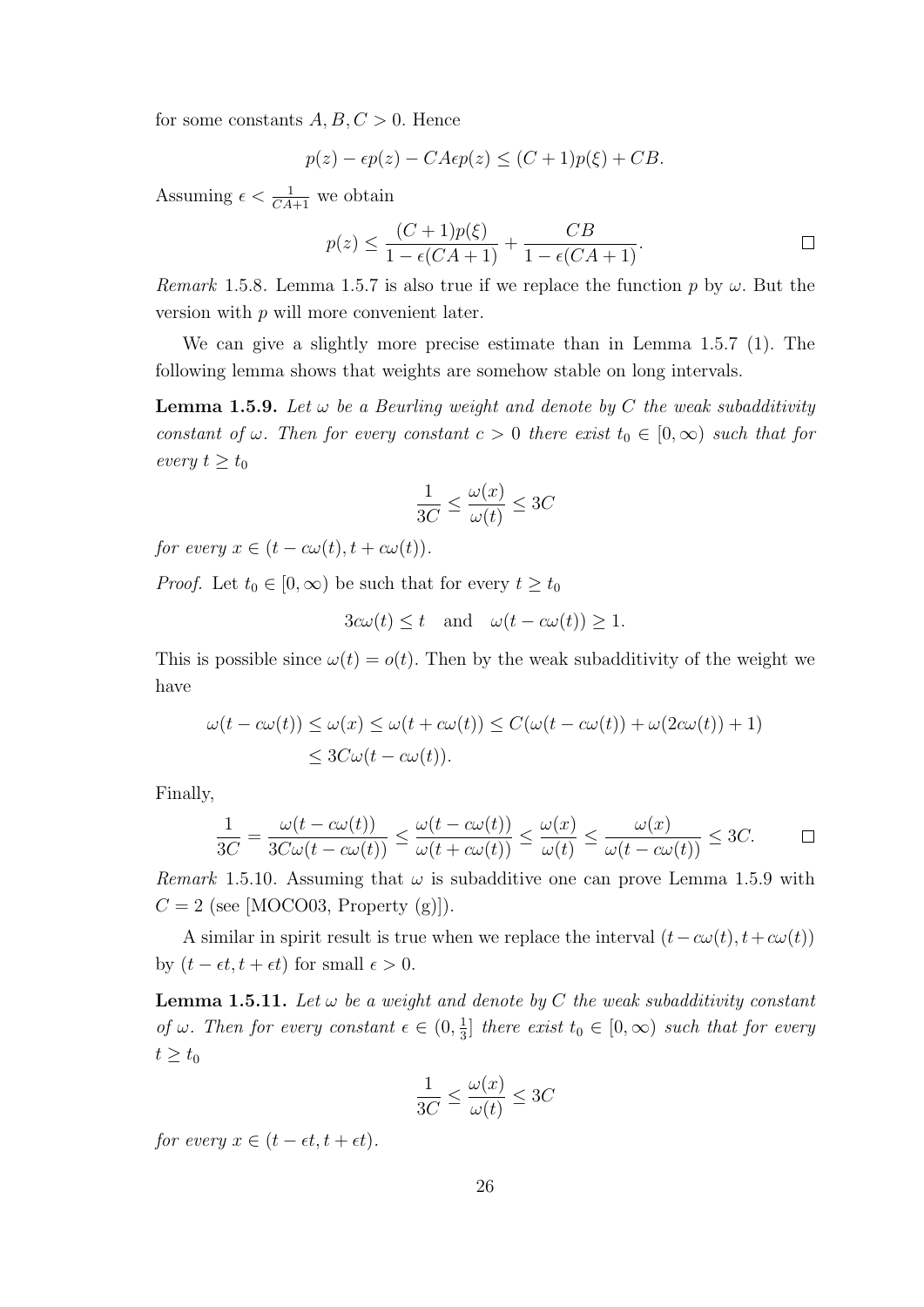for some constants $A, B, C > 0$. Hence

$$p(z) - \epsilon p(z) - CA\epsilon p(z) \leq (C+1)p(\xi) + CB.$$

Assuming $\epsilon < \frac{1}{CA+1}$ we obtain

$$p(z) \leq \frac{(C+1)p(\xi)}{1-\epsilon(CA+1)} + \frac{CB}{1-\epsilon(CA+1)}. \qquad \square$$

*Remark* 1.5.8. Lemma 1.5.7 is also true if we replace the function $p$ by $\omega$. But the version with $p$ will more convenient later.

We can give a slightly more precise estimate than in Lemma 1.5.7 (1). The following lemma shows that weights are somehow stable on long intervals.

**Lemma 1.5.9.** *Let $\omega$ be a Beurling weight and denote by $C$ the weak subadditivity constant of $\omega$. Then for every constant $c > 0$ there exist $t_0 \in [0, \infty)$ such that for every $t \geq t_0$*

$$\frac{1}{3C} \leq \frac{\omega(x)}{\omega(t)} \leq 3C$$

*for every $x \in (t - c\omega(t), t + c\omega(t))$.*

*Proof.* Let $t_0 \in [0, \infty)$ be such that for every $t \geq t_0$

$$3c\omega(t) \leq t \quad \text{and} \quad \omega(t - c\omega(t)) \geq 1.$$

This is possible since $\omega(t) = o(t)$. Then by the weak subadditivity of the weight we have

$$\begin{aligned}\omega(t - c\omega(t)) \leq \omega(x) \leq \omega(t + c\omega(t)) &\leq C(\omega(t - c\omega(t)) + \omega(2c\omega(t)) + 1) \\ &\leq 3C\omega(t - c\omega(t)).\end{aligned}$$

Finally,

$$\frac{1}{3C} = \frac{\omega(t - c\omega(t))}{3C\omega(t - c\omega(t))} \leq \frac{\omega(t - c\omega(t))}{\omega(t + c\omega(t))} \leq \frac{\omega(x)}{\omega(t)} \leq \frac{\omega(x)}{\omega(t - c\omega(t))} \leq 3C. \qquad \square$$

*Remark* 1.5.10. Assuming that $\omega$ is subadditive one can prove Lemma 1.5.9 with $C = 2$ (see [MOCO03, Property (g)]).

A similar in spirit result is true when we replace the interval $(t - c\omega(t), t + c\omega(t))$ by $(t - \epsilon t, t + \epsilon t)$ for small $\epsilon > 0$.

**Lemma 1.5.11.** *Let $\omega$ be a weight and denote by $C$ the weak subadditivity constant of $\omega$. Then for every constant $\epsilon \in (0, \frac{1}{3}]$ there exist $t_0 \in [0, \infty)$ such that for every $t \geq t_0$*

$$\frac{1}{3C} \leq \frac{\omega(x)}{\omega(t)} \leq 3C$$

*for every $x \in (t - \epsilon t, t + \epsilon t)$.*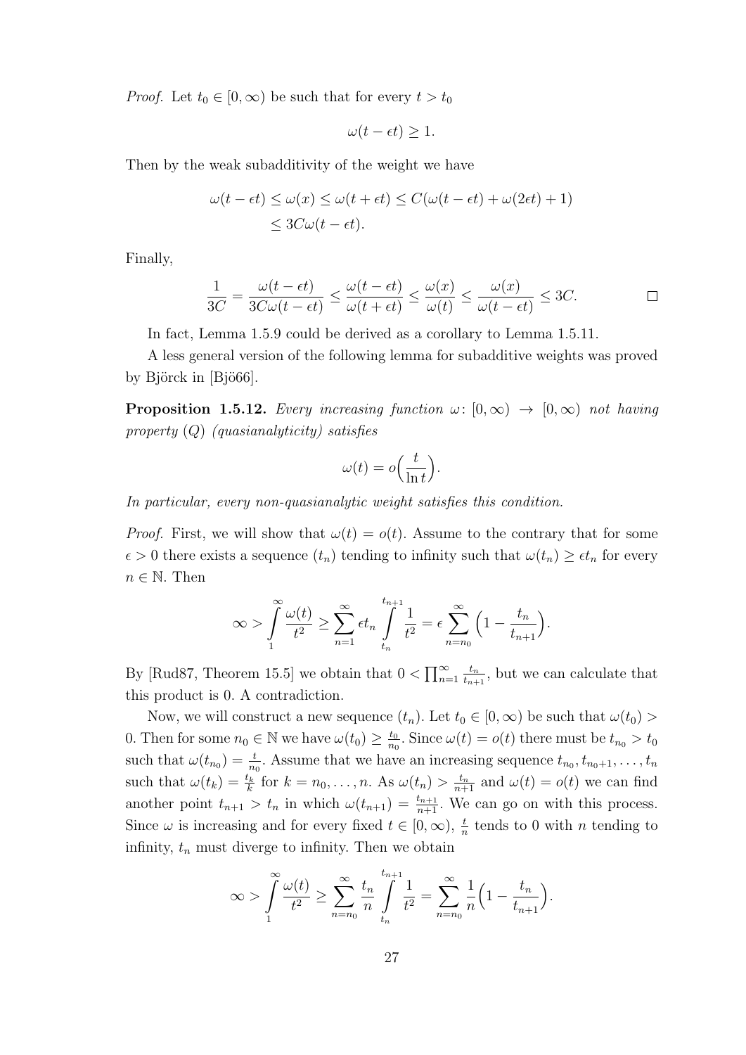*Proof.* Let $t_0 \in [0, \infty)$ be such that for every $t > t_0$

$$\omega(t - \epsilon t) \geq 1.$$

Then by the weak subadditivity of the weight we have

$$\begin{aligned} \omega(t - \epsilon t) &\leq \omega(x) \leq \omega(t + \epsilon t) \leq C(\omega(t - \epsilon t) + \omega(2\epsilon t) + 1) \\ &\leq 3C\omega(t - \epsilon t). \end{aligned}$$

Finally,

$$\frac{1}{3C} = \frac{\omega(t-\epsilon t)}{3C\omega(t-\epsilon t)} \leq \frac{\omega(t-\epsilon t)}{\omega(t+\epsilon t)} \leq \frac{\omega(x)}{\omega(t)} \leq \frac{\omega(x)}{\omega(t-\epsilon t)} \leq 3C. \qquad \square$$

In fact, Lemma 1.5.9 could be derived as a corollary to Lemma 1.5.11.

A less general version of the following lemma for subadditive weights was proved by Björck in [Bjö66].

**Proposition 1.5.12.** *Every increasing function $\omega\colon [0,\infty) \to [0,\infty)$ not having property (Q) (quasianalyticity) satisfies*

$$\omega(t) = o\Big(\frac{t}{\ln t}\Big).$$

*In particular, every non-quasianalytic weight satisfies this condition.*

*Proof.* First, we will show that $\omega(t) = o(t)$. Assume to the contrary that for some $\epsilon > 0$ there exists a sequence $(t_n)$ tending to infinity such that $\omega(t_n) \geq \epsilon t_n$ for every $n \in \mathbb{N}$. Then

$$\infty > \int_1^\infty \frac{\omega(t)}{t^2} \geq \sum_{n=1}^\infty \epsilon t_n \int_{t_n}^{t_{n+1}} \frac{1}{t^2} = \epsilon \sum_{n=n_0}^\infty \Big(1 - \frac{t_n}{t_{n+1}}\Big).$$

By [Rud87, Theorem 15.5] we obtain that $0 < \prod_{n=1}^\infty \frac{t_n}{t_{n+1}}$, but we can calculate that this product is 0. A contradiction.

Now, we will construct a new sequence $(t_n)$. Let $t_0 \in [0,\infty)$ be such that $\omega(t_0) > 0$. Then for some $n_0 \in \mathbb{N}$ we have $\omega(t_0) \geq \frac{t_0}{n_0}$. Since $\omega(t) = o(t)$ there must be $t_{n_0} > t_0$ such that $\omega(t_{n_0}) = \frac{t}{n_0}$. Assume that we have an increasing sequence $t_{n_0}, t_{n_0+1}, \ldots, t_n$ such that $\omega(t_k) = \frac{t_k}{k}$ for $k = n_0, \ldots, n$. As $\omega(t_n) > \frac{t_n}{n+1}$ and $\omega(t) = o(t)$ we can find another point $t_{n+1} > t_n$ in which $\omega(t_{n+1}) = \frac{t_{n+1}}{n+1}$. We can go on with this process. Since $\omega$ is increasing and for every fixed $t \in [0,\infty)$, $\frac{t}{n}$ tends to 0 with $n$ tending to infinity, $t_n$ must diverge to infinity. Then we obtain

$$\infty > \int_1^\infty \frac{\omega(t)}{t^2} \geq \sum_{n=n_0}^\infty \frac{t_n}{n} \int_{t_n}^{t_{n+1}} \frac{1}{t^2} = \sum_{n=n_0}^\infty \frac{1}{n}\Big(1 - \frac{t_n}{t_{n+1}}\Big).$$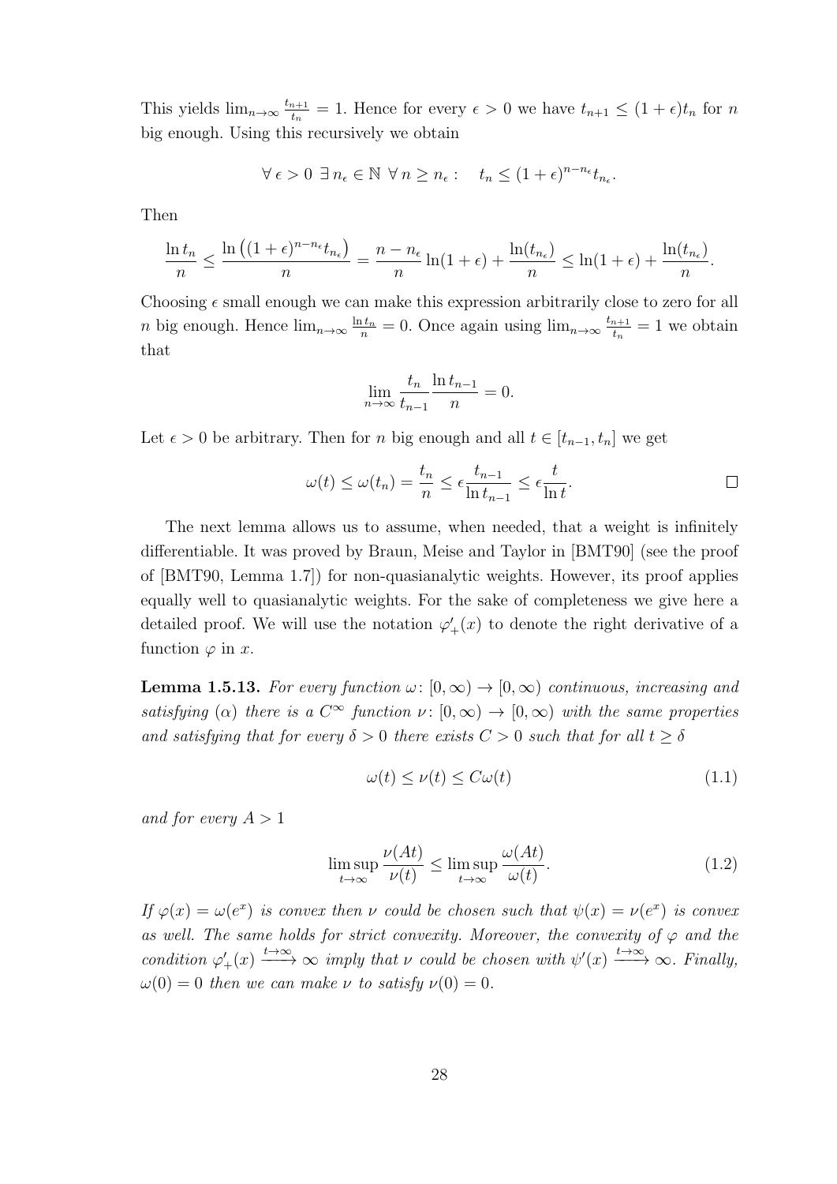This yields $\lim_{n\to\infty} \frac{t_{n+1}}{t_n} = 1$. Hence for every $\epsilon > 0$ we have $t_{n+1} \le (1+\epsilon)t_n$ for $n$ big enough. Using this recursively we obtain

$$\forall\, \epsilon > 0 \ \exists\, n_\epsilon \in \mathbb{N} \ \forall\, n \ge n_\epsilon : \quad t_n \le (1+\epsilon)^{n-n_\epsilon} t_{n_\epsilon}.$$

Then

$$\frac{\ln t_n}{n} \le \frac{\ln\left((1+\epsilon)^{n-n_\epsilon} t_{n_\epsilon}\right)}{n} = \frac{n-n_\epsilon}{n}\ln(1+\epsilon) + \frac{\ln(t_{n_\epsilon})}{n} \le \ln(1+\epsilon) + \frac{\ln(t_{n_\epsilon})}{n}.$$

Choosing $\epsilon$ small enough we can make this expression arbitrarily close to zero for all $n$ big enough. Hence $\lim_{n\to\infty} \frac{\ln t_n}{n} = 0$. Once again using $\lim_{n\to\infty} \frac{t_{n+1}}{t_n} = 1$ we obtain that

$$\lim_{n\to\infty} \frac{t_n}{t_{n-1}} \frac{\ln t_{n-1}}{n} = 0.$$

Let $\epsilon > 0$ be arbitrary. Then for $n$ big enough and all $t \in [t_{n-1}, t_n]$ we get

$$\omega(t) \le \omega(t_n) = \frac{t_n}{n} \le \epsilon \frac{t_{n-1}}{\ln t_{n-1}} \le \epsilon \frac{t}{\ln t}. \qquad \square$$

The next lemma allows us to assume, when needed, that a weight is infinitely differentiable. It was proved by Braun, Meise and Taylor in [BMT90] (see the proof of [BMT90, Lemma 1.7]) for non-quasianalytic weights. However, its proof applies equally well to quasianalytic weights. For the sake of completeness we give here a detailed proof. We will use the notation $\varphi'_+(x)$ to denote the right derivative of a function $\varphi$ in $x$.

**Lemma 1.5.13.** *For every function $\omega\colon [0,\infty) \to [0,\infty)$ continuous, increasing and satisfying $(\alpha)$ there is a $C^\infty$ function $\nu\colon [0,\infty) \to [0,\infty)$ with the same properties and satisfying that for every $\delta > 0$ there exists $C > 0$ such that for all $t \ge \delta$*

$$\omega(t) \le \nu(t) \le C\omega(t) \tag{1.1}$$

*and for every $A > 1$*

$$\limsup_{t\to\infty} \frac{\nu(At)}{\nu(t)} \le \limsup_{t\to\infty} \frac{\omega(At)}{\omega(t)}. \tag{1.2}$$

*If $\varphi(x) = \omega(e^x)$ is convex then $\nu$ could be chosen such that $\psi(x) = \nu(e^x)$ is convex as well. The same holds for strict convexity. Moreover, the convexity of $\varphi$ and the condition $\varphi'_+(x) \xrightarrow{t\to\infty} \infty$ imply that $\nu$ could be chosen with $\psi'(x) \xrightarrow{t\to\infty} \infty$. Finally, $\omega(0) = 0$ then we can make $\nu$ to satisfy $\nu(0) = 0$.*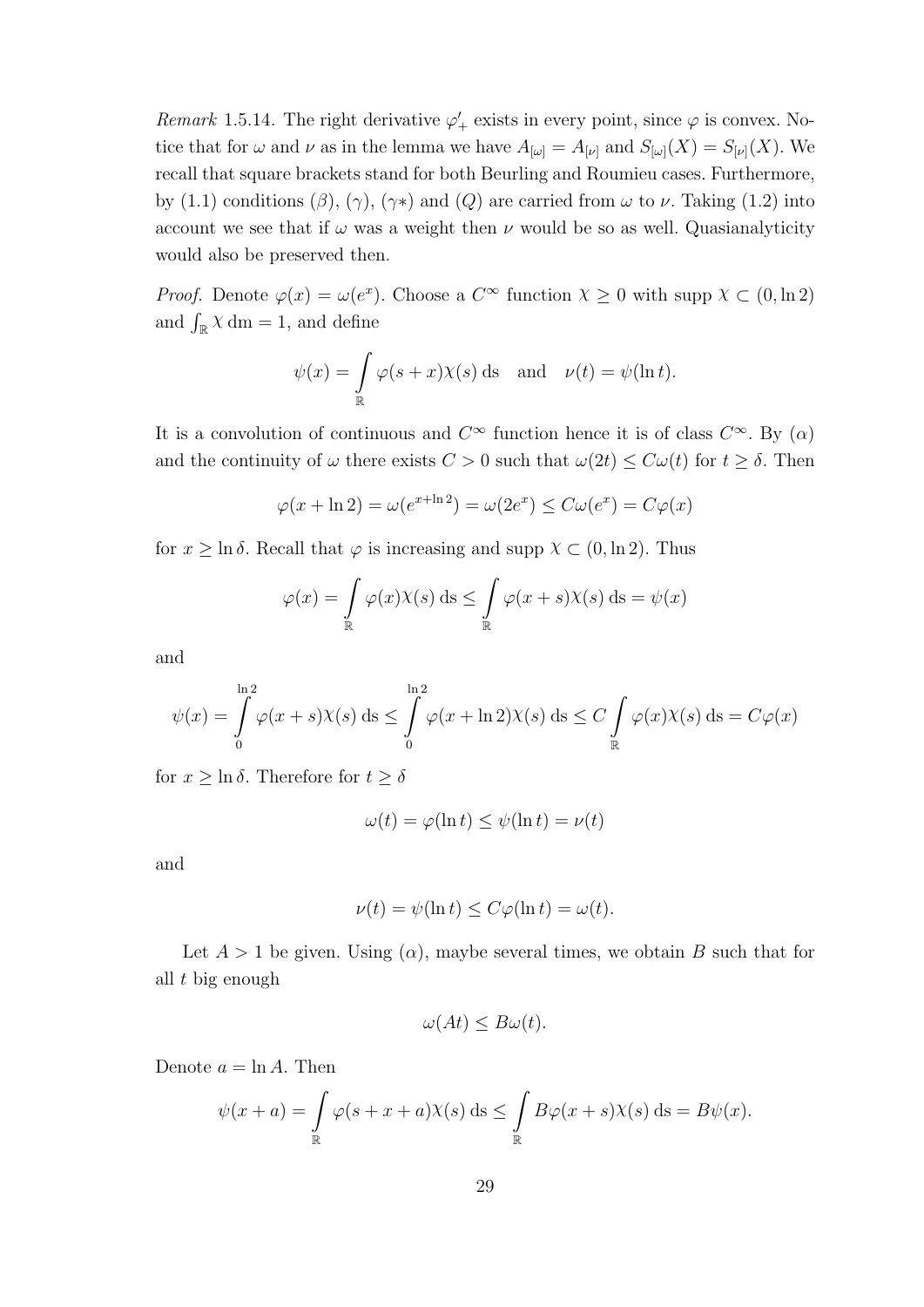*Remark* 1.5.14. The right derivative $\varphi'_+$ exists in every point, since $\varphi$ is convex. Notice that for $\omega$ and $\nu$ as in the lemma we have $A_{[\omega]} = A_{[\nu]}$ and $S_{[\omega]}(X) = S_{[\nu]}(X)$. We recall that square brackets stand for both Beurling and Roumieu cases. Furthermore, by (1.1) conditions $(\beta)$, $(\gamma)$, $(\gamma*)$ and $(Q)$ are carried from $\omega$ to $\nu$. Taking (1.2) into account we see that if $\omega$ was a weight then $\nu$ would be so as well. Quasianalyticity would also be preserved then.

*Proof.* Denote $\varphi(x) = \omega(e^x)$. Choose a $C^\infty$ function $\chi \geq 0$ with $\operatorname{supp} \chi \subset (0, \ln 2)$ and $\int_{\mathbb{R}} \chi \,\mathrm{dm} = 1$, and define

$$\psi(x) = \int_{\mathbb{R}} \varphi(s+x)\chi(s)\,\mathrm{ds} \quad \text{and} \quad \nu(t) = \psi(\ln t).$$

It is a convolution of continuous and $C^\infty$ function hence it is of class $C^\infty$. By $(\alpha)$ and the continuity of $\omega$ there exists $C > 0$ such that $\omega(2t) \leq C\omega(t)$ for $t \geq \delta$. Then

$$\varphi(x + \ln 2) = \omega(e^{x+\ln 2}) = \omega(2e^x) \leq C\omega(e^x) = C\varphi(x)$$

for $x \geq \ln \delta$. Recall that $\varphi$ is increasing and $\operatorname{supp} \chi \subset (0, \ln 2)$. Thus

$$\varphi(x) = \int_{\mathbb{R}} \varphi(x)\chi(s)\,\mathrm{ds} \leq \int_{\mathbb{R}} \varphi(x+s)\chi(s)\,\mathrm{ds} = \psi(x)$$

and

$$\psi(x) = \int_0^{\ln 2} \varphi(x+s)\chi(s)\,\mathrm{ds} \leq \int_0^{\ln 2} \varphi(x+\ln 2)\chi(s)\,\mathrm{ds} \leq C \int_{\mathbb{R}} \varphi(x)\chi(s)\,\mathrm{ds} = C\varphi(x)$$

for $x \geq \ln \delta$. Therefore for $t \geq \delta$

$$\omega(t) = \varphi(\ln t) \leq \psi(\ln t) = \nu(t)$$

and

$$\nu(t) = \psi(\ln t) \leq C\varphi(\ln t) = \omega(t).$$

Let $A > 1$ be given. Using $(\alpha)$, maybe several times, we obtain $B$ such that for all $t$ big enough

$$\omega(At) \leq B\omega(t).$$

Denote $a = \ln A$. Then

$$\psi(x+a) = \int_{\mathbb{R}} \varphi(s+x+a)\chi(s)\,\mathrm{ds} \leq \int_{\mathbb{R}} B\varphi(x+s)\chi(s)\,\mathrm{ds} = B\psi(x).$$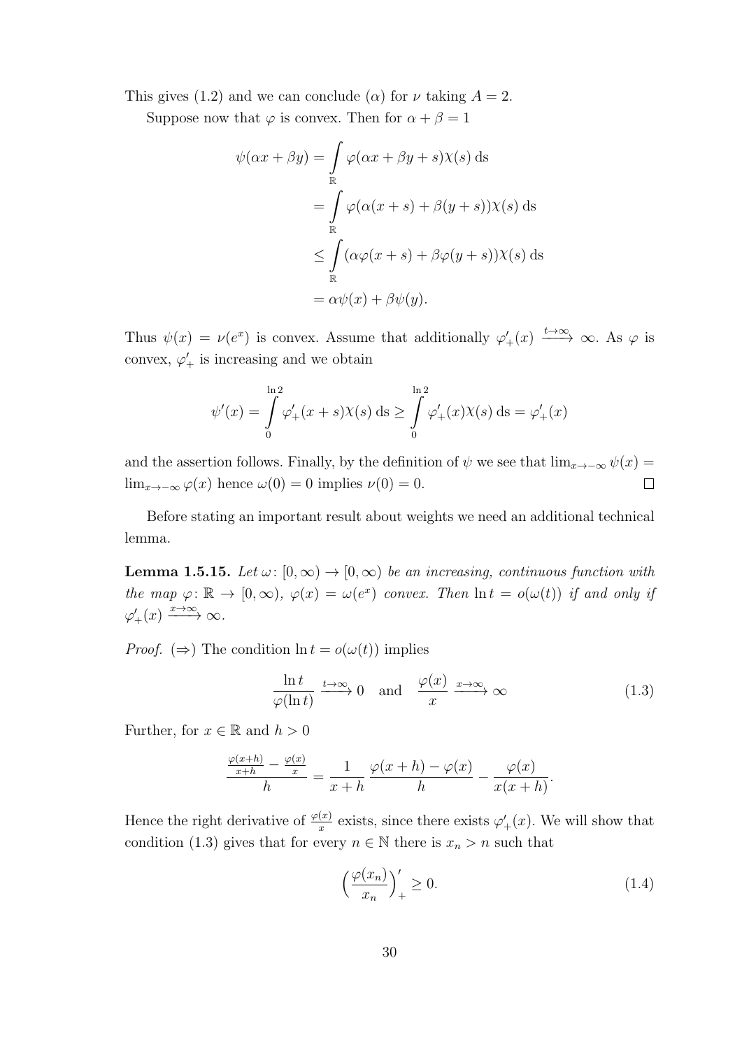This gives (1.2) and we can conclude ($\alpha$) for $\nu$ taking $A = 2$.

Suppose now that $\varphi$ is convex. Then for $\alpha + \beta = 1$

$$
\begin{aligned}
\psi(\alpha x + \beta y) &= \int_{\mathbb{R}} \varphi(\alpha x + \beta y + s)\chi(s) \, \mathrm{ds} \\
&= \int_{\mathbb{R}} \varphi(\alpha(x+s) + \beta(y+s))\chi(s) \, \mathrm{ds} \\
&\leq \int_{\mathbb{R}} (\alpha\varphi(x+s) + \beta\varphi(y+s))\chi(s) \, \mathrm{ds} \\
&= \alpha\psi(x) + \beta\psi(y).
\end{aligned}
$$

Thus $\psi(x) = \nu(e^x)$ is convex. Assume that additionally $\varphi'_+(x) \xrightarrow{t\to\infty} \infty$. As $\varphi$ is convex, $\varphi'_+$ is increasing and we obtain

$$
\psi'(x) = \int_0^{\ln 2} \varphi'_+(x+s)\chi(s) \, \mathrm{ds} \geq \int_0^{\ln 2} \varphi'_+(x)\chi(s) \, \mathrm{ds} = \varphi'_+(x)
$$

and the assertion follows. Finally, by the definition of $\psi$ we see that $\lim_{x\to-\infty} \psi(x) = \lim_{x\to-\infty} \varphi(x)$ hence $\omega(0) = 0$ implies $\nu(0) = 0$. $\square$

Before stating an important result about weights we need an additional technical lemma.

**Lemma 1.5.15.** *Let $\omega\colon [0,\infty) \to [0,\infty)$ be an increasing, continuous function with the map $\varphi\colon \mathbb{R} \to [0,\infty)$, $\varphi(x) = \omega(e^x)$ convex. Then $\ln t = o(\omega(t))$ if and only if $\varphi'_+(x) \xrightarrow{x\to\infty} \infty$.*

*Proof.* ($\Rightarrow$) The condition $\ln t = o(\omega(t))$ implies

$$
\frac{\ln t}{\varphi(\ln t)} \xrightarrow{t\to\infty} 0 \quad \text{and} \quad \frac{\varphi(x)}{x} \xrightarrow{x\to\infty} \infty \tag{1.3}
$$

Further, for $x \in \mathbb{R}$ and $h > 0$

$$
\frac{\frac{\varphi(x+h)}{x+h} - \frac{\varphi(x)}{x}}{h} = \frac{1}{x+h}\,\frac{\varphi(x+h) - \varphi(x)}{h} - \frac{\varphi(x)}{x(x+h)}.
$$

Hence the right derivative of $\frac{\varphi(x)}{x}$ exists, since there exists $\varphi'_+(x)$. We will show that condition (1.3) gives that for every $n \in \mathbb{N}$ there is $x_n > n$ such that

$$
\Big(\frac{\varphi(x_n)}{x_n}\Big)'_+ \geq 0. \tag{1.4}
$$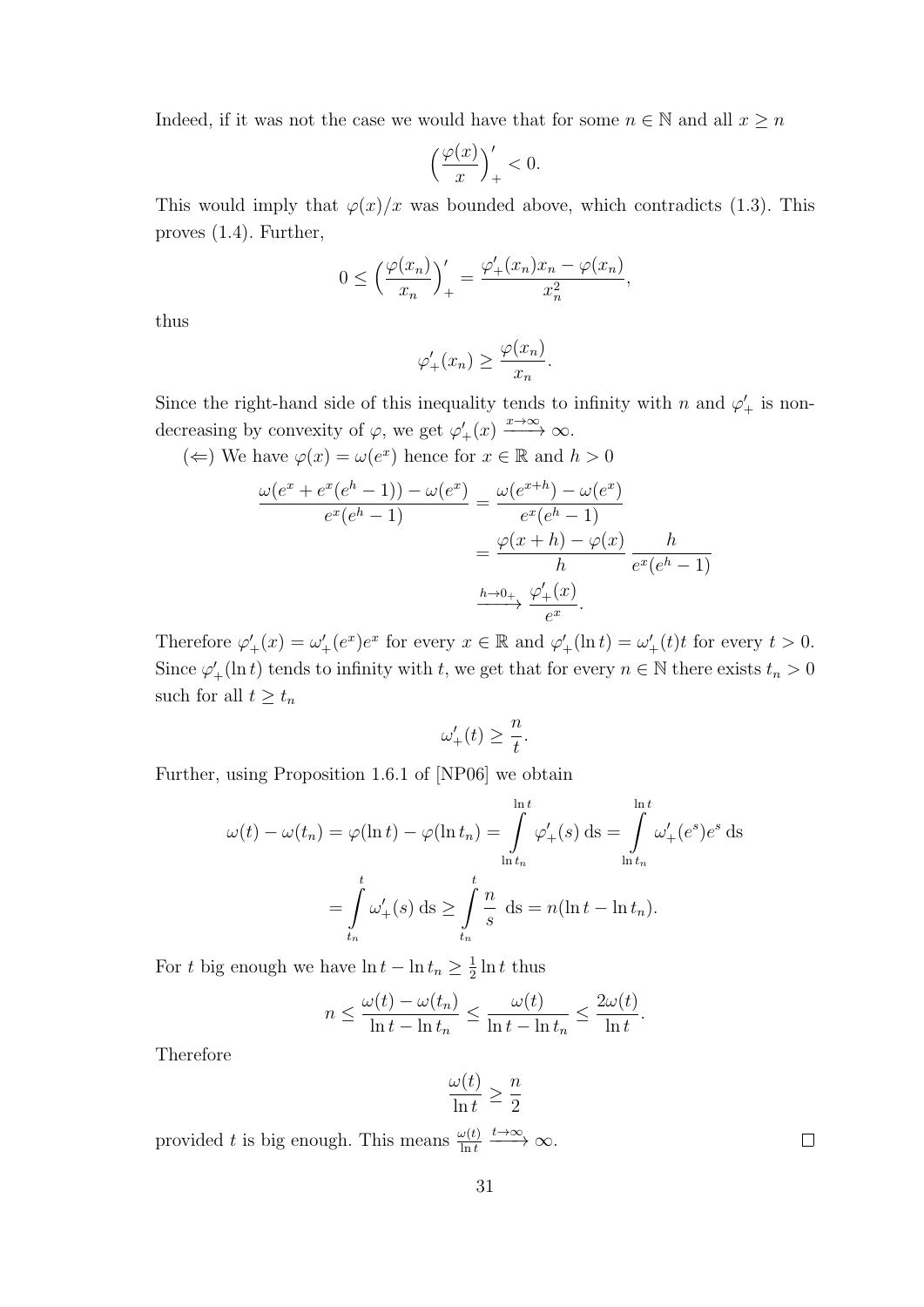Indeed, if it was not the case we would have that for some $n \in \mathbb{N}$ and all $x \geq n$

$$\Big(\frac{\varphi(x)}{x}\Big)'_+ < 0.$$

This would imply that $\varphi(x)/x$ was bounded above, which contradicts (1.3). This proves (1.4). Further,

$$0 \leq \Big(\frac{\varphi(x_n)}{x_n}\Big)'_+ = \frac{\varphi'_+(x_n)x_n - \varphi(x_n)}{x_n^2},$$

thus

$$\varphi'_+(x_n) \geq \frac{\varphi(x_n)}{x_n}.$$

Since the right-hand side of this inequality tends to infinity with $n$ and $\varphi'_+$ is non-decreasing by convexity of $\varphi$, we get $\varphi'_+(x) \xrightarrow{x\to\infty} \infty$.

($\Leftarrow$) We have $\varphi(x) = \omega(e^x)$ hence for $x \in \mathbb{R}$ and $h > 0$

$$\begin{aligned}
\frac{\omega(e^x + e^x(e^h - 1)) - \omega(e^x)}{e^x(e^h-1)} &= \frac{\omega(e^{x+h}) - \omega(e^x)}{e^x(e^h-1)} \\
&= \frac{\varphi(x+h) - \varphi(x)}{h} \, \frac{h}{e^x(e^h-1)} \\
&\xrightarrow{h\to 0_+} \frac{\varphi'_+(x)}{e^x}.
\end{aligned}$$

Therefore $\varphi'_+(x) = \omega'_+(e^x)e^x$ for every $x \in \mathbb{R}$ and $\varphi'_+(\ln t) = \omega'_+(t)t$ for every $t > 0$. Since $\varphi'_+(\ln t)$ tends to infinity with $t$, we get that for every $n \in \mathbb{N}$ there exists $t_n > 0$ such for all $t \geq t_n$

$$\omega'_+(t) \geq \frac{n}{t}.$$

Further, using Proposition 1.6.1 of [NP06] we obtain

$$\begin{aligned}
\omega(t) - \omega(t_n) = \varphi(\ln t) - \varphi(\ln t_n) &= \int_{\ln t_n}^{\ln t} \varphi'_+(s) \,\mathrm{ds} = \int_{\ln t_n}^{\ln t} \omega'_+(e^s)e^s \,\mathrm{ds} \\
&= \int_{t_n}^{t} \omega'_+(s) \,\mathrm{ds} \geq \int_{t_n}^{t} \frac{n}{s} \,\mathrm{ds} = n(\ln t - \ln t_n).
\end{aligned}$$

For $t$ big enough we have $\ln t - \ln t_n \geq \frac{1}{2}\ln t$ thus

$$n \leq \frac{\omega(t) - \omega(t_n)}{\ln t - \ln t_n} \leq \frac{\omega(t)}{\ln t - \ln t_n} \leq \frac{2\omega(t)}{\ln t}.$$

Therefore

$$\frac{\omega(t)}{\ln t} \geq \frac{n}{2}$$

provided $t$ is big enough. This means $\frac{\omega(t)}{\ln t} \xrightarrow{t\to\infty} \infty$. $\square$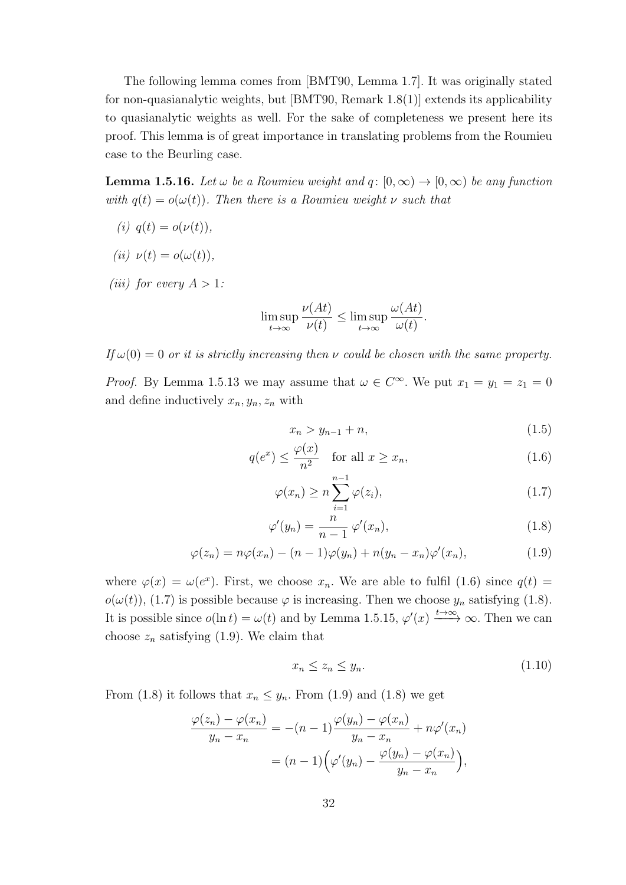The following lemma comes from [BMT90, Lemma 1.7]. It was originally stated for non-quasianalytic weights, but [BMT90, Remark 1.8(1)] extends its applicability to quasianalytic weights as well. For the sake of completeness we present here its proof. This lemma is of great importance in translating problems from the Roumieu case to the Beurling case.

**Lemma 1.5.16.** *Let $\omega$ be a Roumieu weight and $q\colon [0,\infty) \to [0,\infty)$ be any function with $q(t) = o(\omega(t))$. Then there is a Roumieu weight $\nu$ such that*

*(i) $q(t) = o(\nu(t))$,*

*(ii) $\nu(t) = o(\omega(t))$,*

*(iii) for every $A > 1$:*

$$\limsup_{t\to\infty} \frac{\nu(At)}{\nu(t)} \leq \limsup_{t\to\infty} \frac{\omega(At)}{\omega(t)}.$$

*If $\omega(0) = 0$ or it is strictly increasing then $\nu$ could be chosen with the same property.*

*Proof.* By Lemma 1.5.13 we may assume that $\omega \in C^\infty$. We put $x_1 = y_1 = z_1 = 0$ and define inductively $x_n, y_n, z_n$ with

$$x_n > y_{n-1} + n, \tag{1.5}$$

$$q(e^x) \leq \frac{\varphi(x)}{n^2} \quad \text{for all } x \geq x_n, \tag{1.6}$$

$$\varphi(x_n) \geq n \sum_{i=1}^{n-1} \varphi(z_i), \tag{1.7}$$

$$\varphi'(y_n) = \frac{n}{n-1}\, \varphi'(x_n), \tag{1.8}$$

$$\varphi(z_n) = n\varphi(x_n) - (n-1)\varphi(y_n) + n(y_n - x_n)\varphi'(x_n), \tag{1.9}$$

where $\varphi(x) = \omega(e^x)$. First, we choose $x_n$. We are able to fulfil (1.6) since $q(t) = o(\omega(t))$, (1.7) is possible because $\varphi$ is increasing. Then we choose $y_n$ satisfying (1.8). It is possible since $o(\ln t) = \omega(t)$ and by Lemma 1.5.15, $\varphi'(x) \xrightarrow{t\to\infty} \infty$. Then we can choose $z_n$ satisfying (1.9). We claim that

$$x_n \leq z_n \leq y_n. \tag{1.10}$$

From (1.8) it follows that $x_n \leq y_n$. From (1.9) and (1.8) we get

$$\begin{aligned}
\frac{\varphi(z_n) - \varphi(x_n)}{y_n - x_n} &= -(n-1)\frac{\varphi(y_n) - \varphi(x_n)}{y_n - x_n} + n\varphi'(x_n) \\
&= (n-1)\Big(\varphi'(y_n) - \frac{\varphi(y_n) - \varphi(x_n)}{y_n - x_n}\Big),
\end{aligned}$$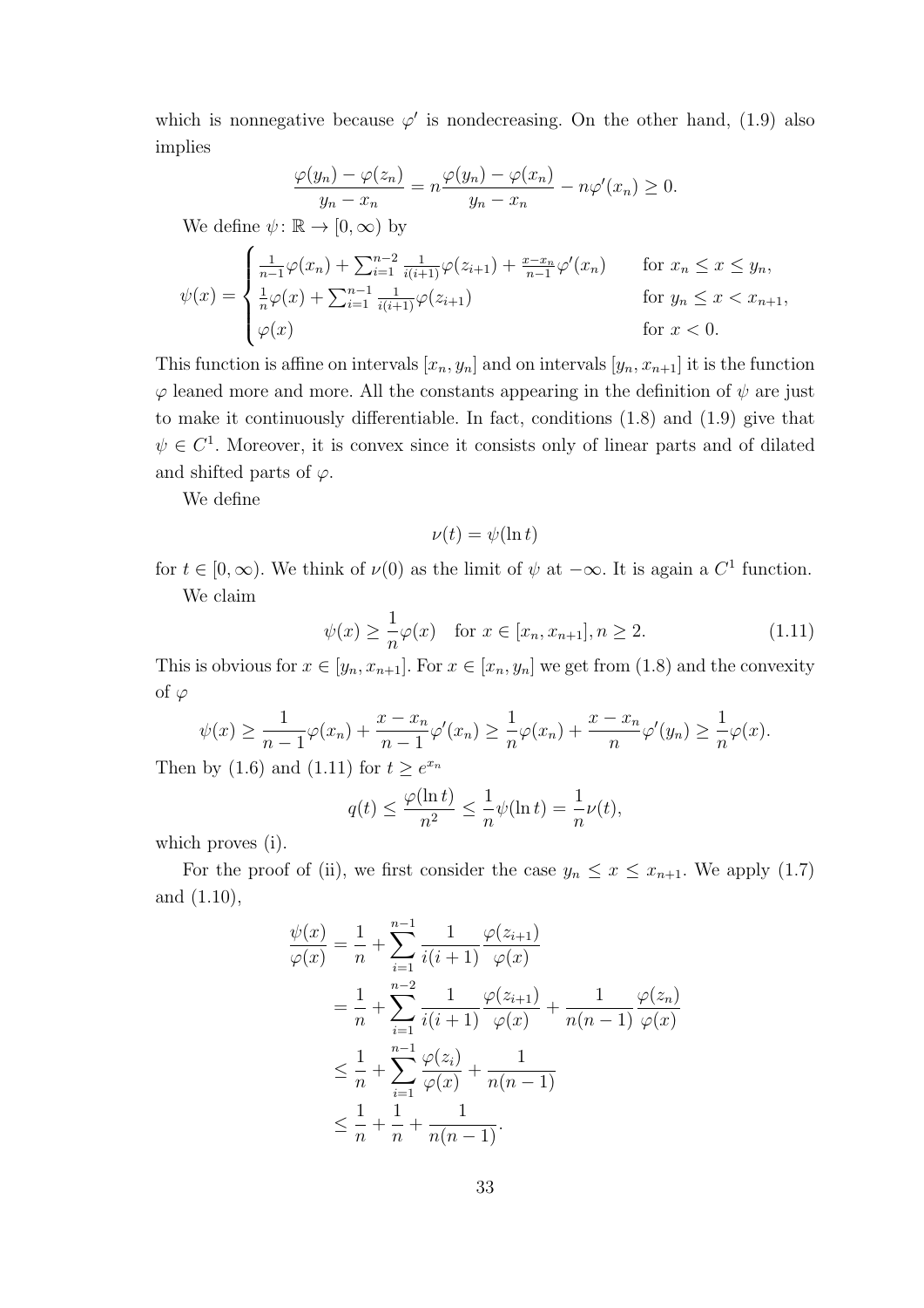which is nonnegative because $\varphi'$ is nondecreasing. On the other hand, (1.9) also implies

$$\frac{\varphi(y_n)-\varphi(z_n)}{y_n-x_n} = n\frac{\varphi(y_n)-\varphi(x_n)}{y_n-x_n} - n\varphi'(x_n) \geq 0.$$

We define $\psi\colon \mathbb{R} \to [0,\infty)$ by

$$\psi(x) = \begin{cases} \frac{1}{n-1}\varphi(x_n) + \sum_{i=1}^{n-2} \frac{1}{i(i+1)}\varphi(z_{i+1}) + \frac{x-x_n}{n-1}\varphi'(x_n) & \text{for } x_n \leq x \leq y_n, \\ \frac{1}{n}\varphi(x) + \sum_{i=1}^{n-1} \frac{1}{i(i+1)}\varphi(z_{i+1}) & \text{for } y_n \leq x < x_{n+1}, \\ \varphi(x) & \text{for } x < 0. \end{cases}$$

This function is affine on intervals $[x_n, y_n]$ and on intervals $[y_n, x_{n+1}]$ it is the function $\varphi$ leaned more and more. All the constants appearing in the definition of $\psi$ are just to make it continuously differentiable. In fact, conditions (1.8) and (1.9) give that $\psi \in C^1$. Moreover, it is convex since it consists only of linear parts and of dilated and shifted parts of $\varphi$.

We define

$$\nu(t) = \psi(\ln t)$$

for $t \in [0,\infty)$. We think of $\nu(0)$ as the limit of $\psi$ at $-\infty$. It is again a $C^1$ function.

We claim

$$\psi(x) \geq \frac{1}{n}\varphi(x) \quad \text{for } x \in [x_n, x_{n+1}], n \geq 2. \tag{1.11}$$

This is obvious for $x \in [y_n, x_{n+1}]$. For $x \in [x_n, y_n]$ we get from (1.8) and the convexity of $\varphi$

$$\psi(x) \geq \frac{1}{n-1}\varphi(x_n) + \frac{x-x_n}{n-1}\varphi'(x_n) \geq \frac{1}{n}\varphi(x_n) + \frac{x-x_n}{n}\varphi'(y_n) \geq \frac{1}{n}\varphi(x).$$

Then by (1.6) and (1.11) for $t \geq e^{x_n}$

$$q(t) \leq \frac{\varphi(\ln t)}{n^2} \leq \frac{1}{n}\psi(\ln t) = \frac{1}{n}\nu(t),$$

which proves (i).

For the proof of (ii), we first consider the case $y_n \leq x \leq x_{n+1}$. We apply (1.7) and (1.10),

$$\begin{aligned} \frac{\psi(x)}{\varphi(x)} &= \frac{1}{n} + \sum_{i=1}^{n-1} \frac{1}{i(i+1)} \frac{\varphi(z_{i+1})}{\varphi(x)} \\ &= \frac{1}{n} + \sum_{i=1}^{n-2} \frac{1}{i(i+1)} \frac{\varphi(z_{i+1})}{\varphi(x)} + \frac{1}{n(n-1)} \frac{\varphi(z_n)}{\varphi(x)} \\ &\leq \frac{1}{n} + \sum_{i=1}^{n-1} \frac{\varphi(z_i)}{\varphi(x)} + \frac{1}{n(n-1)} \\ &\leq \frac{1}{n} + \frac{1}{n} + \frac{1}{n(n-1)}. \end{aligned}$$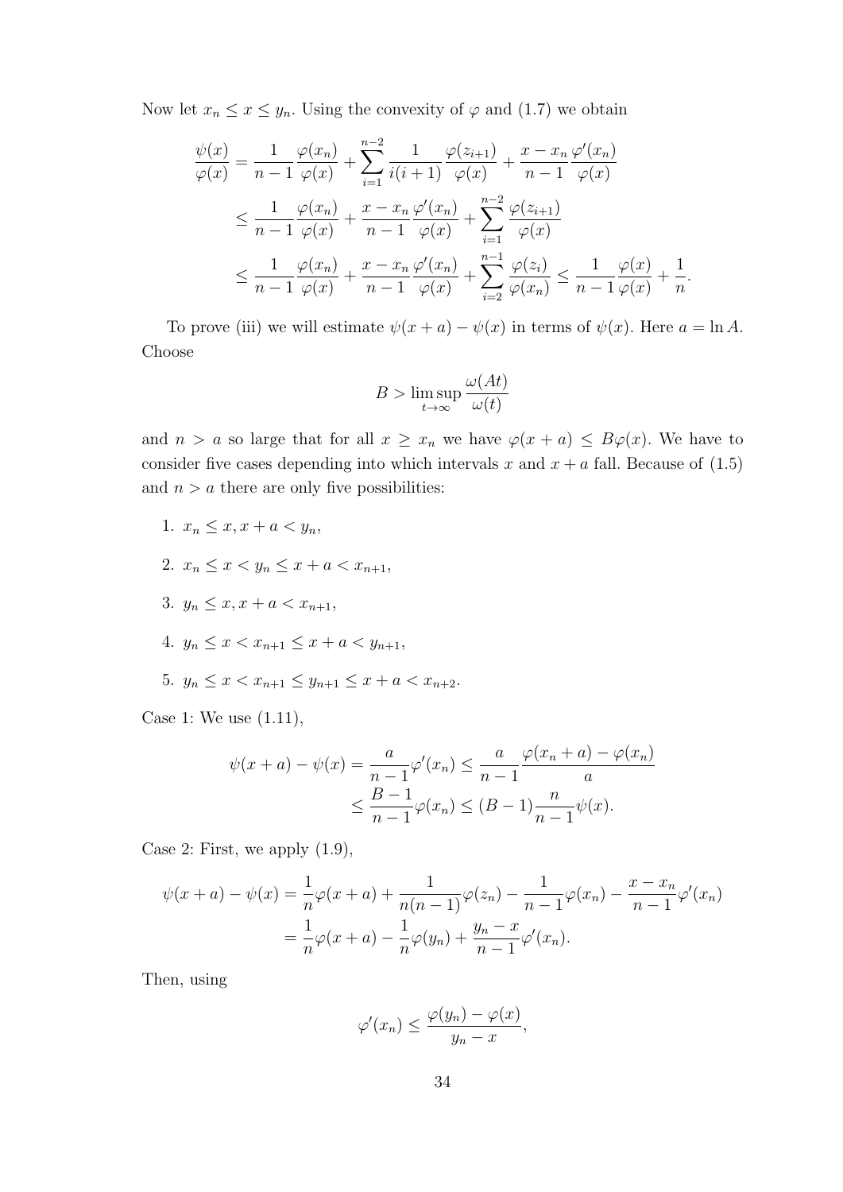Now let $x_n \le x \le y_n$. Using the convexity of $\varphi$ and (1.7) we obtain

$$
\begin{aligned}
\frac{\psi(x)}{\varphi(x)} &= \frac{1}{n-1}\frac{\varphi(x_n)}{\varphi(x)} + \sum_{i=1}^{n-2} \frac{1}{i(i+1)}\frac{\varphi(z_{i+1})}{\varphi(x)} + \frac{x-x_n}{n-1}\frac{\varphi'(x_n)}{\varphi(x)} \\
&\le \frac{1}{n-1}\frac{\varphi(x_n)}{\varphi(x)} + \frac{x-x_n}{n-1}\frac{\varphi'(x_n)}{\varphi(x)} + \sum_{i=1}^{n-2} \frac{\varphi(z_{i+1})}{\varphi(x)} \\
&\le \frac{1}{n-1}\frac{\varphi(x_n)}{\varphi(x)} + \frac{x-x_n}{n-1}\frac{\varphi'(x_n)}{\varphi(x)} + \sum_{i=2}^{n-1} \frac{\varphi(z_{i})}{\varphi(x_n)} \le \frac{1}{n-1}\frac{\varphi(x)}{\varphi(x)} + \frac{1}{n}.
\end{aligned}
$$

To prove (iii) we will estimate $\psi(x+a) - \psi(x)$ in terms of $\psi(x)$. Here $a = \ln A$. Choose

$$
B > \limsup_{t\to\infty} \frac{\omega(At)}{\omega(t)}
$$

and $n > a$ so large that for all $x \ge x_n$ we have $\varphi(x+a) \le B\varphi(x)$. We have to consider five cases depending into which intervals $x$ and $x+a$ fall. Because of (1.5) and $n > a$ there are only five possibilities:

1. $x_n \le x, x+a < y_n$,
2. $x_n \le x < y_n \le x+a < x_{n+1}$,
3. $y_n \le x, x+a < x_{n+1}$,
4. $y_n \le x < x_{n+1} \le x+a < y_{n+1}$,
5. $y_n \le x < x_{n+1} \le y_{n+1} \le x+a < x_{n+2}$.

Case 1: We use (1.11),

$$
\begin{aligned}
\psi(x+a) - \psi(x) = \frac{a}{n-1}\varphi'(x_n) &\le \frac{a}{n-1}\frac{\varphi(x_n+a) - \varphi(x_n)}{a} \\
&\le \frac{B-1}{n-1}\varphi(x_n) \le (B-1)\frac{n}{n-1}\psi(x).
\end{aligned}
$$

Case 2: First, we apply (1.9),

$$
\begin{aligned}
\psi(x+a) - \psi(x) &= \frac{1}{n}\varphi(x+a) + \frac{1}{n(n-1)}\varphi(z_n) - \frac{1}{n-1}\varphi(x_n) - \frac{x-x_n}{n-1}\varphi'(x_n) \\
&= \frac{1}{n}\varphi(x+a) - \frac{1}{n}\varphi(y_n) + \frac{y_n - x}{n-1}\varphi'(x_n).
\end{aligned}
$$

Then, using

$$
\varphi'(x_n) \le \frac{\varphi(y_n) - \varphi(x)}{y_n - x},
$$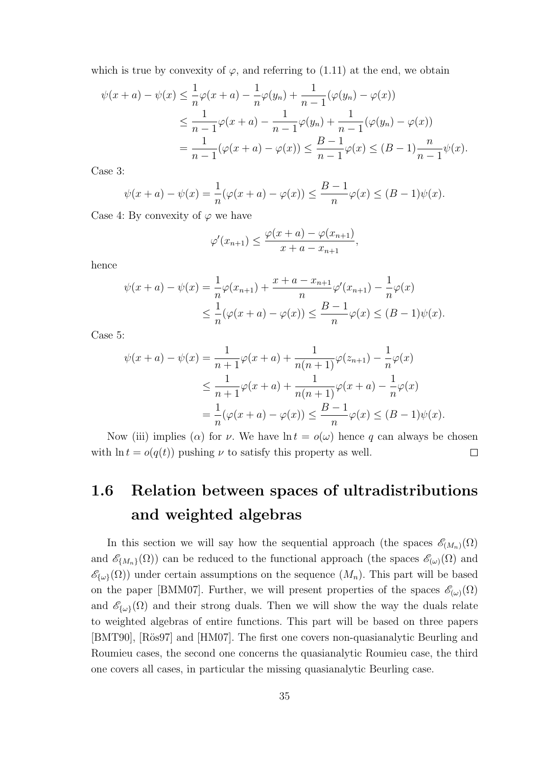which is true by convexity of $\varphi$, and referring to (1.11) at the end, we obtain

$$
\begin{aligned}
\psi(x+a)-\psi(x) &\leq \frac{1}{n}\varphi(x+a)-\frac{1}{n}\varphi(y_n)+\frac{1}{n-1}(\varphi(y_n)-\varphi(x)) \\
&\leq \frac{1}{n-1}\varphi(x+a)-\frac{1}{n-1}\varphi(y_n)+\frac{1}{n-1}(\varphi(y_n)-\varphi(x)) \\
&= \frac{1}{n-1}(\varphi(x+a)-\varphi(x)) \leq \frac{B-1}{n-1}\varphi(x) \leq (B-1)\frac{n}{n-1}\psi(x).
\end{aligned}
$$

Case 3:

$$
\psi(x+a)-\psi(x) = \frac{1}{n}(\varphi(x+a)-\varphi(x)) \leq \frac{B-1}{n}\varphi(x) \leq (B-1)\psi(x).
$$

Case 4: By convexity of $\varphi$ we have

$$
\varphi'(x_{n+1}) \leq \frac{\varphi(x+a)-\varphi(x_{n+1})}{x+a-x_{n+1}},
$$

hence

$$
\begin{aligned}
\psi(x+a)-\psi(x) &= \frac{1}{n}\varphi(x_{n+1})+\frac{x+a-x_{n+1}}{n}\varphi'(x_{n+1})-\frac{1}{n}\varphi(x) \\
&\leq \frac{1}{n}(\varphi(x+a)-\varphi(x)) \leq \frac{B-1}{n}\varphi(x) \leq (B-1)\psi(x).
\end{aligned}
$$

Case 5:

$$
\begin{aligned}
\psi(x+a)-\psi(x) &= \frac{1}{n+1}\varphi(x+a)+\frac{1}{n(n+1)}\varphi(z_{n+1})-\frac{1}{n}\varphi(x) \\
&\leq \frac{1}{n+1}\varphi(x+a)+\frac{1}{n(n+1)}\varphi(x+a)-\frac{1}{n}\varphi(x) \\
&= \frac{1}{n}(\varphi(x+a)-\varphi(x)) \leq \frac{B-1}{n}\varphi(x) \leq (B-1)\psi(x).
\end{aligned}
$$

Now (iii) implies ($\alpha$) for $\nu$. We have $\ln t = o(\omega)$ hence $q$ can always be chosen with $\ln t = o(q(t))$ pushing $\nu$ to satisfy this property as well. □

## 1.6 Relation between spaces of ultradistributions and weighted algebras

In this section we will say how the sequential approach (the spaces $\mathscr{E}_{(M_n)}(\Omega)$ and $\mathscr{E}_{\{M_n\}}(\Omega)$) can be reduced to the functional approach (the spaces $\mathscr{E}_{(\omega)}(\Omega)$ and $\mathscr{E}_{\{\omega\}}(\Omega)$) under certain assumptions on the sequence $(M_n)$. This part will be based on the paper [BMM07]. Further, we will present properties of the spaces $\mathscr{E}_{(\omega)}(\Omega)$ and $\mathscr{E}_{\{\omega\}}(\Omega)$ and their strong duals. Then we will show the way the duals relate to weighted algebras of entire functions. This part will be based on three papers [BMT90], [Rös97] and [HM07]. The first one covers non-quasianalytic Beurling and Roumieu cases, the second one concerns the quasianalytic Roumieu case, the third one covers all cases, in particular the missing quasianalytic Beurling case.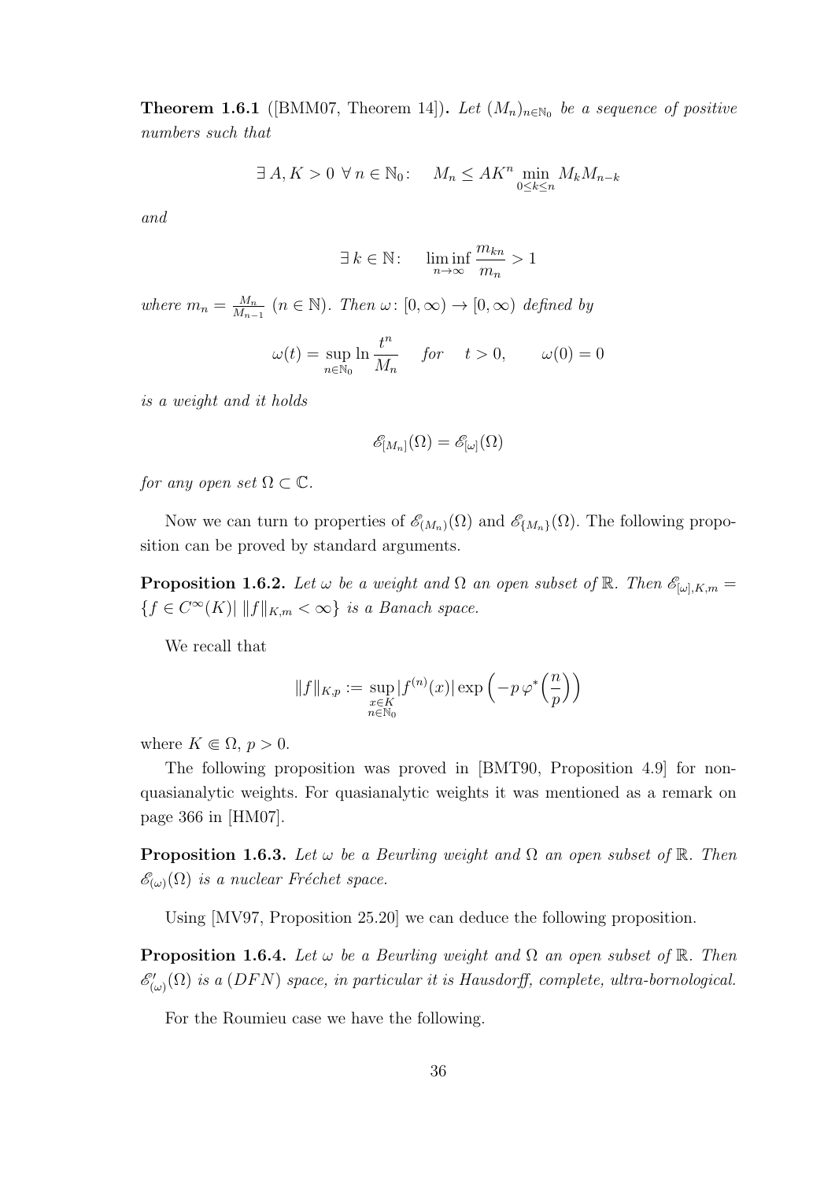**Theorem 1.6.1** ([BMM07, Theorem 14])**.** *Let $(M_n)_{n\in\mathbb{N}_0}$ be a sequence of positive numbers such that*

$$\exists\, A, K > 0 \;\forall\, n \in \mathbb{N}_0\colon \quad M_n \le AK^n \min_{0\le k\le n} M_k M_{n-k}$$

*and*

$$\exists\, k \in \mathbb{N}\colon \quad \liminf_{n\to\infty} \frac{m_{kn}}{m_n} > 1$$

*where $m_n = \frac{M_n}{M_{n-1}}$ $(n \in \mathbb{N})$. Then $\omega\colon [0,\infty) \to [0,\infty)$ defined by*

$$\omega(t) = \sup_{n\in\mathbb{N}_0} \ln \frac{t^n}{M_n} \quad \text{for} \quad t > 0, \qquad \omega(0) = 0$$

*is a weight and it holds*

$$\mathscr{E}_{[M_n]}(\Omega) = \mathscr{E}_{[\omega]}(\Omega)$$

*for any open set $\Omega \subset \mathbb{C}$.*

Now we can turn to properties of $\mathscr{E}_{(M_n)}(\Omega)$ and $\mathscr{E}_{\{M_n\}}(\Omega)$. The following proposition can be proved by standard arguments.

**Proposition 1.6.2.** *Let $\omega$ be a weight and $\Omega$ an open subset of $\mathbb{R}$. Then $\mathscr{E}_{[\omega],K,m} = \{f \in C^\infty(K) |\; \|f\|_{K,m} < \infty\}$ is a Banach space.*

We recall that

$$\|f\|_{K,p} := \sup_{\substack{x\in K\\ n\in\mathbb{N}_0}} |f^{(n)}(x)| \exp\left(-p\,\varphi^*\Big(\frac{n}{p}\Big)\right)$$

where $K \Subset \Omega$, $p > 0$.

The following proposition was proved in [BMT90, Proposition 4.9] for non-quasianalytic weights. For quasianalytic weights it was mentioned as a remark on page 366 in [HM07].

**Proposition 1.6.3.** *Let $\omega$ be a Beurling weight and $\Omega$ an open subset of $\mathbb{R}$. Then $\mathscr{E}_{(\omega)}(\Omega)$ is a nuclear Fréchet space.*

Using [MV97, Proposition 25.20] we can deduce the following proposition.

**Proposition 1.6.4.** *Let $\omega$ be a Beurling weight and $\Omega$ an open subset of $\mathbb{R}$. Then $\mathscr{E}'_{(\omega)}(\Omega)$ is a $(DFN)$ space, in particular it is Hausdorff, complete, ultra-bornological.*

For the Roumieu case we have the following.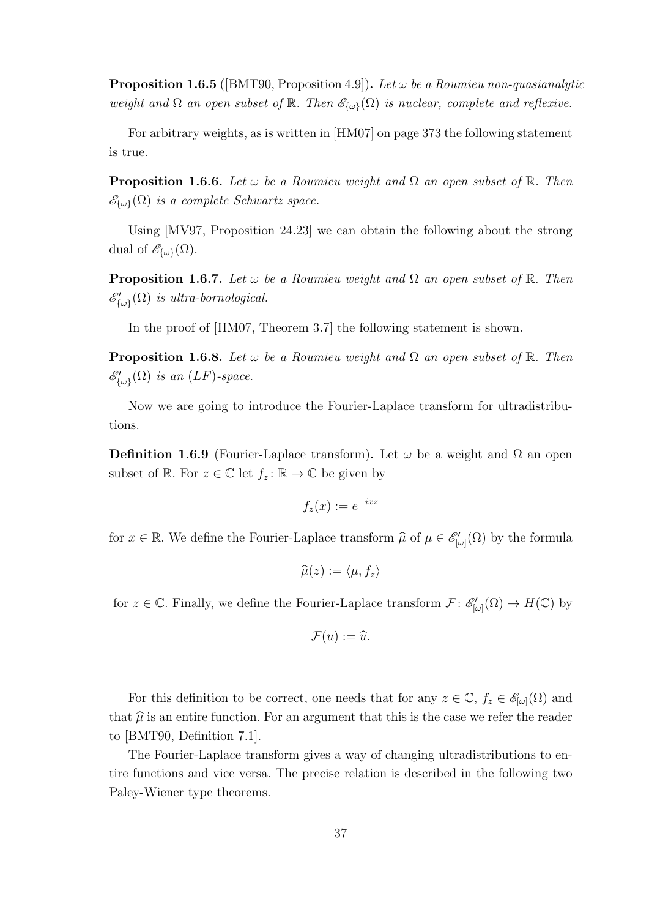**Proposition 1.6.5** ([BMT90, Proposition 4.9])**.** *Let $\omega$ be a Roumieu non-quasianalytic weight and $\Omega$ an open subset of $\mathbb{R}$. Then $\mathscr{E}_{\{\omega\}}(\Omega)$ is nuclear, complete and reflexive.*

For arbitrary weights, as is written in [HM07] on page 373 the following statement is true.

**Proposition 1.6.6.** *Let $\omega$ be a Roumieu weight and $\Omega$ an open subset of $\mathbb{R}$. Then $\mathscr{E}_{\{\omega\}}(\Omega)$ is a complete Schwartz space.*

Using [MV97, Proposition 24.23] we can obtain the following about the strong dual of $\mathscr{E}_{\{\omega\}}(\Omega)$.

**Proposition 1.6.7.** *Let $\omega$ be a Roumieu weight and $\Omega$ an open subset of $\mathbb{R}$. Then $\mathscr{E}'_{\{\omega\}}(\Omega)$ is ultra-bornological.*

In the proof of [HM07, Theorem 3.7] the following statement is shown.

**Proposition 1.6.8.** *Let $\omega$ be a Roumieu weight and $\Omega$ an open subset of $\mathbb{R}$. Then $\mathscr{E}'_{\{\omega\}}(\Omega)$ is an (LF)-space.*

Now we are going to introduce the Fourier-Laplace transform for ultradistributions.

**Definition 1.6.9** (Fourier-Laplace transform)**.** Let $\omega$ be a weight and $\Omega$ an open subset of $\mathbb{R}$. For $z \in \mathbb{C}$ let $f_z \colon \mathbb{R} \to \mathbb{C}$ be given by

$$f_z(x) := e^{-ixz}$$

for $x \in \mathbb{R}$. We define the Fourier-Laplace transform $\widehat{\mu}$ of $\mu \in \mathscr{E}'_{[\omega]}(\Omega)$ by the formula

$$\widehat{\mu}(z) := \langle \mu, f_z \rangle$$

for $z \in \mathbb{C}$. Finally, we define the Fourier-Laplace transform $\mathcal{F} \colon \mathscr{E}'_{[\omega]}(\Omega) \to H(\mathbb{C})$ by

$$\mathcal{F}(u) := \widehat{u}.$$

For this definition to be correct, one needs that for any $z \in \mathbb{C}$, $f_z \in \mathscr{E}_{[\omega]}(\Omega)$ and that $\widehat{\mu}$ is an entire function. For an argument that this is the case we refer the reader to [BMT90, Definition 7.1].

The Fourier-Laplace transform gives a way of changing ultradistributions to entire functions and vice versa. The precise relation is described in the following two Paley-Wiener type theorems.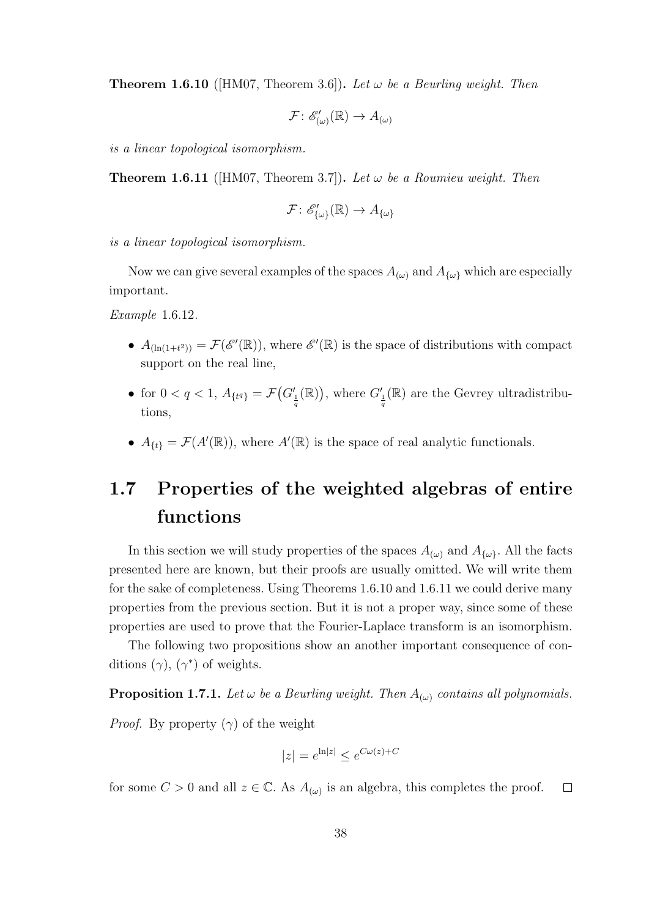**Theorem 1.6.10** ([HM07, Theorem 3.6])**.** *Let $\omega$ be a Beurling weight. Then*

$$\mathcal{F}\colon \mathscr{E}'_{(\omega)}(\mathbb{R}) \to A_{(\omega)}$$

*is a linear topological isomorphism.*

**Theorem 1.6.11** ([HM07, Theorem 3.7])**.** *Let $\omega$ be a Roumieu weight. Then*

$$\mathcal{F}\colon \mathscr{E}'_{\{\omega\}}(\mathbb{R}) \to A_{\{\omega\}}$$

*is a linear topological isomorphism.*

Now we can give several examples of the spaces $A_{(\omega)}$ and $A_{\{\omega\}}$ which are especially important.

*Example* 1.6.12.

- $A_{(\ln(1+t^2))} = \mathcal{F}(\mathscr{E}'(\mathbb{R}))$, where $\mathscr{E}'(\mathbb{R})$ is the space of distributions with compact support on the real line,
- for $0 < q < 1$, $A_{\{t^q\}} = \mathcal{F}\big(G'_{\frac{1}{q}}(\mathbb{R})\big)$, where $G'_{\frac{1}{q}}(\mathbb{R})$ are the Gevrey ultradistributions,
- $A_{\{t\}} = \mathcal{F}(A'(\mathbb{R}))$, where $A'(\mathbb{R})$ is the space of real analytic functionals.

## 1.7 Properties of the weighted algebras of entire functions

In this section we will study properties of the spaces $A_{(\omega)}$ and $A_{\{\omega\}}$. All the facts presented here are known, but their proofs are usually omitted. We will write them for the sake of completeness. Using Theorems 1.6.10 and 1.6.11 we could derive many properties from the previous section. But it is not a proper way, since some of these properties are used to prove that the Fourier-Laplace transform is an isomorphism.

The following two propositions show an another important consequence of conditions $(\gamma)$, $(\gamma^*)$ of weights.

**Proposition 1.7.1.** *Let $\omega$ be a Beurling weight. Then $A_{(\omega)}$ contains all polynomials.*

*Proof.* By property $(\gamma)$ of the weight

$$|z| = e^{\ln|z|} \leq e^{C\omega(z)+C}$$

for some $C > 0$ and all $z \in \mathbb{C}$. As $A_{(\omega)}$ is an algebra, this completes the proof. $\square$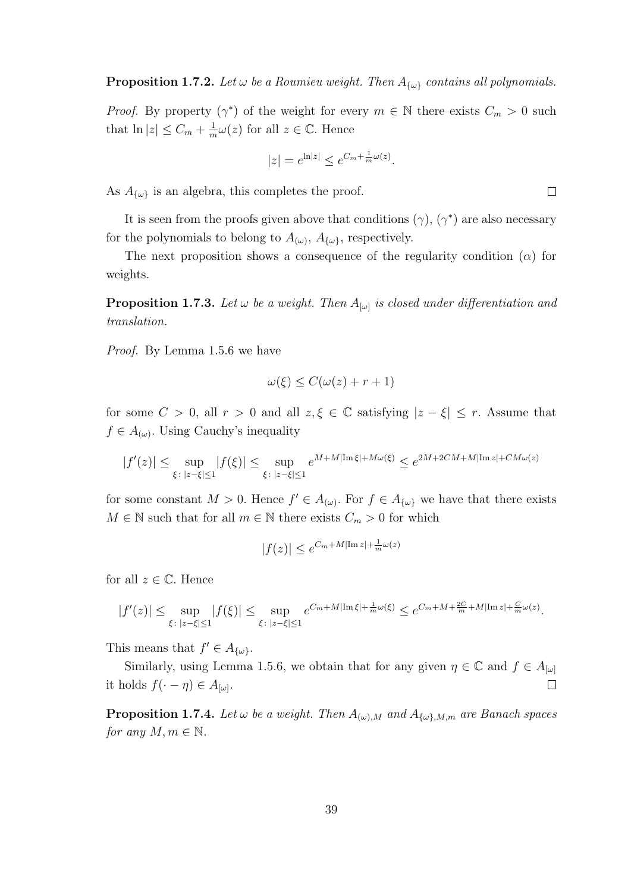**Proposition 1.7.2.** *Let $\omega$ be a Roumieu weight. Then $A_{\{\omega\}}$ contains all polynomials.*

*Proof.* By property $(\gamma^*)$ of the weight for every $m \in \mathbb{N}$ there exists $C_m > 0$ such that $\ln|z| \leq C_m + \frac{1}{m}\omega(z)$ for all $z \in \mathbb{C}$. Hence

$$|z| = e^{\ln|z|} \leq e^{C_m + \frac{1}{m}\omega(z)}.$$

As $A_{\{\omega\}}$ is an algebra, this completes the proof. $\square$

It is seen from the proofs given above that conditions $(\gamma)$, $(\gamma^*)$ are also necessary for the polynomials to belong to $A_{(\omega)}$, $A_{\{\omega\}}$, respectively.

The next proposition shows a consequence of the regularity condition $(\alpha)$ for weights.

**Proposition 1.7.3.** *Let $\omega$ be a weight. Then $A_{[\omega]}$ is closed under differentiation and translation.*

*Proof.* By Lemma 1.5.6 we have

$$\omega(\xi) \leq C(\omega(z) + r + 1)$$

for some $C > 0$, all $r > 0$ and all $z, \xi \in \mathbb{C}$ satisfying $|z - \xi| \leq r$. Assume that $f \in A_{(\omega)}$. Using Cauchy's inequality

$$|f'(z)| \leq \sup_{\xi\colon |z-\xi|\leq 1} |f(\xi)| \leq \sup_{\xi\colon |z-\xi|\leq 1} e^{M + M|\operatorname{Im}\xi| + M\omega(\xi)} \leq e^{2M + 2CM + M|\operatorname{Im} z| + CM\omega(z)}$$

for some constant $M > 0$. Hence $f' \in A_{(\omega)}$. For $f \in A_{\{\omega\}}$ we have that there exists $M \in \mathbb{N}$ such that for all $m \in \mathbb{N}$ there exists $C_m > 0$ for which

$$|f(z)| \leq e^{C_m + M|\operatorname{Im} z| + \frac{1}{m}\omega(z)}$$

for all $z \in \mathbb{C}$. Hence

$$|f'(z)| \leq \sup_{\xi\colon |z-\xi|\leq 1} |f(\xi)| \leq \sup_{\xi\colon |z-\xi|\leq 1} e^{C_m + M|\operatorname{Im}\xi| + \frac{1}{m}\omega(\xi)} \leq e^{C_m + M + \frac{2C}{m} + M|\operatorname{Im} z| + \frac{C}{m}\omega(z)}.$$

This means that $f' \in A_{\{\omega\}}$.

Similarly, using Lemma 1.5.6, we obtain that for any given $\eta \in \mathbb{C}$ and $f \in A_{[\omega]}$ it holds $f(\cdot - \eta) \in A_{[\omega]}$. $\square$

**Proposition 1.7.4.** *Let $\omega$ be a weight. Then $A_{(\omega),M}$ and $A_{\{\omega\},M,m}$ are Banach spaces for any $M, m \in \mathbb{N}$.*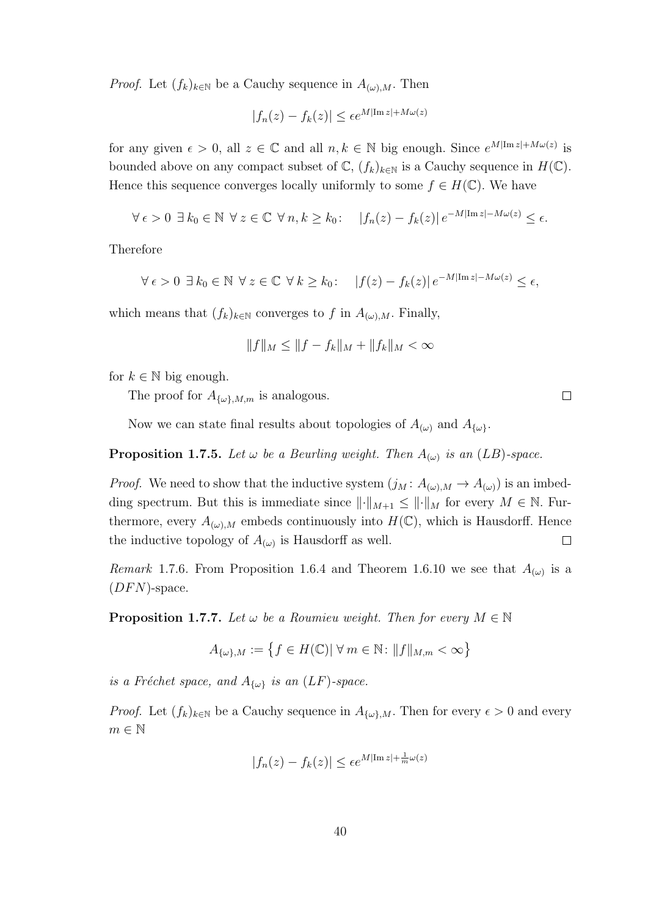*Proof.* Let $(f_k)_{k\in\mathbb{N}}$ be a Cauchy sequence in $A_{(\omega),M}$. Then

$$|f_n(z) - f_k(z)| \leq \epsilon e^{M|\mathrm{Im}\, z| + M\omega(z)}$$

for any given $\epsilon > 0$, all $z \in \mathbb{C}$ and all $n, k \in \mathbb{N}$ big enough. Since $e^{M|\mathrm{Im}\, z|+M\omega(z)}$ is bounded above on any compact subset of $\mathbb{C}$, $(f_k)_{k\in\mathbb{N}}$ is a Cauchy sequence in $H(\mathbb{C})$. Hence this sequence converges locally uniformly to some $f \in H(\mathbb{C})$. We have

$$\forall\, \epsilon > 0 \;\exists\, k_0 \in \mathbb{N} \;\forall\, z \in \mathbb{C} \;\forall\, n, k \geq k_0\colon \quad |f_n(z) - f_k(z)|\, e^{-M|\mathrm{Im}\, z| - M\omega(z)} \leq \epsilon.$$

Therefore

$$\forall\, \epsilon > 0 \;\exists\, k_0 \in \mathbb{N} \;\forall\, z \in \mathbb{C} \;\forall\, k \geq k_0\colon \quad |f(z) - f_k(z)|\, e^{-M|\mathrm{Im}\, z| - M\omega(z)} \leq \epsilon,$$

which means that $(f_k)_{k\in\mathbb{N}}$ converges to $f$ in $A_{(\omega),M}$. Finally,

$$\|f\|_M \leq \|f - f_k\|_M + \|f_k\|_M < \infty$$

for $k \in \mathbb{N}$ big enough.

The proof for $A_{\{\omega\},M,m}$ is analogous. $\square$

Now we can state final results about topologies of $A_{(\omega)}$ and $A_{\{\omega\}}$.

**Proposition 1.7.5.** *Let $\omega$ be a Beurling weight. Then $A_{(\omega)}$ is an $(LB)$-space.*

*Proof.* We need to show that the inductive system $(j_M\colon A_{(\omega),M} \to A_{(\omega)})$ is an imbedding spectrum. But this is immediate since $\|\cdot\|_{M+1} \leq \|\cdot\|_M$ for every $M \in \mathbb{N}$. Furthermore, every $A_{(\omega),M}$ embeds continuously into $H(\mathbb{C})$, which is Hausdorff. Hence the inductive topology of $A_{(\omega)}$ is Hausdorff as well. $\square$

*Remark* 1.7.6. From Proposition 1.6.4 and Theorem 1.6.10 we see that $A_{(\omega)}$ is a $(DFN)$-space.

**Proposition 1.7.7.** *Let $\omega$ be a Roumieu weight. Then for every $M \in \mathbb{N}$*

$$A_{\{\omega\},M} := \left\{ f \in H(\mathbb{C}) \middle|\, \forall\, m \in \mathbb{N}\colon \|f\|_{M,m} < \infty \right\}$$

*is a Fréchet space, and $A_{\{\omega\}}$ is an $(LF)$-space.*

*Proof.* Let $(f_k)_{k\in\mathbb{N}}$ be a Cauchy sequence in $A_{\{\omega\},M}$. Then for every $\epsilon > 0$ and every $m \in \mathbb{N}$

$$|f_n(z) - f_k(z)| \leq \epsilon e^{M|\mathrm{Im}\, z| + \frac{1}{m}\omega(z)}$$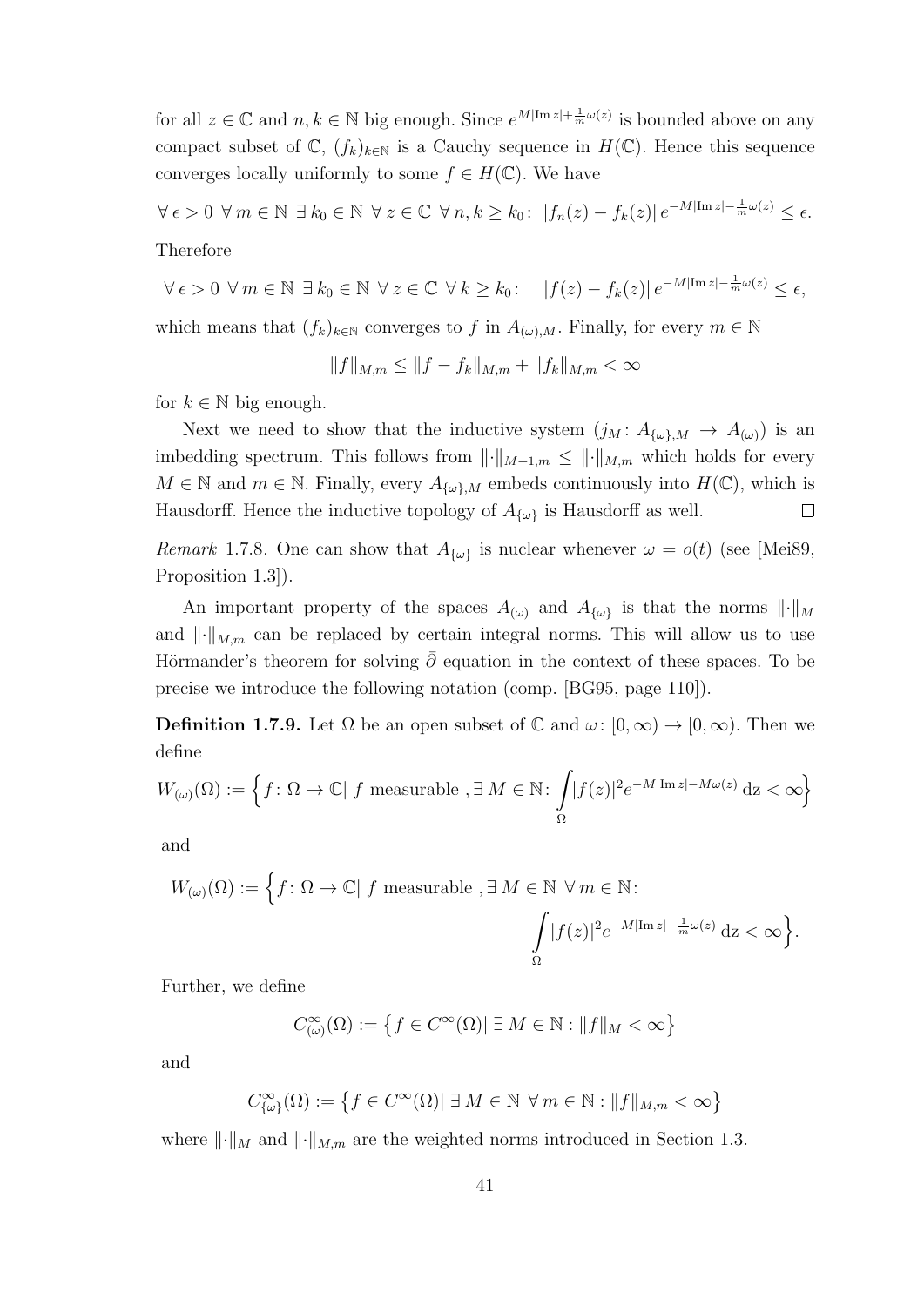for all $z \in \mathbb{C}$ and $n, k \in \mathbb{N}$ big enough. Since $e^{M|\operatorname{Im} z|+\frac{1}{m}\omega(z)}$ is bounded above on any compact subset of $\mathbb{C}$, $(f_k)_{k\in\mathbb{N}}$ is a Cauchy sequence in $H(\mathbb{C})$. Hence this sequence converges locally uniformly to some $f \in H(\mathbb{C})$. We have

$$\forall\, \epsilon > 0\ \forall\, m \in \mathbb{N}\ \exists\, k_0 \in \mathbb{N}\ \forall\, z \in \mathbb{C}\ \forall\, n, k \geq k_0\colon\ |f_n(z) - f_k(z)|\, e^{-M|\operatorname{Im} z|-\frac{1}{m}\omega(z)} \leq \epsilon.$$

Therefore

$$\forall\, \epsilon > 0\ \forall\, m \in \mathbb{N}\ \exists\, k_0 \in \mathbb{N}\ \forall\, z \in \mathbb{C}\ \forall\, k \geq k_0\colon\quad |f(z) - f_k(z)|\, e^{-M|\operatorname{Im} z|-\frac{1}{m}\omega(z)} \leq \epsilon,$$

which means that $(f_k)_{k\in\mathbb{N}}$ converges to $f$ in $A_{(\omega),M}$. Finally, for every $m \in \mathbb{N}$

$$\|f\|_{M,m} \leq \|f - f_k\|_{M,m} + \|f_k\|_{M,m} < \infty$$

for $k \in \mathbb{N}$ big enough.

Next we need to show that the inductive system $(j_M\colon A_{\{\omega\},M} \to A_{(\omega)})$ is an imbedding spectrum. This follows from $\|\cdot\|_{M+1,m} \leq \|\cdot\|_{M,m}$ which holds for every $M \in \mathbb{N}$ and $m \in \mathbb{N}$. Finally, every $A_{\{\omega\},M}$ embeds continuously into $H(\mathbb{C})$, which is Hausdorff. Hence the inductive topology of $A_{\{\omega\}}$ is Hausdorff as well. □

*Remark* 1.7.8. One can show that $A_{\{\omega\}}$ is nuclear whenever $\omega = o(t)$ (see [Mei89, Proposition 1.3]).

An important property of the spaces $A_{(\omega)}$ and $A_{\{\omega\}}$ is that the norms $\|\cdot\|_M$ and $\|\cdot\|_{M,m}$ can be replaced by certain integral norms. This will allow us to use Hörmander's theorem for solving $\bar\partial$ equation in the context of these spaces. To be precise we introduce the following notation (comp. [BG95, page 110]).

**Definition 1.7.9.** Let $\Omega$ be an open subset of $\mathbb{C}$ and $\omega\colon [0,\infty) \to [0,\infty)$. Then we define

$$W_{(\omega)}(\Omega) := \Big\{ f\colon \Omega \to \mathbb{C}|\ f \text{ measurable },\exists\, M \in \mathbb{N}\colon \int_\Omega |f(z)|^2 e^{-M|\operatorname{Im} z|-M\omega(z)}\,\mathrm{d}z < \infty \Big\}$$

and

$$W_{(\omega)}(\Omega) := \Big\{ f\colon \Omega \to \mathbb{C}|\ f \text{ measurable },\exists\, M \in \mathbb{N}\ \forall\, m \in \mathbb{N}\colon \int_\Omega |f(z)|^2 e^{-M|\operatorname{Im} z|-\frac{1}{m}\omega(z)}\,\mathrm{d}z < \infty \Big\}.$$

Further, we define

$$C^\infty_{(\omega)}(\Omega) := \big\{ f \in C^\infty(\Omega)|\ \exists\, M \in \mathbb{N} : \|f\|_M < \infty \big\}$$

and

$$C^\infty_{\{\omega\}}(\Omega) := \big\{ f \in C^\infty(\Omega)|\ \exists\, M \in \mathbb{N}\ \forall\, m \in \mathbb{N} : \|f\|_{M,m} < \infty \big\}$$

where $\|\cdot\|_M$ and $\|\cdot\|_{M,m}$ are the weighted norms introduced in Section 1.3.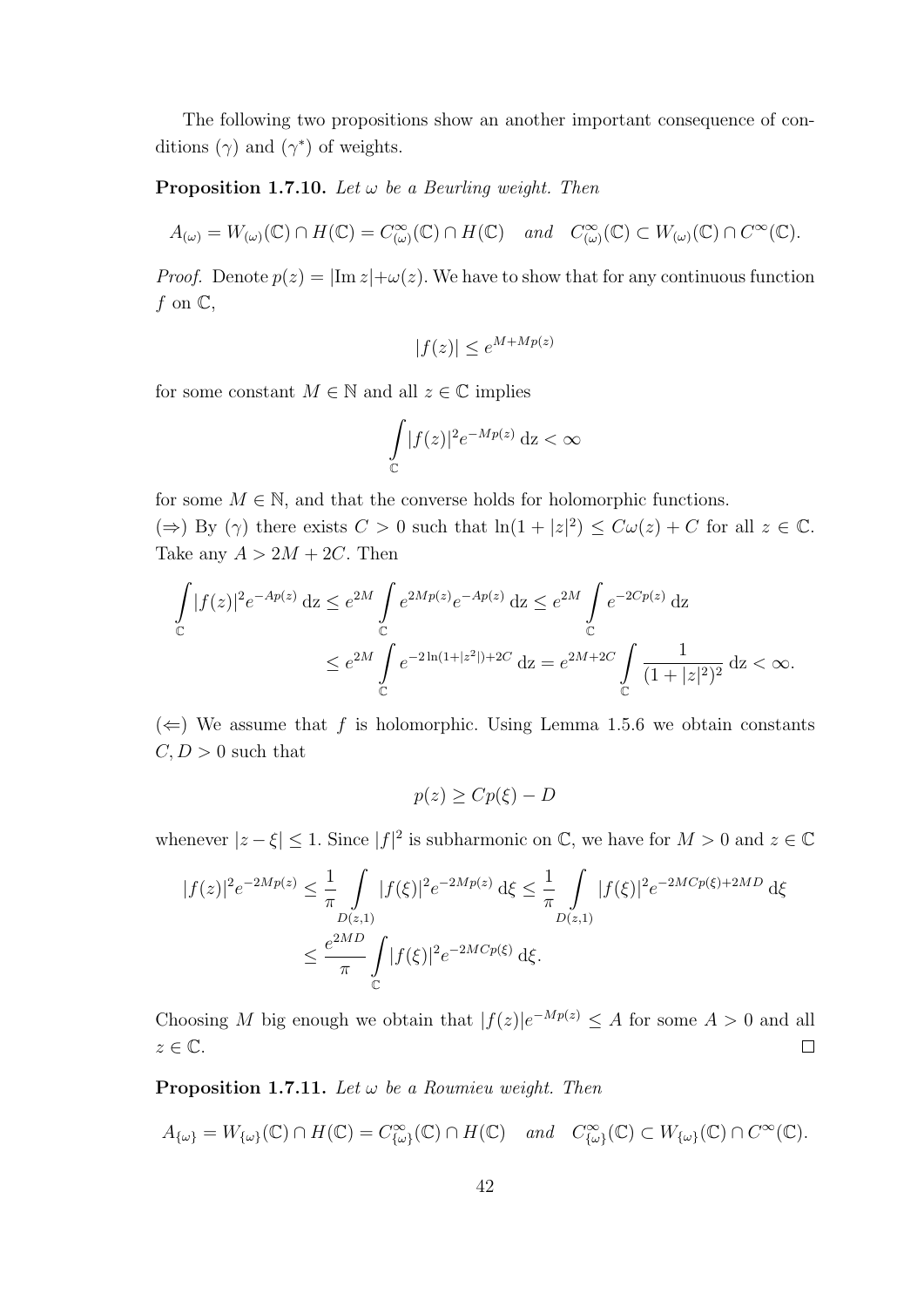The following two propositions show an another important consequence of conditions $(\gamma)$ and $(\gamma^*)$ of weights.

**Proposition 1.7.10.** *Let $\omega$ be a Beurling weight. Then*

$$A_{(\omega)} = W_{(\omega)}(\mathbb{C}) \cap H(\mathbb{C}) = C^\infty_{(\omega)}(\mathbb{C}) \cap H(\mathbb{C}) \quad \textit{and} \quad C^\infty_{(\omega)}(\mathbb{C}) \subset W_{(\omega)}(\mathbb{C}) \cap C^\infty(\mathbb{C}).$$

*Proof.* Denote $p(z) = |\mathrm{Im}\, z| + \omega(z)$. We have to show that for any continuous function $f$ on $\mathbb{C}$,

$$|f(z)| \leq e^{M + Mp(z)}$$

for some constant $M \in \mathbb{N}$ and all $z \in \mathbb{C}$ implies

$$\int_{\mathbb{C}} |f(z)|^2 e^{-Mp(z)} \, \mathrm{dz} < \infty$$

for some $M \in \mathbb{N}$, and that the converse holds for holomorphic functions.

$(\Rightarrow)$ By $(\gamma)$ there exists $C > 0$ such that $\ln(1 + |z|^2) \leq C\omega(z) + C$ for all $z \in \mathbb{C}$. Take any $A > 2M + 2C$. Then

$$\begin{aligned}
\int_{\mathbb{C}} |f(z)|^2 e^{-Ap(z)} \, \mathrm{dz} &\leq e^{2M} \int_{\mathbb{C}} e^{2Mp(z)} e^{-Ap(z)} \, \mathrm{dz} \leq e^{2M} \int_{\mathbb{C}} e^{-2Cp(z)} \, \mathrm{dz} \\
&\leq e^{2M} \int_{\mathbb{C}} e^{-2\ln(1+|z^2|)+2C} \, \mathrm{dz} = e^{2M+2C} \int_{\mathbb{C}} \frac{1}{(1 + |z|^2)^2} \, \mathrm{dz} < \infty.
\end{aligned}$$

$(\Leftarrow)$ We assume that $f$ is holomorphic. Using Lemma 1.5.6 we obtain constants $C, D > 0$ such that

$$p(z) \geq Cp(\xi) - D$$

whenever $|z - \xi| \leq 1$. Since $|f|^2$ is subharmonic on $\mathbb{C}$, we have for $M > 0$ and $z \in \mathbb{C}$

$$\begin{aligned}
|f(z)|^2 e^{-2Mp(z)} &\leq \frac{1}{\pi} \int_{D(z,1)} |f(\xi)|^2 e^{-2Mp(z)} \, \mathrm{d}\xi \leq \frac{1}{\pi} \int_{D(z,1)} |f(\xi)|^2 e^{-2MCp(\xi)+2MD} \, \mathrm{d}\xi \\
&\leq \frac{e^{2MD}}{\pi} \int_{\mathbb{C}} |f(\xi)|^2 e^{-2MCp(\xi)} \, \mathrm{d}\xi.
\end{aligned}$$

Choosing $M$ big enough we obtain that $|f(z)| e^{-Mp(z)} \leq A$ for some $A > 0$ and all $z \in \mathbb{C}$. $\square$

**Proposition 1.7.11.** *Let $\omega$ be a Roumieu weight. Then*

$$A_{\{\omega\}} = W_{\{\omega\}}(\mathbb{C}) \cap H(\mathbb{C}) = C^\infty_{\{\omega\}}(\mathbb{C}) \cap H(\mathbb{C}) \quad \textit{and} \quad C^\infty_{\{\omega\}}(\mathbb{C}) \subset W_{\{\omega\}}(\mathbb{C}) \cap C^\infty(\mathbb{C}).$$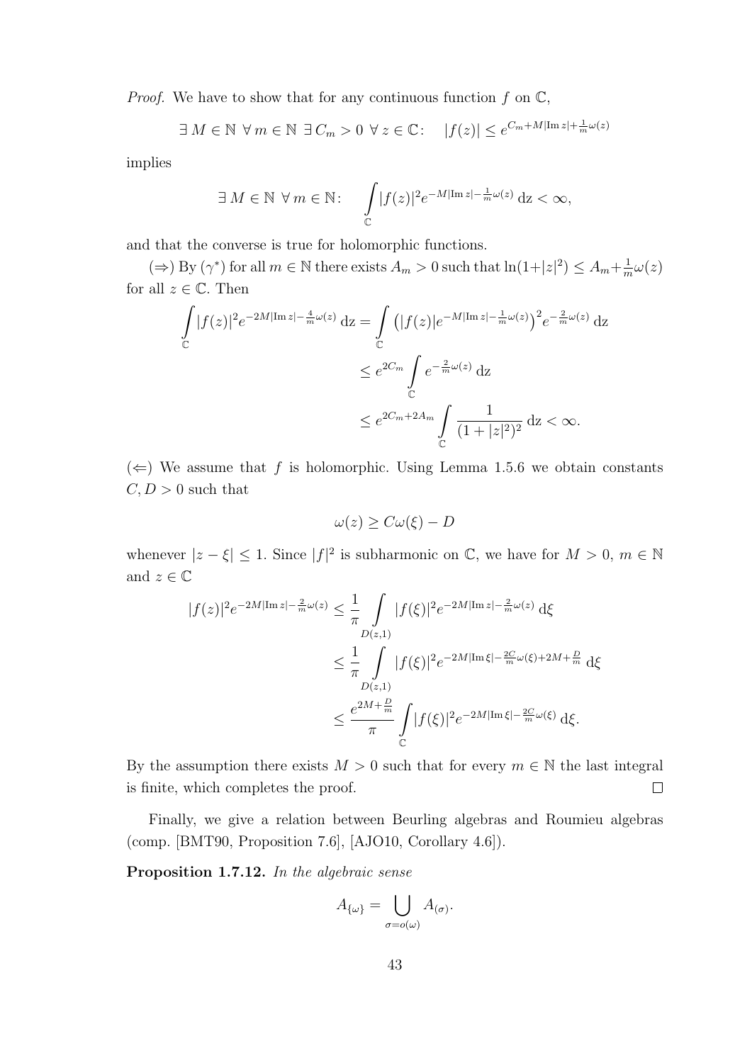*Proof.* We have to show that for any continuous function $f$ on $\mathbb{C}$,

$$\exists\, M \in \mathbb{N}\ \forall\, m \in \mathbb{N}\ \exists\, C_m > 0\ \forall\, z \in \mathbb{C}\colon \quad |f(z)| \le e^{C_m + M|\operatorname{Im} z| + \frac{1}{m}\omega(z)}$$

implies

$$\exists\, M \in \mathbb{N}\ \forall\, m \in \mathbb{N}\colon \quad \int_{\mathbb{C}} |f(z)|^2 e^{-M|\operatorname{Im} z| - \frac{1}{m}\omega(z)}\, \mathrm{dz} < \infty,$$

and that the converse is true for holomorphic functions.

($\Rightarrow$) By $(\gamma^*)$ for all $m \in \mathbb{N}$ there exists $A_m > 0$ such that $\ln(1+|z|^2) \le A_m + \frac{1}{m}\omega(z)$ for all $z \in \mathbb{C}$. Then

$$\begin{aligned}
\int_{\mathbb{C}} |f(z)|^2 e^{-2M|\operatorname{Im} z| - \frac{4}{m}\omega(z)}\, \mathrm{dz} &= \int_{\mathbb{C}} \left(|f(z)| e^{-M|\operatorname{Im} z| - \frac{1}{m}\omega(z)}\right)^2 e^{-\frac{2}{m}\omega(z)}\, \mathrm{dz} \\
&\le e^{2C_m} \int_{\mathbb{C}} e^{-\frac{2}{m}\omega(z)}\, \mathrm{dz} \\
&\le e^{2C_m + 2A_m} \int_{\mathbb{C}} \frac{1}{(1+|z|^2)^2}\, \mathrm{dz} < \infty.
\end{aligned}$$

($\Leftarrow$) We assume that $f$ is holomorphic. Using Lemma 1.5.6 we obtain constants $C, D > 0$ such that

$$\omega(z) \ge C\omega(\xi) - D$$

whenever $|z - \xi| \le 1$. Since $|f|^2$ is subharmonic on $\mathbb{C}$, we have for $M > 0$, $m \in \mathbb{N}$ and $z \in \mathbb{C}$

$$\begin{aligned}
|f(z)|^2 e^{-2M|\operatorname{Im} z| - \frac{2}{m}\omega(z)} &\le \frac{1}{\pi} \int_{D(z,1)} |f(\xi)|^2 e^{-2M|\operatorname{Im} z| - \frac{2}{m}\omega(z)}\, \mathrm{d}\xi \\
&\le \frac{1}{\pi} \int_{D(z,1)} |f(\xi)|^2 e^{-2M|\operatorname{Im} \xi| - \frac{2C}{m}\omega(\xi) + 2M + \frac{D}{m}}\, \mathrm{d}\xi \\
&\le \frac{e^{2M + \frac{D}{m}}}{\pi} \int_{\mathbb{C}} |f(\xi)|^2 e^{-2M|\operatorname{Im} \xi| - \frac{2C}{m}\omega(\xi)}\, \mathrm{d}\xi.
\end{aligned}$$

By the assumption there exists $M > 0$ such that for every $m \in \mathbb{N}$ the last integral is finite, which completes the proof. $\square$

Finally, we give a relation between Beurling algebras and Roumieu algebras (comp. [BMT90, Proposition 7.6], [AJO10, Corollary 4.6]).

**Proposition 1.7.12.** *In the algebraic sense*

$$A_{\{\omega\}} = \bigcup_{\sigma = o(\omega)} A_{(\sigma)}.$$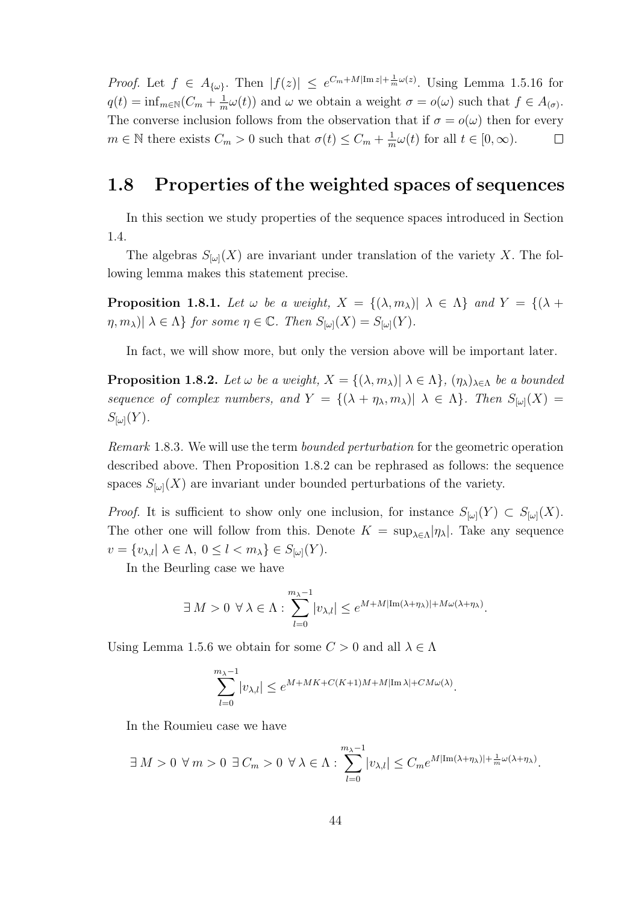*Proof.* Let $f \in A_{\{\omega\}}$. Then $|f(z)| \leq e^{C_m + M|\mathrm{Im}\, z| + \frac{1}{m}\omega(z)}$. Using Lemma 1.5.16 for $q(t) = \inf_{m\in\mathbb{N}}(C_m + \frac{1}{m}\omega(t))$ and $\omega$ we obtain a weight $\sigma = o(\omega)$ such that $f \in A_{(\sigma)}$. The converse inclusion follows from the observation that if $\sigma = o(\omega)$ then for every $m \in \mathbb{N}$ there exists $C_m > 0$ such that $\sigma(t) \leq C_m + \frac{1}{m}\omega(t)$ for all $t \in [0, \infty)$. $\square$

## 1.8 Properties of the weighted spaces of sequences

In this section we study properties of the sequence spaces introduced in Section 1.4.

The algebras $S_{[\omega]}(X)$ are invariant under translation of the variety $X$. The following lemma makes this statement precise.

**Proposition 1.8.1.** *Let $\omega$ be a weight, $X = \{(\lambda, m_\lambda)|\ \lambda \in \Lambda\}$ and $Y = \{(\lambda + \eta, m_\lambda)|\ \lambda \in \Lambda\}$ for some $\eta \in \mathbb{C}$. Then $S_{[\omega]}(X) = S_{[\omega]}(Y)$.*

In fact, we will show more, but only the version above will be important later.

**Proposition 1.8.2.** *Let $\omega$ be a weight, $X = \{(\lambda, m_\lambda)|\ \lambda \in \Lambda\}$, $(\eta_\lambda)_{\lambda\in\Lambda}$ be a bounded sequence of complex numbers, and $Y = \{(\lambda + \eta_\lambda, m_\lambda)|\ \lambda \in \Lambda\}$. Then $S_{[\omega]}(X) = S_{[\omega]}(Y)$.*

*Remark* 1.8.3. We will use the term *bounded perturbation* for the geometric operation described above. Then Proposition 1.8.2 can be rephrased as follows: the sequence spaces $S_{[\omega]}(X)$ are invariant under bounded perturbations of the variety.

*Proof.* It is sufficient to show only one inclusion, for instance $S_{[\omega]}(Y) \subset S_{[\omega]}(X)$. The other one will follow from this. Denote $K = \sup_{\lambda\in\Lambda}|\eta_\lambda|$. Take any sequence $v = \{v_{\lambda,l}|\ \lambda \in \Lambda,\ 0 \leq l < m_\lambda\} \in S_{[\omega]}(Y)$.

In the Beurling case we have

$$\exists\, M > 0\ \forall\, \lambda \in \Lambda : \sum_{l=0}^{m_\lambda - 1} |v_{\lambda,l}| \leq e^{M + M|\mathrm{Im}(\lambda+\eta_\lambda)| + M\omega(\lambda+\eta_\lambda)}.$$

Using Lemma 1.5.6 we obtain for some $C > 0$ and all $\lambda \in \Lambda$

$$\sum_{l=0}^{m_\lambda - 1} |v_{\lambda,l}| \leq e^{M + MK + C(K+1)M + M|\mathrm{Im}\,\lambda| + CM\omega(\lambda)}.$$

In the Roumieu case we have

$$\exists\, M > 0\ \forall\, m > 0\ \exists\, C_m > 0\ \forall\, \lambda \in \Lambda : \sum_{l=0}^{m_\lambda - 1} |v_{\lambda,l}| \leq C_m e^{M|\mathrm{Im}(\lambda+\eta_\lambda)| + \frac{1}{m}\omega(\lambda+\eta_\lambda)}.$$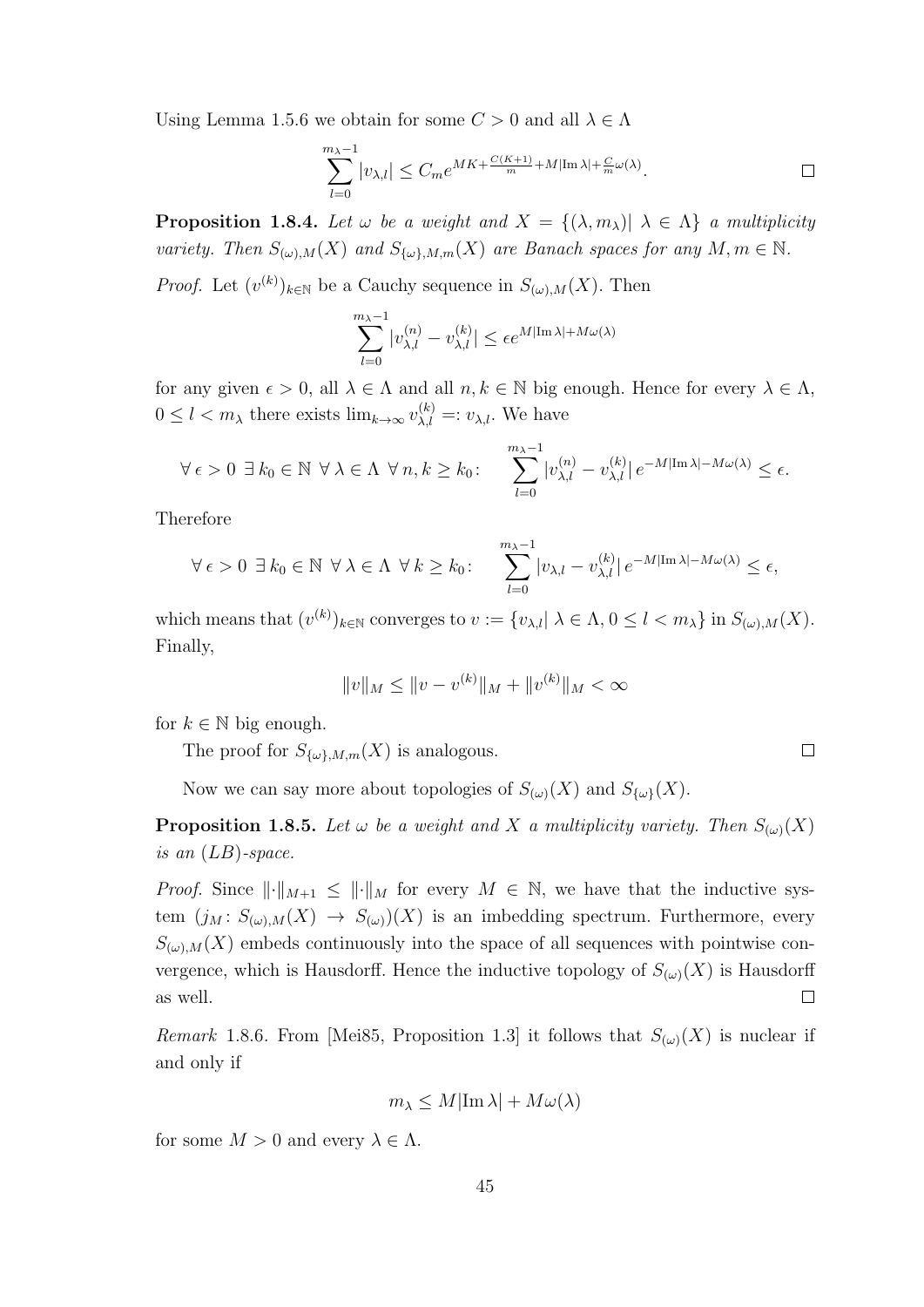Using Lemma 1.5.6 we obtain for some $C > 0$ and all $\lambda \in \Lambda$

$$\sum_{l=0}^{m_\lambda - 1} |v_{\lambda,l}| \leq C_m e^{MK + \frac{C(K+1)}{m} + M|\mathrm{Im}\,\lambda| + \frac{C}{m}\omega(\lambda)}.$$

□

**Proposition 1.8.4.** *Let $\omega$ be a weight and $X = \{(\lambda, m_\lambda)|\ \lambda \in \Lambda\}$ a multiplicity variety. Then $S_{(\omega),M}(X)$ and $S_{\{\omega\},M,m}(X)$ are Banach spaces for any $M, m \in \mathbb{N}$.*

*Proof.* Let $(v^{(k)})_{k\in\mathbb{N}}$ be a Cauchy sequence in $S_{(\omega),M}(X)$. Then

$$\sum_{l=0}^{m_\lambda - 1} |v_{\lambda,l}^{(n)} - v_{\lambda,l}^{(k)}| \leq \epsilon e^{M|\mathrm{Im}\,\lambda| + M\omega(\lambda)}$$

for any given $\epsilon > 0$, all $\lambda \in \Lambda$ and all $n, k \in \mathbb{N}$ big enough. Hence for every $\lambda \in \Lambda$, $0 \leq l < m_\lambda$ there exists $\lim_{k\to\infty} v_{\lambda,l}^{(k)} =: v_{\lambda,l}$. We have

$$\forall\, \epsilon > 0\ \exists\, k_0 \in \mathbb{N}\ \forall\, \lambda \in \Lambda\ \forall\, n, k \geq k_0\colon \quad \sum_{l=0}^{m_\lambda - 1} |v_{\lambda,l}^{(n)} - v_{\lambda,l}^{(k)}|\, e^{-M|\mathrm{Im}\,\lambda| - M\omega(\lambda)} \leq \epsilon.$$

Therefore

$$\forall\, \epsilon > 0\ \exists\, k_0 \in \mathbb{N}\ \forall\, \lambda \in \Lambda\ \forall\, k \geq k_0\colon \quad \sum_{l=0}^{m_\lambda - 1} |v_{\lambda,l} - v_{\lambda,l}^{(k)}|\, e^{-M|\mathrm{Im}\,\lambda| - M\omega(\lambda)} \leq \epsilon,$$

which means that $(v^{(k)})_{k\in\mathbb{N}}$ converges to $v := \{v_{\lambda,l}|\ \lambda \in \Lambda, 0 \leq l < m_\lambda\}$ in $S_{(\omega),M}(X)$. Finally,

$$\|v\|_M \leq \|v - v^{(k)}\|_M + \|v^{(k)}\|_M < \infty$$

for $k \in \mathbb{N}$ big enough.

The proof for $S_{\{\omega\},M,m}(X)$ is analogous. □

Now we can say more about topologies of $S_{(\omega)}(X)$ and $S_{\{\omega\}}(X)$.

**Proposition 1.8.5.** *Let $\omega$ be a weight and $X$ a multiplicity variety. Then $S_{(\omega)}(X)$ is an $(LB)$-space.*

*Proof.* Since $\|\cdot\|_{M+1} \leq \|\cdot\|_M$ for every $M \in \mathbb{N}$, we have that the inductive system $(j_M\colon S_{(\omega),M}(X) \to S_{(\omega)})(X)$ is an imbedding spectrum. Furthermore, every $S_{(\omega),M}(X)$ embeds continuously into the space of all sequences with pointwise convergence, which is Hausdorff. Hence the inductive topology of $S_{(\omega)}(X)$ is Hausdorff as well. □

*Remark* 1.8.6. From [Mei85, Proposition 1.3] it follows that $S_{(\omega)}(X)$ is nuclear if and only if

$$m_\lambda \leq M|\mathrm{Im}\,\lambda| + M\omega(\lambda)$$

for some $M > 0$ and every $\lambda \in \Lambda$.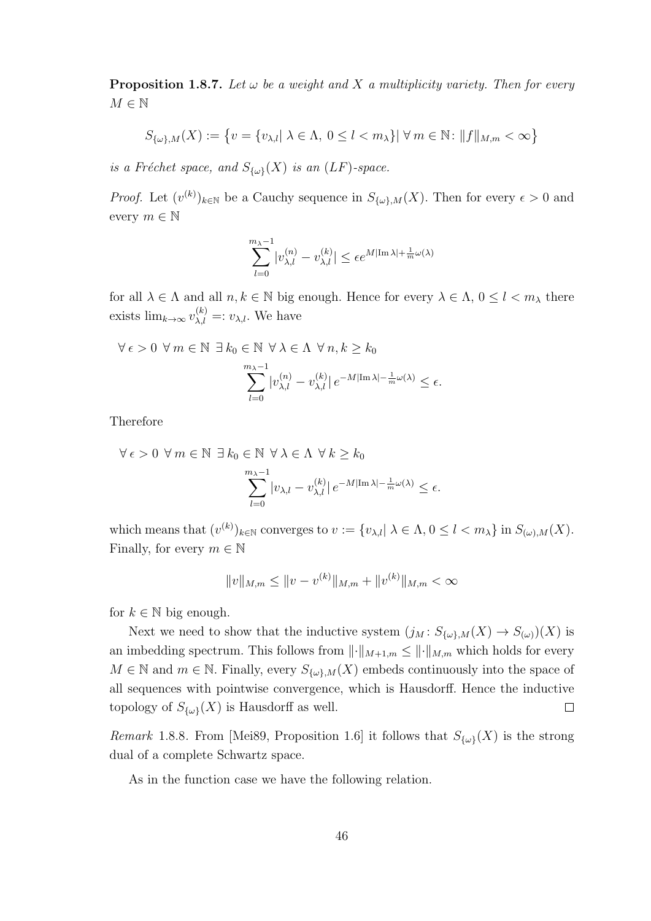**Proposition 1.8.7.** *Let $\omega$ be a weight and $X$ a multiplicity variety. Then for every $M \in \mathbb{N}$*

$$S_{\{\omega\},M}(X) := \left\{ v = \{v_{\lambda,l} |\ \lambda \in \Lambda,\ 0 \leq l < m_\lambda\} |\ \forall\, m \in \mathbb{N} \colon \|f\|_{M,m} < \infty \right\}$$

*is a Fréchet space, and $S_{\{\omega\}}(X)$ is an $(LF)$-space.*

*Proof.* Let $(v^{(k)})_{k\in\mathbb{N}}$ be a Cauchy sequence in $S_{\{\omega\},M}(X)$. Then for every $\epsilon > 0$ and every $m \in \mathbb{N}$

$$\sum_{l=0}^{m_\lambda - 1} |v_{\lambda,l}^{(n)} - v_{\lambda,l}^{(k)}| \leq \epsilon e^{M|\mathrm{Im}\,\lambda| + \frac{1}{m}\omega(\lambda)}$$

for all $\lambda \in \Lambda$ and all $n, k \in \mathbb{N}$ big enough. Hence for every $\lambda \in \Lambda$, $0 \leq l < m_\lambda$ there exists $\lim_{k\to\infty} v_{\lambda,l}^{(k)} =: v_{\lambda,l}$. We have

$$\forall\, \epsilon > 0\ \forall\, m \in \mathbb{N}\ \exists\, k_0 \in \mathbb{N}\ \forall\, \lambda \in \Lambda\ \forall\, n, k \geq k_0$$
$$\sum_{l=0}^{m_\lambda - 1} |v_{\lambda,l}^{(n)} - v_{\lambda,l}^{(k)}|\, e^{-M|\mathrm{Im}\,\lambda| - \frac{1}{m}\omega(\lambda)} \leq \epsilon.$$

Therefore

$$\forall\, \epsilon > 0\ \forall\, m \in \mathbb{N}\ \exists\, k_0 \in \mathbb{N}\ \forall\, \lambda \in \Lambda\ \forall\, k \geq k_0$$
$$\sum_{l=0}^{m_\lambda - 1} |v_{\lambda,l} - v_{\lambda,l}^{(k)}|\, e^{-M|\mathrm{Im}\,\lambda| - \frac{1}{m}\omega(\lambda)} \leq \epsilon.$$

which means that $(v^{(k)})_{k\in\mathbb{N}}$ converges to $v := \{v_{\lambda,l} |\ \lambda \in \Lambda, 0 \leq l < m_\lambda\}$ in $S_{(\omega),M}(X)$. Finally, for every $m \in \mathbb{N}$

$$\|v\|_{M,m} \leq \|v - v^{(k)}\|_{M,m} + \|v^{(k)}\|_{M,m} < \infty$$

for $k \in \mathbb{N}$ big enough.

Next we need to show that the inductive system $(j_M \colon S_{\{\omega\},M}(X) \to S_{(\omega)})(X)$ is an imbedding spectrum. This follows from $\|\cdot\|_{M+1,m} \leq \|\cdot\|_{M,m}$ which holds for every $M \in \mathbb{N}$ and $m \in \mathbb{N}$. Finally, every $S_{\{\omega\},M}(X)$ embeds continuously into the space of all sequences with pointwise convergence, which is Hausdorff. Hence the inductive topology of $S_{\{\omega\}}(X)$ is Hausdorff as well. $\square$

*Remark* 1.8.8. From [Mei89, Proposition 1.6] it follows that $S_{\{\omega\}}(X)$ is the strong dual of a complete Schwartz space.

As in the function case we have the following relation.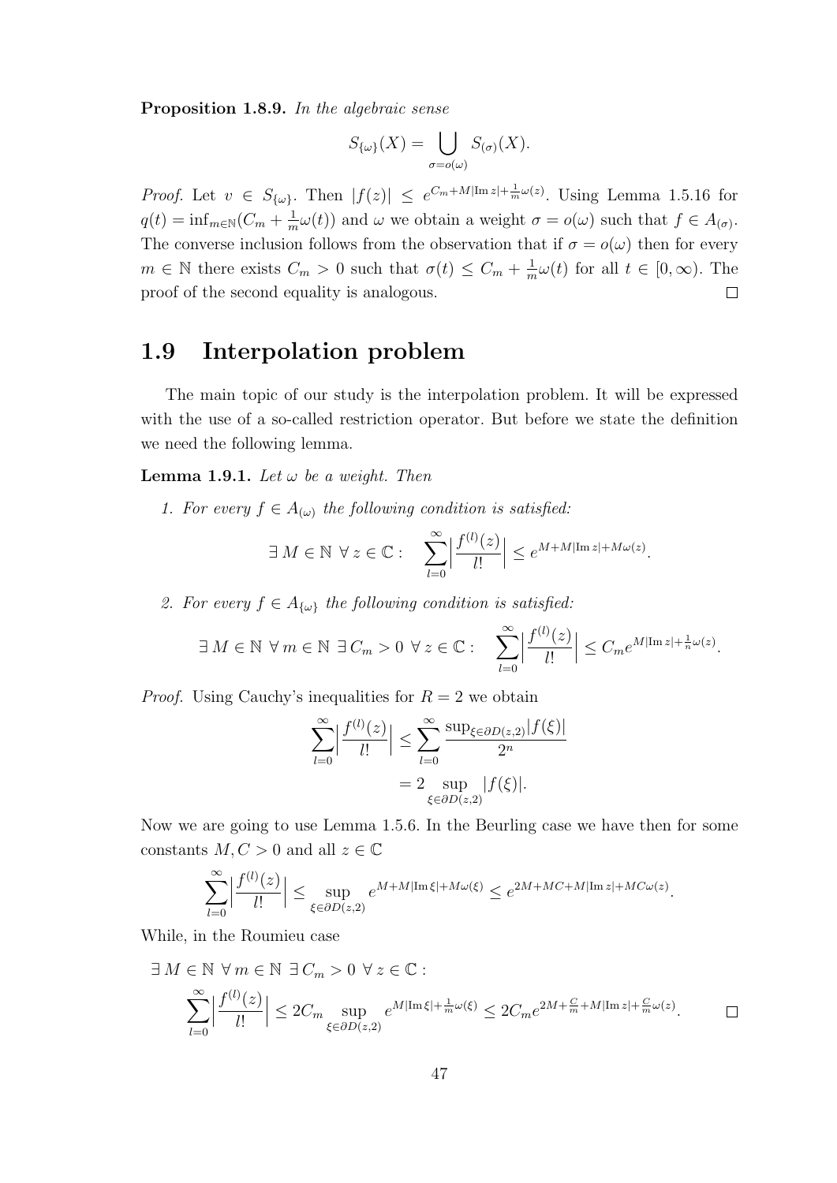**Proposition 1.8.9.** *In the algebraic sense*

$$S_{\{\omega\}}(X) = \bigcup_{\sigma = o(\omega)} S_{(\sigma)}(X).$$

*Proof.* Let $v \in S_{\{\omega\}}$. Then $|f(z)| \leq e^{C_m + M|\mathrm{Im}\, z| + \frac{1}{m}\omega(z)}$. Using Lemma 1.5.16 for $q(t) = \inf_{m\in\mathbb{N}}(C_m + \frac{1}{m}\omega(t))$ and $\omega$ we obtain a weight $\sigma = o(\omega)$ such that $f \in A_{(\sigma)}$. The converse inclusion follows from the observation that if $\sigma = o(\omega)$ then for every $m \in \mathbb{N}$ there exists $C_m > 0$ such that $\sigma(t) \leq C_m + \frac{1}{m}\omega(t)$ for all $t \in [0, \infty)$. The proof of the second equality is analogous. $\square$

## 1.9 Interpolation problem

The main topic of our study is the interpolation problem. It will be expressed with the use of a so-called restriction operator. But before we state the definition we need the following lemma.

**Lemma 1.9.1.** *Let $\omega$ be a weight. Then*

1. *For every $f \in A_{(\omega)}$ the following condition is satisfied:*

$$\exists\, M \in \mathbb{N}\ \forall\, z \in \mathbb{C}: \quad \sum_{l=0}^{\infty} \Big| \frac{f^{(l)}(z)}{l!} \Big| \leq e^{M + M|\mathrm{Im}\, z| + M\omega(z)}.$$

2. *For every $f \in A_{\{\omega\}}$ the following condition is satisfied:*

$$\exists\, M \in \mathbb{N}\ \forall\, m \in \mathbb{N}\ \exists\, C_m > 0\ \forall\, z \in \mathbb{C}: \quad \sum_{l=0}^{\infty} \Big| \frac{f^{(l)}(z)}{l!} \Big| \leq C_m e^{M|\mathrm{Im}\, z| + \frac{1}{n}\omega(z)}.$$

*Proof.* Using Cauchy's inequalities for $R = 2$ we obtain

$$\sum_{l=0}^{\infty} \Big| \frac{f^{(l)}(z)}{l!} \Big| \leq \sum_{l=0}^{\infty} \frac{\sup_{\xi \in \partial D(z,2)} |f(\xi)|}{2^n} = 2 \sup_{\xi \in \partial D(z,2)} |f(\xi)|.$$

Now we are going to use Lemma 1.5.6. In the Beurling case we have then for some constants $M, C > 0$ and all $z \in \mathbb{C}$

$$\sum_{l=0}^{\infty} \Big| \frac{f^{(l)}(z)}{l!} \Big| \leq \sup_{\xi \in \partial D(z,2)} e^{M + M|\mathrm{Im}\, \xi| + M\omega(\xi)} \leq e^{2M + MC + M|\mathrm{Im}\, z| + MC\omega(z)}.$$

While, in the Roumieu case

$$\exists\, M \in \mathbb{N}\ \forall\, m \in \mathbb{N}\ \exists\, C_m > 0\ \forall\, z \in \mathbb{C}:$$

$$\sum_{l=0}^{\infty} \Big| \frac{f^{(l)}(z)}{l!} \Big| \leq 2C_m \sup_{\xi \in \partial D(z,2)} e^{M|\mathrm{Im}\, \xi| + \frac{1}{m}\omega(\xi)} \leq 2C_m e^{2M + \frac{C}{m} + M|\mathrm{Im}\, z| + \frac{C}{m}\omega(z)}.$$

$\square$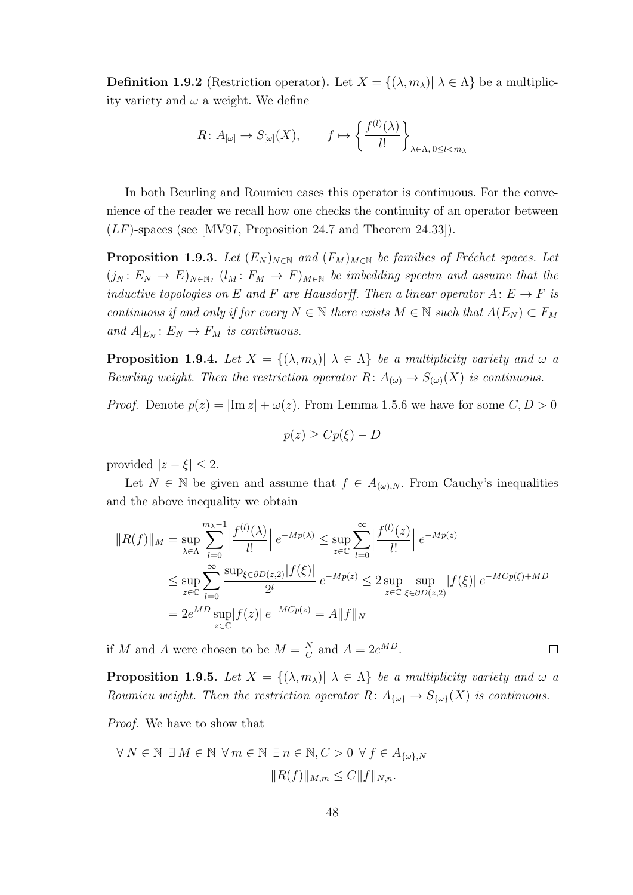**Definition 1.9.2** (Restriction operator)**.** Let $X = \{(\lambda, m_\lambda) | \lambda \in \Lambda\}$ be a multiplicity variety and $\omega$ a weight. We define

$$R\colon A_{[\omega]} \to S_{[\omega]}(X), \qquad f \mapsto \left\{ \frac{f^{(l)}(\lambda)}{l!} \right\}_{\lambda \in \Lambda,\, 0 \leq l < m_\lambda}$$

In both Beurling and Roumieu cases this operator is continuous. For the convenience of the reader we recall how one checks the continuity of an operator between $(LF)$-spaces (see [MV97, Proposition 24.7 and Theorem 24.33]).

**Proposition 1.9.3.** *Let $(E_N)_{N\in\mathbb{N}}$ and $(F_M)_{M\in\mathbb{N}}$ be families of Fréchet spaces. Let $(j_N\colon E_N \to E)_{N\in\mathbb{N}}$, $(l_M\colon F_M \to F)_{M\in\mathbb{N}}$ be imbedding spectra and assume that the inductive topologies on $E$ and $F$ are Hausdorff. Then a linear operator $A\colon E \to F$ is continuous if and only if for every $N \in \mathbb{N}$ there exists $M \in \mathbb{N}$ such that $A(E_N) \subset F_M$ and $A|_{E_N}\colon E_N \to F_M$ is continuous.*

**Proposition 1.9.4.** *Let $X = \{(\lambda, m_\lambda) | \lambda \in \Lambda\}$ be a multiplicity variety and $\omega$ a Beurling weight. Then the restriction operator $R\colon A_{(\omega)} \to S_{(\omega)}(X)$ is continuous.*

*Proof.* Denote $p(z) = |\operatorname{Im} z| + \omega(z)$. From Lemma 1.5.6 we have for some $C, D > 0$

$$p(z) \geq Cp(\xi) - D$$

provided $|z - \xi| \leq 2$.

Let $N \in \mathbb{N}$ be given and assume that $f \in A_{(\omega),N}$. From Cauchy's inequalities and the above inequality we obtain

$$\begin{aligned}
\|R(f)\|_M &= \sup_{\lambda\in\Lambda} \sum_{l=0}^{m_\lambda - 1} \left| \frac{f^{(l)}(\lambda)}{l!} \right| e^{-Mp(\lambda)} \leq \sup_{z\in\mathbb{C}} \sum_{l=0}^{\infty} \left| \frac{f^{(l)}(z)}{l!} \right| e^{-Mp(z)} \\
&\leq \sup_{z\in\mathbb{C}} \sum_{l=0}^{\infty} \frac{\sup_{\xi\in\partial D(z,2)} |f(\xi)|}{2^l} e^{-Mp(z)} \leq 2 \sup_{z\in\mathbb{C}} \sup_{\xi\in\partial D(z,2)} |f(\xi)|\, e^{-MCp(\xi) + MD} \\
&= 2e^{MD} \sup_{z\in\mathbb{C}} |f(z)|\, e^{-MCp(z)} = A\|f\|_N
\end{aligned}$$

if $M$ and $A$ were chosen to be $M = \frac{N}{C}$ and $A = 2e^{MD}$. $\square$

**Proposition 1.9.5.** *Let $X = \{(\lambda, m_\lambda) | \lambda \in \Lambda\}$ be a multiplicity variety and $\omega$ a Roumieu weight. Then the restriction operator $R\colon A_{\{\omega\}} \to S_{\{\omega\}}(X)$ is continuous.*

*Proof.* We have to show that

$$\begin{aligned}
\forall\, N \in \mathbb{N}\ \exists\, M \in \mathbb{N}\ \forall\, m \in \mathbb{N}\ \exists\, n \in \mathbb{N}, C > 0\ \forall\, f \in A_{\{\omega\},N} \\
\|R(f)\|_{M,m} \leq C\|f\|_{N,n}.
\end{aligned}$$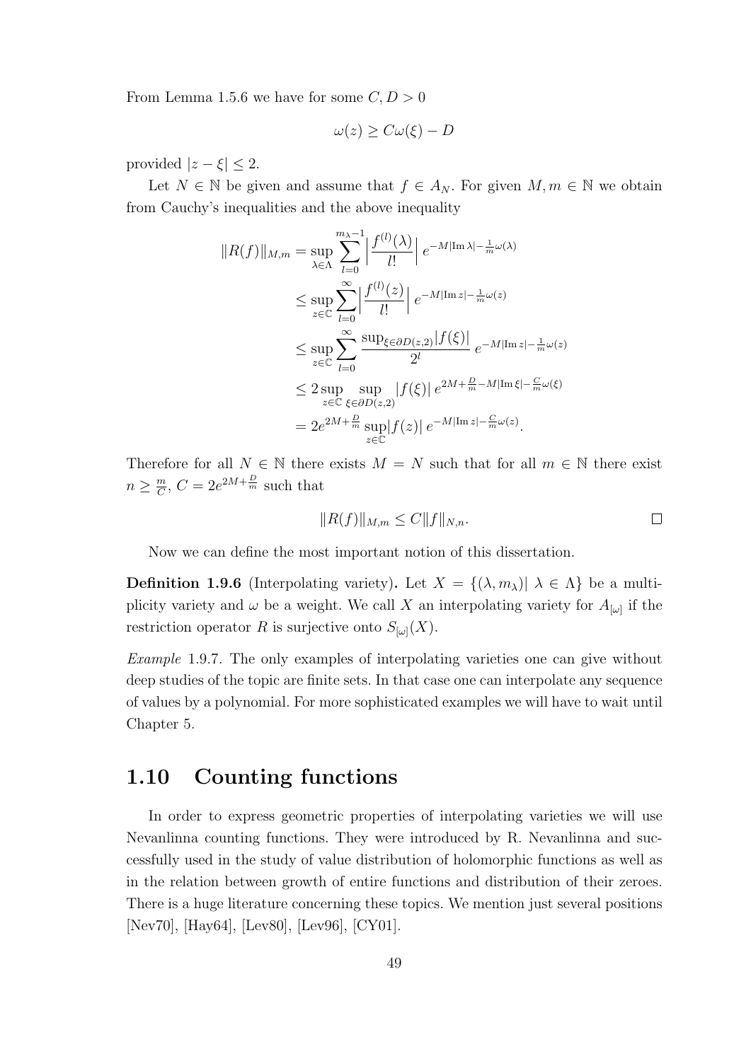From Lemma 1.5.6 we have for some $C, D > 0$

$$\omega(z) \geq C\omega(\xi) - D$$

provided $|z - \xi| \leq 2$.

Let $N \in \mathbb{N}$ be given and assume that $f \in A_N$. For given $M, m \in \mathbb{N}$ we obtain from Cauchy's inequalities and the above inequality

$$\begin{aligned}
\|R(f)\|_{M,m} &= \sup_{\lambda \in \Lambda} \sum_{l=0}^{m_\lambda - 1} \Big| \frac{f^{(l)}(\lambda)}{l!} \Big| \, e^{-M|\operatorname{Im}\lambda| - \frac{1}{m}\omega(\lambda)} \\
&\leq \sup_{z \in \mathbb{C}} \sum_{l=0}^{\infty} \Big| \frac{f^{(l)}(z)}{l!} \Big| \, e^{-M|\operatorname{Im} z| - \frac{1}{m}\omega(z)} \\
&\leq \sup_{z \in \mathbb{C}} \sum_{l=0}^{\infty} \frac{\sup_{\xi \in \partial D(z,2)} |f(\xi)|}{2^l} \, e^{-M|\operatorname{Im} z| - \frac{1}{m}\omega(z)} \\
&\leq 2 \sup_{z \in \mathbb{C}} \sup_{\xi \in \partial D(z,2)} |f(\xi)| \, e^{2M + \frac{D}{m} - M|\operatorname{Im}\xi| - \frac{C}{m}\omega(\xi)} \\
&= 2e^{2M + \frac{D}{m}} \sup_{z \in \mathbb{C}} |f(z)| \, e^{-M|\operatorname{Im} z| - \frac{C}{m}\omega(z)}.
\end{aligned}$$

Therefore for all $N \in \mathbb{N}$ there exists $M = N$ such that for all $m \in \mathbb{N}$ there exist $n \geq \frac{m}{C}$, $C = 2e^{2M + \frac{D}{m}}$ such that

$$\|R(f)\|_{M,m} \leq C\|f\|_{N,n}. \qquad \square$$

Now we can define the most important notion of this dissertation.

**Definition 1.9.6** (Interpolating variety)**.** Let $X = \{(\lambda, m_\lambda) | \ \lambda \in \Lambda\}$ be a multiplicity variety and $\omega$ be a weight. We call $X$ an interpolating variety for $A_{[\omega]}$ if the restriction operator $R$ is surjective onto $S_{[\omega]}(X)$.

*Example* 1.9.7. The only examples of interpolating varieties one can give without deep studies of the topic are finite sets. In that case one can interpolate any sequence of values by a polynomial. For more sophisticated examples we will have to wait until Chapter 5.

## 1.10 Counting functions

In order to express geometric properties of interpolating varieties we will use Nevanlinna counting functions. They were introduced by R. Nevanlinna and successfully used in the study of value distribution of holomorphic functions as well as in the relation between growth of entire functions and distribution of their zeroes. There is a huge literature concerning these topics. We mention just several positions [Nev70], [Hay64], [Lev80], [Lev96], [CY01].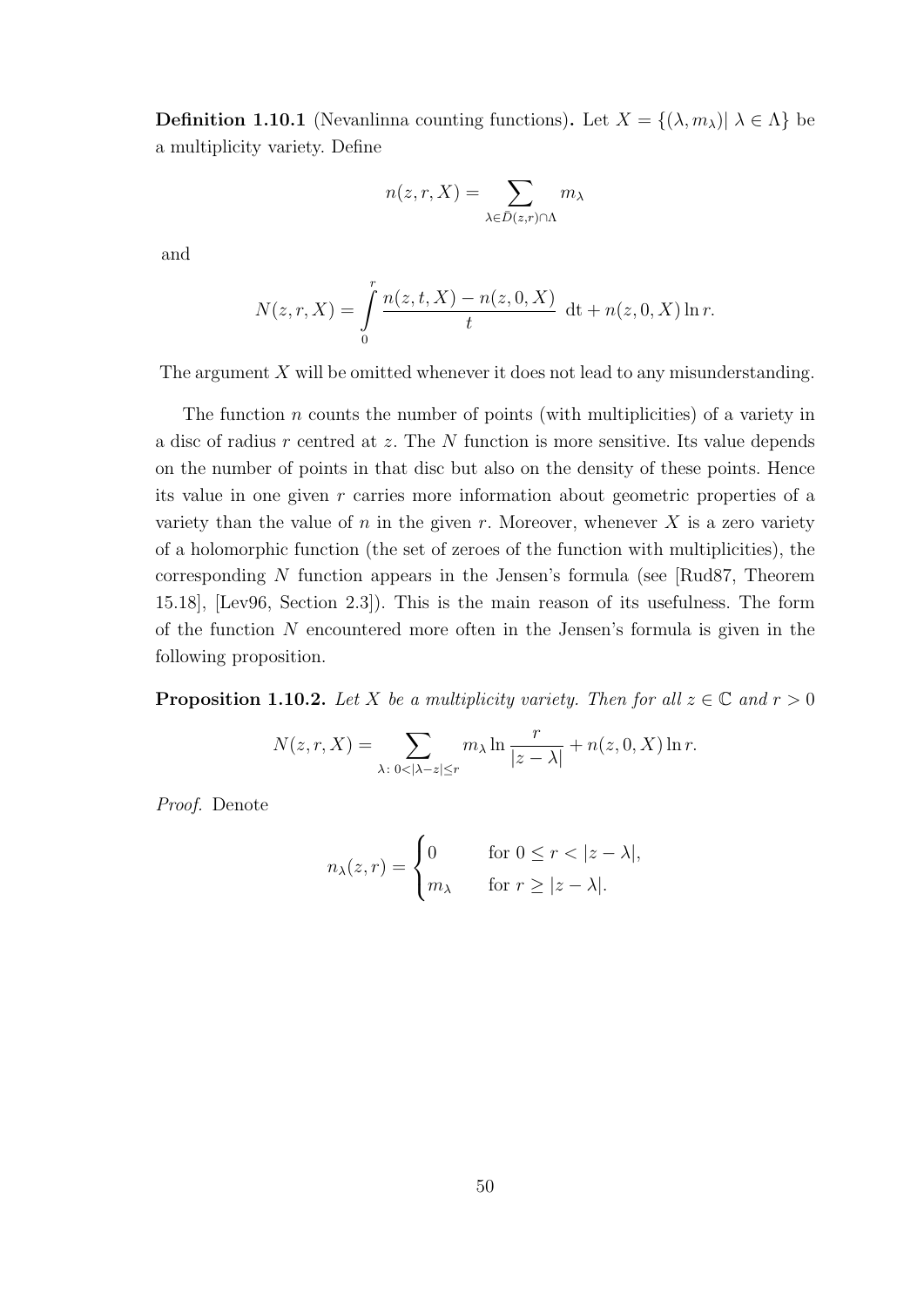**Definition 1.10.1** (Nevanlinna counting functions)**.** Let $X = \{(\lambda, m_\lambda)|\ \lambda \in \Lambda\}$ be a multiplicity variety. Define

$$n(z, r, X) = \sum_{\lambda \in \bar{D}(z,r) \cap \Lambda} m_\lambda$$

and

$$N(z, r, X) = \int_0^r \frac{n(z, t, X) - n(z, 0, X)}{t}\ \mathrm{d}t + n(z, 0, X) \ln r.$$

The argument $X$ will be omitted whenever it does not lead to any misunderstanding.

The function $n$ counts the number of points (with multiplicities) of a variety in a disc of radius $r$ centred at $z$. The $N$ function is more sensitive. Its value depends on the number of points in that disc but also on the density of these points. Hence its value in one given $r$ carries more information about geometric properties of a variety than the value of $n$ in the given $r$. Moreover, whenever $X$ is a zero variety of a holomorphic function (the set of zeroes of the function with multiplicities), the corresponding $N$ function appears in the Jensen's formula (see [Rud87, Theorem 15.18], [Lev96, Section 2.3]). This is the main reason of its usefulness. The form of the function $N$ encountered more often in the Jensen's formula is given in the following proposition.

**Proposition 1.10.2.** *Let $X$ be a multiplicity variety. Then for all $z \in \mathbb{C}$ and $r > 0$*

$$N(z, r, X) = \sum_{\lambda:\ 0 < |\lambda - z| \leq r} m_\lambda \ln \frac{r}{|z - \lambda|} + n(z, 0, X) \ln r.$$

*Proof.* Denote

$$n_\lambda(z, r) = \begin{cases} 0 & \text{for } 0 \leq r < |z - \lambda|, \\ m_\lambda & \text{for } r \geq |z - \lambda|. \end{cases}$$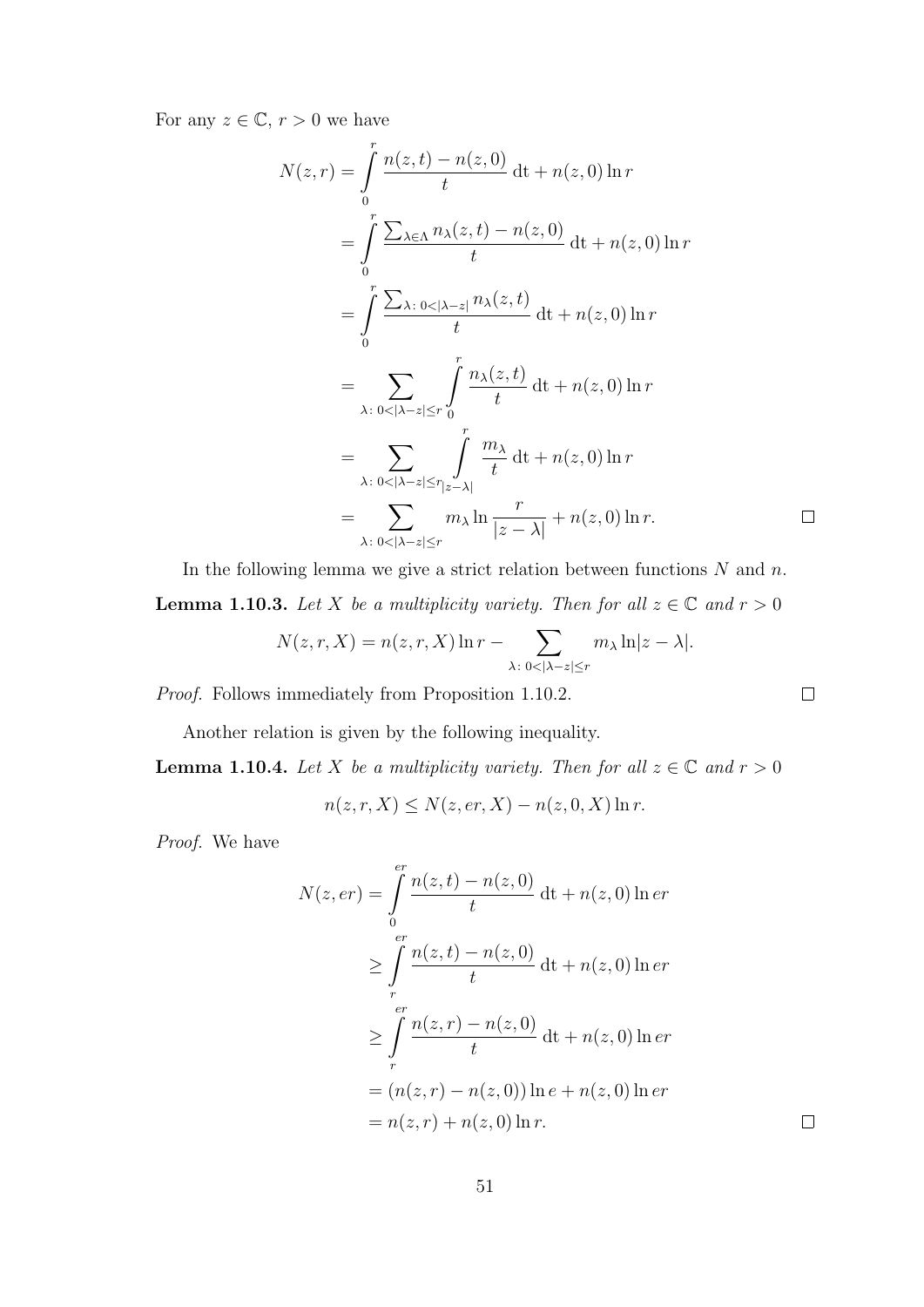For any $z \in \mathbb{C}$, $r > 0$ we have

$$
\begin{aligned}
N(z,r) &= \int_0^r \frac{n(z,t) - n(z,0)}{t} \,\mathrm{dt} + n(z,0)\ln r \\
&= \int_0^r \frac{\sum_{\lambda \in \Lambda} n_\lambda(z,t) - n(z,0)}{t} \,\mathrm{dt} + n(z,0)\ln r \\
&= \int_0^r \frac{\sum_{\lambda \colon 0<|\lambda - z|} n_\lambda(z,t)}{t} \,\mathrm{dt} + n(z,0)\ln r \\
&= \sum_{\lambda \colon 0<|\lambda - z| \le r} \int_0^r \frac{n_\lambda(z,t)}{t} \,\mathrm{dt} + n(z,0)\ln r \\
&= \sum_{\lambda \colon 0<|\lambda - z| \le r} \int_{|z-\lambda|}^r \frac{m_\lambda}{t} \,\mathrm{dt} + n(z,0)\ln r \\
&= \sum_{\lambda \colon 0<|\lambda - z| \le r} m_\lambda \ln \frac{r}{|z-\lambda|} + n(z,0)\ln r.
\end{aligned}
$$

□

In the following lemma we give a strict relation between functions $N$ and $n$.

**Lemma 1.10.3.** *Let $X$ be a multiplicity variety. Then for all $z \in \mathbb{C}$ and $r > 0$*

$$
N(z,r,X) = n(z,r,X)\ln r - \sum_{\lambda \colon 0<|\lambda - z| \le r} m_\lambda \ln|z-\lambda|.
$$

*Proof.* Follows immediately from Proposition 1.10.2. □

Another relation is given by the following inequality.

**Lemma 1.10.4.** *Let $X$ be a multiplicity variety. Then for all $z \in \mathbb{C}$ and $r > 0$*

$$
n(z,r,X) \le N(z,er,X) - n(z,0,X)\ln r.
$$

*Proof.* We have

$$
\begin{aligned}
N(z,er) &= \int_0^{er} \frac{n(z,t) - n(z,0)}{t} \,\mathrm{dt} + n(z,0)\ln er \\
&\ge \int_r^{er} \frac{n(z,t) - n(z,0)}{t} \,\mathrm{dt} + n(z,0)\ln er \\
&\ge \int_r^{er} \frac{n(z,r) - n(z,0)}{t} \,\mathrm{dt} + n(z,0)\ln er \\
&= (n(z,r) - n(z,0))\ln e + n(z,0)\ln er \\
&= n(z,r) + n(z,0)\ln r.
\end{aligned}
$$

□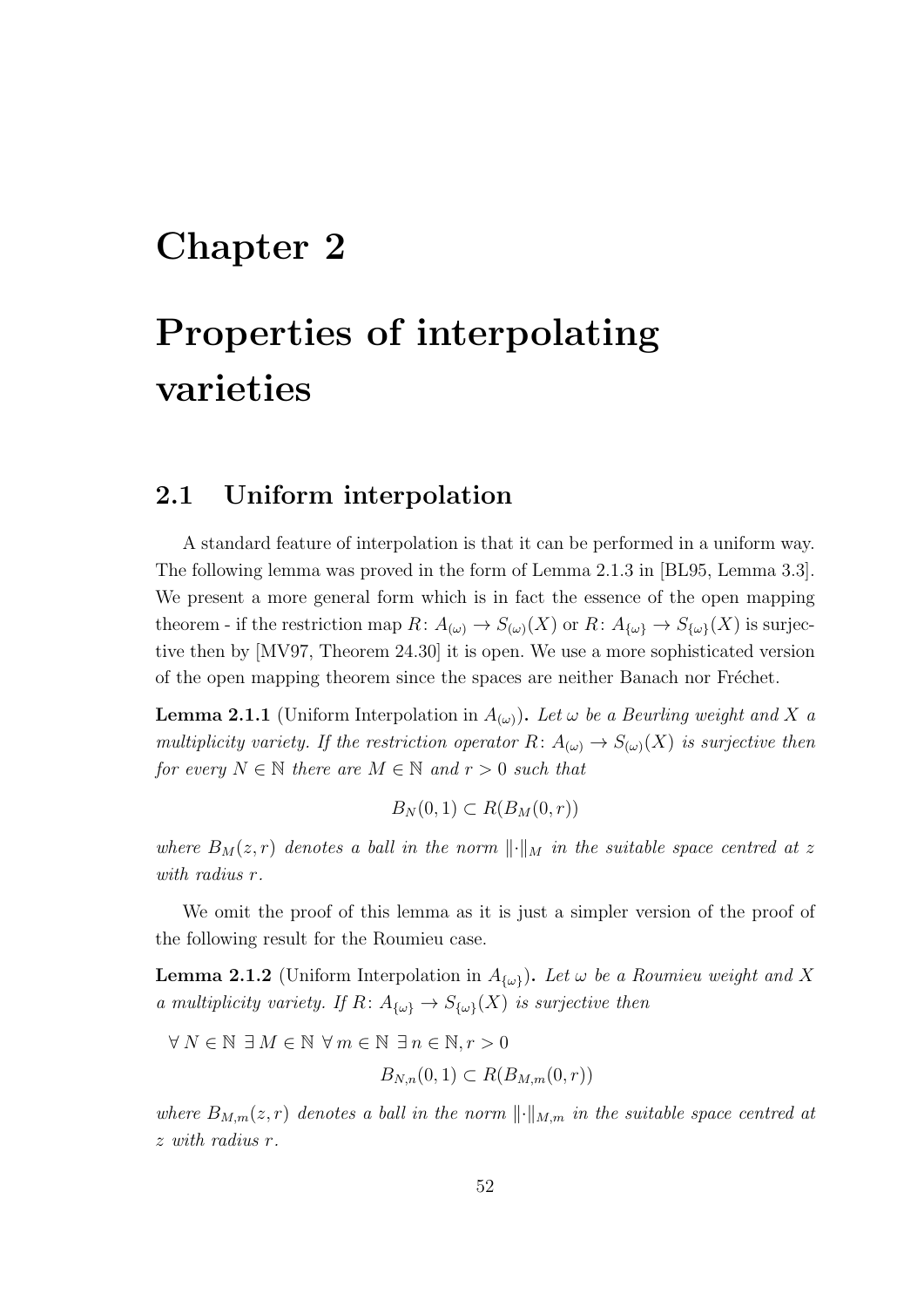# Chapter 2

# Properties of interpolating varieties

## 2.1 Uniform interpolation

A standard feature of interpolation is that it can be performed in a uniform way. The following lemma was proved in the form of Lemma 2.1.3 in [BL95, Lemma 3.3]. We present a more general form which is in fact the essence of the open mapping theorem - if the restriction map $R\colon A_{(\omega)} \to S_{(\omega)}(X)$ or $R\colon A_{\{\omega\}} \to S_{\{\omega\}}(X)$ is surjective then by [MV97, Theorem 24.30] it is open. We use a more sophisticated version of the open mapping theorem since the spaces are neither Banach nor Fréchet.

**Lemma 2.1.1** (Uniform Interpolation in $A_{(\omega)}$)**.** *Let $\omega$ be a Beurling weight and $X$ a multiplicity variety. If the restriction operator $R\colon A_{(\omega)} \to S_{(\omega)}(X)$ is surjective then for every $N \in \mathbb{N}$ there are $M \in \mathbb{N}$ and $r > 0$ such that*

$$B_N(0,1) \subset R(B_M(0,r))$$

*where $B_M(z,r)$ denotes a ball in the norm $\|\cdot\|_M$ in the suitable space centred at $z$ with radius $r$.*

We omit the proof of this lemma as it is just a simpler version of the proof of the following result for the Roumieu case.

**Lemma 2.1.2** (Uniform Interpolation in $A_{\{\omega\}}$)**.** *Let $\omega$ be a Roumieu weight and $X$ a multiplicity variety. If $R\colon A_{\{\omega\}} \to S_{\{\omega\}}(X)$ is surjective then*

$$\forall\, N \in \mathbb{N}\ \exists\, M \in \mathbb{N}\ \forall\, m \in \mathbb{N}\ \exists\, n \in \mathbb{N}, r > 0$$

$$B_{N,n}(0,1) \subset R(B_{M,m}(0,r))$$

*where $B_{M,m}(z,r)$ denotes a ball in the norm $\|\cdot\|_{M,m}$ in the suitable space centred at $z$ with radius $r$.*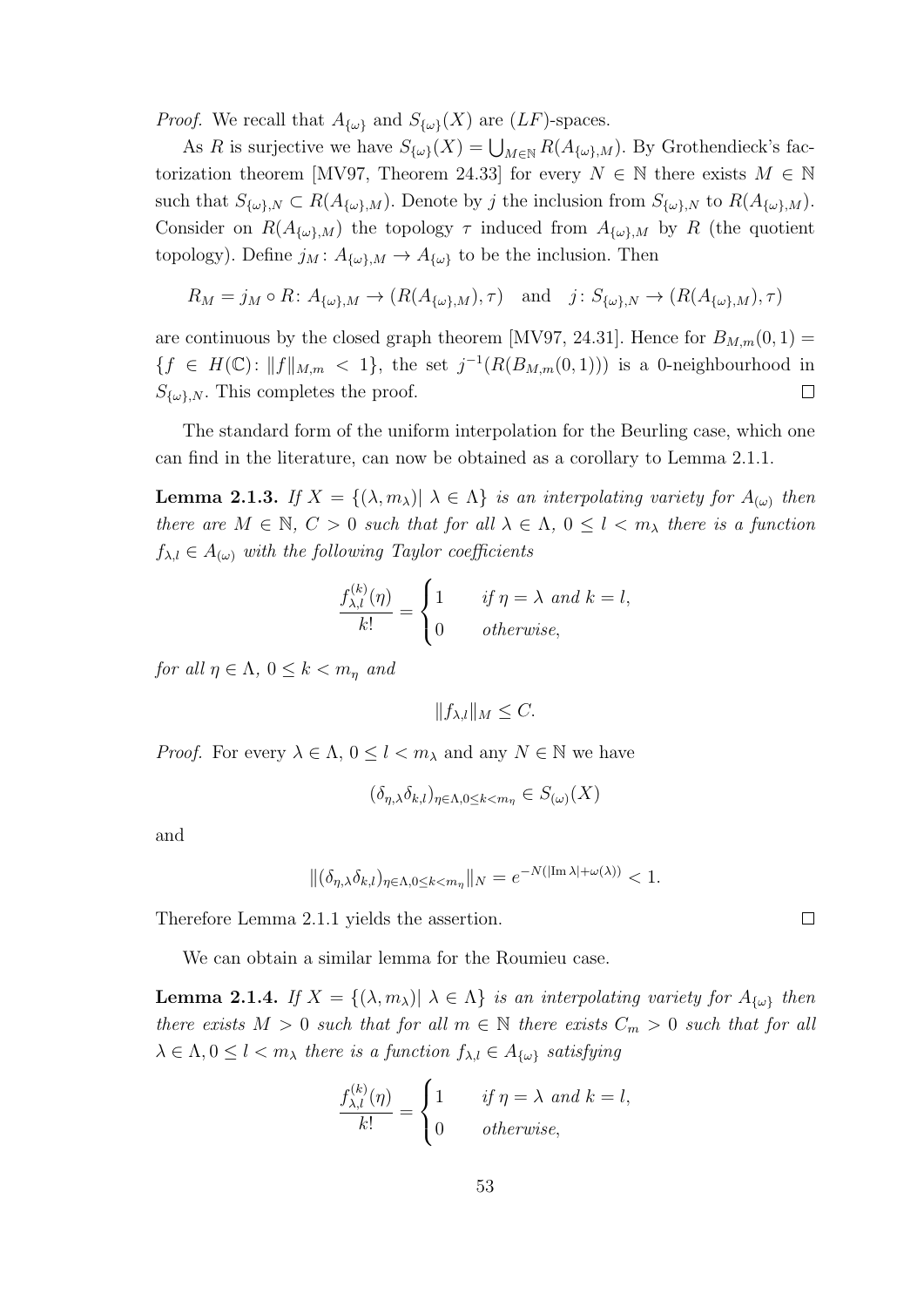*Proof.* We recall that $A_{\{\omega\}}$ and $S_{\{\omega\}}(X)$ are $(LF)$-spaces.

As $R$ is surjective we have $S_{\{\omega\}}(X) = \bigcup_{M \in \mathbb{N}} R(A_{\{\omega\},M})$. By Grothendieck's factorization theorem [MV97, Theorem 24.33] for every $N \in \mathbb{N}$ there exists $M \in \mathbb{N}$ such that $S_{\{\omega\},N} \subset R(A_{\{\omega\},M})$. Denote by $j$ the inclusion from $S_{\{\omega\},N}$ to $R(A_{\{\omega\},M})$. Consider on $R(A_{\{\omega\},M})$ the topology $\tau$ induced from $A_{\{\omega\},M}$ by $R$ (the quotient topology). Define $j_M \colon A_{\{\omega\},M} \to A_{\{\omega\}}$ to be the inclusion. Then

$$R_M = j_M \circ R \colon A_{\{\omega\},M} \to (R(A_{\{\omega\},M}), \tau) \quad \text{and} \quad j \colon S_{\{\omega\},N} \to (R(A_{\{\omega\},M}), \tau)$$

are continuous by the closed graph theorem [MV97, 24.31]. Hence for $B_{M,m}(0,1) = \{f \in H(\mathbb{C}) \colon \|f\|_{M,m} < 1\}$, the set $j^{-1}(R(B_{M,m}(0,1)))$ is a 0-neighbourhood in $S_{\{\omega\},N}$. This completes the proof. □

The standard form of the uniform interpolation for the Beurling case, which one can find in the literature, can now be obtained as a corollary to Lemma 2.1.1.

**Lemma 2.1.3.** *If $X = \{(\lambda, m_\lambda) | \; \lambda \in \Lambda\}$ is an interpolating variety for $A_{(\omega)}$ then there are $M \in \mathbb{N}$, $C > 0$ such that for all $\lambda \in \Lambda$, $0 \leq l < m_\lambda$ there is a function $f_{\lambda,l} \in A_{(\omega)}$ with the following Taylor coefficients*

$$\frac{f_{\lambda,l}^{(k)}(\eta)}{k!} = \begin{cases} 1 & \text{if } \eta = \lambda \text{ and } k = l, \\ 0 & \text{otherwise,} \end{cases}$$

*for all $\eta \in \Lambda$, $0 \leq k < m_\eta$ and*

$$\|f_{\lambda,l}\|_M \leq C.$$

*Proof.* For every $\lambda \in \Lambda$, $0 \leq l < m_\lambda$ and any $N \in \mathbb{N}$ we have

$$(\delta_{\eta,\lambda}\delta_{k,l})_{\eta \in \Lambda, 0 \leq k < m_\eta} \in S_{(\omega)}(X)$$

and

$$\|(\delta_{\eta,\lambda}\delta_{k,l})_{\eta \in \Lambda, 0 \leq k < m_\eta}\|_N = e^{-N(|\operatorname{Im} \lambda| + \omega(\lambda))} < 1.$$

Therefore Lemma 2.1.1 yields the assertion. □

We can obtain a similar lemma for the Roumieu case.

**Lemma 2.1.4.** *If $X = \{(\lambda, m_\lambda) | \; \lambda \in \Lambda\}$ is an interpolating variety for $A_{\{\omega\}}$ then there exists $M > 0$ such that for all $m \in \mathbb{N}$ there exists $C_m > 0$ such that for all $\lambda \in \Lambda, 0 \leq l < m_\lambda$ there is a function $f_{\lambda,l} \in A_{\{\omega\}}$ satisfying*

$$\frac{f_{\lambda,l}^{(k)}(\eta)}{k!} = \begin{cases} 1 & \text{if } \eta = \lambda \text{ and } k = l, \\ 0 & \text{otherwise,} \end{cases}$$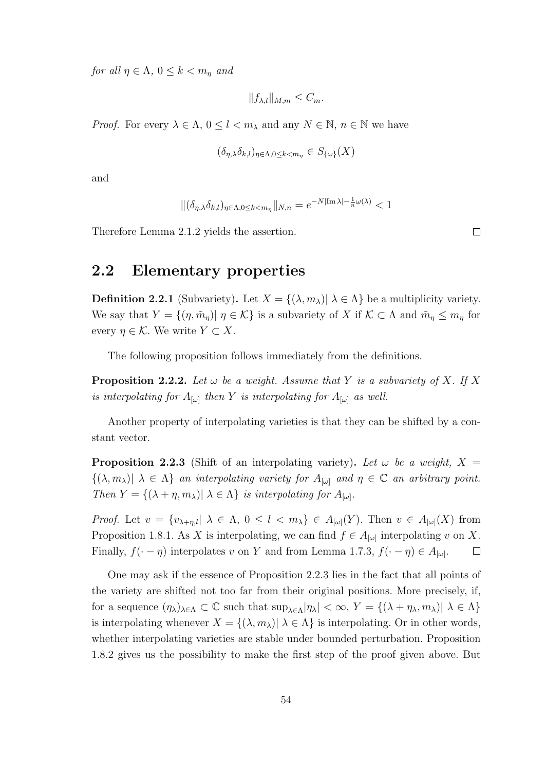*for all $\eta \in \Lambda$, $0 \leq k < m_\eta$ and*

$$\|f_{\lambda,l}\|_{M,m} \leq C_m.$$

*Proof.* For every $\lambda \in \Lambda$, $0 \leq l < m_\lambda$ and any $N \in \mathbb{N}$, $n \in \mathbb{N}$ we have

$$(\delta_{\eta,\lambda}\delta_{k,l})_{\eta\in\Lambda, 0\leq k<m_\eta} \in S_{\{\omega\}}(X)$$

and

$$\|(\delta_{\eta,\lambda}\delta_{k,l})_{\eta\in\Lambda, 0\leq k<m_\eta}\|_{N,n} = e^{-N|\operatorname{Im}\lambda| - \frac{1}{n}\omega(\lambda)} < 1$$

Therefore Lemma 2.1.2 yields the assertion. $\square$

## 2.2 Elementary properties

**Definition 2.2.1** (Subvariety)**.** Let $X = \{(\lambda, m_\lambda)|\ \lambda \in \Lambda\}$ be a multiplicity variety. We say that $Y = \{(\eta, \tilde{m}_\eta)|\ \eta \in \mathcal{K}\}$ is a subvariety of $X$ if $\mathcal{K} \subset \Lambda$ and $\tilde{m}_\eta \leq m_\eta$ for every $\eta \in \mathcal{K}$. We write $Y \subset X$.

The following proposition follows immediately from the definitions.

**Proposition 2.2.2.** *Let $\omega$ be a weight. Assume that $Y$ is a subvariety of $X$. If $X$ is interpolating for $A_{[\omega]}$ then $Y$ is interpolating for $A_{[\omega]}$ as well.*

Another property of interpolating varieties is that they can be shifted by a constant vector.

**Proposition 2.2.3** (Shift of an interpolating variety)**.** *Let $\omega$ be a weight, $X = \{(\lambda, m_\lambda)|\ \lambda \in \Lambda\}$ an interpolating variety for $A_{[\omega]}$ and $\eta \in \mathbb{C}$ an arbitrary point. Then $Y = \{(\lambda + \eta, m_\lambda)|\ \lambda \in \Lambda\}$ is interpolating for $A_{[\omega]}$.*

*Proof.* Let $v = \{v_{\lambda+\eta,l}|\ \lambda \in \Lambda,\ 0 \leq l < m_\lambda\} \in A_{[\omega]}(Y)$. Then $v \in A_{[\omega]}(X)$ from Proposition 1.8.1. As $X$ is interpolating, we can find $f \in A_{[\omega]}$ interpolating $v$ on $X$. Finally, $f(\cdot - \eta)$ interpolates $v$ on $Y$ and from Lemma 1.7.3, $f(\cdot - \eta) \in A_{[\omega]}$. $\square$

One may ask if the essence of Proposition 2.2.3 lies in the fact that all points of the variety are shifted not too far from their original positions. More precisely, if, for a sequence $(\eta_\lambda)_{\lambda\in\Lambda} \subset \mathbb{C}$ such that $\sup_{\lambda\in\Lambda}|\eta_\lambda| < \infty$, $Y = \{(\lambda + \eta_\lambda, m_\lambda)|\ \lambda \in \Lambda\}$ is interpolating whenever $X = \{(\lambda, m_\lambda)|\ \lambda \in \Lambda\}$ is interpolating. Or in other words, whether interpolating varieties are stable under bounded perturbation. Proposition 1.8.2 gives us the possibility to make the first step of the proof given above. But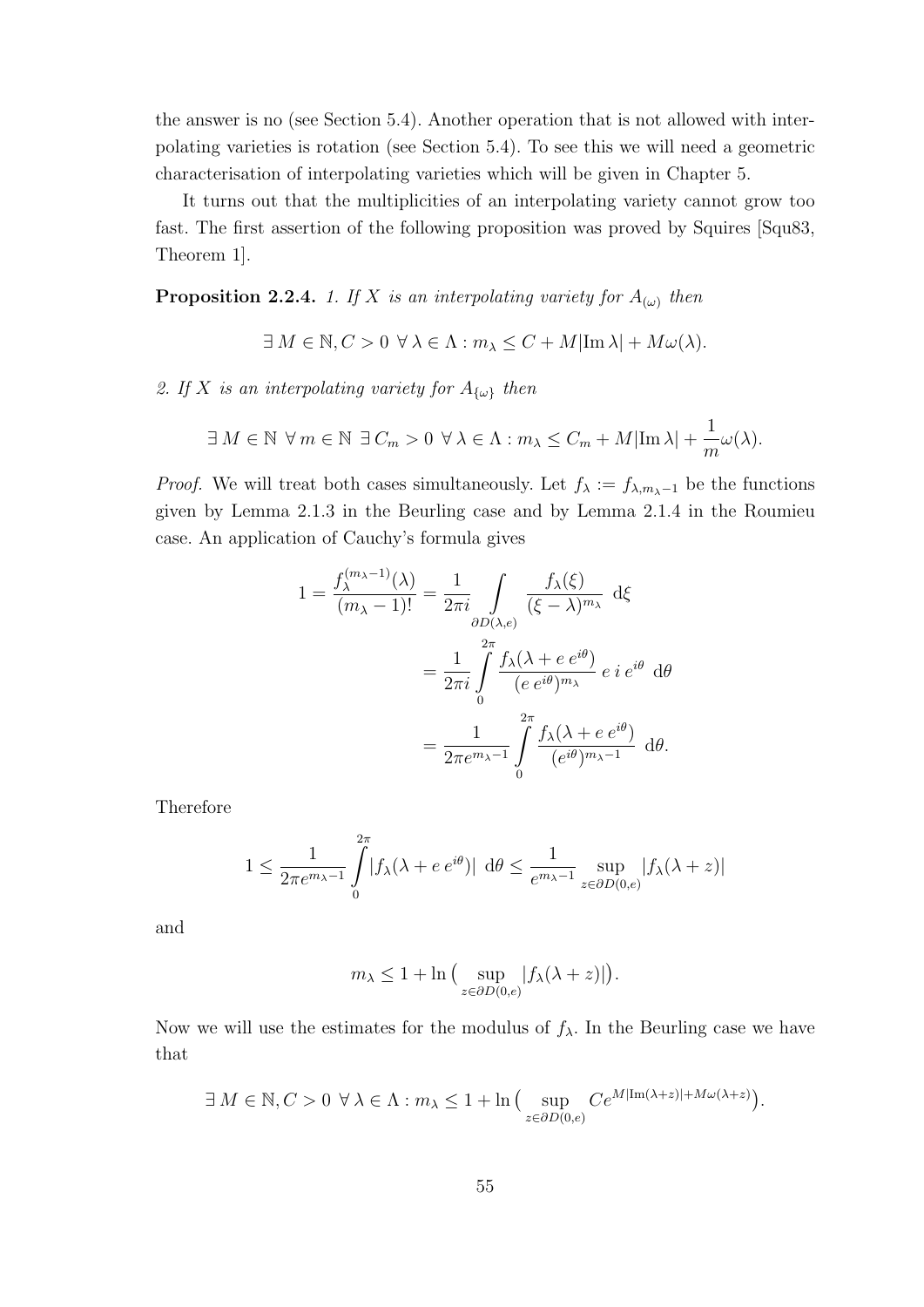the answer is no (see Section 5.4). Another operation that is not allowed with interpolating varieties is rotation (see Section 5.4). To see this we will need a geometric characterisation of interpolating varieties which will be given in Chapter 5.

It turns out that the multiplicities of an interpolating variety cannot grow too fast. The first assertion of the following proposition was proved by Squires [Squ83, Theorem 1].

**Proposition 2.2.4.** *1. If $X$ is an interpolating variety for $A_{(\omega)}$ then*

$$\exists\, M \in \mathbb{N}, C > 0 \;\forall\, \lambda \in \Lambda : m_\lambda \le C + M|\mathrm{Im}\,\lambda| + M\omega(\lambda).$$

*2. If $X$ is an interpolating variety for $A_{\{\omega\}}$ then*

$$\exists\, M \in \mathbb{N} \;\forall\, m \in \mathbb{N} \;\exists\, C_m > 0 \;\forall\, \lambda \in \Lambda : m_\lambda \le C_m + M|\mathrm{Im}\,\lambda| + \frac{1}{m}\omega(\lambda).$$

*Proof.* We will treat both cases simultaneously. Let $f_\lambda := f_{\lambda, m_\lambda - 1}$ be the functions given by Lemma 2.1.3 in the Beurling case and by Lemma 2.1.4 in the Roumieu case. An application of Cauchy's formula gives

$$\begin{aligned}
1 = \frac{f_\lambda^{(m_\lambda - 1)}(\lambda)}{(m_\lambda - 1)!} &= \frac{1}{2\pi i} \int\limits_{\partial D(\lambda, e)} \frac{f_\lambda(\xi)}{(\xi - \lambda)^{m_\lambda}} \;\mathrm{d}\xi \\
&= \frac{1}{2\pi i} \int\limits_0^{2\pi} \frac{f_\lambda(\lambda + e\, e^{i\theta})}{(e\, e^{i\theta})^{m_\lambda}}\, e\, i\, e^{i\theta} \;\mathrm{d}\theta \\
&= \frac{1}{2\pi e^{m_\lambda - 1}} \int\limits_0^{2\pi} \frac{f_\lambda(\lambda + e\, e^{i\theta})}{(e^{i\theta})^{m_\lambda - 1}} \;\mathrm{d}\theta.
\end{aligned}$$

Therefore

$$1 \le \frac{1}{2\pi e^{m_\lambda - 1}} \int\limits_0^{2\pi} |f_\lambda(\lambda + e\, e^{i\theta})| \;\mathrm{d}\theta \le \frac{1}{e^{m_\lambda - 1}} \sup_{z \in \partial D(0,e)} |f_\lambda(\lambda + z)|$$

and

$$m_\lambda \le 1 + \ln\big( \sup_{z \in \partial D(0,e)} |f_\lambda(\lambda + z)| \big).$$

Now we will use the estimates for the modulus of $f_\lambda$. In the Beurling case we have that

$$\exists\, M \in \mathbb{N}, C > 0 \;\forall\, \lambda \in \Lambda : m_\lambda \le 1 + \ln\big( \sup_{z \in \partial D(0,e)} C e^{M|\mathrm{Im}(\lambda + z)| + M\omega(\lambda + z)} \big).$$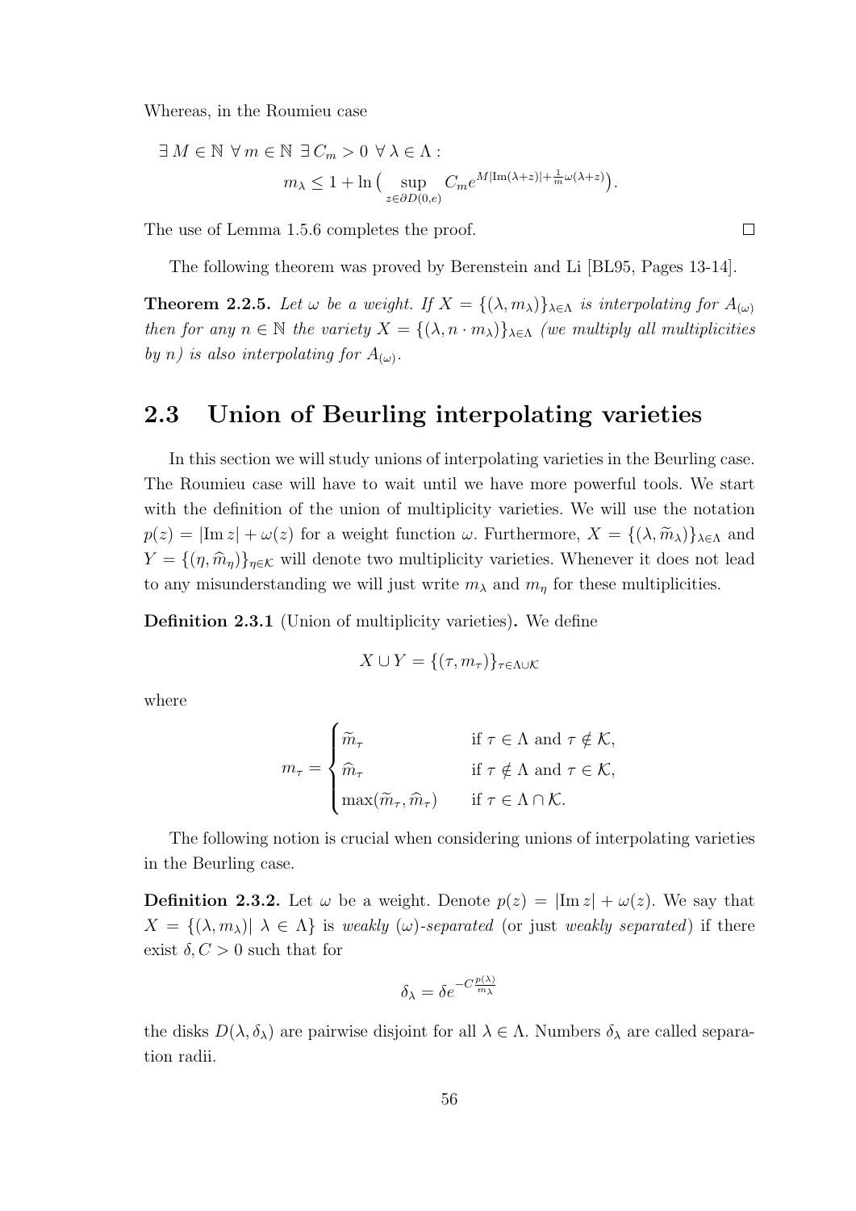Whereas, in the Roumieu case

$$
\begin{aligned}
&\exists\, M \in \mathbb{N}\ \forall\, m \in \mathbb{N}\ \exists\, C_m > 0\ \forall\, \lambda \in \Lambda : \\
&\qquad m_\lambda \leq 1 + \ln\Big(\sup_{z \in \partial D(0,e)} C_m e^{M|\mathrm{Im}(\lambda+z)| + \frac{1}{m}\omega(\lambda+z)}\Big).
\end{aligned}
$$

The use of Lemma 1.5.6 completes the proof. $\square$

The following theorem was proved by Berenstein and Li [BL95, Pages 13-14].

**Theorem 2.2.5.** *Let $\omega$ be a weight. If $X = \{(\lambda, m_\lambda)\}_{\lambda\in\Lambda}$ is interpolating for $A_{(\omega)}$ then for any $n \in \mathbb{N}$ the variety $X = \{(\lambda, n\cdot m_\lambda)\}_{\lambda\in\Lambda}$ (we multiply all multiplicities by $n$) is also interpolating for $A_{(\omega)}$.*

## 2.3 Union of Beurling interpolating varieties

In this section we will study unions of interpolating varieties in the Beurling case. The Roumieu case will have to wait until we have more powerful tools. We start with the definition of the union of multiplicity varieties. We will use the notation $p(z) = |\mathrm{Im}\, z| + \omega(z)$ for a weight function $\omega$. Furthermore, $X = \{(\lambda, \widetilde{m}_\lambda)\}_{\lambda\in\Lambda}$ and $Y = \{(\eta, \widehat{m}_\eta)\}_{\eta\in\mathcal{K}}$ will denote two multiplicity varieties. Whenever it does not lead to any misunderstanding we will just write $m_\lambda$ and $m_\eta$ for these multiplicities.

**Definition 2.3.1** (Union of multiplicity varieties)**.** We define

$$
X \cup Y = \{(\tau, m_\tau)\}_{\tau\in\Lambda\cup\mathcal{K}}
$$

where

$$
m_\tau = \begin{cases} \widetilde{m}_\tau & \text{if } \tau \in \Lambda \text{ and } \tau \notin \mathcal{K}, \\ \widehat{m}_\tau & \text{if } \tau \notin \Lambda \text{ and } \tau \in \mathcal{K}, \\ \max(\widetilde{m}_\tau, \widehat{m}_\tau) & \text{if } \tau \in \Lambda \cap \mathcal{K}. \end{cases}
$$

The following notion is crucial when considering unions of interpolating varieties in the Beurling case.

**Definition 2.3.2.** Let $\omega$ be a weight. Denote $p(z) = |\mathrm{Im}\, z| + \omega(z)$. We say that $X = \{(\lambda, m_\lambda) |\ \lambda \in \Lambda\}$ is *weakly $(\omega)$-separated* (or just *weakly separated*) if there exist $\delta, C > 0$ such that for

$$
\delta_\lambda = \delta e^{-C\frac{p(\lambda)}{m_\lambda}}
$$

the disks $D(\lambda, \delta_\lambda)$ are pairwise disjoint for all $\lambda \in \Lambda$. Numbers $\delta_\lambda$ are called separation radii.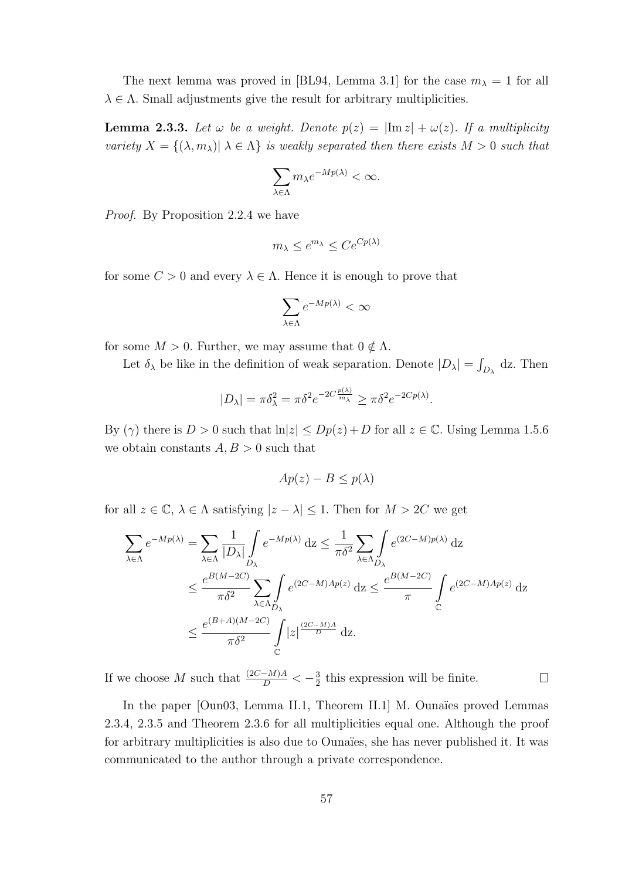The next lemma was proved in [BL94, Lemma 3.1] for the case $m_\lambda = 1$ for all $\lambda \in \Lambda$. Small adjustments give the result for arbitrary multiplicities.

**Lemma 2.3.3.** *Let $\omega$ be a weight. Denote $p(z) = |\mathrm{Im}\, z| + \omega(z)$. If a multiplicity variety $X = \{(\lambda, m_\lambda)|\ \lambda \in \Lambda\}$ is weakly separated then there exists $M > 0$ such that*

$$\sum_{\lambda \in \Lambda} m_\lambda e^{-Mp(\lambda)} < \infty.$$

*Proof.* By Proposition 2.2.4 we have

$$m_\lambda \leq e^{m_\lambda} \leq Ce^{Cp(\lambda)}$$

for some $C > 0$ and every $\lambda \in \Lambda$. Hence it is enough to prove that

$$\sum_{\lambda \in \Lambda} e^{-Mp(\lambda)} < \infty$$

for some $M > 0$. Further, we may assume that $0 \notin \Lambda$.

Let $\delta_\lambda$ be like in the definition of weak separation. Denote $|D_\lambda| = \int_{D_\lambda} \mathrm{d}z$. Then

$$|D_\lambda| = \pi \delta_\lambda^2 = \pi \delta^2 e^{-2C\frac{p(\lambda)}{m_\lambda}} \geq \pi \delta^2 e^{-2Cp(\lambda)}.$$

By $(\gamma)$ there is $D > 0$ such that $\ln|z| \leq Dp(z) + D$ for all $z \in \mathbb{C}$. Using Lemma 1.5.6 we obtain constants $A, B > 0$ such that

$$Ap(z) - B \leq p(\lambda)$$

for all $z \in \mathbb{C}$, $\lambda \in \Lambda$ satisfying $|z - \lambda| \leq 1$. Then for $M > 2C$ we get

$$\begin{aligned}
\sum_{\lambda \in \Lambda} e^{-Mp(\lambda)} &= \sum_{\lambda \in \Lambda} \frac{1}{|D_\lambda|} \int_{D_\lambda} e^{-Mp(\lambda)}\, \mathrm{d}z \leq \frac{1}{\pi \delta^2} \sum_{\lambda \in \Lambda} \int_{D_\lambda} e^{(2C-M)p(\lambda)}\, \mathrm{d}z \\
&\leq \frac{e^{B(M-2C)}}{\pi \delta^2} \sum_{\lambda \in \Lambda} \int_{D_\lambda} e^{(2C-M)Ap(z)}\, \mathrm{d}z \leq \frac{e^{B(M-2C)}}{\pi} \int_{\mathbb{C}} e^{(2C-M)Ap(z)}\, \mathrm{d}z \\
&\leq \frac{e^{(B+A)(M-2C)}}{\pi \delta^2} \int_{\mathbb{C}} |z|^{\frac{(2C-M)A}{D}}\, \mathrm{d}z.
\end{aligned}$$

If we choose $M$ such that $\frac{(2C-M)A}{D} < -\frac{3}{2}$ this expression will be finite. $\square$

In the paper [Oun03, Lemma II.1, Theorem II.1] M. Ounaïes proved Lemmas 2.3.4, 2.3.5 and Theorem 2.3.6 for all multiplicities equal one. Although the proof for arbitrary multiplicities is also due to Ounaïes, she has never published it. It was communicated to the author through a private correspondence.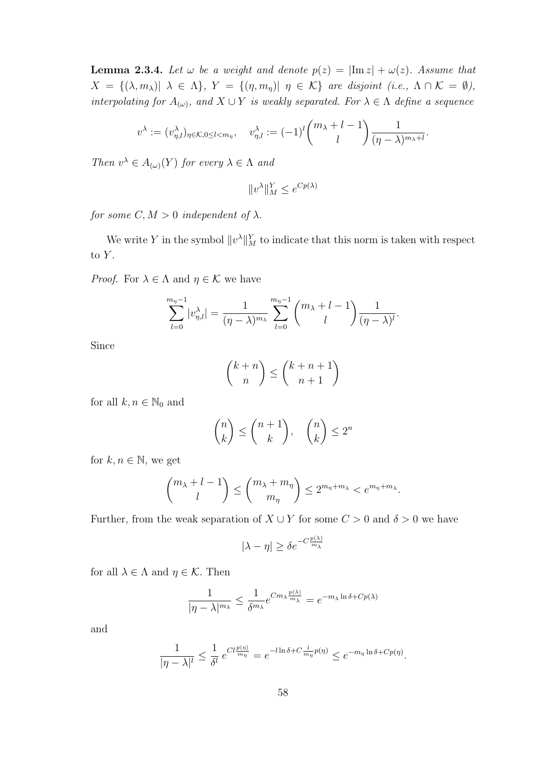**Lemma 2.3.4.** *Let $\omega$ be a weight and denote $p(z) = |\mathrm{Im}\, z| + \omega(z)$. Assume that $X = \{(\lambda, m_\lambda)|\ \lambda \in \Lambda\}$, $Y = \{(\eta, m_\eta)|\ \eta \in \mathcal{K}\}$ are disjoint (i.e., $\Lambda \cap \mathcal{K} = \emptyset$), interpolating for $A_{(\omega)}$, and $X \cup Y$ is weakly separated. For $\lambda \in \Lambda$ define a sequence*

$$v^\lambda := (v^\lambda_{\eta,l})_{\eta \in \mathcal{K}, 0 \le l < m_\eta}, \quad v^\lambda_{\eta,l} := (-1)^l \binom{m_\lambda + l - 1}{l} \frac{1}{(\eta - \lambda)^{m_\lambda + l}}.$$

*Then $v^\lambda \in A_{(\omega)}(Y)$ for every $\lambda \in \Lambda$ and*

$$\|v^\lambda\|^Y_M \le e^{Cp(\lambda)}$$

*for some $C, M > 0$ independent of $\lambda$.*

We write $Y$ in the symbol $\|v^\lambda\|^Y_M$ to indicate that this norm is taken with respect to $Y$.

*Proof.* For $\lambda \in \Lambda$ and $\eta \in \mathcal{K}$ we have

$$\sum_{l=0}^{m_\eta - 1} |v^\lambda_{\eta,l}| = \frac{1}{(\eta - \lambda)^{m_\lambda}} \sum_{l=0}^{m_\eta - 1} \binom{m_\lambda + l - 1}{l} \frac{1}{(\eta - \lambda)^l}.$$

Since

$$\binom{k+n}{n} \le \binom{k+n+1}{n+1}$$

for all $k, n \in \mathbb{N}_0$ and

$$\binom{n}{k} \le \binom{n+1}{k}, \quad \binom{n}{k} \le 2^n$$

for $k, n \in \mathbb{N}$, we get

$$\binom{m_\lambda + l - 1}{l} \le \binom{m_\lambda + m_\eta}{m_\eta} \le 2^{m_\eta + m_\lambda} < e^{m_\eta + m_\lambda}.$$

Further, from the weak separation of $X \cup Y$ for some $C > 0$ and $\delta > 0$ we have

$$|\lambda - \eta| \ge \delta e^{-C\frac{p(\lambda)}{m_\lambda}}$$

for all $\lambda \in \Lambda$ and $\eta \in \mathcal{K}$. Then

$$\frac{1}{|\eta - \lambda|^{m_\lambda}} \le \frac{1}{\delta^{m_\lambda}} e^{Cm_\lambda \frac{p(\lambda)}{m_\lambda}} = e^{-m_\lambda \ln \delta + Cp(\lambda)}$$

and

$$\frac{1}{|\eta - \lambda|^l} \le \frac{1}{\delta^l}\, e^{Cl\frac{p(\eta)}{m_\eta}} = e^{-l \ln \delta + C\frac{l}{m_\eta} p(\eta)} \le e^{-m_\eta \ln \delta + Cp(\eta)}.$$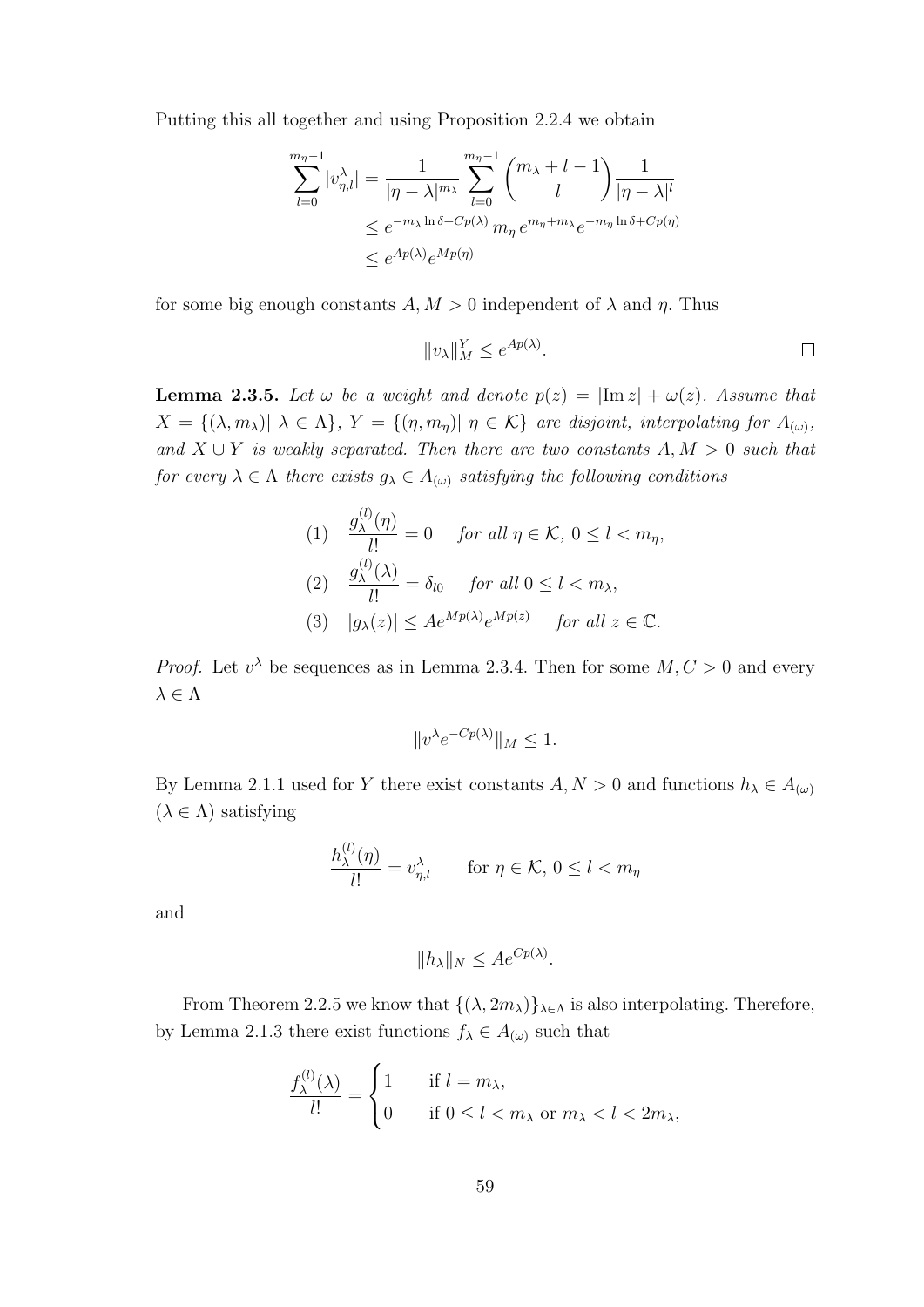Putting this all together and using Proposition 2.2.4 we obtain

$$\sum_{l=0}^{m_\eta-1} |v_{\eta,l}^\lambda| = \frac{1}{|\eta-\lambda|^{m_\lambda}} \sum_{l=0}^{m_\eta-1} \binom{m_\lambda+l-1}{l} \frac{1}{|\eta-\lambda|^l}$$
$$\leq e^{-m_\lambda \ln\delta + Cp(\lambda)}\, m_\eta\, e^{m_\eta+m_\lambda} e^{-m_\eta \ln\delta + Cp(\eta)}$$
$$\leq e^{Ap(\lambda)} e^{Mp(\eta)}$$

for some big enough constants $A, M > 0$ independent of $\lambda$ and $\eta$. Thus

$$\|v_\lambda\|_M^Y \leq e^{Ap(\lambda)}. \qquad \square$$

**Lemma 2.3.5.** *Let $\omega$ be a weight and denote $p(z) = |\operatorname{Im} z| + \omega(z)$. Assume that $X = \{(\lambda, m_\lambda) |\ \lambda \in \Lambda\}$, $Y = \{(\eta, m_\eta) |\ \eta \in \mathcal{K}\}$ are disjoint, interpolating for $A_{(\omega)}$, and $X \cup Y$ is weakly separated. Then there are two constants $A, M > 0$ such that for every $\lambda \in \Lambda$ there exists $g_\lambda \in A_{(\omega)}$ satisfying the following conditions*

$$(1) \quad \frac{g_\lambda^{(l)}(\eta)}{l!} = 0 \quad \text{for all } \eta \in \mathcal{K},\ 0 \leq l < m_\eta,$$
$$(2) \quad \frac{g_\lambda^{(l)}(\lambda)}{l!} = \delta_{l0} \quad \text{for all } 0 \leq l < m_\lambda,$$
$$(3) \quad |g_\lambda(z)| \leq A e^{Mp(\lambda)} e^{Mp(z)} \quad \text{for all } z \in \mathbb{C}.$$

*Proof.* Let $v^\lambda$ be sequences as in Lemma 2.3.4. Then for some $M, C > 0$ and every $\lambda \in \Lambda$

$$\|v^\lambda e^{-Cp(\lambda)}\|_M \leq 1.$$

By Lemma 2.1.1 used for $Y$ there exist constants $A, N > 0$ and functions $h_\lambda \in A_{(\omega)}$ ($\lambda \in \Lambda$) satisfying

$$\frac{h_\lambda^{(l)}(\eta)}{l!} = v_{\eta,l}^\lambda \qquad \text{for } \eta \in \mathcal{K},\ 0 \leq l < m_\eta$$

and

$$\|h_\lambda\|_N \leq A e^{Cp(\lambda)}.$$

From Theorem 2.2.5 we know that $\{(\lambda, 2m_\lambda)\}_{\lambda \in \Lambda}$ is also interpolating. Therefore, by Lemma 2.1.3 there exist functions $f_\lambda \in A_{(\omega)}$ such that

$$\frac{f_\lambda^{(l)}(\lambda)}{l!} = \begin{cases} 1 & \text{if } l = m_\lambda, \\ 0 & \text{if } 0 \leq l < m_\lambda \text{ or } m_\lambda < l < 2m_\lambda, \end{cases}$$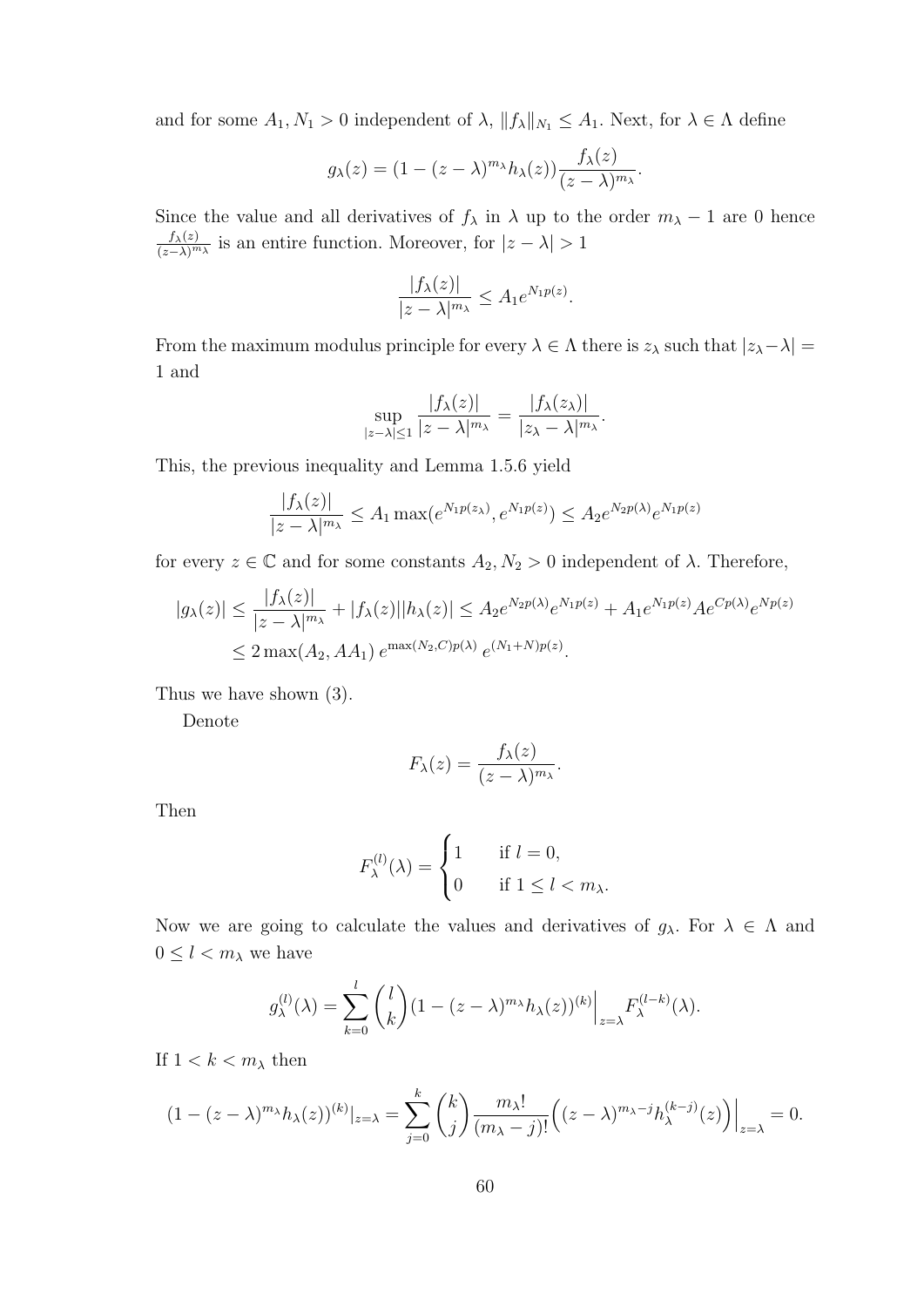and for some $A_1, N_1 > 0$ independent of $\lambda$, $\|f_\lambda\|_{N_1} \leq A_1$. Next, for $\lambda \in \Lambda$ define

$$g_\lambda(z) = (1 - (z-\lambda)^{m_\lambda} h_\lambda(z)) \frac{f_\lambda(z)}{(z-\lambda)^{m_\lambda}}.$$

Since the value and all derivatives of $f_\lambda$ in $\lambda$ up to the order $m_\lambda - 1$ are 0 hence $\frac{f_\lambda(z)}{(z-\lambda)^{m_\lambda}}$ is an entire function. Moreover, for $|z - \lambda| > 1$

$$\frac{|f_\lambda(z)|}{|z-\lambda|^{m_\lambda}} \leq A_1 e^{N_1 p(z)}.$$

From the maximum modulus principle for every $\lambda \in \Lambda$ there is $z_\lambda$ such that $|z_\lambda - \lambda| = 1$ and

$$\sup_{|z-\lambda|\leq 1} \frac{|f_\lambda(z)|}{|z-\lambda|^{m_\lambda}} = \frac{|f_\lambda(z_\lambda)|}{|z_\lambda - \lambda|^{m_\lambda}}.$$

This, the previous inequality and Lemma 1.5.6 yield

$$\frac{|f_\lambda(z)|}{|z-\lambda|^{m_\lambda}} \leq A_1 \max(e^{N_1 p(z_\lambda)}, e^{N_1 p(z)}) \leq A_2 e^{N_2 p(\lambda)} e^{N_1 p(z)}$$

for every $z \in \mathbb{C}$ and for some constants $A_2, N_2 > 0$ independent of $\lambda$. Therefore,

$$\begin{aligned}
|g_\lambda(z)| &\leq \frac{|f_\lambda(z)|}{|z-\lambda|^{m_\lambda}} + |f_\lambda(z)||h_\lambda(z)| \leq A_2 e^{N_2 p(\lambda)} e^{N_1 p(z)} + A_1 e^{N_1 p(z)} A e^{Cp(\lambda)} e^{Np(z)} \\
&\leq 2 \max(A_2, AA_1)\, e^{\max(N_2, C) p(\lambda)}\, e^{(N_1+N)p(z)}.
\end{aligned}$$

Thus we have shown (3).

Denote

$$F_\lambda(z) = \frac{f_\lambda(z)}{(z-\lambda)^{m_\lambda}}.$$

Then

$$F_\lambda^{(l)}(\lambda) = \begin{cases} 1 & \text{if } l = 0, \\ 0 & \text{if } 1 \leq l < m_\lambda. \end{cases}$$

Now we are going to calculate the values and derivatives of $g_\lambda$. For $\lambda \in \Lambda$ and $0 \leq l < m_\lambda$ we have

$$g_\lambda^{(l)}(\lambda) = \sum_{k=0}^{l} \binom{l}{k} (1 - (z-\lambda)^{m_\lambda} h_\lambda(z))^{(k)}\Big|_{z=\lambda} F_\lambda^{(l-k)}(\lambda).$$

If $1 < k < m_\lambda$ then

$$(1 - (z-\lambda)^{m_\lambda} h_\lambda(z))^{(k)}|_{z=\lambda} = \sum_{j=0}^{k} \binom{k}{j} \frac{m_\lambda!}{(m_\lambda - j)!} \Big( (z-\lambda)^{m_\lambda - j} h_\lambda^{(k-j)}(z) \Big)\Big|_{z=\lambda} = 0.$$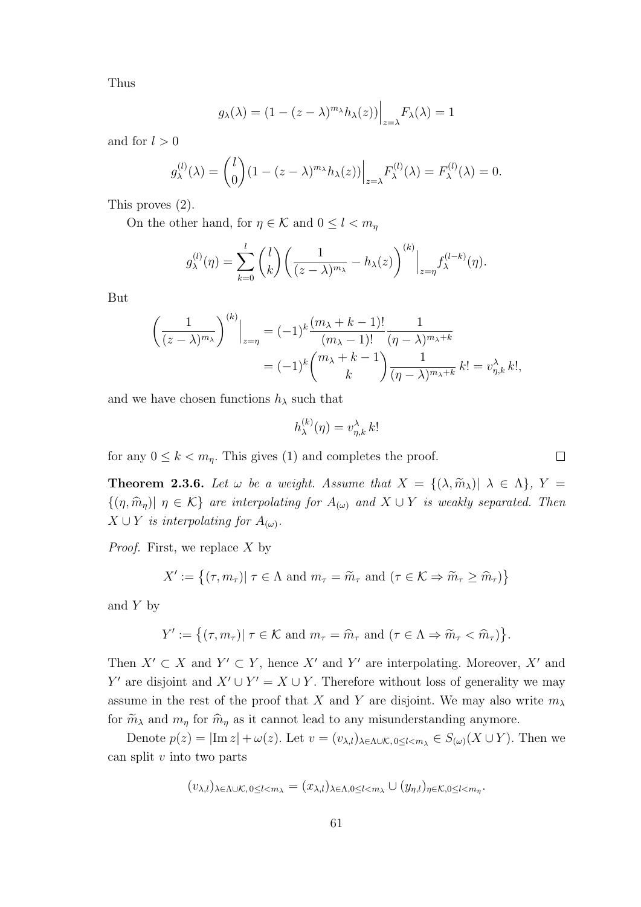Thus

$$g_\lambda(\lambda) = (1 - (z-\lambda)^{m_\lambda} h_\lambda(z))\Big|_{z=\lambda} F_\lambda(\lambda) = 1$$

and for $l > 0$

$$g_\lambda^{(l)}(\lambda) = \binom{l}{0} (1 - (z-\lambda)^{m_\lambda} h_\lambda(z))\Big|_{z=\lambda} F_\lambda^{(l)}(\lambda) = F_\lambda^{(l)}(\lambda) = 0.$$

This proves (2).

On the other hand, for $\eta \in \mathcal{K}$ and $0 \le l < m_\eta$

$$g_\lambda^{(l)}(\eta) = \sum_{k=0}^{l} \binom{l}{k} \left( \frac{1}{(z-\lambda)^{m_\lambda}} - h_\lambda(z) \right)^{(k)} \Big|_{z=\eta} f_\lambda^{(l-k)}(\eta).$$

But

$$\begin{aligned}\left( \frac{1}{(z-\lambda)^{m_\lambda}} \right)^{(k)} \Big|_{z=\eta} &= (-1)^k \frac{(m_\lambda + k - 1)!}{(m_\lambda - 1)!} \frac{1}{(\eta - \lambda)^{m_\lambda + k}} \\ &= (-1)^k \binom{m_\lambda + k - 1}{k} \frac{1}{(\eta-\lambda)^{m_\lambda+k}}\, k! = v_{\eta,k}^{\lambda}\, k!,\end{aligned}$$

and we have chosen functions $h_\lambda$ such that

$$h_\lambda^{(k)}(\eta) = v_{\eta,k}^{\lambda}\, k!$$

for any $0 \le k < m_\eta$. This gives (1) and completes the proof. $\square$

**Theorem 2.3.6.** *Let $\omega$ be a weight. Assume that $X = \{(\lambda, \widetilde{m}_\lambda) |\ \lambda \in \Lambda\}$, $Y = \{(\eta, \widehat{m}_\eta) |\ \eta \in \mathcal{K}\}$ are interpolating for $A_{(\omega)}$ and $X \cup Y$ is weakly separated. Then $X \cup Y$ is interpolating for $A_{(\omega)}$.*

*Proof.* First, we replace $X$ by

$$X' := \big\{ (\tau, m_\tau) |\ \tau \in \Lambda \text{ and } m_\tau = \widetilde{m}_\tau \text{ and } (\tau \in \mathcal{K} \Rightarrow \widetilde{m}_\tau \ge \widehat{m}_\tau) \big\}$$

and $Y$ by

$$Y' := \big\{ (\tau, m_\tau) |\ \tau \in \mathcal{K} \text{ and } m_\tau = \widehat{m}_\tau \text{ and } (\tau \in \Lambda \Rightarrow \widetilde{m}_\tau < \widehat{m}_\tau) \big\}.$$

Then $X' \subset X$ and $Y' \subset Y$, hence $X'$ and $Y'$ are interpolating. Moreover, $X'$ and $Y'$ are disjoint and $X' \cup Y' = X \cup Y$. Therefore without loss of generality we may assume in the rest of the proof that $X$ and $Y$ are disjoint. We may also write $m_\lambda$ for $\widetilde{m}_\lambda$ and $m_\eta$ for $\widehat{m}_\eta$ as it cannot lead to any misunderstanding anymore.

Denote $p(z) = |\operatorname{Im} z| + \omega(z)$. Let $v = (v_{\lambda,l})_{\lambda \in \Lambda \cup \mathcal{K},\, 0 \le l < m_\lambda} \in S_{(\omega)}(X \cup Y)$. Then we can split $v$ into two parts

$$(v_{\lambda,l})_{\lambda \in \Lambda \cup \mathcal{K},\, 0 \le l < m_\lambda} = (x_{\lambda,l})_{\lambda \in \Lambda, 0 \le l < m_\lambda} \cup (y_{\eta,l})_{\eta \in \mathcal{K}, 0 \le l < m_\eta}.$$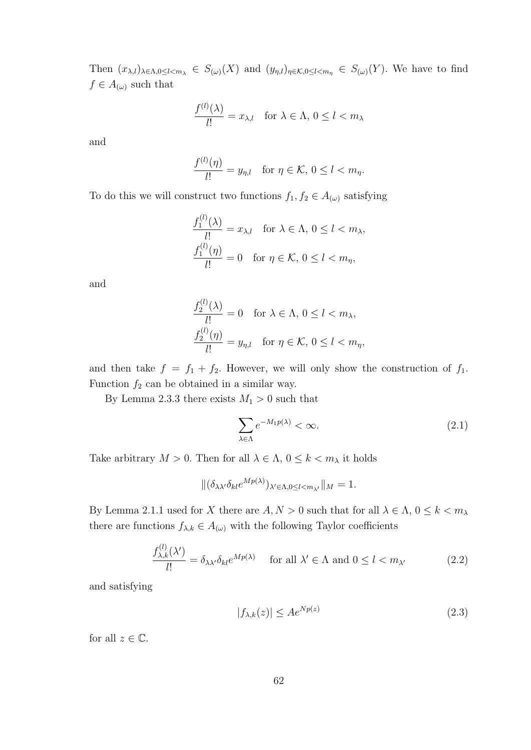Then $(x_{\lambda,l})_{\lambda\in\Lambda,0\le l<m_\lambda} \in S_{(\omega)}(X)$ and $(y_{\eta,l})_{\eta\in\mathcal{K},0\le l<m_\eta} \in S_{(\omega)}(Y)$. We have to find $f \in A_{(\omega)}$ such that

$$\frac{f^{(l)}(\lambda)}{l!} = x_{\lambda,l} \quad \text{for } \lambda \in \Lambda,\ 0 \le l < m_\lambda$$

and

$$\frac{f^{(l)}(\eta)}{l!} = y_{\eta,l} \quad \text{for } \eta \in \mathcal{K},\ 0 \le l < m_\eta.$$

To do this we will construct two functions $f_1, f_2 \in A_{(\omega)}$ satisfying

$$\frac{f_1^{(l)}(\lambda)}{l!} = x_{\lambda,l} \quad \text{for } \lambda \in \Lambda,\ 0 \le l < m_\lambda,$$
$$\frac{f_1^{(l)}(\eta)}{l!} = 0 \quad \text{for } \eta \in \mathcal{K},\ 0 \le l < m_\eta,$$

and

$$\frac{f_2^{(l)}(\lambda)}{l!} = 0 \quad \text{for } \lambda \in \Lambda,\ 0 \le l < m_\lambda,$$
$$\frac{f_2^{(l)}(\eta)}{l!} = y_{\eta,l} \quad \text{for } \eta \in \mathcal{K},\ 0 \le l < m_\eta,$$

and then take $f = f_1 + f_2$. However, we will only show the construction of $f_1$. Function $f_2$ can be obtained in a similar way.

By Lemma 2.3.3 there exists $M_1 > 0$ such that

$$\sum_{\lambda\in\Lambda} e^{-M_1 p(\lambda)} < \infty. \tag{2.1}$$

Take arbitrary $M > 0$. Then for all $\lambda \in \Lambda$, $0 \le k < m_\lambda$ it holds

$$\|(\delta_{\lambda\lambda'}\delta_{kl}e^{Mp(\lambda)})_{\lambda'\in\Lambda,0\le l<m_{\lambda'}}\|_M = 1.$$

By Lemma 2.1.1 used for $X$ there are $A, N > 0$ such that for all $\lambda \in \Lambda$, $0 \le k < m_\lambda$ there are functions $f_{\lambda,k} \in A_{(\omega)}$ with the following Taylor coefficients

$$\frac{f_{\lambda,k}^{(l)}(\lambda')}{l!} = \delta_{\lambda\lambda'}\delta_{kl}e^{Mp(\lambda)} \quad \text{for all } \lambda' \in \Lambda \text{ and } 0 \le l < m_{\lambda'} \tag{2.2}$$

and satisfying

$$|f_{\lambda,k}(z)| \le Ae^{Np(z)} \tag{2.3}$$

for all $z \in \mathbb{C}$.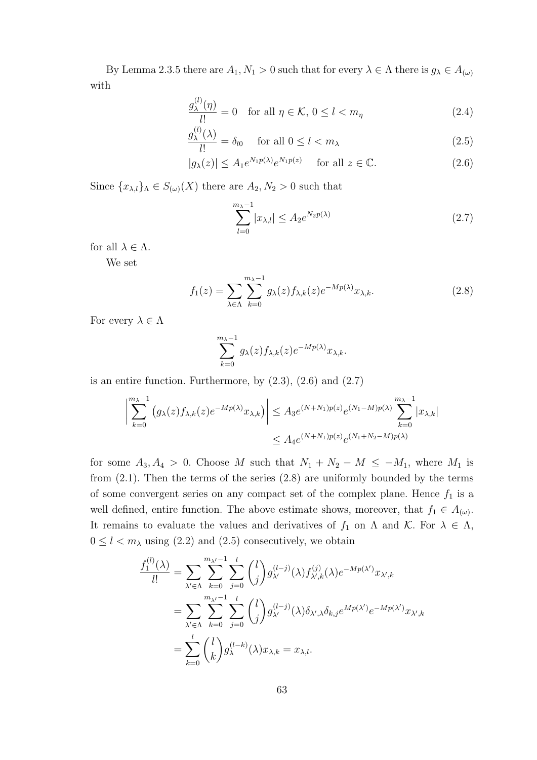By Lemma 2.3.5 there are $A_1, N_1 > 0$ such that for every $\lambda \in \Lambda$ there is $g_\lambda \in A_{(\omega)}$ with

$$\frac{g_\lambda^{(l)}(\eta)}{l!} = 0 \quad \text{for all } \eta \in \mathcal{K},\ 0 \le l < m_\eta \tag{2.4}$$

$$\frac{g_\lambda^{(l)}(\lambda)}{l!} = \delta_{l0} \quad \text{ for all } 0 \le l < m_\lambda \tag{2.5}$$

$$|g_\lambda(z)| \le A_1 e^{N_1 p(\lambda)} e^{N_1 p(z)} \quad \text{ for all } z \in \mathbb{C}. \tag{2.6}$$

Since $\{x_{\lambda,l}\}_\Lambda \in S_{(\omega)}(X)$ there are $A_2, N_2 > 0$ such that

$$\sum_{l=0}^{m_\lambda - 1} |x_{\lambda,l}| \le A_2 e^{N_2 p(\lambda)} \tag{2.7}$$

for all $\lambda \in \Lambda$.

We set

$$f_1(z) = \sum_{\lambda \in \Lambda} \sum_{k=0}^{m_\lambda - 1} g_\lambda(z) f_{\lambda,k}(z) e^{-Mp(\lambda)} x_{\lambda,k}. \tag{2.8}$$

For every $\lambda \in \Lambda$

$$\sum_{k=0}^{m_\lambda - 1} g_\lambda(z) f_{\lambda,k}(z) e^{-Mp(\lambda)} x_{\lambda,k}.$$

is an entire function. Furthermore, by (2.3), (2.6) and (2.7)

$$\begin{aligned}\Bigg| \sum_{k=0}^{m_\lambda - 1} \left( g_\lambda(z) f_{\lambda,k}(z) e^{-Mp(\lambda)} x_{\lambda,k} \right) \Bigg| &\le A_3 e^{(N+N_1)p(z)} e^{(N_1 - M)p(\lambda)} \sum_{k=0}^{m_\lambda - 1} |x_{\lambda,k}| \\ &\le A_4 e^{(N+N_1)p(z)} e^{(N_1 + N_2 - M)p(\lambda)}\end{aligned}$$

for some $A_3, A_4 > 0$. Choose $M$ such that $N_1 + N_2 - M \le -M_1$, where $M_1$ is from (2.1). Then the terms of the series (2.8) are uniformly bounded by the terms of some convergent series on any compact set of the complex plane. Hence $f_1$ is a well defined, entire function. The above estimate shows, moreover, that $f_1 \in A_{(\omega)}$. It remains to evaluate the values and derivatives of $f_1$ on $\Lambda$ and $\mathcal{K}$. For $\lambda \in \Lambda$, $0 \le l < m_\lambda$ using (2.2) and (2.5) consecutively, we obtain

$$\begin{aligned}\frac{f_1^{(l)}(\lambda)}{l!} &= \sum_{\lambda' \in \Lambda} \sum_{k=0}^{m_{\lambda'} - 1} \sum_{j=0}^{l} \binom{l}{j} g_{\lambda'}^{(l-j)}(\lambda) f_{\lambda',k}^{(j)}(\lambda) e^{-Mp(\lambda')} x_{\lambda',k} \\ &= \sum_{\lambda' \in \Lambda} \sum_{k=0}^{m_{\lambda'} - 1} \sum_{j=0}^{l} \binom{l}{j} g_{\lambda'}^{(l-j)}(\lambda) \delta_{\lambda',\lambda} \delta_{k,j} e^{Mp(\lambda')} e^{-Mp(\lambda')} x_{\lambda',k} \\ &= \sum_{k=0}^{l} \binom{l}{k} g_\lambda^{(l-k)}(\lambda) x_{\lambda,k} = x_{\lambda,l}.\end{aligned}$$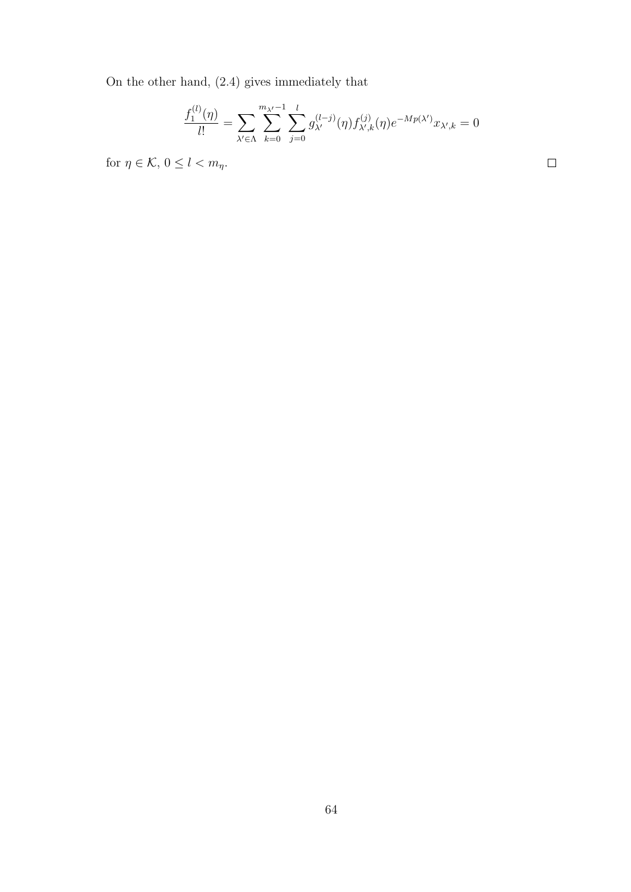On the other hand, (2.4) gives immediately that

$$\frac{f_1^{(l)}(\eta)}{l!} = \sum_{\lambda' \in \Lambda} \sum_{k=0}^{m_{\lambda'}-1} \sum_{j=0}^{l} g_{\lambda'}^{(l-j)}(\eta) f_{\lambda',k}^{(j)}(\eta) e^{-Mp(\lambda')} x_{\lambda',k} = 0$$

for $\eta \in \mathcal{K}$, $0 \leq l < m_\eta$. $\square$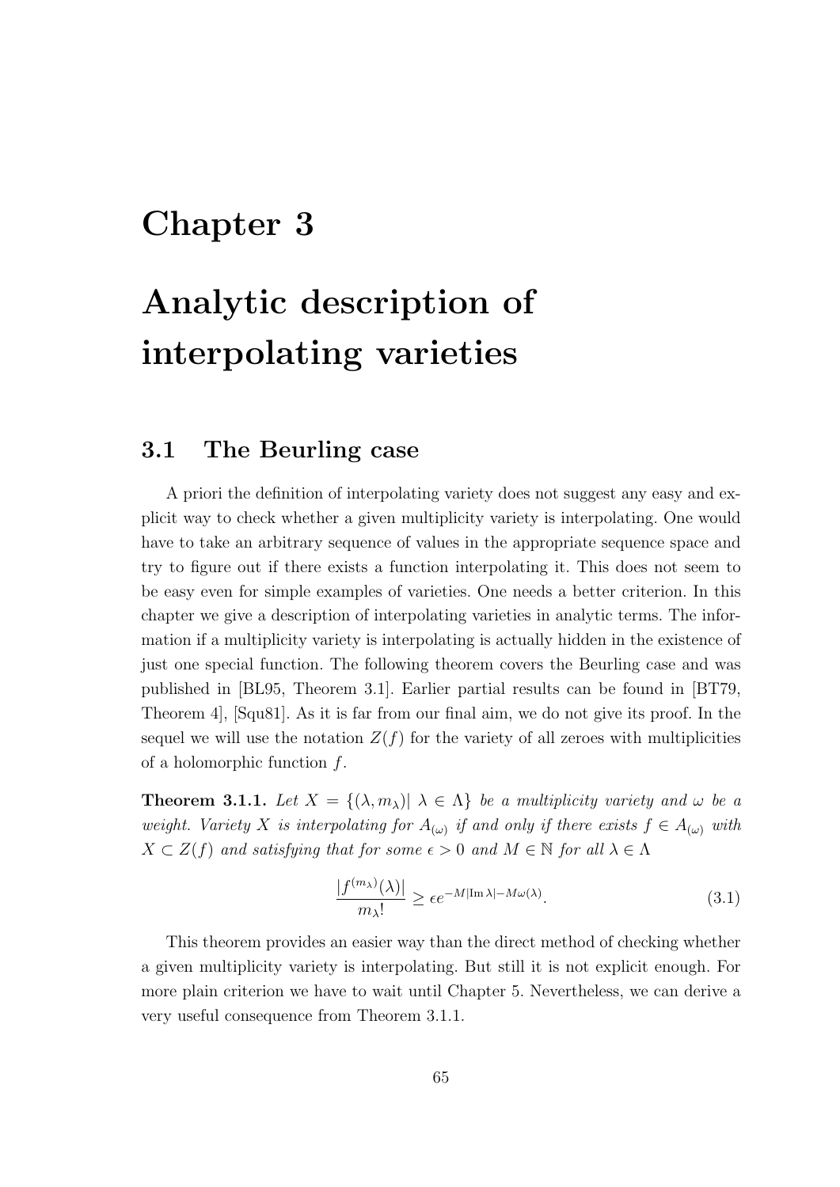# Chapter 3

# Analytic description of interpolating varieties

## 3.1 The Beurling case

A priori the definition of interpolating variety does not suggest any easy and explicit way to check whether a given multiplicity variety is interpolating. One would have to take an arbitrary sequence of values in the appropriate sequence space and try to figure out if there exists a function interpolating it. This does not seem to be easy even for simple examples of varieties. One needs a better criterion. In this chapter we give a description of interpolating varieties in analytic terms. The information if a multiplicity variety is interpolating is actually hidden in the existence of just one special function. The following theorem covers the Beurling case and was published in [BL95, Theorem 3.1]. Earlier partial results can be found in [BT79, Theorem 4], [Squ81]. As it is far from our final aim, we do not give its proof. In the sequel we will use the notation $Z(f)$ for the variety of all zeroes with multiplicities of a holomorphic function $f$.

**Theorem 3.1.1.** *Let $X = \{(\lambda, m_\lambda)|\ \lambda \in \Lambda\}$ be a multiplicity variety and $\omega$ be a weight. Variety $X$ is interpolating for $A_{(\omega)}$ if and only if there exists $f \in A_{(\omega)}$ with $X \subset Z(f)$ and satisfying that for some $\epsilon > 0$ and $M \in \mathbb{N}$ for all $\lambda \in \Lambda$*

$$\frac{|f^{(m_\lambda)}(\lambda)|}{m_\lambda!} \geq \epsilon e^{-M|\operatorname{Im}\lambda| - M\omega(\lambda)}. \tag{3.1}$$

This theorem provides an easier way than the direct method of checking whether a given multiplicity variety is interpolating. But still it is not explicit enough. For more plain criterion we have to wait until Chapter 5. Nevertheless, we can derive a very useful consequence from Theorem 3.1.1.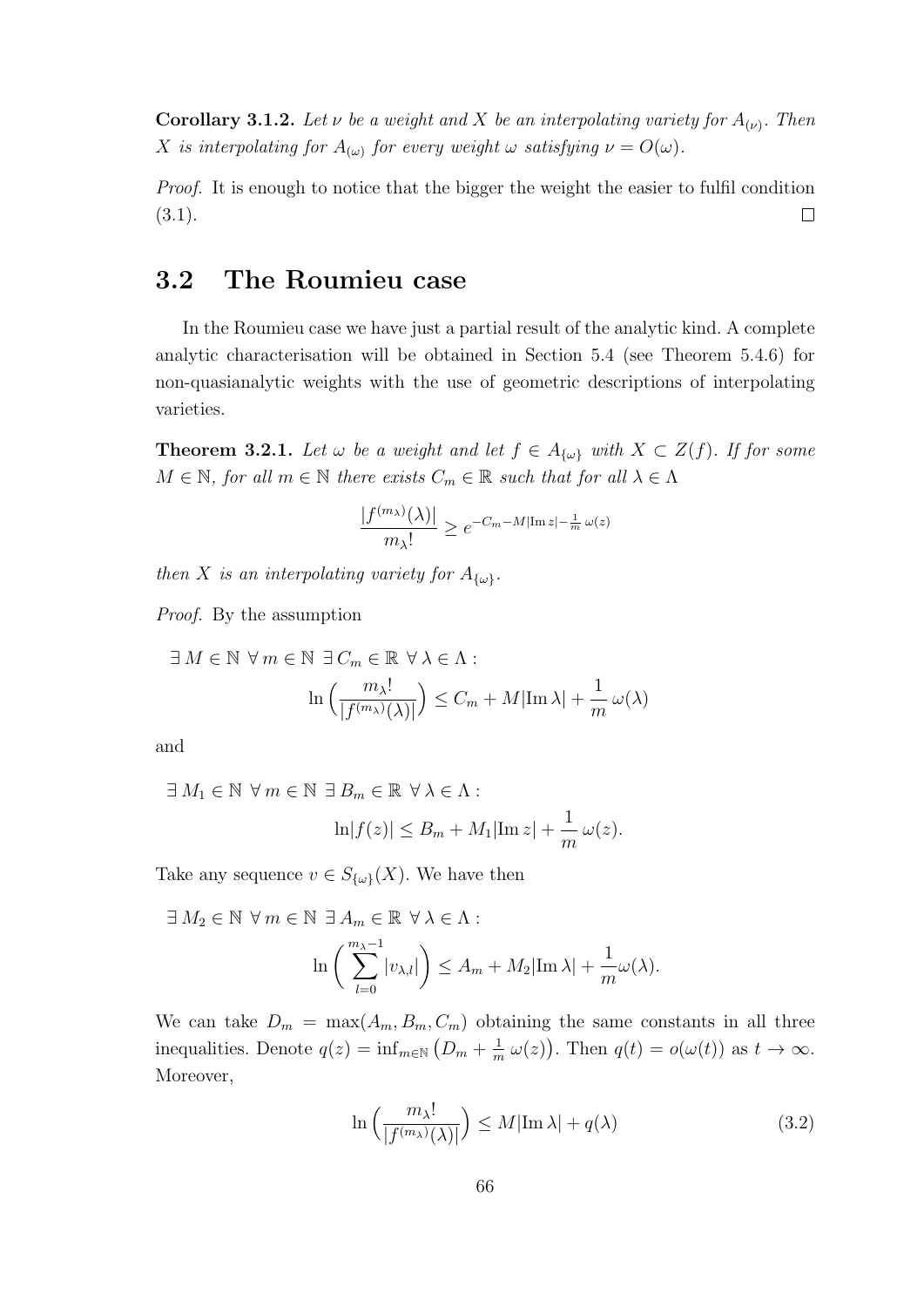**Corollary 3.1.2.** *Let $\nu$ be a weight and $X$ be an interpolating variety for $A_{(\nu)}$. Then $X$ is interpolating for $A_{(\omega)}$ for every weight $\omega$ satisfying $\nu = O(\omega)$.*

*Proof.* It is enough to notice that the bigger the weight the easier to fulfil condition (3.1). $\square$

## 3.2 The Roumieu case

In the Roumieu case we have just a partial result of the analytic kind. A complete analytic characterisation will be obtained in Section 5.4 (see Theorem 5.4.6) for non-quasianalytic weights with the use of geometric descriptions of interpolating varieties.

**Theorem 3.2.1.** *Let $\omega$ be a weight and let $f \in A_{\{\omega\}}$ with $X \subset Z(f)$. If for some $M \in \mathbb{N}$, for all $m \in \mathbb{N}$ there exists $C_m \in \mathbb{R}$ such that for all $\lambda \in \Lambda$*

$$\frac{|f^{(m_\lambda)}(\lambda)|}{m_\lambda!} \geq e^{-C_m - M|\operatorname{Im} z| - \frac{1}{m}\,\omega(z)}$$

*then $X$ is an interpolating variety for $A_{\{\omega\}}$.*

*Proof.* By the assumption

$$\exists\, M \in \mathbb{N}\ \forall\, m \in \mathbb{N}\ \exists\, C_m \in \mathbb{R}\ \forall\, \lambda \in \Lambda :$$
$$\ln\Big(\frac{m_\lambda!}{|f^{(m_\lambda)}(\lambda)|}\Big) \leq C_m + M|\operatorname{Im}\lambda| + \frac{1}{m}\,\omega(\lambda)$$

and

$$\exists\, M_1 \in \mathbb{N}\ \forall\, m \in \mathbb{N}\ \exists\, B_m \in \mathbb{R}\ \forall\, \lambda \in \Lambda :$$
$$\ln|f(z)| \leq B_m + M_1|\operatorname{Im} z| + \frac{1}{m}\,\omega(z).$$

Take any sequence $v \in S_{\{\omega\}}(X)$. We have then

$$\exists\, M_2 \in \mathbb{N}\ \forall\, m \in \mathbb{N}\ \exists\, A_m \in \mathbb{R}\ \forall\, \lambda \in \Lambda :$$
$$\ln\Big(\sum_{l=0}^{m_\lambda - 1} |v_{\lambda,l}|\Big) \leq A_m + M_2|\operatorname{Im}\lambda| + \frac{1}{m}\omega(\lambda).$$

We can take $D_m = \max(A_m, B_m, C_m)$ obtaining the same constants in all three inequalities. Denote $q(z) = \inf_{m\in\mathbb{N}}\big(D_m + \frac{1}{m}\,\omega(z)\big)$. Then $q(t) = o(\omega(t))$ as $t \to \infty$. Moreover,

$$\ln\Big(\frac{m_\lambda!}{|f^{(m_\lambda)}(\lambda)|}\Big) \leq M|\operatorname{Im}\lambda| + q(\lambda) \tag{3.2}$$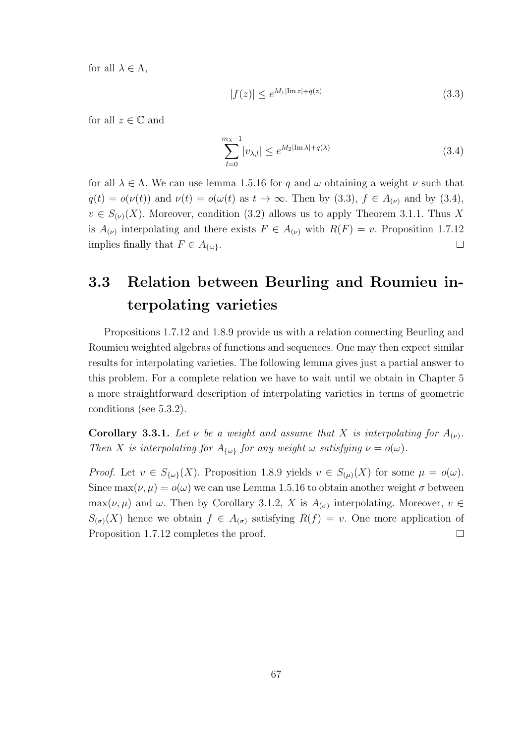for all $\lambda \in \Lambda$,

$$|f(z)| \leq e^{M_1|\operatorname{Im} z|+q(z)} \tag{3.3}$$

for all $z \in \mathbb{C}$ and

$$\sum_{l=0}^{m_\lambda - 1} |v_{\lambda,l}| \leq e^{M_2|\operatorname{Im}\lambda|+q(\lambda)} \tag{3.4}$$

for all $\lambda \in \Lambda$. We can use lemma 1.5.16 for $q$ and $\omega$ obtaining a weight $\nu$ such that $q(t) = o(\nu(t))$ and $\nu(t) = o(\omega(t)$ as $t \to \infty$. Then by (3.3), $f \in A_{(\nu)}$ and by (3.4), $v \in S_{(\nu)}(X)$. Moreover, condition (3.2) allows us to apply Theorem 3.1.1. Thus $X$ is $A_{(\nu)}$ interpolating and there exists $F \in A_{(\nu)}$ with $R(F) = v$. Proposition 1.7.12 implies finally that $F \in A_{\{\omega\}}$. □

## 3.3 Relation between Beurling and Roumieu interpolating varieties

Propositions 1.7.12 and 1.8.9 provide us with a relation connecting Beurling and Roumieu weighted algebras of functions and sequences. One may then expect similar results for interpolating varieties. The following lemma gives just a partial answer to this problem. For a complete relation we have to wait until we obtain in Chapter 5 a more straightforward description of interpolating varieties in terms of geometric conditions (see 5.3.2).

**Corollary 3.3.1.** *Let $\nu$ be a weight and assume that $X$ is interpolating for $A_{(\nu)}$. Then $X$ is interpolating for $A_{\{\omega\}}$ for any weight $\omega$ satisfying $\nu = o(\omega)$.*

*Proof.* Let $v \in S_{\{\omega\}}(X)$. Proposition 1.8.9 yields $v \in S_{(\mu)}(X)$ for some $\mu = o(\omega)$. Since $\max(\nu, \mu) = o(\omega)$ we can use Lemma 1.5.16 to obtain another weight $\sigma$ between $\max(\nu, \mu)$ and $\omega$. Then by Corollary 3.1.2, $X$ is $A_{(\sigma)}$ interpolating. Moreover, $v \in S_{(\sigma)}(X)$ hence we obtain $f \in A_{(\sigma)}$ satisfying $R(f) = v$. One more application of Proposition 1.7.12 completes the proof. □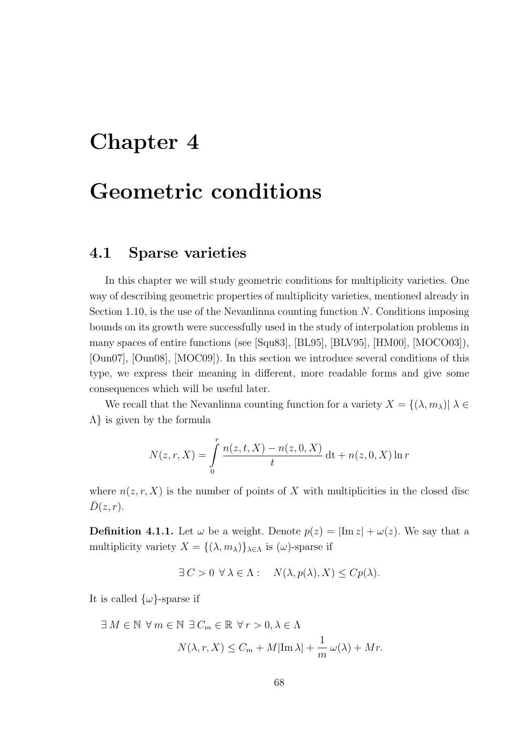# Chapter 4

# Geometric conditions

## 4.1 Sparse varieties

In this chapter we will study geometric conditions for multiplicity varieties. One way of describing geometric properties of multiplicity varieties, mentioned already in Section 1.10, is the use of the Nevanlinna counting function $N$. Conditions imposing bounds on its growth were successfully used in the study of interpolation problems in many spaces of entire functions (see [Squ83], [BL95], [BLV95], [HM00], [MOCO03]), [Oun07], [Oun08], [MOC09]). In this section we introduce several conditions of this type, we express their meaning in different, more readable forms and give some consequences which will be useful later.

We recall that the Nevanlinna counting function for a variety $X = \{(\lambda, m_\lambda) | \lambda \in \Lambda\}$ is given by the formula

$$N(z, r, X) = \int_0^r \frac{n(z, t, X) - n(z, 0, X)}{t} \, \mathrm{dt} + n(z, 0, X) \ln r$$

where $n(z, r, X)$ is the number of points of $X$ with multiplicities in the closed disc $\bar{D}(z, r)$.

**Definition 4.1.1.** Let $\omega$ be a weight. Denote $p(z) = |\operatorname{Im} z| + \omega(z)$. We say that a multiplicity variety $X = \{(\lambda, m_\lambda)\}_{\lambda \in \Lambda}$ is $(\omega)$-sparse if

$$\exists\, C > 0 \ \forall\, \lambda \in \Lambda : \quad N(\lambda, p(\lambda), X) \leq C p(\lambda).$$

It is called $\{\omega\}$-sparse if

$$\exists\, M \in \mathbb{N} \ \forall\, m \in \mathbb{N} \ \exists\, C_m \in \mathbb{R} \ \forall\, r > 0, \lambda \in \Lambda$$

$$N(\lambda, r, X) \leq C_m + M |\operatorname{Im} \lambda| + \frac{1}{m} \, \omega(\lambda) + M r.$$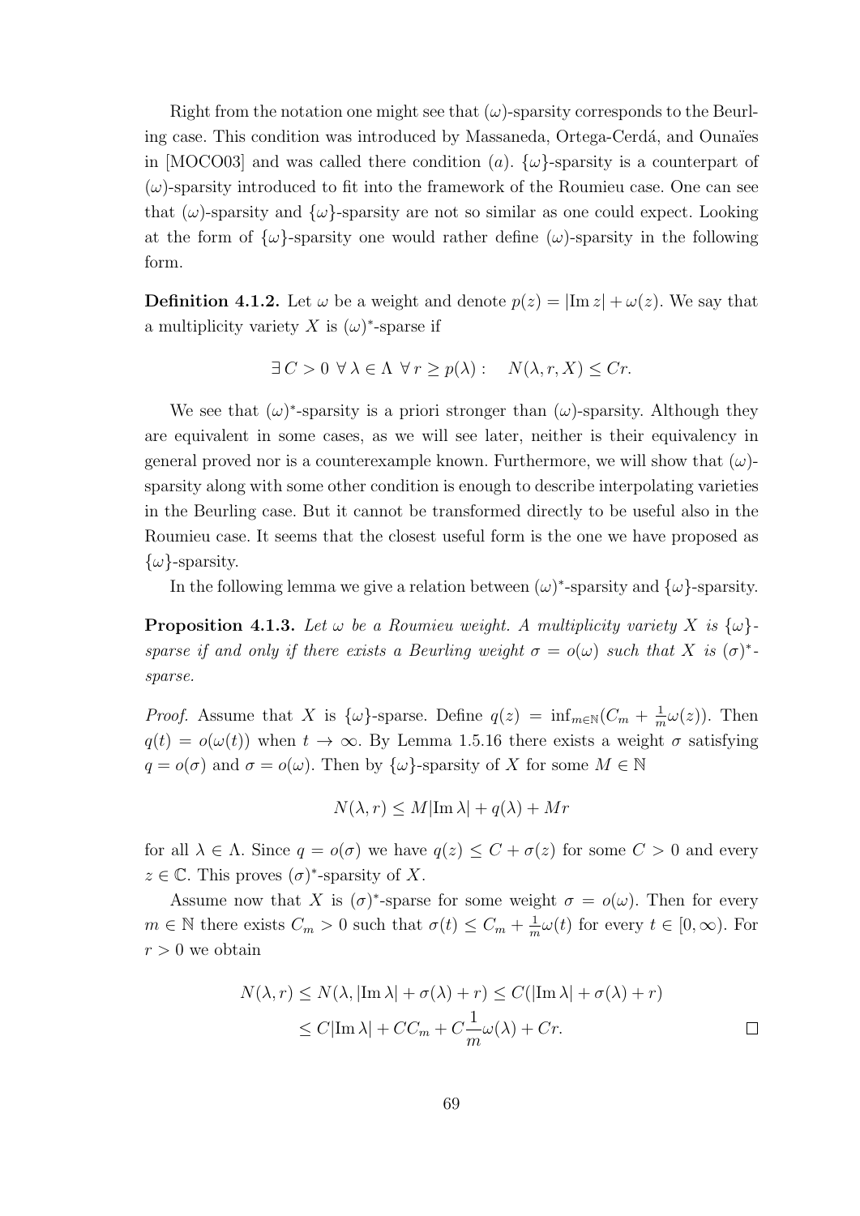Right from the notation one might see that $(\omega)$-sparsity corresponds to the Beurling case. This condition was introduced by Massaneda, Ortega-Cerdá, and Ounaïes in [MOCO03] and was called there condition $(a)$. $\{\omega\}$-sparsity is a counterpart of $(\omega)$-sparsity introduced to fit into the framework of the Roumieu case. One can see that $(\omega)$-sparsity and $\{\omega\}$-sparsity are not so similar as one could expect. Looking at the form of $\{\omega\}$-sparsity one would rather define $(\omega)$-sparsity in the following form.

**Definition 4.1.2.** Let $\omega$ be a weight and denote $p(z) = |\mathrm{Im}\, z| + \omega(z)$. We say that a multiplicity variety $X$ is $(\omega)^*$-sparse if

$$\exists\, C > 0 \;\forall\, \lambda \in \Lambda \;\forall\, r \geq p(\lambda) : \quad N(\lambda, r, X) \leq Cr.$$

We see that $(\omega)^*$-sparsity is a priori stronger than $(\omega)$-sparsity. Although they are equivalent in some cases, as we will see later, neither is their equivalency in general proved nor is a counterexample known. Furthermore, we will show that $(\omega)$-sparsity along with some other condition is enough to describe interpolating varieties in the Beurling case. But it cannot be transformed directly to be useful also in the Roumieu case. It seems that the closest useful form is the one we have proposed as $\{\omega\}$-sparsity.

In the following lemma we give a relation between $(\omega)^*$-sparsity and $\{\omega\}$-sparsity.

**Proposition 4.1.3.** *Let $\omega$ be a Roumieu weight. A multiplicity variety $X$ is $\{\omega\}$-sparse if and only if there exists a Beurling weight $\sigma = o(\omega)$ such that $X$ is $(\sigma)^*$-sparse.*

*Proof.* Assume that $X$ is $\{\omega\}$-sparse. Define $q(z) = \inf_{m \in \mathbb{N}}(C_m + \frac{1}{m}\omega(z))$. Then $q(t) = o(\omega(t))$ when $t \to \infty$. By Lemma 1.5.16 there exists a weight $\sigma$ satisfying $q = o(\sigma)$ and $\sigma = o(\omega)$. Then by $\{\omega\}$-sparsity of $X$ for some $M \in \mathbb{N}$

$$N(\lambda, r) \leq M|\mathrm{Im}\, \lambda| + q(\lambda) + Mr$$

for all $\lambda \in \Lambda$. Since $q = o(\sigma)$ we have $q(z) \leq C + \sigma(z)$ for some $C > 0$ and every $z \in \mathbb{C}$. This proves $(\sigma)^*$-sparsity of $X$.

Assume now that $X$ is $(\sigma)^*$-sparse for some weight $\sigma = o(\omega)$. Then for every $m \in \mathbb{N}$ there exists $C_m > 0$ such that $\sigma(t) \leq C_m + \frac{1}{m}\omega(t)$ for every $t \in [0, \infty)$. For $r > 0$ we obtain

$$\begin{aligned} N(\lambda, r) &\leq N(\lambda, |\mathrm{Im}\, \lambda| + \sigma(\lambda) + r) \leq C(|\mathrm{Im}\, \lambda| + \sigma(\lambda) + r) \\ &\leq C|\mathrm{Im}\, \lambda| + CC_m + C\frac{1}{m}\omega(\lambda) + Cr. \end{aligned}$$

$\square$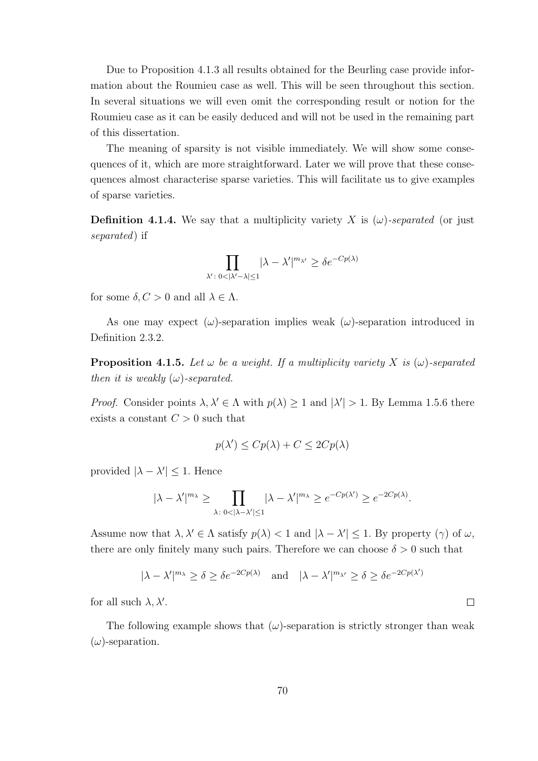Due to Proposition 4.1.3 all results obtained for the Beurling case provide information about the Roumieu case as well. This will be seen throughout this section. In several situations we will even omit the corresponding result or notion for the Roumieu case as it can be easily deduced and will not be used in the remaining part of this dissertation.

The meaning of sparsity is not visible immediately. We will show some consequences of it, which are more straightforward. Later we will prove that these consequences almost characterise sparse varieties. This will facilitate us to give examples of sparse varieties.

**Definition 4.1.4.** We say that a multiplicity variety $X$ is $(\omega)$*-separated* (or just *separated*) if

$$\prod_{\lambda' :\, 0<|\lambda'-\lambda|\leq 1} |\lambda - \lambda'|^{m_{\lambda'}} \geq \delta e^{-Cp(\lambda)}$$

for some $\delta, C > 0$ and all $\lambda \in \Lambda$.

As one may expect $(\omega)$-separation implies weak $(\omega)$-separation introduced in Definition 2.3.2.

**Proposition 4.1.5.** *Let $\omega$ be a weight. If a multiplicity variety $X$ is $(\omega)$-separated then it is weakly $(\omega)$-separated.*

*Proof.* Consider points $\lambda, \lambda' \in \Lambda$ with $p(\lambda) \geq 1$ and $|\lambda'| > 1$. By Lemma 1.5.6 there exists a constant $C > 0$ such that

$$p(\lambda') \leq Cp(\lambda) + C \leq 2Cp(\lambda)$$

provided $|\lambda - \lambda'| \leq 1$. Hence

$$|\lambda - \lambda'|^{m_\lambda} \geq \prod_{\lambda :\, 0<|\lambda-\lambda'|\leq 1} |\lambda - \lambda'|^{m_\lambda} \geq e^{-Cp(\lambda')} \geq e^{-2Cp(\lambda)}.$$

Assume now that $\lambda, \lambda' \in \Lambda$ satisfy $p(\lambda) < 1$ and $|\lambda - \lambda'| \leq 1$. By property $(\gamma)$ of $\omega$, there are only finitely many such pairs. Therefore we can choose $\delta > 0$ such that

$$|\lambda - \lambda'|^{m_\lambda} \geq \delta \geq \delta e^{-2Cp(\lambda)} \quad \text{and} \quad |\lambda - \lambda'|^{m_{\lambda'}} \geq \delta \geq \delta e^{-2Cp(\lambda')}$$

for all such $\lambda, \lambda'$. $\square$

The following example shows that $(\omega)$-separation is strictly stronger than weak $(\omega)$-separation.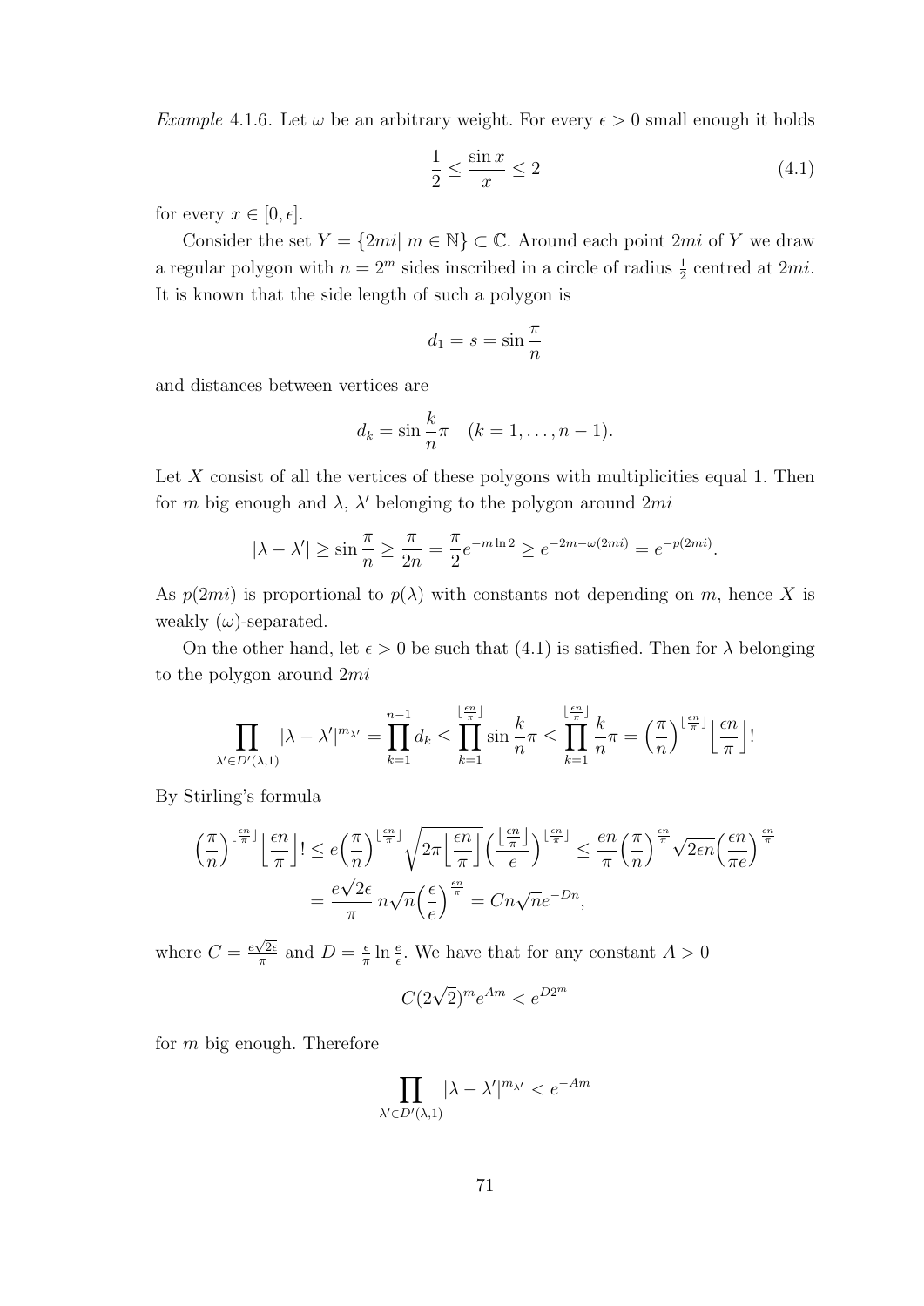*Example* 4.1.6. Let $\omega$ be an arbitrary weight. For every $\epsilon > 0$ small enough it holds

$$\frac{1}{2} \leq \frac{\sin x}{x} \leq 2 \tag{4.1}$$

for every $x \in [0, \epsilon]$.

Consider the set $Y = \{2mi|\ m \in \mathbb{N}\} \subset \mathbb{C}$. Around each point $2mi$ of $Y$ we draw a regular polygon with $n = 2^m$ sides inscribed in a circle of radius $\frac{1}{2}$ centred at $2mi$. It is known that the side length of such a polygon is

$$d_1 = s = \sin\frac{\pi}{n}$$

and distances between vertices are

$$d_k = \sin\frac{k}{n}\pi \quad (k = 1, \ldots, n-1).$$

Let $X$ consist of all the vertices of these polygons with multiplicities equal 1. Then for $m$ big enough and $\lambda$, $\lambda'$ belonging to the polygon around $2mi$

$$|\lambda - \lambda'| \geq \sin\frac{\pi}{n} \geq \frac{\pi}{2n} = \frac{\pi}{2}e^{-m\ln 2} \geq e^{-2m-\omega(2mi)} = e^{-p(2mi)}.$$

As $p(2mi)$ is proportional to $p(\lambda)$ with constants not depending on $m$, hence $X$ is weakly $(\omega)$-separated.

On the other hand, let $\epsilon > 0$ be such that (4.1) is satisfied. Then for $\lambda$ belonging to the polygon around $2mi$

$$\prod_{\lambda' \in D'(\lambda,1)} |\lambda - \lambda'|^{m_{\lambda'}} = \prod_{k=1}^{n-1} d_k \leq \prod_{k=1}^{\lfloor \frac{\epsilon n}{\pi} \rfloor} \sin\frac{k}{n}\pi \leq \prod_{k=1}^{\lfloor \frac{\epsilon n}{\pi} \rfloor} \frac{k}{n}\pi = \Big(\frac{\pi}{n}\Big)^{\lfloor \frac{\epsilon n}{\pi} \rfloor} \Big\lfloor \frac{\epsilon n}{\pi} \Big\rfloor!$$

By Stirling's formula

$$\begin{aligned}
\Big(\frac{\pi}{n}\Big)^{\lfloor \frac{\epsilon n}{\pi} \rfloor} \Big\lfloor \frac{\epsilon n}{\pi} \Big\rfloor! &\leq e\Big(\frac{\pi}{n}\Big)^{\lfloor \frac{\epsilon n}{\pi} \rfloor} \sqrt{2\pi \Big\lfloor \frac{\epsilon n}{\pi} \Big\rfloor} \Big(\frac{\lfloor \frac{\epsilon n}{\pi} \rfloor}{e}\Big)^{\lfloor \frac{\epsilon n}{\pi} \rfloor} \leq \frac{en}{\pi}\Big(\frac{\pi}{n}\Big)^{\frac{\epsilon n}{\pi}} \sqrt{2\epsilon n}\Big(\frac{\epsilon n}{\pi e}\Big)^{\frac{\epsilon n}{\pi}} \\
&= \frac{e\sqrt{2\epsilon}}{\pi}\, n\sqrt{n}\Big(\frac{\epsilon}{e}\Big)^{\frac{\epsilon n}{\pi}} = Cn\sqrt{n}e^{-Dn},
\end{aligned}$$

where $C = \frac{e\sqrt{2\epsilon}}{\pi}$ and $D = \frac{\epsilon}{\pi}\ln\frac{e}{\epsilon}$. We have that for any constant $A > 0$

$$C(2\sqrt{2})^m e^{Am} < e^{D2^m}$$

for $m$ big enough. Therefore

$$\prod_{\lambda' \in D'(\lambda,1)} |\lambda - \lambda'|^{m_{\lambda'}} < e^{-Am}$$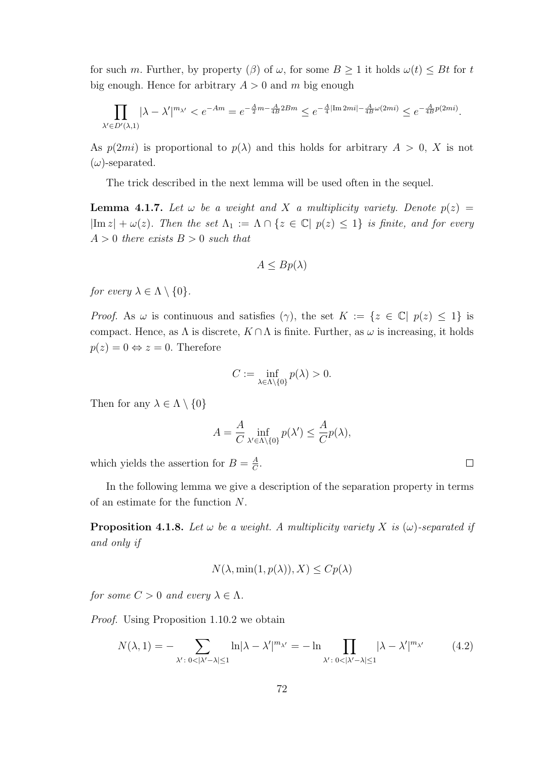for such $m$. Further, by property $(\beta)$ of $\omega$, for some $B \geq 1$ it holds $\omega(t) \leq Bt$ for $t$ big enough. Hence for arbitrary $A > 0$ and $m$ big enough

$$\prod_{\lambda' \in D'(\lambda,1)} |\lambda - \lambda'|^{m_{\lambda'}} < e^{-Am} = e^{-\frac{A}{2}m - \frac{A}{4B}2Bm} \leq e^{-\frac{A}{4}|\operatorname{Im} 2mi| - \frac{A}{4B}\omega(2mi)} \leq e^{-\frac{A}{4B}p(2mi)}.$$

As $p(2mi)$ is proportional to $p(\lambda)$ and this holds for arbitrary $A > 0$, $X$ is not $(\omega)$-separated.

The trick described in the next lemma will be used often in the sequel.

**Lemma 4.1.7.** *Let $\omega$ be a weight and $X$ a multiplicity variety. Denote $p(z) = |\operatorname{Im} z| + \omega(z)$. Then the set $\Lambda_1 := \Lambda \cap \{z \in \mathbb{C}|\ p(z) \leq 1\}$ is finite, and for every $A > 0$ there exists $B > 0$ such that*

$$A \leq Bp(\lambda)$$

*for every $\lambda \in \Lambda \setminus \{0\}$.*

*Proof.* As $\omega$ is continuous and satisfies $(\gamma)$, the set $K := \{z \in \mathbb{C}|\ p(z) \leq 1\}$ is compact. Hence, as $\Lambda$ is discrete, $K \cap \Lambda$ is finite. Further, as $\omega$ is increasing, it holds $p(z) = 0 \Leftrightarrow z = 0$. Therefore

$$C := \inf_{\lambda \in \Lambda \setminus \{0\}} p(\lambda) > 0.$$

Then for any $\lambda \in \Lambda \setminus \{0\}$

$$A = \frac{A}{C} \inf_{\lambda' \in \Lambda \setminus \{0\}} p(\lambda') \leq \frac{A}{C} p(\lambda),$$

which yields the assertion for $B = \frac{A}{C}$. $\square$

In the following lemma we give a description of the separation property in terms of an estimate for the function $N$.

**Proposition 4.1.8.** *Let $\omega$ be a weight. A multiplicity variety $X$ is $(\omega)$-separated if and only if*

$$N(\lambda, \min(1, p(\lambda)), X) \leq Cp(\lambda)$$

*for some $C > 0$ and every $\lambda \in \Lambda$.*

*Proof.* Using Proposition 1.10.2 we obtain

$$N(\lambda, 1) = -\sum_{\lambda' :\ 0 < |\lambda' - \lambda| \leq 1} \ln|\lambda - \lambda'|^{m_{\lambda'}} = -\ln \prod_{\lambda' :\ 0 < |\lambda' - \lambda| \leq 1} |\lambda - \lambda'|^{m_{\lambda'}} \tag{4.2}$$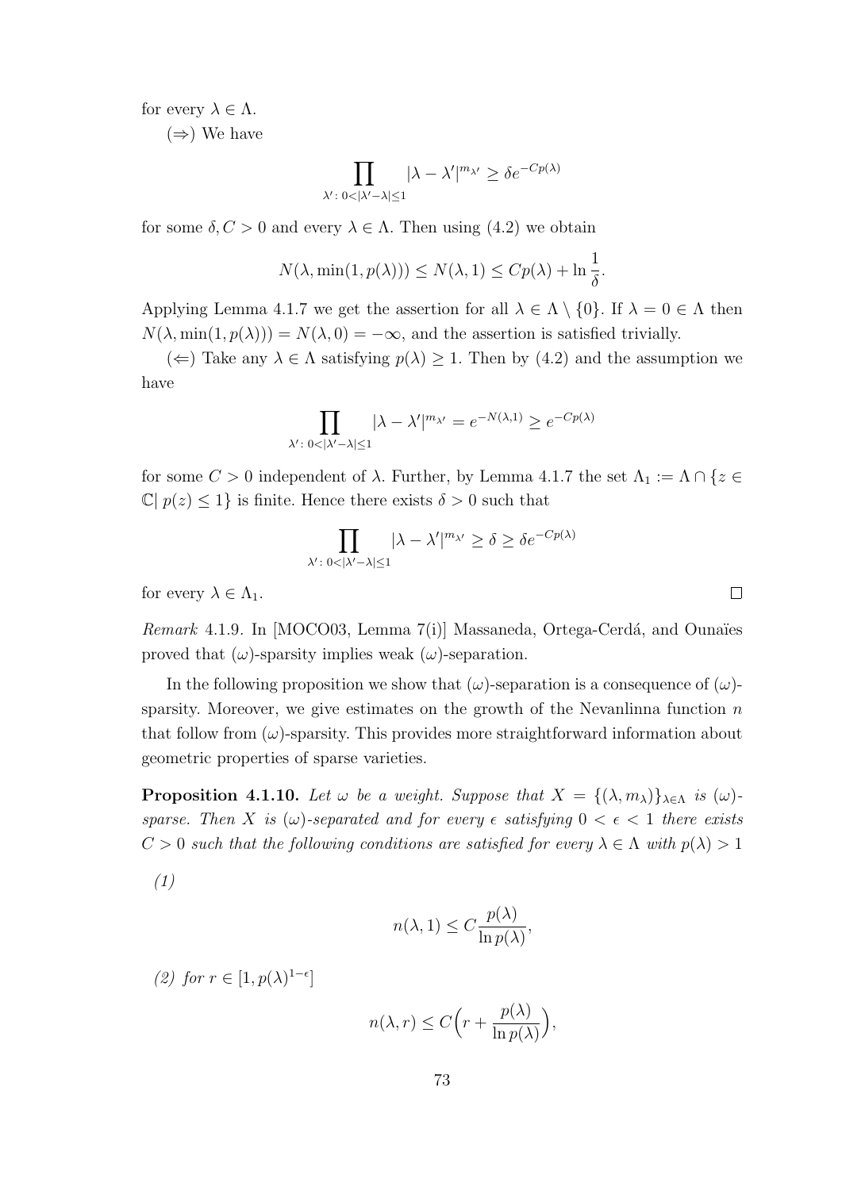for every $\lambda \in \Lambda$.

($\Rightarrow$) We have

$$\prod_{\lambda' :\, 0<|\lambda'-\lambda|\le 1} |\lambda - \lambda'|^{m_{\lambda'}} \ge \delta e^{-Cp(\lambda)}$$

for some $\delta, C > 0$ and every $\lambda \in \Lambda$. Then using (4.2) we obtain

$$N(\lambda, \min(1, p(\lambda))) \le N(\lambda, 1) \le Cp(\lambda) + \ln \frac{1}{\delta}.$$

Applying Lemma 4.1.7 we get the assertion for all $\lambda \in \Lambda \setminus \{0\}$. If $\lambda = 0 \in \Lambda$ then $N(\lambda, \min(1, p(\lambda))) = N(\lambda, 0) = -\infty$, and the assertion is satisfied trivially.

($\Leftarrow$) Take any $\lambda \in \Lambda$ satisfying $p(\lambda) \ge 1$. Then by (4.2) and the assumption we have

$$\prod_{\lambda' :\, 0<|\lambda'-\lambda|\le 1} |\lambda - \lambda'|^{m_{\lambda'}} = e^{-N(\lambda,1)} \ge e^{-Cp(\lambda)}$$

for some $C > 0$ independent of $\lambda$. Further, by Lemma 4.1.7 the set $\Lambda_1 := \Lambda \cap \{z \in \mathbb{C} |\, p(z) \le 1\}$ is finite. Hence there exists $\delta > 0$ such that

$$\prod_{\lambda' :\, 0<|\lambda'-\lambda|\le 1} |\lambda - \lambda'|^{m_{\lambda'}} \ge \delta \ge \delta e^{-Cp(\lambda)}$$

for every $\lambda \in \Lambda_1$. $\square$

*Remark* 4.1.9. In [MOCO03, Lemma 7(i)] Massaneda, Ortega-Cerdá, and Ounaïes proved that $(\omega)$-sparsity implies weak $(\omega)$-separation.

In the following proposition we show that $(\omega)$-separation is a consequence of $(\omega)$-sparsity. Moreover, we give estimates on the growth of the Nevanlinna function $n$ that follow from $(\omega)$-sparsity. This provides more straightforward information about geometric properties of sparse varieties.

**Proposition 4.1.10.** *Let $\omega$ be a weight. Suppose that $X = \{(\lambda, m_\lambda)\}_{\lambda\in\Lambda}$ is $(\omega)$-sparse. Then $X$ is $(\omega)$-separated and for every $\epsilon$ satisfying $0 < \epsilon < 1$ there exists $C > 0$ such that the following conditions are satisfied for every $\lambda \in \Lambda$ with $p(\lambda) > 1$*

*(1)*

$$n(\lambda, 1) \le C \frac{p(\lambda)}{\ln p(\lambda)},$$

*(2) for $r \in [1, p(\lambda)^{1-\epsilon}]$*

$$n(\lambda, r) \le C\Big(r + \frac{p(\lambda)}{\ln p(\lambda)}\Big),$$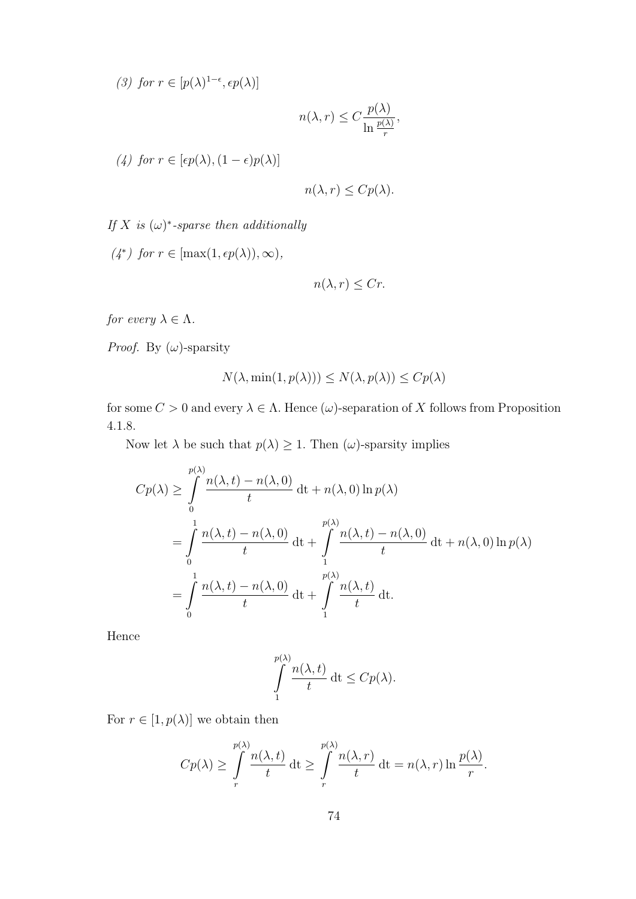*(3) for $r \in [p(\lambda)^{1-\epsilon}, \epsilon p(\lambda)]$*

$$n(\lambda, r) \leq C \frac{p(\lambda)}{\ln \frac{p(\lambda)}{r}},$$

*(4) for $r \in [\epsilon p(\lambda), (1-\epsilon)p(\lambda)]$*

$$n(\lambda, r) \leq Cp(\lambda).$$

*If $X$ is $(\omega)^*$-sparse then additionally*

*(4\*) for $r \in [\max(1, \epsilon p(\lambda)), \infty)$,*

$$n(\lambda, r) \leq Cr.$$

*for every $\lambda \in \Lambda$.*

*Proof.* By $(\omega)$-sparsity

$$N(\lambda, \min(1, p(\lambda))) \leq N(\lambda, p(\lambda)) \leq Cp(\lambda)$$

for some $C > 0$ and every $\lambda \in \Lambda$. Hence $(\omega)$-separation of $X$ follows from Proposition 4.1.8.

Now let $\lambda$ be such that $p(\lambda) \geq 1$. Then $(\omega)$-sparsity implies

$$\begin{aligned}
Cp(\lambda) &\geq \int_0^{p(\lambda)} \frac{n(\lambda, t) - n(\lambda, 0)}{t} \, \mathrm{d}t + n(\lambda, 0) \ln p(\lambda) \\
&= \int_0^1 \frac{n(\lambda, t) - n(\lambda, 0)}{t} \, \mathrm{d}t + \int_1^{p(\lambda)} \frac{n(\lambda, t) - n(\lambda, 0)}{t} \, \mathrm{d}t + n(\lambda, 0) \ln p(\lambda) \\
&= \int_0^1 \frac{n(\lambda, t) - n(\lambda, 0)}{t} \, \mathrm{d}t + \int_1^{p(\lambda)} \frac{n(\lambda, t)}{t} \, \mathrm{d}t.
\end{aligned}$$

Hence

$$\int_1^{p(\lambda)} \frac{n(\lambda, t)}{t} \, \mathrm{d}t \leq Cp(\lambda).$$

For $r \in [1, p(\lambda)]$ we obtain then

$$Cp(\lambda) \geq \int_r^{p(\lambda)} \frac{n(\lambda, t)}{t} \, \mathrm{d}t \geq \int_r^{p(\lambda)} \frac{n(\lambda, r)}{t} \, \mathrm{d}t = n(\lambda, r) \ln \frac{p(\lambda)}{r}.$$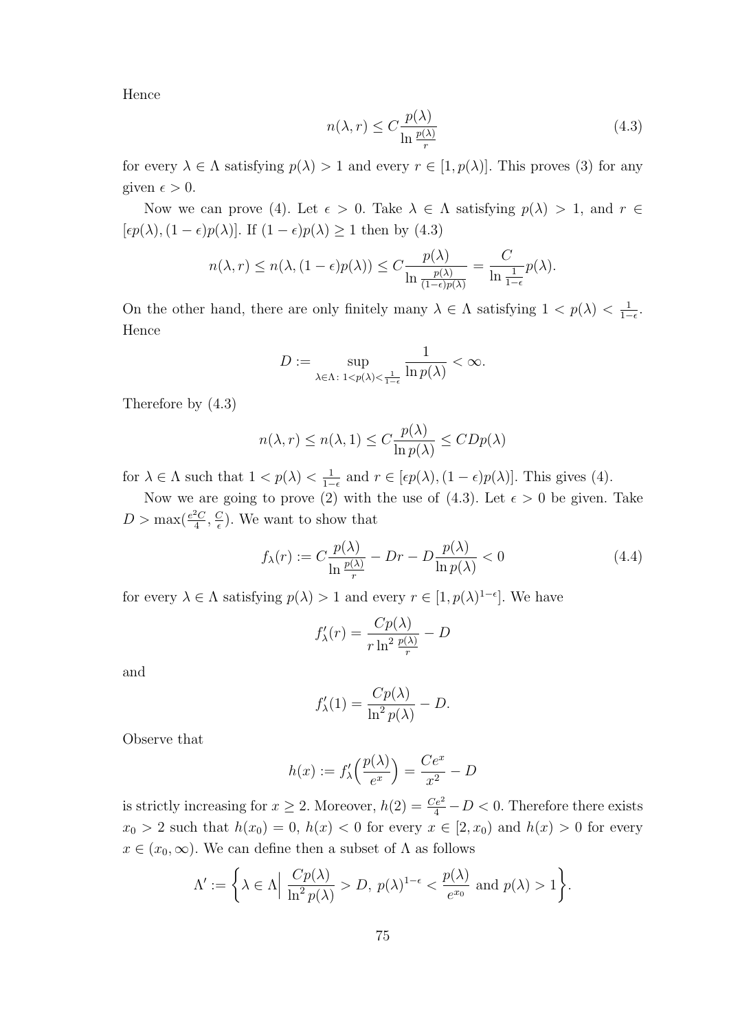Hence

$$n(\lambda, r) \leq C \frac{p(\lambda)}{\ln \frac{p(\lambda)}{r}} \tag{4.3}$$

for every $\lambda \in \Lambda$ satisfying $p(\lambda) > 1$ and every $r \in [1, p(\lambda)]$. This proves (3) for any given $\epsilon > 0$.

Now we can prove (4). Let $\epsilon > 0$. Take $\lambda \in \Lambda$ satisfying $p(\lambda) > 1$, and $r \in [\epsilon p(\lambda), (1-\epsilon)p(\lambda)]$. If $(1-\epsilon)p(\lambda) \geq 1$ then by (4.3)

$$n(\lambda, r) \leq n(\lambda, (1-\epsilon)p(\lambda)) \leq C \frac{p(\lambda)}{\ln \frac{p(\lambda)}{(1-\epsilon)p(\lambda)}} = \frac{C}{\ln \frac{1}{1-\epsilon}} p(\lambda).$$

On the other hand, there are only finitely many $\lambda \in \Lambda$ satisfying $1 < p(\lambda) < \frac{1}{1-\epsilon}$. Hence

$$D := \sup_{\lambda \in \Lambda :\ 1 < p(\lambda) < \frac{1}{1-\epsilon}} \frac{1}{\ln p(\lambda)} < \infty.$$

Therefore by (4.3)

$$n(\lambda, r) \leq n(\lambda, 1) \leq C \frac{p(\lambda)}{\ln p(\lambda)} \leq CDp(\lambda)$$

for $\lambda \in \Lambda$ such that $1 < p(\lambda) < \frac{1}{1-\epsilon}$ and $r \in [\epsilon p(\lambda), (1-\epsilon)p(\lambda)]$. This gives (4).

Now we are going to prove (2) with the use of (4.3). Let $\epsilon > 0$ be given. Take $D > \max(\frac{e^2 C}{4}, \frac{C}{\epsilon})$. We want to show that

$$f_\lambda(r) := C \frac{p(\lambda)}{\ln \frac{p(\lambda)}{r}} - Dr - D \frac{p(\lambda)}{\ln p(\lambda)} < 0 \tag{4.4}$$

for every $\lambda \in \Lambda$ satisfying $p(\lambda) > 1$ and every $r \in [1, p(\lambda)^{1-\epsilon}]$. We have

$$f'_\lambda(r) = \frac{Cp(\lambda)}{r \ln^2 \frac{p(\lambda)}{r}} - D$$

and

$$f'_\lambda(1) = \frac{Cp(\lambda)}{\ln^2 p(\lambda)} - D.$$

Observe that

$$h(x) := f'_\lambda\Big(\frac{p(\lambda)}{e^x}\Big) = \frac{Ce^x}{x^2} - D$$

is strictly increasing for $x \geq 2$. Moreover, $h(2) = \frac{Ce^2}{4} - D < 0$. Therefore there exists $x_0 > 2$ such that $h(x_0) = 0$, $h(x) < 0$ for every $x \in [2, x_0)$ and $h(x) > 0$ for every $x \in (x_0, \infty)$. We can define then a subset of $\Lambda$ as follows

$$\Lambda' := \left\{ \lambda \in \Lambda \Big| \ \frac{Cp(\lambda)}{\ln^2 p(\lambda)} > D,\ p(\lambda)^{1-\epsilon} < \frac{p(\lambda)}{e^{x_0}} \text{ and } p(\lambda) > 1 \right\}.$$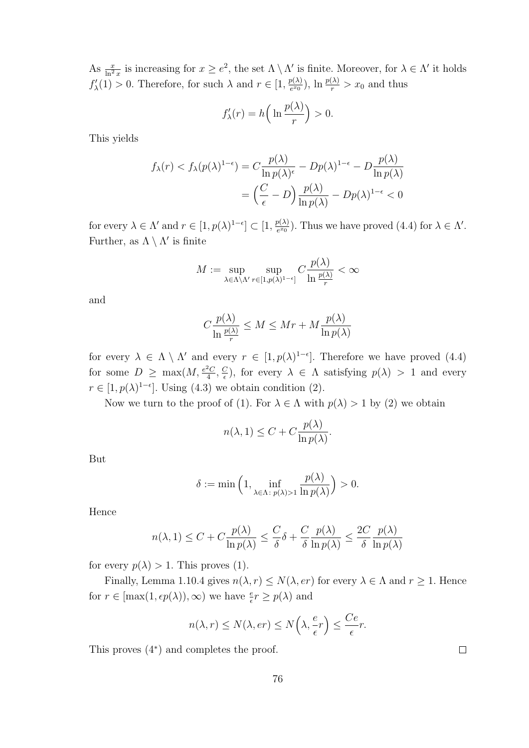As $\frac{x}{\ln^2 x}$ is increasing for $x \geq e^2$, the set $\Lambda \setminus \Lambda'$ is finite. Moreover, for $\lambda \in \Lambda'$ it holds $f'_\lambda(1) > 0$. Therefore, for such $\lambda$ and $r \in [1, \frac{p(\lambda)}{e^{x_0}})$, $\ln \frac{p(\lambda)}{r} > x_0$ and thus

$$f'_\lambda(r) = h\Big(\ln \frac{p(\lambda)}{r}\Big) > 0.$$

This yields

$$\begin{aligned} f_\lambda(r) < f_\lambda(p(\lambda)^{1-\epsilon}) &= C\frac{p(\lambda)}{\ln p(\lambda)^\epsilon} - Dp(\lambda)^{1-\epsilon} - D\frac{p(\lambda)}{\ln p(\lambda)} \\ &= \Big(\frac{C}{\epsilon} - D\Big)\frac{p(\lambda)}{\ln p(\lambda)} - Dp(\lambda)^{1-\epsilon} < 0 \end{aligned}$$

for every $\lambda \in \Lambda'$ and $r \in [1, p(\lambda)^{1-\epsilon}] \subset [1, \frac{p(\lambda)}{e^{x_0}})$. Thus we have proved (4.4) for $\lambda \in \Lambda'$. Further, as $\Lambda \setminus \Lambda'$ is finite

$$M := \sup_{\lambda \in \Lambda \setminus \Lambda'} \sup_{r \in [1, p(\lambda)^{1-\epsilon}]} C\frac{p(\lambda)}{\ln \frac{p(\lambda)}{r}} < \infty$$

and

$$C\frac{p(\lambda)}{\ln \frac{p(\lambda)}{r}} \leq M \leq Mr + M\frac{p(\lambda)}{\ln p(\lambda)}$$

for every $\lambda \in \Lambda \setminus \Lambda'$ and every $r \in [1, p(\lambda)^{1-\epsilon}]$. Therefore we have proved (4.4) for some $D \geq \max(M, \frac{e^2 C}{4}, \frac{C}{\epsilon})$, for every $\lambda \in \Lambda$ satisfying $p(\lambda) > 1$ and every $r \in [1, p(\lambda)^{1-\epsilon}]$. Using (4.3) we obtain condition (2).

Now we turn to the proof of (1). For $\lambda \in \Lambda$ with $p(\lambda) > 1$ by (2) we obtain

$$n(\lambda, 1) \leq C + C\frac{p(\lambda)}{\ln p(\lambda)}.$$

But

$$\delta := \min\Big(1, \inf_{\lambda \in \Lambda:\, p(\lambda) > 1} \frac{p(\lambda)}{\ln p(\lambda)}\Big) > 0.$$

Hence

$$n(\lambda, 1) \leq C + C\frac{p(\lambda)}{\ln p(\lambda)} \leq \frac{C}{\delta}\delta + \frac{C}{\delta}\frac{p(\lambda)}{\ln p(\lambda)} \leq \frac{2C}{\delta}\frac{p(\lambda)}{\ln p(\lambda)}$$

for every $p(\lambda) > 1$. This proves (1).

Finally, Lemma 1.10.4 gives $n(\lambda, r) \leq N(\lambda, er)$ for every $\lambda \in \Lambda$ and $r \geq 1$. Hence for $r \in [\max(1, \epsilon p(\lambda)), \infty)$ we have $\frac{e}{\epsilon} r \geq p(\lambda)$ and

$$n(\lambda, r) \leq N(\lambda, er) \leq N\Big(\lambda, \frac{e}{\epsilon} r\Big) \leq \frac{Ce}{\epsilon} r.$$

This proves (4*) and completes the proof. □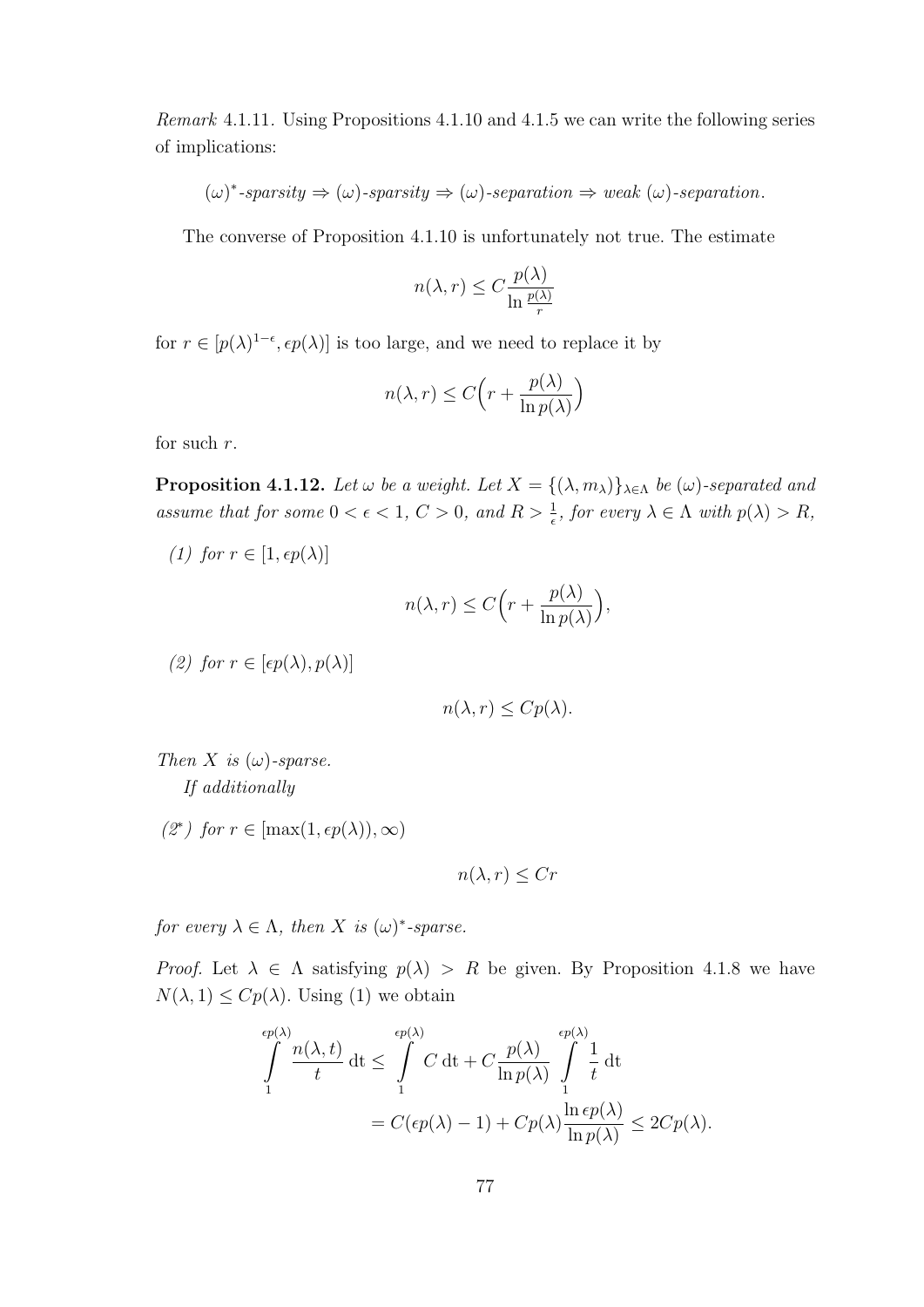*Remark* 4.1.11. Using Propositions 4.1.10 and 4.1.5 we can write the following series of implications:

$$(\omega)^*\text{-}sparsity \Rightarrow (\omega)\text{-}sparsity \Rightarrow (\omega)\text{-}separation \Rightarrow weak\ (\omega)\text{-}separation.$$

The converse of Proposition 4.1.10 is unfortunately not true. The estimate

$$n(\lambda, r) \leq C \frac{p(\lambda)}{\ln \frac{p(\lambda)}{r}}$$

for $r \in [p(\lambda)^{1-\epsilon}, \epsilon p(\lambda)]$ is too large, and we need to replace it by

$$n(\lambda, r) \leq C\Big(r + \frac{p(\lambda)}{\ln p(\lambda)}\Big)$$

for such $r$.

**Proposition 4.1.12.** *Let $\omega$ be a weight. Let $X = \{(\lambda, m_\lambda)\}_{\lambda \in \Lambda}$ be $(\omega)$-separated and assume that for some $0 < \epsilon < 1$, $C > 0$, and $R > \frac{1}{\epsilon}$, for every $\lambda \in \Lambda$ with $p(\lambda) > R$,*

*(1) for $r \in [1, \epsilon p(\lambda)]$*

$$n(\lambda, r) \leq C\Big(r + \frac{p(\lambda)}{\ln p(\lambda)}\Big),$$

*(2) for $r \in [\epsilon p(\lambda), p(\lambda)]$*

$$n(\lambda, r) \leq Cp(\lambda).$$

*Then $X$ is $(\omega)$-sparse.*

*If additionally*

*($2^*$) for $r \in [\max(1, \epsilon p(\lambda)), \infty)$*

$$n(\lambda, r) \leq Cr$$

*for every $\lambda \in \Lambda$, then $X$ is $(\omega)^*$-sparse.*

*Proof.* Let $\lambda \in \Lambda$ satisfying $p(\lambda) > R$ be given. By Proposition 4.1.8 we have $N(\lambda, 1) \leq Cp(\lambda)$. Using (1) we obtain

$$\begin{aligned}
\int_1^{\epsilon p(\lambda)} \frac{n(\lambda, t)}{t}\, \mathrm{d}t &\leq \int_1^{\epsilon p(\lambda)} C\, \mathrm{d}t + C\frac{p(\lambda)}{\ln p(\lambda)} \int_1^{\epsilon p(\lambda)} \frac{1}{t}\, \mathrm{d}t \\
&= C(\epsilon p(\lambda) - 1) + Cp(\lambda)\frac{\ln \epsilon p(\lambda)}{\ln p(\lambda)} \leq 2Cp(\lambda).
\end{aligned}$$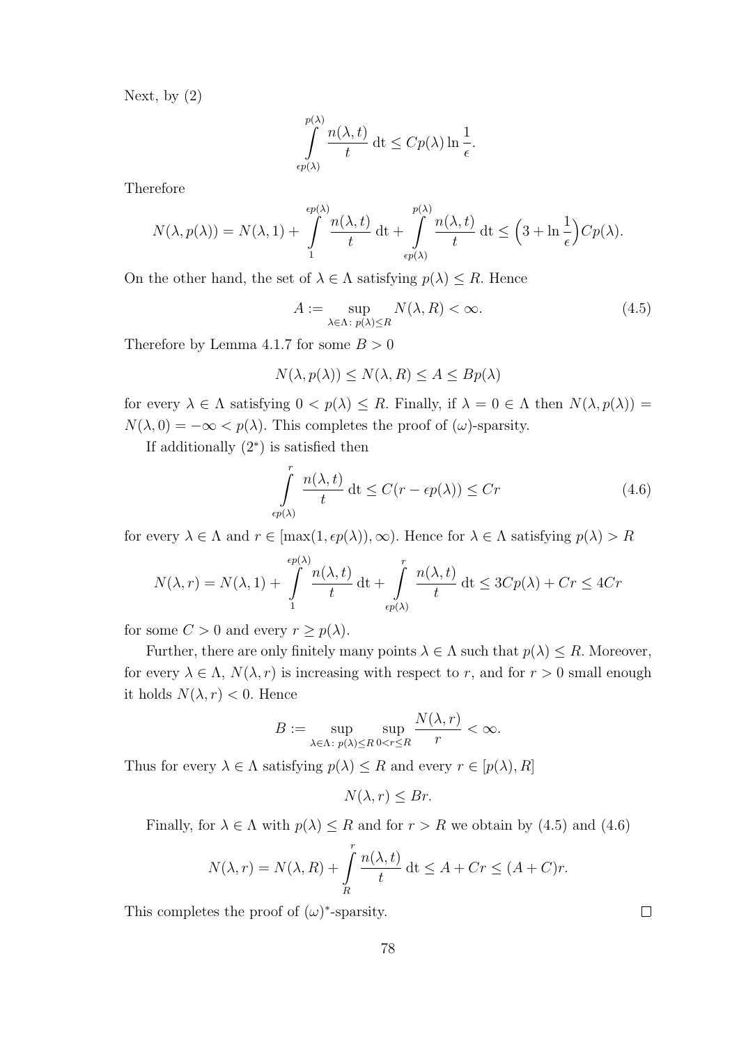Next, by (2)

$$\int_{\epsilon p(\lambda)}^{p(\lambda)} \frac{n(\lambda, t)}{t} \, \mathrm{dt} \le Cp(\lambda) \ln \frac{1}{\epsilon}.$$

Therefore

$$N(\lambda, p(\lambda)) = N(\lambda, 1) + \int_{1}^{\epsilon p(\lambda)} \frac{n(\lambda, t)}{t} \, \mathrm{dt} + \int_{\epsilon p(\lambda)}^{p(\lambda)} \frac{n(\lambda, t)}{t} \, \mathrm{dt} \le \Big(3 + \ln \frac{1}{\epsilon}\Big) Cp(\lambda).$$

On the other hand, the set of $\lambda \in \Lambda$ satisfying $p(\lambda) \le R$. Hence

$$A := \sup_{\lambda \in \Lambda \colon p(\lambda) \le R} N(\lambda, R) < \infty. \tag{4.5}$$

Therefore by Lemma 4.1.7 for some $B > 0$

$$N(\lambda, p(\lambda)) \le N(\lambda, R) \le A \le Bp(\lambda)$$

for every $\lambda \in \Lambda$ satisfying $0 < p(\lambda) \le R$. Finally, if $\lambda = 0 \in \Lambda$ then $N(\lambda, p(\lambda)) = N(\lambda, 0) = -\infty < p(\lambda)$. This completes the proof of $(\omega)$-sparsity.

If additionally $(2^*)$ is satisfied then

$$\int_{\epsilon p(\lambda)}^{r} \frac{n(\lambda, t)}{t} \, \mathrm{dt} \le C(r - \epsilon p(\lambda)) \le Cr \tag{4.6}$$

for every $\lambda \in \Lambda$ and $r \in [\max(1, \epsilon p(\lambda)), \infty)$. Hence for $\lambda \in \Lambda$ satisfying $p(\lambda) > R$

$$N(\lambda, r) = N(\lambda, 1) + \int_{1}^{\epsilon p(\lambda)} \frac{n(\lambda, t)}{t} \, \mathrm{dt} + \int_{\epsilon p(\lambda)}^{r} \frac{n(\lambda, t)}{t} \, \mathrm{dt} \le 3Cp(\lambda) + Cr \le 4Cr$$

for some $C > 0$ and every $r \ge p(\lambda)$.

Further, there are only finitely many points $\lambda \in \Lambda$ such that $p(\lambda) \le R$. Moreover, for every $\lambda \in \Lambda$, $N(\lambda, r)$ is increasing with respect to $r$, and for $r > 0$ small enough it holds $N(\lambda, r) < 0$. Hence

$$B := \sup_{\lambda \in \Lambda \colon p(\lambda) \le R} \sup_{0 < r \le R} \frac{N(\lambda, r)}{r} < \infty.$$

Thus for every $\lambda \in \Lambda$ satisfying $p(\lambda) \le R$ and every $r \in [p(\lambda), R]$

$$N(\lambda, r) \le Br.$$

Finally, for $\lambda \in \Lambda$ with $p(\lambda) \le R$ and for $r > R$ we obtain by (4.5) and (4.6)

$$N(\lambda, r) = N(\lambda, R) + \int_{R}^{r} \frac{n(\lambda, t)}{t} \, \mathrm{dt} \le A + Cr \le (A + C)r.$$

This completes the proof of $(\omega)^*$-sparsity. $\square$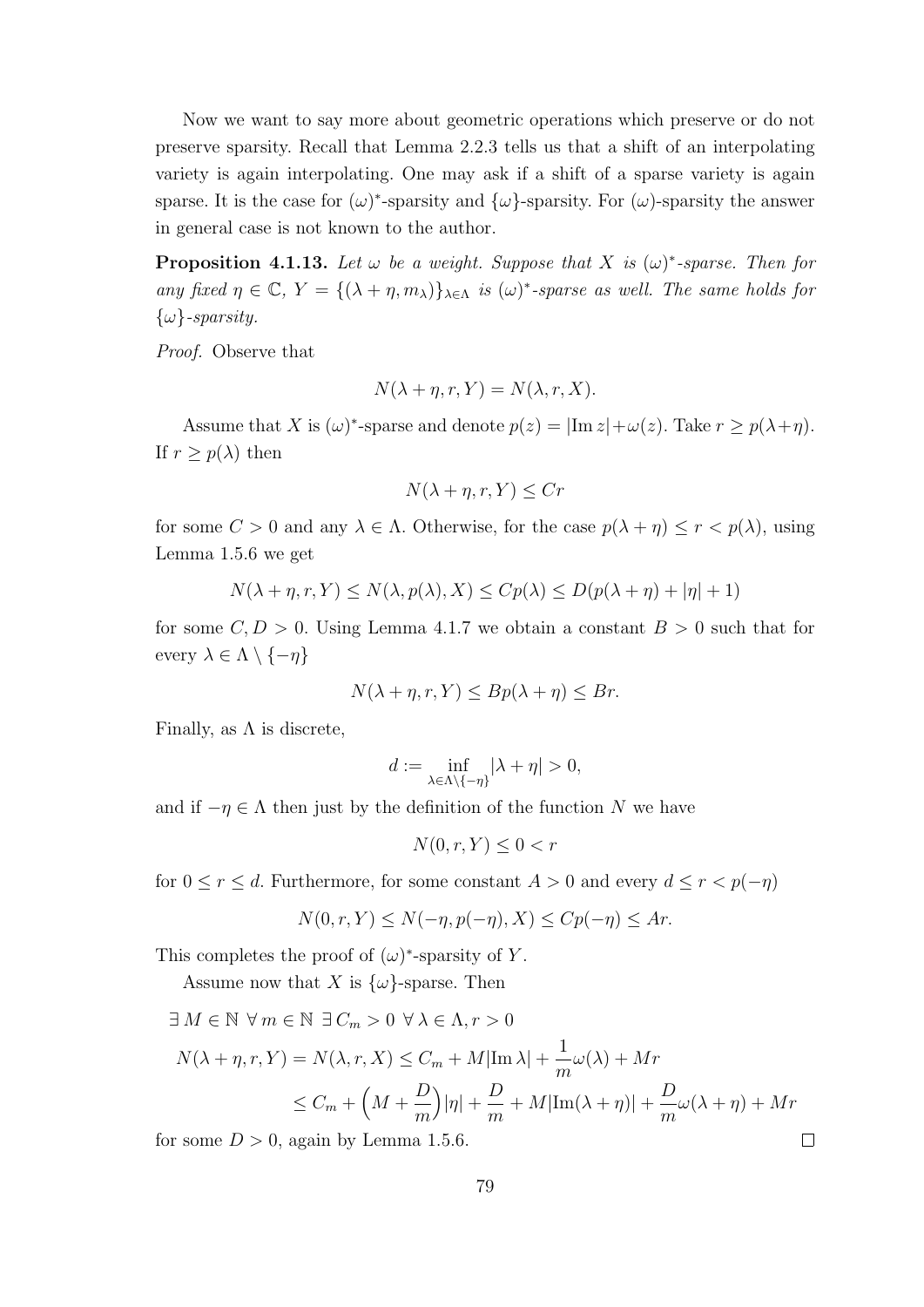Now we want to say more about geometric operations which preserve or do not preserve sparsity. Recall that Lemma 2.2.3 tells us that a shift of an interpolating variety is again interpolating. One may ask if a shift of a sparse variety is again sparse. It is the case for $(\omega)^*$-sparsity and $\{\omega\}$-sparsity. For $(\omega)$-sparsity the answer in general case is not known to the author.

**Proposition 4.1.13.** *Let $\omega$ be a weight. Suppose that $X$ is $(\omega)^*$-sparse. Then for any fixed $\eta \in \mathbb{C}$, $Y = \{(\lambda + \eta, m_\lambda)\}_{\lambda \in \Lambda}$ is $(\omega)^*$-sparse as well. The same holds for $\{\omega\}$-sparsity.*

*Proof.* Observe that

$$N(\lambda + \eta, r, Y) = N(\lambda, r, X).$$

Assume that $X$ is $(\omega)^*$-sparse and denote $p(z) = |\mathrm{Im}\, z| + \omega(z)$. Take $r \geq p(\lambda + \eta)$. If $r \geq p(\lambda)$ then

$$N(\lambda + \eta, r, Y) \leq Cr$$

for some $C > 0$ and any $\lambda \in \Lambda$. Otherwise, for the case $p(\lambda + \eta) \leq r < p(\lambda)$, using Lemma 1.5.6 we get

$$N(\lambda + \eta, r, Y) \leq N(\lambda, p(\lambda), X) \leq Cp(\lambda) \leq D(p(\lambda + \eta) + |\eta| + 1)$$

for some $C, D > 0$. Using Lemma 4.1.7 we obtain a constant $B > 0$ such that for every $\lambda \in \Lambda \setminus \{-\eta\}$

$$N(\lambda + \eta, r, Y) \leq Bp(\lambda + \eta) \leq Br.$$

Finally, as $\Lambda$ is discrete,

$$d := \inf_{\lambda \in \Lambda \setminus \{-\eta\}} |\lambda + \eta| > 0,$$

and if $-\eta \in \Lambda$ then just by the definition of the function $N$ we have

$$N(0, r, Y) \leq 0 < r$$

for $0 \leq r \leq d$. Furthermore, for some constant $A > 0$ and every $d \leq r < p(-\eta)$

$$N(0, r, Y) \leq N(-\eta, p(-\eta), X) \leq Cp(-\eta) \leq Ar.$$

This completes the proof of $(\omega)^*$-sparsity of $Y$.

Assume now that $X$ is $\{\omega\}$-sparse. Then

$$\begin{aligned}
&\exists\, M \in \mathbb{N}\ \forall\, m \in \mathbb{N}\ \exists\, C_m > 0\ \forall\, \lambda \in \Lambda, r > 0 \\
&N(\lambda + \eta, r, Y) = N(\lambda, r, X) \leq C_m + M|\mathrm{Im}\, \lambda| + \frac{1}{m}\omega(\lambda) + Mr \\
&\qquad \leq C_m + \Big(M + \frac{D}{m}\Big)|\eta| + \frac{D}{m} + M|\mathrm{Im}(\lambda + \eta)| + \frac{D}{m}\omega(\lambda + \eta) + Mr
\end{aligned}$$

for some $D > 0$, again by Lemma 1.5.6. $\square$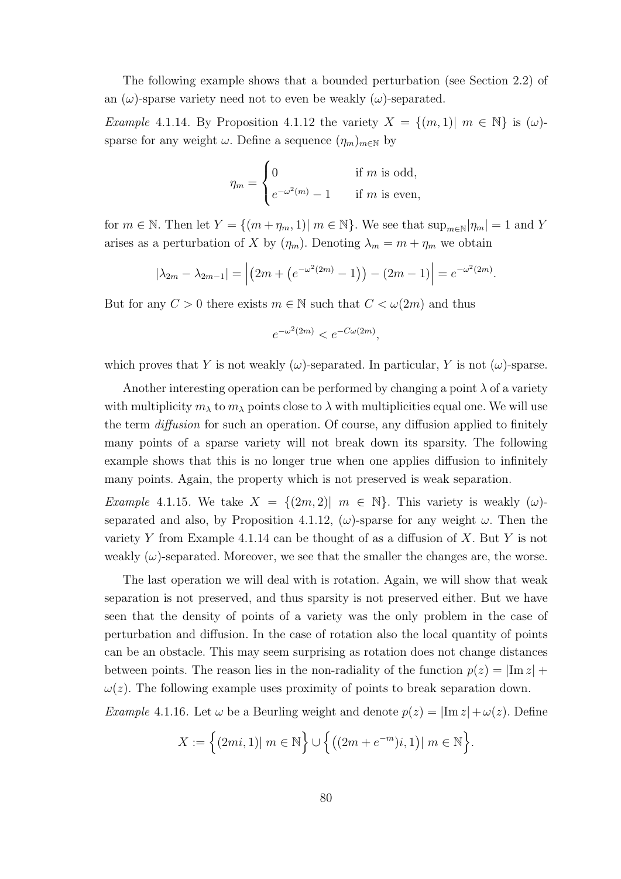The following example shows that a bounded perturbation (see Section 2.2) of an $(\omega)$-sparse variety need not to even be weakly $(\omega)$-separated.

*Example* 4.1.14. By Proposition 4.1.12 the variety $X = \{(m,1)|\ m \in \mathbb{N}\}$ is $(\omega)$-sparse for any weight $\omega$. Define a sequence $(\eta_m)_{m\in\mathbb{N}}$ by

$$\eta_m = \begin{cases} 0 & \text{if } m \text{ is odd,} \\ e^{-\omega^2(m)} - 1 & \text{if } m \text{ is even,} \end{cases}$$

for $m \in \mathbb{N}$. Then let $Y = \{(m + \eta_m, 1)|\ m \in \mathbb{N}\}$. We see that $\sup_{m\in\mathbb{N}}|\eta_m| = 1$ and $Y$ arises as a perturbation of $X$ by $(\eta_m)$. Denoting $\lambda_m = m + \eta_m$ we obtain

$$|\lambda_{2m} - \lambda_{2m-1}| = \left|\left(2m + \left(e^{-\omega^2(2m)} - 1\right)\right) - (2m-1)\right| = e^{-\omega^2(2m)}.$$

But for any $C > 0$ there exists $m \in \mathbb{N}$ such that $C < \omega(2m)$ and thus

$$e^{-\omega^2(2m)} < e^{-C\omega(2m)},$$

which proves that $Y$ is not weakly $(\omega)$-separated. In particular, $Y$ is not $(\omega)$-sparse.

Another interesting operation can be performed by changing a point $\lambda$ of a variety with multiplicity $m_\lambda$ to $m_\lambda$ points close to $\lambda$ with multiplicities equal one. We will use the term *diffusion* for such an operation. Of course, any diffusion applied to finitely many points of a sparse variety will not break down its sparsity. The following example shows that this is no longer true when one applies diffusion to infinitely many points. Again, the property which is not preserved is weak separation.

*Example* 4.1.15. We take $X = \{(2m, 2)|\ m \in \mathbb{N}\}$. This variety is weakly $(\omega)$-separated and also, by Proposition 4.1.12, $(\omega)$-sparse for any weight $\omega$. Then the variety $Y$ from Example 4.1.14 can be thought of as a diffusion of $X$. But $Y$ is not weakly $(\omega)$-separated. Moreover, we see that the smaller the changes are, the worse.

The last operation we will deal with is rotation. Again, we will show that weak separation is not preserved, and thus sparsity is not preserved either. But we have seen that the density of points of a variety was the only problem in the case of perturbation and diffusion. In the case of rotation also the local quantity of points can be an obstacle. This may seem surprising as rotation does not change distances between points. The reason lies in the non-radiality of the function $p(z) = |\operatorname{Im} z| + \omega(z)$. The following example uses proximity of points to break separation down.

*Example* 4.1.16. Let $\omega$ be a Beurling weight and denote $p(z) = |\operatorname{Im} z| + \omega(z)$. Define

$$X := \left\{(2mi, 1)|\ m \in \mathbb{N}\right\} \cup \left\{\left((2m + e^{-m})i, 1\right)|\ m \in \mathbb{N}\right\}.$$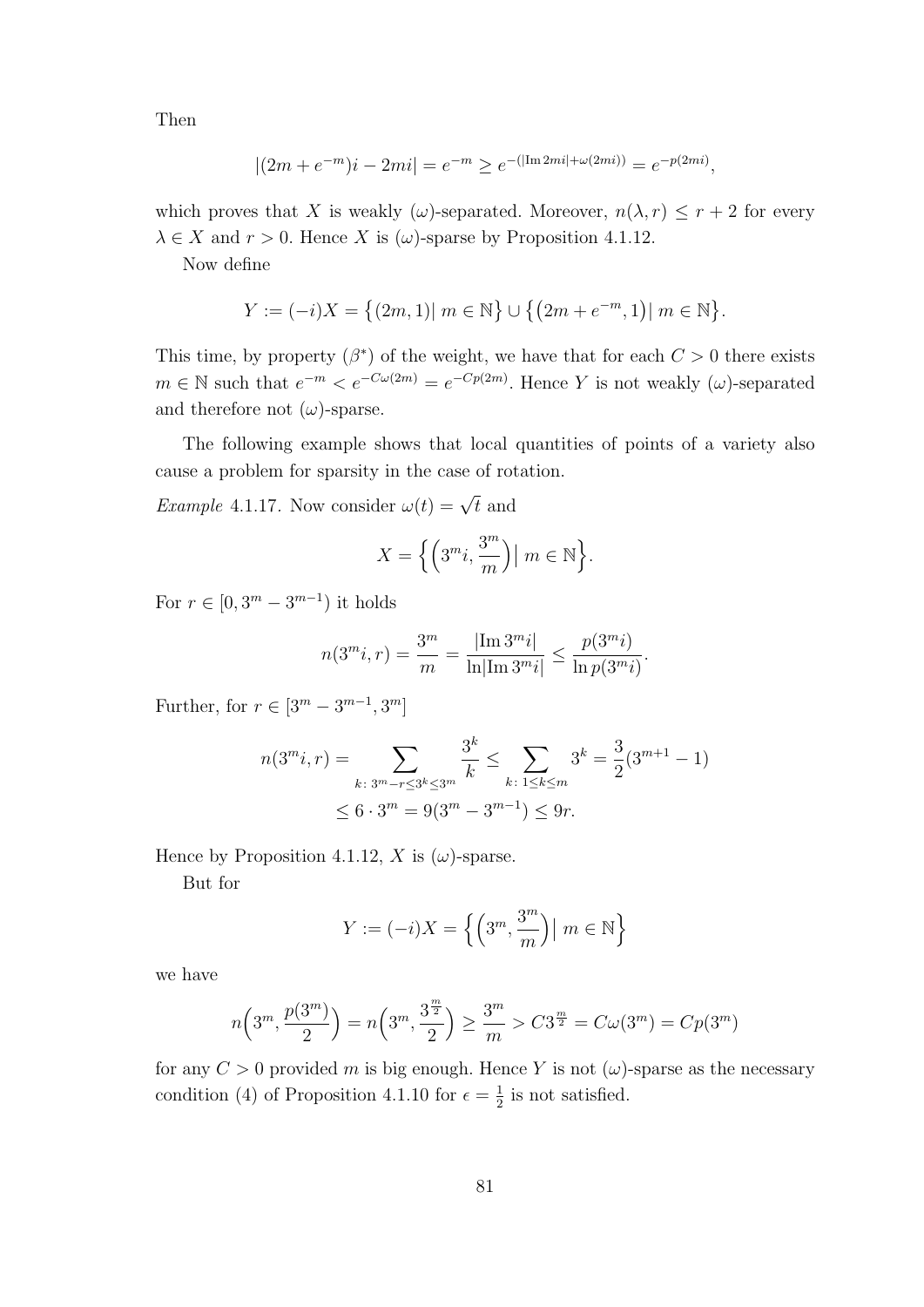Then

$$|(2m+e^{-m})i - 2mi| = e^{-m} \geq e^{-(|\operatorname{Im} 2mi| + \omega(2mi))} = e^{-p(2mi)},$$

which proves that $X$ is weakly $(\omega)$-separated. Moreover, $n(\lambda, r) \leq r+2$ for every $\lambda \in X$ and $r > 0$. Hence $X$ is $(\omega)$-sparse by Proposition 4.1.12.

Now define

$$Y := (-i)X = \big\{(2m, 1) |\, m \in \mathbb{N}\big\} \cup \big\{\big(2m + e^{-m}, 1\big) |\, m \in \mathbb{N}\big\}.$$

This time, by property $(\beta^*)$ of the weight, we have that for each $C > 0$ there exists $m \in \mathbb{N}$ such that $e^{-m} < e^{-C\omega(2m)} = e^{-Cp(2m)}$. Hence $Y$ is not weakly $(\omega)$-separated and therefore not $(\omega)$-sparse.

The following example shows that local quantities of points of a variety also cause a problem for sparsity in the case of rotation.

*Example* 4.1.17. Now consider $\omega(t) = \sqrt{t}$ and

$$X = \Big\{\Big(3^m i, \frac{3^m}{m}\Big) \big|\, m \in \mathbb{N}\Big\}.$$

For $r \in [0, 3^m - 3^{m-1})$ it holds

$$n(3^m i, r) = \frac{3^m}{m} = \frac{|\operatorname{Im} 3^m i|}{\ln|\operatorname{Im} 3^m i|} \leq \frac{p(3^m i)}{\ln p(3^m i)}.$$

Further, for $r \in [3^m - 3^{m-1}, 3^m]$

$$\begin{aligned} n(3^m i, r) &= \sum_{k:\, 3^m - r \leq 3^k \leq 3^m} \frac{3^k}{k} \leq \sum_{k:\, 1 \leq k \leq m} 3^k = \frac{3}{2}(3^{m+1} - 1) \\ &\leq 6 \cdot 3^m = 9(3^m - 3^{m-1}) \leq 9r. \end{aligned}$$

Hence by Proposition 4.1.12, $X$ is $(\omega)$-sparse.

But for

$$Y := (-i)X = \Big\{\Big(3^m, \frac{3^m}{m}\Big) \big|\, m \in \mathbb{N}\Big\}$$

we have

$$n\Big(3^m, \frac{p(3^m)}{2}\Big) = n\Big(3^m, \frac{3^{\frac{m}{2}}}{2}\Big) \geq \frac{3^m}{m} > C 3^{\frac{m}{2}} = C\omega(3^m) = Cp(3^m)$$

for any $C > 0$ provided $m$ is big enough. Hence $Y$ is not $(\omega)$-sparse as the necessary condition (4) of Proposition 4.1.10 for $\epsilon = \frac{1}{2}$ is not satisfied.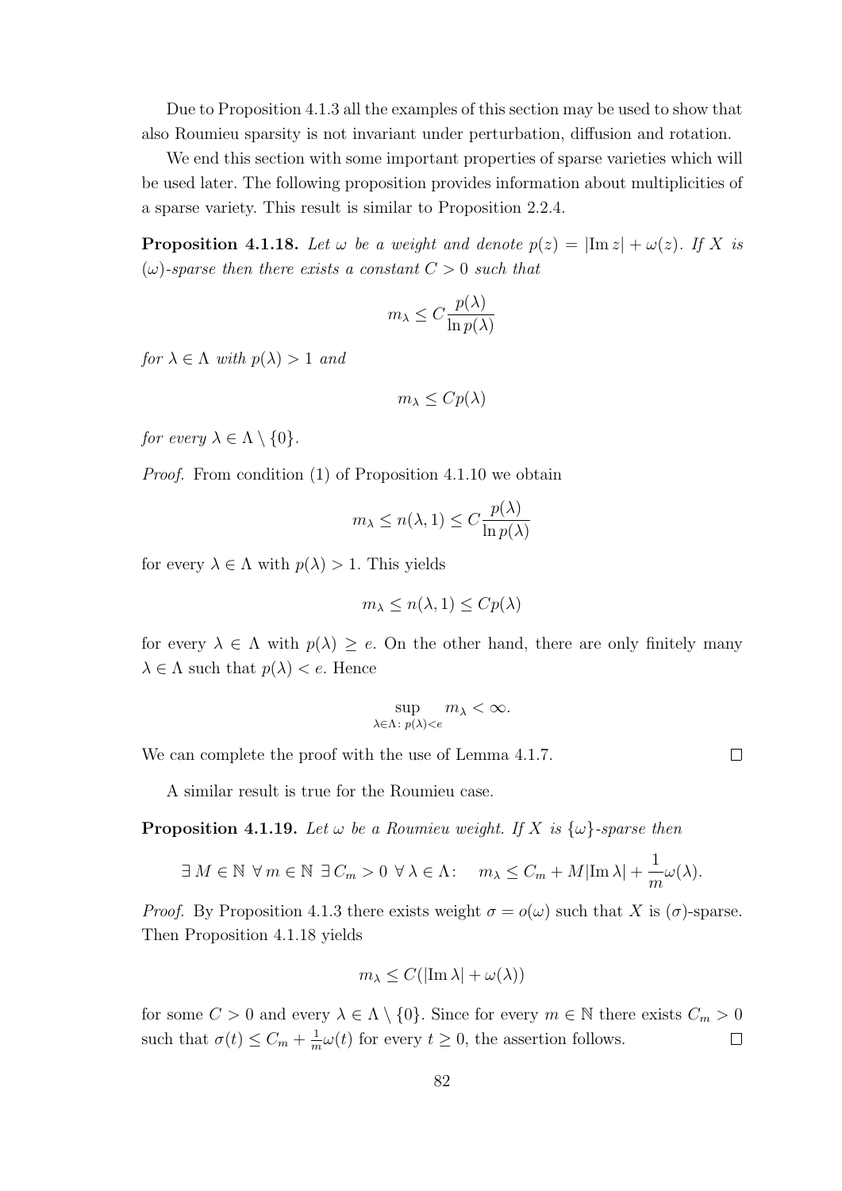Due to Proposition 4.1.3 all the examples of this section may be used to show that also Roumieu sparsity is not invariant under perturbation, diffusion and rotation.

We end this section with some important properties of sparse varieties which will be used later. The following proposition provides information about multiplicities of a sparse variety. This result is similar to Proposition 2.2.4.

**Proposition 4.1.18.** *Let $\omega$ be a weight and denote $p(z) = |\mathrm{Im}\, z| + \omega(z)$. If $X$ is $(\omega)$-sparse then there exists a constant $C > 0$ such that*

$$m_\lambda \leq C \frac{p(\lambda)}{\ln p(\lambda)}$$

*for $\lambda \in \Lambda$ with $p(\lambda) > 1$ and*

$$m_\lambda \leq C p(\lambda)$$

*for every $\lambda \in \Lambda \setminus \{0\}$.*

*Proof.* From condition (1) of Proposition 4.1.10 we obtain

$$m_\lambda \leq n(\lambda, 1) \leq C \frac{p(\lambda)}{\ln p(\lambda)}$$

for every $\lambda \in \Lambda$ with $p(\lambda) > 1$. This yields

$$m_\lambda \leq n(\lambda, 1) \leq C p(\lambda)$$

for every $\lambda \in \Lambda$ with $p(\lambda) \geq e$. On the other hand, there are only finitely many $\lambda \in \Lambda$ such that $p(\lambda) < e$. Hence

$$\sup_{\lambda \in \Lambda:\, p(\lambda) < e} m_\lambda < \infty.$$

We can complete the proof with the use of Lemma 4.1.7. $\square$

A similar result is true for the Roumieu case.

**Proposition 4.1.19.** *Let $\omega$ be a Roumieu weight. If $X$ is $\{\omega\}$-sparse then*

$$\exists\, M \in \mathbb{N} \ \forall\, m \in \mathbb{N} \ \exists\, C_m > 0 \ \forall\, \lambda \in \Lambda: \quad m_\lambda \leq C_m + M|\mathrm{Im}\, \lambda| + \frac{1}{m}\omega(\lambda).$$

*Proof.* By Proposition 4.1.3 there exists weight $\sigma = o(\omega)$ such that $X$ is $(\sigma)$-sparse. Then Proposition 4.1.18 yields

$$m_\lambda \leq C(|\mathrm{Im}\, \lambda| + \omega(\lambda))$$

for some $C > 0$ and every $\lambda \in \Lambda \setminus \{0\}$. Since for every $m \in \mathbb{N}$ there exists $C_m > 0$ such that $\sigma(t) \leq C_m + \frac{1}{m}\omega(t)$ for every $t \geq 0$, the assertion follows. $\square$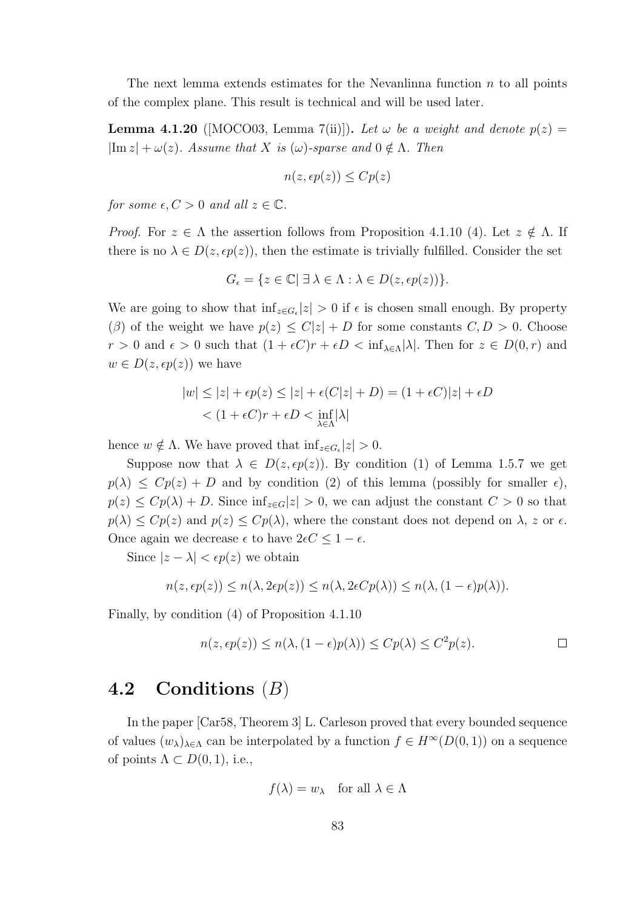The next lemma extends estimates for the Nevanlinna function $n$ to all points of the complex plane. This result is technical and will be used later.

**Lemma 4.1.20** ([MOCO03, Lemma 7(ii)])**.** *Let $\omega$ be a weight and denote $p(z) = |\operatorname{Im} z| + \omega(z)$. Assume that $X$ is $(\omega)$-sparse and $0 \notin \Lambda$. Then*

$$n(z, \epsilon p(z)) \leq Cp(z)$$

*for some $\epsilon, C > 0$ and all $z \in \mathbb{C}$.*

*Proof.* For $z \in \Lambda$ the assertion follows from Proposition 4.1.10 (4). Let $z \notin \Lambda$. If there is no $\lambda \in D(z, \epsilon p(z))$, then the estimate is trivially fulfilled. Consider the set

$$G_\epsilon = \{z \in \mathbb{C} |\ \exists\, \lambda \in \Lambda : \lambda \in D(z, \epsilon p(z))\}.$$

We are going to show that $\inf_{z \in G_\epsilon} |z| > 0$ if $\epsilon$ is chosen small enough. By property $(\beta)$ of the weight we have $p(z) \leq C|z| + D$ for some constants $C, D > 0$. Choose $r > 0$ and $\epsilon > 0$ such that $(1 + \epsilon C)r + \epsilon D < \inf_{\lambda \in \Lambda} |\lambda|$. Then for $z \in D(0, r)$ and $w \in D(z, \epsilon p(z))$ we have

$$\begin{aligned}|w| &\leq |z| + \epsilon p(z) \leq |z| + \epsilon(C|z| + D) = (1 + \epsilon C)|z| + \epsilon D \\ &< (1 + \epsilon C)r + \epsilon D < \inf_{\lambda \in \Lambda} |\lambda|\end{aligned}$$

hence $w \notin \Lambda$. We have proved that $\inf_{z \in G_\epsilon} |z| > 0$.

Suppose now that $\lambda \in D(z, \epsilon p(z))$. By condition (1) of Lemma 1.5.7 we get $p(\lambda) \leq Cp(z) + D$ and by condition (2) of this lemma (possibly for smaller $\epsilon$), $p(z) \leq Cp(\lambda) + D$. Since $\inf_{z \in G} |z| > 0$, we can adjust the constant $C > 0$ so that $p(\lambda) \leq Cp(z)$ and $p(z) \leq Cp(\lambda)$, where the constant does not depend on $\lambda$, $z$ or $\epsilon$. Once again we decrease $\epsilon$ to have $2\epsilon C \leq 1 - \epsilon$.

Since $|z - \lambda| < \epsilon p(z)$ we obtain

$$n(z, \epsilon p(z)) \leq n(\lambda, 2\epsilon p(z)) \leq n(\lambda, 2\epsilon C p(\lambda)) \leq n(\lambda, (1 - \epsilon)p(\lambda)).$$

Finally, by condition (4) of Proposition 4.1.10

$$n(z, \epsilon p(z)) \leq n(\lambda, (1 - \epsilon)p(\lambda)) \leq Cp(\lambda) \leq C^2 p(z).$$

□

## 4.2 Conditions $(B)$

In the paper [Car58, Theorem 3] L. Carleson proved that every bounded sequence of values $(w_\lambda)_{\lambda \in \Lambda}$ can be interpolated by a function $f \in H^\infty(D(0, 1))$ on a sequence of points $\Lambda \subset D(0, 1)$, i.e.,

$$f(\lambda) = w_\lambda \quad \text{for all } \lambda \in \Lambda$$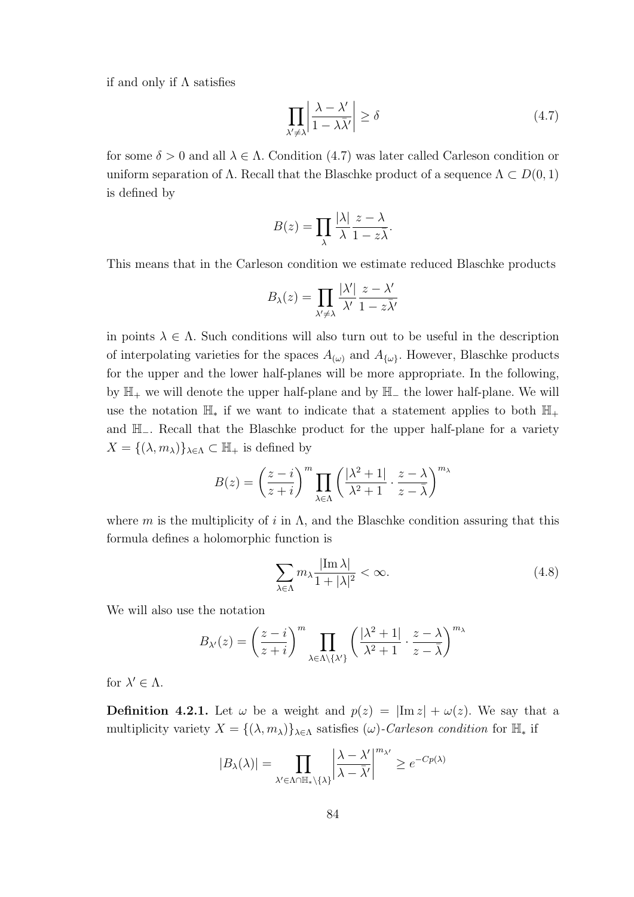if and only if $\Lambda$ satisfies

$$\prod_{\lambda' \neq \lambda} \left| \frac{\lambda - \lambda'}{1 - \lambda \bar{\lambda}'} \right| \geq \delta \tag{4.7}$$

for some $\delta > 0$ and all $\lambda \in \Lambda$. Condition (4.7) was later called Carleson condition or uniform separation of $\Lambda$. Recall that the Blaschke product of a sequence $\Lambda \subset D(0,1)$ is defined by

$$B(z) = \prod_{\lambda} \frac{|\lambda|}{\lambda} \frac{z - \lambda}{1 - z\bar{\lambda}}.$$

This means that in the Carleson condition we estimate reduced Blaschke products

$$B_\lambda(z) = \prod_{\lambda' \neq \lambda} \frac{|\lambda'|}{\lambda'} \frac{z - \lambda'}{1 - z\bar{\lambda}'}$$

in points $\lambda \in \Lambda$. Such conditions will also turn out to be useful in the description of interpolating varieties for the spaces $A_{(\omega)}$ and $A_{\{\omega\}}$. However, Blaschke products for the upper and the lower half-planes will be more appropriate. In the following, by $\mathbb{H}_+$ we will denote the upper half-plane and by $\mathbb{H}_-$ the lower half-plane. We will use the notation $\mathbb{H}_*$ if we want to indicate that a statement applies to both $\mathbb{H}_+$ and $\mathbb{H}_-$. Recall that the Blaschke product for the upper half-plane for a variety $X = \{(\lambda, m_\lambda)\}_{\lambda \in \Lambda} \subset \mathbb{H}_+$ is defined by

$$B(z) = \left( \frac{z - i}{z + i} \right)^m \prod_{\lambda \in \Lambda} \left( \frac{|\lambda^2 + 1|}{\lambda^2 + 1} \cdot \frac{z - \lambda}{z - \bar{\lambda}} \right)^{m_\lambda}$$

where $m$ is the multiplicity of $i$ in $\Lambda$, and the Blaschke condition assuring that this formula defines a holomorphic function is

$$\sum_{\lambda \in \Lambda} m_\lambda \frac{|\operatorname{Im} \lambda|}{1 + |\lambda|^2} < \infty. \tag{4.8}$$

We will also use the notation

$$B_{\lambda'}(z) = \left( \frac{z - i}{z + i} \right)^m \prod_{\lambda \in \Lambda \setminus \{\lambda'\}} \left( \frac{|\lambda^2 + 1|}{\lambda^2 + 1} \cdot \frac{z - \lambda}{z - \bar{\lambda}} \right)^{m_\lambda}$$

for $\lambda' \in \Lambda$.

**Definition 4.2.1.** Let $\omega$ be a weight and $p(z) = |\operatorname{Im} z| + \omega(z)$. We say that a multiplicity variety $X = \{(\lambda, m_\lambda)\}_{\lambda \in \Lambda}$ satisfies $(\omega)$-*Carleson condition* for $\mathbb{H}_*$ if

$$|B_\lambda(\lambda)| = \prod_{\lambda' \in \Lambda \cap \mathbb{H}_* \setminus \{\lambda\}} \left| \frac{\lambda - \lambda'}{\lambda - \bar{\lambda}'} \right|^{m_{\lambda'}} \geq e^{-Cp(\lambda)}$$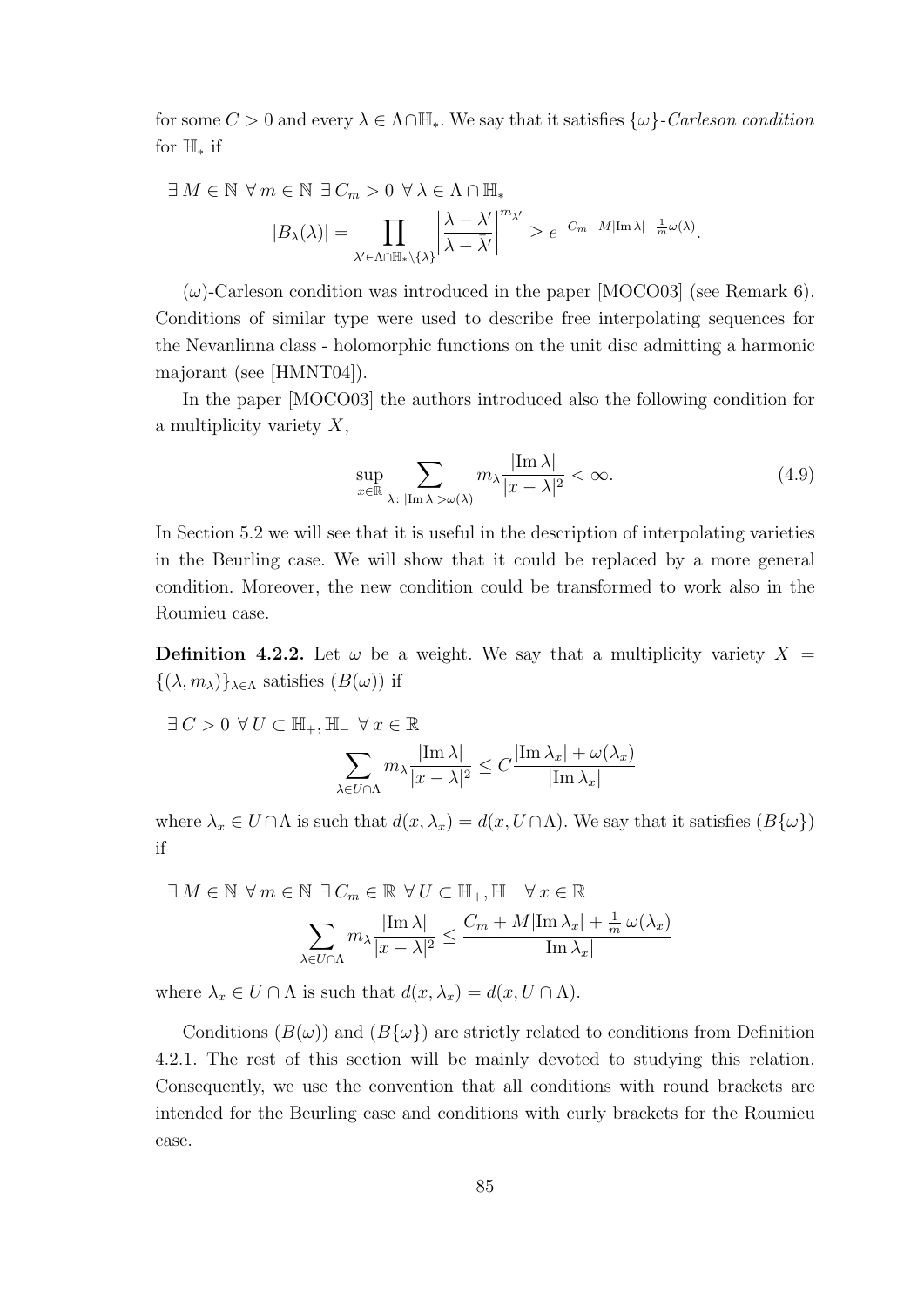for some $C > 0$ and every $\lambda \in \Lambda \cap \mathbb{H}_*$. We say that it satisfies $\{\omega\}$-*Carleson condition* for $\mathbb{H}_*$ if

$$\exists\, M \in \mathbb{N}\ \forall\, m \in \mathbb{N}\ \exists\, C_m > 0\ \forall\, \lambda \in \Lambda \cap \mathbb{H}_*$$
$$|B_\lambda(\lambda)| = \prod_{\lambda' \in \Lambda \cap \mathbb{H}_* \setminus \{\lambda\}} \left| \frac{\lambda - \lambda'}{\lambda - \bar{\lambda}'} \right|^{m_{\lambda'}} \geq e^{-C_m - M|\operatorname{Im}\lambda| - \frac{1}{m}\omega(\lambda)}.$$

$(\omega)$-Carleson condition was introduced in the paper [MOCO03] (see Remark 6). Conditions of similar type were used to describe free interpolating sequences for the Nevanlinna class - holomorphic functions on the unit disc admitting a harmonic majorant (see [HMNT04]).

In the paper [MOCO03] the authors introduced also the following condition for a multiplicity variety $X$,

$$\sup_{x \in \mathbb{R}} \sum_{\lambda :\, |\operatorname{Im}\lambda| > \omega(\lambda)} m_\lambda \frac{|\operatorname{Im}\lambda|}{|x - \lambda|^2} < \infty. \tag{4.9}$$

In Section 5.2 we will see that it is useful in the description of interpolating varieties in the Beurling case. We will show that it could be replaced by a more general condition. Moreover, the new condition could be transformed to work also in the Roumieu case.

**Definition 4.2.2.** Let $\omega$ be a weight. We say that a multiplicity variety $X = \{(\lambda, m_\lambda)\}_{\lambda \in \Lambda}$ satisfies $(B(\omega))$ if

$$\exists\, C > 0\ \forall\, U \subset \mathbb{H}_+, \mathbb{H}_-\ \forall\, x \in \mathbb{R}$$
$$\sum_{\lambda \in U \cap \Lambda} m_\lambda \frac{|\operatorname{Im}\lambda|}{|x - \lambda|^2} \leq C \frac{|\operatorname{Im}\lambda_x| + \omega(\lambda_x)}{|\operatorname{Im}\lambda_x|}$$

where $\lambda_x \in U \cap \Lambda$ is such that $d(x, \lambda_x) = d(x, U \cap \Lambda)$. We say that it satisfies $(B\{\omega\})$ if

$$\exists\, M \in \mathbb{N}\ \forall\, m \in \mathbb{N}\ \exists\, C_m \in \mathbb{R}\ \forall\, U \subset \mathbb{H}_+, \mathbb{H}_-\ \forall\, x \in \mathbb{R}$$
$$\sum_{\lambda \in U \cap \Lambda} m_\lambda \frac{|\operatorname{Im}\lambda|}{|x - \lambda|^2} \leq \frac{C_m + M|\operatorname{Im}\lambda_x| + \frac{1}{m}\,\omega(\lambda_x)}{|\operatorname{Im}\lambda_x|}$$

where $\lambda_x \in U \cap \Lambda$ is such that $d(x, \lambda_x) = d(x, U \cap \Lambda)$.

Conditions $(B(\omega))$ and $(B\{\omega\})$ are strictly related to conditions from Definition 4.2.1. The rest of this section will be mainly devoted to studying this relation. Consequently, we use the convention that all conditions with round brackets are intended for the Beurling case and conditions with curly brackets for the Roumieu case.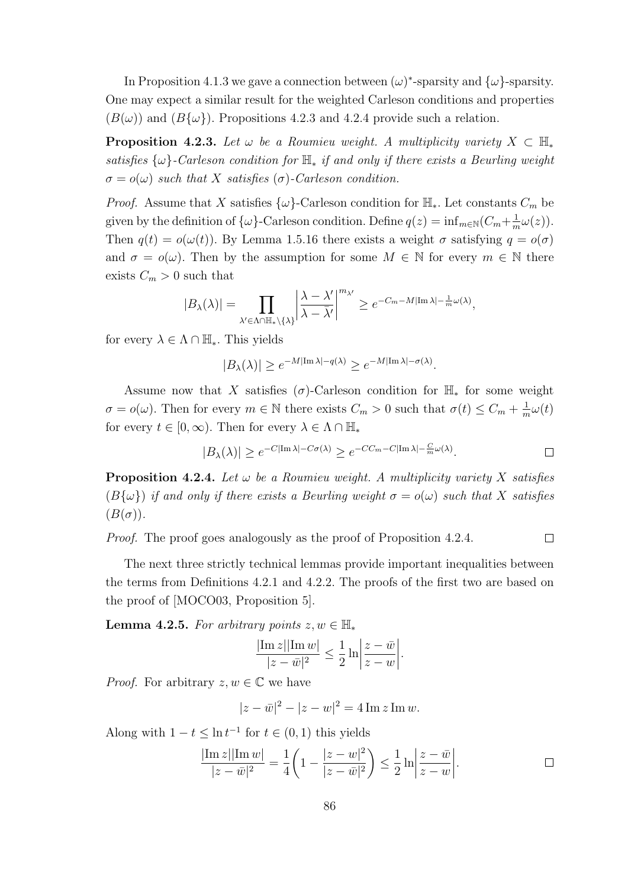In Proposition 4.1.3 we gave a connection between $(\omega)^*$-sparsity and $\{\omega\}$-sparsity. One may expect a similar result for the weighted Carleson conditions and properties $(B(\omega))$ and $(B\{\omega\})$. Propositions 4.2.3 and 4.2.4 provide such a relation.

**Proposition 4.2.3.** *Let $\omega$ be a Roumieu weight. A multiplicity variety $X \subset \mathbb{H}_*$ satisfies $\{\omega\}$-Carleson condition for $\mathbb{H}_*$ if and only if there exists a Beurling weight $\sigma = o(\omega)$ such that $X$ satisfies $(\sigma)$-Carleson condition.*

*Proof.* Assume that $X$ satisfies $\{\omega\}$-Carleson condition for $\mathbb{H}_*$. Let constants $C_m$ be given by the definition of $\{\omega\}$-Carleson condition. Define $q(z) = \inf_{m\in\mathbb{N}}(C_m + \frac{1}{m}\omega(z))$. Then $q(t) = o(\omega(t))$. By Lemma 1.5.16 there exists a weight $\sigma$ satisfying $q = o(\sigma)$ and $\sigma = o(\omega)$. Then by the assumption for some $M \in \mathbb{N}$ for every $m \in \mathbb{N}$ there exists $C_m > 0$ such that

$$|B_\lambda(\lambda)| = \prod_{\lambda' \in \Lambda\cap\mathbb{H}_*\setminus\{\lambda\}} \left|\frac{\lambda - \lambda'}{\lambda - \bar{\lambda}'}\right|^{m_{\lambda'}} \geq e^{-C_m - M|\operatorname{Im}\lambda| - \frac{1}{m}\omega(\lambda)},$$

for every $\lambda \in \Lambda \cap \mathbb{H}_*$. This yields

$$|B_\lambda(\lambda)| \geq e^{-M|\operatorname{Im}\lambda| - q(\lambda)} \geq e^{-M|\operatorname{Im}\lambda| - \sigma(\lambda)}.$$

Assume now that $X$ satisfies $(\sigma)$-Carleson condition for $\mathbb{H}_*$ for some weight $\sigma = o(\omega)$. Then for every $m \in \mathbb{N}$ there exists $C_m > 0$ such that $\sigma(t) \leq C_m + \frac{1}{m}\omega(t)$ for every $t \in [0, \infty)$. Then for every $\lambda \in \Lambda \cap \mathbb{H}_*$

$$|B_\lambda(\lambda)| \geq e^{-C|\operatorname{Im}\lambda| - C\sigma(\lambda)} \geq e^{-CC_m - C|\operatorname{Im}\lambda| - \frac{C}{m}\omega(\lambda)}.$$ ∎

**Proposition 4.2.4.** *Let $\omega$ be a Roumieu weight. A multiplicity variety $X$ satisfies $(B\{\omega\})$ if and only if there exists a Beurling weight $\sigma = o(\omega)$ such that $X$ satisfies $(B(\sigma))$.*

*Proof.* The proof goes analogously as the proof of Proposition 4.2.4. ∎

The next three strictly technical lemmas provide important inequalities between the terms from Definitions 4.2.1 and 4.2.2. The proofs of the first two are based on the proof of [MOCO03, Proposition 5].

**Lemma 4.2.5.** *For arbitrary points $z, w \in \mathbb{H}_*$*

$$\frac{|\operatorname{Im} z||\operatorname{Im} w|}{|z - \bar{w}|^2} \leq \frac{1}{2}\ln\left|\frac{z - \bar{w}}{z - w}\right|.$$

*Proof.* For arbitrary $z, w \in \mathbb{C}$ we have

$$|z - \bar{w}|^2 - |z - w|^2 = 4\operatorname{Im} z \operatorname{Im} w.$$

Along with $1 - t \leq \ln t^{-1}$ for $t \in (0, 1)$ this yields

$$\frac{|\operatorname{Im} z||\operatorname{Im} w|}{|z - \bar{w}|^2} = \frac{1}{4}\left(1 - \frac{|z - w|^2}{|z - \bar{w}|^2}\right) \leq \frac{1}{2}\ln\left|\frac{z - \bar{w}}{z - w}\right|.$$ ∎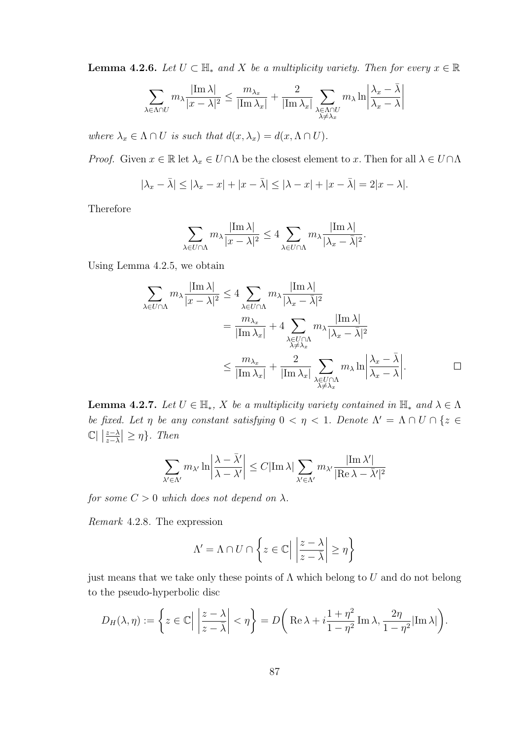**Lemma 4.2.6.** *Let $U \subset \mathbb{H}_*$ and $X$ be a multiplicity variety. Then for every $x \in \mathbb{R}$*

$$\sum_{\lambda \in \Lambda \cap U} m_\lambda \frac{|\operatorname{Im} \lambda|}{|x-\lambda|^2} \leq \frac{m_{\lambda_x}}{|\operatorname{Im} \lambda_x|} + \frac{2}{|\operatorname{Im} \lambda_x|} \sum_{\substack{\lambda \in \Lambda \cap U \\ \lambda \neq \lambda_x}} m_\lambda \ln \left| \frac{\lambda_x - \bar{\lambda}}{\lambda_x - \lambda} \right|$$

*where $\lambda_x \in \Lambda \cap U$ is such that $d(x, \lambda_x) = d(x, \Lambda \cap U)$.*

*Proof.* Given $x \in \mathbb{R}$ let $\lambda_x \in U \cap \Lambda$ be the closest element to $x$. Then for all $\lambda \in U \cap \Lambda$

$$|\lambda_x - \bar{\lambda}| \leq |\lambda_x - x| + |x - \bar{\lambda}| \leq |\lambda - x| + |x - \bar{\lambda}| = 2|x - \lambda|.$$

Therefore

$$\sum_{\lambda \in U \cap \Lambda} m_\lambda \frac{|\operatorname{Im} \lambda|}{|x-\lambda|^2} \leq 4 \sum_{\lambda \in U \cap \Lambda} m_\lambda \frac{|\operatorname{Im} \lambda|}{|\lambda_x - \bar{\lambda}|^2}.$$

Using Lemma 4.2.5, we obtain

$$\begin{aligned}
\sum_{\lambda \in U \cap \Lambda} m_\lambda \frac{|\operatorname{Im} \lambda|}{|x-\lambda|^2} &\leq 4 \sum_{\lambda \in U \cap \Lambda} m_\lambda \frac{|\operatorname{Im} \lambda|}{|\lambda_x - \bar{\lambda}|^2} \\
&= \frac{m_{\lambda_x}}{|\operatorname{Im} \lambda_x|} + 4 \sum_{\substack{\lambda \in U \cap \Lambda \\ \lambda \neq \lambda_x}} m_\lambda \frac{|\operatorname{Im} \lambda|}{|\lambda_x - \bar{\lambda}|^2} \\
&\leq \frac{m_{\lambda_x}}{|\operatorname{Im} \lambda_x|} + \frac{2}{|\operatorname{Im} \lambda_x|} \sum_{\substack{\lambda \in U \cap \Lambda \\ \lambda \neq \lambda_x}} m_\lambda \ln \left| \frac{\lambda_x - \bar{\lambda}}{\lambda_x - \lambda} \right|.
\end{aligned}$$

□

**Lemma 4.2.7.** *Let $U \in \mathbb{H}_*$, $X$ be a multiplicity variety contained in $\mathbb{H}_*$ and $\lambda \in \Lambda$ be fixed. Let $\eta$ be any constant satisfying $0 < \eta < 1$. Denote $\Lambda' = \Lambda \cap U \cap \{z \in \mathbb{C} | \left|\frac{z-\lambda}{z-\bar{\lambda}}\right| \geq \eta\}$. Then*

$$\sum_{\lambda' \in \Lambda'} m_{\lambda'} \ln \left| \frac{\lambda - \bar{\lambda}'}{\lambda - \lambda'} \right| \leq C |\operatorname{Im} \lambda| \sum_{\lambda' \in \Lambda'} m_{\lambda'} \frac{|\operatorname{Im} \lambda'|}{|\operatorname{Re} \lambda - \bar{\lambda}'|^2}$$

*for some $C > 0$ which does not depend on $\lambda$.*

*Remark* 4.2.8. The expression

$$\Lambda' = \Lambda \cap U \cap \left\{ z \in \mathbb{C} \middle| \left| \frac{z - \lambda}{z - \bar{\lambda}} \right| \geq \eta \right\}$$

just means that we take only these points of $\Lambda$ which belong to $U$ and do not belong to the pseudo-hyperbolic disc

$$D_H(\lambda, \eta) := \left\{ z \in \mathbb{C} \middle| \left| \frac{z - \lambda}{z - \bar{\lambda}} \right| < \eta \right\} = D\left( \operatorname{Re} \lambda + i \frac{1 + \eta^2}{1 - \eta^2} \operatorname{Im} \lambda, \frac{2\eta}{1 - \eta^2} |\operatorname{Im} \lambda| \right).$$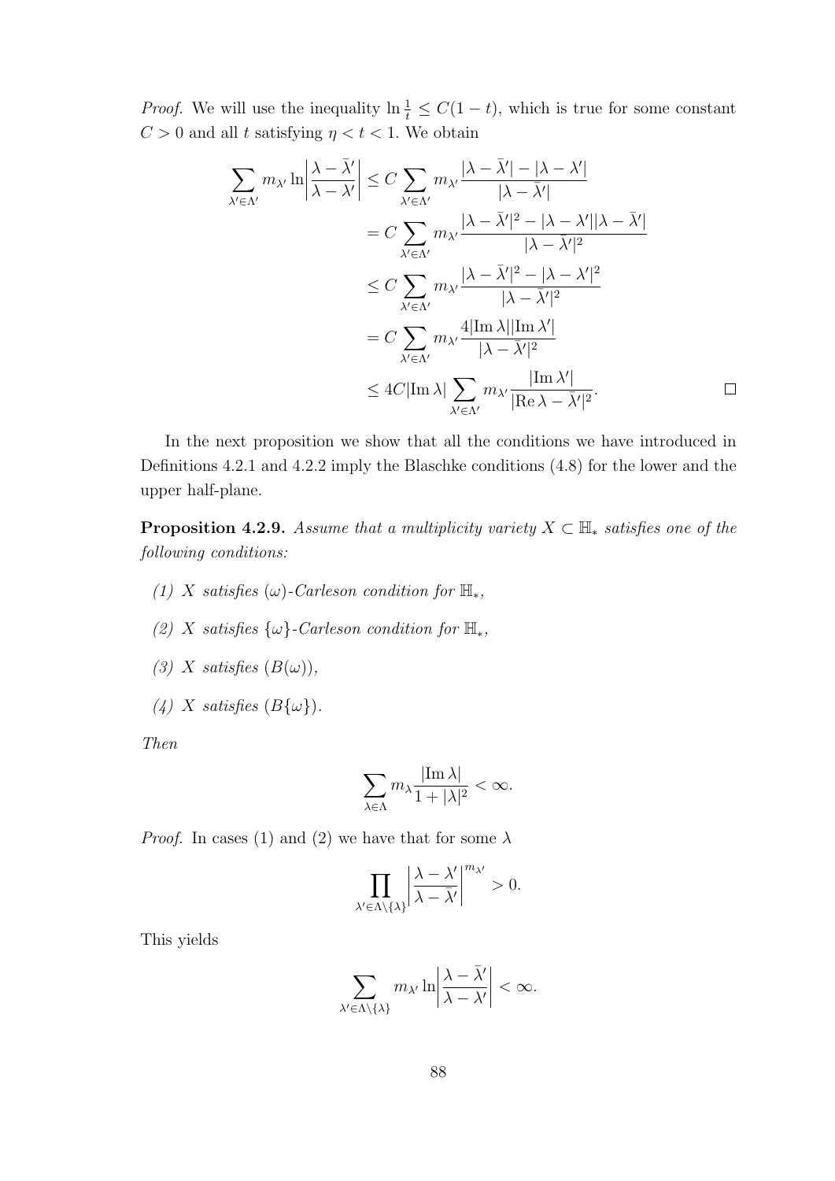*Proof.* We will use the inequality $\ln \frac{1}{t} \leq C(1-t)$, which is true for some constant $C > 0$ and all $t$ satisfying $\eta < t < 1$. We obtain

$$
\begin{aligned}
\sum_{\lambda' \in \Lambda'} m_{\lambda'} \ln \left| \frac{\lambda - \bar{\lambda}'}{\lambda - \lambda'} \right| &\leq C \sum_{\lambda' \in \Lambda'} m_{\lambda'} \frac{|\lambda - \bar{\lambda}'| - |\lambda - \lambda'|}{|\lambda - \bar{\lambda}'|} \\
&= C \sum_{\lambda' \in \Lambda'} m_{\lambda'} \frac{|\lambda - \bar{\lambda}'|^2 - |\lambda - \lambda'||\lambda - \bar{\lambda}'|}{|\lambda - \bar{\lambda}'|^2} \\
&\leq C \sum_{\lambda' \in \Lambda'} m_{\lambda'} \frac{|\lambda - \bar{\lambda}'|^2 - |\lambda - \lambda'|^2}{|\lambda - \bar{\lambda}'|^2} \\
&= C \sum_{\lambda' \in \Lambda'} m_{\lambda'} \frac{4|\mathrm{Im}\,\lambda||\mathrm{Im}\,\lambda'|}{|\lambda - \bar{\lambda}'|^2} \\
&\leq 4C|\mathrm{Im}\,\lambda| \sum_{\lambda' \in \Lambda'} m_{\lambda'} \frac{|\mathrm{Im}\,\lambda'|}{|\mathrm{Re}\,\lambda - \bar{\lambda}'|^2}.
\end{aligned}
$$

□

In the next proposition we show that all the conditions we have introduced in Definitions 4.2.1 and 4.2.2 imply the Blaschke conditions (4.8) for the lower and the upper half-plane.

**Proposition 4.2.9.** *Assume that a multiplicity variety $X \subset \mathbb{H}_*$ satisfies one of the following conditions:*

*(1) $X$ satisfies $(\omega)$-Carleson condition for $\mathbb{H}_*$,*

*(2) $X$ satisfies $\{\omega\}$-Carleson condition for $\mathbb{H}_*$,*

*(3) $X$ satisfies $(B(\omega))$,*

*(4) $X$ satisfies $(B\{\omega\})$.*

*Then*

$$
\sum_{\lambda \in \Lambda} m_\lambda \frac{|\mathrm{Im}\,\lambda|}{1 + |\lambda|^2} < \infty.
$$

*Proof.* In cases (1) and (2) we have that for some $\lambda$

$$
\prod_{\lambda' \in \Lambda \setminus \{\lambda\}} \left| \frac{\lambda - \lambda'}{\lambda - \bar{\lambda}'} \right|^{m_{\lambda'}} > 0.
$$

This yields

$$
\sum_{\lambda' \in \Lambda \setminus \{\lambda\}} m_{\lambda'} \ln \left| \frac{\lambda - \bar{\lambda}'}{\lambda - \lambda'} \right| < \infty.
$$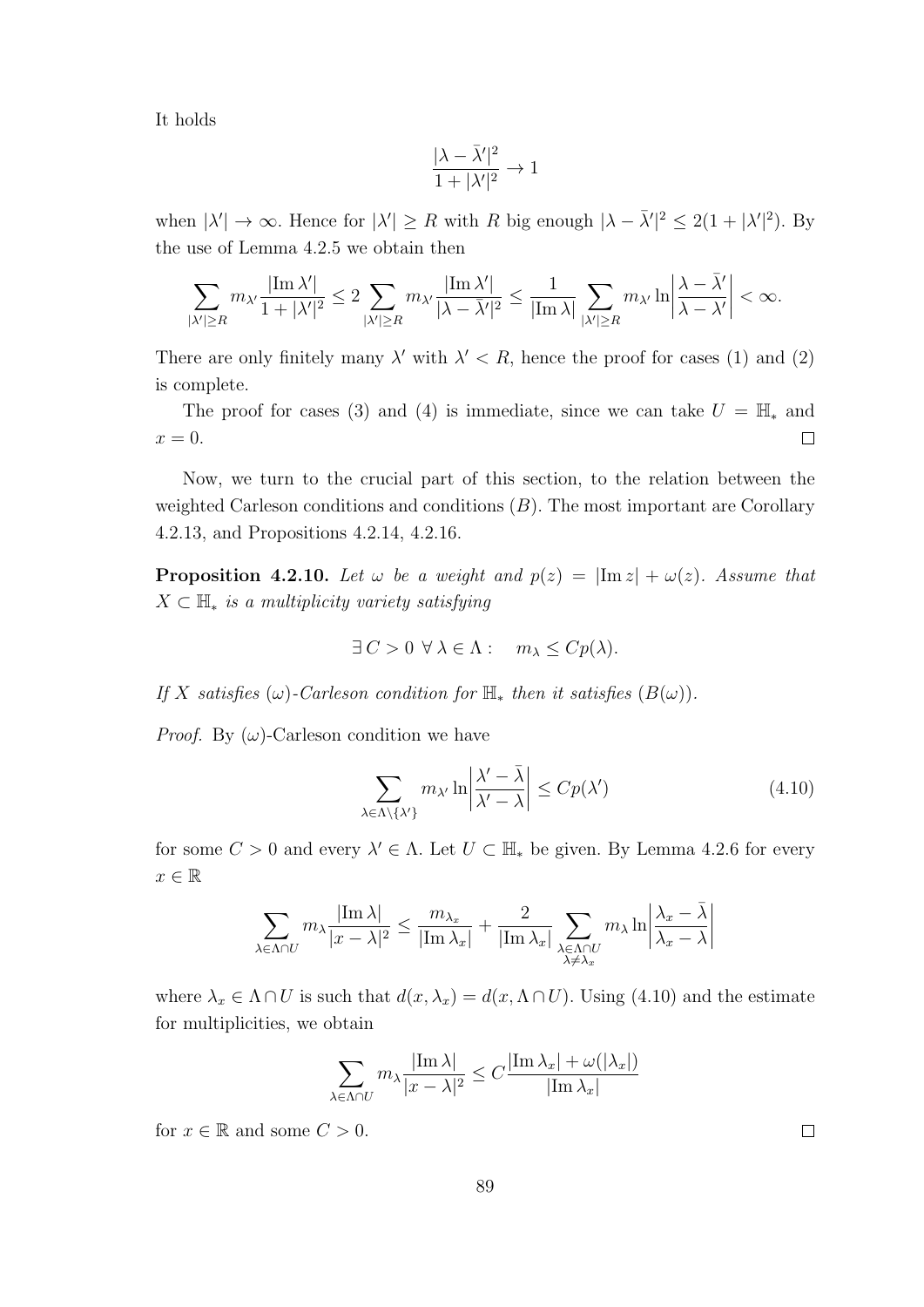It holds

$$\frac{|\lambda - \bar{\lambda}'|^2}{1 + |\lambda'|^2} \to 1$$

when $|\lambda'| \to \infty$. Hence for $|\lambda'| \geq R$ with $R$ big enough $|\lambda - \bar{\lambda}'|^2 \leq 2(1 + |\lambda'|^2)$. By the use of Lemma 4.2.5 we obtain then

$$\sum_{|\lambda'| \geq R} m_{\lambda'} \frac{|\operatorname{Im} \lambda'|}{1 + |\lambda'|^2} \leq 2 \sum_{|\lambda'| \geq R} m_{\lambda'} \frac{|\operatorname{Im} \lambda'|}{|\lambda - \bar{\lambda}'|^2} \leq \frac{1}{|\operatorname{Im} \lambda|} \sum_{|\lambda'| \geq R} m_{\lambda'} \ln \left| \frac{\lambda - \bar{\lambda}'}{\lambda - \lambda'} \right| < \infty.$$

There are only finitely many $\lambda'$ with $\lambda' < R$, hence the proof for cases (1) and (2) is complete.

The proof for cases (3) and (4) is immediate, since we can take $U = \mathbb{H}_*$ and $x = 0$. $\square$

Now, we turn to the crucial part of this section, to the relation between the weighted Carleson conditions and conditions $(B)$. The most important are Corollary 4.2.13, and Propositions 4.2.14, 4.2.16.

**Proposition 4.2.10.** *Let $\omega$ be a weight and $p(z) = |\operatorname{Im} z| + \omega(z)$. Assume that $X \subset \mathbb{H}_*$ is a multiplicity variety satisfying*

$$\exists\, C > 0 \ \forall\, \lambda \in \Lambda : \quad m_\lambda \leq C p(\lambda).$$

*If $X$ satisfies $(\omega)$-Carleson condition for $\mathbb{H}_*$ then it satisfies $(B(\omega))$.*

*Proof.* By $(\omega)$-Carleson condition we have

$$\sum_{\lambda \in \Lambda \setminus \{\lambda'\}} m_{\lambda'} \ln \left| \frac{\lambda' - \bar{\lambda}}{\lambda' - \lambda} \right| \leq C p(\lambda') \tag{4.10}$$

for some $C > 0$ and every $\lambda' \in \Lambda$. Let $U \subset \mathbb{H}_*$ be given. By Lemma 4.2.6 for every $x \in \mathbb{R}$

$$\sum_{\lambda \in \Lambda \cap U} m_\lambda \frac{|\operatorname{Im} \lambda|}{|x - \lambda|^2} \leq \frac{m_{\lambda_x}}{|\operatorname{Im} \lambda_x|} + \frac{2}{|\operatorname{Im} \lambda_x|} \sum_{\substack{\lambda \in \Lambda \cap U \\ \lambda \neq \lambda_x}} m_\lambda \ln \left| \frac{\lambda_x - \bar{\lambda}}{\lambda_x - \lambda} \right|$$

where $\lambda_x \in \Lambda \cap U$ is such that $d(x, \lambda_x) = d(x, \Lambda \cap U)$. Using (4.10) and the estimate for multiplicities, we obtain

$$\sum_{\lambda \in \Lambda \cap U} m_\lambda \frac{|\operatorname{Im} \lambda|}{|x - \lambda|^2} \leq C \frac{|\operatorname{Im} \lambda_x| + \omega(|\lambda_x|)}{|\operatorname{Im} \lambda_x|}$$

for $x \in \mathbb{R}$ and some $C > 0$. $\square$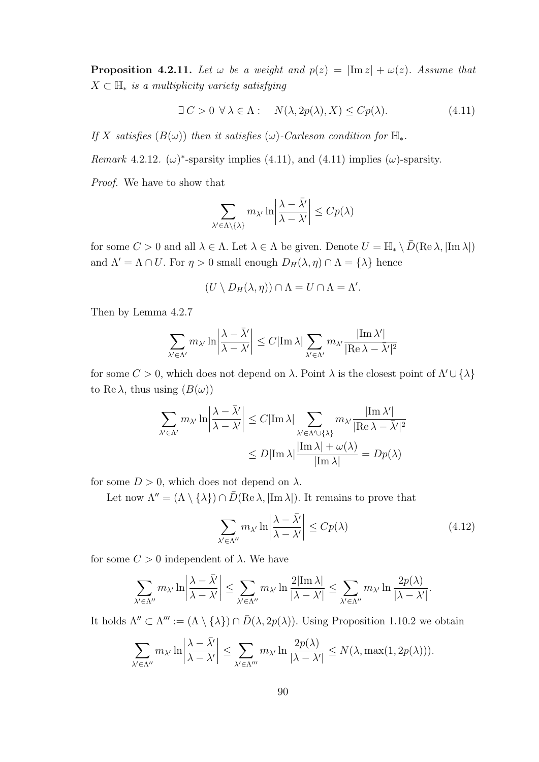**Proposition 4.2.11.** *Let $\omega$ be a weight and $p(z) = |\operatorname{Im} z| + \omega(z)$. Assume that $X \subset \mathbb{H}_*$ is a multiplicity variety satisfying*

$$\exists\, C > 0 \ \forall\, \lambda \in \Lambda : \quad N(\lambda, 2p(\lambda), X) \leq Cp(\lambda). \tag{4.11}$$

*If $X$ satisfies $(B(\omega))$ then it satisfies $(\omega)$-Carleson condition for $\mathbb{H}_*$.*

*Remark* 4.2.12. $(\omega)^*$-sparsity implies (4.11), and (4.11) implies $(\omega)$-sparsity.

*Proof.* We have to show that

$$\sum_{\lambda' \in \Lambda \setminus \{\lambda\}} m_{\lambda'} \ln\left|\frac{\lambda - \bar{\lambda}'}{\lambda - \lambda'}\right| \leq Cp(\lambda)$$

for some $C > 0$ and all $\lambda \in \Lambda$. Let $\lambda \in \Lambda$ be given. Denote $U = \mathbb{H}_* \setminus \bar{D}(\operatorname{Re} \lambda, |\operatorname{Im} \lambda|)$ and $\Lambda' = \Lambda \cap U$. For $\eta > 0$ small enough $D_H(\lambda, \eta) \cap \Lambda = \{\lambda\}$ hence

$$(U \setminus D_H(\lambda, \eta)) \cap \Lambda = U \cap \Lambda = \Lambda'.$$

Then by Lemma 4.2.7

$$\sum_{\lambda' \in \Lambda'} m_{\lambda'} \ln\left|\frac{\lambda - \bar{\lambda}'}{\lambda - \lambda'}\right| \leq C|\operatorname{Im} \lambda| \sum_{\lambda' \in \Lambda'} m_{\lambda'} \frac{|\operatorname{Im} \lambda'|}{|\operatorname{Re} \lambda - \lambda'|^2}$$

for some $C > 0$, which does not depend on $\lambda$. Point $\lambda$ is the closest point of $\Lambda' \cup \{\lambda\}$ to $\operatorname{Re} \lambda$, thus using $(B(\omega))$

$$\begin{aligned}\sum_{\lambda' \in \Lambda'} m_{\lambda'} \ln\left|\frac{\lambda - \bar{\lambda}'}{\lambda - \lambda'}\right| &\leq C|\operatorname{Im} \lambda| \sum_{\lambda' \in \Lambda' \cup \{\lambda\}} m_{\lambda'} \frac{|\operatorname{Im} \lambda'|}{|\operatorname{Re} \lambda - \lambda'|^2} \\ &\leq D|\operatorname{Im} \lambda| \frac{|\operatorname{Im} \lambda| + \omega(\lambda)}{|\operatorname{Im} \lambda|} = Dp(\lambda)\end{aligned}$$

for some $D > 0$, which does not depend on $\lambda$.

Let now $\Lambda'' = (\Lambda \setminus \{\lambda\}) \cap \bar{D}(\operatorname{Re} \lambda, |\operatorname{Im} \lambda|)$. It remains to prove that

$$\sum_{\lambda' \in \Lambda''} m_{\lambda'} \ln\left|\frac{\lambda - \bar{\lambda}'}{\lambda - \lambda'}\right| \leq Cp(\lambda) \tag{4.12}$$

for some $C > 0$ independent of $\lambda$. We have

$$\sum_{\lambda' \in \Lambda''} m_{\lambda'} \ln\left|\frac{\lambda - \bar{\lambda}'}{\lambda - \lambda'}\right| \leq \sum_{\lambda' \in \Lambda''} m_{\lambda'} \ln \frac{2|\operatorname{Im} \lambda|}{|\lambda - \lambda'|} \leq \sum_{\lambda' \in \Lambda''} m_{\lambda'} \ln \frac{2p(\lambda)}{|\lambda - \lambda'|}.$$

It holds $\Lambda'' \subset \Lambda''' := (\Lambda \setminus \{\lambda\}) \cap \bar{D}(\lambda, 2p(\lambda))$. Using Proposition 1.10.2 we obtain

$$\sum_{\lambda' \in \Lambda''} m_{\lambda'} \ln\left|\frac{\lambda - \bar{\lambda}'}{\lambda - \lambda'}\right| \leq \sum_{\lambda' \in \Lambda'''} m_{\lambda'} \ln \frac{2p(\lambda)}{|\lambda - \lambda'|} \leq N(\lambda, \max(1, 2p(\lambda))).$$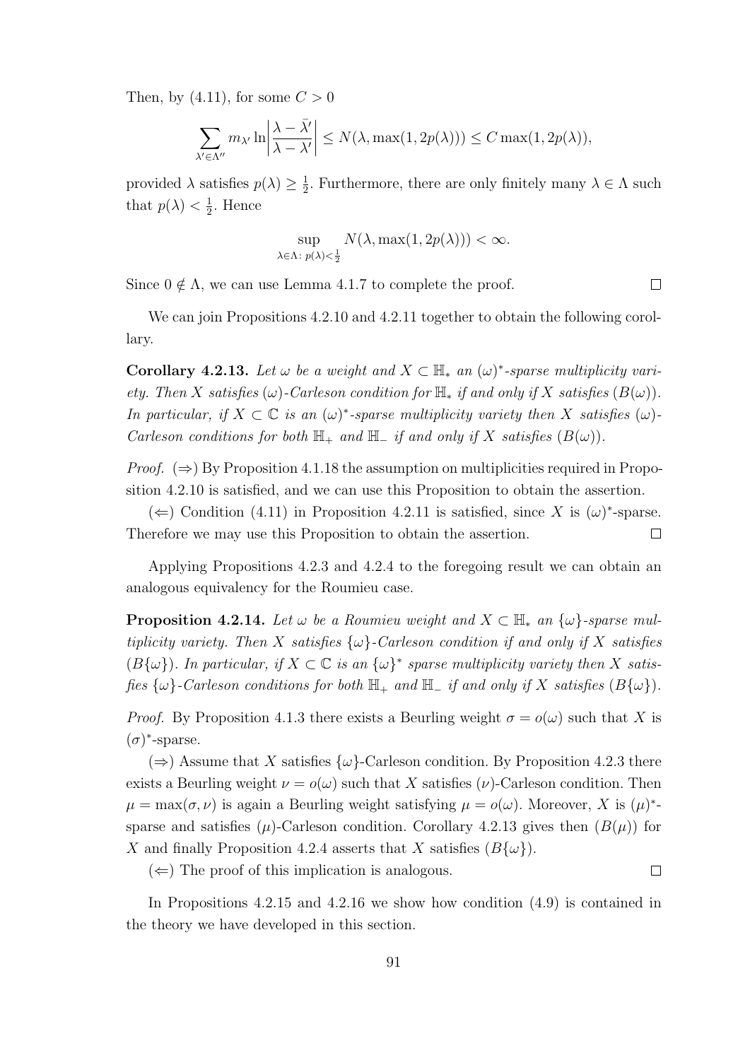Then, by (4.11), for some $C > 0$

$$\sum_{\lambda' \in \Lambda''} m_{\lambda'} \ln\left|\frac{\lambda - \bar{\lambda}'}{\lambda - \lambda'}\right| \leq N(\lambda, \max(1, 2p(\lambda))) \leq C \max(1, 2p(\lambda)),$$

provided $\lambda$ satisfies $p(\lambda) \geq \frac{1}{2}$. Furthermore, there are only finitely many $\lambda \in \Lambda$ such that $p(\lambda) < \frac{1}{2}$. Hence

$$\sup_{\lambda \in \Lambda :\, p(\lambda) < \frac{1}{2}} N(\lambda, \max(1, 2p(\lambda))) < \infty.$$

Since $0 \notin \Lambda$, we can use Lemma 4.1.7 to complete the proof. ◻

We can join Propositions 4.2.10 and 4.2.11 together to obtain the following corollary.

**Corollary 4.2.13.** *Let $\omega$ be a weight and $X \subset \mathbb{H}_*$ an $(\omega)^*$-sparse multiplicity variety. Then $X$ satisfies $(\omega)$-Carleson condition for $\mathbb{H}_*$ if and only if $X$ satisfies $(B(\omega))$. In particular, if $X \subset \mathbb{C}$ is an $(\omega)^*$-sparse multiplicity variety then $X$ satisfies $(\omega)$-Carleson conditions for both $\mathbb{H}_+$ and $\mathbb{H}_-$ if and only if $X$ satisfies $(B(\omega))$.*

*Proof.* $(\Rightarrow)$ By Proposition 4.1.18 the assumption on multiplicities required in Proposition 4.2.10 is satisfied, and we can use this Proposition to obtain the assertion.

$(\Leftarrow)$ Condition (4.11) in Proposition 4.2.11 is satisfied, since $X$ is $(\omega)^*$-sparse. Therefore we may use this Proposition to obtain the assertion. ◻

Applying Propositions 4.2.3 and 4.2.4 to the foregoing result we can obtain an analogous equivalency for the Roumieu case.

**Proposition 4.2.14.** *Let $\omega$ be a Roumieu weight and $X \subset \mathbb{H}_*$ an $\{\omega\}$-sparse multiplicity variety. Then $X$ satisfies $\{\omega\}$-Carleson condition if and only if $X$ satisfies $(B\{\omega\})$. In particular, if $X \subset \mathbb{C}$ is an $\{\omega\}^*$ sparse multiplicity variety then $X$ satisfies $\{\omega\}$-Carleson conditions for both $\mathbb{H}_+$ and $\mathbb{H}_-$ if and only if $X$ satisfies $(B\{\omega\})$.*

*Proof.* By Proposition 4.1.3 there exists a Beurling weight $\sigma = o(\omega)$ such that $X$ is $(\sigma)^*$-sparse.

$(\Rightarrow)$ Assume that $X$ satisfies $\{\omega\}$-Carleson condition. By Proposition 4.2.3 there exists a Beurling weight $\nu = o(\omega)$ such that $X$ satisfies $(\nu)$-Carleson condition. Then $\mu = \max(\sigma, \nu)$ is again a Beurling weight satisfying $\mu = o(\omega)$. Moreover, $X$ is $(\mu)^*$-sparse and satisfies $(\mu)$-Carleson condition. Corollary 4.2.13 gives then $(B(\mu))$ for $X$ and finally Proposition 4.2.4 asserts that $X$ satisfies $(B\{\omega\})$.

$(\Leftarrow)$ The proof of this implication is analogous. ◻

In Propositions 4.2.15 and 4.2.16 we show how condition (4.9) is contained in the theory we have developed in this section.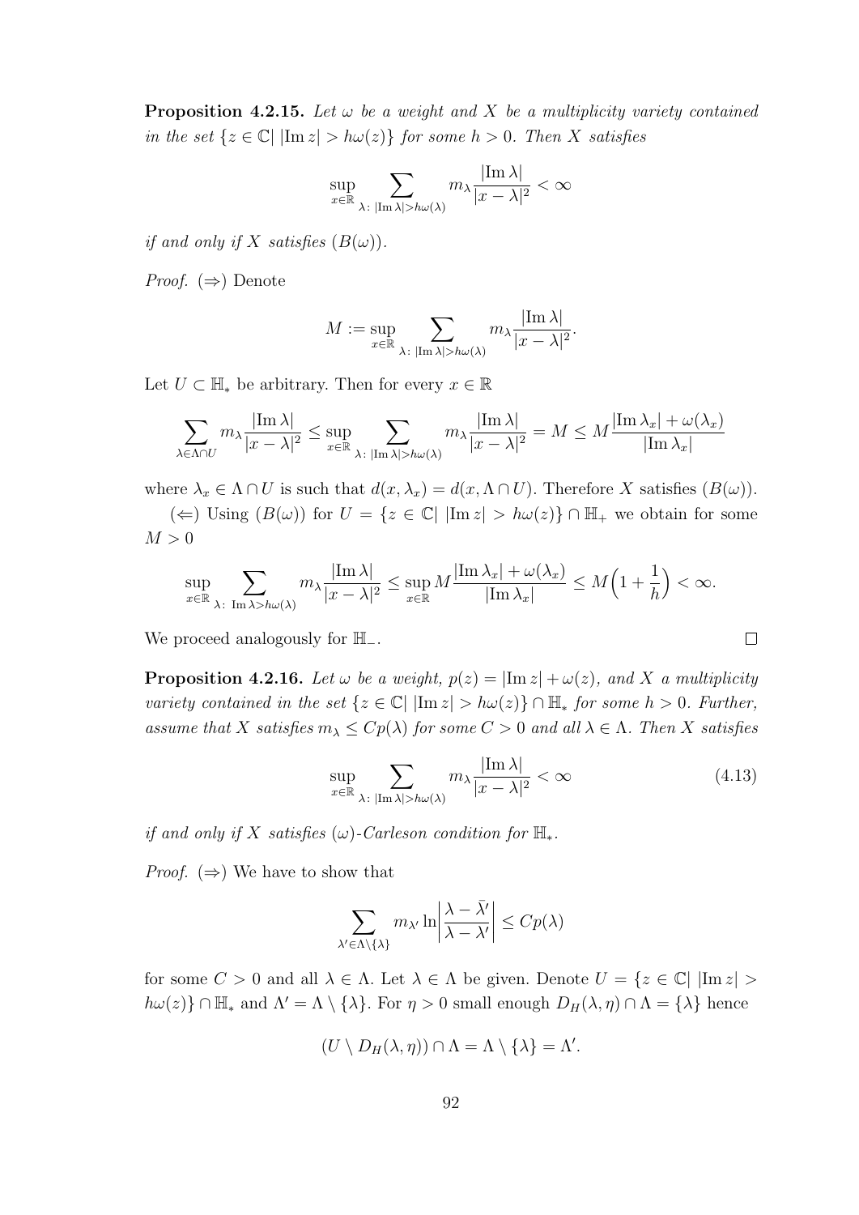**Proposition 4.2.15.** *Let $\omega$ be a weight and $X$ be a multiplicity variety contained in the set $\{z \in \mathbb{C} | \, |\operatorname{Im} z| > h\omega(z)\}$ for some $h > 0$. Then $X$ satisfies*

$$\sup_{x\in\mathbb{R}} \sum_{\lambda\colon\, |\operatorname{Im}\lambda| > h\omega(\lambda)} m_\lambda \frac{|\operatorname{Im}\lambda|}{|x-\lambda|^2} < \infty$$

*if and only if $X$ satisfies $(B(\omega))$.*

*Proof.* ($\Rightarrow$) Denote

$$M := \sup_{x\in\mathbb{R}} \sum_{\lambda\colon\, |\operatorname{Im}\lambda| > h\omega(\lambda)} m_\lambda \frac{|\operatorname{Im}\lambda|}{|x-\lambda|^2}.$$

Let $U \subset \mathbb{H}_*$ be arbitrary. Then for every $x \in \mathbb{R}$

$$\sum_{\lambda\in\Lambda\cap U} m_\lambda \frac{|\operatorname{Im}\lambda|}{|x-\lambda|^2} \le \sup_{x\in\mathbb{R}} \sum_{\lambda\colon\, |\operatorname{Im}\lambda| > h\omega(\lambda)} m_\lambda \frac{|\operatorname{Im}\lambda|}{|x-\lambda|^2} = M \le M\frac{|\operatorname{Im}\lambda_x| + \omega(\lambda_x)}{|\operatorname{Im}\lambda_x|}$$

where $\lambda_x \in \Lambda \cap U$ is such that $d(x,\lambda_x) = d(x, \Lambda\cap U)$. Therefore $X$ satisfies $(B(\omega))$.

($\Leftarrow$) Using $(B(\omega))$ for $U = \{z \in \mathbb{C} | \, |\operatorname{Im} z| > h\omega(z)\} \cap \mathbb{H}_+$ we obtain for some $M > 0$

$$\sup_{x\in\mathbb{R}} \sum_{\lambda\colon\, \operatorname{Im}\lambda > h\omega(\lambda)} m_\lambda \frac{|\operatorname{Im}\lambda|}{|x-\lambda|^2} \le \sup_{x\in\mathbb{R}} M\frac{|\operatorname{Im}\lambda_x| + \omega(\lambda_x)}{|\operatorname{Im}\lambda_x|} \le M\Big(1 + \frac{1}{h}\Big) < \infty.$$

We proceed analogously for $\mathbb{H}_-$. $\square$

**Proposition 4.2.16.** *Let $\omega$ be a weight, $p(z) = |\operatorname{Im} z| + \omega(z)$, and $X$ a multiplicity variety contained in the set $\{z \in \mathbb{C} | \, |\operatorname{Im} z| > h\omega(z)\} \cap \mathbb{H}_*$ for some $h > 0$. Further, assume that $X$ satisfies $m_\lambda \le Cp(\lambda)$ for some $C > 0$ and all $\lambda \in \Lambda$. Then $X$ satisfies*

$$\sup_{x\in\mathbb{R}} \sum_{\lambda\colon\, |\operatorname{Im}\lambda| > h\omega(\lambda)} m_\lambda \frac{|\operatorname{Im}\lambda|}{|x-\lambda|^2} < \infty \tag{4.13}$$

*if and only if $X$ satisfies $(\omega)$-Carleson condition for $\mathbb{H}_*$.*

*Proof.* ($\Rightarrow$) We have to show that

$$\sum_{\lambda'\in\Lambda\setminus\{\lambda\}} m_{\lambda'} \ln\left|\frac{\lambda - \bar{\lambda}'}{\lambda - \lambda'}\right| \le Cp(\lambda)$$

for some $C > 0$ and all $\lambda \in \Lambda$. Let $\lambda \in \Lambda$ be given. Denote $U = \{z \in \mathbb{C} | \, |\operatorname{Im} z| > h\omega(z)\} \cap \mathbb{H}_*$ and $\Lambda' = \Lambda \setminus \{\lambda\}$. For $\eta > 0$ small enough $D_H(\lambda, \eta) \cap \Lambda = \{\lambda\}$ hence

$$(U \setminus D_H(\lambda, \eta)) \cap \Lambda = \Lambda \setminus \{\lambda\} = \Lambda'.$$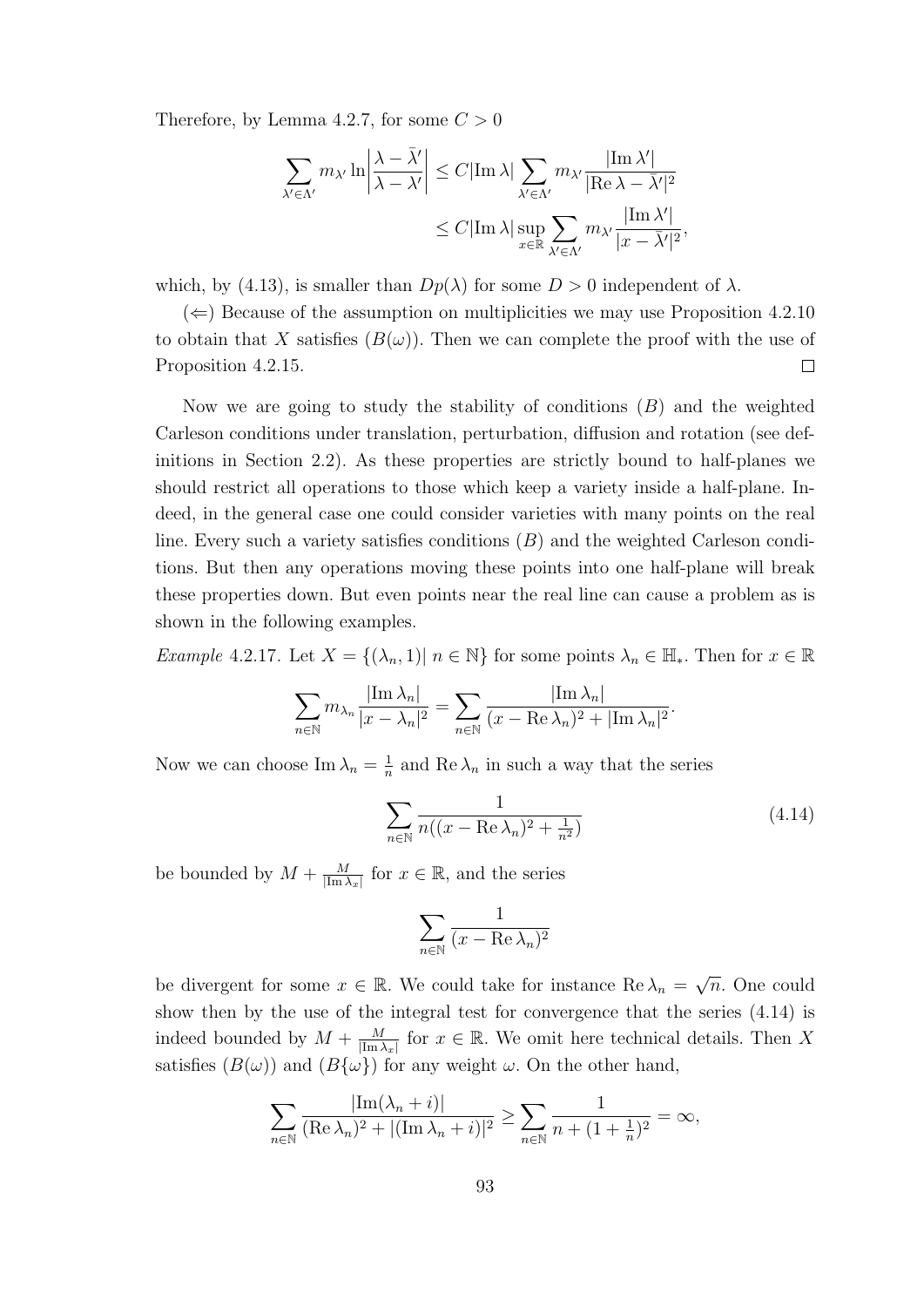Therefore, by Lemma 4.2.7, for some $C > 0$

$$\sum_{\lambda' \in \Lambda'} m_{\lambda'} \ln\left|\frac{\lambda - \bar{\lambda}'}{\lambda - \lambda'}\right| \leq C|\operatorname{Im}\lambda| \sum_{\lambda' \in \Lambda'} m_{\lambda'} \frac{|\operatorname{Im}\lambda'|}{|\operatorname{Re}\lambda - \bar{\lambda}'|^2}$$
$$\leq C|\operatorname{Im}\lambda| \sup_{x \in \mathbb{R}} \sum_{\lambda' \in \Lambda'} m_{\lambda'} \frac{|\operatorname{Im}\lambda'|}{|x - \bar{\lambda}'|^2},$$

which, by (4.13), is smaller than $Dp(\lambda)$ for some $D > 0$ independent of $\lambda$.

($\Leftarrow$) Because of the assumption on multiplicities we may use Proposition 4.2.10 to obtain that $X$ satisfies $(B(\omega))$. Then we can complete the proof with the use of Proposition 4.2.15. $\square$

Now we are going to study the stability of conditions $(B)$ and the weighted Carleson conditions under translation, perturbation, diffusion and rotation (see definitions in Section 2.2). As these properties are strictly bound to half-planes we should restrict all operations to those which keep a variety inside a half-plane. Indeed, in the general case one could consider varieties with many points on the real line. Every such a variety satisfies conditions $(B)$ and the weighted Carleson conditions. But then any operations moving these points into one half-plane will break these properties down. But even points near the real line can cause a problem as is shown in the following examples.

*Example* 4.2.17. Let $X = \{(\lambda_n, 1) |\ n \in \mathbb{N}\}$ for some points $\lambda_n \in \mathbb{H}_*$. Then for $x \in \mathbb{R}$

$$\sum_{n \in \mathbb{N}} m_{\lambda_n} \frac{|\operatorname{Im}\lambda_n|}{|x - \lambda_n|^2} = \sum_{n \in \mathbb{N}} \frac{|\operatorname{Im}\lambda_n|}{(x - \operatorname{Re}\lambda_n)^2 + |\operatorname{Im}\lambda_n|^2}.$$

Now we can choose $\operatorname{Im}\lambda_n = \frac{1}{n}$ and $\operatorname{Re}\lambda_n$ in such a way that the series

$$\sum_{n \in \mathbb{N}} \frac{1}{n((x - \operatorname{Re}\lambda_n)^2 + \frac{1}{n^2})} \tag{4.14}$$

be bounded by $M + \frac{M}{|\operatorname{Im}\lambda_x|}$ for $x \in \mathbb{R}$, and the series

$$\sum_{n \in \mathbb{N}} \frac{1}{(x - \operatorname{Re}\lambda_n)^2}$$

be divergent for some $x \in \mathbb{R}$. We could take for instance $\operatorname{Re}\lambda_n = \sqrt{n}$. One could show then by the use of the integral test for convergence that the series (4.14) is indeed bounded by $M + \frac{M}{|\operatorname{Im}\lambda_x|}$ for $x \in \mathbb{R}$. We omit here technical details. Then $X$ satisfies $(B(\omega))$ and $(B\{\omega\})$ for any weight $\omega$. On the other hand,

$$\sum_{n \in \mathbb{N}} \frac{|\operatorname{Im}(\lambda_n + i)|}{(\operatorname{Re}\lambda_n)^2 + |(\operatorname{Im}\lambda_n + i)|^2} \geq \sum_{n \in \mathbb{N}} \frac{1}{n + (1 + \frac{1}{n})^2} = \infty,$$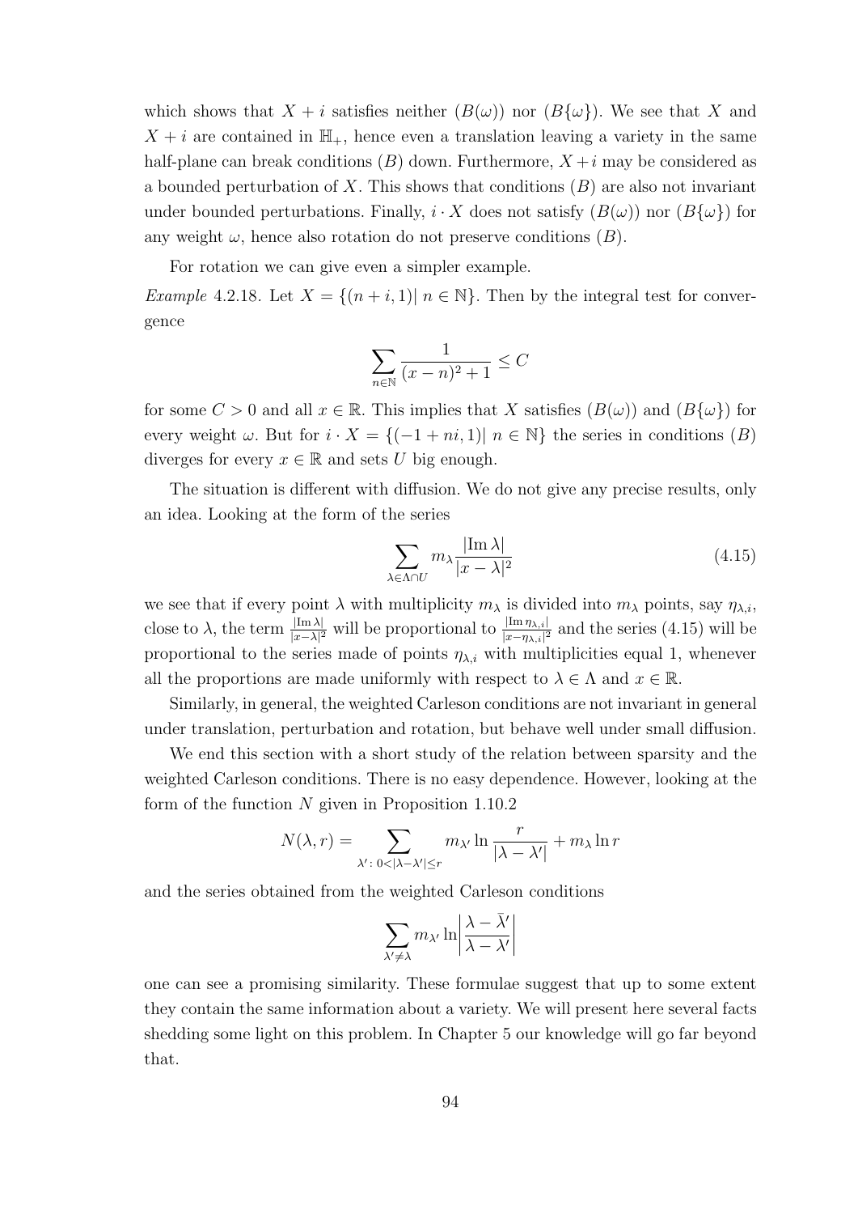which shows that $X + i$ satisfies neither $(B(\omega))$ nor $(B\{\omega\})$. We see that $X$ and $X + i$ are contained in $\mathbb{H}_+$, hence even a translation leaving a variety in the same half-plane can break conditions $(B)$ down. Furthermore, $X + i$ may be considered as a bounded perturbation of $X$. This shows that conditions $(B)$ are also not invariant under bounded perturbations. Finally, $i \cdot X$ does not satisfy $(B(\omega))$ nor $(B\{\omega\})$ for any weight $\omega$, hence also rotation do not preserve conditions $(B)$.

For rotation we can give even a simpler example.

*Example* 4.2.18. Let $X = \{(n + i, 1) | \, n \in \mathbb{N}\}$. Then by the integral test for convergence

$$\sum_{n \in \mathbb{N}} \frac{1}{(x - n)^2 + 1} \leq C$$

for some $C > 0$ and all $x \in \mathbb{R}$. This implies that $X$ satisfies $(B(\omega))$ and $(B\{\omega\})$ for every weight $\omega$. But for $i \cdot X = \{(-1 + ni, 1) | \, n \in \mathbb{N}\}$ the series in conditions $(B)$ diverges for every $x \in \mathbb{R}$ and sets $U$ big enough.

The situation is different with diffusion. We do not give any precise results, only an idea. Looking at the form of the series

$$\sum_{\lambda \in \Lambda \cap U} m_\lambda \frac{|\operatorname{Im} \lambda|}{|x - \lambda|^2} \tag{4.15}$$

we see that if every point $\lambda$ with multiplicity $m_\lambda$ is divided into $m_\lambda$ points, say $\eta_{\lambda,i}$, close to $\lambda$, the term $\frac{|\operatorname{Im} \lambda|}{|x-\lambda|^2}$ will be proportional to $\frac{|\operatorname{Im} \eta_{\lambda,i}|}{|x-\eta_{\lambda,i}|^2}$ and the series (4.15) will be proportional to the series made of points $\eta_{\lambda,i}$ with multiplicities equal 1, whenever all the proportions are made uniformly with respect to $\lambda \in \Lambda$ and $x \in \mathbb{R}$.

Similarly, in general, the weighted Carleson conditions are not invariant in general under translation, perturbation and rotation, but behave well under small diffusion.

We end this section with a short study of the relation between sparsity and the weighted Carleson conditions. There is no easy dependence. However, looking at the form of the function $N$ given in Proposition 1.10.2

$$N(\lambda, r) = \sum_{\lambda' : \, 0 < |\lambda - \lambda'| \leq r} m_{\lambda'} \ln \frac{r}{|\lambda - \lambda'|} + m_\lambda \ln r$$

and the series obtained from the weighted Carleson conditions

$$\sum_{\lambda' \neq \lambda} m_{\lambda'} \ln \left| \frac{\lambda - \bar{\lambda}'}{\lambda - \lambda'} \right|$$

one can see a promising similarity. These formulae suggest that up to some extent they contain the same information about a variety. We will present here several facts shedding some light on this problem. In Chapter 5 our knowledge will go far beyond that.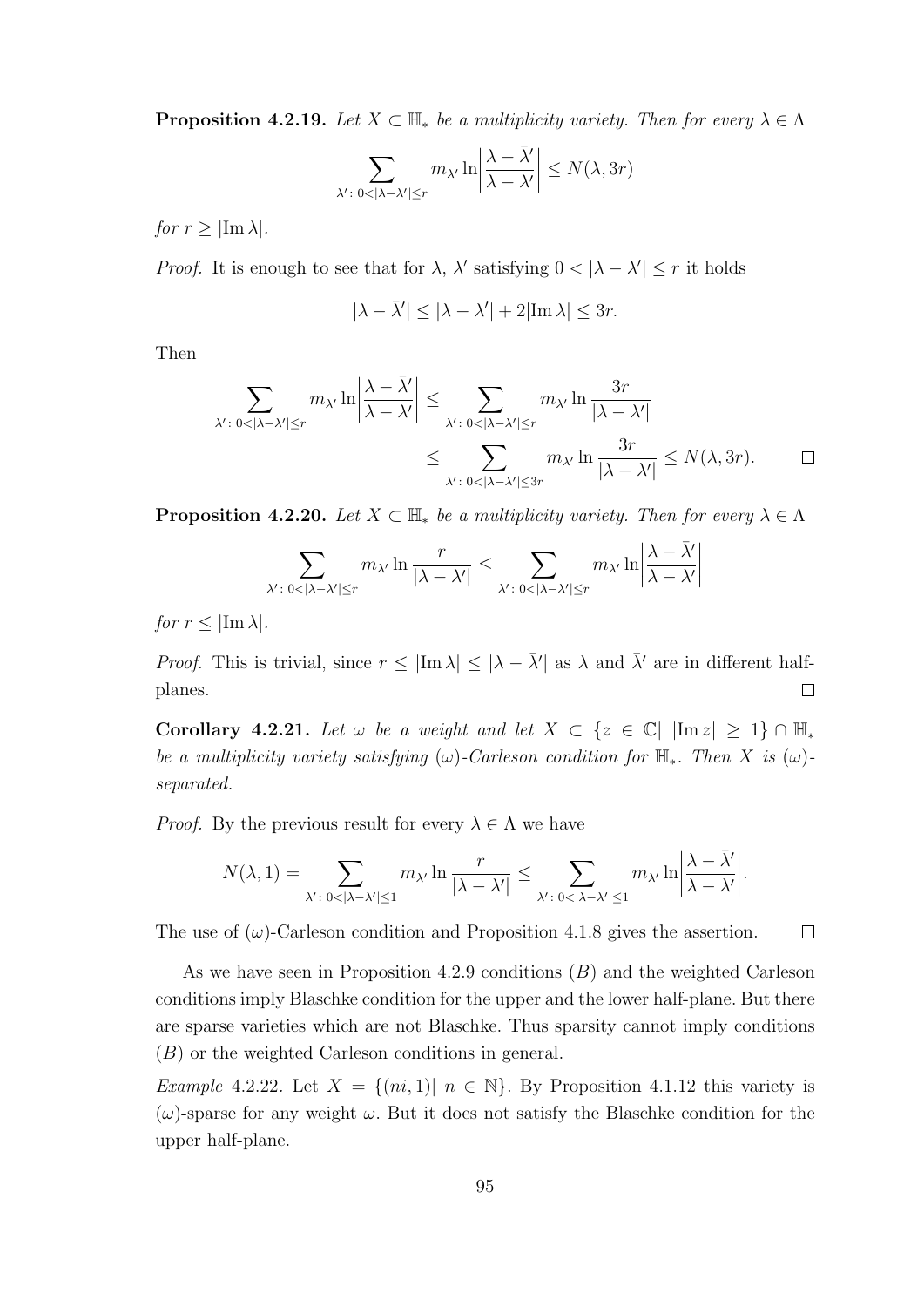**Proposition 4.2.19.** *Let $X \subset \mathbb{H}_*$ be a multiplicity variety. Then for every $\lambda \in \Lambda$*

$$\sum_{\lambda' \colon 0<|\lambda-\lambda'|\leq r} m_{\lambda'} \ln\left|\frac{\lambda-\bar{\lambda}'}{\lambda-\lambda'}\right| \leq N(\lambda, 3r)$$

*for $r \geq |\mathrm{Im}\,\lambda|$.*

*Proof.* It is enough to see that for $\lambda$, $\lambda'$ satisfying $0 < |\lambda - \lambda'| \leq r$ it holds

$$|\lambda - \bar{\lambda}'| \leq |\lambda - \lambda'| + 2|\mathrm{Im}\,\lambda| \leq 3r.$$

Then

$$\begin{aligned}\sum_{\lambda' \colon 0<|\lambda-\lambda'|\leq r} m_{\lambda'} \ln\left|\frac{\lambda-\bar{\lambda}'}{\lambda-\lambda'}\right| &\leq \sum_{\lambda' \colon 0<|\lambda-\lambda'|\leq r} m_{\lambda'} \ln\frac{3r}{|\lambda-\lambda'|} \\ &\leq \sum_{\lambda' \colon 0<|\lambda-\lambda'|\leq 3r} m_{\lambda'} \ln\frac{3r}{|\lambda-\lambda'|} \leq N(\lambda, 3r). \qquad \square\end{aligned}$$

**Proposition 4.2.20.** *Let $X \subset \mathbb{H}_*$ be a multiplicity variety. Then for every $\lambda \in \Lambda$*

$$\sum_{\lambda' \colon 0<|\lambda-\lambda'|\leq r} m_{\lambda'} \ln\frac{r}{|\lambda-\lambda'|} \leq \sum_{\lambda' \colon 0<|\lambda-\lambda'|\leq r} m_{\lambda'} \ln\left|\frac{\lambda-\bar{\lambda}'}{\lambda-\lambda'}\right|$$

*for $r \leq |\mathrm{Im}\,\lambda|$.*

*Proof.* This is trivial, since $r \leq |\mathrm{Im}\,\lambda| \leq |\lambda - \bar{\lambda}'|$ as $\lambda$ and $\bar{\lambda}'$ are in different half-planes. $\square$

**Corollary 4.2.21.** *Let $\omega$ be a weight and let $X \subset \{z \in \mathbb{C} | \; |\mathrm{Im}\,z| \geq 1\} \cap \mathbb{H}_*$ be a multiplicity variety satisfying $(\omega)$-Carleson condition for $\mathbb{H}_*$. Then $X$ is $(\omega)$-separated.*

*Proof.* By the previous result for every $\lambda \in \Lambda$ we have

$$N(\lambda, 1) = \sum_{\lambda' \colon 0<|\lambda-\lambda'|\leq 1} m_{\lambda'} \ln\frac{r}{|\lambda-\lambda'|} \leq \sum_{\lambda' \colon 0<|\lambda-\lambda'|\leq 1} m_{\lambda'} \ln\left|\frac{\lambda-\bar{\lambda}'}{\lambda-\lambda'}\right|.$$

The use of $(\omega)$-Carleson condition and Proposition 4.1.8 gives the assertion. $\square$

As we have seen in Proposition 4.2.9 conditions $(B)$ and the weighted Carleson conditions imply Blaschke condition for the upper and the lower half-plane. But there are sparse varieties which are not Blaschke. Thus sparsity cannot imply conditions $(B)$ or the weighted Carleson conditions in general.

*Example* 4.2.22. Let $X = \{(ni, 1) | \; n \in \mathbb{N}\}$. By Proposition 4.1.12 this variety is $(\omega)$-sparse for any weight $\omega$. But it does not satisfy the Blaschke condition for the upper half-plane.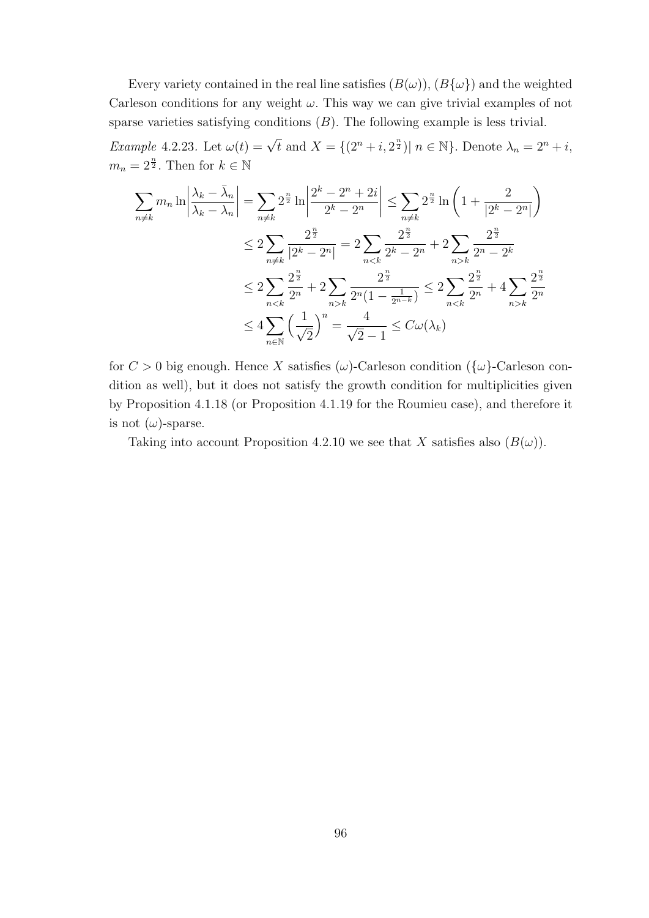Every variety contained in the real line satisfies $(B(\omega))$, $(B\{\omega\})$ and the weighted Carleson conditions for any weight $\omega$. This way we can give trivial examples of not sparse varieties satisfying conditions $(B)$. The following example is less trivial.

*Example* 4.2.23. Let $\omega(t) = \sqrt{t}$ and $X = \{(2^n + i, 2^{\frac{n}{2}}) |\ n \in \mathbb{N}\}$. Denote $\lambda_n = 2^n + i$, $m_n = 2^{\frac{n}{2}}$. Then for $k \in \mathbb{N}$

$$
\begin{aligned}
\sum_{n\neq k} m_n \ln\left|\frac{\lambda_k - \bar{\lambda}_n}{\lambda_k - \lambda_n}\right| &= \sum_{n\neq k} 2^{\frac{n}{2}} \ln\left|\frac{2^k - 2^n + 2i}{2^k - 2^n}\right| \leq \sum_{n\neq k} 2^{\frac{n}{2}} \ln\left(1 + \frac{2}{|2^k - 2^n|}\right) \\
&\leq 2\sum_{n\neq k} \frac{2^{\frac{n}{2}}}{|2^k - 2^n|} = 2\sum_{n<k} \frac{2^{\frac{n}{2}}}{2^k - 2^n} + 2\sum_{n>k} \frac{2^{\frac{n}{2}}}{2^n - 2^k} \\
&\leq 2\sum_{n<k} \frac{2^{\frac{n}{2}}}{2^n} + 2\sum_{n>k} \frac{2^{\frac{n}{2}}}{2^n(1 - \frac{1}{2^{n-k}})} \leq 2\sum_{n<k} \frac{2^{\frac{n}{2}}}{2^n} + 4\sum_{n>k} \frac{2^{\frac{n}{2}}}{2^n} \\
&\leq 4\sum_{n\in\mathbb{N}} \left(\frac{1}{\sqrt{2}}\right)^n = \frac{4}{\sqrt{2} - 1} \leq C\omega(\lambda_k)
\end{aligned}
$$

for $C > 0$ big enough. Hence $X$ satisfies $(\omega)$-Carleson condition ($\{\omega\}$-Carleson condition as well), but it does not satisfy the growth condition for multiplicities given by Proposition 4.1.18 (or Proposition 4.1.19 for the Roumieu case), and therefore it is not $(\omega)$-sparse.

Taking into account Proposition 4.2.10 we see that $X$ satisfies also $(B(\omega))$.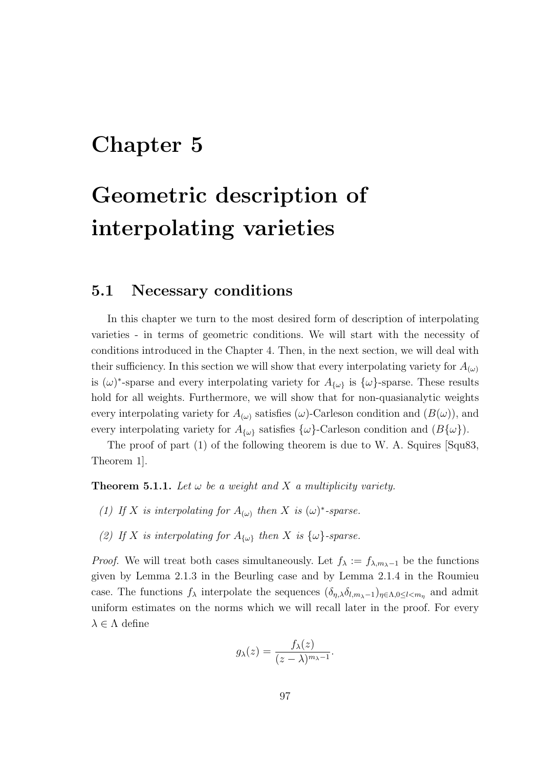# Chapter 5

# Geometric description of interpolating varieties

## 5.1 Necessary conditions

In this chapter we turn to the most desired form of description of interpolating varieties - in terms of geometric conditions. We will start with the necessity of conditions introduced in the Chapter 4. Then, in the next section, we will deal with their sufficiency. In this section we will show that every interpolating variety for $A_{(\omega)}$ is $(\omega)^*$-sparse and every interpolating variety for $A_{\{\omega\}}$ is $\{\omega\}$-sparse. These results hold for all weights. Furthermore, we will show that for non-quasianalytic weights every interpolating variety for $A_{(\omega)}$ satisfies $(\omega)$-Carleson condition and $(B(\omega))$, and every interpolating variety for $A_{\{\omega\}}$ satisfies $\{\omega\}$-Carleson condition and $(B\{\omega\})$.

The proof of part (1) of the following theorem is due to W. A. Squires [Squ83, Theorem 1].

**Theorem 5.1.1.** *Let $\omega$ be a weight and $X$ a multiplicity variety.*

*(1) If $X$ is interpolating for $A_{(\omega)}$ then $X$ is $(\omega)^*$-sparse.*

*(2) If $X$ is interpolating for $A_{\{\omega\}}$ then $X$ is $\{\omega\}$-sparse.*

*Proof.* We will treat both cases simultaneously. Let $f_\lambda := f_{\lambda,m_\lambda-1}$ be the functions given by Lemma 2.1.3 in the Beurling case and by Lemma 2.1.4 in the Roumieu case. The functions $f_\lambda$ interpolate the sequences $(\delta_{\eta,\lambda}\delta_{l,m_\lambda-1})_{\eta\in\Lambda,0\le l<m_\eta}$ and admit uniform estimates on the norms which we will recall later in the proof. For every $\lambda \in \Lambda$ define

$$g_\lambda(z) = \frac{f_\lambda(z)}{(z-\lambda)^{m_\lambda-1}}.$$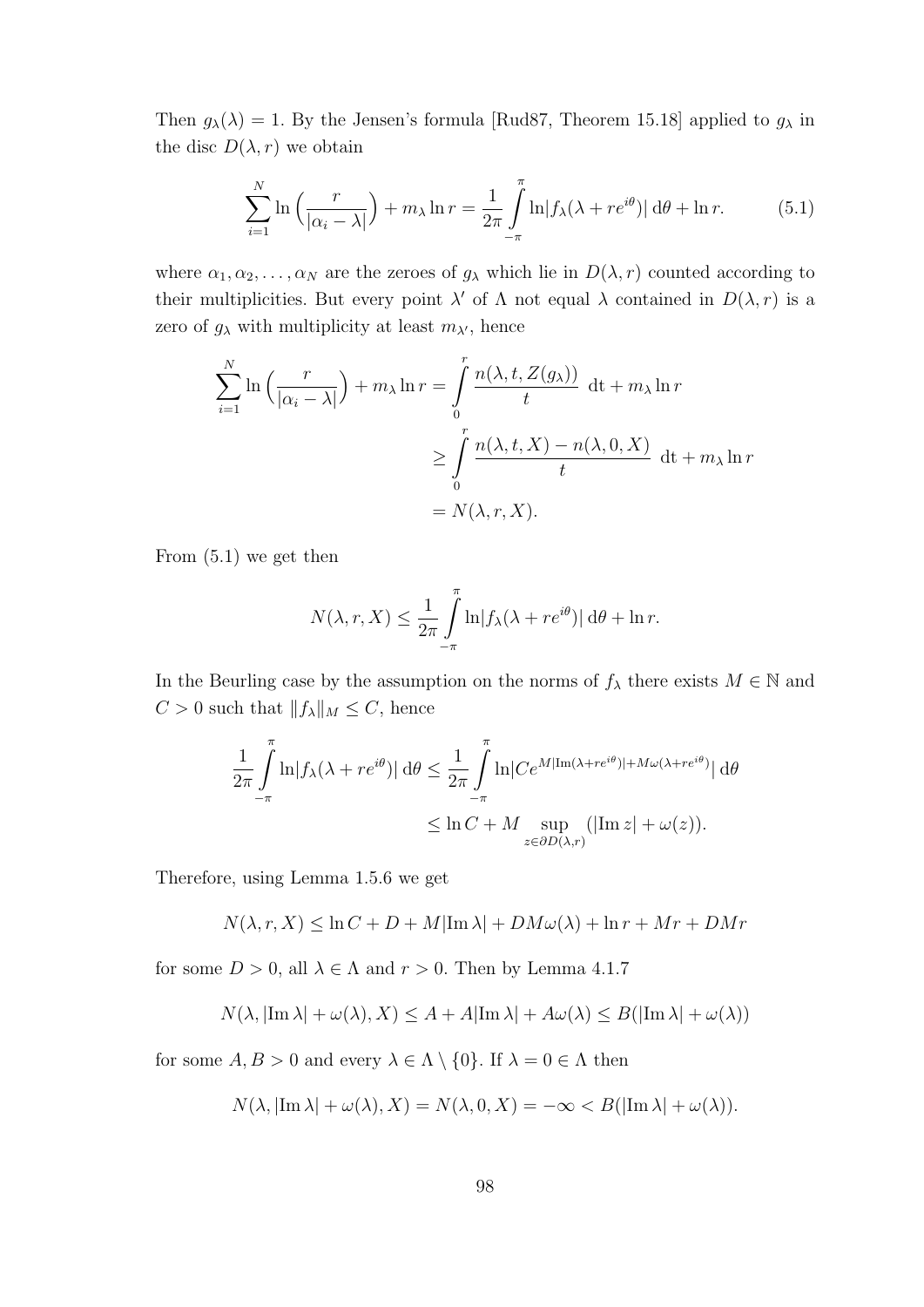Then $g_\lambda(\lambda) = 1$. By the Jensen's formula [Rud87, Theorem 15.18] applied to $g_\lambda$ in the disc $D(\lambda, r)$ we obtain

$$\sum_{i=1}^{N} \ln\Big(\frac{r}{|\alpha_i - \lambda|}\Big) + m_\lambda \ln r = \frac{1}{2\pi}\int_{-\pi}^{\pi} \ln|f_\lambda(\lambda + re^{i\theta})|\,\mathrm{d}\theta + \ln r. \tag{5.1}$$

where $\alpha_1, \alpha_2, \ldots, \alpha_N$ are the zeroes of $g_\lambda$ which lie in $D(\lambda, r)$ counted according to their multiplicities. But every point $\lambda'$ of $\Lambda$ not equal $\lambda$ contained in $D(\lambda, r)$ is a zero of $g_\lambda$ with multiplicity at least $m_{\lambda'}$, hence

$$\begin{aligned}
\sum_{i=1}^{N} \ln\Big(\frac{r}{|\alpha_i - \lambda|}\Big) + m_\lambda \ln r &= \int_0^r \frac{n(\lambda, t, Z(g_\lambda))}{t}\ \mathrm{d}t + m_\lambda \ln r \\
&\geq \int_0^r \frac{n(\lambda, t, X) - n(\lambda, 0, X)}{t}\ \mathrm{d}t + m_\lambda \ln r \\
&= N(\lambda, r, X).
\end{aligned}$$

From (5.1) we get then

$$N(\lambda, r, X) \leq \frac{1}{2\pi}\int_{-\pi}^{\pi} \ln|f_\lambda(\lambda + re^{i\theta})|\,\mathrm{d}\theta + \ln r.$$

In the Beurling case by the assumption on the norms of $f_\lambda$ there exists $M \in \mathbb{N}$ and $C > 0$ such that $\|f_\lambda\|_M \leq C$, hence

$$\begin{aligned}
\frac{1}{2\pi}\int_{-\pi}^{\pi} \ln|f_\lambda(\lambda + re^{i\theta})|\,\mathrm{d}\theta &\leq \frac{1}{2\pi}\int_{-\pi}^{\pi} \ln|Ce^{M|\mathrm{Im}(\lambda + re^{i\theta})| + M\omega(\lambda + re^{i\theta})}|\,\mathrm{d}\theta \\
&\leq \ln C + M \sup_{z \in \partial D(\lambda, r)} (|\mathrm{Im}\, z| + \omega(z)).
\end{aligned}$$

Therefore, using Lemma 1.5.6 we get

$$N(\lambda, r, X) \leq \ln C + D + M|\mathrm{Im}\,\lambda| + DM\omega(\lambda) + \ln r + Mr + DMr$$

for some $D > 0$, all $\lambda \in \Lambda$ and $r > 0$. Then by Lemma 4.1.7

$$N(\lambda, |\mathrm{Im}\,\lambda| + \omega(\lambda), X) \leq A + A|\mathrm{Im}\,\lambda| + A\omega(\lambda) \leq B(|\mathrm{Im}\,\lambda| + \omega(\lambda))$$

for some $A, B > 0$ and every $\lambda \in \Lambda \setminus \{0\}$. If $\lambda = 0 \in \Lambda$ then

$$N(\lambda, |\mathrm{Im}\,\lambda| + \omega(\lambda), X) = N(\lambda, 0, X) = -\infty < B(|\mathrm{Im}\,\lambda| + \omega(\lambda)).$$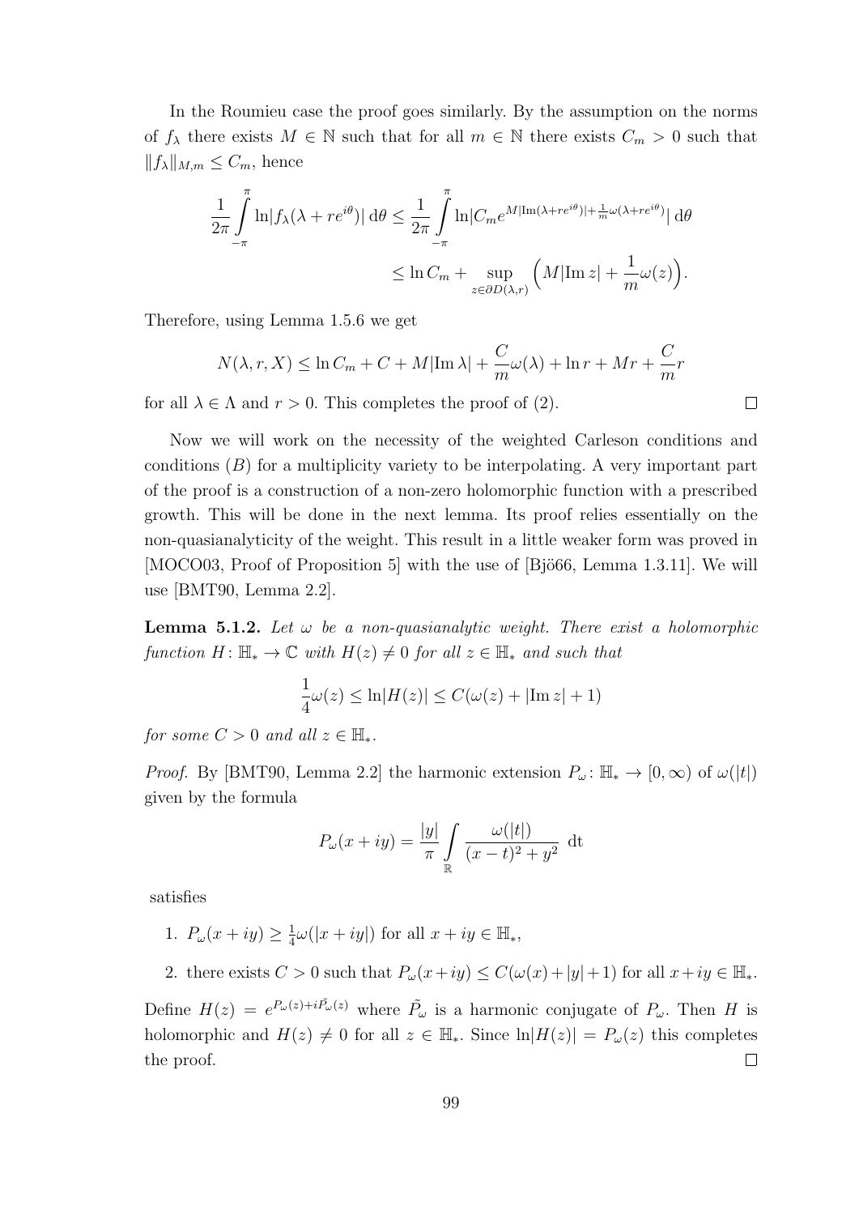In the Roumieu case the proof goes similarly. By the assumption on the norms of $f_\lambda$ there exists $M \in \mathbb{N}$ such that for all $m \in \mathbb{N}$ there exists $C_m > 0$ such that $\|f_\lambda\|_{M,m} \le C_m$, hence

$$\frac{1}{2\pi}\int_{-\pi}^{\pi} \ln|f_\lambda(\lambda + re^{i\theta})|\,\mathrm{d}\theta \le \frac{1}{2\pi}\int_{-\pi}^{\pi} \ln|C_m e^{M|\mathrm{Im}(\lambda+re^{i\theta})|+\frac{1}{m}\omega(\lambda+re^{i\theta})}|\,\mathrm{d}\theta$$

$$\le \ln C_m + \sup_{z\in\partial D(\lambda,r)}\Big(M|\mathrm{Im}\,z| + \frac{1}{m}\omega(z)\Big).$$

Therefore, using Lemma 1.5.6 we get

$$N(\lambda, r, X) \le \ln C_m + C + M|\mathrm{Im}\,\lambda| + \frac{C}{m}\omega(\lambda) + \ln r + Mr + \frac{C}{m}r$$

for all $\lambda \in \Lambda$ and $r > 0$. This completes the proof of (2). $\square$

Now we will work on the necessity of the weighted Carleson conditions and conditions $(B)$ for a multiplicity variety to be interpolating. A very important part of the proof is a construction of a non-zero holomorphic function with a prescribed growth. This will be done in the next lemma. Its proof relies essentially on the non-quasianalyticity of the weight. This result in a little weaker form was proved in [MOCO03, Proof of Proposition 5] with the use of [Bjö66, Lemma 1.3.11]. We will use [BMT90, Lemma 2.2].

**Lemma 5.1.2.** *Let $\omega$ be a non-quasianalytic weight. There exist a holomorphic function $H\colon \mathbb{H}_* \to \mathbb{C}$ with $H(z) \neq 0$ for all $z \in \mathbb{H}_*$ and such that*

$$\frac{1}{4}\omega(z) \le \ln|H(z)| \le C(\omega(z) + |\mathrm{Im}\,z| + 1)$$

*for some $C > 0$ and all $z \in \mathbb{H}_*$.*

*Proof.* By [BMT90, Lemma 2.2] the harmonic extension $P_\omega\colon \mathbb{H}_* \to [0,\infty)$ of $\omega(|t|)$ given by the formula

$$P_\omega(x+iy) = \frac{|y|}{\pi}\int_{\mathbb{R}} \frac{\omega(|t|)}{(x-t)^2+y^2}\ \mathrm{d}t$$

satisfies

1. $P_\omega(x+iy) \ge \frac{1}{4}\omega(|x+iy|)$ for all $x+iy \in \mathbb{H}_*$,
2. there exists $C > 0$ such that $P_\omega(x+iy) \le C(\omega(x)+|y|+1)$ for all $x+iy \in \mathbb{H}_*$.

Define $H(z) = e^{P_\omega(z)+i\tilde{P}_\omega(z)}$ where $\tilde{P}_\omega$ is a harmonic conjugate of $P_\omega$. Then $H$ is holomorphic and $H(z) \neq 0$ for all $z \in \mathbb{H}_*$. Since $\ln|H(z)| = P_\omega(z)$ this completes the proof. $\square$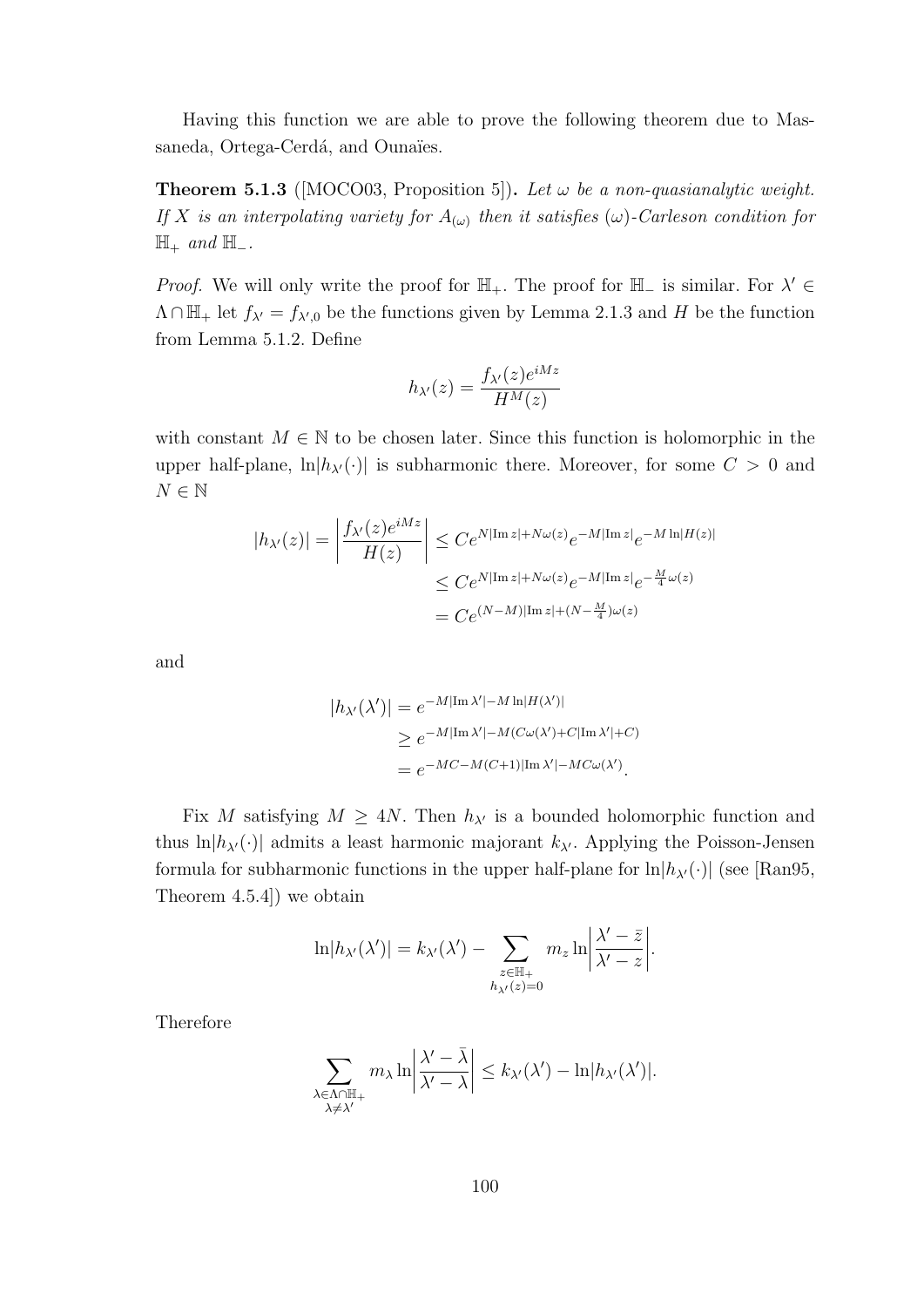Having this function we are able to prove the following theorem due to Massaneda, Ortega-Cerdá, and Ounaïes.

**Theorem 5.1.3** ([MOCO03, Proposition 5])**.** *Let $\omega$ be a non-quasianalytic weight. If $X$ is an interpolating variety for $A_{(\omega)}$ then it satisfies $(\omega)$-Carleson condition for $\mathbb{H}_+$ and $\mathbb{H}_-$.*

*Proof.* We will only write the proof for $\mathbb{H}_+$. The proof for $\mathbb{H}_-$ is similar. For $\lambda' \in \Lambda \cap \mathbb{H}_+$ let $f_{\lambda'} = f_{\lambda',0}$ be the functions given by Lemma 2.1.3 and $H$ be the function from Lemma 5.1.2. Define

$$h_{\lambda'}(z) = \frac{f_{\lambda'}(z)e^{iMz}}{H^M(z)}$$

with constant $M \in \mathbb{N}$ to be chosen later. Since this function is holomorphic in the upper half-plane, $\ln|h_{\lambda'}(\cdot)|$ is subharmonic there. Moreover, for some $C > 0$ and $N \in \mathbb{N}$

$$\begin{aligned}
|h_{\lambda'}(z)| = \left|\frac{f_{\lambda'}(z)e^{iMz}}{H(z)}\right| &\leq Ce^{N|\mathrm{Im}\, z| + N\omega(z)}e^{-M|\mathrm{Im}\, z|}e^{-M\ln|H(z)|} \\
&\leq Ce^{N|\mathrm{Im}\, z| + N\omega(z)}e^{-M|\mathrm{Im}\, z|}e^{-\frac{M}{4}\omega(z)} \\
&= Ce^{(N-M)|\mathrm{Im}\, z| + (N-\frac{M}{4})\omega(z)}
\end{aligned}$$

and

$$\begin{aligned}
|h_{\lambda'}(\lambda')| &= e^{-M|\mathrm{Im}\, \lambda'| - M\ln|H(\lambda')|} \\
&\geq e^{-M|\mathrm{Im}\, \lambda'| - M(C\omega(\lambda') + C|\mathrm{Im}\, \lambda'| + C)} \\
&= e^{-MC - M(C+1)|\mathrm{Im}\, \lambda'| - MC\omega(\lambda')}.
\end{aligned}$$

Fix $M$ satisfying $M \geq 4N$. Then $h_{\lambda'}$ is a bounded holomorphic function and thus $\ln|h_{\lambda'}(\cdot)|$ admits a least harmonic majorant $k_{\lambda'}$. Applying the Poisson-Jensen formula for subharmonic functions in the upper half-plane for $\ln|h_{\lambda'}(\cdot)|$ (see [Ran95, Theorem 4.5.4]) we obtain

$$\ln|h_{\lambda'}(\lambda')| = k_{\lambda'}(\lambda') - \sum_{\substack{z \in \mathbb{H}_+ \\ h_{\lambda'}(z) = 0}} m_z \ln\left|\frac{\lambda' - \bar{z}}{\lambda' - z}\right|.$$

Therefore

$$\sum_{\substack{\lambda \in \Lambda \cap \mathbb{H}_+ \\ \lambda \neq \lambda'}} m_\lambda \ln\left|\frac{\lambda' - \bar{\lambda}}{\lambda' - \lambda}\right| \leq k_{\lambda'}(\lambda') - \ln|h_{\lambda'}(\lambda')|.$$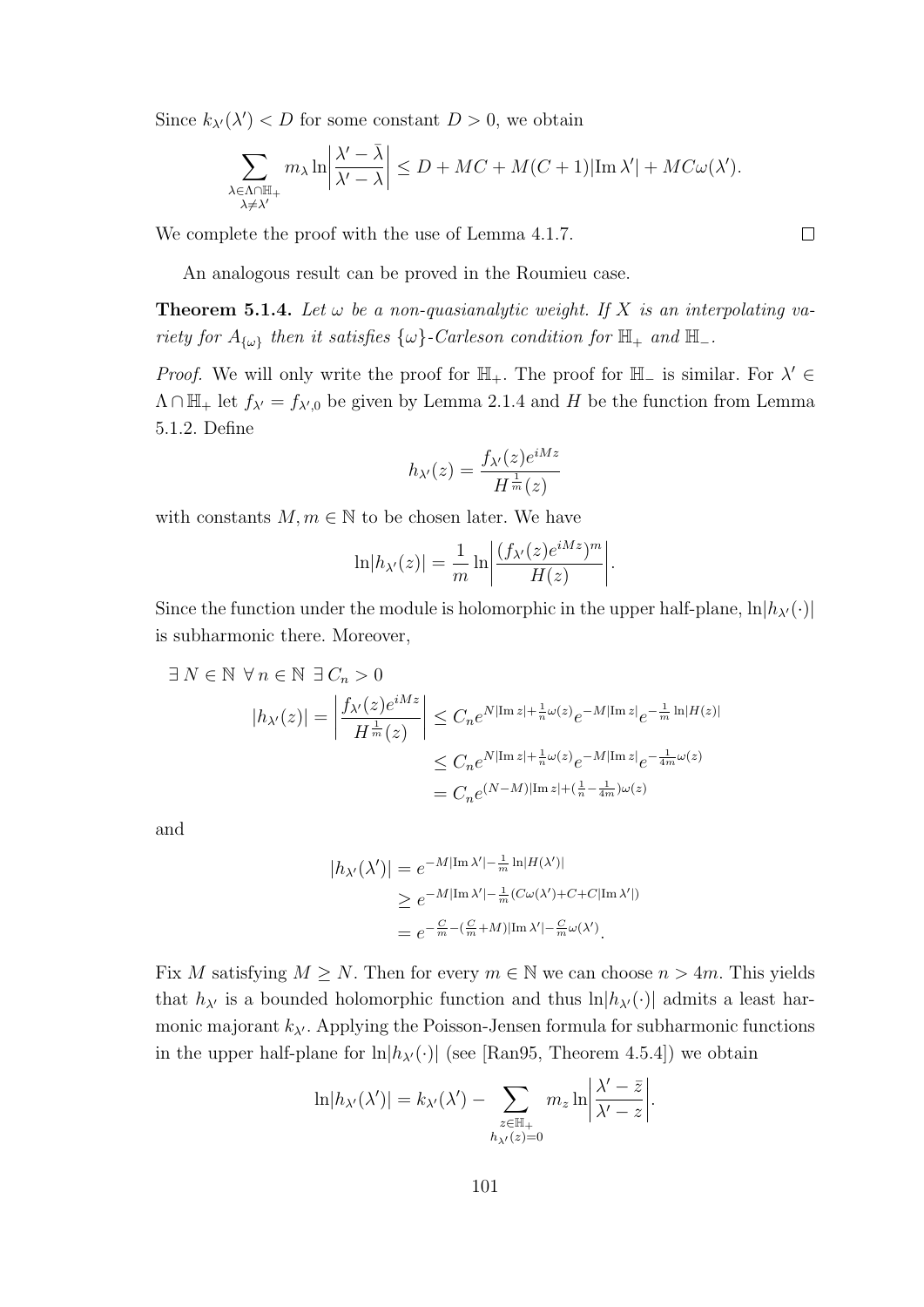Since $k_{\lambda'}(\lambda') < D$ for some constant $D > 0$, we obtain

$$\sum_{\substack{\lambda\in\Lambda\cap\mathbb{H}_+\\ \lambda\neq\lambda'}} m_\lambda \ln\left|\frac{\lambda'-\bar{\lambda}}{\lambda'-\lambda}\right| \leq D + MC + M(C+1)|\mathrm{Im}\,\lambda'| + MC\omega(\lambda').$$

We complete the proof with the use of Lemma 4.1.7. $\square$

An analogous result can be proved in the Roumieu case.

**Theorem 5.1.4.** *Let $\omega$ be a non-quasianalytic weight. If $X$ is an interpolating variety for $A_{\{\omega\}}$ then it satisfies $\{\omega\}$-Carleson condition for $\mathbb{H}_+$ and $\mathbb{H}_-$.*

*Proof.* We will only write the proof for $\mathbb{H}_+$. The proof for $\mathbb{H}_-$ is similar. For $\lambda' \in \Lambda\cap\mathbb{H}_+$ let $f_{\lambda'} = f_{\lambda',0}$ be given by Lemma 2.1.4 and $H$ be the function from Lemma 5.1.2. Define

$$h_{\lambda'}(z) = \frac{f_{\lambda'}(z)e^{iMz}}{H^{\frac{1}{m}}(z)}$$

with constants $M, m \in \mathbb{N}$ to be chosen later. We have

$$\ln|h_{\lambda'}(z)| = \frac{1}{m}\ln\left|\frac{(f_{\lambda'}(z)e^{iMz})^m}{H(z)}\right|.$$

Since the function under the module is holomorphic in the upper half-plane, $\ln|h_{\lambda'}(\cdot)|$ is subharmonic there. Moreover,

$$\begin{aligned}
&\exists\, N\in\mathbb{N}\ \forall\, n\in\mathbb{N}\ \exists\, C_n>0\\
&\qquad |h_{\lambda'}(z)| = \left|\frac{f_{\lambda'}(z)e^{iMz}}{H^{\frac{1}{m}}(z)}\right| \leq C_n e^{N|\mathrm{Im}\,z|+\frac{1}{n}\omega(z)}e^{-M|\mathrm{Im}\,z|}e^{-\frac{1}{m}\ln|H(z)|}\\
&\qquad\qquad\qquad\qquad\qquad \leq C_n e^{N|\mathrm{Im}\,z|+\frac{1}{n}\omega(z)}e^{-M|\mathrm{Im}\,z|}e^{-\frac{1}{4m}\omega(z)}\\
&\qquad\qquad\qquad\qquad\qquad = C_n e^{(N-M)|\mathrm{Im}\,z|+(\frac{1}{n}-\frac{1}{4m})\omega(z)}
\end{aligned}$$

and

$$\begin{aligned}
|h_{\lambda'}(\lambda')| &= e^{-M|\mathrm{Im}\,\lambda'|-\frac{1}{m}\ln|H(\lambda')|}\\
&\geq e^{-M|\mathrm{Im}\,\lambda'|-\frac{1}{m}(C\omega(\lambda')+C+C|\mathrm{Im}\,\lambda'|)}\\
&= e^{-\frac{C}{m}-(\frac{C}{m}+M)|\mathrm{Im}\,\lambda'|-\frac{C}{m}\omega(\lambda')}.
\end{aligned}$$

Fix $M$ satisfying $M \geq N$. Then for every $m\in\mathbb{N}$ we can choose $n > 4m$. This yields that $h_{\lambda'}$ is a bounded holomorphic function and thus $\ln|h_{\lambda'}(\cdot)|$ admits a least harmonic majorant $k_{\lambda'}$. Applying the Poisson-Jensen formula for subharmonic functions in the upper half-plane for $\ln|h_{\lambda'}(\cdot)|$ (see [Ran95, Theorem 4.5.4]) we obtain

$$\ln|h_{\lambda'}(\lambda')| = k_{\lambda'}(\lambda') - \sum_{\substack{z\in\mathbb{H}_+\\ h_{\lambda'}(z)=0}} m_z \ln\left|\frac{\lambda'-\bar{z}}{\lambda'-z}\right|.$$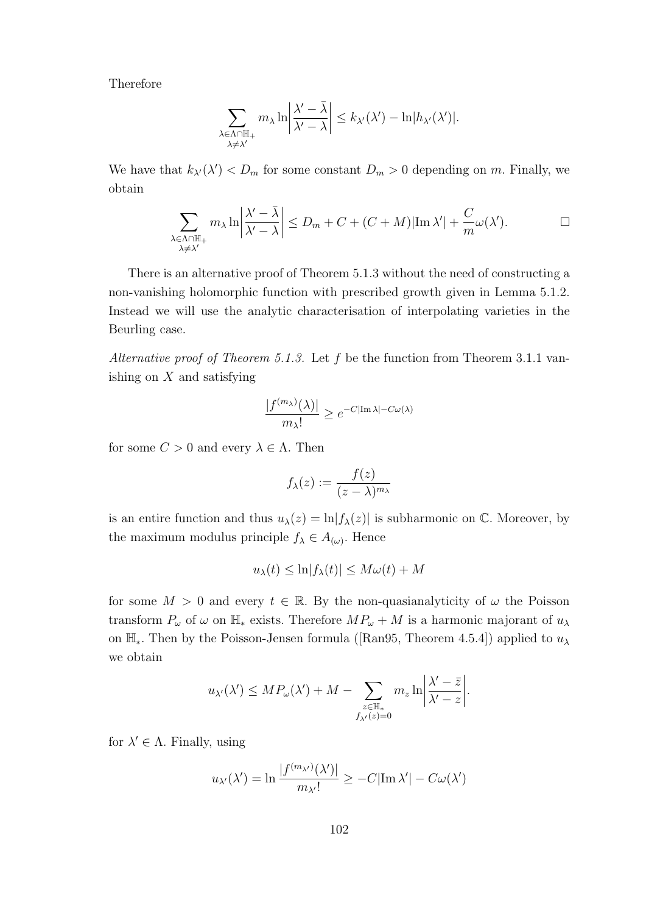Therefore

$$\sum_{\substack{\lambda\in\Lambda\cap\mathbb{H}_+\\ \lambda\neq\lambda'}} m_\lambda \ln\left|\frac{\lambda'-\bar{\lambda}}{\lambda'-\lambda}\right| \leq k_{\lambda'}(\lambda') - \ln|h_{\lambda'}(\lambda')|.$$

We have that $k_{\lambda'}(\lambda') < D_m$ for some constant $D_m > 0$ depending on $m$. Finally, we obtain

$$\sum_{\substack{\lambda\in\Lambda\cap\mathbb{H}_+\\ \lambda\neq\lambda'}} m_\lambda \ln\left|\frac{\lambda'-\bar{\lambda}}{\lambda'-\lambda}\right| \leq D_m + C + (C+M)|\mathrm{Im}\,\lambda'| + \frac{C}{m}\omega(\lambda'). \qquad \square$$

There is an alternative proof of Theorem 5.1.3 without the need of constructing a non-vanishing holomorphic function with prescribed growth given in Lemma 5.1.2. Instead we will use the analytic characterisation of interpolating varieties in the Beurling case.

*Alternative proof of Theorem 5.1.3.* Let $f$ be the function from Theorem 3.1.1 vanishing on $X$ and satisfying

$$\frac{|f^{(m_\lambda)}(\lambda)|}{m_\lambda!} \geq e^{-C|\mathrm{Im}\,\lambda| - C\omega(\lambda)}$$

for some $C > 0$ and every $\lambda \in \Lambda$. Then

$$f_\lambda(z) := \frac{f(z)}{(z-\lambda)^{m_\lambda}}$$

is an entire function and thus $u_\lambda(z) = \ln|f_\lambda(z)|$ is subharmonic on $\mathbb{C}$. Moreover, by the maximum modulus principle $f_\lambda \in A_{(\omega)}$. Hence

$$u_\lambda(t) \leq \ln|f_\lambda(t)| \leq M\omega(t) + M$$

for some $M > 0$ and every $t \in \mathbb{R}$. By the non-quasianalyticity of $\omega$ the Poisson transform $P_\omega$ of $\omega$ on $\mathbb{H}_*$ exists. Therefore $MP_\omega + M$ is a harmonic majorant of $u_\lambda$ on $\mathbb{H}_*$. Then by the Poisson-Jensen formula ([Ran95, Theorem 4.5.4]) applied to $u_\lambda$ we obtain

$$u_{\lambda'}(\lambda') \leq MP_\omega(\lambda') + M - \sum_{\substack{z\in\mathbb{H}_*\\ f_{\lambda'}(z)=0}} m_z \ln\left|\frac{\lambda'-\bar{z}}{\lambda'-z}\right|.$$

for $\lambda' \in \Lambda$. Finally, using

$$u_{\lambda'}(\lambda') = \ln\frac{|f^{(m_{\lambda'})}(\lambda')|}{m_{\lambda'}!} \geq -C|\mathrm{Im}\,\lambda'| - C\omega(\lambda')$$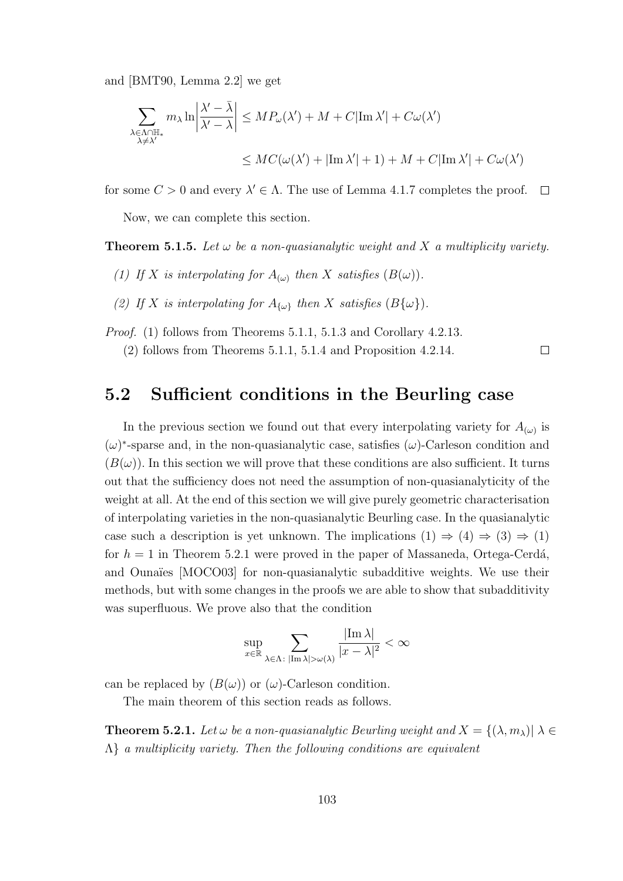and [BMT90, Lemma 2.2] we get

$$\sum_{\substack{\lambda \in \Lambda \cap \mathbb{H}_* \\ \lambda \neq \lambda'}} m_\lambda \ln\left|\frac{\lambda' - \bar{\lambda}}{\lambda' - \lambda}\right| \leq M P_\omega(\lambda') + M + C|\operatorname{Im} \lambda'| + C\omega(\lambda')$$

$$\leq MC(\omega(\lambda') + |\operatorname{Im} \lambda'| + 1) + M + C|\operatorname{Im} \lambda'| + C\omega(\lambda')$$

for some $C > 0$ and every $\lambda' \in \Lambda$. The use of Lemma 4.1.7 completes the proof. $\square$

Now, we can complete this section.

**Theorem 5.1.5.** *Let $\omega$ be a non-quasianalytic weight and $X$ a multiplicity variety.*

*(1) If $X$ is interpolating for $A_{(\omega)}$ then $X$ satisfies $(B(\omega))$.*

*(2) If $X$ is interpolating for $A_{\{\omega\}}$ then $X$ satisfies $(B\{\omega\})$.*

*Proof.* (1) follows from Theorems 5.1.1, 5.1.3 and Corollary 4.2.13.

(2) follows from Theorems 5.1.1, 5.1.4 and Proposition 4.2.14. $\square$

## 5.2 Sufficient conditions in the Beurling case

In the previous section we found out that every interpolating variety for $A_{(\omega)}$ is $(\omega)^*$-sparse and, in the non-quasianalytic case, satisfies $(\omega)$-Carleson condition and $(B(\omega))$. In this section we will prove that these conditions are also sufficient. It turns out that the sufficiency does not need the assumption of non-quasianalyticity of the weight at all. At the end of this section we will give purely geometric characterisation of interpolating varieties in the non-quasianalytic Beurling case. In the quasianalytic case such a description is yet unknown. The implications (1) $\Rightarrow$ (4) $\Rightarrow$ (3) $\Rightarrow$ (1) for $h = 1$ in Theorem 5.2.1 were proved in the paper of Massaneda, Ortega-Cerdá, and Ounaïes [MOCO03] for non-quasianalytic subadditive weights. We use their methods, but with some changes in the proofs we are able to show that subadditivity was superfluous. We prove also that the condition

$$\sup_{x \in \mathbb{R}} \sum_{\lambda \in \Lambda \colon |\operatorname{Im} \lambda| > \omega(\lambda)} \frac{|\operatorname{Im} \lambda|}{|x - \lambda|^2} < \infty$$

can be replaced by $(B(\omega))$ or $(\omega)$-Carleson condition.

The main theorem of this section reads as follows.

**Theorem 5.2.1.** *Let $\omega$ be a non-quasianalytic Beurling weight and $X = \{(\lambda, m_\lambda) | \lambda \in \Lambda\}$ a multiplicity variety. Then the following conditions are equivalent*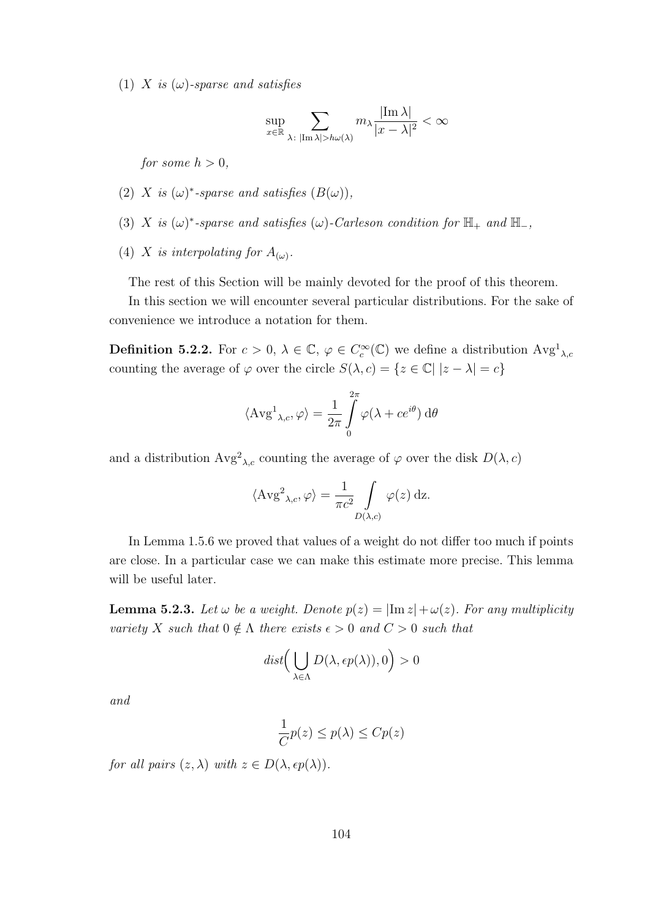(1) *$X$ is $(\omega)$-sparse and satisfies*

$$\sup_{x\in\mathbb{R}} \sum_{\lambda:\ |\operatorname{Im}\lambda|>h\omega(\lambda)} m_\lambda \frac{|\operatorname{Im}\lambda|}{|x-\lambda|^2} < \infty$$

*for some $h > 0$,*

(2) *$X$ is $(\omega)^*$-sparse and satisfies $(B(\omega))$,*

(3) *$X$ is $(\omega)^*$-sparse and satisfies $(\omega)$-Carleson condition for $\mathbb{H}_+$ and $\mathbb{H}_-$,*

(4) *$X$ is interpolating for $A_{(\omega)}$.*

The rest of this Section will be mainly devoted for the proof of this theorem.

In this section we will encounter several particular distributions. For the sake of convenience we introduce a notation for them.

**Definition 5.2.2.** For $c > 0$, $\lambda \in \mathbb{C}$, $\varphi \in C_c^\infty(\mathbb{C})$ we define a distribution ${\operatorname{Avg}^1}_{\lambda,c}$ counting the average of $\varphi$ over the circle $S(\lambda, c) = \{z \in \mathbb{C} |\ |z-\lambda| = c\}$

$$\langle {\operatorname{Avg}^1}_{\lambda,c}, \varphi\rangle = \frac{1}{2\pi}\int_0^{2\pi} \varphi(\lambda + ce^{i\theta})\,\mathrm{d}\theta$$

and a distribution ${\operatorname{Avg}^2}_{\lambda,c}$ counting the average of $\varphi$ over the disk $D(\lambda, c)$

$$\langle {\operatorname{Avg}^2}_{\lambda,c}, \varphi\rangle = \frac{1}{\pi c^2}\int_{D(\lambda,c)} \varphi(z)\,\mathrm{dz}.$$

In Lemma 1.5.6 we proved that values of a weight do not differ too much if points are close. In a particular case we can make this estimate more precise. This lemma will be useful later.

**Lemma 5.2.3.** *Let $\omega$ be a weight. Denote $p(z) = |\operatorname{Im} z| + \omega(z)$. For any multiplicity variety $X$ such that $0 \notin \Lambda$ there exists $\epsilon > 0$ and $C > 0$ such that*

$$dist\Big(\bigcup_{\lambda\in\Lambda} D(\lambda, \epsilon p(\lambda)), 0\Big) > 0$$

*and*

$$\frac{1}{C}p(z) \le p(\lambda) \le Cp(z)$$

*for all pairs $(z, \lambda)$ with $z \in D(\lambda, \epsilon p(\lambda))$.*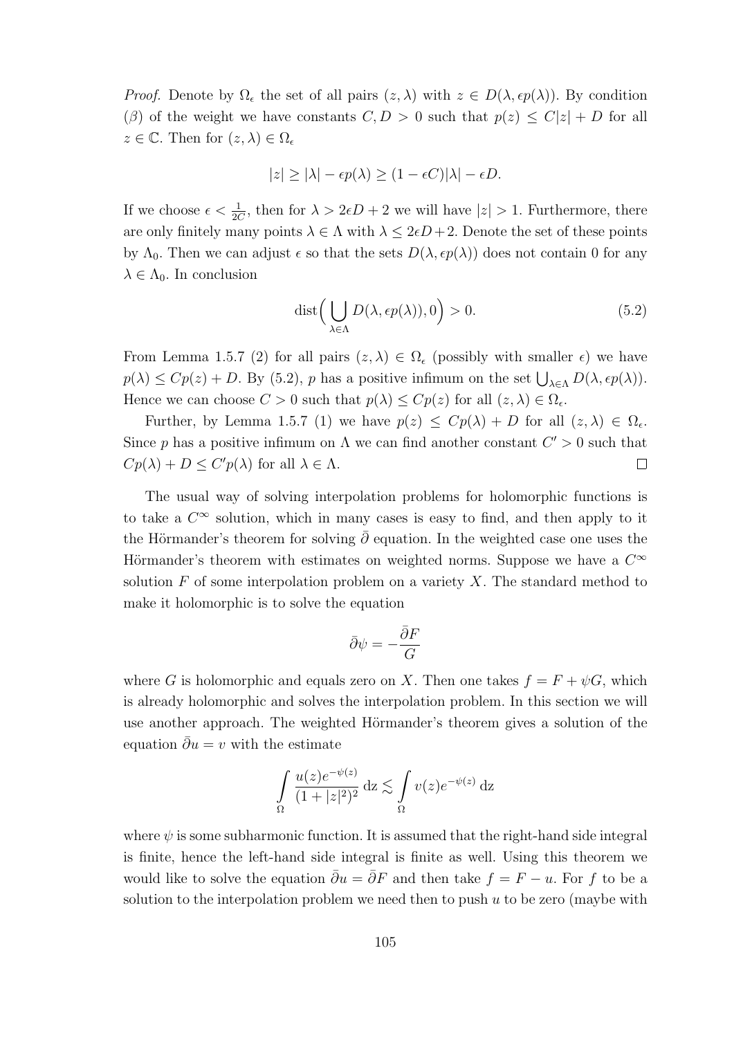*Proof.* Denote by $\Omega_\epsilon$ the set of all pairs $(z, \lambda)$ with $z \in D(\lambda, \epsilon p(\lambda))$. By condition $(\beta)$ of the weight we have constants $C, D > 0$ such that $p(z) \leq C|z| + D$ for all $z \in \mathbb{C}$. Then for $(z, \lambda) \in \Omega_\epsilon$

$$|z| \geq |\lambda| - \epsilon p(\lambda) \geq (1 - \epsilon C)|\lambda| - \epsilon D.$$

If we choose $\epsilon < \frac{1}{2C}$, then for $\lambda > 2\epsilon D + 2$ we will have $|z| > 1$. Furthermore, there are only finitely many points $\lambda \in \Lambda$ with $\lambda \leq 2\epsilon D + 2$. Denote the set of these points by $\Lambda_0$. Then we can adjust $\epsilon$ so that the sets $D(\lambda, \epsilon p(\lambda))$ does not contain 0 for any $\lambda \in \Lambda_0$. In conclusion

$$\operatorname{dist}\Big( \bigcup_{\lambda \in \Lambda} D(\lambda, \epsilon p(\lambda)), 0 \Big) > 0. \tag{5.2}$$

From Lemma 1.5.7 (2) for all pairs $(z, \lambda) \in \Omega_\epsilon$ (possibly with smaller $\epsilon$) we have $p(\lambda) \leq Cp(z) + D$. By (5.2), $p$ has a positive infimum on the set $\bigcup_{\lambda \in \Lambda} D(\lambda, \epsilon p(\lambda))$. Hence we can choose $C > 0$ such that $p(\lambda) \leq Cp(z)$ for all $(z, \lambda) \in \Omega_\epsilon$.

Further, by Lemma 1.5.7 (1) we have $p(z) \leq Cp(\lambda) + D$ for all $(z, \lambda) \in \Omega_\epsilon$. Since $p$ has a positive infimum on $\Lambda$ we can find another constant $C' > 0$ such that $Cp(\lambda) + D \leq C' p(\lambda)$ for all $\lambda \in \Lambda$. $\square$

The usual way of solving interpolation problems for holomorphic functions is to take a $C^\infty$ solution, which in many cases is easy to find, and then apply to it the Hörmander's theorem for solving $\bar{\partial}$ equation. In the weighted case one uses the Hörmander's theorem with estimates on weighted norms. Suppose we have a $C^\infty$ solution $F$ of some interpolation problem on a variety $X$. The standard method to make it holomorphic is to solve the equation

$$\bar{\partial}\psi = -\frac{\bar{\partial}F}{G}$$

where $G$ is holomorphic and equals zero on $X$. Then one takes $f = F + \psi G$, which is already holomorphic and solves the interpolation problem. In this section we will use another approach. The weighted Hörmander's theorem gives a solution of the equation $\bar{\partial}u = v$ with the estimate

$$\int\limits_{\Omega} \frac{u(z)e^{-\psi(z)}}{(1 + |z|^2)^2} \, \mathrm{d}z \lesssim \int\limits_{\Omega} v(z)e^{-\psi(z)} \, \mathrm{d}z$$

where $\psi$ is some subharmonic function. It is assumed that the right-hand side integral is finite, hence the left-hand side integral is finite as well. Using this theorem we would like to solve the equation $\bar{\partial}u = \bar{\partial}F$ and then take $f = F - u$. For $f$ to be a solution to the interpolation problem we need then to push $u$ to be zero (maybe with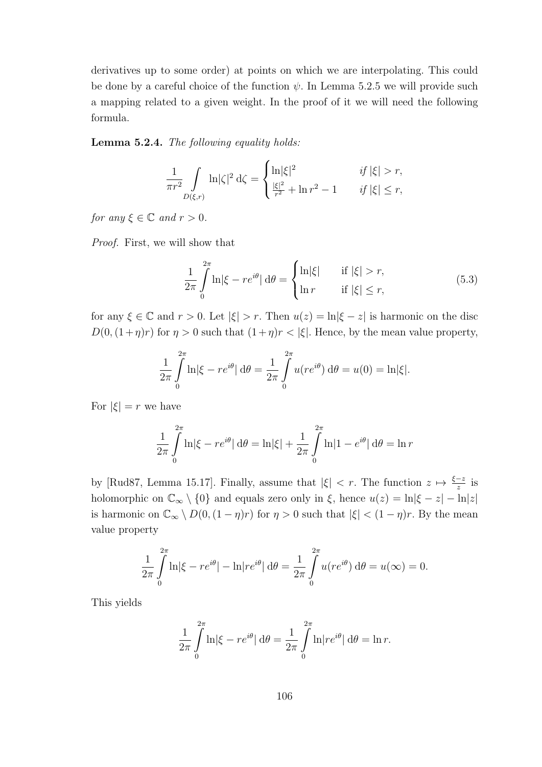derivatives up to some order) at points on which we are interpolating. This could be done by a careful choice of the function $\psi$. In Lemma 5.2.5 we will provide such a mapping related to a given weight. In the proof of it we will need the following formula.

**Lemma 5.2.4.** *The following equality holds:*

$$\frac{1}{\pi r^2} \int\limits_{D(\xi,r)} \ln|\zeta|^2 \,\mathrm{d}\zeta = \begin{cases} \ln|\xi|^2 & \text{if } |\xi| > r, \\ \frac{|\xi|^2}{r^2} + \ln r^2 - 1 & \text{if } |\xi| \le r, \end{cases}$$

*for any $\xi \in \mathbb{C}$ and $r > 0$.*

*Proof.* First, we will show that

$$\frac{1}{2\pi} \int\limits_0^{2\pi} \ln|\xi - re^{i\theta}| \,\mathrm{d}\theta = \begin{cases} \ln|\xi| & \text{if } |\xi| > r, \\ \ln r & \text{if } |\xi| \le r, \end{cases} \tag{5.3}$$

for any $\xi \in \mathbb{C}$ and $r > 0$. Let $|\xi| > r$. Then $u(z) = \ln|\xi - z|$ is harmonic on the disc $D(0, (1+\eta)r)$ for $\eta > 0$ such that $(1+\eta)r < |\xi|$. Hence, by the mean value property,

$$\frac{1}{2\pi} \int\limits_0^{2\pi} \ln|\xi - re^{i\theta}| \,\mathrm{d}\theta = \frac{1}{2\pi} \int\limits_0^{2\pi} u(re^{i\theta}) \,\mathrm{d}\theta = u(0) = \ln|\xi|.$$

For $|\xi| = r$ we have

$$\frac{1}{2\pi} \int\limits_0^{2\pi} \ln|\xi - re^{i\theta}| \,\mathrm{d}\theta = \ln|\xi| + \frac{1}{2\pi} \int\limits_0^{2\pi} \ln|1 - e^{i\theta}| \,\mathrm{d}\theta = \ln r$$

by [Rud87, Lemma 15.17]. Finally, assume that $|\xi| < r$. The function $z \mapsto \frac{\xi - z}{z}$ is holomorphic on $\mathbb{C}_\infty \setminus \{0\}$ and equals zero only in $\xi$, hence $u(z) = \ln|\xi - z| - \ln|z|$ is harmonic on $\mathbb{C}_\infty \setminus D(0, (1-\eta)r)$ for $\eta > 0$ such that $|\xi| < (1-\eta)r$. By the mean value property

$$\frac{1}{2\pi} \int\limits_0^{2\pi} \ln|\xi - re^{i\theta}| - \ln|re^{i\theta}| \,\mathrm{d}\theta = \frac{1}{2\pi} \int\limits_0^{2\pi} u(re^{i\theta}) \,\mathrm{d}\theta = u(\infty) = 0.$$

This yields

$$\frac{1}{2\pi} \int\limits_0^{2\pi} \ln|\xi - re^{i\theta}| \,\mathrm{d}\theta = \frac{1}{2\pi} \int\limits_0^{2\pi} \ln|re^{i\theta}| \,\mathrm{d}\theta = \ln r.$$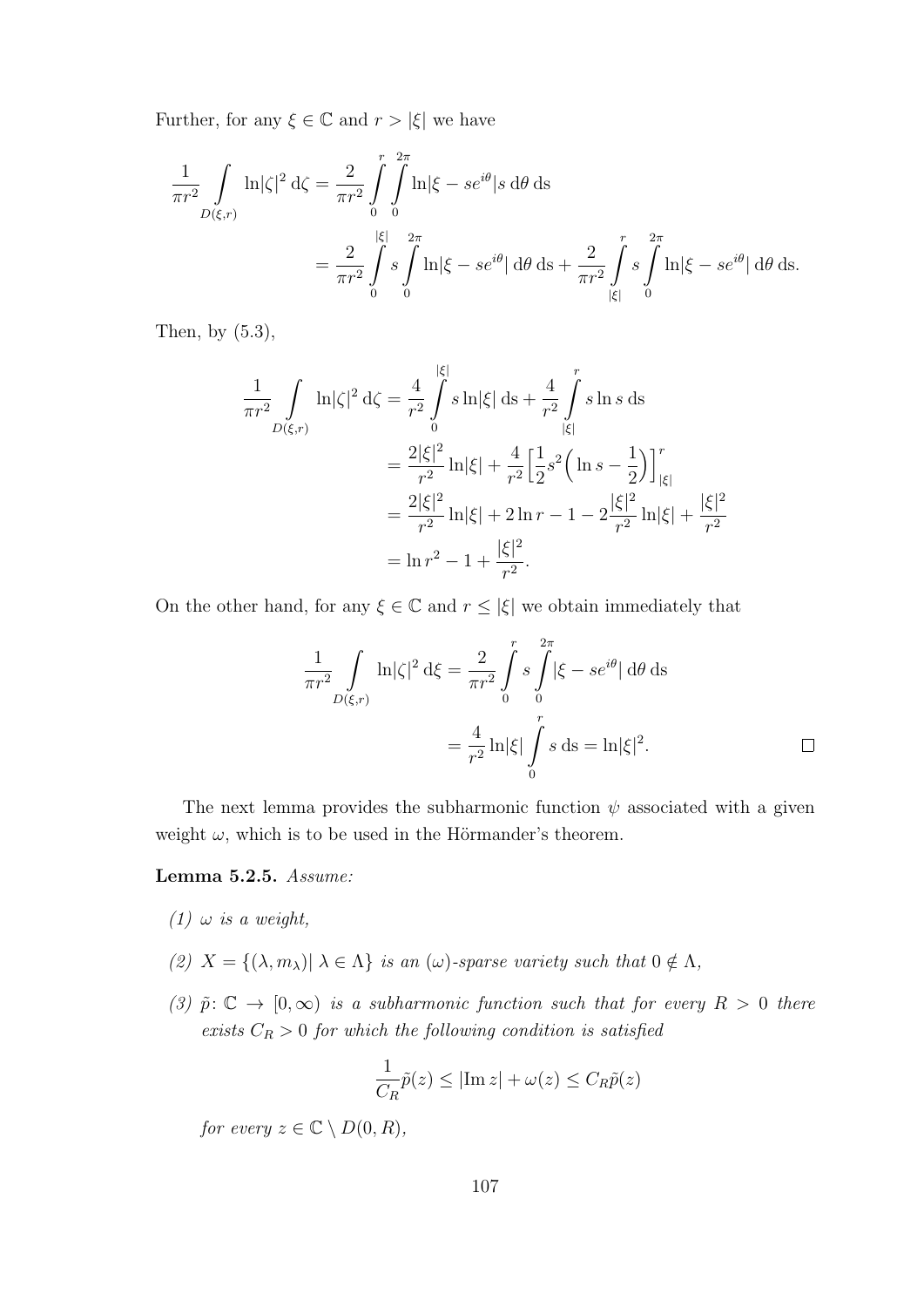Further, for any $\xi \in \mathbb{C}$ and $r > |\xi|$ we have

$$
\begin{aligned}
\frac{1}{\pi r^2} \int\limits_{D(\xi,r)} \ln|\zeta|^2 \, \mathrm{d}\zeta &= \frac{2}{\pi r^2} \int\limits_0^r \int\limits_0^{2\pi} \ln|\xi - se^{i\theta}| s \, \mathrm{d}\theta \, \mathrm{d}s \\
&= \frac{2}{\pi r^2} \int\limits_0^{|\xi|} s \int\limits_0^{2\pi} \ln|\xi - se^{i\theta}| \, \mathrm{d}\theta \, \mathrm{d}s + \frac{2}{\pi r^2} \int\limits_{|\xi|}^{r} s \int\limits_0^{2\pi} \ln|\xi - se^{i\theta}| \, \mathrm{d}\theta \, \mathrm{d}s.
\end{aligned}
$$

Then, by (5.3),

$$
\begin{aligned}
\frac{1}{\pi r^2} \int\limits_{D(\xi,r)} \ln|\zeta|^2 \, \mathrm{d}\zeta &= \frac{4}{r^2} \int\limits_0^{|\xi|} s \ln|\xi| \, \mathrm{d}s + \frac{4}{r^2} \int\limits_{|\xi|}^{r} s \ln s \, \mathrm{d}s \\
&= \frac{2|\xi|^2}{r^2} \ln|\xi| + \frac{4}{r^2} \Big[ \frac{1}{2} s^2 \Big( \ln s - \frac{1}{2} \Big) \Big]_{|\xi|}^{r} \\
&= \frac{2|\xi|^2}{r^2} \ln|\xi| + 2 \ln r - 1 - 2 \frac{|\xi|^2}{r^2} \ln|\xi| + \frac{|\xi|^2}{r^2} \\
&= \ln r^2 - 1 + \frac{|\xi|^2}{r^2}.
\end{aligned}
$$

On the other hand, for any $\xi \in \mathbb{C}$ and $r \le |\xi|$ we obtain immediately that

$$
\begin{aligned}
\frac{1}{\pi r^2} \int\limits_{D(\xi,r)} \ln|\zeta|^2 \, \mathrm{d}\xi &= \frac{2}{\pi r^2} \int\limits_0^r s \int\limits_0^{2\pi} |\xi - se^{i\theta}| \, \mathrm{d}\theta \, \mathrm{d}s \\
&= \frac{4}{r^2} \ln|\xi| \int\limits_0^r s \, \mathrm{d}s = \ln|\xi|^2.
\end{aligned}
$$

□

The next lemma provides the subharmonic function $\psi$ associated with a given weight $\omega$, which is to be used in the Hörmander's theorem.

**Lemma 5.2.5.** *Assume:*

*(1)* $\omega$ *is a weight,*

*(2)* $X = \{(\lambda, m_\lambda) | \, \lambda \in \Lambda\}$ *is an* $(\omega)$*-sparse variety such that* $0 \notin \Lambda$*,*

*(3)* $\tilde{p} \colon \mathbb{C} \to [0, \infty)$ *is a subharmonic function such that for every* $R > 0$ *there exists* $C_R > 0$ *for which the following condition is satisfied*

$$
\frac{1}{C_R} \tilde{p}(z) \le |\operatorname{Im} z| + \omega(z) \le C_R \tilde{p}(z)
$$

*for every* $z \in \mathbb{C} \setminus D(0, R)$*,*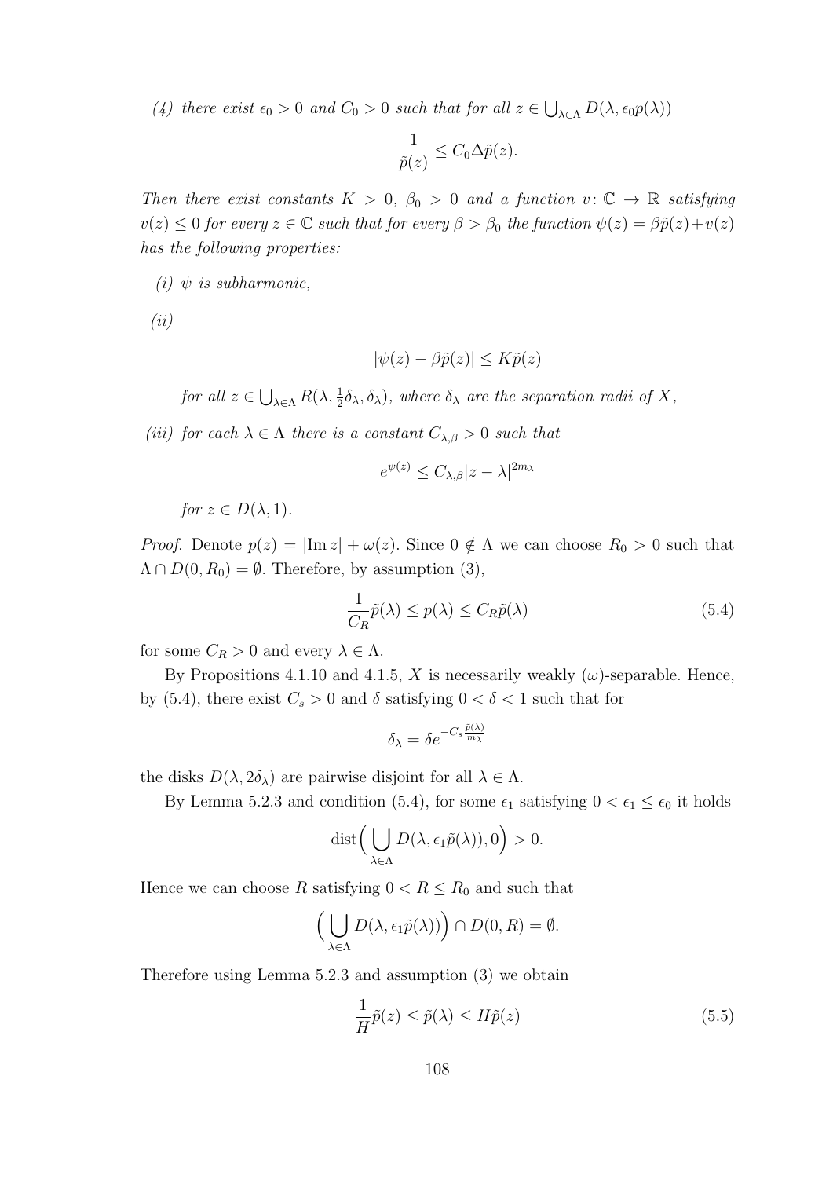*(4) there exist $\epsilon_0 > 0$ and $C_0 > 0$ such that for all $z \in \bigcup_{\lambda\in\Lambda} D(\lambda, \epsilon_0 p(\lambda))$*

$$\frac{1}{\tilde{p}(z)} \leq C_0 \Delta\tilde{p}(z).$$

*Then there exist constants $K > 0$, $\beta_0 > 0$ and a function $v\colon \mathbb{C} \to \mathbb{R}$ satisfying $v(z) \leq 0$ for every $z \in \mathbb{C}$ such that for every $\beta > \beta_0$ the function $\psi(z) = \beta\tilde{p}(z) + v(z)$ has the following properties:*

*(i) $\psi$ is subharmonic,*

*(ii)*

$$|\psi(z) - \beta\tilde{p}(z)| \leq K\tilde{p}(z)$$

*for all $z \in \bigcup_{\lambda\in\Lambda} R(\lambda, \frac{1}{2}\delta_\lambda, \delta_\lambda)$, where $\delta_\lambda$ are the separation radii of $X$,*

*(iii) for each $\lambda \in \Lambda$ there is a constant $C_{\lambda,\beta} > 0$ such that*

$$e^{\psi(z)} \leq C_{\lambda,\beta}|z - \lambda|^{2m_\lambda}$$

*for $z \in D(\lambda, 1)$.*

*Proof.* Denote $p(z) = |\operatorname{Im} z| + \omega(z)$. Since $0 \notin \Lambda$ we can choose $R_0 > 0$ such that $\Lambda \cap D(0, R_0) = \emptyset$. Therefore, by assumption (3),

$$\frac{1}{C_R}\tilde{p}(\lambda) \leq p(\lambda) \leq C_R\tilde{p}(\lambda) \tag{5.4}$$

for some $C_R > 0$ and every $\lambda \in \Lambda$.

By Propositions 4.1.10 and 4.1.5, $X$ is necessarily weakly $(\omega)$-separable. Hence, by (5.4), there exist $C_s > 0$ and $\delta$ satisfying $0 < \delta < 1$ such that for

$$\delta_\lambda = \delta e^{-C_s\frac{\tilde{p}(\lambda)}{m_\lambda}}$$

the disks $D(\lambda, 2\delta_\lambda)$ are pairwise disjoint for all $\lambda \in \Lambda$.

By Lemma 5.2.3 and condition (5.4), for some $\epsilon_1$ satisfying $0 < \epsilon_1 \leq \epsilon_0$ it holds

$$\operatorname{dist}\Big(\bigcup_{\lambda\in\Lambda} D(\lambda, \epsilon_1\tilde{p}(\lambda)), 0\Big) > 0.$$

Hence we can choose $R$ satisfying $0 < R \leq R_0$ and such that

$$\Big(\bigcup_{\lambda\in\Lambda} D(\lambda, \epsilon_1\tilde{p}(\lambda))\Big) \cap D(0, R) = \emptyset.$$

Therefore using Lemma 5.2.3 and assumption (3) we obtain

$$\frac{1}{H}\tilde{p}(z) \leq \tilde{p}(\lambda) \leq H\tilde{p}(z) \tag{5.5}$$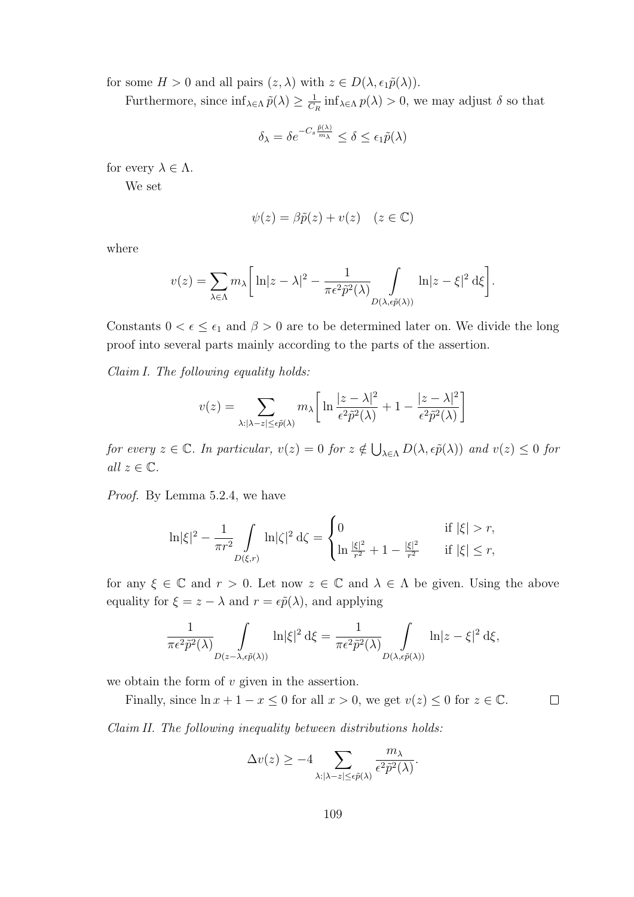for some $H > 0$ and all pairs $(z, \lambda)$ with $z \in D(\lambda, \epsilon_1 \tilde{p}(\lambda))$.

Furthermore, since $\inf_{\lambda \in \Lambda} \tilde{p}(\lambda) \geq \frac{1}{C_R} \inf_{\lambda \in \Lambda} p(\lambda) > 0$, we may adjust $\delta$ so that

$$\delta_\lambda = \delta e^{-C_s \frac{\tilde{p}(\lambda)}{m_\lambda}} \leq \delta \leq \epsilon_1 \tilde{p}(\lambda)$$

for every $\lambda \in \Lambda$.

We set

$$\psi(z) = \beta \tilde{p}(z) + v(z) \quad (z \in \mathbb{C})$$

where

$$v(z) = \sum_{\lambda \in \Lambda} m_\lambda \left[ \ln|z - \lambda|^2 - \frac{1}{\pi \epsilon^2 \tilde{p}^2(\lambda)} \int_{D(\lambda, \epsilon \tilde{p}(\lambda))} \ln|z - \xi|^2 \, \mathrm{d}\xi \right].$$

Constants $0 < \epsilon \leq \epsilon_1$ and $\beta > 0$ are to be determined later on. We divide the long proof into several parts mainly according to the parts of the assertion.

*Claim I. The following equality holds:*

$$v(z) = \sum_{\lambda : |\lambda - z| \leq \epsilon \tilde{p}(\lambda)} m_\lambda \left[ \ln \frac{|z - \lambda|^2}{\epsilon^2 \tilde{p}^2(\lambda)} + 1 - \frac{|z - \lambda|^2}{\epsilon^2 \tilde{p}^2(\lambda)} \right]$$

*for every $z \in \mathbb{C}$. In particular, $v(z) = 0$ for $z \notin \bigcup_{\lambda \in \Lambda} D(\lambda, \epsilon \tilde{p}(\lambda))$ and $v(z) \leq 0$ for all $z \in \mathbb{C}$.*

*Proof.* By Lemma 5.2.4, we have

$$\ln|\xi|^2 - \frac{1}{\pi r^2} \int_{D(\xi, r)} \ln|\zeta|^2 \, \mathrm{d}\zeta = \begin{cases} 0 & \text{if } |\xi| > r, \\ \ln \frac{|\xi|^2}{r^2} + 1 - \frac{|\xi|^2}{r^2} & \text{if } |\xi| \leq r, \end{cases}$$

for any $\xi \in \mathbb{C}$ and $r > 0$. Let now $z \in \mathbb{C}$ and $\lambda \in \Lambda$ be given. Using the above equality for $\xi = z - \lambda$ and $r = \epsilon \tilde{p}(\lambda)$, and applying

$$\frac{1}{\pi \epsilon^2 \tilde{p}^2(\lambda)} \int_{D(z - \lambda, \epsilon \tilde{p}(\lambda))} \ln|\xi|^2 \, \mathrm{d}\xi = \frac{1}{\pi \epsilon^2 \tilde{p}^2(\lambda)} \int_{D(\lambda, \epsilon \tilde{p}(\lambda))} \ln|z - \xi|^2 \, \mathrm{d}\xi,$$

we obtain the form of $v$ given in the assertion.

Finally, since $\ln x + 1 - x \leq 0$ for all $x > 0$, we get $v(z) \leq 0$ for $z \in \mathbb{C}$. $\square$

*Claim II. The following inequality between distributions holds:*

$$\Delta v(z) \geq -4 \sum_{\lambda : |\lambda - z| \leq \epsilon \tilde{p}(\lambda)} \frac{m_\lambda}{\epsilon^2 \tilde{p}^2(\lambda)}.$$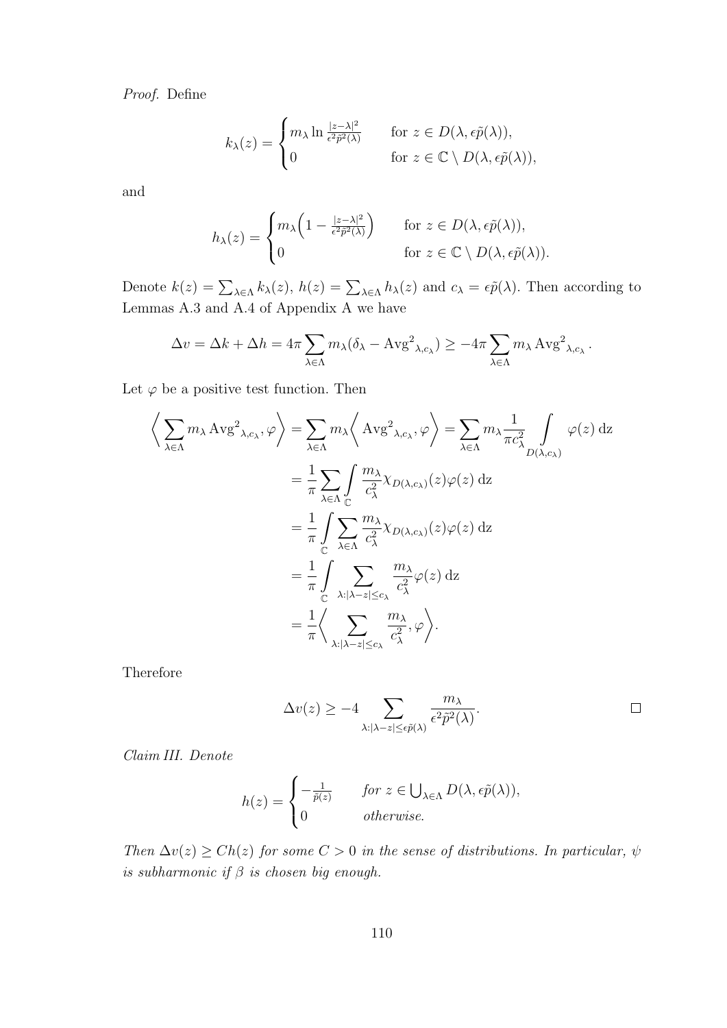*Proof.* Define

$$k_\lambda(z) = \begin{cases} m_\lambda \ln \frac{|z-\lambda|^2}{\epsilon^2 \tilde{p}^2(\lambda)} & \text{for } z \in D(\lambda, \epsilon\tilde{p}(\lambda)), \\ 0 & \text{for } z \in \mathbb{C} \setminus D(\lambda, \epsilon\tilde{p}(\lambda)), \end{cases}$$

and

$$h_\lambda(z) = \begin{cases} m_\lambda \Big(1 - \frac{|z-\lambda|^2}{\epsilon^2 \tilde{p}^2(\lambda)}\Big) & \text{for } z \in D(\lambda, \epsilon\tilde{p}(\lambda)), \\ 0 & \text{for } z \in \mathbb{C} \setminus D(\lambda, \epsilon\tilde{p}(\lambda)). \end{cases}$$

Denote $k(z) = \sum_{\lambda \in \Lambda} k_\lambda(z)$, $h(z) = \sum_{\lambda \in \Lambda} h_\lambda(z)$ and $c_\lambda = \epsilon \tilde{p}(\lambda)$. Then according to Lemmas A.3 and A.4 of Appendix A we have

$$\Delta v = \Delta k + \Delta h = 4\pi \sum_{\lambda \in \Lambda} m_\lambda (\delta_\lambda - \operatorname{Avg}^2{}_{\lambda, c_\lambda}) \geq -4\pi \sum_{\lambda \in \Lambda} m_\lambda \operatorname{Avg}^2{}_{\lambda, c_\lambda}.$$

Let $\varphi$ be a positive test function. Then

$$\begin{aligned} \Big\langle \sum_{\lambda \in \Lambda} m_\lambda \operatorname{Avg}^2{}_{\lambda, c_\lambda}, \varphi \Big\rangle &= \sum_{\lambda \in \Lambda} m_\lambda \Big\langle \operatorname{Avg}^2{}_{\lambda, c_\lambda}, \varphi \Big\rangle = \sum_{\lambda \in \Lambda} m_\lambda \frac{1}{\pi c_\lambda^2} \int_{D(\lambda, c_\lambda)} \varphi(z) \, \mathrm{d}z \\ &= \frac{1}{\pi} \sum_{\lambda \in \Lambda} \int_{\mathbb{C}} \frac{m_\lambda}{c_\lambda^2} \chi_{D(\lambda, c_\lambda)}(z) \varphi(z) \, \mathrm{d}z \\ &= \frac{1}{\pi} \int_{\mathbb{C}} \sum_{\lambda \in \Lambda} \frac{m_\lambda}{c_\lambda^2} \chi_{D(\lambda, c_\lambda)}(z) \varphi(z) \, \mathrm{d}z \\ &= \frac{1}{\pi} \int_{\mathbb{C}} \sum_{\lambda : |\lambda - z| \leq c_\lambda} \frac{m_\lambda}{c_\lambda^2} \varphi(z) \, \mathrm{d}z \\ &= \frac{1}{\pi} \Big\langle \sum_{\lambda : |\lambda - z| \leq c_\lambda} \frac{m_\lambda}{c_\lambda^2}, \varphi \Big\rangle. \end{aligned}$$

Therefore

$$\Delta v(z) \geq -4 \sum_{\lambda : |\lambda - z| \leq \epsilon \tilde{p}(\lambda)} \frac{m_\lambda}{\epsilon^2 \tilde{p}^2(\lambda)}. \qquad \square$$

*Claim III. Denote*

$$h(z) = \begin{cases} -\frac{1}{\tilde{p}(z)} & \textit{for } z \in \bigcup_{\lambda \in \Lambda} D(\lambda, \epsilon \tilde{p}(\lambda)), \\ 0 & \textit{otherwise.} \end{cases}$$

*Then $\Delta v(z) \geq C h(z)$ for some $C > 0$ in the sense of distributions. In particular, $\psi$ is subharmonic if $\beta$ is chosen big enough.*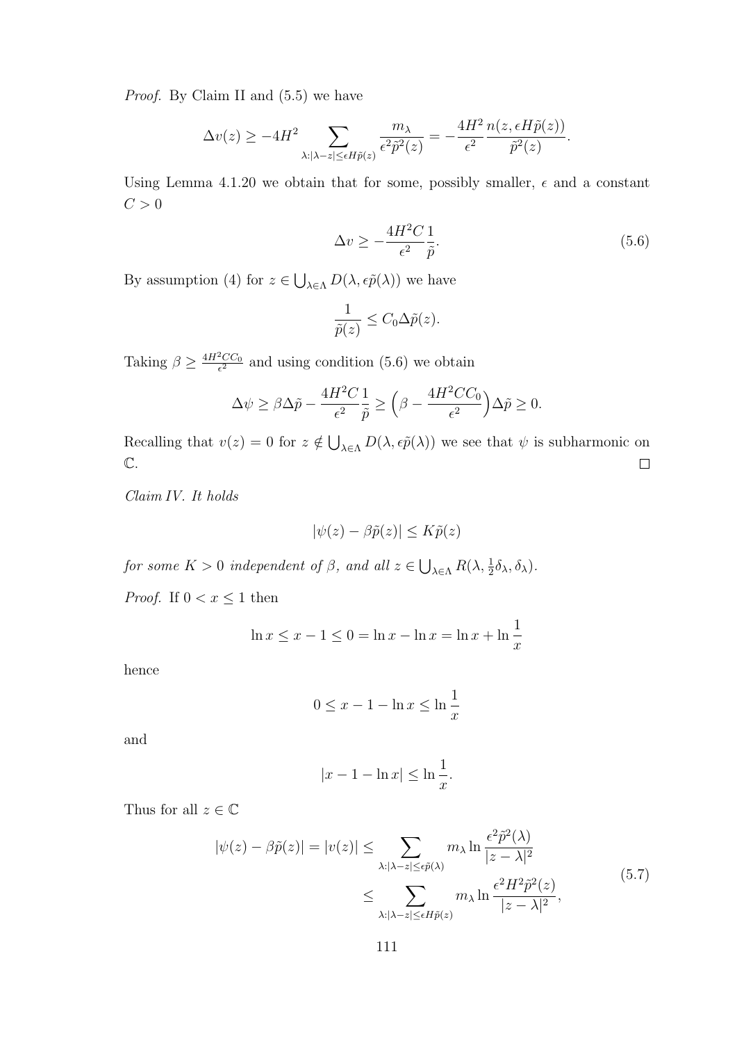*Proof.* By Claim II and (5.5) we have

$$\Delta v(z) \geq -4H^2 \sum_{\lambda:|\lambda - z| \leq \epsilon H \tilde{p}(z)} \frac{m_\lambda}{\epsilon^2 \tilde{p}^2(z)} = -\frac{4H^2}{\epsilon^2} \frac{n(z, \epsilon H \tilde{p}(z))}{\tilde{p}^2(z)}.$$

Using Lemma 4.1.20 we obtain that for some, possibly smaller, $\epsilon$ and a constant $C > 0$

$$\Delta v \geq -\frac{4H^2 C}{\epsilon^2} \frac{1}{\tilde{p}}. \tag{5.6}$$

By assumption (4) for $z \in \bigcup_{\lambda \in \Lambda} D(\lambda, \epsilon \tilde{p}(\lambda))$ we have

$$\frac{1}{\tilde{p}(z)} \leq C_0 \Delta \tilde{p}(z).$$

Taking $\beta \geq \frac{4H^2 C C_0}{\epsilon^2}$ and using condition (5.6) we obtain

$$\Delta \psi \geq \beta \Delta \tilde{p} - \frac{4H^2 C}{\epsilon^2} \frac{1}{\tilde{p}} \geq \Big(\beta - \frac{4H^2 C C_0}{\epsilon^2}\Big) \Delta \tilde{p} \geq 0.$$

Recalling that $v(z) = 0$ for $z \notin \bigcup_{\lambda \in \Lambda} D(\lambda, \epsilon \tilde{p}(\lambda))$ we see that $\psi$ is subharmonic on $\mathbb{C}$. □

*Claim IV. It holds*

$$|\psi(z) - \beta \tilde{p}(z)| \leq K \tilde{p}(z)$$

*for some $K > 0$ independent of $\beta$, and all $z \in \bigcup_{\lambda \in \Lambda} R(\lambda, \frac{1}{2}\delta_\lambda, \delta_\lambda)$.*

*Proof.* If $0 < x \leq 1$ then

$$\ln x \leq x - 1 \leq 0 = \ln x - \ln x = \ln x + \ln \frac{1}{x}$$

hence

$$0 \leq x - 1 - \ln x \leq \ln \frac{1}{x}$$

and

$$|x - 1 - \ln x| \leq \ln \frac{1}{x}.$$

Thus for all $z \in \mathbb{C}$

$$\begin{aligned} |\psi(z) - \beta \tilde{p}(z)| = |v(z)| &\leq \sum_{\lambda:|\lambda - z| \leq \epsilon \tilde{p}(\lambda)} m_\lambda \ln \frac{\epsilon^2 \tilde{p}^2(\lambda)}{|z - \lambda|^2} \\ &\leq \sum_{\lambda:|\lambda - z| \leq \epsilon H \tilde{p}(z)} m_\lambda \ln \frac{\epsilon^2 H^2 \tilde{p}^2(z)}{|z - \lambda|^2}, \end{aligned} \tag{5.7}$$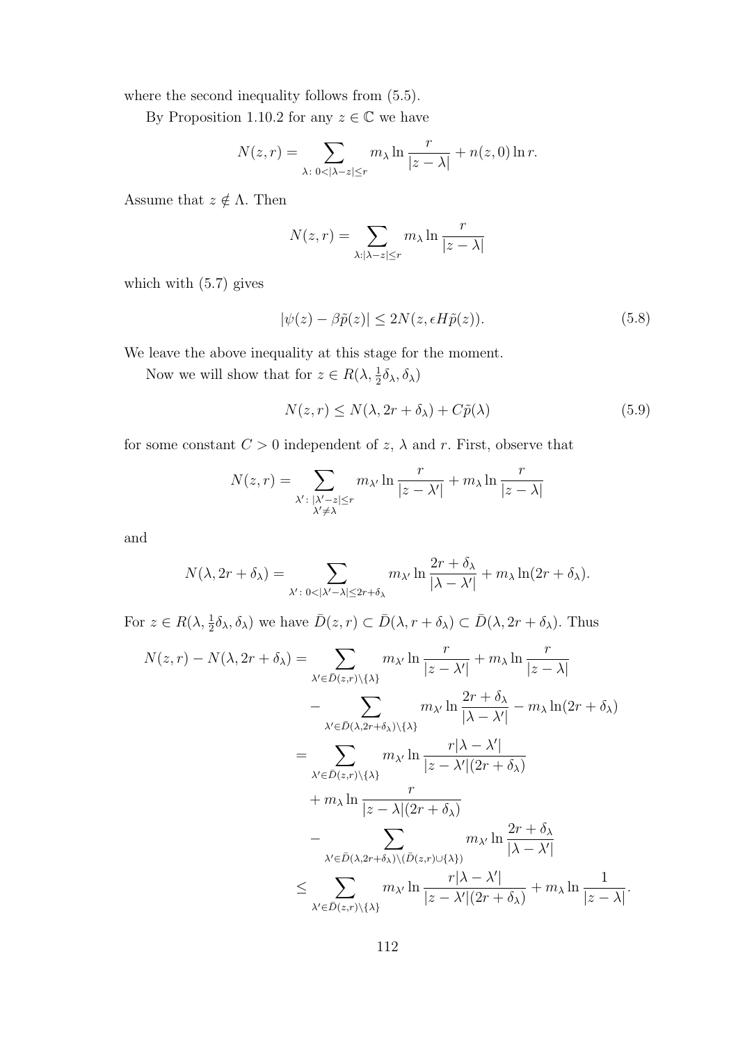where the second inequality follows from (5.5).

By Proposition 1.10.2 for any $z \in \mathbb{C}$ we have

$$N(z,r) = \sum_{\lambda\colon 0<|\lambda - z|\le r} m_\lambda \ln \frac{r}{|z-\lambda|} + n(z,0)\ln r.$$

Assume that $z \notin \Lambda$. Then

$$N(z,r) = \sum_{\lambda : |\lambda - z|\le r} m_\lambda \ln \frac{r}{|z-\lambda|}$$

which with (5.7) gives

$$|\psi(z) - \beta\tilde{p}(z)| \le 2N(z, \epsilon H \tilde{p}(z)). \tag{5.8}$$

We leave the above inequality at this stage for the moment.

Now we will show that for $z \in R(\lambda, \frac{1}{2}\delta_\lambda, \delta_\lambda)$

$$N(z,r) \le N(\lambda, 2r+\delta_\lambda) + C\tilde{p}(\lambda) \tag{5.9}$$

for some constant $C>0$ independent of $z$, $\lambda$ and $r$. First, observe that

$$N(z,r) = \sum_{\substack{\lambda'\colon |\lambda'-z|\le r \\ \lambda' \ne \lambda}} m_{\lambda'} \ln \frac{r}{|z-\lambda'|} + m_\lambda \ln \frac{r}{|z-\lambda|}$$

and

$$N(\lambda, 2r+\delta_\lambda) = \sum_{\lambda'\colon 0<|\lambda'-\lambda|\le 2r+\delta_\lambda} m_{\lambda'} \ln \frac{2r+\delta_\lambda}{|\lambda-\lambda'|} + m_\lambda \ln(2r+\delta_\lambda).$$

For $z \in R(\lambda, \frac{1}{2}\delta_\lambda, \delta_\lambda)$ we have $\bar{D}(z,r) \subset \bar{D}(\lambda, r+\delta_\lambda) \subset \bar{D}(\lambda, 2r+\delta_\lambda)$. Thus

$$\begin{aligned}
N(z,r) - N(\lambda, 2r+\delta_\lambda) &= \sum_{\lambda' \in \bar{D}(z,r)\setminus\{\lambda\}} m_{\lambda'} \ln \frac{r}{|z-\lambda'|} + m_\lambda \ln \frac{r}{|z-\lambda|} \\
&\quad - \sum_{\lambda' \in \bar{D}(\lambda,2r+\delta_\lambda)\setminus\{\lambda\}} m_{\lambda'} \ln \frac{2r+\delta_\lambda}{|\lambda-\lambda'|} - m_\lambda \ln(2r+\delta_\lambda) \\
&= \sum_{\lambda' \in \bar{D}(z,r)\setminus\{\lambda\}} m_{\lambda'} \ln \frac{r|\lambda-\lambda'|}{|z-\lambda'|(2r+\delta_\lambda)} \\
&\quad + m_\lambda \ln \frac{r}{|z-\lambda|(2r+\delta_\lambda)} \\
&\quad - \sum_{\lambda' \in \bar{D}(\lambda,2r+\delta_\lambda)\setminus(\bar{D}(z,r)\cup\{\lambda\})} m_{\lambda'} \ln \frac{2r+\delta_\lambda}{|\lambda-\lambda'|} \\
&\le \sum_{\lambda' \in \bar{D}(z,r)\setminus\{\lambda\}} m_{\lambda'} \ln \frac{r|\lambda-\lambda'|}{|z-\lambda'|(2r+\delta_\lambda)} + m_\lambda \ln \frac{1}{|z-\lambda|}.
\end{aligned}$$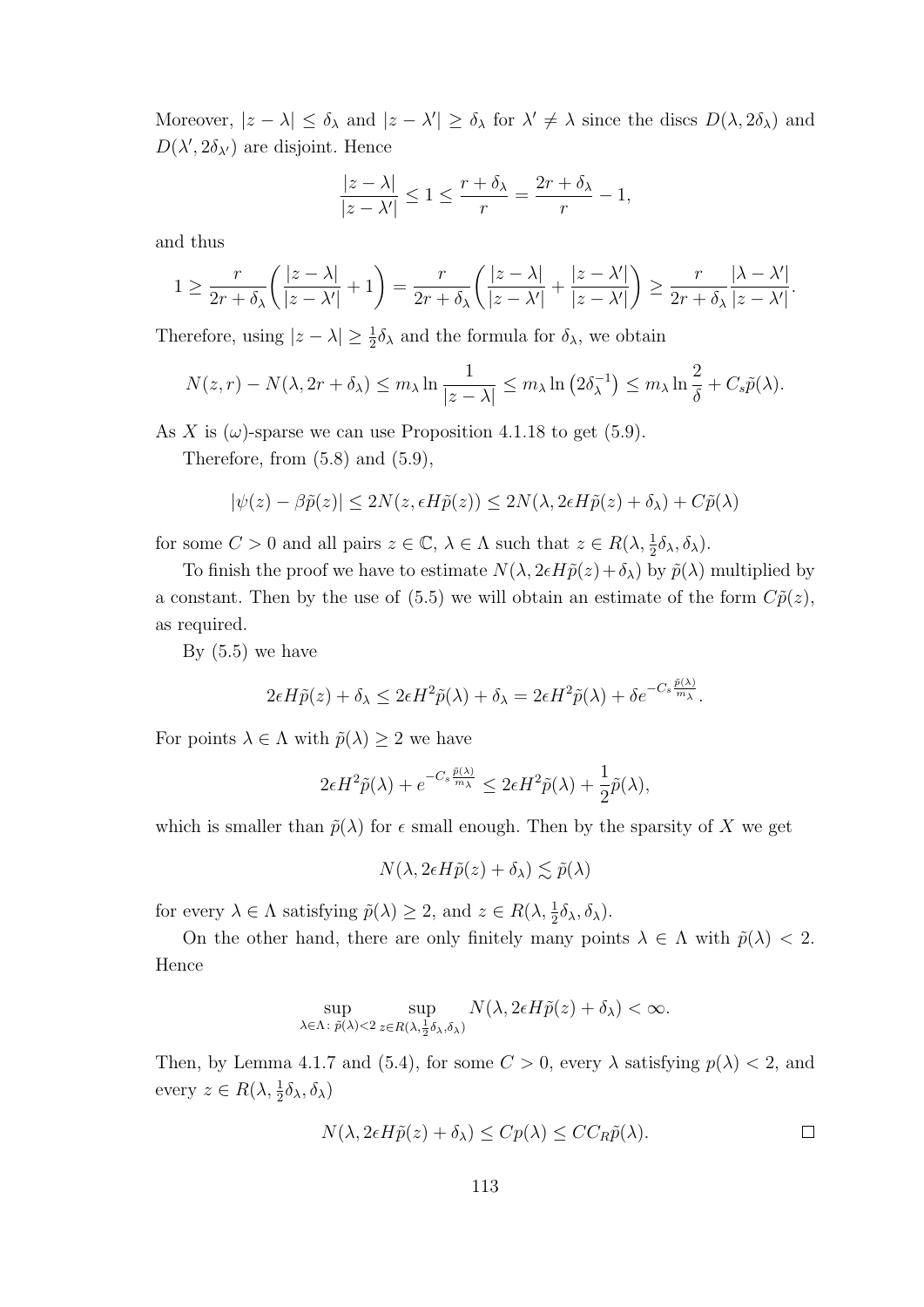Moreover, $|z-\lambda| \le \delta_\lambda$ and $|z-\lambda'| \ge \delta_\lambda$ for $\lambda' \ne \lambda$ since the discs $D(\lambda, 2\delta_\lambda)$ and $D(\lambda', 2\delta_{\lambda'})$ are disjoint. Hence

$$\frac{|z-\lambda|}{|z-\lambda'|} \le 1 \le \frac{r+\delta_\lambda}{r} = \frac{2r+\delta_\lambda}{r} - 1,$$

and thus

$$1 \ge \frac{r}{2r+\delta_\lambda}\left(\frac{|z-\lambda|}{|z-\lambda'|}+1\right) = \frac{r}{2r+\delta_\lambda}\left(\frac{|z-\lambda|}{|z-\lambda'|}+\frac{|z-\lambda'|}{|z-\lambda'|}\right) \ge \frac{r}{2r+\delta_\lambda}\frac{|\lambda-\lambda'|}{|z-\lambda'|}.$$

Therefore, using $|z-\lambda| \ge \frac{1}{2}\delta_\lambda$ and the formula for $\delta_\lambda$, we obtain

$$N(z,r) - N(\lambda, 2r+\delta_\lambda) \le m_\lambda \ln\frac{1}{|z-\lambda|} \le m_\lambda \ln\left(2\delta_\lambda^{-1}\right) \le m_\lambda \ln\frac{2}{\delta} + C_s\tilde{p}(\lambda).$$

As $X$ is $(\omega)$-sparse we can use Proposition 4.1.18 to get (5.9).

Therefore, from (5.8) and (5.9),

$$|\psi(z) - \beta\tilde{p}(z)| \le 2N(z, \epsilon H\tilde{p}(z)) \le 2N(\lambda, 2\epsilon H\tilde{p}(z)+\delta_\lambda) + C\tilde{p}(\lambda)$$

for some $C > 0$ and all pairs $z \in \mathbb{C}$, $\lambda \in \Lambda$ such that $z \in R(\lambda, \frac{1}{2}\delta_\lambda, \delta_\lambda)$.

To finish the proof we have to estimate $N(\lambda, 2\epsilon H\tilde{p}(z)+\delta_\lambda)$ by $\tilde{p}(\lambda)$ multiplied by a constant. Then by the use of (5.5) we will obtain an estimate of the form $C\tilde{p}(z)$, as required.

By (5.5) we have

$$2\epsilon H\tilde{p}(z) + \delta_\lambda \le 2\epsilon H^2\tilde{p}(\lambda) + \delta_\lambda = 2\epsilon H^2\tilde{p}(\lambda) + \delta e^{-C_s\frac{\tilde{p}(\lambda)}{m_\lambda}}.$$

For points $\lambda \in \Lambda$ with $\tilde{p}(\lambda) \ge 2$ we have

$$2\epsilon H^2\tilde{p}(\lambda) + e^{-C_s\frac{\tilde{p}(\lambda)}{m_\lambda}} \le 2\epsilon H^2\tilde{p}(\lambda) + \frac{1}{2}\tilde{p}(\lambda),$$

which is smaller than $\tilde{p}(\lambda)$ for $\epsilon$ small enough. Then by the sparsity of $X$ we get

$$N(\lambda, 2\epsilon H\tilde{p}(z)+\delta_\lambda) \lesssim \tilde{p}(\lambda)$$

for every $\lambda \in \Lambda$ satisfying $\tilde{p}(\lambda) \ge 2$, and $z \in R(\lambda, \frac{1}{2}\delta_\lambda, \delta_\lambda)$.

On the other hand, there are only finitely many points $\lambda \in \Lambda$ with $\tilde{p}(\lambda) < 2$. Hence

$$\sup_{\lambda\in\Lambda:\, \tilde{p}(\lambda)<2}\ \sup_{z\in R(\lambda,\frac{1}{2}\delta_\lambda,\delta_\lambda)} N(\lambda, 2\epsilon H\tilde{p}(z)+\delta_\lambda) < \infty.$$

Then, by Lemma 4.1.7 and (5.4), for some $C > 0$, every $\lambda$ satisfying $p(\lambda) < 2$, and every $z \in R(\lambda, \frac{1}{2}\delta_\lambda, \delta_\lambda)$

$$N(\lambda, 2\epsilon H\tilde{p}(z)+\delta_\lambda) \le Cp(\lambda) \le CC_R\tilde{p}(\lambda). \qquad \square$$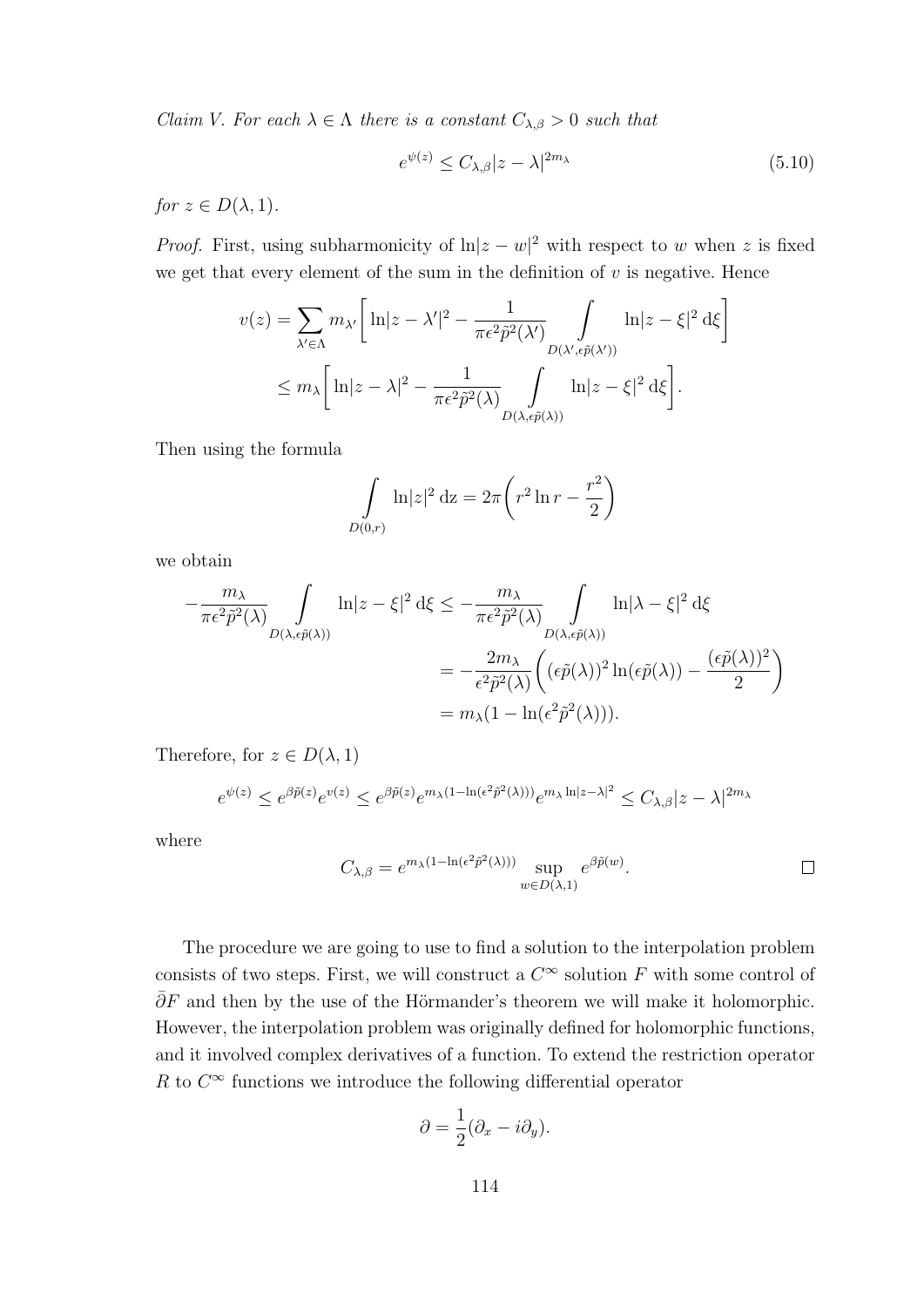*Claim V. For each $\lambda \in \Lambda$ there is a constant $C_{\lambda,\beta} > 0$ such that*

$$e^{\psi(z)} \leq C_{\lambda,\beta}|z-\lambda|^{2m_\lambda} \tag{5.10}$$

*for $z \in D(\lambda, 1)$.*

*Proof.* First, using subharmonicity of $\ln|z-w|^2$ with respect to $w$ when $z$ is fixed we get that every element of the sum in the definition of $v$ is negative. Hence

$$\begin{aligned} v(z) &= \sum_{\lambda' \in \Lambda} m_{\lambda'} \Bigg[ \ln|z-\lambda'|^2 - \frac{1}{\pi\epsilon^2\tilde{p}^2(\lambda')} \int\limits_{D(\lambda', \epsilon\tilde{p}(\lambda'))} \ln|z-\xi|^2 \, \mathrm{d}\xi \Bigg] \\ &\leq m_\lambda \Bigg[ \ln|z-\lambda|^2 - \frac{1}{\pi\epsilon^2\tilde{p}^2(\lambda)} \int\limits_{D(\lambda, \epsilon\tilde{p}(\lambda))} \ln|z-\xi|^2 \, \mathrm{d}\xi \Bigg]. \end{aligned}$$

Then using the formula

$$\int\limits_{D(0,r)} \ln|z|^2 \, \mathrm{dz} = 2\pi \left( r^2 \ln r - \frac{r^2}{2} \right)$$

we obtain

$$\begin{aligned} -\frac{m_\lambda}{\pi\epsilon^2\tilde{p}^2(\lambda)} \int\limits_{D(\lambda, \epsilon\tilde{p}(\lambda))} \ln|z-\xi|^2 \, \mathrm{d}\xi &\leq -\frac{m_\lambda}{\pi\epsilon^2\tilde{p}^2(\lambda)} \int\limits_{D(\lambda, \epsilon\tilde{p}(\lambda))} \ln|\lambda-\xi|^2 \, \mathrm{d}\xi \\ &= -\frac{2m_\lambda}{\epsilon^2\tilde{p}^2(\lambda)} \left( (\epsilon\tilde{p}(\lambda))^2 \ln(\epsilon\tilde{p}(\lambda)) - \frac{(\epsilon\tilde{p}(\lambda))^2}{2} \right) \\ &= m_\lambda(1 - \ln(\epsilon^2\tilde{p}^2(\lambda))). \end{aligned}$$

Therefore, for $z \in D(\lambda, 1)$

$$e^{\psi(z)} \leq e^{\beta\tilde{p}(z)} e^{v(z)} \leq e^{\beta\tilde{p}(z)} e^{m_\lambda(1-\ln(\epsilon^2\tilde{p}^2(\lambda)))} e^{m_\lambda \ln|z-\lambda|^2} \leq C_{\lambda,\beta}|z-\lambda|^{2m_\lambda}$$

where

$$C_{\lambda,\beta} = e^{m_\lambda(1-\ln(\epsilon^2\tilde{p}^2(\lambda)))} \sup_{w \in D(\lambda,1)} e^{\beta\tilde{p}(w)}. \qquad \square$$

The procedure we are going to use to find a solution to the interpolation problem consists of two steps. First, we will construct a $C^\infty$ solution $F$ with some control of $\bar{\partial}F$ and then by the use of the Hörmander's theorem we will make it holomorphic. However, the interpolation problem was originally defined for holomorphic functions, and it involved complex derivatives of a function. To extend the restriction operator $R$ to $C^\infty$ functions we introduce the following differential operator

$$\partial = \frac{1}{2}(\partial_x - i\partial_y).$$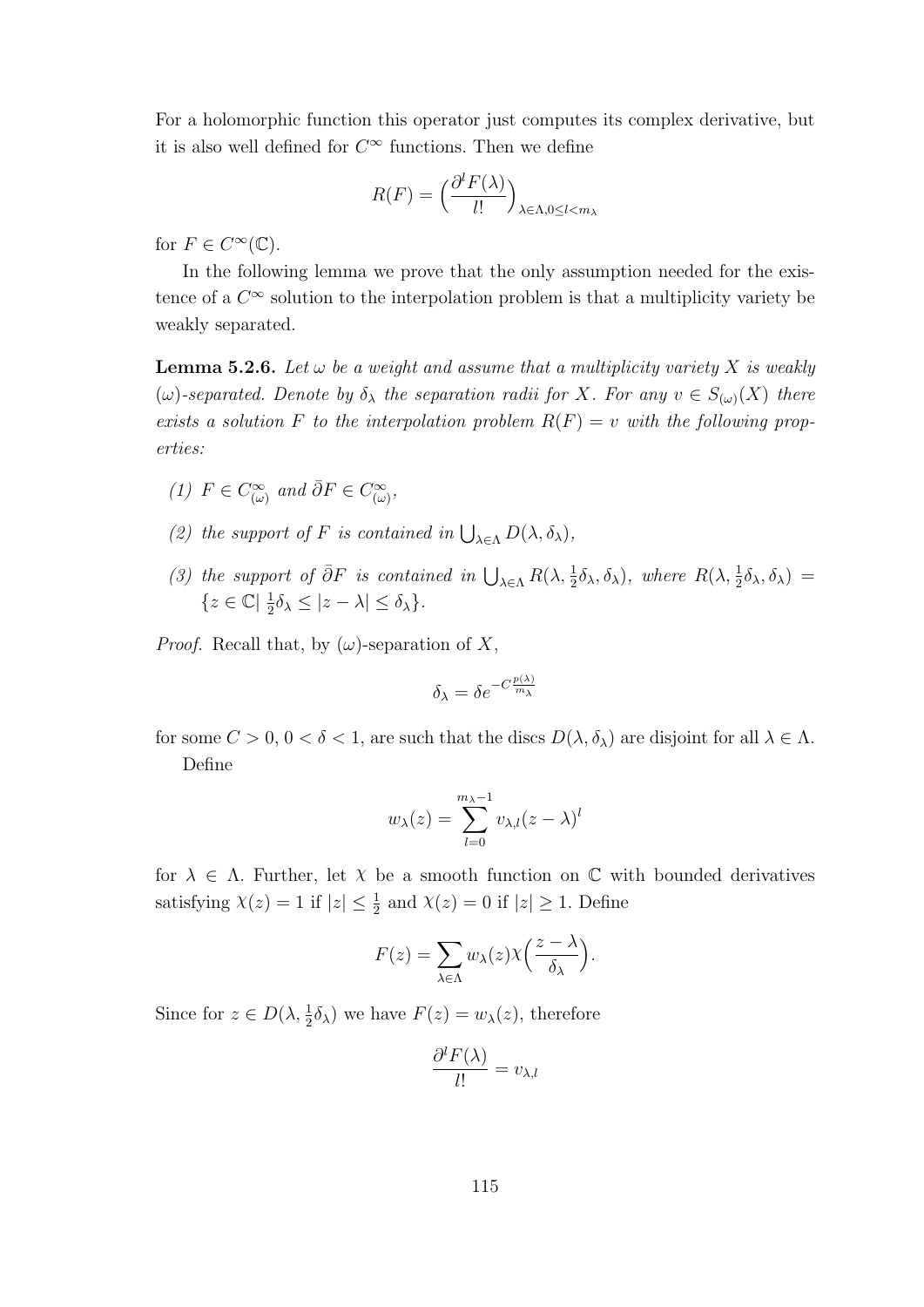For a holomorphic function this operator just computes its complex derivative, but it is also well defined for $C^\infty$ functions. Then we define

$$R(F) = \Big(\frac{\partial^l F(\lambda)}{l!}\Big)_{\lambda\in\Lambda, 0\le l<m_\lambda}$$

for $F \in C^\infty(\mathbb{C})$.

In the following lemma we prove that the only assumption needed for the existence of a $C^\infty$ solution to the interpolation problem is that a multiplicity variety be weakly separated.

**Lemma 5.2.6.** *Let $\omega$ be a weight and assume that a multiplicity variety $X$ is weakly $(\omega)$-separated. Denote by $\delta_\lambda$ the separation radii for $X$. For any $v \in S_{(\omega)}(X)$ there exists a solution $F$ to the interpolation problem $R(F) = v$ with the following properties:*

*(1) $F \in C^\infty_{(\omega)}$ and $\bar\partial F \in C^\infty_{(\omega)}$,*

*(2) the support of $F$ is contained in $\bigcup_{\lambda\in\Lambda} D(\lambda, \delta_\lambda)$,*

*(3) the support of $\bar\partial F$ is contained in $\bigcup_{\lambda\in\Lambda} R(\lambda, \frac{1}{2}\delta_\lambda, \delta_\lambda)$, where $R(\lambda, \frac{1}{2}\delta_\lambda, \delta_\lambda) = \{z \in \mathbb{C} |\ \frac{1}{2}\delta_\lambda \le |z - \lambda| \le \delta_\lambda\}$.*

*Proof.* Recall that, by $(\omega)$-separation of $X$,

$$\delta_\lambda = \delta e^{-C\frac{p(\lambda)}{m_\lambda}}$$

for some $C > 0$, $0 < \delta < 1$, are such that the discs $D(\lambda, \delta_\lambda)$ are disjoint for all $\lambda \in \Lambda$.

Define

$$w_\lambda(z) = \sum_{l=0}^{m_\lambda-1} v_{\lambda,l}(z-\lambda)^l$$

for $\lambda \in \Lambda$. Further, let $\chi$ be a smooth function on $\mathbb{C}$ with bounded derivatives satisfying $\chi(z) = 1$ if $|z| \le \frac{1}{2}$ and $\chi(z) = 0$ if $|z| \ge 1$. Define

$$F(z) = \sum_{\lambda\in\Lambda} w_\lambda(z)\chi\Big(\frac{z-\lambda}{\delta_\lambda}\Big).$$

Since for $z \in D(\lambda, \frac{1}{2}\delta_\lambda)$ we have $F(z) = w_\lambda(z)$, therefore

$$\frac{\partial^l F(\lambda)}{l!} = v_{\lambda,l}$$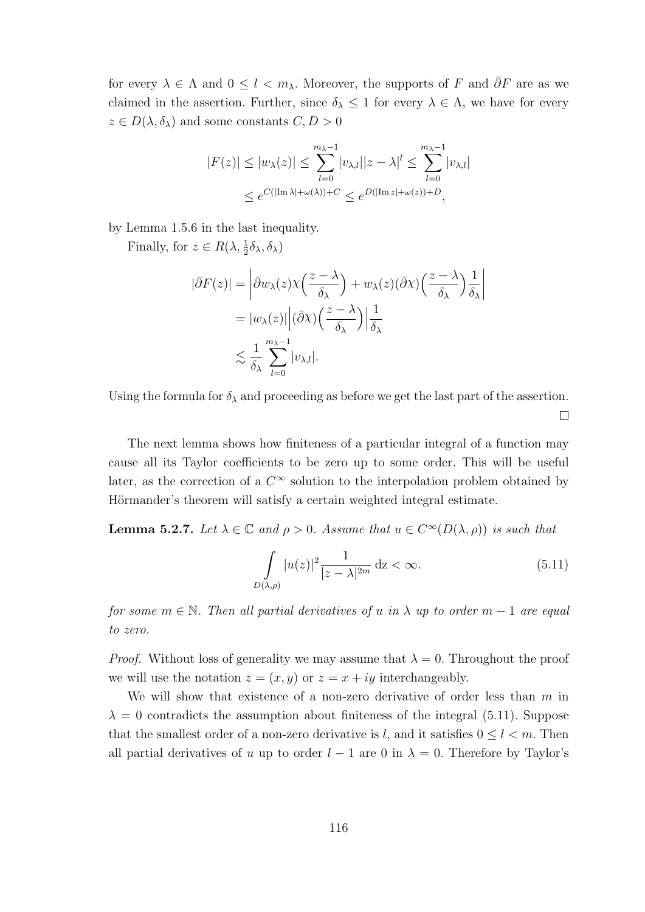for every $\lambda \in \Lambda$ and $0 \le l < m_\lambda$. Moreover, the supports of $F$ and $\bar{\partial} F$ are as we claimed in the assertion. Further, since $\delta_\lambda \le 1$ for every $\lambda \in \Lambda$, we have for every $z \in D(\lambda, \delta_\lambda)$ and some constants $C, D > 0$

$$
\begin{aligned}
|F(z)| \le |w_\lambda(z)| &\le \sum_{l=0}^{m_\lambda - 1} |v_{\lambda,l}| |z-\lambda|^l \le \sum_{l=0}^{m_\lambda - 1} |v_{\lambda,l}| \\
&\le e^{C(|\operatorname{Im}\lambda| + \omega(\lambda)) + C} \le e^{D(|\operatorname{Im} z| + \omega(z)) + D},
\end{aligned}
$$

by Lemma 1.5.6 in the last inequality.

Finally, for $z \in R(\lambda, \frac{1}{2}\delta_\lambda, \delta_\lambda)$

$$
\begin{aligned}
|\bar{\partial} F(z)| &= \left| \bar{\partial} w_\lambda(z) \chi\Big(\frac{z-\lambda}{\delta_\lambda}\Big) + w_\lambda(z) (\bar{\partial}\chi)\Big(\frac{z-\lambda}{\delta_\lambda}\Big) \frac{1}{\delta_\lambda} \right| \\
&= |w_\lambda(z)| \Big| (\bar{\partial}\chi)\Big(\frac{z-\lambda}{\delta_\lambda}\Big) \Big| \frac{1}{\delta_\lambda} \\
&\lesssim \frac{1}{\delta_\lambda} \sum_{l=0}^{m_\lambda - 1} |v_{\lambda,l}|.
\end{aligned}
$$

Using the formula for $\delta_\lambda$ and proceeding as before we get the last part of the assertion. $\square$

The next lemma shows how finiteness of a particular integral of a function may cause all its Taylor coefficients to be zero up to some order. This will be useful later, as the correction of a $C^\infty$ solution to the interpolation problem obtained by Hörmander's theorem will satisfy a certain weighted integral estimate.

**Lemma 5.2.7.** *Let $\lambda \in \mathbb{C}$ and $\rho > 0$. Assume that $u \in C^\infty(D(\lambda, \rho))$ is such that*

$$
\int_{D(\lambda,\rho)} |u(z)|^2 \frac{1}{|z-\lambda|^{2m}} \, \mathrm{d}z < \infty. \tag{5.11}
$$

*for some $m \in \mathbb{N}$. Then all partial derivatives of $u$ in $\lambda$ up to order $m-1$ are equal to zero.*

*Proof.* Without loss of generality we may assume that $\lambda = 0$. Throughout the proof we will use the notation $z = (x, y)$ or $z = x + iy$ interchangeably.

We will show that existence of a non-zero derivative of order less than $m$ in $\lambda = 0$ contradicts the assumption about finiteness of the integral (5.11). Suppose that the smallest order of a non-zero derivative is $l$, and it satisfies $0 \le l < m$. Then all partial derivatives of $u$ up to order $l-1$ are 0 in $\lambda = 0$. Therefore by Taylor's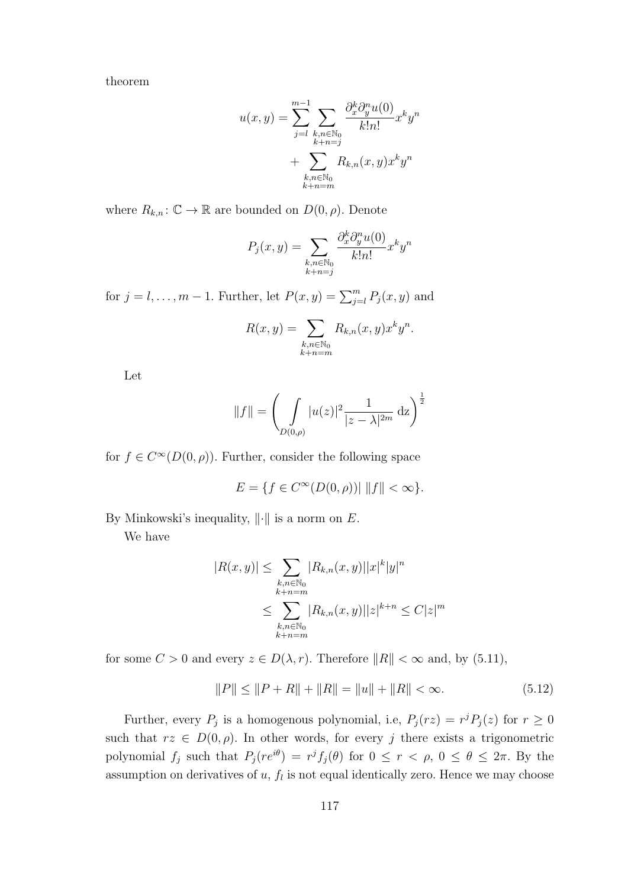theorem

$$
\begin{aligned}
u(x,y) = \sum_{j=l}^{m-1} \sum_{\substack{k,n\in\mathbb{N}_0 \\ k+n=j}} \frac{\partial_x^k \partial_y^n u(0)}{k!n!} x^k y^n \\
+ \sum_{\substack{k,n\in\mathbb{N}_0 \\ k+n=m}} R_{k,n}(x,y) x^k y^n
\end{aligned}
$$

where $R_{k,n}\colon \mathbb{C} \to \mathbb{R}$ are bounded on $D(0,\rho)$. Denote

$$
P_j(x,y) = \sum_{\substack{k,n\in\mathbb{N}_0 \\ k+n=j}} \frac{\partial_x^k \partial_y^n u(0)}{k!n!} x^k y^n
$$

for $j = l, \dots, m-1$. Further, let $P(x,y) = \sum_{j=l}^{m} P_j(x,y)$ and

$$
R(x,y) = \sum_{\substack{k,n\in\mathbb{N}_0 \\ k+n=m}} R_{k,n}(x,y) x^k y^n.
$$

Let

$$
\|f\| = \left( \int\limits_{D(0,\rho)} |u(z)|^2 \frac{1}{|z-\lambda|^{2m}} \, \mathrm{d}z \right)^{\frac{1}{2}}
$$

for $f \in C^\infty(D(0,\rho))$. Further, consider the following space

$$
E = \{ f \in C^\infty(D(0,\rho)) |\ \|f\| < \infty \}.
$$

By Minkowski's inequality, $\|\cdot\|$ is a norm on $E$.

We have

$$
\begin{aligned}
|R(x,y)| &\le \sum_{\substack{k,n\in\mathbb{N}_0 \\ k+n=m}} |R_{k,n}(x,y)| |x|^k |y|^n \\
&\le \sum_{\substack{k,n\in\mathbb{N}_0 \\ k+n=m}} |R_{k,n}(x,y)| |z|^{k+n} \le C|z|^m
\end{aligned}
$$

for some $C > 0$ and every $z \in D(\lambda, r)$. Therefore $\|R\| < \infty$ and, by (5.11),

$$
\|P\| \le \|P + R\| + \|R\| = \|u\| + \|R\| < \infty. \tag{5.12}
$$

Further, every $P_j$ is a homogenous polynomial, i.e, $P_j(rz) = r^j P_j(z)$ for $r \ge 0$ such that $rz \in D(0,\rho)$. In other words, for every $j$ there exists a trigonometric polynomial $f_j$ such that $P_j(re^{i\theta}) = r^j f_j(\theta)$ for $0 \le r < \rho$, $0 \le \theta \le 2\pi$. By the assumption on derivatives of $u$, $f_l$ is not equal identically zero. Hence we may choose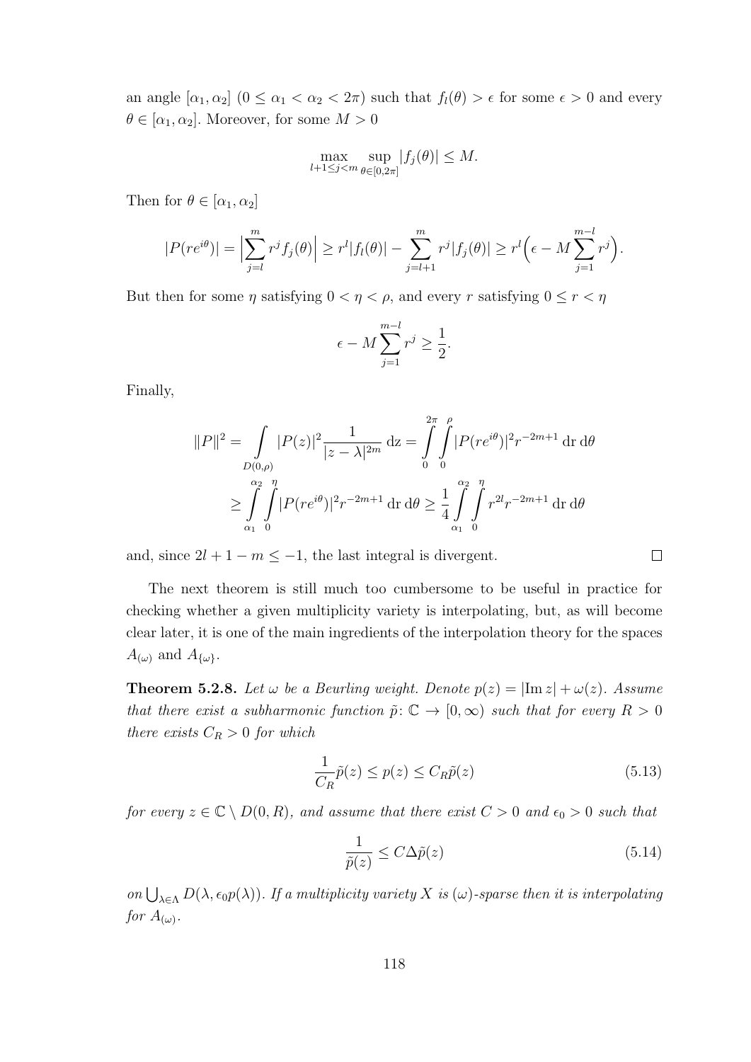an angle $[\alpha_1, \alpha_2]$ $(0 \leq \alpha_1 < \alpha_2 < 2\pi)$ such that $f_l(\theta) > \epsilon$ for some $\epsilon > 0$ and every $\theta \in [\alpha_1, \alpha_2]$. Moreover, for some $M > 0$

$$\max_{l+1 \leq j < m} \sup_{\theta \in [0,2\pi]} |f_j(\theta)| \leq M.$$

Then for $\theta \in [\alpha_1, \alpha_2]$

$$|P(re^{i\theta})| = \Big|\sum_{j=l}^{m} r^j f_j(\theta)\Big| \geq r^l |f_l(\theta)| - \sum_{j=l+1}^{m} r^j |f_j(\theta)| \geq r^l \Big(\epsilon - M \sum_{j=1}^{m-l} r^j\Big).$$

But then for some $\eta$ satisfying $0 < \eta < \rho$, and every $r$ satisfying $0 \leq r < \eta$

$$\epsilon - M \sum_{j=1}^{m-l} r^j \geq \frac{1}{2}.$$

Finally,

$$\begin{aligned}
\|P\|^2 &= \int_{D(0,\rho)} |P(z)|^2 \frac{1}{|z-\lambda|^{2m}} \,\mathrm{d}z = \int_0^{2\pi} \int_0^{\rho} |P(re^{i\theta})|^2 r^{-2m+1} \,\mathrm{d}r \,\mathrm{d}\theta \\
&\geq \int_{\alpha_1}^{\alpha_2} \int_0^{\eta} |P(re^{i\theta})|^2 r^{-2m+1} \,\mathrm{d}r \,\mathrm{d}\theta \geq \frac{1}{4} \int_{\alpha_1}^{\alpha_2} \int_0^{\eta} r^{2l} r^{-2m+1} \,\mathrm{d}r \,\mathrm{d}\theta
\end{aligned}$$

and, since $2l + 1 - m \leq -1$, the last integral is divergent. □

The next theorem is still much too cumbersome to be useful in practice for checking whether a given multiplicity variety is interpolating, but, as will become clear later, it is one of the main ingredients of the interpolation theory for the spaces $A_{(\omega)}$ and $A_{\{\omega\}}$.

**Theorem 5.2.8.** *Let $\omega$ be a Beurling weight. Denote $p(z) = |\operatorname{Im} z| + \omega(z)$. Assume that there exist a subharmonic function $\tilde{p}\colon \mathbb{C} \to [0, \infty)$ such that for every $R > 0$ there exists $C_R > 0$ for which*

$$\frac{1}{C_R}\tilde{p}(z) \leq p(z) \leq C_R \tilde{p}(z) \tag{5.13}$$

*for every $z \in \mathbb{C} \setminus D(0, R)$, and assume that there exist $C > 0$ and $\epsilon_0 > 0$ such that*

$$\frac{1}{\tilde{p}(z)} \leq C \Delta \tilde{p}(z) \tag{5.14}$$

*on $\bigcup_{\lambda \in \Lambda} D(\lambda, \epsilon_0 p(\lambda))$. If a multiplicity variety $X$ is $(\omega)$-sparse then it is interpolating for $A_{(\omega)}$.*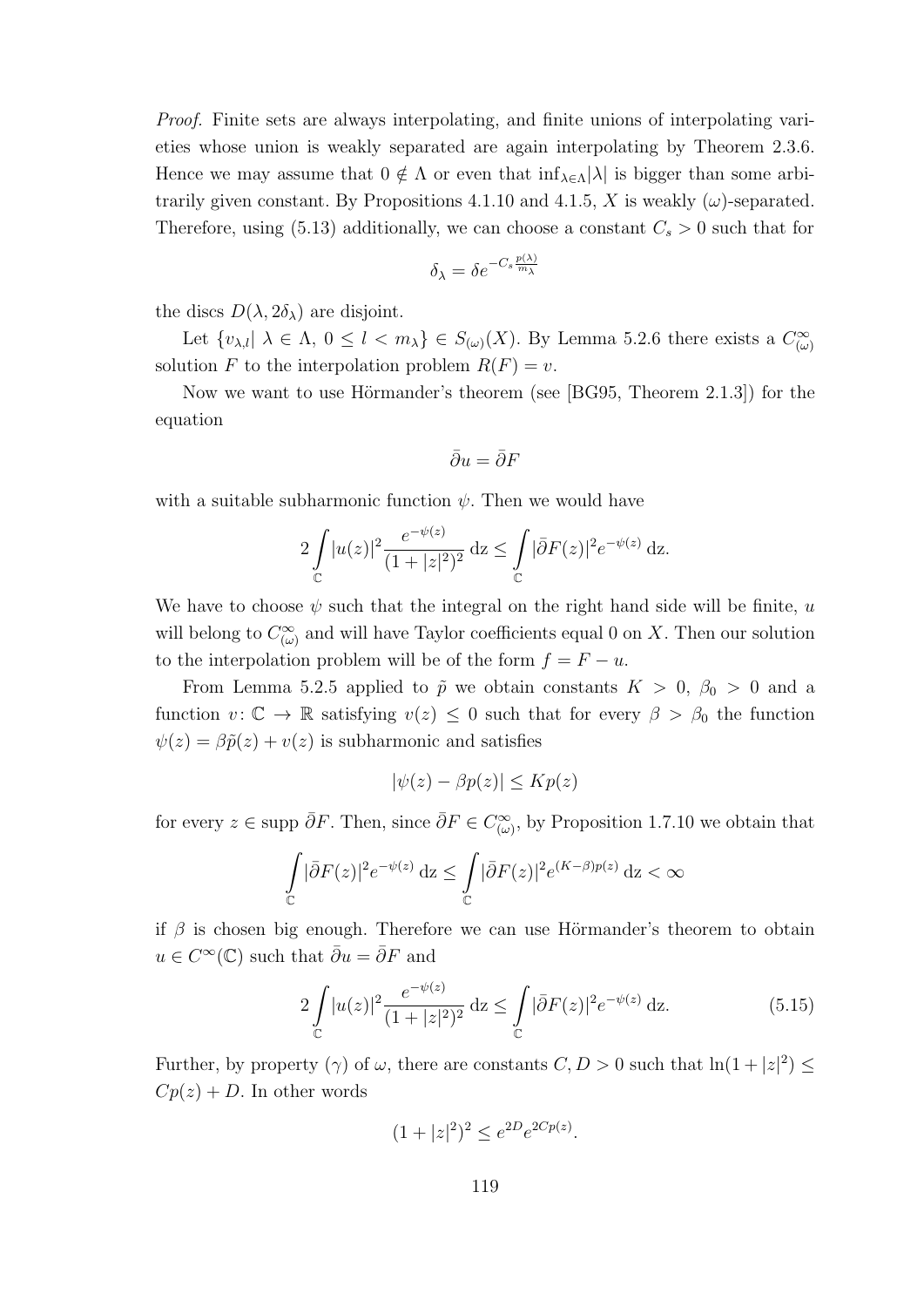*Proof.* Finite sets are always interpolating, and finite unions of interpolating varieties whose union is weakly separated are again interpolating by Theorem 2.3.6. Hence we may assume that $0 \notin \Lambda$ or even that $\inf_{\lambda \in \Lambda} |\lambda|$ is bigger than some arbitrarily given constant. By Propositions 4.1.10 and 4.1.5, $X$ is weakly $(\omega)$-separated. Therefore, using (5.13) additionally, we can choose a constant $C_s > 0$ such that for

$$\delta_\lambda = \delta e^{-C_s \frac{p(\lambda)}{m_\lambda}}$$

the discs $D(\lambda, 2\delta_\lambda)$ are disjoint.

Let $\{v_{\lambda,l} |\ \lambda \in \Lambda,\ 0 \le l < m_\lambda\} \in S_{(\omega)}(X)$. By Lemma 5.2.6 there exists a $C^\infty_{(\omega)}$ solution $F$ to the interpolation problem $R(F) = v$.

Now we want to use Hörmander's theorem (see [BG95, Theorem 2.1.3]) for the equation

$$\bar\partial u = \bar\partial F$$

with a suitable subharmonic function $\psi$. Then we would have

$$2 \int_{\mathbb{C}} |u(z)|^2 \frac{e^{-\psi(z)}}{(1+|z|^2)^2} \,\mathrm{dz} \le \int_{\mathbb{C}} |\bar\partial F(z)|^2 e^{-\psi(z)} \,\mathrm{dz}.$$

We have to choose $\psi$ such that the integral on the right hand side will be finite, $u$ will belong to $C^\infty_{(\omega)}$ and will have Taylor coefficients equal 0 on $X$. Then our solution to the interpolation problem will be of the form $f = F - u$.

From Lemma 5.2.5 applied to $\tilde p$ we obtain constants $K > 0$, $\beta_0 > 0$ and a function $v \colon \mathbb{C} \to \mathbb{R}$ satisfying $v(z) \le 0$ such that for every $\beta > \beta_0$ the function $\psi(z) = \beta \tilde p(z) + v(z)$ is subharmonic and satisfies

$$|\psi(z) - \beta p(z)| \le K p(z)$$

for every $z \in \operatorname{supp} \bar\partial F$. Then, since $\bar\partial F \in C^\infty_{(\omega)}$, by Proposition 1.7.10 we obtain that

$$\int_{\mathbb{C}} |\bar\partial F(z)|^2 e^{-\psi(z)} \,\mathrm{dz} \le \int_{\mathbb{C}} |\bar\partial F(z)|^2 e^{(K-\beta)p(z)} \,\mathrm{dz} < \infty$$

if $\beta$ is chosen big enough. Therefore we can use Hörmander's theorem to obtain $u \in C^\infty(\mathbb{C})$ such that $\bar\partial u = \bar\partial F$ and

$$2 \int_{\mathbb{C}} |u(z)|^2 \frac{e^{-\psi(z)}}{(1+|z|^2)^2} \,\mathrm{dz} \le \int_{\mathbb{C}} |\bar\partial F(z)|^2 e^{-\psi(z)} \,\mathrm{dz}. \tag{5.15}$$

Further, by property $(\gamma)$ of $\omega$, there are constants $C, D > 0$ such that $\ln(1+|z|^2) \le Cp(z) + D$. In other words

$$(1+|z|^2)^2 \le e^{2D} e^{2Cp(z)}.$$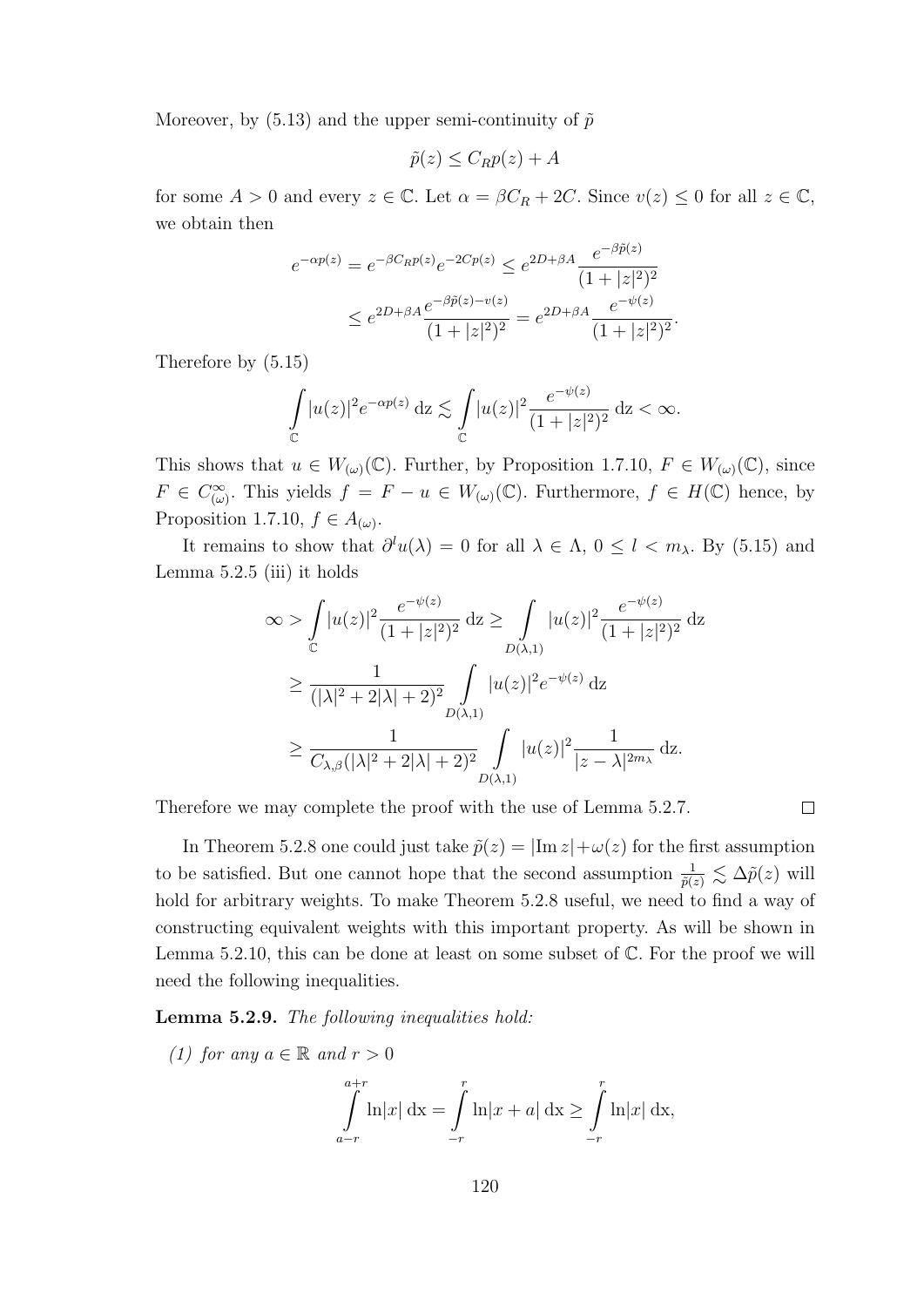Moreover, by (5.13) and the upper semi-continuity of $\tilde{p}$

$$\tilde{p}(z) \leq C_R p(z) + A$$

for some $A > 0$ and every $z \in \mathbb{C}$. Let $\alpha = \beta C_R + 2C$. Since $v(z) \leq 0$ for all $z \in \mathbb{C}$, we obtain then

$$\begin{aligned}
e^{-\alpha p(z)} = e^{-\beta C_R p(z)} e^{-2Cp(z)} &\leq e^{2D+\beta A} \frac{e^{-\beta \tilde{p}(z)}}{(1+|z|^2)^2} \\
&\leq e^{2D+\beta A} \frac{e^{-\beta \tilde{p}(z) - v(z)}}{(1+|z|^2)^2} = e^{2D+\beta A} \frac{e^{-\psi(z)}}{(1+|z|^2)^2}.
\end{aligned}$$

Therefore by (5.15)

$$\int_{\mathbb{C}} |u(z)|^2 e^{-\alpha p(z)} \,\mathrm{d}z \lesssim \int_{\mathbb{C}} |u(z)|^2 \frac{e^{-\psi(z)}}{(1+|z|^2)^2} \,\mathrm{d}z < \infty.$$

This shows that $u \in W_{(\omega)}(\mathbb{C})$. Further, by Proposition 1.7.10, $F \in W_{(\omega)}(\mathbb{C})$, since $F \in C^{\infty}_{(\omega)}$. This yields $f = F - u \in W_{(\omega)}(\mathbb{C})$. Furthermore, $f \in H(\mathbb{C})$ hence, by Proposition 1.7.10, $f \in A_{(\omega)}$.

It remains to show that $\partial^l u(\lambda) = 0$ for all $\lambda \in \Lambda$, $0 \leq l < m_\lambda$. By (5.15) and Lemma 5.2.5 (iii) it holds

$$\begin{aligned}
\infty > \int_{\mathbb{C}} |u(z)|^2 \frac{e^{-\psi(z)}}{(1+|z|^2)^2} \,\mathrm{d}z &\geq \int_{D(\lambda,1)} |u(z)|^2 \frac{e^{-\psi(z)}}{(1+|z|^2)^2} \,\mathrm{d}z \\
&\geq \frac{1}{(|\lambda|^2 + 2|\lambda| + 2)^2} \int_{D(\lambda,1)} |u(z)|^2 e^{-\psi(z)} \,\mathrm{d}z \\
&\geq \frac{1}{C_{\lambda,\beta}(|\lambda|^2 + 2|\lambda| + 2)^2} \int_{D(\lambda,1)} |u(z)|^2 \frac{1}{|z-\lambda|^{2m_\lambda}} \,\mathrm{d}z.
\end{aligned}$$

Therefore we may complete the proof with the use of Lemma 5.2.7. □

In Theorem 5.2.8 one could just take $\tilde{p}(z) = |\operatorname{Im} z| + \omega(z)$ for the first assumption to be satisfied. But one cannot hope that the second assumption $\frac{1}{\tilde{p}(z)} \lesssim \Delta\tilde{p}(z)$ will hold for arbitrary weights. To make Theorem 5.2.8 useful, we need to find a way of constructing equivalent weights with this important property. As will be shown in Lemma 5.2.10, this can be done at least on some subset of $\mathbb{C}$. For the proof we will need the following inequalities.

**Lemma 5.2.9.** *The following inequalities hold:*

*(1) for any $a \in \mathbb{R}$ and $r > 0$*

$$\int_{a-r}^{a+r} \ln|x| \,\mathrm{d}x = \int_{-r}^{r} \ln|x+a| \,\mathrm{d}x \geq \int_{-r}^{r} \ln|x| \,\mathrm{d}x,$$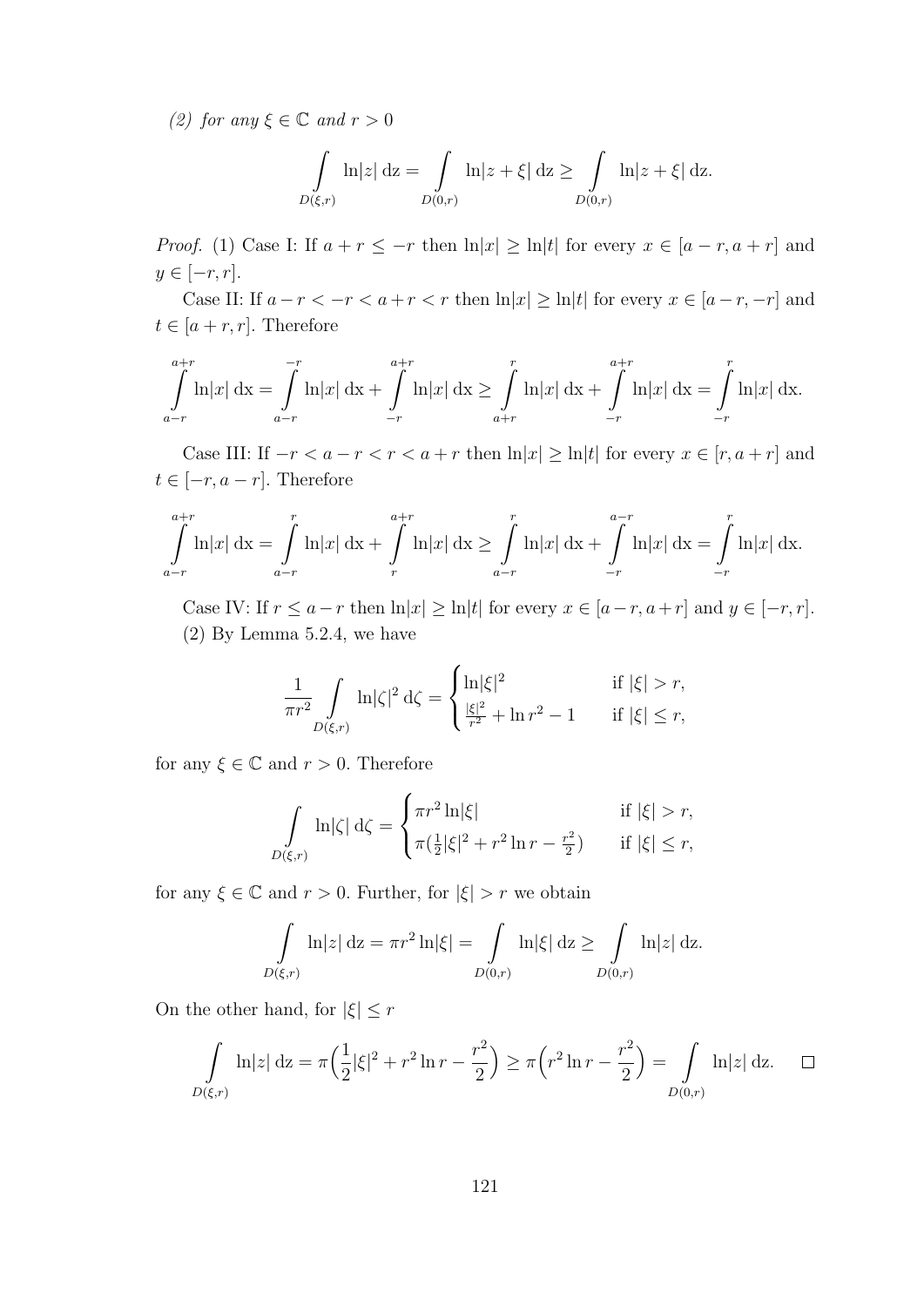*(2) for any $\xi \in \mathbb{C}$ and $r > 0$*

$$\int\limits_{D(\xi,r)} \ln|z| \, \mathrm{d}z = \int\limits_{D(0,r)} \ln|z+\xi| \, \mathrm{d}z \geq \int\limits_{D(0,r)} \ln|z+\xi| \, \mathrm{d}z.$$

*Proof.* (1) Case I: If $a + r \leq -r$ then $\ln|x| \geq \ln|t|$ for every $x \in [a-r, a+r]$ and $y \in [-r, r]$.

Case II: If $a - r < -r < a + r < r$ then $\ln|x| \geq \ln|t|$ for every $x \in [a-r, -r]$ and $t \in [a+r, r]$. Therefore

$$\int\limits_{a-r}^{a+r} \ln|x| \, \mathrm{d}x = \int\limits_{a-r}^{-r} \ln|x| \, \mathrm{d}x + \int\limits_{-r}^{a+r} \ln|x| \, \mathrm{d}x \geq \int\limits_{a+r}^{r} \ln|x| \, \mathrm{d}x + \int\limits_{-r}^{a+r} \ln|x| \, \mathrm{d}x = \int\limits_{-r}^{r} \ln|x| \, \mathrm{d}x.$$

Case III: If $-r < a - r < r < a + r$ then $\ln|x| \geq \ln|t|$ for every $x \in [r, a+r]$ and $t \in [-r, a-r]$. Therefore

$$\int\limits_{a-r}^{a+r} \ln|x| \, \mathrm{d}x = \int\limits_{a-r}^{r} \ln|x| \, \mathrm{d}x + \int\limits_{r}^{a+r} \ln|x| \, \mathrm{d}x \geq \int\limits_{a-r}^{r} \ln|x| \, \mathrm{d}x + \int\limits_{-r}^{a-r} \ln|x| \, \mathrm{d}x = \int\limits_{-r}^{r} \ln|x| \, \mathrm{d}x.$$

Case IV: If $r \leq a - r$ then $\ln|x| \geq \ln|t|$ for every $x \in [a-r, a+r]$ and $y \in [-r, r]$.

(2) By Lemma 5.2.4, we have

$$\frac{1}{\pi r^2} \int\limits_{D(\xi,r)} \ln|\zeta|^2 \, \mathrm{d}\zeta = \begin{cases} \ln|\xi|^2 & \text{if } |\xi| > r, \\ \frac{|\xi|^2}{r^2} + \ln r^2 - 1 & \text{if } |\xi| \leq r, \end{cases}$$

for any $\xi \in \mathbb{C}$ and $r > 0$. Therefore

$$\int\limits_{D(\xi,r)} \ln|\zeta| \, \mathrm{d}\zeta = \begin{cases} \pi r^2 \ln|\xi| & \text{if } |\xi| > r, \\ \pi(\frac{1}{2}|\xi|^2 + r^2 \ln r - \frac{r^2}{2}) & \text{if } |\xi| \leq r, \end{cases}$$

for any $\xi \in \mathbb{C}$ and $r > 0$. Further, for $|\xi| > r$ we obtain

$$\int\limits_{D(\xi,r)} \ln|z| \, \mathrm{d}z = \pi r^2 \ln|\xi| = \int\limits_{D(0,r)} \ln|\xi| \, \mathrm{d}z \geq \int\limits_{D(0,r)} \ln|z| \, \mathrm{d}z.$$

On the other hand, for $|\xi| \leq r$

$$\int\limits_{D(\xi,r)} \ln|z| \, \mathrm{d}z = \pi\Big(\frac{1}{2}|\xi|^2 + r^2 \ln r - \frac{r^2}{2}\Big) \geq \pi\Big(r^2 \ln r - \frac{r^2}{2}\Big) = \int\limits_{D(0,r)} \ln|z| \, \mathrm{d}z. \qquad \square$$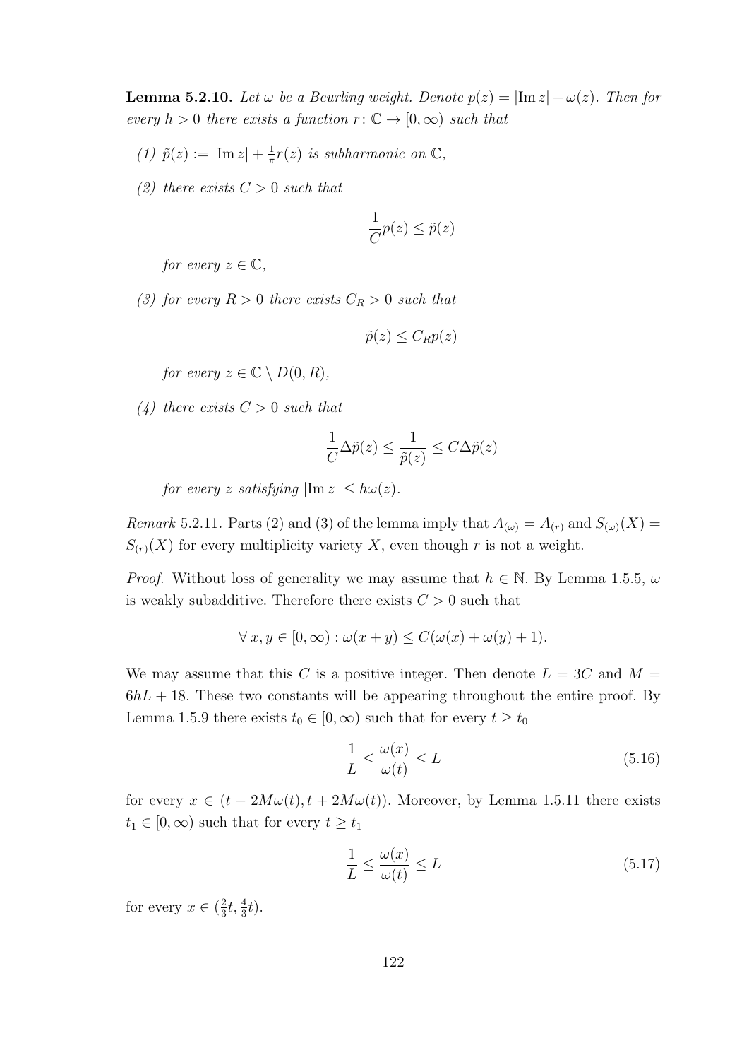**Lemma 5.2.10.** *Let $\omega$ be a Beurling weight. Denote $p(z) = |\operatorname{Im} z| + \omega(z)$. Then for every $h > 0$ there exists a function $r\colon \mathbb{C} \to [0, \infty)$ such that*

*(1) $\tilde{p}(z) := |\operatorname{Im} z| + \frac{1}{\pi} r(z)$ is subharmonic on $\mathbb{C}$,*

*(2) there exists $C > 0$ such that*

$$\frac{1}{C} p(z) \leq \tilde{p}(z)$$

*for every $z \in \mathbb{C}$,*

*(3) for every $R > 0$ there exists $C_R > 0$ such that*

$$\tilde{p}(z) \leq C_R p(z)$$

*for every $z \in \mathbb{C} \setminus D(0, R)$,*

*(4) there exists $C > 0$ such that*

$$\frac{1}{C} \Delta \tilde{p}(z) \leq \frac{1}{\tilde{p}(z)} \leq C \Delta \tilde{p}(z)$$

*for every $z$ satisfying $|\operatorname{Im} z| \leq h\omega(z)$.*

*Remark* 5.2.11. Parts (2) and (3) of the lemma imply that $A_{(\omega)} = A_{(r)}$ and $S_{(\omega)}(X) = S_{(r)}(X)$ for every multiplicity variety $X$, even though $r$ is not a weight.

*Proof.* Without loss of generality we may assume that $h \in \mathbb{N}$. By Lemma 1.5.5, $\omega$ is weakly subadditive. Therefore there exists $C > 0$ such that

$$\forall\, x, y \in [0, \infty) : \omega(x + y) \leq C(\omega(x) + \omega(y) + 1).$$

We may assume that this $C$ is a positive integer. Then denote $L = 3C$ and $M = 6hL + 18$. These two constants will be appearing throughout the entire proof. By Lemma 1.5.9 there exists $t_0 \in [0, \infty)$ such that for every $t \geq t_0$

$$\frac{1}{L} \leq \frac{\omega(x)}{\omega(t)} \leq L \tag{5.16}$$

for every $x \in (t - 2M\omega(t), t + 2M\omega(t))$. Moreover, by Lemma 1.5.11 there exists $t_1 \in [0, \infty)$ such that for every $t \geq t_1$

$$\frac{1}{L} \leq \frac{\omega(x)}{\omega(t)} \leq L \tag{5.17}$$

for every $x \in (\frac{2}{3}t, \frac{4}{3}t)$.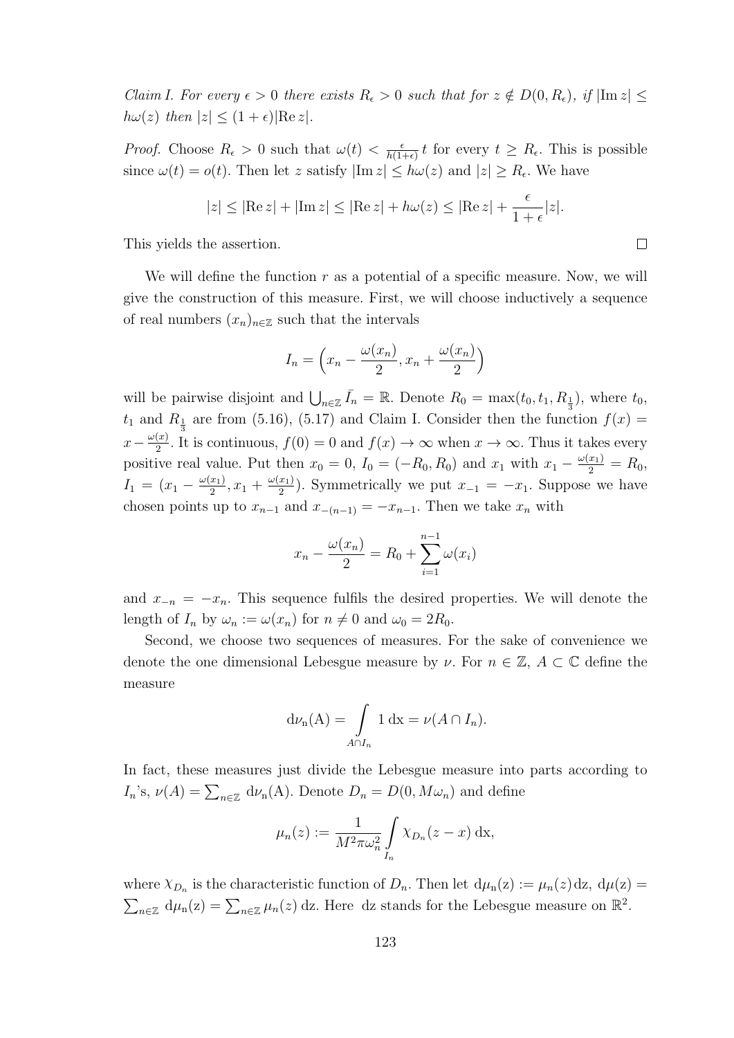*Claim I. For every $\epsilon > 0$ there exists $R_\epsilon > 0$ such that for $z \notin D(0, R_\epsilon)$, if $|\mathrm{Im}\, z| \leq h\omega(z)$ then $|z| \leq (1+\epsilon)|\mathrm{Re}\, z|$.*

*Proof.* Choose $R_\epsilon > 0$ such that $\omega(t) < \frac{\epsilon}{h(1+\epsilon)} t$ for every $t \geq R_\epsilon$. This is possible since $\omega(t) = o(t)$. Then let $z$ satisfy $|\mathrm{Im}\, z| \leq h\omega(z)$ and $|z| \geq R_\epsilon$. We have

$$|z| \leq |\mathrm{Re}\, z| + |\mathrm{Im}\, z| \leq |\mathrm{Re}\, z| + h\omega(z) \leq |\mathrm{Re}\, z| + \frac{\epsilon}{1+\epsilon}|z|.$$

This yields the assertion. $\square$

We will define the function $r$ as a potential of a specific measure. Now, we will give the construction of this measure. First, we will choose inductively a sequence of real numbers $(x_n)_{n\in\mathbb{Z}}$ such that the intervals

$$I_n = \left(x_n - \frac{\omega(x_n)}{2}, x_n + \frac{\omega(x_n)}{2}\right)$$

will be pairwise disjoint and $\bigcup_{n\in\mathbb{Z}} \bar{I}_n = \mathbb{R}$. Denote $R_0 = \max(t_0, t_1, R_{\frac{1}{3}})$, where $t_0$, $t_1$ and $R_{\frac{1}{3}}$ are from (5.16), (5.17) and Claim I. Consider then the function $f(x) = x - \frac{\omega(x)}{2}$. It is continuous, $f(0) = 0$ and $f(x) \to \infty$ when $x \to \infty$. Thus it takes every positive real value. Put then $x_0 = 0$, $I_0 = (-R_0, R_0)$ and $x_1$ with $x_1 - \frac{\omega(x_1)}{2} = R_0$, $I_1 = (x_1 - \frac{\omega(x_1)}{2}, x_1 + \frac{\omega(x_1)}{2})$. Symmetrically we put $x_{-1} = -x_1$. Suppose we have chosen points up to $x_{n-1}$ and $x_{-(n-1)} = -x_{n-1}$. Then we take $x_n$ with

$$x_n - \frac{\omega(x_n)}{2} = R_0 + \sum_{i=1}^{n-1} \omega(x_i)$$

and $x_{-n} = -x_n$. This sequence fulfils the desired properties. We will denote the length of $I_n$ by $\omega_n := \omega(x_n)$ for $n \neq 0$ and $\omega_0 = 2R_0$.

Second, we choose two sequences of measures. For the sake of convenience we denote the one dimensional Lebesgue measure by $\nu$. For $n \in \mathbb{Z}$, $A \subset \mathbb{C}$ define the measure

$$\mathrm{d}\nu_n(A) = \int\limits_{A\cap I_n} 1 \,\mathrm{d}x = \nu(A \cap I_n).$$

In fact, these measures just divide the Lebesgue measure into parts according to $I_n$'s, $\nu(A) = \sum_{n\in\mathbb{Z}} \mathrm{d}\nu_n(A)$. Denote $D_n = D(0, M\omega_n)$ and define

$$\mu_n(z) := \frac{1}{M^2\pi\omega_n^2} \int\limits_{I_n} \chi_{D_n}(z - x) \,\mathrm{d}x,$$

where $\chi_{D_n}$ is the characteristic function of $D_n$. Then let $\mathrm{d}\mu_n(z) := \mu_n(z)\,\mathrm{d}z$, $\mathrm{d}\mu(z) = \sum_{n\in\mathbb{Z}} \mathrm{d}\mu_n(z) = \sum_{n\in\mathbb{Z}} \mu_n(z)\,\mathrm{d}z$. Here $\mathrm{d}z$ stands for the Lebesgue measure on $\mathbb{R}^2$.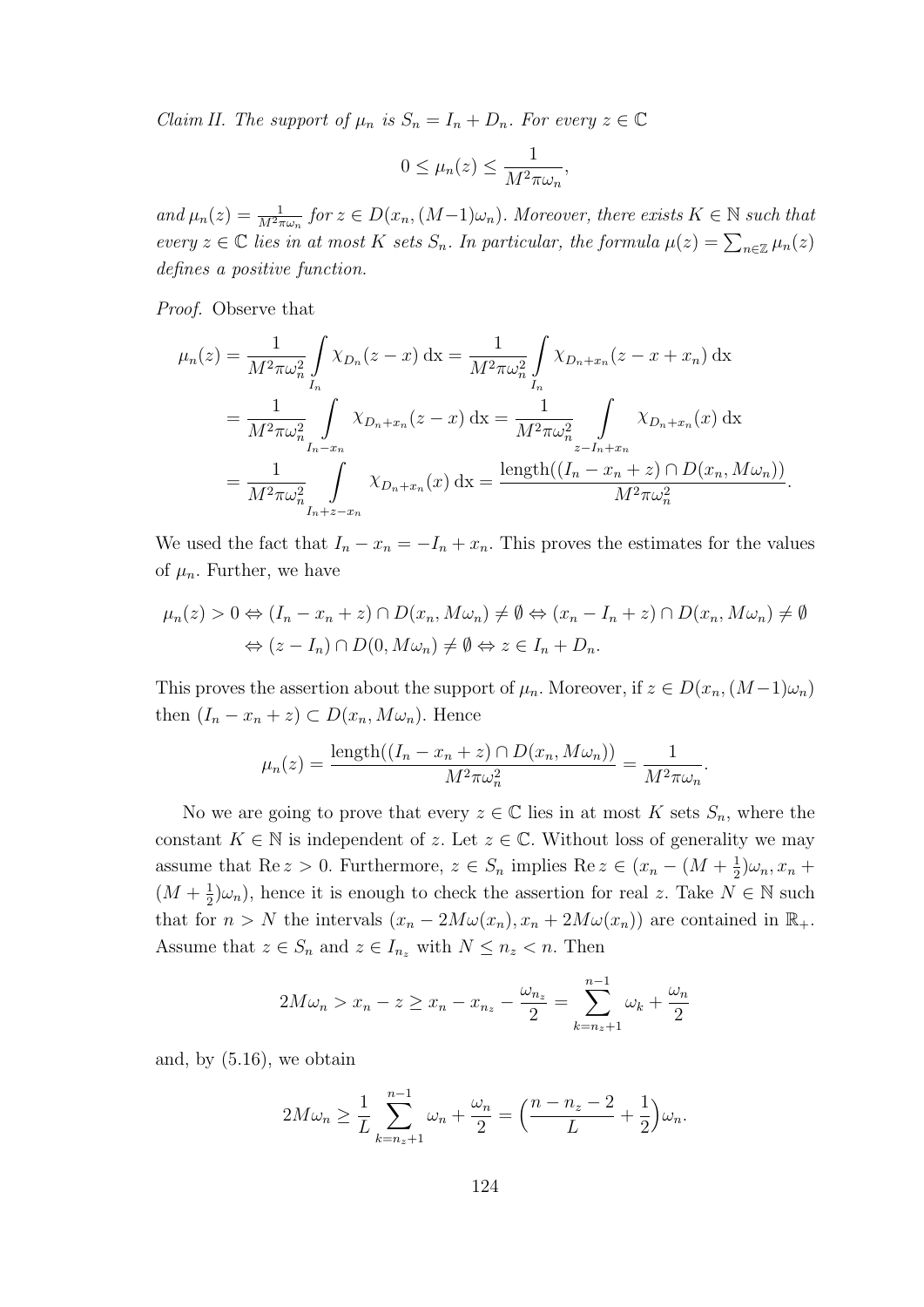*Claim II. The support of $\mu_n$ is $S_n = I_n + D_n$. For every $z \in \mathbb{C}$*

$$0 \le \mu_n(z) \le \frac{1}{M^2 \pi \omega_n},$$

*and $\mu_n(z) = \frac{1}{M^2\pi\omega_n}$ for $z \in D(x_n, (M-1)\omega_n)$. Moreover, there exists $K \in \mathbb{N}$ such that every $z \in \mathbb{C}$ lies in at most $K$ sets $S_n$. In particular, the formula $\mu(z) = \sum_{n\in\mathbb{Z}} \mu_n(z)$ defines a positive function.*

*Proof.* Observe that

$$\begin{aligned}
\mu_n(z) &= \frac{1}{M^2\pi\omega_n^2} \int\limits_{I_n} \chi_{D_n}(z-x)\,\mathrm{dx} = \frac{1}{M^2\pi\omega_n^2} \int\limits_{I_n} \chi_{D_n+x_n}(z-x+x_n)\,\mathrm{dx} \\
&= \frac{1}{M^2\pi\omega_n^2} \int\limits_{I_n - x_n} \chi_{D_n+x_n}(z-x)\,\mathrm{dx} = \frac{1}{M^2\pi\omega_n^2} \int\limits_{z-I_n+x_n} \chi_{D_n+x_n}(x)\,\mathrm{dx} \\
&= \frac{1}{M^2\pi\omega_n^2} \int\limits_{I_n+z-x_n} \chi_{D_n+x_n}(x)\,\mathrm{dx} = \frac{\mathrm{length}((I_n - x_n + z) \cap D(x_n, M\omega_n))}{M^2\pi\omega_n^2}.
\end{aligned}$$

We used the fact that $I_n - x_n = -I_n + x_n$. This proves the estimates for the values of $\mu_n$. Further, we have

$$\begin{aligned}
\mu_n(z) > 0 &\Leftrightarrow (I_n - x_n + z) \cap D(x_n, M\omega_n) \ne \emptyset \Leftrightarrow (x_n - I_n + z) \cap D(x_n, M\omega_n) \ne \emptyset \\
&\Leftrightarrow (z - I_n) \cap D(0, M\omega_n) \ne \emptyset \Leftrightarrow z \in I_n + D_n.
\end{aligned}$$

This proves the assertion about the support of $\mu_n$. Moreover, if $z \in D(x_n, (M-1)\omega_n)$ then $(I_n - x_n + z) \subset D(x_n, M\omega_n)$. Hence

$$\mu_n(z) = \frac{\mathrm{length}((I_n - x_n + z) \cap D(x_n, M\omega_n))}{M^2\pi\omega_n^2} = \frac{1}{M^2\pi\omega_n}.$$

No we are going to prove that every $z \in \mathbb{C}$ lies in at most $K$ sets $S_n$, where the constant $K \in \mathbb{N}$ is independent of $z$. Let $z \in \mathbb{C}$. Without loss of generality we may assume that $\operatorname{Re} z > 0$. Furthermore, $z \in S_n$ implies $\operatorname{Re} z \in (x_n - (M + \frac{1}{2})\omega_n, x_n + (M + \frac{1}{2})\omega_n)$, hence it is enough to check the assertion for real $z$. Take $N \in \mathbb{N}$ such that for $n > N$ the intervals $(x_n - 2M\omega(x_n), x_n + 2M\omega(x_n))$ are contained in $\mathbb{R}_+$. Assume that $z \in S_n$ and $z \in I_{n_z}$ with $N \le n_z < n$. Then

$$2M\omega_n > x_n - z \ge x_n - x_{n_z} - \frac{\omega_{n_z}}{2} = \sum_{k=n_z+1}^{n-1} \omega_k + \frac{\omega_n}{2}$$

and, by (5.16), we obtain

$$2M\omega_n \ge \frac{1}{L} \sum_{k=n_z+1}^{n-1} \omega_n + \frac{\omega_n}{2} = \Big(\frac{n - n_z - 2}{L} + \frac{1}{2}\Big)\omega_n.$$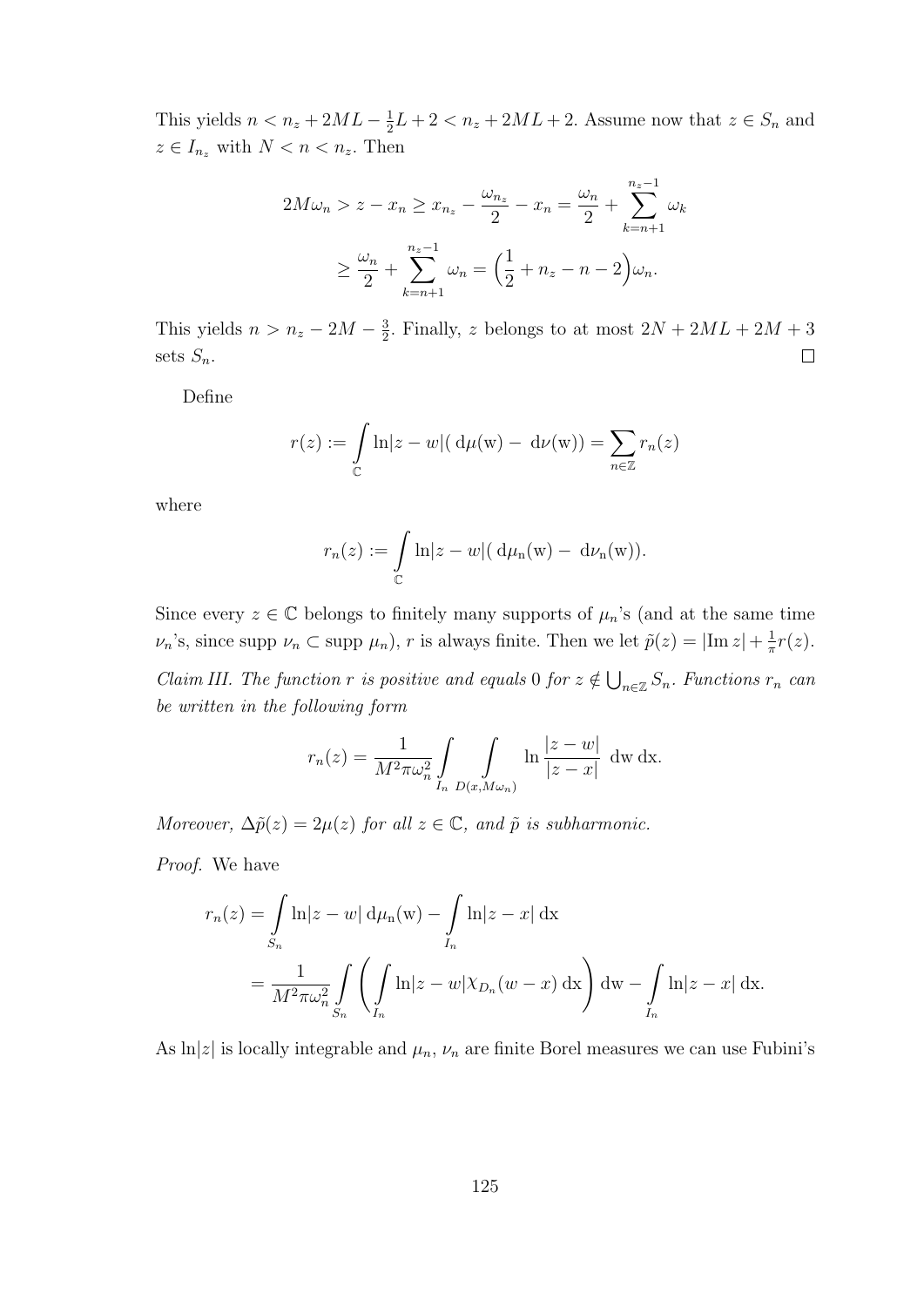This yields $n < n_z + 2ML - \frac{1}{2}L + 2 < n_z + 2ML + 2$. Assume now that $z \in S_n$ and $z \in I_{n_z}$ with $N < n < n_z$. Then

$$
\begin{aligned}
2M\omega_n > z - x_n \geq x_{n_z} - \frac{\omega_{n_z}}{2} - x_n = \frac{\omega_n}{2} + \sum_{k=n+1}^{n_z-1} \omega_k \\
\geq \frac{\omega_n}{2} + \sum_{k=n+1}^{n_z-1} \omega_n = \Big(\frac{1}{2} + n_z - n - 2\Big)\omega_n.
\end{aligned}
$$

This yields $n > n_z - 2M - \frac{3}{2}$. Finally, $z$ belongs to at most $2N + 2ML + 2M + 3$ sets $S_n$. $\square$

Define

$$
r(z) := \int_{\mathbb{C}} \ln|z-w|(\,\mathrm{d}\mu(\mathrm{w}) - \,\mathrm{d}\nu(\mathrm{w})) = \sum_{n\in\mathbb{Z}} r_n(z)
$$

where

$$
r_n(z) := \int_{\mathbb{C}} \ln|z-w|(\,\mathrm{d}\mu_{\mathrm{n}}(\mathrm{w}) - \,\mathrm{d}\nu_{\mathrm{n}}(\mathrm{w})).
$$

Since every $z \in \mathbb{C}$ belongs to finitely many supports of $\mu_n$'s (and at the same time $\nu_n$'s, since supp $\nu_n \subset$ supp $\mu_n$), $r$ is always finite. Then we let $\tilde{p}(z) = |\mathrm{Im}\, z| + \frac{1}{\pi} r(z)$.

*Claim III. The function $r$ is positive and equals $0$ for $z \notin \bigcup_{n\in\mathbb{Z}} S_n$. Functions $r_n$ can be written in the following form*

$$
r_n(z) = \frac{1}{M^2\pi\omega_n^2} \int_{I_n} \int_{D(x,M\omega_n)} \ln\frac{|z-w|}{|z-x|}\ \mathrm{dw}\,\mathrm{dx}.
$$

*Moreover, $\Delta\tilde{p}(z) = 2\mu(z)$ for all $z \in \mathbb{C}$, and $\tilde{p}$ is subharmonic.*

*Proof.* We have

$$
\begin{aligned}
r_n(z) &= \int_{S_n} \ln|z-w|\,\mathrm{d}\mu_{\mathrm{n}}(\mathrm{w}) - \int_{I_n} \ln|z-x|\,\mathrm{dx} \\
&= \frac{1}{M^2\pi\omega_n^2} \int_{S_n} \left( \int_{I_n} \ln|z-w|\chi_{D_n}(w-x)\,\mathrm{dx} \right) \mathrm{dw} - \int_{I_n} \ln|z-x|\,\mathrm{dx}.
\end{aligned}
$$

As $\ln|z|$ is locally integrable and $\mu_n$, $\nu_n$ are finite Borel measures we can use Fubini's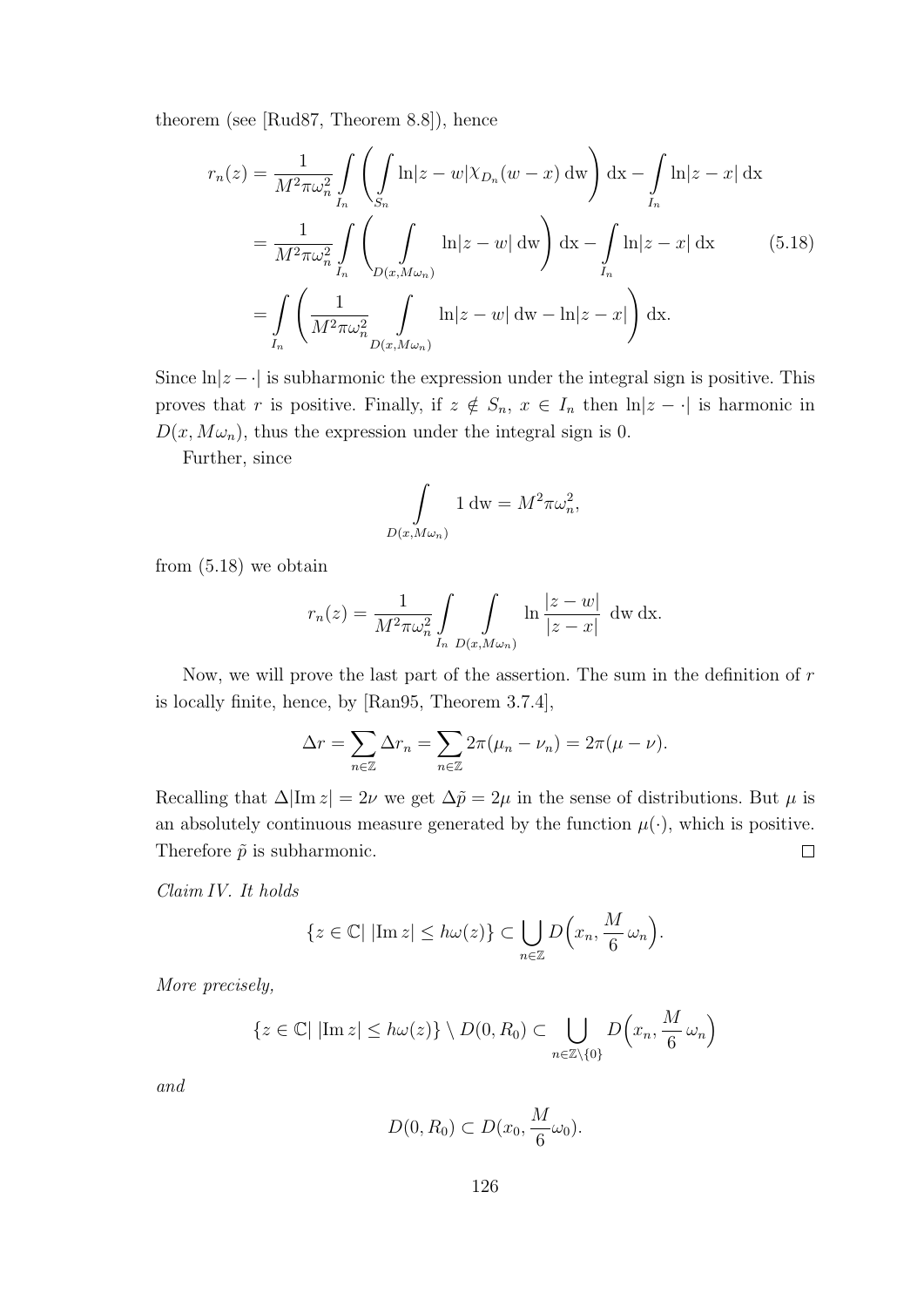theorem (see [Rud87, Theorem 8.8]), hence

$$
\begin{aligned}
r_n(z) &= \frac{1}{M^2\pi\omega_n^2}\int\limits_{I_n}\left(\int\limits_{S_n}\ln|z-w|\chi_{D_n}(w-x)\,\mathrm{dw}\right)\mathrm{dx} - \int\limits_{I_n}\ln|z-x|\,\mathrm{dx} \\
&= \frac{1}{M^2\pi\omega_n^2}\int\limits_{I_n}\left(\int\limits_{D(x,M\omega_n)}\ln|z-w|\,\mathrm{dw}\right)\mathrm{dx} - \int\limits_{I_n}\ln|z-x|\,\mathrm{dx} \qquad (5.18)\\
&= \int\limits_{I_n}\left(\frac{1}{M^2\pi\omega_n^2}\int\limits_{D(x,M\omega_n)}\ln|z-w|\,\mathrm{dw} - \ln|z-x|\right)\mathrm{dx}.
\end{aligned}
$$

Since $\ln|z-\cdot|$ is subharmonic the expression under the integral sign is positive. This proves that $r$ is positive. Finally, if $z \notin S_n$, $x \in I_n$ then $\ln|z-\cdot|$ is harmonic in $D(x, M\omega_n)$, thus the expression under the integral sign is 0.

Further, since

$$
\int\limits_{D(x,M\omega_n)} 1\,\mathrm{dw} = M^2\pi\omega_n^2,
$$

from (5.18) we obtain

$$
r_n(z) = \frac{1}{M^2\pi\omega_n^2}\int\limits_{I_n}\int\limits_{D(x,M\omega_n)}\ln\frac{|z-w|}{|z-x|}\,\mathrm{dw}\,\mathrm{dx}.
$$

Now, we will prove the last part of the assertion. The sum in the definition of $r$ is locally finite, hence, by [Ran95, Theorem 3.7.4],

$$
\Delta r = \sum_{n\in\mathbb{Z}}\Delta r_n = \sum_{n\in\mathbb{Z}} 2\pi(\mu_n - \nu_n) = 2\pi(\mu - \nu).
$$

Recalling that $\Delta|\mathrm{Im}\,z| = 2\nu$ we get $\Delta\tilde{p} = 2\mu$ in the sense of distributions. But $\mu$ is an absolutely continuous measure generated by the function $\mu(\cdot)$, which is positive. Therefore $\tilde{p}$ is subharmonic. $\square$

*Claim IV. It holds*

$$
\{z \in \mathbb{C} |\, |\mathrm{Im}\,z| \le h\omega(z)\} \subset \bigcup_{n\in\mathbb{Z}} D\Big(x_n, \frac{M}{6}\,\omega_n\Big).
$$

*More precisely,*

$$
\{z \in \mathbb{C} |\, |\mathrm{Im}\,z| \le h\omega(z)\} \setminus D(0, R_0) \subset \bigcup_{n\in\mathbb{Z}\setminus\{0\}} D\Big(x_n, \frac{M}{6}\,\omega_n\Big)
$$

*and*

$$
D(0, R_0) \subset D(x_0, \frac{M}{6}\omega_0).
$$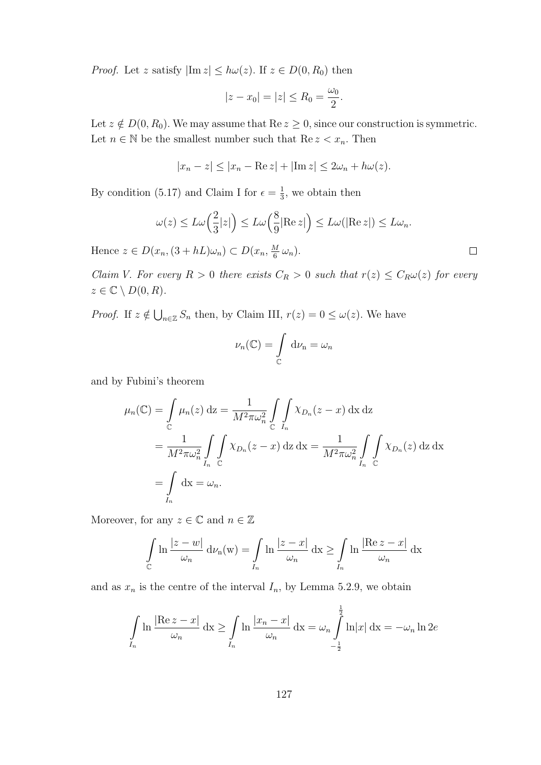*Proof.* Let $z$ satisfy $|\operatorname{Im} z| \leq h\omega(z)$. If $z \in D(0, R_0)$ then

$$|z - x_0| = |z| \leq R_0 = \frac{\omega_0}{2}.$$

Let $z \notin D(0, R_0)$. We may assume that $\operatorname{Re} z \geq 0$, since our construction is symmetric. Let $n \in \mathbb{N}$ be the smallest number such that $\operatorname{Re} z < x_n$. Then

$$|x_n - z| \leq |x_n - \operatorname{Re} z| + |\operatorname{Im} z| \leq 2\omega_n + h\omega(z).$$

By condition (5.17) and Claim I for $\epsilon = \frac{1}{3}$, we obtain then

$$\omega(z) \leq L\omega\Big(\frac{2}{3}|z|\Big) \leq L\omega\Big(\frac{8}{9}|\operatorname{Re} z|\Big) \leq L\omega(|\operatorname{Re} z|) \leq L\omega_n.$$

Hence $z \in D(x_n, (3 + hL)\omega_n) \subset D(x_n, \frac{M}{6}\,\omega_n)$. $\square$

*Claim V. For every $R > 0$ there exists $C_R > 0$ such that $r(z) \leq C_R\omega(z)$ for every $z \in \mathbb{C} \setminus D(0, R)$.*

*Proof.* If $z \notin \bigcup_{n\in\mathbb{Z}} S_n$ then, by Claim III, $r(z) = 0 \leq \omega(z)$. We have

$$\nu_n(\mathbb{C}) = \int\limits_{\mathbb{C}} \mathrm{d}\nu_n = \omega_n$$

and by Fubini's theorem

$$\begin{aligned}
\mu_n(\mathbb{C}) &= \int\limits_{\mathbb{C}} \mu_n(z)\,\mathrm{d}z = \frac{1}{M^2\pi\omega_n^2} \int\limits_{\mathbb{C}} \int\limits_{I_n} \chi_{D_n}(z - x)\,\mathrm{d}x\,\mathrm{d}z \\
&= \frac{1}{M^2\pi\omega_n^2} \int\limits_{I_n} \int\limits_{\mathbb{C}} \chi_{D_n}(z - x)\,\mathrm{d}z\,\mathrm{d}x = \frac{1}{M^2\pi\omega_n^2} \int\limits_{I_n} \int\limits_{\mathbb{C}} \chi_{D_n}(z)\,\mathrm{d}z\,\mathrm{d}x \\
&= \int\limits_{I_n} \mathrm{d}x = \omega_n.
\end{aligned}$$

Moreover, for any $z \in \mathbb{C}$ and $n \in \mathbb{Z}$

$$\int\limits_{\mathbb{C}} \ln\frac{|z - w|}{\omega_n}\,\mathrm{d}\nu_n(w) = \int\limits_{I_n} \ln\frac{|z - x|}{\omega_n}\,\mathrm{d}x \geq \int\limits_{I_n} \ln\frac{|\operatorname{Re} z - x|}{\omega_n}\,\mathrm{d}x$$

and as $x_n$ is the centre of the interval $I_n$, by Lemma 5.2.9, we obtain

$$\int\limits_{I_n} \ln\frac{|\operatorname{Re} z - x|}{\omega_n}\,\mathrm{d}x \geq \int\limits_{I_n} \ln\frac{|x_n - x|}{\omega_n}\,\mathrm{d}x = \omega_n \int\limits_{-\frac{1}{2}}^{\frac{1}{2}} \ln|x|\,\mathrm{d}x = -\omega_n \ln 2e$$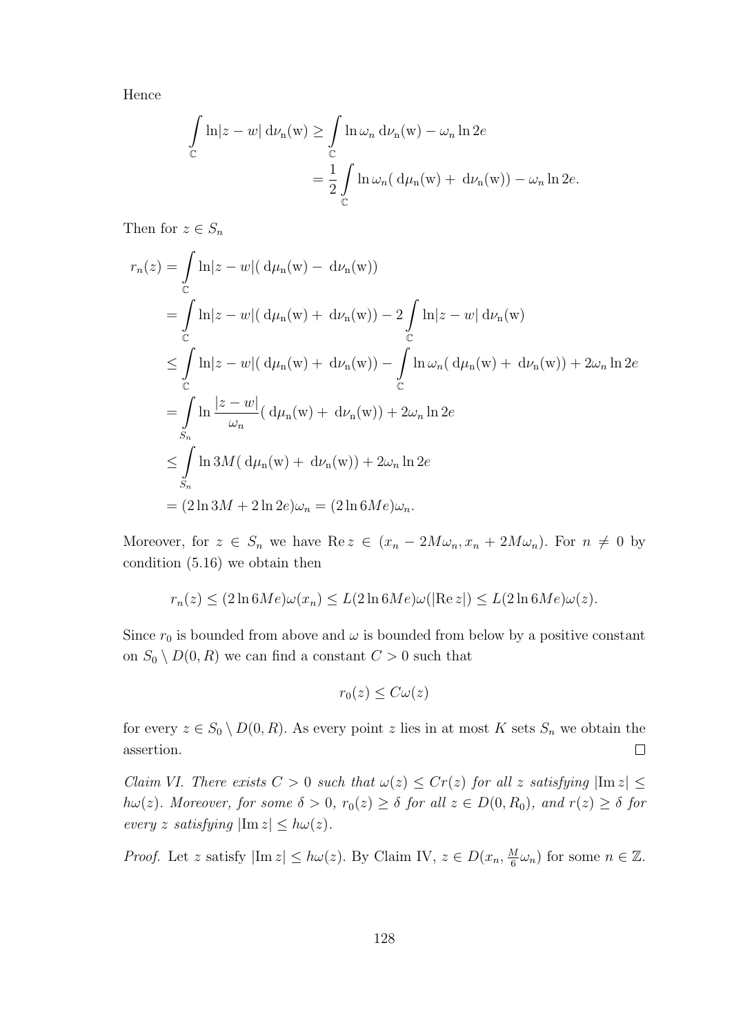Hence

$$
\begin{aligned}
\int_{\mathbb{C}} \ln|z-w| \, \mathrm{d}\nu_n(\mathrm{w}) &\geq \int_{\mathbb{C}} \ln \omega_n \, \mathrm{d}\nu_n(\mathrm{w}) - \omega_n \ln 2e \\
&= \frac{1}{2} \int_{\mathbb{C}} \ln \omega_n ( \, \mathrm{d}\mu_n(\mathrm{w}) + \, \mathrm{d}\nu_n(\mathrm{w})) - \omega_n \ln 2e.
\end{aligned}
$$

Then for $z \in S_n$

$$
\begin{aligned}
r_n(z) &= \int_{\mathbb{C}} \ln|z-w| ( \, \mathrm{d}\mu_n(\mathrm{w}) - \, \mathrm{d}\nu_n(\mathrm{w})) \\
&= \int_{\mathbb{C}} \ln|z-w| ( \, \mathrm{d}\mu_n(\mathrm{w}) + \, \mathrm{d}\nu_n(\mathrm{w})) - 2 \int_{\mathbb{C}} \ln|z-w| \, \mathrm{d}\nu_n(\mathrm{w}) \\
&\leq \int_{\mathbb{C}} \ln|z-w| ( \, \mathrm{d}\mu_n(\mathrm{w}) + \, \mathrm{d}\nu_n(\mathrm{w})) - \int_{\mathbb{C}} \ln \omega_n ( \, \mathrm{d}\mu_n(\mathrm{w}) + \, \mathrm{d}\nu_n(\mathrm{w})) + 2\omega_n \ln 2e \\
&= \int_{S_n} \ln \frac{|z-w|}{\omega_n} ( \, \mathrm{d}\mu_n(\mathrm{w}) + \, \mathrm{d}\nu_n(\mathrm{w})) + 2\omega_n \ln 2e \\
&\leq \int_{S_n} \ln 3M ( \, \mathrm{d}\mu_n(\mathrm{w}) + \, \mathrm{d}\nu_n(\mathrm{w})) + 2\omega_n \ln 2e \\
&= (2 \ln 3M + 2 \ln 2e)\omega_n = (2 \ln 6Me)\omega_n.
\end{aligned}
$$

Moreover, for $z \in S_n$ we have $\operatorname{Re} z \in (x_n - 2M\omega_n, x_n + 2M\omega_n)$. For $n \neq 0$ by condition (5.16) we obtain then

$$
r_n(z) \leq (2 \ln 6Me)\omega(x_n) \leq L(2 \ln 6Me)\omega(|\operatorname{Re} z|) \leq L(2 \ln 6Me)\omega(z).
$$

Since $r_0$ is bounded from above and $\omega$ is bounded from below by a positive constant on $S_0 \setminus D(0, R)$ we can find a constant $C > 0$ such that

$$
r_0(z) \leq C\omega(z)
$$

for every $z \in S_0 \setminus D(0, R)$. As every point $z$ lies in at most $K$ sets $S_n$ we obtain the assertion. $\square$

*Claim VI. There exists $C > 0$ such that $\omega(z) \leq Cr(z)$ for all $z$ satisfying $|\operatorname{Im} z| \leq h\omega(z)$. Moreover, for some $\delta > 0$, $r_0(z) \geq \delta$ for all $z \in D(0, R_0)$, and $r(z) \geq \delta$ for every $z$ satisfying $|\operatorname{Im} z| \leq h\omega(z)$.*

*Proof.* Let $z$ satisfy $|\operatorname{Im} z| \leq h\omega(z)$. By Claim IV, $z \in D(x_n, \frac{M}{6}\omega_n)$ for some $n \in \mathbb{Z}$.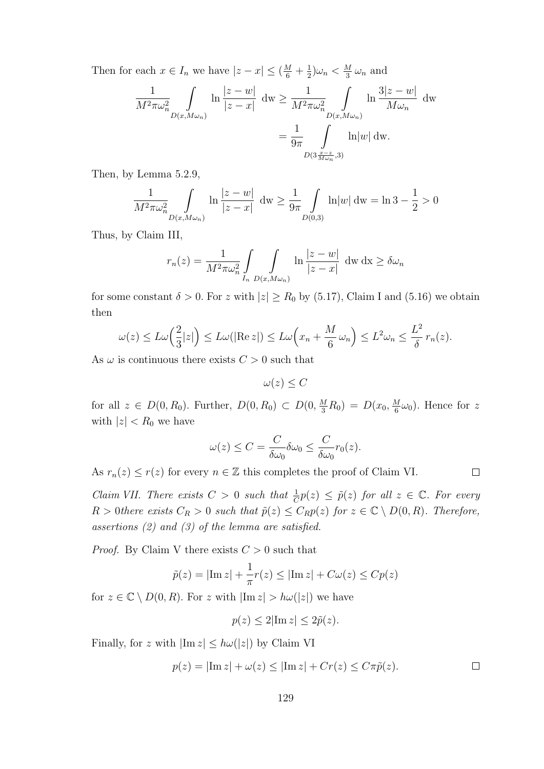Then for each $x \in I_n$ we have $|z - x| \leq (\frac{M}{6} + \frac{1}{2})\omega_n < \frac{M}{3}\,\omega_n$ and

$$\frac{1}{M^2\pi\omega_n^2} \int\limits_{D(x,M\omega_n)} \ln\frac{|z-w|}{|z-x|}\ \mathrm{dw} \geq \frac{1}{M^2\pi\omega_n^2} \int\limits_{D(x,M\omega_n)} \ln\frac{3|z-w|}{M\omega_n}\ \mathrm{dw}$$
$$= \frac{1}{9\pi} \int\limits_{D(3\frac{x-z}{M\omega_n},3)} \ln|w|\ \mathrm{dw}.$$

Then, by Lemma 5.2.9,

$$\frac{1}{M^2\pi\omega_n^2} \int\limits_{D(x,M\omega_n)} \ln\frac{|z-w|}{|z-x|}\ \mathrm{dw} \geq \frac{1}{9\pi} \int\limits_{D(0,3)} \ln|w|\ \mathrm{dw} = \ln 3 - \frac{1}{2} > 0$$

Thus, by Claim III,

$$r_n(z) = \frac{1}{M^2\pi\omega_n^2} \int\limits_{I_n} \int\limits_{D(x,M\omega_n)} \ln\frac{|z-w|}{|z-x|}\ \mathrm{dw}\ \mathrm{dx} \geq \delta\omega_n$$

for some constant $\delta > 0$. For $z$ with $|z| \geq R_0$ by (5.17), Claim I and (5.16) we obtain then

$$\omega(z) \leq L\omega\Big(\frac{2}{3}|z|\Big) \leq L\omega(|\mathrm{Re}\, z|) \leq L\omega\Big(x_n + \frac{M}{6}\,\omega_n\Big) \leq L^2\omega_n \leq \frac{L^2}{\delta}\, r_n(z).$$

As $\omega$ is continuous there exists $C > 0$ such that

$$\omega(z) \leq C$$

for all $z \in D(0, R_0)$. Further, $D(0, R_0) \subset D(0, \frac{M}{3}R_0) = D(x_0, \frac{M}{6}\omega_0)$. Hence for $z$ with $|z| < R_0$ we have

$$\omega(z) \leq C = \frac{C}{\delta\omega_0}\delta\omega_0 \leq \frac{C}{\delta\omega_0} r_0(z).$$

As $r_n(z) \leq r(z)$ for every $n \in \mathbb{Z}$ this completes the proof of Claim VI. $\square$

*Claim VII. There exists $C > 0$ such that $\frac{1}{C}p(z) \leq \tilde{p}(z)$ for all $z \in \mathbb{C}$. For every $R > 0$there exists $C_R > 0$ such that $\tilde{p}(z) \leq C_R p(z)$ for $z \in \mathbb{C} \setminus D(0,R)$. Therefore, assertions (2) and (3) of the lemma are satisfied.*

*Proof.* By Claim V there exists $C > 0$ such that

$$\tilde{p}(z) = |\mathrm{Im}\, z| + \frac{1}{\pi} r(z) \leq |\mathrm{Im}\, z| + C\omega(z) \leq Cp(z)$$

for $z \in \mathbb{C} \setminus D(0,R)$. For $z$ with $|\mathrm{Im}\, z| > h\omega(|z|)$ we have

$$p(z) \leq 2|\mathrm{Im}\, z| \leq 2\tilde{p}(z).$$

Finally, for $z$ with $|\mathrm{Im}\, z| \leq h\omega(|z|)$ by Claim VI

$$p(z) = |\mathrm{Im}\, z| + \omega(z) \leq |\mathrm{Im}\, z| + Cr(z) \leq C\pi\tilde{p}(z).$$

$\square$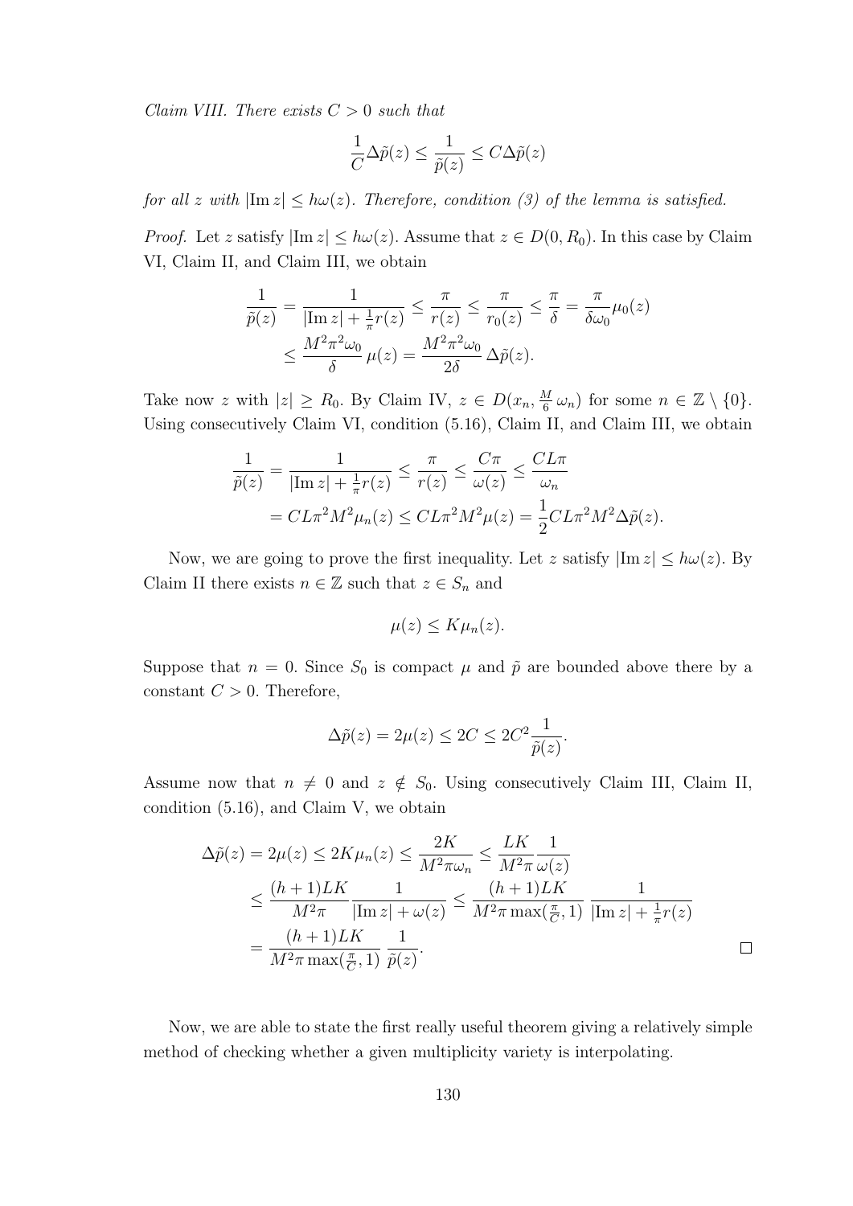*Claim VIII. There exists $C > 0$ such that*

$$\frac{1}{C}\Delta\tilde{p}(z) \le \frac{1}{\tilde{p}(z)} \le C\Delta\tilde{p}(z)$$

*for all $z$ with $|\operatorname{Im} z| \le h\omega(z)$. Therefore, condition (3) of the lemma is satisfied.*

*Proof.* Let $z$ satisfy $|\operatorname{Im} z| \le h\omega(z)$. Assume that $z \in D(0, R_0)$. In this case by Claim VI, Claim II, and Claim III, we obtain

$$\begin{aligned}
\frac{1}{\tilde{p}(z)} &= \frac{1}{|\operatorname{Im} z| + \frac{1}{\pi}r(z)} \le \frac{\pi}{r(z)} \le \frac{\pi}{r_0(z)} \le \frac{\pi}{\delta} = \frac{\pi}{\delta\omega_0}\mu_0(z) \\
&\le \frac{M^2\pi^2\omega_0}{\delta}\,\mu(z) = \frac{M^2\pi^2\omega_0}{2\delta}\,\Delta\tilde{p}(z).
\end{aligned}$$

Take now $z$ with $|z| \ge R_0$. By Claim IV, $z \in D(x_n, \frac{M}{6}\,\omega_n)$ for some $n \in \mathbb{Z} \setminus \{0\}$. Using consecutively Claim VI, condition (5.16), Claim II, and Claim III, we obtain

$$\begin{aligned}
\frac{1}{\tilde{p}(z)} &= \frac{1}{|\operatorname{Im} z| + \frac{1}{\pi}r(z)} \le \frac{\pi}{r(z)} \le \frac{C\pi}{\omega(z)} \le \frac{CL\pi}{\omega_n} \\
&= CL\pi^2M^2\mu_n(z) \le CL\pi^2M^2\mu(z) = \frac{1}{2}CL\pi^2M^2\Delta\tilde{p}(z).
\end{aligned}$$

Now, we are going to prove the first inequality. Let $z$ satisfy $|\operatorname{Im} z| \le h\omega(z)$. By Claim II there exists $n \in \mathbb{Z}$ such that $z \in S_n$ and

$$\mu(z) \le K\mu_n(z).$$

Suppose that $n = 0$. Since $S_0$ is compact $\mu$ and $\tilde{p}$ are bounded above there by a constant $C > 0$. Therefore,

$$\Delta\tilde{p}(z) = 2\mu(z) \le 2C \le 2C^2\frac{1}{\tilde{p}(z)}.$$

Assume now that $n \ne 0$ and $z \notin S_0$. Using consecutively Claim III, Claim II, condition (5.16), and Claim V, we obtain

$$\begin{aligned}
\Delta\tilde{p}(z) &= 2\mu(z) \le 2K\mu_n(z) \le \frac{2K}{M^2\pi\omega_n} \le \frac{LK}{M^2\pi}\frac{1}{\omega(z)} \\
&\le \frac{(h+1)LK}{M^2\pi}\frac{1}{|\operatorname{Im} z| + \omega(z)} \le \frac{(h+1)LK}{M^2\pi\max(\frac{\pi}{C}, 1)}\,\frac{1}{|\operatorname{Im} z| + \frac{1}{\pi}r(z)} \\
&= \frac{(h+1)LK}{M^2\pi\max(\frac{\pi}{C}, 1)}\,\frac{1}{\tilde{p}(z)}.
\end{aligned}$$

□

Now, we are able to state the first really useful theorem giving a relatively simple method of checking whether a given multiplicity variety is interpolating.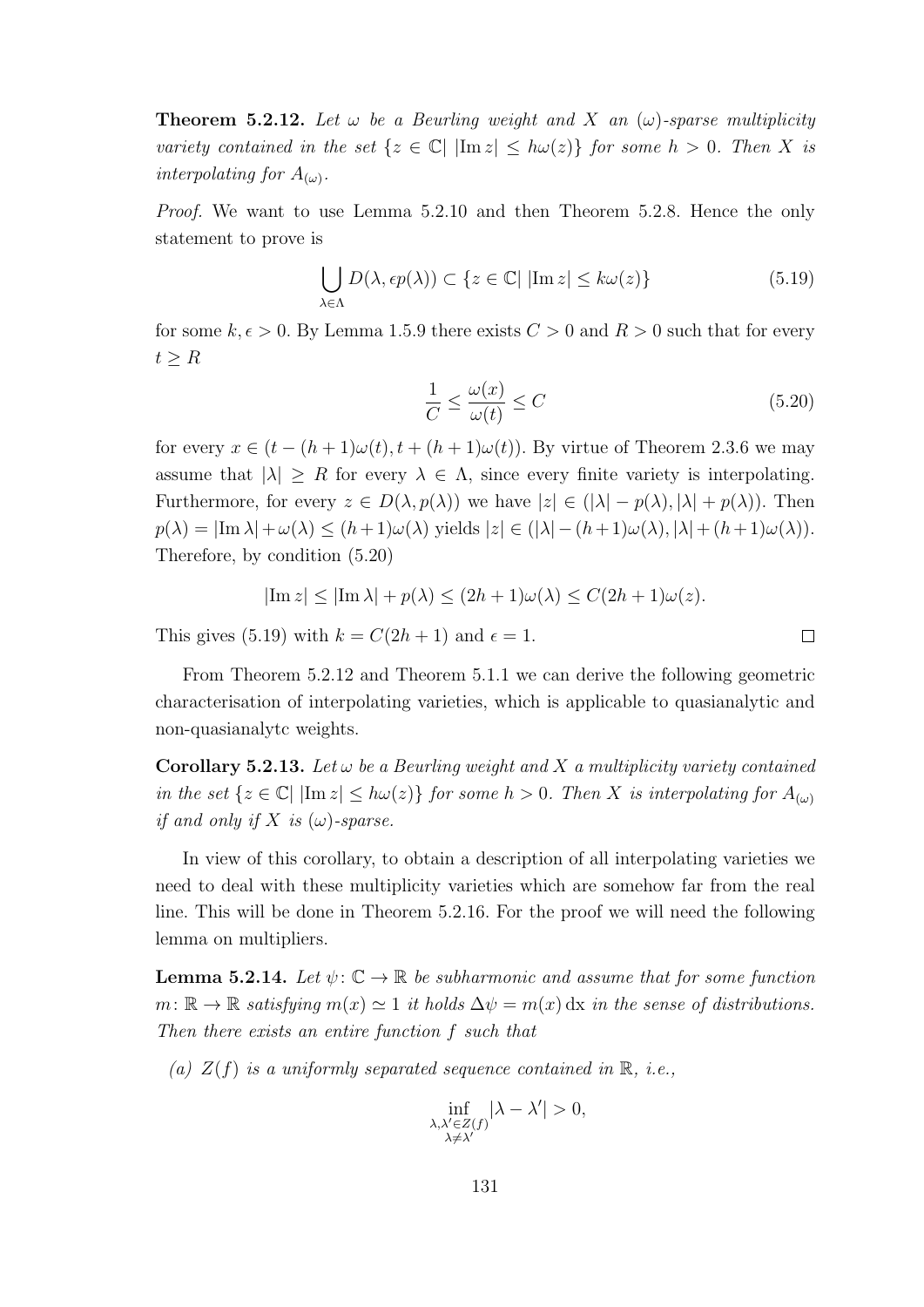**Theorem 5.2.12.** *Let $\omega$ be a Beurling weight and $X$ an $(\omega)$-sparse multiplicity variety contained in the set $\{z \in \mathbb{C}|\ |\mathrm{Im}\, z| \leq h\omega(z)\}$ for some $h > 0$. Then $X$ is interpolating for $A_{(\omega)}$.*

*Proof.* We want to use Lemma 5.2.10 and then Theorem 5.2.8. Hence the only statement to prove is

$$\bigcup_{\lambda \in \Lambda} D(\lambda, \epsilon p(\lambda)) \subset \{z \in \mathbb{C}|\ |\mathrm{Im}\, z| \leq k\omega(z)\} \tag{5.19}$$

for some $k, \epsilon > 0$. By Lemma 1.5.9 there exists $C > 0$ and $R > 0$ such that for every $t \geq R$

$$\frac{1}{C} \leq \frac{\omega(x)}{\omega(t)} \leq C \tag{5.20}$$

for every $x \in (t - (h+1)\omega(t), t + (h+1)\omega(t))$. By virtue of Theorem 2.3.6 we may assume that $|\lambda| \geq R$ for every $\lambda \in \Lambda$, since every finite variety is interpolating. Furthermore, for every $z \in D(\lambda, p(\lambda))$ we have $|z| \in (|\lambda| - p(\lambda), |\lambda| + p(\lambda))$. Then $p(\lambda) = |\mathrm{Im}\, \lambda| + \omega(\lambda) \leq (h+1)\omega(\lambda)$ yields $|z| \in (|\lambda| - (h+1)\omega(\lambda), |\lambda| + (h+1)\omega(\lambda))$. Therefore, by condition (5.20)

$$|\mathrm{Im}\, z| \leq |\mathrm{Im}\, \lambda| + p(\lambda) \leq (2h+1)\omega(\lambda) \leq C(2h+1)\omega(z).$$

This gives (5.19) with $k = C(2h+1)$ and $\epsilon = 1$. $\square$

From Theorem 5.2.12 and Theorem 5.1.1 we can derive the following geometric characterisation of interpolating varieties, which is applicable to quasianalytic and non-quasianalytc weights.

**Corollary 5.2.13.** *Let $\omega$ be a Beurling weight and $X$ a multiplicity variety contained in the set $\{z \in \mathbb{C}|\ |\mathrm{Im}\, z| \leq h\omega(z)\}$ for some $h > 0$. Then $X$ is interpolating for $A_{(\omega)}$ if and only if $X$ is $(\omega)$-sparse.*

In view of this corollary, to obtain a description of all interpolating varieties we need to deal with these multiplicity varieties which are somehow far from the real line. This will be done in Theorem 5.2.16. For the proof we will need the following lemma on multipliers.

**Lemma 5.2.14.** *Let $\psi \colon \mathbb{C} \to \mathbb{R}$ be subharmonic and assume that for some function $m \colon \mathbb{R} \to \mathbb{R}$ satisfying $m(x) \simeq 1$ it holds $\Delta\psi = m(x)\,\mathrm{d}x$ in the sense of distributions. Then there exists an entire function $f$ such that*

*(a) $Z(f)$ is a uniformly separated sequence contained in $\mathbb{R}$, i.e.,*

$$\inf_{\substack{\lambda, \lambda' \in Z(f) \\ \lambda \neq \lambda'}} |\lambda - \lambda'| > 0,$$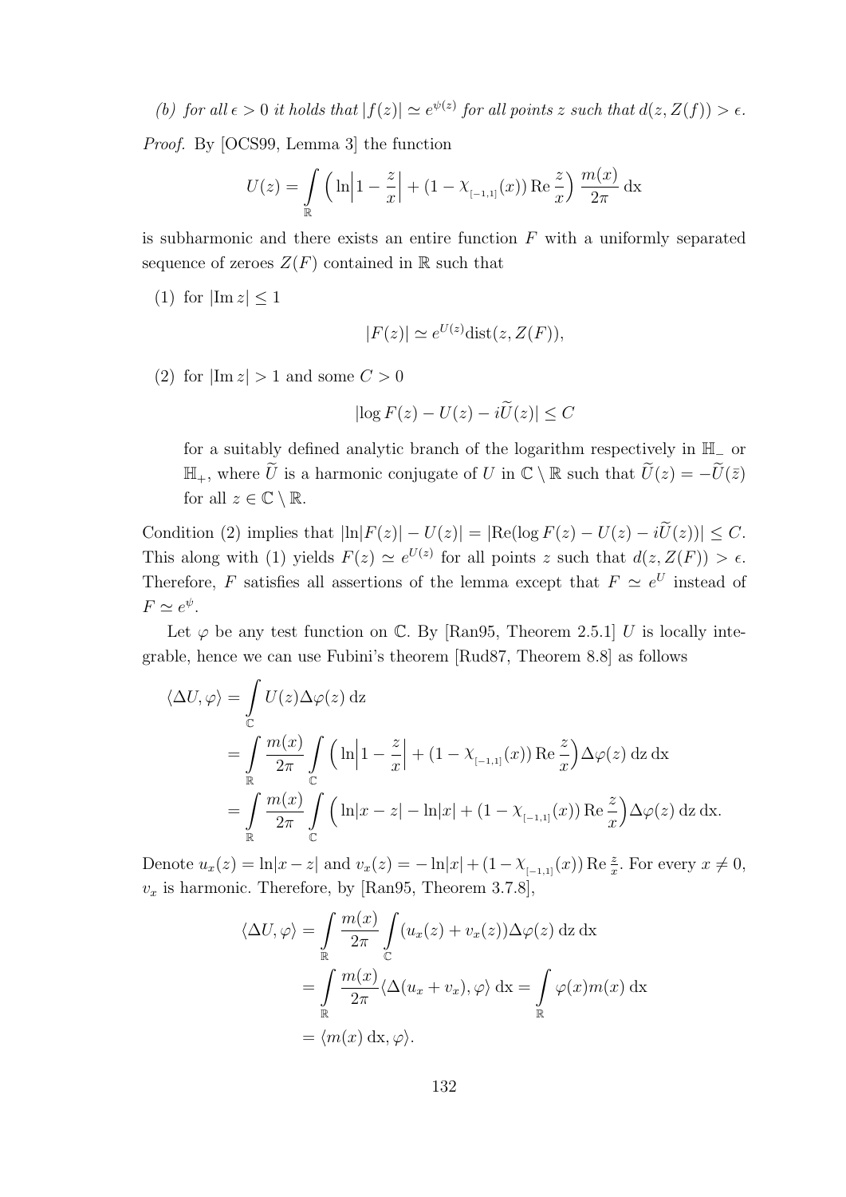*(b) for all $\epsilon > 0$ it holds that $|f(z)| \simeq e^{\psi(z)}$ for all points $z$ such that $d(z, Z(f)) > \epsilon$.*

*Proof.* By [OCS99, Lemma 3] the function

$$U(z) = \int_{\mathbb{R}} \Big( \ln\Big|1 - \frac{z}{x}\Big| + (1 - \chi_{[-1,1]}(x)) \operatorname{Re} \frac{z}{x} \Big) \frac{m(x)}{2\pi} \,\mathrm{dx}$$

is subharmonic and there exists an entire function $F$ with a uniformly separated sequence of zeroes $Z(F)$ contained in $\mathbb{R}$ such that

(1) for $|\operatorname{Im} z| \leq 1$

$$|F(z)| \simeq e^{U(z)} \operatorname{dist}(z, Z(F)),$$

(2) for $|\operatorname{Im} z| > 1$ and some $C > 0$

$$|\log F(z) - U(z) - i\widetilde{U}(z)| \leq C$$

for a suitably defined analytic branch of the logarithm respectively in $\mathbb{H}_-$ or $\mathbb{H}_+$, where $\widetilde{U}$ is a harmonic conjugate of $U$ in $\mathbb{C} \setminus \mathbb{R}$ such that $\widetilde{U}(z) = -\widetilde{U}(\bar{z})$ for all $z \in \mathbb{C} \setminus \mathbb{R}$.

Condition (2) implies that $|\ln|F(z)| - U(z)| = |\operatorname{Re}(\log F(z) - U(z) - i\widetilde{U}(z))| \leq C$. This along with (1) yields $F(z) \simeq e^{U(z)}$ for all points $z$ such that $d(z, Z(F)) > \epsilon$. Therefore, $F$ satisfies all assertions of the lemma except that $F \simeq e^U$ instead of $F \simeq e^{\psi}$.

Let $\varphi$ be any test function on $\mathbb{C}$. By [Ran95, Theorem 2.5.1] $U$ is locally integrable, hence we can use Fubini's theorem [Rud87, Theorem 8.8] as follows

$$\begin{aligned}
\langle \Delta U, \varphi \rangle &= \int_{\mathbb{C}} U(z) \Delta\varphi(z) \,\mathrm{dz} \\
&= \int_{\mathbb{R}} \frac{m(x)}{2\pi} \int_{\mathbb{C}} \Big( \ln\Big|1 - \frac{z}{x}\Big| + (1 - \chi_{[-1,1]}(x)) \operatorname{Re} \frac{z}{x} \Big) \Delta\varphi(z) \,\mathrm{dz}\,\mathrm{dx} \\
&= \int_{\mathbb{R}} \frac{m(x)}{2\pi} \int_{\mathbb{C}} \Big( \ln|x - z| - \ln|x| + (1 - \chi_{[-1,1]}(x)) \operatorname{Re} \frac{z}{x} \Big) \Delta\varphi(z) \,\mathrm{dz}\,\mathrm{dx}.
\end{aligned}$$

Denote $u_x(z) = \ln|x - z|$ and $v_x(z) = -\ln|x| + (1 - \chi_{[-1,1]}(x)) \operatorname{Re} \frac{z}{x}$. For every $x \neq 0$, $v_x$ is harmonic. Therefore, by [Ran95, Theorem 3.7.8],

$$\begin{aligned}
\langle \Delta U, \varphi \rangle &= \int_{\mathbb{R}} \frac{m(x)}{2\pi} \int_{\mathbb{C}} (u_x(z) + v_x(z)) \Delta\varphi(z) \,\mathrm{dz}\,\mathrm{dx} \\
&= \int_{\mathbb{R}} \frac{m(x)}{2\pi} \langle \Delta(u_x + v_x), \varphi \rangle \,\mathrm{dx} = \int_{\mathbb{R}} \varphi(x) m(x) \,\mathrm{dx} \\
&= \langle m(x) \,\mathrm{dx}, \varphi \rangle.
\end{aligned}$$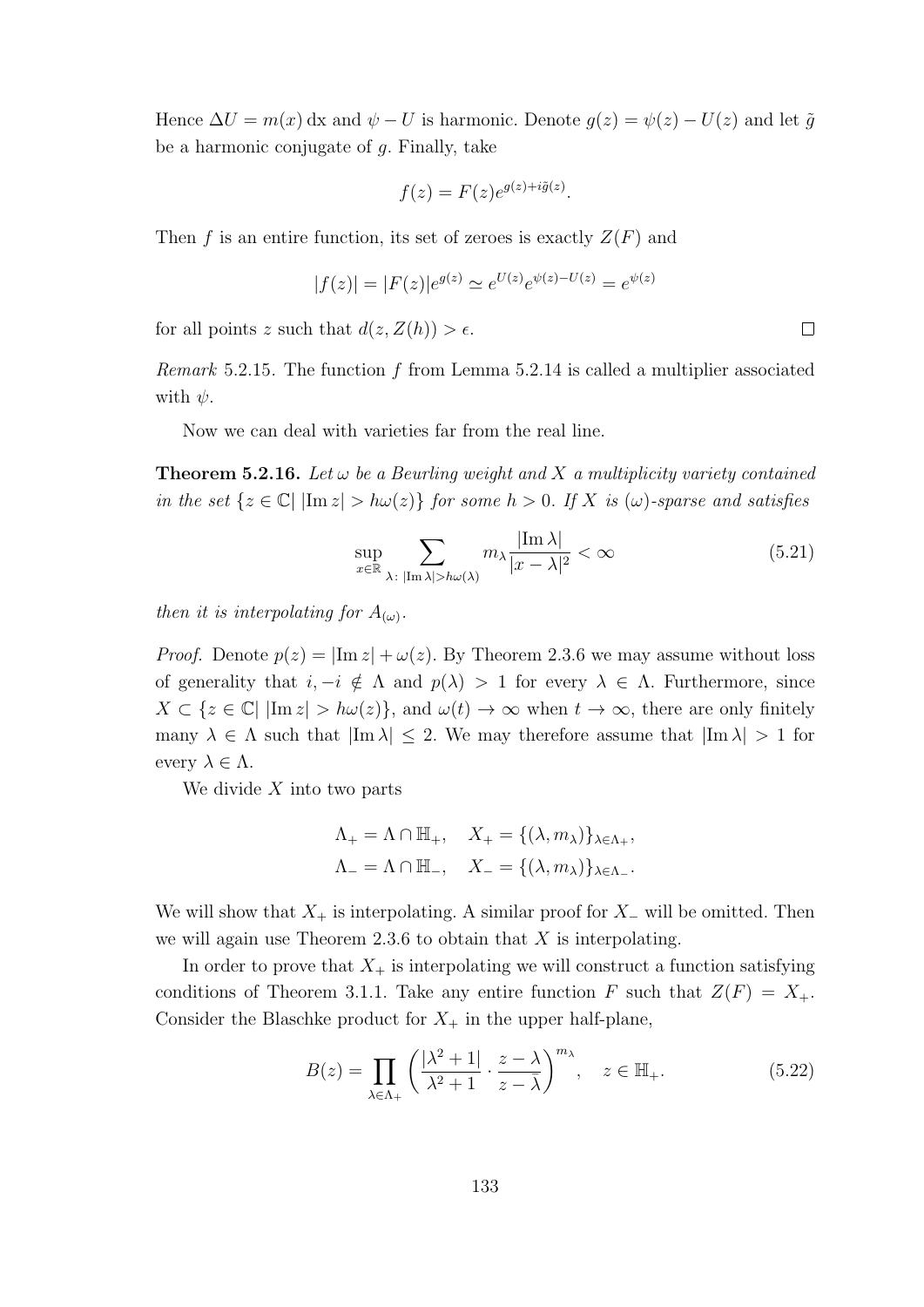Hence $\Delta U = m(x)\,\mathrm{dx}$ and $\psi - U$ is harmonic. Denote $g(z) = \psi(z) - U(z)$ and let $\tilde{g}$ be a harmonic conjugate of $g$. Finally, take

$$f(z) = F(z)e^{g(z)+i\tilde{g}(z)}.$$

Then $f$ is an entire function, its set of zeroes is exactly $Z(F)$ and

$$|f(z)| = |F(z)|e^{g(z)} \simeq e^{U(z)}e^{\psi(z)-U(z)} = e^{\psi(z)}$$

for all points $z$ such that $d(z, Z(h)) > \epsilon$. $\square$

*Remark* 5.2.15. The function $f$ from Lemma 5.2.14 is called a multiplier associated with $\psi$.

Now we can deal with varieties far from the real line.

**Theorem 5.2.16.** *Let $\omega$ be a Beurling weight and $X$ a multiplicity variety contained in the set $\{z \in \mathbb{C} | \, |\operatorname{Im} z| > h\omega(z)\}$ for some $h > 0$. If $X$ is $(\omega)$-sparse and satisfies*

$$\sup_{x\in\mathbb{R}} \sum_{\lambda:\, |\operatorname{Im}\lambda| > h\omega(\lambda)} m_\lambda \frac{|\operatorname{Im}\lambda|}{|x-\lambda|^2} < \infty \tag{5.21}$$

*then it is interpolating for $A_{(\omega)}$.*

*Proof.* Denote $p(z) = |\operatorname{Im} z| + \omega(z)$. By Theorem 2.3.6 we may assume without loss of generality that $i, -i \notin \Lambda$ and $p(\lambda) > 1$ for every $\lambda \in \Lambda$. Furthermore, since $X \subset \{z \in \mathbb{C} | \, |\operatorname{Im} z| > h\omega(z)\}$, and $\omega(t) \to \infty$ when $t \to \infty$, there are only finitely many $\lambda \in \Lambda$ such that $|\operatorname{Im}\lambda| \leq 2$. We may therefore assume that $|\operatorname{Im}\lambda| > 1$ for every $\lambda \in \Lambda$.

We divide $X$ into two parts

$$\Lambda_+ = \Lambda \cap \mathbb{H}_+, \quad X_+ = \{(\lambda, m_\lambda)\}_{\lambda\in\Lambda_+},$$
$$\Lambda_- = \Lambda \cap \mathbb{H}_-, \quad X_- = \{(\lambda, m_\lambda)\}_{\lambda\in\Lambda_-}.$$

We will show that $X_+$ is interpolating. A similar proof for $X_-$ will be omitted. Then we will again use Theorem 2.3.6 to obtain that $X$ is interpolating.

In order to prove that $X_+$ is interpolating we will construct a function satisfying conditions of Theorem 3.1.1. Take any entire function $F$ such that $Z(F) = X_+$. Consider the Blaschke product for $X_+$ in the upper half-plane,

$$B(z) = \prod_{\lambda\in\Lambda_+} \left( \frac{|\lambda^2+1|}{\lambda^2+1} \cdot \frac{z-\lambda}{z-\bar{\lambda}} \right)^{m_\lambda}, \quad z \in \mathbb{H}_+. \tag{5.22}$$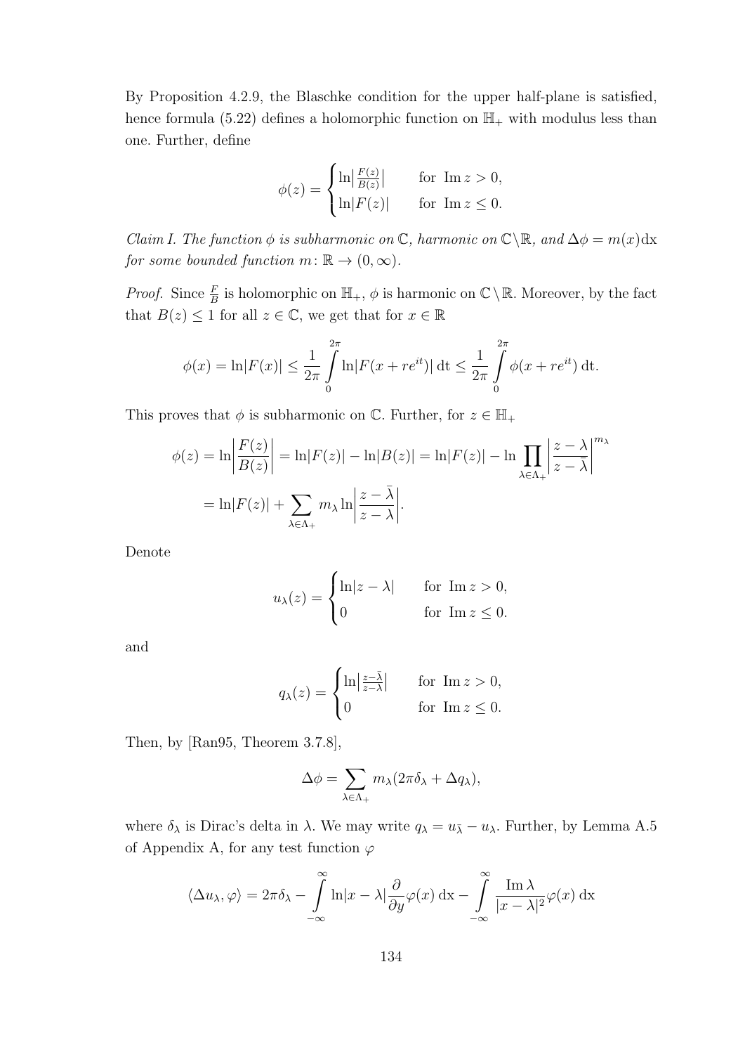By Proposition 4.2.9, the Blaschke condition for the upper half-plane is satisfied, hence formula (5.22) defines a holomorphic function on $\mathbb{H}_+$ with modulus less than one. Further, define

$$\phi(z) = \begin{cases} \ln\left|\frac{F(z)}{B(z)}\right| & \text{for } \operatorname{Im} z > 0, \\ \ln|F(z)| & \text{for } \operatorname{Im} z \le 0. \end{cases}$$

*Claim I. The function $\phi$ is subharmonic on $\mathbb{C}$, harmonic on $\mathbb{C}\setminus\mathbb{R}$, and $\Delta\phi = m(x)\mathrm{d}x$ for some bounded function $m\colon \mathbb{R} \to (0, \infty)$.*

*Proof.* Since $\frac{F}{B}$ is holomorphic on $\mathbb{H}_+$, $\phi$ is harmonic on $\mathbb{C}\setminus\mathbb{R}$. Moreover, by the fact that $B(z) \le 1$ for all $z \in \mathbb{C}$, we get that for $x \in \mathbb{R}$

$$\phi(x) = \ln|F(x)| \le \frac{1}{2\pi}\int_0^{2\pi} \ln|F(x + re^{it})| \,\mathrm{d}t \le \frac{1}{2\pi}\int_0^{2\pi} \phi(x + re^{it}) \,\mathrm{d}t.$$

This proves that $\phi$ is subharmonic on $\mathbb{C}$. Further, for $z \in \mathbb{H}_+$

$$\begin{aligned} \phi(z) &= \ln\left|\frac{F(z)}{B(z)}\right| = \ln|F(z)| - \ln|B(z)| = \ln|F(z)| - \ln \prod_{\lambda\in\Lambda_+}\left|\frac{z-\lambda}{z-\bar{\lambda}}\right|^{m_\lambda} \\ &= \ln|F(z)| + \sum_{\lambda\in\Lambda_+} m_\lambda \ln\left|\frac{z-\bar{\lambda}}{z-\lambda}\right|. \end{aligned}$$

Denote

$$u_\lambda(z) = \begin{cases} \ln|z-\lambda| & \text{for } \operatorname{Im} z > 0, \\ 0 & \text{for } \operatorname{Im} z \le 0. \end{cases}$$

and

$$q_\lambda(z) = \begin{cases} \ln\left|\frac{z-\bar{\lambda}}{z-\lambda}\right| & \text{for } \operatorname{Im} z > 0, \\ 0 & \text{for } \operatorname{Im} z \le 0. \end{cases}$$

Then, by [Ran95, Theorem 3.7.8],

$$\Delta\phi = \sum_{\lambda\in\Lambda_+} m_\lambda(2\pi\delta_\lambda + \Delta q_\lambda),$$

where $\delta_\lambda$ is Dirac's delta in $\lambda$. We may write $q_\lambda = u_{\bar{\lambda}} - u_\lambda$. Further, by Lemma A.5 of Appendix A, for any test function $\varphi$

$$\langle \Delta u_\lambda, \varphi\rangle = 2\pi\delta_\lambda - \int_{-\infty}^{\infty} \ln|x-\lambda| \frac{\partial}{\partial y}\varphi(x)\,\mathrm{d}x - \int_{-\infty}^{\infty} \frac{\operatorname{Im}\lambda}{|x-\lambda|^2}\varphi(x)\,\mathrm{d}x$$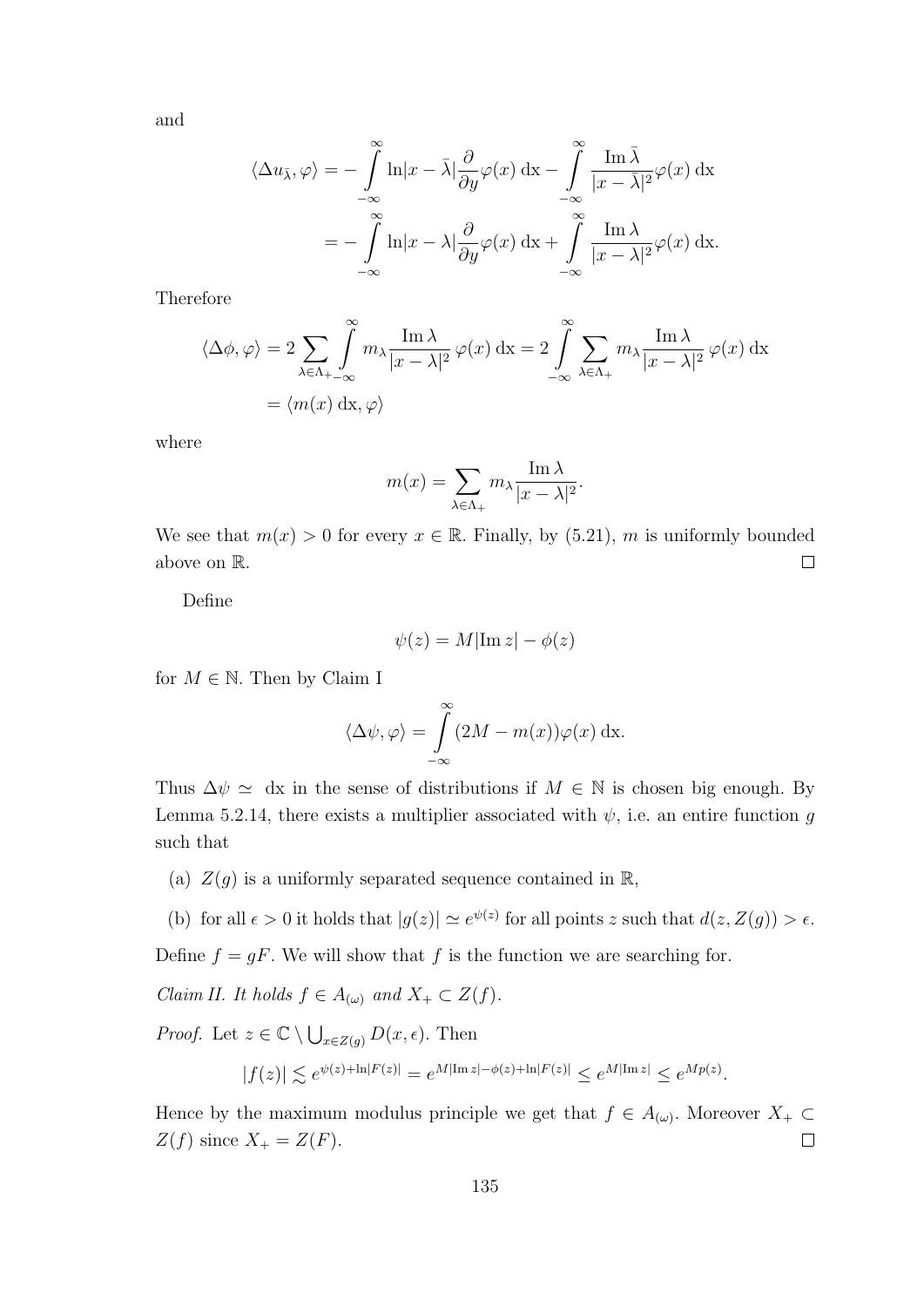and

$$\langle \Delta u_{\bar\lambda}, \varphi\rangle = -\int_{-\infty}^{\infty} \ln|x-\bar\lambda| \frac{\partial}{\partial y}\varphi(x)\,\mathrm{d}x - \int_{-\infty}^{\infty} \frac{\operatorname{Im}\bar\lambda}{|x-\bar\lambda|^2}\varphi(x)\,\mathrm{d}x$$
$$= -\int_{-\infty}^{\infty} \ln|x-\lambda| \frac{\partial}{\partial y}\varphi(x)\,\mathrm{d}x + \int_{-\infty}^{\infty} \frac{\operatorname{Im}\lambda}{|x-\lambda|^2}\varphi(x)\,\mathrm{d}x.$$

Therefore

$$\langle \Delta\phi, \varphi\rangle = 2\sum_{\lambda\in\Lambda_+}\int_{-\infty}^{\infty} m_\lambda \frac{\operatorname{Im}\lambda}{|x-\lambda|^2}\,\varphi(x)\,\mathrm{d}x = 2\int_{-\infty}^{\infty}\sum_{\lambda\in\Lambda_+} m_\lambda \frac{\operatorname{Im}\lambda}{|x-\lambda|^2}\,\varphi(x)\,\mathrm{d}x$$
$$= \langle m(x)\,\mathrm{d}x, \varphi\rangle$$

where

$$m(x) = \sum_{\lambda\in\Lambda_+} m_\lambda \frac{\operatorname{Im}\lambda}{|x-\lambda|^2}.$$

We see that $m(x) > 0$ for every $x \in \mathbb{R}$. Finally, by (5.21), $m$ is uniformly bounded above on $\mathbb{R}$. □

Define

$$\psi(z) = M|\operatorname{Im} z| - \phi(z)$$

for $M \in \mathbb{N}$. Then by Claim I

$$\langle \Delta\psi, \varphi\rangle = \int_{-\infty}^{\infty} (2M - m(x))\varphi(x)\,\mathrm{d}x.$$

Thus $\Delta\psi \simeq \mathrm{d}x$ in the sense of distributions if $M \in \mathbb{N}$ is chosen big enough. By Lemma 5.2.14, there exists a multiplier associated with $\psi$, i.e. an entire function $g$ such that

(a) $Z(g)$ is a uniformly separated sequence contained in $\mathbb{R}$,

(b) for all $\epsilon > 0$ it holds that $|g(z)| \simeq e^{\psi(z)}$ for all points $z$ such that $d(z, Z(g)) > \epsilon$.

Define $f = gF$. We will show that $f$ is the function we are searching for.

*Claim II. It holds $f \in A_{(\omega)}$ and $X_+ \subset Z(f)$.*

*Proof.* Let $z \in \mathbb{C} \setminus \bigcup_{x\in Z(g)} D(x,\epsilon)$. Then

$$|f(z)| \lesssim e^{\psi(z)+\ln|F(z)|} = e^{M|\operatorname{Im} z| - \phi(z) + \ln|F(z)|} \le e^{M|\operatorname{Im} z|} \le e^{Mp(z)}.$$

Hence by the maximum modulus principle we get that $f \in A_{(\omega)}$. Moreover $X_+ \subset Z(f)$ since $X_+ = Z(F)$. □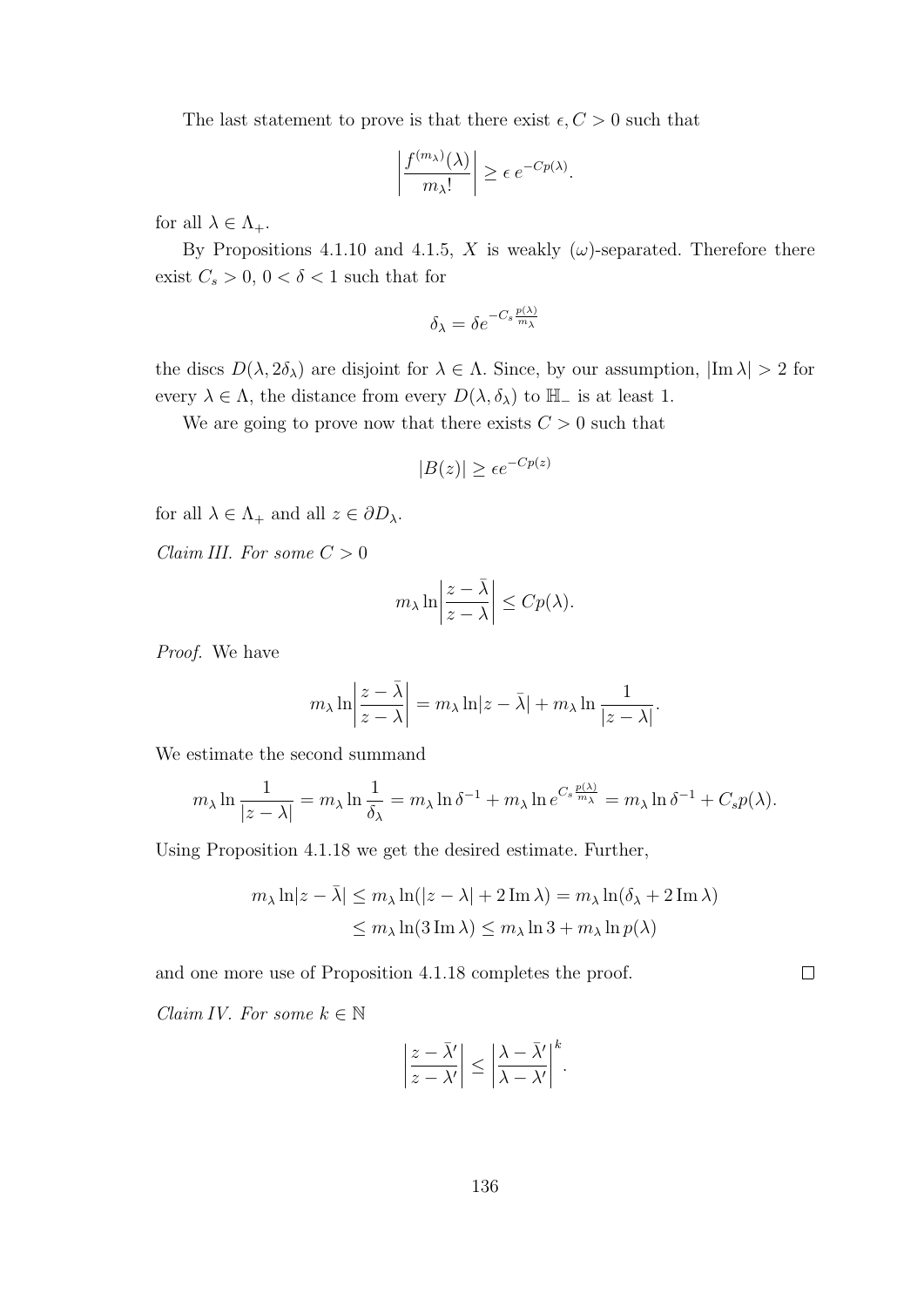The last statement to prove is that there exist $\epsilon, C > 0$ such that

$$\left|\frac{f^{(m_\lambda)}(\lambda)}{m_\lambda!}\right| \geq \epsilon\, e^{-Cp(\lambda)}.$$

for all $\lambda \in \Lambda_+$.

By Propositions 4.1.10 and 4.1.5, $X$ is weakly $(\omega)$-separated. Therefore there exist $C_s > 0$, $0 < \delta < 1$ such that for

$$\delta_\lambda = \delta e^{-C_s \frac{p(\lambda)}{m_\lambda}}$$

the discs $D(\lambda, 2\delta_\lambda)$ are disjoint for $\lambda \in \Lambda$. Since, by our assumption, $|\operatorname{Im}\lambda| > 2$ for every $\lambda \in \Lambda$, the distance from every $D(\lambda, \delta_\lambda)$ to $\mathbb{H}_-$ is at least 1.

We are going to prove now that there exists $C > 0$ such that

$$|B(z)| \geq \epsilon e^{-Cp(z)}$$

for all $\lambda \in \Lambda_+$ and all $z \in \partial D_\lambda$.

*Claim III. For some $C > 0$*

$$m_\lambda \ln\left|\frac{z - \bar{\lambda}}{z - \lambda}\right| \leq Cp(\lambda).$$

*Proof.* We have

$$m_\lambda \ln\left|\frac{z - \bar{\lambda}}{z - \lambda}\right| = m_\lambda \ln|z - \bar{\lambda}| + m_\lambda \ln\frac{1}{|z - \lambda|}.$$

We estimate the second summand

$$m_\lambda \ln\frac{1}{|z - \lambda|} = m_\lambda \ln\frac{1}{\delta_\lambda} = m_\lambda \ln \delta^{-1} + m_\lambda \ln e^{C_s \frac{p(\lambda)}{m_\lambda}} = m_\lambda \ln \delta^{-1} + C_s p(\lambda).$$

Using Proposition 4.1.18 we get the desired estimate. Further,

$$\begin{aligned} m_\lambda \ln|z - \bar{\lambda}| &\leq m_\lambda \ln(|z - \lambda| + 2\operatorname{Im}\lambda) = m_\lambda \ln(\delta_\lambda + 2\operatorname{Im}\lambda) \\ &\leq m_\lambda \ln(3\operatorname{Im}\lambda) \leq m_\lambda \ln 3 + m_\lambda \ln p(\lambda) \end{aligned}$$

and one more use of Proposition 4.1.18 completes the proof. ∎

*Claim IV. For some $k \in \mathbb{N}$*

$$\left|\frac{z - \bar{\lambda}'}{z - \lambda'}\right| \leq \left|\frac{\lambda - \bar{\lambda}'}{\lambda - \lambda'}\right|^k.$$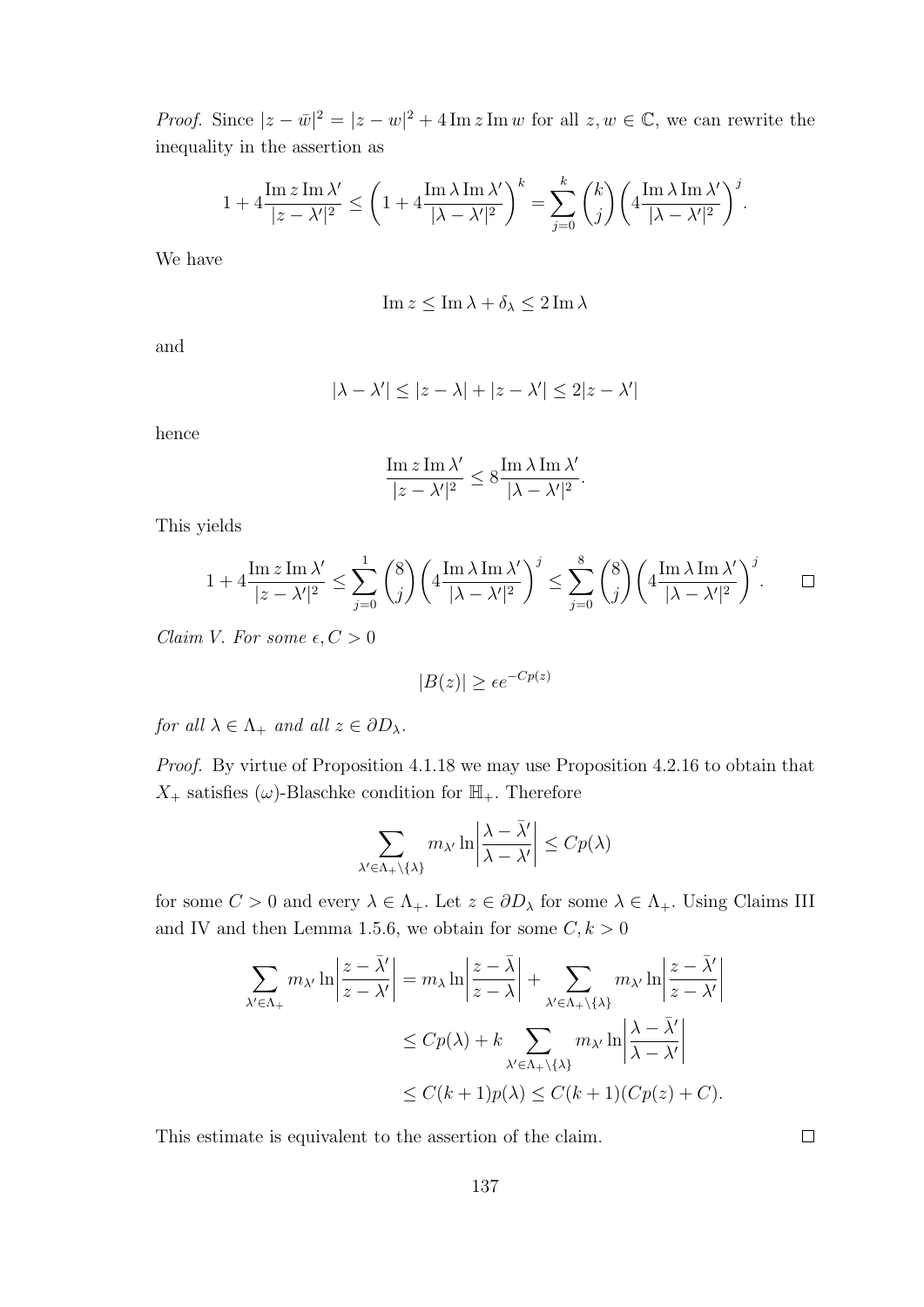*Proof.* Since $|z - \bar{w}|^2 = |z - w|^2 + 4 \operatorname{Im} z \operatorname{Im} w$ for all $z, w \in \mathbb{C}$, we can rewrite the inequality in the assertion as

$$1 + 4\frac{\operatorname{Im} z \operatorname{Im} \lambda'}{|z - \lambda'|^2} \leq \left(1 + 4\frac{\operatorname{Im} \lambda \operatorname{Im} \lambda'}{|\lambda - \lambda'|^2}\right)^k = \sum_{j=0}^{k} \binom{k}{j} \left(4\frac{\operatorname{Im} \lambda \operatorname{Im} \lambda'}{|\lambda - \lambda'|^2}\right)^j.$$

We have

$$\operatorname{Im} z \leq \operatorname{Im} \lambda + \delta_\lambda \leq 2 \operatorname{Im} \lambda$$

and

$$|\lambda - \lambda'| \leq |z - \lambda| + |z - \lambda'| \leq 2|z - \lambda'|$$

hence

$$\frac{\operatorname{Im} z \operatorname{Im} \lambda'}{|z - \lambda'|^2} \leq 8\frac{\operatorname{Im} \lambda \operatorname{Im} \lambda'}{|\lambda - \lambda'|^2}.$$

This yields

$$1 + 4\frac{\operatorname{Im} z \operatorname{Im} \lambda'}{|z - \lambda'|^2} \leq \sum_{j=0}^{1} \binom{8}{j} \left(4\frac{\operatorname{Im} \lambda \operatorname{Im} \lambda'}{|\lambda - \lambda'|^2}\right)^j \leq \sum_{j=0}^{8} \binom{8}{j} \left(4\frac{\operatorname{Im} \lambda \operatorname{Im} \lambda'}{|\lambda - \lambda'|^2}\right)^j. \qquad \square$$

*Claim V. For some $\epsilon, C > 0$*

$$|B(z)| \geq \epsilon e^{-Cp(z)}$$

*for all $\lambda \in \Lambda_+$ and all $z \in \partial D_\lambda$.*

*Proof.* By virtue of Proposition 4.1.18 we may use Proposition 4.2.16 to obtain that $X_+$ satisfies $(\omega)$-Blaschke condition for $\mathbb{H}_+$. Therefore

$$\sum_{\lambda' \in \Lambda_+ \setminus \{\lambda\}} m_{\lambda'} \ln\left|\frac{\lambda - \bar{\lambda}'}{\lambda - \lambda'}\right| \leq Cp(\lambda)$$

for some $C > 0$ and every $\lambda \in \Lambda_+$. Let $z \in \partial D_\lambda$ for some $\lambda \in \Lambda_+$. Using Claims III and IV and then Lemma 1.5.6, we obtain for some $C, k > 0$

$$\begin{aligned}
\sum_{\lambda' \in \Lambda_+} m_{\lambda'} \ln\left|\frac{z - \bar{\lambda}'}{z - \lambda'}\right| &= m_\lambda \ln\left|\frac{z - \bar{\lambda}}{z - \lambda}\right| + \sum_{\lambda' \in \Lambda_+ \setminus \{\lambda\}} m_{\lambda'} \ln\left|\frac{z - \bar{\lambda}'}{z - \lambda'}\right| \\
&\leq Cp(\lambda) + k \sum_{\lambda' \in \Lambda_+ \setminus \{\lambda\}} m_{\lambda'} \ln\left|\frac{\lambda - \bar{\lambda}'}{\lambda - \lambda'}\right| \\
&\leq C(k+1)p(\lambda) \leq C(k+1)(Cp(z) + C).
\end{aligned}$$

This estimate is equivalent to the assertion of the claim. $\square$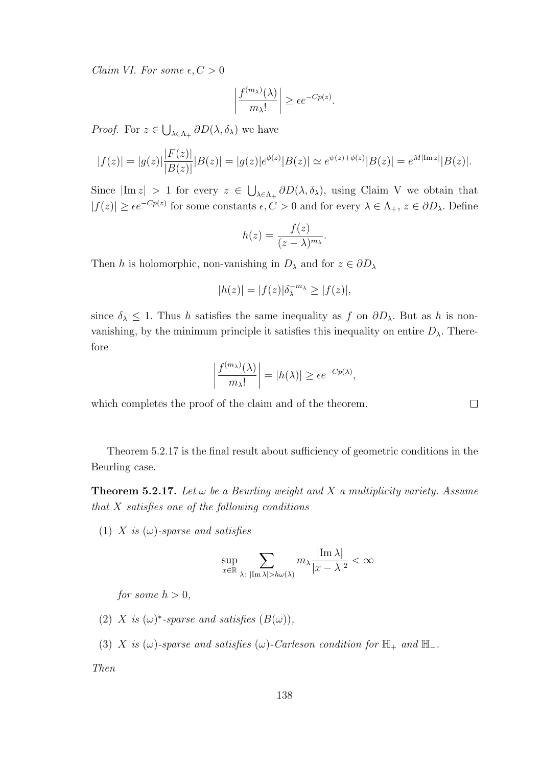*Claim VI. For some $\epsilon, C > 0$*

$$\left| \frac{f^{(m_\lambda)}(\lambda)}{m_\lambda !} \right| \geq \epsilon e^{-Cp(z)}.$$

*Proof.* For $z \in \bigcup_{\lambda \in \Lambda_+} \partial D(\lambda, \delta_\lambda)$ we have

$$|f(z)| = |g(z)| \frac{|F(z)|}{|B(z)|} |B(z)| = |g(z)| e^{\phi(z)} |B(z)| \simeq e^{\psi(z)+\phi(z)} |B(z)| = e^{M|\operatorname{Im} z|} |B(z)|.$$

Since $|\operatorname{Im} z| > 1$ for every $z \in \bigcup_{\lambda \in \Lambda_+} \partial D(\lambda, \delta_\lambda)$, using Claim V we obtain that $|f(z)| \geq \epsilon e^{-Cp(z)}$ for some constants $\epsilon, C > 0$ and for every $\lambda \in \Lambda_+$, $z \in \partial D_\lambda$. Define

$$h(z) = \frac{f(z)}{(z - \lambda)^{m_\lambda}}.$$

Then $h$ is holomorphic, non-vanishing in $D_\lambda$ and for $z \in \partial D_\lambda$

$$|h(z)| = |f(z)| \delta_\lambda^{-m_\lambda} \geq |f(z)|,$$

since $\delta_\lambda \leq 1$. Thus $h$ satisfies the same inequality as $f$ on $\partial D_\lambda$. But as $h$ is non-vanishing, by the minimum principle it satisfies this inequality on entire $D_\lambda$. Therefore

$$\left| \frac{f^{(m_\lambda)}(\lambda)}{m_\lambda !} \right| = |h(\lambda)| \geq \epsilon e^{-Cp(\lambda)},$$

which completes the proof of the claim and of the theorem. $\square$

Theorem 5.2.17 is the final result about sufficiency of geometric conditions in the Beurling case.

**Theorem 5.2.17.** *Let $\omega$ be a Beurling weight and $X$ a multiplicity variety. Assume that $X$ satisfies one of the following conditions*

(1) *$X$ is $(\omega)$-sparse and satisfies*

$$\sup_{x \in \mathbb{R}} \sum_{\lambda :\ |\operatorname{Im} \lambda| > h\omega(\lambda)} m_\lambda \frac{|\operatorname{Im} \lambda|}{|x - \lambda|^2} < \infty$$

*for some $h > 0$,*

(2) *$X$ is $(\omega)^*$-sparse and satisfies $(B(\omega))$,*

(3) *$X$ is $(\omega)$-sparse and satisfies $(\omega)$-Carleson condition for $\mathbb{H}_+$ and $\mathbb{H}_-$.*

*Then*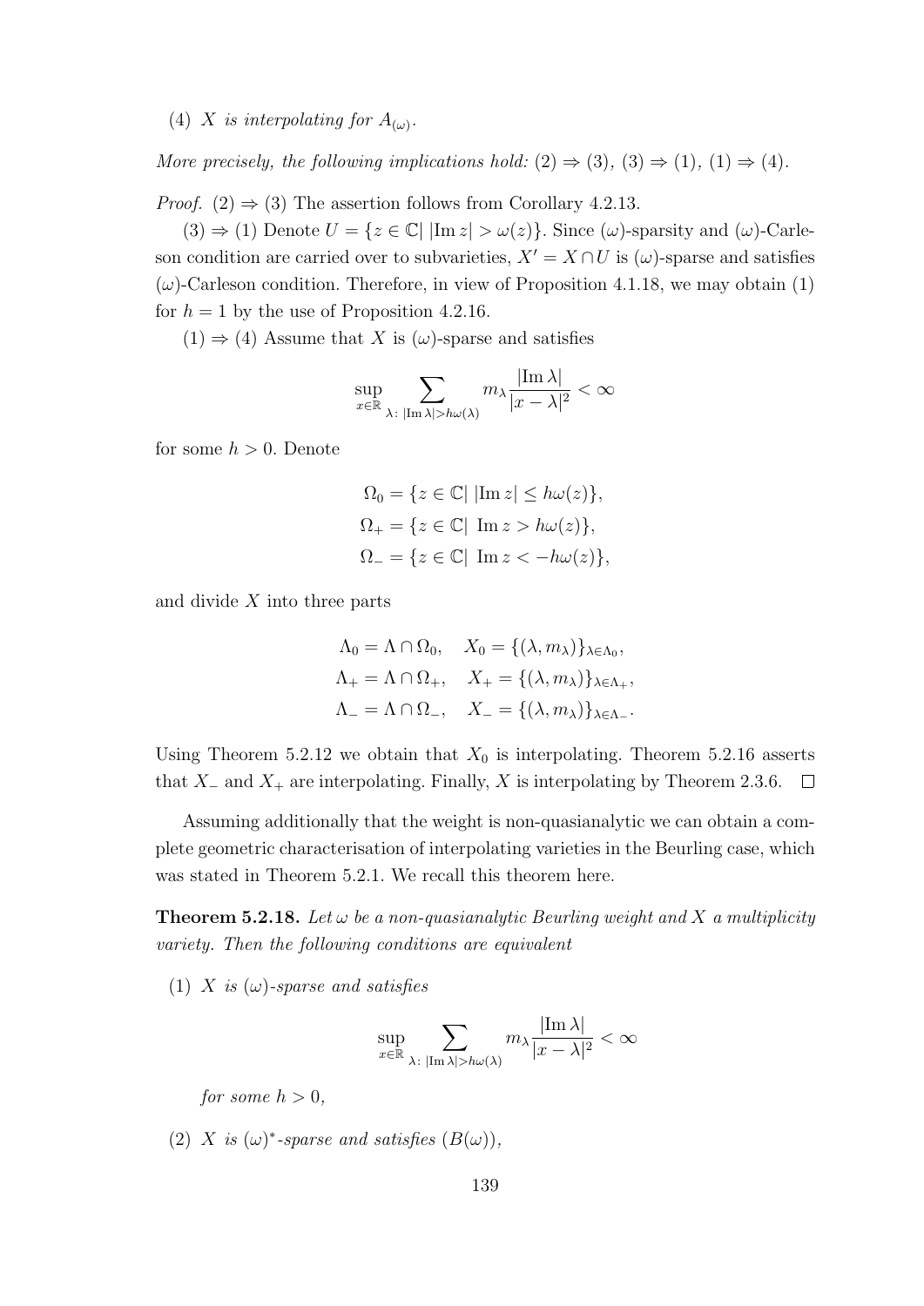(4) *$X$ is interpolating for $A_{(\omega)}$.*

*More precisely, the following implications hold:* $(2) \Rightarrow (3)$, $(3) \Rightarrow (1)$, $(1) \Rightarrow (4)$.

*Proof.* $(2) \Rightarrow (3)$ The assertion follows from Corollary 4.2.13.

$(3) \Rightarrow (1)$ Denote $U = \{z \in \mathbb{C} | \, |\mathrm{Im}\, z| > \omega(z)\}$. Since $(\omega)$-sparsity and $(\omega)$-Carleson condition are carried over to subvarieties, $X' = X \cap U$ is $(\omega)$-sparse and satisfies $(\omega)$-Carleson condition. Therefore, in view of Proposition 4.1.18, we may obtain (1) for $h = 1$ by the use of Proposition 4.2.16.

$(1) \Rightarrow (4)$ Assume that $X$ is $(\omega)$-sparse and satisfies

$$\sup_{x \in \mathbb{R}} \sum_{\lambda \colon |\mathrm{Im}\, \lambda| > h\omega(\lambda)} m_\lambda \frac{|\mathrm{Im}\, \lambda|}{|x - \lambda|^2} < \infty$$

for some $h > 0$. Denote

$$\begin{aligned}
\Omega_0 &= \{z \in \mathbb{C} | \, |\mathrm{Im}\, z| \leq h\omega(z)\}, \\
\Omega_+ &= \{z \in \mathbb{C} | \, \mathrm{Im}\, z > h\omega(z)\}, \\
\Omega_- &= \{z \in \mathbb{C} | \, \mathrm{Im}\, z < -h\omega(z)\},
\end{aligned}$$

and divide $X$ into three parts

$$\begin{aligned}
\Lambda_0 &= \Lambda \cap \Omega_0, \quad X_0 = \{(\lambda, m_\lambda)\}_{\lambda \in \Lambda_0}, \\
\Lambda_+ &= \Lambda \cap \Omega_+, \quad X_+ = \{(\lambda, m_\lambda)\}_{\lambda \in \Lambda_+}, \\
\Lambda_- &= \Lambda \cap \Omega_-, \quad X_- = \{(\lambda, m_\lambda)\}_{\lambda \in \Lambda_-}.
\end{aligned}$$

Using Theorem 5.2.12 we obtain that $X_0$ is interpolating. Theorem 5.2.16 asserts that $X_-$ and $X_+$ are interpolating. Finally, $X$ is interpolating by Theorem 2.3.6. $\square$

Assuming additionally that the weight is non-quasianalytic we can obtain a complete geometric characterisation of interpolating varieties in the Beurling case, which was stated in Theorem 5.2.1. We recall this theorem here.

**Theorem 5.2.18.** *Let $\omega$ be a non-quasianalytic Beurling weight and $X$ a multiplicity variety. Then the following conditions are equivalent*

(1) *$X$ is $(\omega)$-sparse and satisfies*

$$\sup_{x \in \mathbb{R}} \sum_{\lambda \colon |\mathrm{Im}\, \lambda| > h\omega(\lambda)} m_\lambda \frac{|\mathrm{Im}\, \lambda|}{|x - \lambda|^2} < \infty$$

*for some $h > 0$,*

(2) *$X$ is $(\omega)^*$-sparse and satisfies $(B(\omega))$,*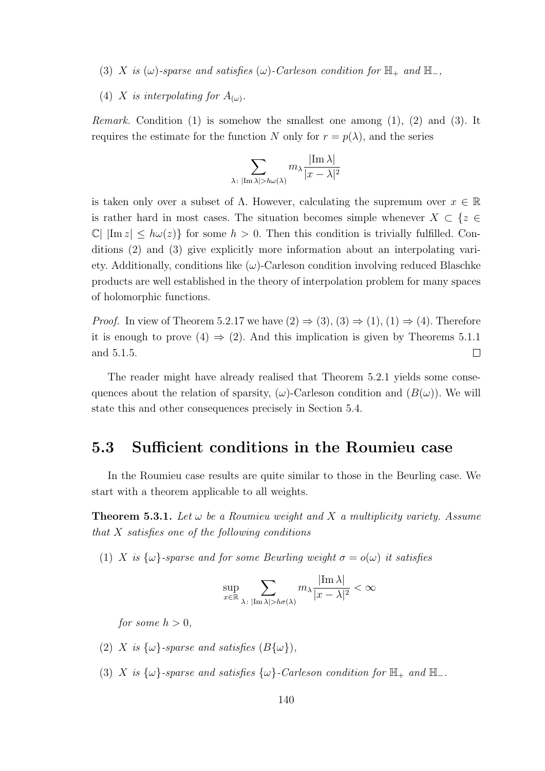(3) $X$ *is* $(\omega)$*-sparse and satisfies* $(\omega)$*-Carleson condition for* $\mathbb{H}_+$ *and* $\mathbb{H}_-$*,*

(4) $X$ *is interpolating for* $A_{(\omega)}$*.*

*Remark.* Condition (1) is somehow the smallest one among (1), (2) and (3). It requires the estimate for the function $N$ only for $r = p(\lambda)$, and the series

$$\sum_{\lambda\colon |\operatorname{Im}\lambda| > h\omega(\lambda)} m_\lambda \frac{|\operatorname{Im}\lambda|}{|x-\lambda|^2}$$

is taken only over a subset of $\Lambda$. However, calculating the supremum over $x \in \mathbb{R}$ is rather hard in most cases. The situation becomes simple whenever $X \subset \{z \in \mathbb{C} | \ |\operatorname{Im} z| \leq h\omega(z)\}$ for some $h > 0$. Then this condition is trivially fulfilled. Conditions (2) and (3) give explicitly more information about an interpolating variety. Additionally, conditions like $(\omega)$-Carleson condition involving reduced Blaschke products are well established in the theory of interpolation problem for many spaces of holomorphic functions.

*Proof.* In view of Theorem 5.2.17 we have (2) $\Rightarrow$ (3), (3) $\Rightarrow$ (1), (1) $\Rightarrow$ (4). Therefore it is enough to prove (4) $\Rightarrow$ (2). And this implication is given by Theorems 5.1.1 and 5.1.5. $\square$

The reader might have already realised that Theorem 5.2.1 yields some consequences about the relation of sparsity, $(\omega)$-Carleson condition and $(B(\omega))$. We will state this and other consequences precisely in Section 5.4.

## 5.3 Sufficient conditions in the Roumieu case

In the Roumieu case results are quite similar to those in the Beurling case. We start with a theorem applicable to all weights.

**Theorem 5.3.1.** *Let $\omega$ be a Roumieu weight and $X$ a multiplicity variety. Assume that $X$ satisfies one of the following conditions*

(1) $X$ *is* $\{\omega\}$*-sparse and for some Beurling weight* $\sigma = o(\omega)$ *it satisfies*

$$\sup_{x\in\mathbb{R}} \sum_{\lambda\colon |\operatorname{Im}\lambda| > h\sigma(\lambda)} m_\lambda \frac{|\operatorname{Im}\lambda|}{|x-\lambda|^2} < \infty$$

*for some* $h > 0$*,*

(2) $X$ *is* $\{\omega\}$*-sparse and satisfies* $(B\{\omega\})$*,*

(3) $X$ *is* $\{\omega\}$*-sparse and satisfies* $\{\omega\}$*-Carleson condition for* $\mathbb{H}_+$ *and* $\mathbb{H}_-$*.*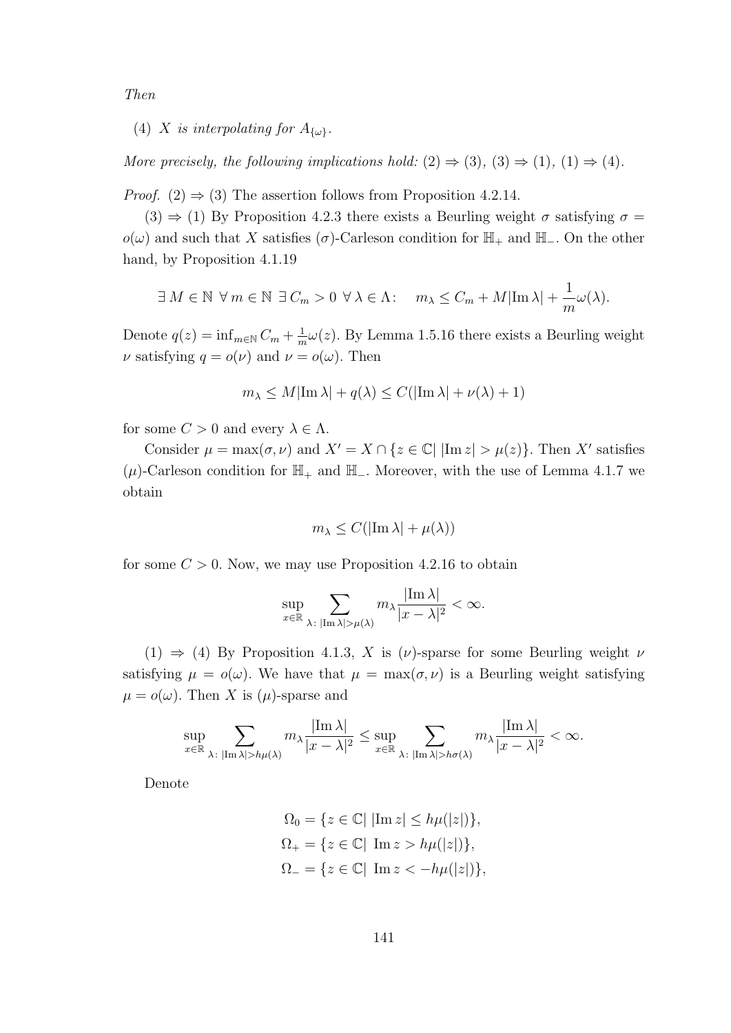*Then*

(4) *$X$ is interpolating for $A_{\{\omega\}}$.*

*More precisely, the following implications hold: (2) $\Rightarrow$ (3), (3) $\Rightarrow$ (1), (1) $\Rightarrow$ (4).*

*Proof.* (2) $\Rightarrow$ (3) The assertion follows from Proposition 4.2.14.

(3) $\Rightarrow$ (1) By Proposition 4.2.3 there exists a Beurling weight $\sigma$ satisfying $\sigma = o(\omega)$ and such that $X$ satisfies $(\sigma)$-Carleson condition for $\mathbb{H}_+$ and $\mathbb{H}_-$. On the other hand, by Proposition 4.1.19

$$\exists\, M \in \mathbb{N}\ \forall\, m \in \mathbb{N}\ \exists\, C_m > 0\ \forall\, \lambda \in \Lambda\colon \quad m_\lambda \leq C_m + M|\operatorname{Im}\lambda| + \frac{1}{m}\omega(\lambda).$$

Denote $q(z) = \inf_{m\in\mathbb{N}} C_m + \frac{1}{m}\omega(z)$. By Lemma 1.5.16 there exists a Beurling weight $\nu$ satisfying $q = o(\nu)$ and $\nu = o(\omega)$. Then

$$m_\lambda \leq M|\operatorname{Im}\lambda| + q(\lambda) \leq C(|\operatorname{Im}\lambda| + \nu(\lambda) + 1)$$

for some $C > 0$ and every $\lambda \in \Lambda$.

Consider $\mu = \max(\sigma, \nu)$ and $X' = X \cap \{z \in \mathbb{C}|\ |\operatorname{Im} z| > \mu(z)\}$. Then $X'$ satisfies $(\mu)$-Carleson condition for $\mathbb{H}_+$ and $\mathbb{H}_-$. Moreover, with the use of Lemma 4.1.7 we obtain

$$m_\lambda \leq C(|\operatorname{Im}\lambda| + \mu(\lambda))$$

for some $C > 0$. Now, we may use Proposition 4.2.16 to obtain

$$\sup_{x\in\mathbb{R}} \sum_{\lambda\colon |\operatorname{Im}\lambda| > \mu(\lambda)} m_\lambda \frac{|\operatorname{Im}\lambda|}{|x-\lambda|^2} < \infty.$$

(1) $\Rightarrow$ (4) By Proposition 4.1.3, $X$ is $(\nu)$-sparse for some Beurling weight $\nu$ satisfying $\mu = o(\omega)$. We have that $\mu = \max(\sigma, \nu)$ is a Beurling weight satisfying $\mu = o(\omega)$. Then $X$ is $(\mu)$-sparse and

$$\sup_{x\in\mathbb{R}} \sum_{\lambda\colon |\operatorname{Im}\lambda| > h\mu(\lambda)} m_\lambda \frac{|\operatorname{Im}\lambda|}{|x-\lambda|^2} \leq \sup_{x\in\mathbb{R}} \sum_{\lambda\colon |\operatorname{Im}\lambda| > h\sigma(\lambda)} m_\lambda \frac{|\operatorname{Im}\lambda|}{|x-\lambda|^2} < \infty.$$

Denote

$$\begin{aligned}
\Omega_0 &= \{z \in \mathbb{C}|\ |\operatorname{Im} z| \leq h\mu(|z|)\},\\
\Omega_+ &= \{z \in \mathbb{C}|\ \operatorname{Im} z > h\mu(|z|)\},\\
\Omega_- &= \{z \in \mathbb{C}|\ \operatorname{Im} z < -h\mu(|z|)\},
\end{aligned}$$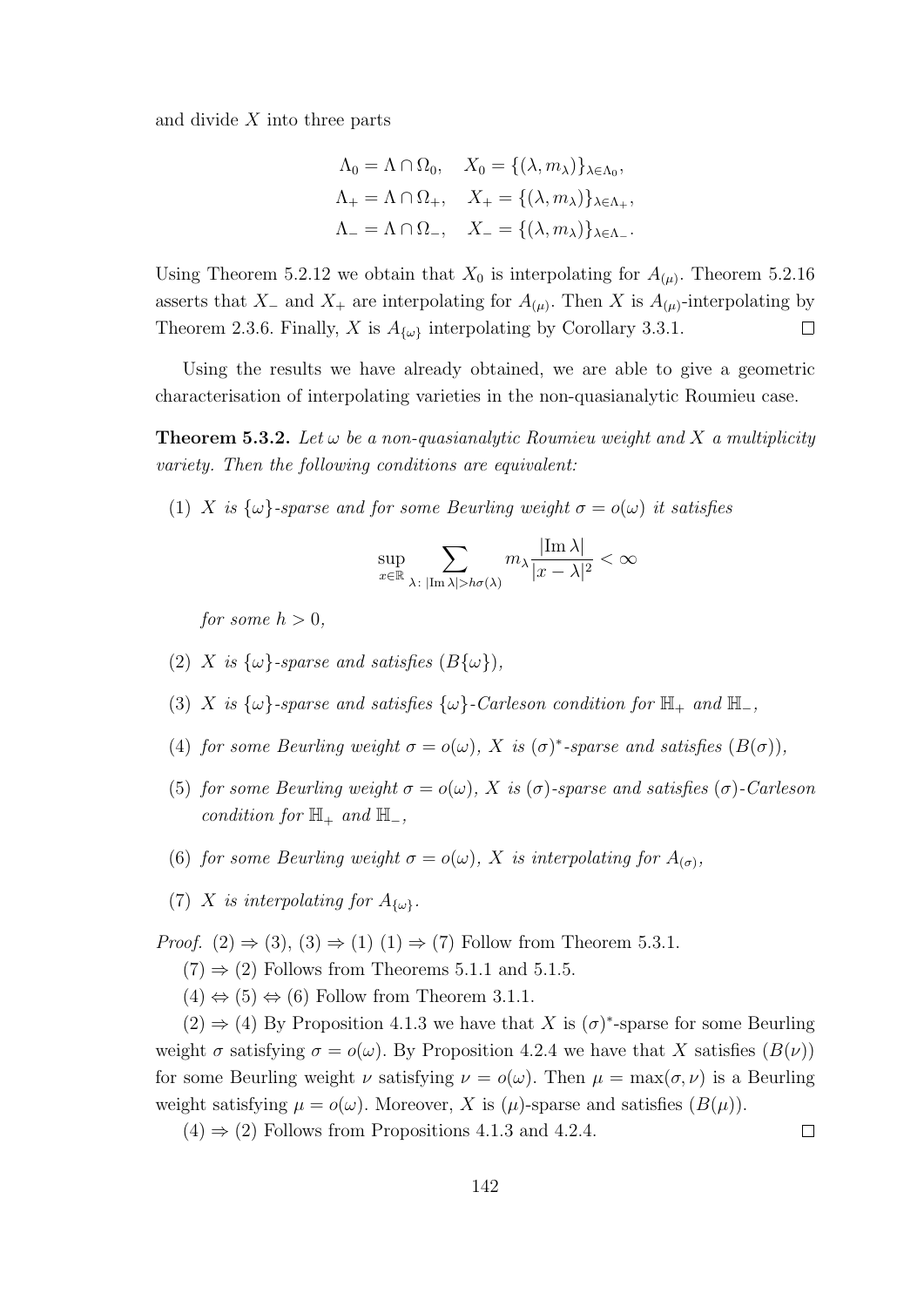and divide $X$ into three parts

$$
\begin{aligned}
\Lambda_0 &= \Lambda \cap \Omega_0, \quad X_0 = \{(\lambda, m_\lambda)\}_{\lambda \in \Lambda_0}, \\
\Lambda_+ &= \Lambda \cap \Omega_+, \quad X_+ = \{(\lambda, m_\lambda)\}_{\lambda \in \Lambda_+}, \\
\Lambda_- &= \Lambda \cap \Omega_-, \quad X_- = \{(\lambda, m_\lambda)\}_{\lambda \in \Lambda_-}.
\end{aligned}
$$

Using Theorem 5.2.12 we obtain that $X_0$ is interpolating for $A_{(\mu)}$. Theorem 5.2.16 asserts that $X_-$ and $X_+$ are interpolating for $A_{(\mu)}$. Then $X$ is $A_{(\mu)}$-interpolating by Theorem 2.3.6. Finally, $X$ is $A_{\{\omega\}}$ interpolating by Corollary 3.3.1. $\square$

Using the results we have already obtained, we are able to give a geometric characterisation of interpolating varieties in the non-quasianalytic Roumieu case.

**Theorem 5.3.2.** *Let $\omega$ be a non-quasianalytic Roumieu weight and $X$ a multiplicity variety. Then the following conditions are equivalent:*

(1) *$X$ is $\{\omega\}$-sparse and for some Beurling weight $\sigma = o(\omega)$ it satisfies*

$$\sup_{x \in \mathbb{R}} \sum_{\lambda:\, |\mathrm{Im}\, \lambda| > h\sigma(\lambda)} m_\lambda \frac{|\mathrm{Im}\, \lambda|}{|x - \lambda|^2} < \infty$$

*for some $h > 0$,*

(2) *$X$ is $\{\omega\}$-sparse and satisfies $(B\{\omega\})$,*

(3) *$X$ is $\{\omega\}$-sparse and satisfies $\{\omega\}$-Carleson condition for $\mathbb{H}_+$ and $\mathbb{H}_-$,*

(4) *for some Beurling weight $\sigma = o(\omega)$, $X$ is $(\sigma)^*$-sparse and satisfies $(B(\sigma))$,*

(5) *for some Beurling weight $\sigma = o(\omega)$, $X$ is $(\sigma)$-sparse and satisfies $(\sigma)$-Carleson condition for $\mathbb{H}_+$ and $\mathbb{H}_-$,*

(6) *for some Beurling weight $\sigma = o(\omega)$, $X$ is interpolating for $A_{(\sigma)}$,*

(7) *$X$ is interpolating for $A_{\{\omega\}}$.*

*Proof.* (2) $\Rightarrow$ (3), (3) $\Rightarrow$ (1) (1) $\Rightarrow$ (7) Follow from Theorem 5.3.1.

(7) $\Rightarrow$ (2) Follows from Theorems 5.1.1 and 5.1.5.

(4) $\Leftrightarrow$ (5) $\Leftrightarrow$ (6) Follow from Theorem 3.1.1.

(2) $\Rightarrow$ (4) By Proposition 4.1.3 we have that $X$ is $(\sigma)^*$-sparse for some Beurling weight $\sigma$ satisfying $\sigma = o(\omega)$. By Proposition 4.2.4 we have that $X$ satisfies $(B(\nu))$ for some Beurling weight $\nu$ satisfying $\nu = o(\omega)$. Then $\mu = \max(\sigma, \nu)$ is a Beurling weight satisfying $\mu = o(\omega)$. Moreover, $X$ is $(\mu)$-sparse and satisfies $(B(\mu))$.

(4) $\Rightarrow$ (2) Follows from Propositions 4.1.3 and 4.2.4. $\square$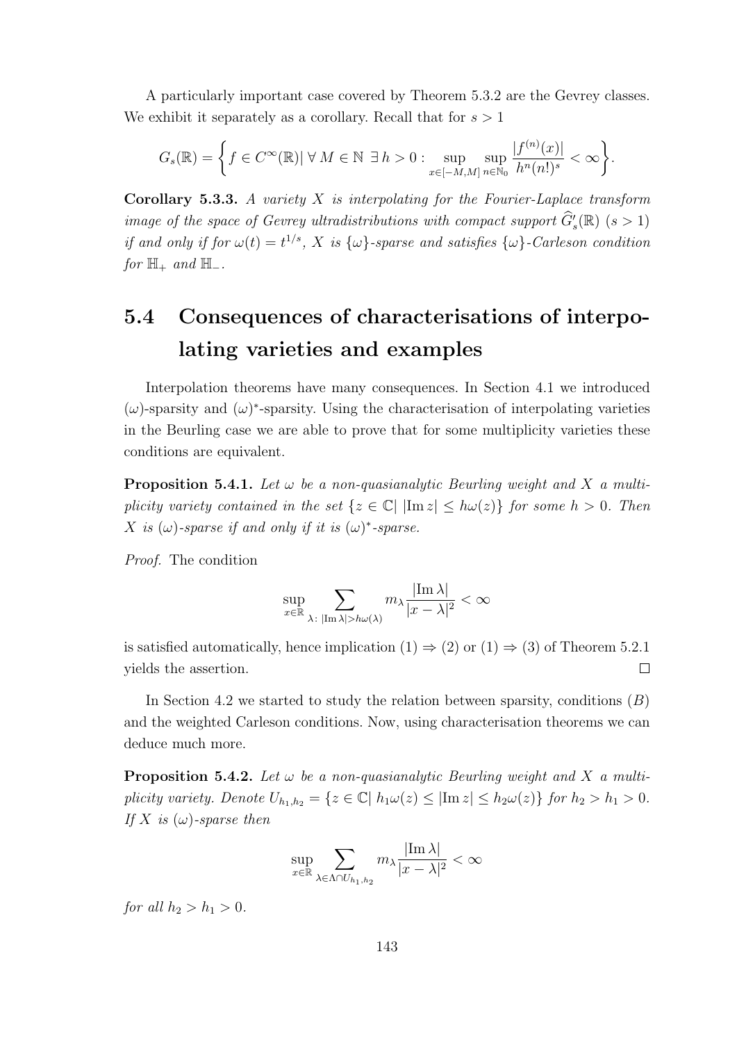A particularly important case covered by Theorem 5.3.2 are the Gevrey classes. We exhibit it separately as a corollary. Recall that for $s > 1$

$$G_s(\mathbb{R}) = \left\{ f \in C^\infty(\mathbb{R}) |\ \forall\, M \in \mathbb{N}\ \exists\, h > 0 : \sup_{x \in [-M,M]} \sup_{n \in \mathbb{N}_0} \frac{|f^{(n)}(x)|}{h^n (n!)^s} < \infty \right\}.$$

**Corollary 5.3.3.** *A variety $X$ is interpolating for the Fourier-Laplace transform image of the space of Gevrey ultradistributions with compact support $\widehat{G}'_s(\mathbb{R})$ $(s > 1)$ if and only if for $\omega(t) = t^{1/s}$, $X$ is $\{\omega\}$-sparse and satisfies $\{\omega\}$-Carleson condition for $\mathbb{H}_+$ and $\mathbb{H}_-$.*

## 5.4 Consequences of characterisations of interpolating varieties and examples

Interpolation theorems have many consequences. In Section 4.1 we introduced $(\omega)$-sparsity and $(\omega)^*$-sparsity. Using the characterisation of interpolating varieties in the Beurling case we are able to prove that for some multiplicity varieties these conditions are equivalent.

**Proposition 5.4.1.** *Let $\omega$ be a non-quasianalytic Beurling weight and $X$ a multiplicity variety contained in the set $\{z \in \mathbb{C} |\ |\mathrm{Im}\, z| \leq h\omega(z)\}$ for some $h > 0$. Then $X$ is $(\omega)$-sparse if and only if it is $(\omega)^*$-sparse.*

*Proof.* The condition

$$\sup_{x \in \mathbb{R}} \sum_{\lambda\colon |\mathrm{Im}\, \lambda| > h\omega(\lambda)} m_\lambda \frac{|\mathrm{Im}\, \lambda|}{|x - \lambda|^2} < \infty$$

is satisfied automatically, hence implication (1) $\Rightarrow$ (2) or (1) $\Rightarrow$ (3) of Theorem 5.2.1 yields the assertion. $\square$

In Section 4.2 we started to study the relation between sparsity, conditions $(B)$ and the weighted Carleson conditions. Now, using characterisation theorems we can deduce much more.

**Proposition 5.4.2.** *Let $\omega$ be a non-quasianalytic Beurling weight and $X$ a multiplicity variety. Denote $U_{h_1,h_2} = \{z \in \mathbb{C} |\ h_1\omega(z) \leq |\mathrm{Im}\, z| \leq h_2\omega(z)\}$ for $h_2 > h_1 > 0$. If $X$ is $(\omega)$-sparse then*

$$\sup_{x \in \mathbb{R}} \sum_{\lambda \in \Lambda \cap U_{h_1,h_2}} m_\lambda \frac{|\mathrm{Im}\, \lambda|}{|x - \lambda|^2} < \infty$$

*for all $h_2 > h_1 > 0$.*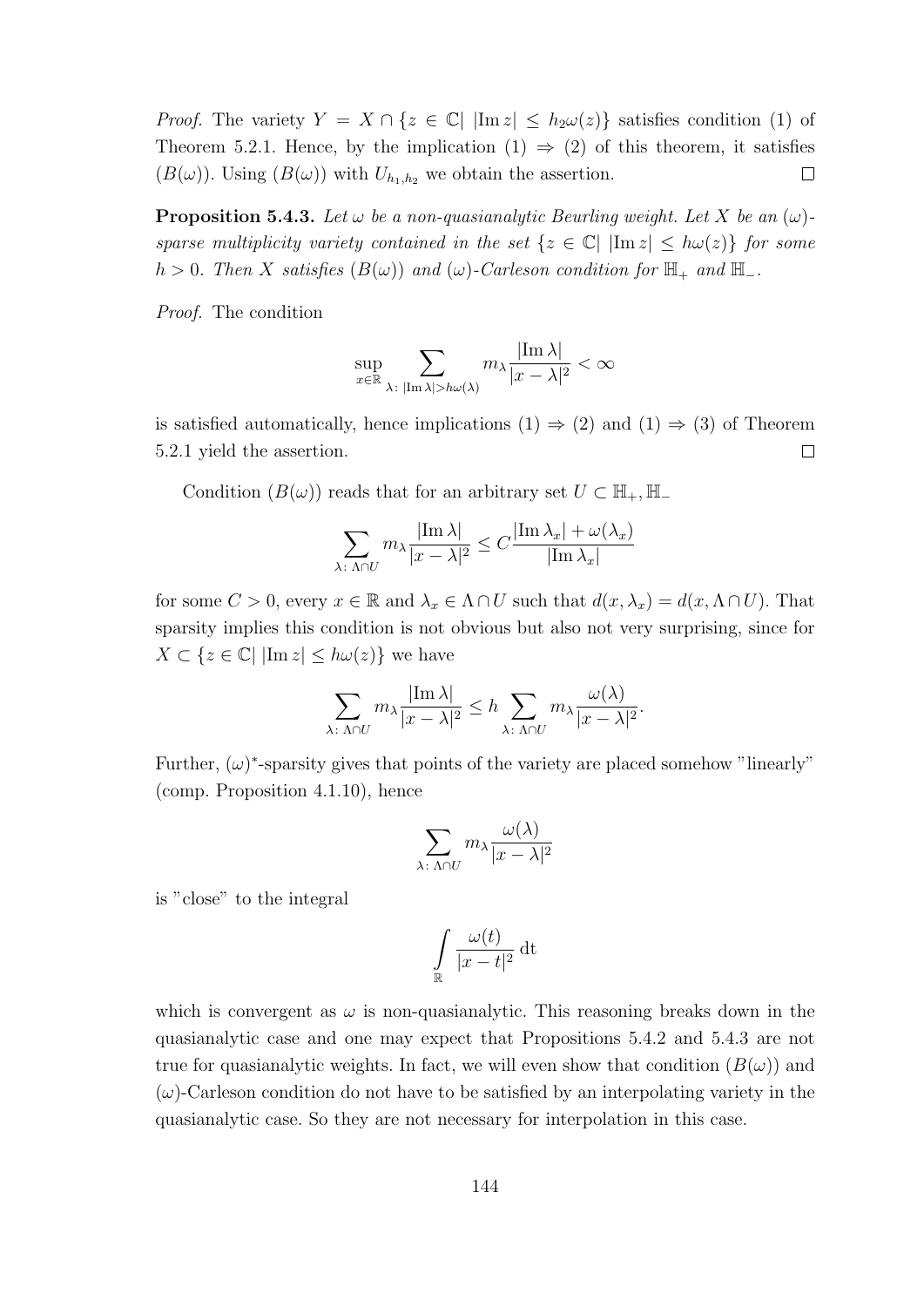*Proof.* The variety $Y = X \cap \{z \in \mathbb{C} | \, |\operatorname{Im} z| \le h_2\omega(z)\}$ satisfies condition (1) of Theorem 5.2.1. Hence, by the implication (1) $\Rightarrow$ (2) of this theorem, it satisfies $(B(\omega))$. Using $(B(\omega))$ with $U_{h_1,h_2}$ we obtain the assertion. $\square$

**Proposition 5.4.3.** *Let $\omega$ be a non-quasianalytic Beurling weight. Let $X$ be an $(\omega)$-sparse multiplicity variety contained in the set $\{z \in \mathbb{C} | \, |\operatorname{Im} z| \le h\omega(z)\}$ for some $h > 0$. Then $X$ satisfies $(B(\omega))$ and $(\omega)$-Carleson condition for $\mathbb{H}_+$ and $\mathbb{H}_-$.*

*Proof.* The condition

$$\sup_{x \in \mathbb{R}} \sum_{\lambda:\, |\operatorname{Im}\lambda| > h\omega(\lambda)} m_\lambda \frac{|\operatorname{Im}\lambda|}{|x-\lambda|^2} < \infty$$

is satisfied automatically, hence implications (1) $\Rightarrow$ (2) and (1) $\Rightarrow$ (3) of Theorem 5.2.1 yield the assertion. $\square$

Condition $(B(\omega))$ reads that for an arbitrary set $U \subset \mathbb{H}_+, \mathbb{H}_-$

$$\sum_{\lambda:\, \Lambda \cap U} m_\lambda \frac{|\operatorname{Im}\lambda|}{|x-\lambda|^2} \le C \frac{|\operatorname{Im}\lambda_x| + \omega(\lambda_x)}{|\operatorname{Im}\lambda_x|}$$

for some $C > 0$, every $x \in \mathbb{R}$ and $\lambda_x \in \Lambda \cap U$ such that $d(x, \lambda_x) = d(x, \Lambda \cap U)$. That sparsity implies this condition is not obvious but also not very surprising, since for $X \subset \{z \in \mathbb{C} | \, |\operatorname{Im} z| \le h\omega(z)\}$ we have

$$\sum_{\lambda:\, \Lambda \cap U} m_\lambda \frac{|\operatorname{Im}\lambda|}{|x-\lambda|^2} \le h \sum_{\lambda:\, \Lambda \cap U} m_\lambda \frac{\omega(\lambda)}{|x-\lambda|^2}.$$

Further, $(\omega)^*$-sparsity gives that points of the variety are placed somehow "linearly" (comp. Proposition 4.1.10), hence

$$\sum_{\lambda:\, \Lambda \cap U} m_\lambda \frac{\omega(\lambda)}{|x-\lambda|^2}$$

is "close" to the integral

$$\int_{\mathbb{R}} \frac{\omega(t)}{|x-t|^2} \, \mathrm{d}t$$

which is convergent as $\omega$ is non-quasianalytic. This reasoning breaks down in the quasianalytic case and one may expect that Propositions 5.4.2 and 5.4.3 are not true for quasianalytic weights. In fact, we will even show that condition $(B(\omega))$ and $(\omega)$-Carleson condition do not have to be satisfied by an interpolating variety in the quasianalytic case. So they are not necessary for interpolation in this case.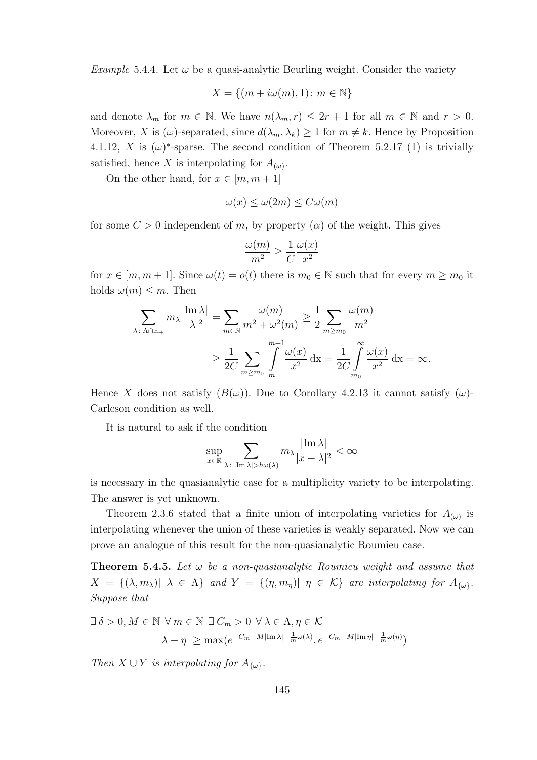*Example* 5.4.4. Let $\omega$ be a quasi-analytic Beurling weight. Consider the variety

$$X = \{(m + i\omega(m), 1) : m \in \mathbb{N}\}$$

and denote $\lambda_m$ for $m \in \mathbb{N}$. We have $n(\lambda_m, r) \leq 2r + 1$ for all $m \in \mathbb{N}$ and $r > 0$. Moreover, $X$ is $(\omega)$-separated, since $d(\lambda_m, \lambda_k) \geq 1$ for $m \neq k$. Hence by Proposition 4.1.12, $X$ is $(\omega)^*$-sparse. The second condition of Theorem 5.2.17 (1) is trivially satisfied, hence $X$ is interpolating for $A_{(\omega)}$.

On the other hand, for $x \in [m, m+1]$

$$\omega(x) \leq \omega(2m) \leq C\omega(m)$$

for some $C > 0$ independent of $m$, by property $(\alpha)$ of the weight. This gives

$$\frac{\omega(m)}{m^2} \geq \frac{1}{C}\frac{\omega(x)}{x^2}$$

for $x \in [m, m+1]$. Since $\omega(t) = o(t)$ there is $m_0 \in \mathbb{N}$ such that for every $m \geq m_0$ it holds $\omega(m) \leq m$. Then

$$\begin{aligned}
\sum_{\lambda\colon \Lambda\cap\mathbb{H}_+} m_\lambda \frac{|\operatorname{Im}\lambda|}{|\lambda|^2} &= \sum_{m\in\mathbb{N}} \frac{\omega(m)}{m^2 + \omega^2(m)} \geq \frac{1}{2}\sum_{m\geq m_0}\frac{\omega(m)}{m^2} \\
&\geq \frac{1}{2C}\sum_{m\geq m_0}\int_m^{m+1}\frac{\omega(x)}{x^2}\,\mathrm{d}x = \frac{1}{2C}\int_{m_0}^{\infty}\frac{\omega(x)}{x^2}\,\mathrm{d}x = \infty.
\end{aligned}$$

Hence $X$ does not satisfy $(B(\omega))$. Due to Corollary 4.2.13 it cannot satisfy $(\omega)$-Carleson condition as well.

It is natural to ask if the condition

$$\sup_{x\in\mathbb{R}} \sum_{\lambda\colon |\operatorname{Im}\lambda| > h\omega(\lambda)} m_\lambda \frac{|\operatorname{Im}\lambda|}{|x-\lambda|^2} < \infty$$

is necessary in the quasianalytic case for a multiplicity variety to be interpolating. The answer is yet unknown.

Theorem 2.3.6 stated that a finite union of interpolating varieties for $A_{(\omega)}$ is interpolating whenever the union of these varieties is weakly separated. Now we can prove an analogue of this result for the non-quasianalytic Roumieu case.

**Theorem 5.4.5.** *Let $\omega$ be a non-quasianalytic Roumieu weight and assume that $X = \{(\lambda, m_\lambda) | \ \lambda \in \Lambda\}$ and $Y = \{(\eta, m_\eta) | \ \eta \in \mathcal{K}\}$ are interpolating for $A_{\{\omega\}}$. Suppose that*

$$\begin{aligned}
&\exists\, \delta > 0, M \in \mathbb{N}\ \forall\, m \in \mathbb{N}\ \exists\, C_m > 0\ \forall\, \lambda \in \Lambda, \eta \in \mathcal{K} \\
&\qquad |\lambda - \eta| \geq \max(e^{-C_m - M|\operatorname{Im}\lambda| - \frac{1}{m}\omega(\lambda)}, e^{-C_m - M|\operatorname{Im}\eta| - \frac{1}{m}\omega(\eta)})
\end{aligned}$$

*Then $X \cup Y$ is interpolating for $A_{\{\omega\}}$.*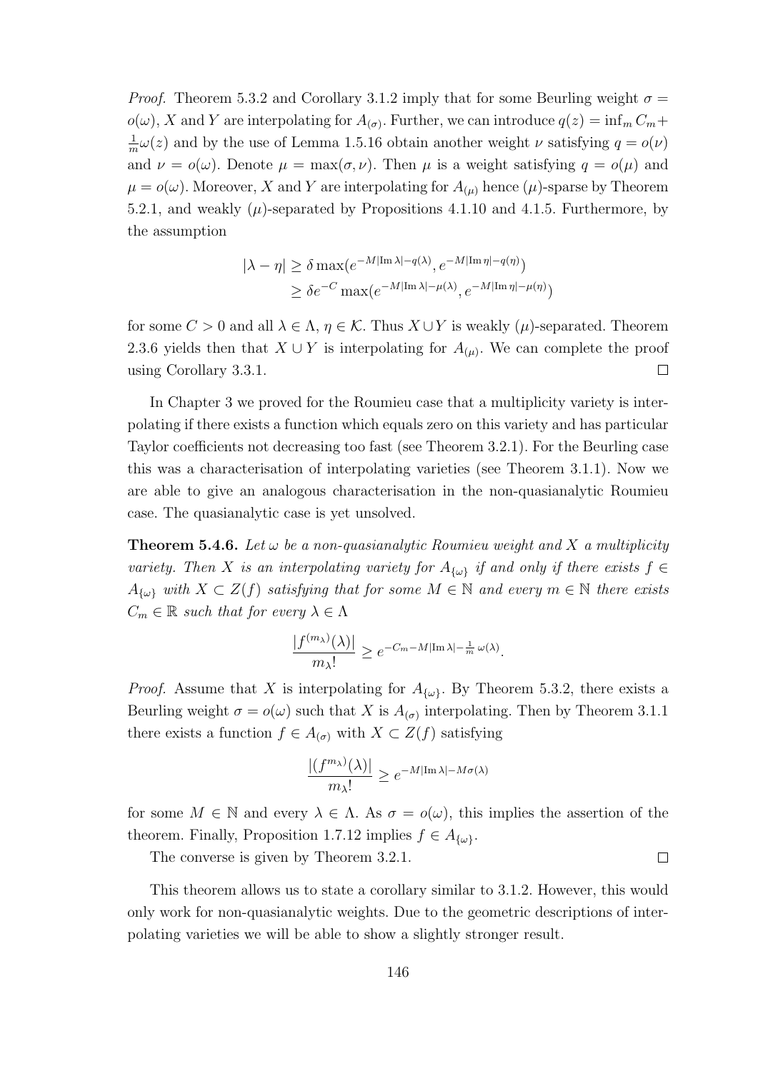*Proof.* Theorem 5.3.2 and Corollary 3.1.2 imply that for some Beurling weight $\sigma = o(\omega)$, $X$ and $Y$ are interpolating for $A_{(\sigma)}$. Further, we can introduce $q(z) = \inf_m C_m + \frac{1}{m}\omega(z)$ and by the use of Lemma 1.5.16 obtain another weight $\nu$ satisfying $q = o(\nu)$ and $\nu = o(\omega)$. Denote $\mu = \max(\sigma, \nu)$. Then $\mu$ is a weight satisfying $q = o(\mu)$ and $\mu = o(\omega)$. Moreover, $X$ and $Y$ are interpolating for $A_{(\mu)}$ hence $(\mu)$-sparse by Theorem 5.2.1, and weakly $(\mu)$-separated by Propositions 4.1.10 and 4.1.5. Furthermore, by the assumption

$$
\begin{aligned}
|\lambda - \eta| &\geq \delta \max(e^{-M|\operatorname{Im}\lambda| - q(\lambda)}, e^{-M|\operatorname{Im}\eta| - q(\eta)}) \\
&\geq \delta e^{-C} \max(e^{-M|\operatorname{Im}\lambda| - \mu(\lambda)}, e^{-M|\operatorname{Im}\eta| - \mu(\eta)})
\end{aligned}
$$

for some $C > 0$ and all $\lambda \in \Lambda$, $\eta \in \mathcal{K}$. Thus $X \cup Y$ is weakly $(\mu)$-separated. Theorem 2.3.6 yields then that $X \cup Y$ is interpolating for $A_{(\mu)}$. We can complete the proof using Corollary 3.3.1. $\square$

In Chapter 3 we proved for the Roumieu case that a multiplicity variety is interpolating if there exists a function which equals zero on this variety and has particular Taylor coefficients not decreasing too fast (see Theorem 3.2.1). For the Beurling case this was a characterisation of interpolating varieties (see Theorem 3.1.1). Now we are able to give an analogous characterisation in the non-quasianalytic Roumieu case. The quasianalytic case is yet unsolved.

**Theorem 5.4.6.** *Let $\omega$ be a non-quasianalytic Roumieu weight and $X$ a multiplicity variety. Then $X$ is an interpolating variety for $A_{\{\omega\}}$ if and only if there exists $f \in A_{\{\omega\}}$ with $X \subset Z(f)$ satisfying that for some $M \in \mathbb{N}$ and every $m \in \mathbb{N}$ there exists $C_m \in \mathbb{R}$ such that for every $\lambda \in \Lambda$*

$$
\frac{|f^{(m_\lambda)}(\lambda)|}{m_\lambda!} \geq e^{-C_m - M|\operatorname{Im}\lambda| - \frac{1}{m}\omega(\lambda)}.
$$

*Proof.* Assume that $X$ is interpolating for $A_{\{\omega\}}$. By Theorem 5.3.2, there exists a Beurling weight $\sigma = o(\omega)$ such that $X$ is $A_{(\sigma)}$ interpolating. Then by Theorem 3.1.1 there exists a function $f \in A_{(\sigma)}$ with $X \subset Z(f)$ satisfying

$$
\frac{|(f^{m_\lambda)}(\lambda)|}{m_\lambda!} \geq e^{-M|\operatorname{Im}\lambda| - M\sigma(\lambda)}
$$

for some $M \in \mathbb{N}$ and every $\lambda \in \Lambda$. As $\sigma = o(\omega)$, this implies the assertion of the theorem. Finally, Proposition 1.7.12 implies $f \in A_{\{\omega\}}$.

The converse is given by Theorem 3.2.1. $\square$

This theorem allows us to state a corollary similar to 3.1.2. However, this would only work for non-quasianalytic weights. Due to the geometric descriptions of interpolating varieties we will be able to show a slightly stronger result.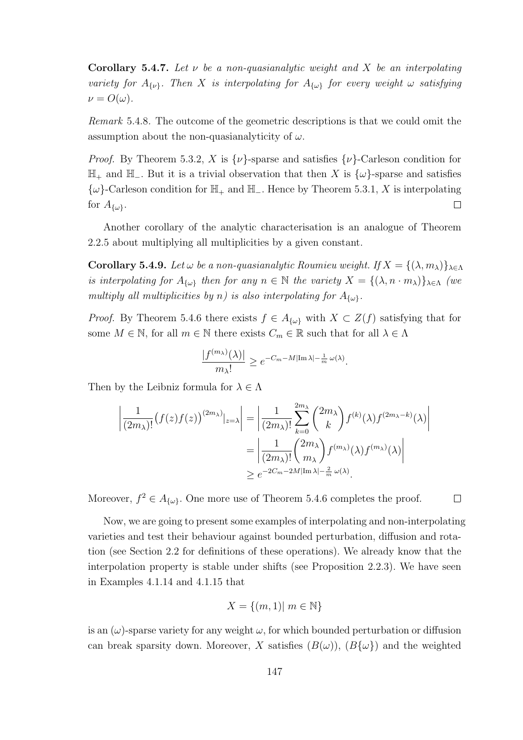**Corollary 5.4.7.** *Let $\nu$ be a non-quasianalytic weight and $X$ be an interpolating variety for $A_{\{\nu\}}$. Then $X$ is interpolating for $A_{\{\omega\}}$ for every weight $\omega$ satisfying $\nu = O(\omega)$.*

*Remark* 5.4.8. The outcome of the geometric descriptions is that we could omit the assumption about the non-quasianalyticity of $\omega$.

*Proof.* By Theorem 5.3.2, $X$ is $\{\nu\}$-sparse and satisfies $\{\nu\}$-Carleson condition for $\mathbb{H}_+$ and $\mathbb{H}_-$. But it is a trivial observation that then $X$ is $\{\omega\}$-sparse and satisfies $\{\omega\}$-Carleson condition for $\mathbb{H}_+$ and $\mathbb{H}_-$. Hence by Theorem 5.3.1, $X$ is interpolating for $A_{\{\omega\}}$. ◻

Another corollary of the analytic characterisation is an analogue of Theorem 2.2.5 about multiplying all multiplicities by a given constant.

**Corollary 5.4.9.** *Let $\omega$ be a non-quasianalytic Roumieu weight. If $X = \{(\lambda, m_\lambda)\}_{\lambda\in\Lambda}$ is interpolating for $A_{\{\omega\}}$ then for any $n \in \mathbb{N}$ the variety $X = \{(\lambda, n \cdot m_\lambda)\}_{\lambda\in\Lambda}$ (we multiply all multiplicities by $n$) is also interpolating for $A_{\{\omega\}}$.*

*Proof.* By Theorem 5.4.6 there exists $f \in A_{\{\omega\}}$ with $X \subset Z(f)$ satisfying that for some $M \in \mathbb{N}$, for all $m \in \mathbb{N}$ there exists $C_m \in \mathbb{R}$ such that for all $\lambda \in \Lambda$

$$\frac{|f^{(m_\lambda)}(\lambda)|}{m_\lambda!} \geq e^{-C_m - M|\operatorname{Im}\lambda| - \frac{1}{m}\,\omega(\lambda)}.$$

Then by the Leibniz formula for $\lambda \in \Lambda$

$$\begin{aligned}
\left|\frac{1}{(2m_\lambda)!}\big(f(z)f(z)\big)^{(2m_\lambda)}|_{z=\lambda}\right| &= \left|\frac{1}{(2m_\lambda)!}\sum_{k=0}^{2m_\lambda}\binom{2m_\lambda}{k} f^{(k)}(\lambda) f^{(2m_\lambda - k)}(\lambda)\right| \\
&= \left|\frac{1}{(2m_\lambda)!}\binom{2m_\lambda}{m_\lambda} f^{(m_\lambda)}(\lambda) f^{(m_\lambda)}(\lambda)\right| \\
&\geq e^{-2C_m - 2M|\operatorname{Im}\lambda| - \frac{2}{m}\,\omega(\lambda)}.
\end{aligned}$$

Moreover, $f^2 \in A_{\{\omega\}}$. One more use of Theorem 5.4.6 completes the proof. ◻

Now, we are going to present some examples of interpolating and non-interpolating varieties and test their behaviour against bounded perturbation, diffusion and rotation (see Section 2.2 for definitions of these operations). We already know that the interpolation property is stable under shifts (see Proposition 2.2.3). We have seen in Examples 4.1.14 and 4.1.15 that

$$X = \{(m, 1)|\ m \in \mathbb{N}\}$$

is an $(\omega)$-sparse variety for any weight $\omega$, for which bounded perturbation or diffusion can break sparsity down. Moreover, $X$ satisfies $(B(\omega))$, $(B\{\omega\})$ and the weighted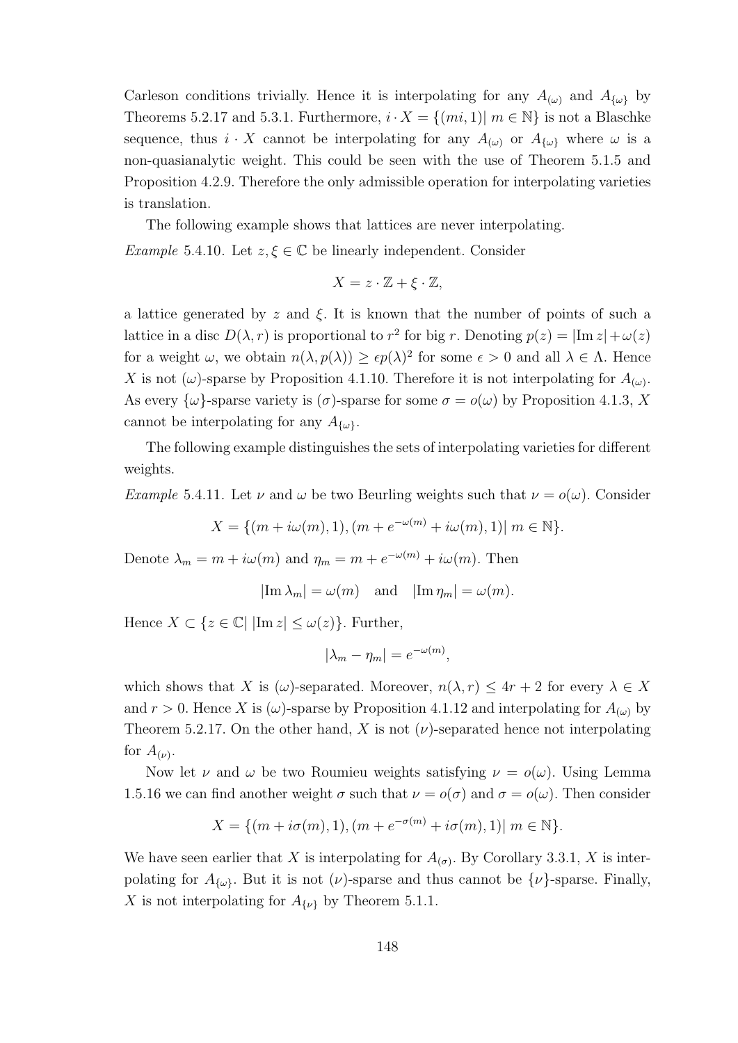Carleson conditions trivially. Hence it is interpolating for any $A_{(\omega)}$ and $A_{\{\omega\}}$ by Theorems 5.2.17 and 5.3.1. Furthermore, $i \cdot X = \{(mi, 1)|\ m \in \mathbb{N}\}$ is not a Blaschke sequence, thus $i \cdot X$ cannot be interpolating for any $A_{(\omega)}$ or $A_{\{\omega\}}$ where $\omega$ is a non-quasianalytic weight. This could be seen with the use of Theorem 5.1.5 and Proposition 4.2.9. Therefore the only admissible operation for interpolating varieties is translation.

The following example shows that lattices are never interpolating.

*Example* 5.4.10. Let $z, \xi \in \mathbb{C}$ be linearly independent. Consider

$$X = z \cdot \mathbb{Z} + \xi \cdot \mathbb{Z},$$

a lattice generated by $z$ and $\xi$. It is known that the number of points of such a lattice in a disc $D(\lambda, r)$ is proportional to $r^2$ for big $r$. Denoting $p(z) = |\operatorname{Im} z| + \omega(z)$ for a weight $\omega$, we obtain $n(\lambda, p(\lambda)) \geq \epsilon p(\lambda)^2$ for some $\epsilon > 0$ and all $\lambda \in \Lambda$. Hence $X$ is not $(\omega)$-sparse by Proposition 4.1.10. Therefore it is not interpolating for $A_{(\omega)}$. As every $\{\omega\}$-sparse variety is $(\sigma)$-sparse for some $\sigma = o(\omega)$ by Proposition 4.1.3, $X$ cannot be interpolating for any $A_{\{\omega\}}$.

The following example distinguishes the sets of interpolating varieties for different weights.

*Example* 5.4.11. Let $\nu$ and $\omega$ be two Beurling weights such that $\nu = o(\omega)$. Consider

$$X = \{(m + i\omega(m), 1), (m + e^{-\omega(m)} + i\omega(m), 1)|\ m \in \mathbb{N}\}.$$

Denote $\lambda_m = m + i\omega(m)$ and $\eta_m = m + e^{-\omega(m)} + i\omega(m)$. Then

$$|\operatorname{Im} \lambda_m| = \omega(m) \quad \text{and} \quad |\operatorname{Im} \eta_m| = \omega(m).$$

Hence $X \subset \{z \in \mathbb{C}|\ |\operatorname{Im} z| \leq \omega(z)\}$. Further,

$$|\lambda_m - \eta_m| = e^{-\omega(m)},$$

which shows that $X$ is $(\omega)$-separated. Moreover, $n(\lambda, r) \leq 4r + 2$ for every $\lambda \in X$ and $r > 0$. Hence $X$ is $(\omega)$-sparse by Proposition 4.1.12 and interpolating for $A_{(\omega)}$ by Theorem 5.2.17. On the other hand, $X$ is not $(\nu)$-separated hence not interpolating for $A_{(\nu)}$.

Now let $\nu$ and $\omega$ be two Roumieu weights satisfying $\nu = o(\omega)$. Using Lemma 1.5.16 we can find another weight $\sigma$ such that $\nu = o(\sigma)$ and $\sigma = o(\omega)$. Then consider

$$X = \{(m + i\sigma(m), 1), (m + e^{-\sigma(m)} + i\sigma(m), 1)|\ m \in \mathbb{N}\}.$$

We have seen earlier that $X$ is interpolating for $A_{(\sigma)}$. By Corollary 3.3.1, $X$ is interpolating for $A_{\{\omega\}}$. But it is not $(\nu)$-sparse and thus cannot be $\{\nu\}$-sparse. Finally, $X$ is not interpolating for $A_{\{\nu\}}$ by Theorem 5.1.1.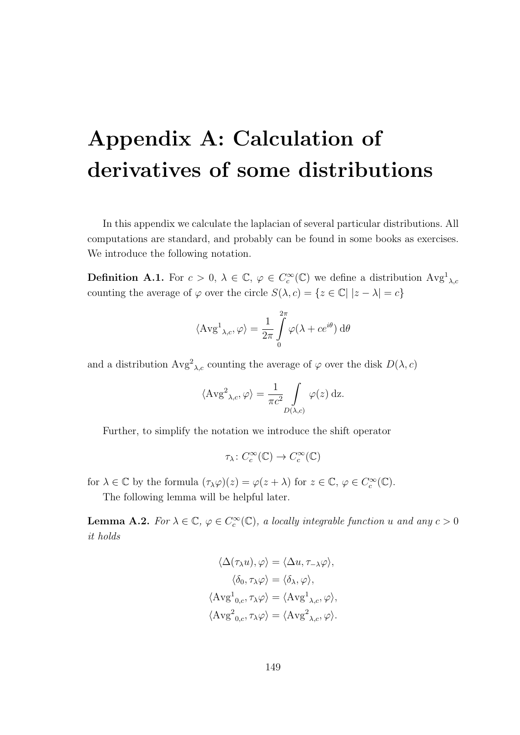# Appendix A: Calculation of derivatives of some distributions

In this appendix we calculate the laplacian of several particular distributions. All computations are standard, and probably can be found in some books as exercises. We introduce the following notation.

**Definition A.1.** For $c > 0$, $\lambda \in \mathbb{C}$, $\varphi \in C_c^\infty(\mathbb{C})$ we define a distribution ${\mathrm{Avg}^1}_{\lambda,c}$ counting the average of $\varphi$ over the circle $S(\lambda, c) = \{z \in \mathbb{C} |\, |z - \lambda| = c\}$

$$\langle {\mathrm{Avg}^1}_{\lambda,c}, \varphi\rangle = \frac{1}{2\pi}\int_0^{2\pi} \varphi(\lambda + ce^{i\theta})\,\mathrm{d}\theta$$

and a distribution ${\mathrm{Avg}^2}_{\lambda,c}$ counting the average of $\varphi$ over the disk $D(\lambda, c)$

$$\langle {\mathrm{Avg}^2}_{\lambda,c}, \varphi\rangle = \frac{1}{\pi c^2}\int_{D(\lambda,c)} \varphi(z)\,\mathrm{dz}.$$

Further, to simplify the notation we introduce the shift operator

$$\tau_\lambda \colon C_c^\infty(\mathbb{C}) \to C_c^\infty(\mathbb{C})$$

for $\lambda \in \mathbb{C}$ by the formula $(\tau_\lambda\varphi)(z) = \varphi(z + \lambda)$ for $z \in \mathbb{C}$, $\varphi \in C_c^\infty(\mathbb{C})$.

The following lemma will be helpful later.

**Lemma A.2.** *For $\lambda \in \mathbb{C}$, $\varphi \in C_c^\infty(\mathbb{C})$, a locally integrable function $u$ and any $c > 0$ it holds*

$$\langle \Delta(\tau_\lambda u), \varphi\rangle = \langle \Delta u, \tau_{-\lambda}\varphi\rangle,$$

$$\langle \delta_0, \tau_\lambda\varphi\rangle = \langle \delta_\lambda, \varphi\rangle,$$

$$\langle {\mathrm{Avg}^1}_{0,c}, \tau_\lambda\varphi\rangle = \langle {\mathrm{Avg}^1}_{\lambda,c}, \varphi\rangle,$$

$$\langle {\mathrm{Avg}^2}_{0,c}, \tau_\lambda\varphi\rangle = \langle {\mathrm{Avg}^2}_{\lambda,c}, \varphi\rangle.$$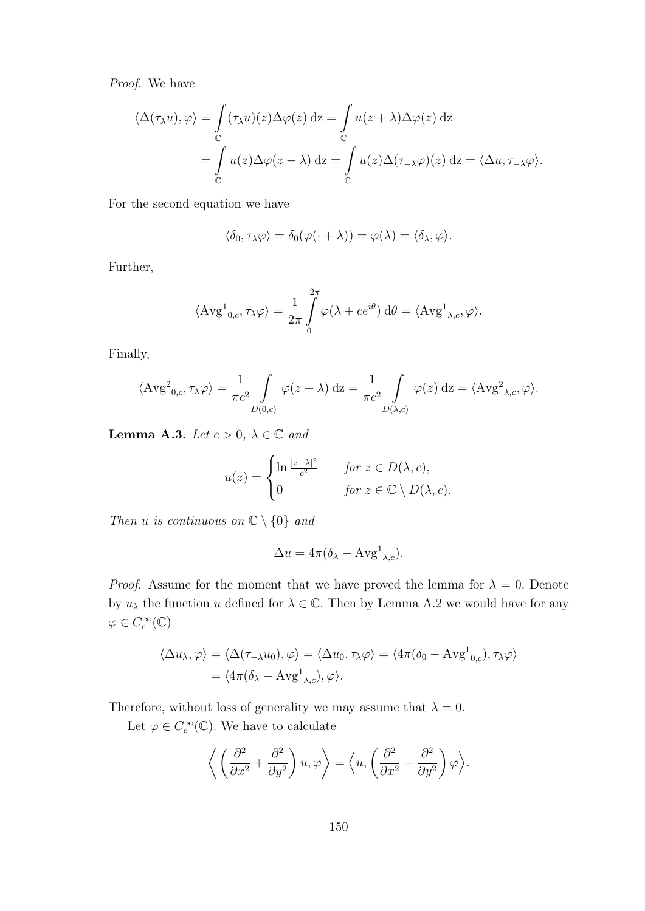*Proof.* We have

$$\begin{aligned}
\langle \Delta(\tau_\lambda u), \varphi \rangle &= \int_{\mathbb{C}} (\tau_\lambda u)(z) \Delta\varphi(z) \, \mathrm{d}z = \int_{\mathbb{C}} u(z+\lambda) \Delta\varphi(z) \, \mathrm{d}z \\
&= \int_{\mathbb{C}} u(z) \Delta\varphi(z-\lambda) \, \mathrm{d}z = \int_{\mathbb{C}} u(z) \Delta(\tau_{-\lambda}\varphi)(z) \, \mathrm{d}z = \langle \Delta u, \tau_{-\lambda}\varphi \rangle.
\end{aligned}$$

For the second equation we have

$$\langle \delta_0, \tau_\lambda \varphi \rangle = \delta_0(\varphi(\cdot + \lambda)) = \varphi(\lambda) = \langle \delta_\lambda, \varphi \rangle.$$

Further,

$$\langle {\mathrm{Avg}^1}_{0,c}, \tau_\lambda \varphi \rangle = \frac{1}{2\pi} \int_0^{2\pi} \varphi(\lambda + ce^{i\theta}) \, \mathrm{d}\theta = \langle {\mathrm{Avg}^1}_{\lambda,c}, \varphi \rangle.$$

Finally,

$$\langle {\mathrm{Avg}^2}_{0,c}, \tau_\lambda \varphi \rangle = \frac{1}{\pi c^2} \int_{D(0,c)} \varphi(z+\lambda) \, \mathrm{d}z = \frac{1}{\pi c^2} \int_{D(\lambda,c)} \varphi(z) \, \mathrm{d}z = \langle {\mathrm{Avg}^2}_{\lambda,c}, \varphi \rangle. \qquad \square$$

**Lemma A.3.** *Let $c > 0$, $\lambda \in \mathbb{C}$ and*

$$u(z) = \begin{cases} \ln \frac{|z-\lambda|^2}{c^2} & \text{for } z \in D(\lambda, c), \\ 0 & \text{for } z \in \mathbb{C} \setminus D(\lambda, c). \end{cases}$$

*Then $u$ is continuous on $\mathbb{C} \setminus \{0\}$ and*

$$\Delta u = 4\pi(\delta_\lambda - {\mathrm{Avg}^1}_{\lambda,c}).$$

*Proof.* Assume for the moment that we have proved the lemma for $\lambda = 0$. Denote by $u_\lambda$ the function $u$ defined for $\lambda \in \mathbb{C}$. Then by Lemma A.2 we would have for any $\varphi \in C_c^\infty(\mathbb{C})$

$$\begin{aligned}
\langle \Delta u_\lambda, \varphi \rangle &= \langle \Delta(\tau_{-\lambda} u_0), \varphi \rangle = \langle \Delta u_0, \tau_\lambda \varphi \rangle = \langle 4\pi(\delta_0 - {\mathrm{Avg}^1}_{0,c}), \tau_\lambda \varphi \rangle \\
&= \langle 4\pi(\delta_\lambda - {\mathrm{Avg}^1}_{\lambda,c}), \varphi \rangle.
\end{aligned}$$

Therefore, without loss of generality we may assume that $\lambda = 0$.

Let $\varphi \in C_c^\infty(\mathbb{C})$. We have to calculate

$$\Big\langle \left( \frac{\partial^2}{\partial x^2} + \frac{\partial^2}{\partial y^2} \right) u, \varphi \Big\rangle = \Big\langle u, \left( \frac{\partial^2}{\partial x^2} + \frac{\partial^2}{\partial y^2} \right) \varphi \Big\rangle.$$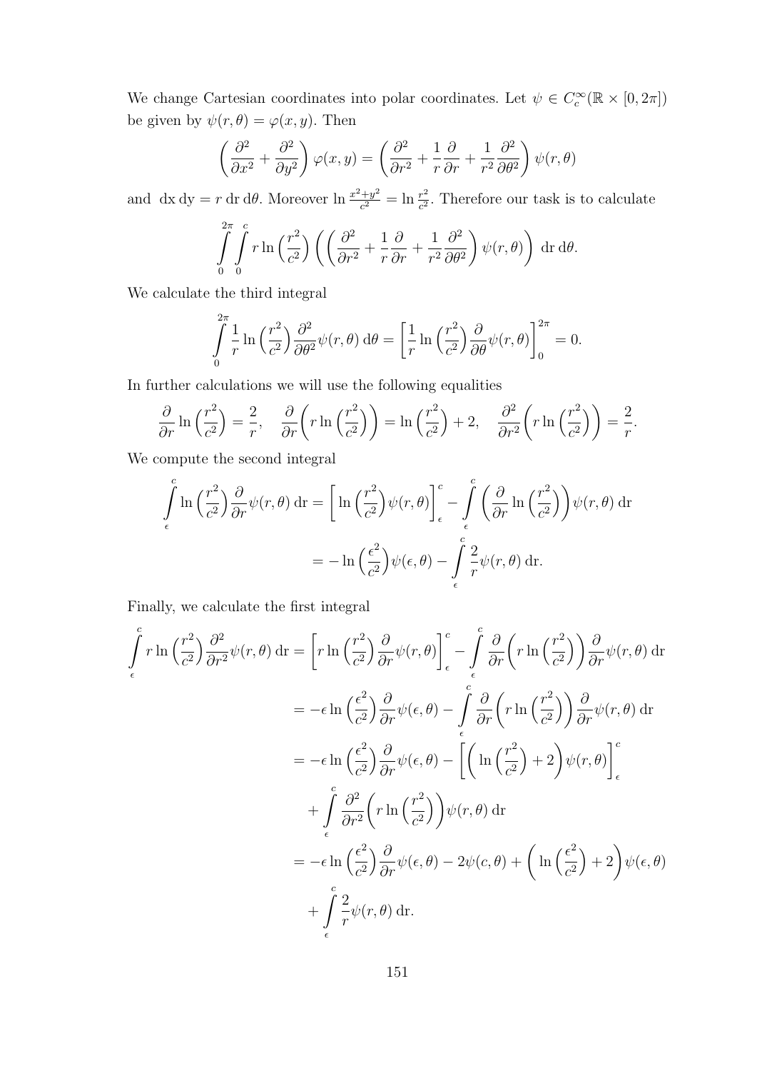We change Cartesian coordinates into polar coordinates. Let $\psi \in C_c^\infty(\mathbb{R} \times [0, 2\pi])$ be given by $\psi(r, \theta) = \varphi(x, y)$. Then

$$\left( \frac{\partial^2}{\partial x^2} + \frac{\partial^2}{\partial y^2} \right) \varphi(x, y) = \left( \frac{\partial^2}{\partial r^2} + \frac{1}{r} \frac{\partial}{\partial r} + \frac{1}{r^2} \frac{\partial^2}{\partial \theta^2} \right) \psi(r, \theta)$$

and $\mathrm{d}x\, \mathrm{d}y = r\, \mathrm{d}r\, \mathrm{d}\theta$. Moreover $\ln \frac{x^2+y^2}{c^2} = \ln \frac{r^2}{c^2}$. Therefore our task is to calculate

$$\int_0^{2\pi} \int_0^c r \ln\left(\frac{r^2}{c^2}\right) \left( \left( \frac{\partial^2}{\partial r^2} + \frac{1}{r} \frac{\partial}{\partial r} + \frac{1}{r^2} \frac{\partial^2}{\partial \theta^2} \right) \psi(r, \theta) \right) \mathrm{d}r\, \mathrm{d}\theta.$$

We calculate the third integral

$$\int_0^{2\pi} \frac{1}{r} \ln\left(\frac{r^2}{c^2}\right) \frac{\partial^2}{\partial \theta^2} \psi(r, \theta)\, \mathrm{d}\theta = \left[ \frac{1}{r} \ln\left(\frac{r^2}{c^2}\right) \frac{\partial}{\partial \theta} \psi(r, \theta) \right]_0^{2\pi} = 0.$$

In further calculations we will use the following equalities

$$\frac{\partial}{\partial r} \ln\left(\frac{r^2}{c^2}\right) = \frac{2}{r}, \quad \frac{\partial}{\partial r}\left( r \ln\left(\frac{r^2}{c^2}\right) \right) = \ln\left(\frac{r^2}{c^2}\right) + 2, \quad \frac{\partial^2}{\partial r^2}\left( r \ln\left(\frac{r^2}{c^2}\right) \right) = \frac{2}{r}.$$

We compute the second integral

$$\begin{aligned}
\int_\epsilon^c \ln\left(\frac{r^2}{c^2}\right) \frac{\partial}{\partial r} \psi(r, \theta)\, \mathrm{d}r &= \left[ \ln\left(\frac{r^2}{c^2}\right) \psi(r, \theta) \right]_\epsilon^c - \int_\epsilon^c \left( \frac{\partial}{\partial r} \ln\left(\frac{r^2}{c^2}\right) \right) \psi(r, \theta)\, \mathrm{d}r \\
&= -\ln\left(\frac{\epsilon^2}{c^2}\right) \psi(\epsilon, \theta) - \int_\epsilon^c \frac{2}{r} \psi(r, \theta)\, \mathrm{d}r.
\end{aligned}$$

Finally, we calculate the first integral

$$\begin{aligned}
\int_\epsilon^c r \ln\left(\frac{r^2}{c^2}\right) \frac{\partial^2}{\partial r^2} \psi(r, \theta)\, \mathrm{d}r &= \left[ r \ln\left(\frac{r^2}{c^2}\right) \frac{\partial}{\partial r} \psi(r, \theta) \right]_\epsilon^c - \int_\epsilon^c \frac{\partial}{\partial r}\left( r \ln\left(\frac{r^2}{c^2}\right) \right) \frac{\partial}{\partial r} \psi(r, \theta)\, \mathrm{d}r \\
&= -\epsilon \ln\left(\frac{\epsilon^2}{c^2}\right) \frac{\partial}{\partial r} \psi(\epsilon, \theta) - \int_\epsilon^c \frac{\partial}{\partial r}\left( r \ln\left(\frac{r^2}{c^2}\right) \right) \frac{\partial}{\partial r} \psi(r, \theta)\, \mathrm{d}r \\
&= -\epsilon \ln\left(\frac{\epsilon^2}{c^2}\right) \frac{\partial}{\partial r} \psi(\epsilon, \theta) - \left[ \left( \ln\left(\frac{r^2}{c^2}\right) + 2 \right) \psi(r, \theta) \right]_\epsilon^c \\
&\quad + \int_\epsilon^c \frac{\partial^2}{\partial r^2}\left( r \ln\left(\frac{r^2}{c^2}\right) \right) \psi(r, \theta)\, \mathrm{d}r \\
&= -\epsilon \ln\left(\frac{\epsilon^2}{c^2}\right) \frac{\partial}{\partial r} \psi(\epsilon, \theta) - 2\psi(c, \theta) + \left( \ln\left(\frac{\epsilon^2}{c^2}\right) + 2 \right) \psi(\epsilon, \theta) \\
&\quad + \int_\epsilon^c \frac{2}{r} \psi(r, \theta)\, \mathrm{d}r.
\end{aligned}$$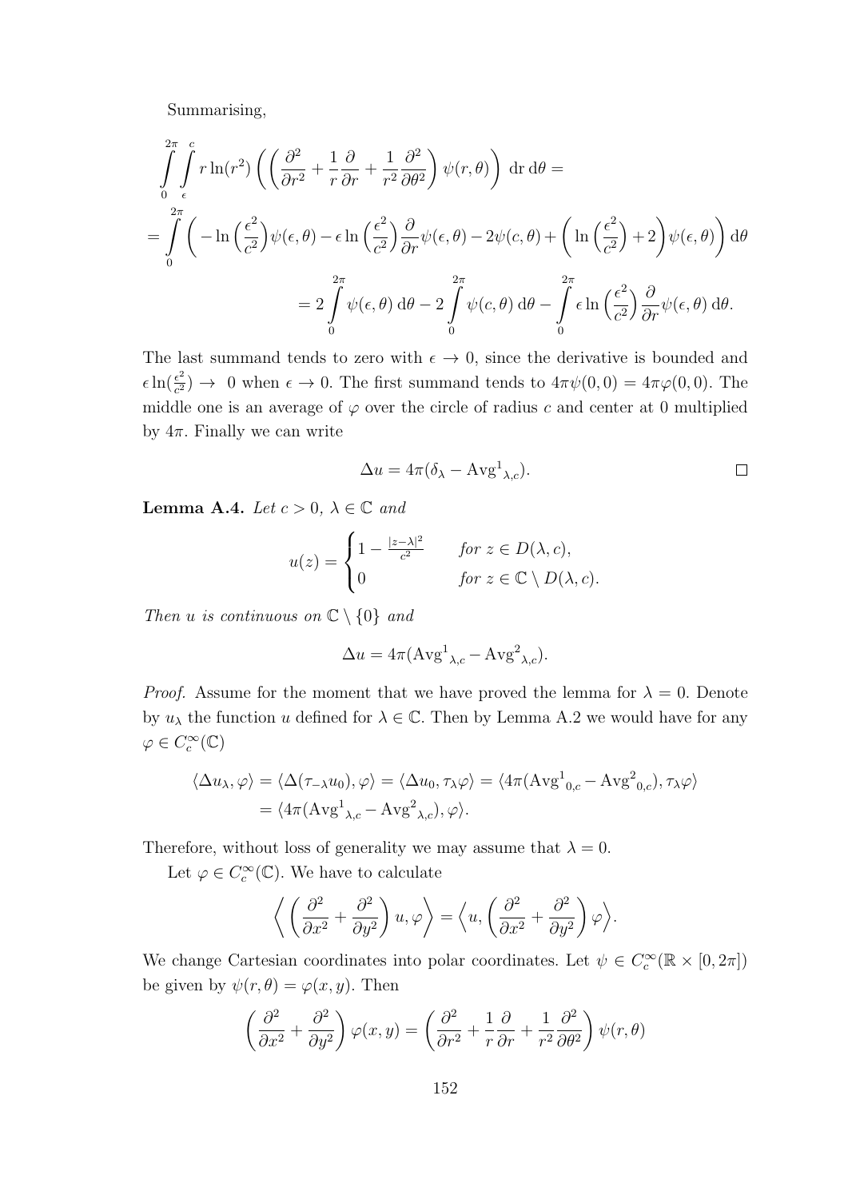Summarising,

$$\int_0^{2\pi}\int_\epsilon^c r\ln(r^2)\left(\left(\frac{\partial^2}{\partial r^2}+\frac{1}{r}\frac{\partial}{\partial r}+\frac{1}{r^2}\frac{\partial^2}{\partial\theta^2}\right)\psi(r,\theta)\right)\,\mathrm{d}r\,\mathrm{d}\theta =$$

$$=\int_0^{2\pi}\left(-\ln\left(\frac{\epsilon^2}{c^2}\right)\psi(\epsilon,\theta)-\epsilon\ln\left(\frac{\epsilon^2}{c^2}\right)\frac{\partial}{\partial r}\psi(\epsilon,\theta)-2\psi(c,\theta)+\left(\ln\left(\frac{\epsilon^2}{c^2}\right)+2\right)\psi(\epsilon,\theta)\right)\mathrm{d}\theta$$

$$=2\int_0^{2\pi}\psi(\epsilon,\theta)\,\mathrm{d}\theta-2\int_0^{2\pi}\psi(c,\theta)\,\mathrm{d}\theta-\int_0^{2\pi}\epsilon\ln\left(\frac{\epsilon^2}{c^2}\right)\frac{\partial}{\partial r}\psi(\epsilon,\theta)\,\mathrm{d}\theta.$$

The last summand tends to zero with $\epsilon\to 0$, since the derivative is bounded and $\epsilon\ln(\frac{\epsilon^2}{c^2})\to\ 0$ when $\epsilon\to 0$. The first summand tends to $4\pi\psi(0,0)=4\pi\varphi(0,0)$. The middle one is an average of $\varphi$ over the circle of radius $c$ and center at 0 multiplied by $4\pi$. Finally we can write

$$\Delta u = 4\pi(\delta_\lambda - \mathrm{Avg}^1{}_{\lambda,c}).$$ □

**Lemma A.4.** *Let $c>0$, $\lambda\in\mathbb{C}$ and*

$$u(z)=\begin{cases}1-\frac{|z-\lambda|^2}{c^2} & \text{for } z\in D(\lambda,c),\\ 0 & \text{for } z\in\mathbb{C}\setminus D(\lambda,c).\end{cases}$$

*Then $u$ is continuous on $\mathbb{C}\setminus\{0\}$ and*

$$\Delta u = 4\pi(\mathrm{Avg}^1{}_{\lambda,c}-\mathrm{Avg}^2{}_{\lambda,c}).$$

*Proof.* Assume for the moment that we have proved the lemma for $\lambda=0$. Denote by $u_\lambda$ the function $u$ defined for $\lambda\in\mathbb{C}$. Then by Lemma A.2 we would have for any $\varphi\in C_c^\infty(\mathbb{C})$

$$\begin{aligned}\langle\Delta u_\lambda,\varphi\rangle &= \langle\Delta(\tau_{-\lambda}u_0),\varphi\rangle = \langle\Delta u_0,\tau_\lambda\varphi\rangle = \langle 4\pi(\mathrm{Avg}^1{}_{0,c}-\mathrm{Avg}^2{}_{0,c}),\tau_\lambda\varphi\rangle\\ &= \langle 4\pi(\mathrm{Avg}^1{}_{\lambda,c}-\mathrm{Avg}^2{}_{\lambda,c}),\varphi\rangle.\end{aligned}$$

Therefore, without loss of generality we may assume that $\lambda=0$.

Let $\varphi\in C_c^\infty(\mathbb{C})$. We have to calculate

$$\Big\langle\left(\frac{\partial^2}{\partial x^2}+\frac{\partial^2}{\partial y^2}\right)u,\varphi\Big\rangle=\Big\langle u,\left(\frac{\partial^2}{\partial x^2}+\frac{\partial^2}{\partial y^2}\right)\varphi\Big\rangle.$$

We change Cartesian coordinates into polar coordinates. Let $\psi\in C_c^\infty(\mathbb{R}\times[0,2\pi])$ be given by $\psi(r,\theta)=\varphi(x,y)$. Then

$$\left(\frac{\partial^2}{\partial x^2}+\frac{\partial^2}{\partial y^2}\right)\varphi(x,y)=\left(\frac{\partial^2}{\partial r^2}+\frac{1}{r}\frac{\partial}{\partial r}+\frac{1}{r^2}\frac{\partial^2}{\partial\theta^2}\right)\psi(r,\theta)$$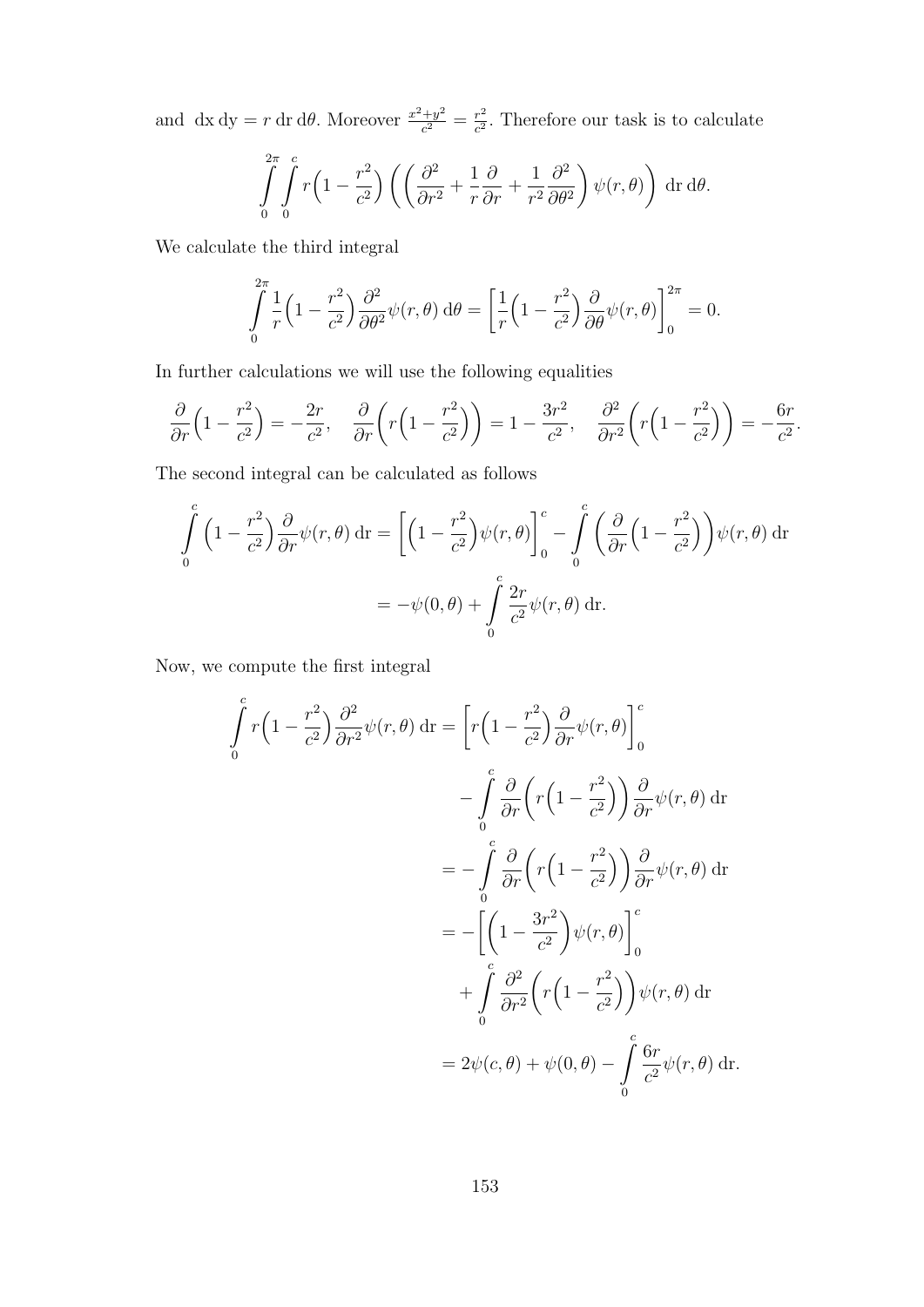and $\mathrm{d}x\,\mathrm{d}y = r\,\mathrm{d}r\,\mathrm{d}\theta$. Moreover $\frac{x^2+y^2}{c^2} = \frac{r^2}{c^2}$. Therefore our task is to calculate

$$\int_0^{2\pi}\int_0^{c} r\Big(1-\frac{r^2}{c^2}\Big)\left(\left(\frac{\partial^2}{\partial r^2}+\frac{1}{r}\frac{\partial}{\partial r}+\frac{1}{r^2}\frac{\partial^2}{\partial\theta^2}\right)\psi(r,\theta)\right)\,\mathrm{d}r\,\mathrm{d}\theta.$$

We calculate the third integral

$$\int_0^{2\pi}\frac{1}{r}\Big(1-\frac{r^2}{c^2}\Big)\frac{\partial^2}{\partial\theta^2}\psi(r,\theta)\,\mathrm{d}\theta = \left[\frac{1}{r}\Big(1-\frac{r^2}{c^2}\Big)\frac{\partial}{\partial\theta}\psi(r,\theta)\right]_0^{2\pi} = 0.$$

In further calculations we will use the following equalities

$$\frac{\partial}{\partial r}\Big(1-\frac{r^2}{c^2}\Big) = -\frac{2r}{c^2},\quad \frac{\partial}{\partial r}\Big(r\Big(1-\frac{r^2}{c^2}\Big)\Big) = 1-\frac{3r^2}{c^2},\quad \frac{\partial^2}{\partial r^2}\Big(r\Big(1-\frac{r^2}{c^2}\Big)\Big) = -\frac{6r}{c^2}.$$

The second integral can be calculated as follows

$$\begin{aligned}\int_0^{c}\Big(1-\frac{r^2}{c^2}\Big)\frac{\partial}{\partial r}\psi(r,\theta)\,\mathrm{d}r &= \left[\Big(1-\frac{r^2}{c^2}\Big)\psi(r,\theta)\right]_0^{c} - \int_0^{c}\Big(\frac{\partial}{\partial r}\Big(1-\frac{r^2}{c^2}\Big)\Big)\psi(r,\theta)\,\mathrm{d}r\\ &= -\psi(0,\theta) + \int_0^{c}\frac{2r}{c^2}\psi(r,\theta)\,\mathrm{d}r.\end{aligned}$$

Now, we compute the first integral

$$\begin{aligned}\int_0^{c} r\Big(1-\frac{r^2}{c^2}\Big)\frac{\partial^2}{\partial r^2}\psi(r,\theta)\,\mathrm{d}r &= \left[r\Big(1-\frac{r^2}{c^2}\Big)\frac{\partial}{\partial r}\psi(r,\theta)\right]_0^{c}\\ &\quad - \int_0^{c}\frac{\partial}{\partial r}\Big(r\Big(1-\frac{r^2}{c^2}\Big)\Big)\frac{\partial}{\partial r}\psi(r,\theta)\,\mathrm{d}r\\ &= -\int_0^{c}\frac{\partial}{\partial r}\Big(r\Big(1-\frac{r^2}{c^2}\Big)\Big)\frac{\partial}{\partial r}\psi(r,\theta)\,\mathrm{d}r\\ &= -\left[\Big(1-\frac{3r^2}{c^2}\Big)\psi(r,\theta)\right]_0^{c}\\ &\quad + \int_0^{c}\frac{\partial^2}{\partial r^2}\Big(r\Big(1-\frac{r^2}{c^2}\Big)\Big)\psi(r,\theta)\,\mathrm{d}r\\ &= 2\psi(c,\theta) + \psi(0,\theta) - \int_0^{c}\frac{6r}{c^2}\psi(r,\theta)\,\mathrm{d}r.\end{aligned}$$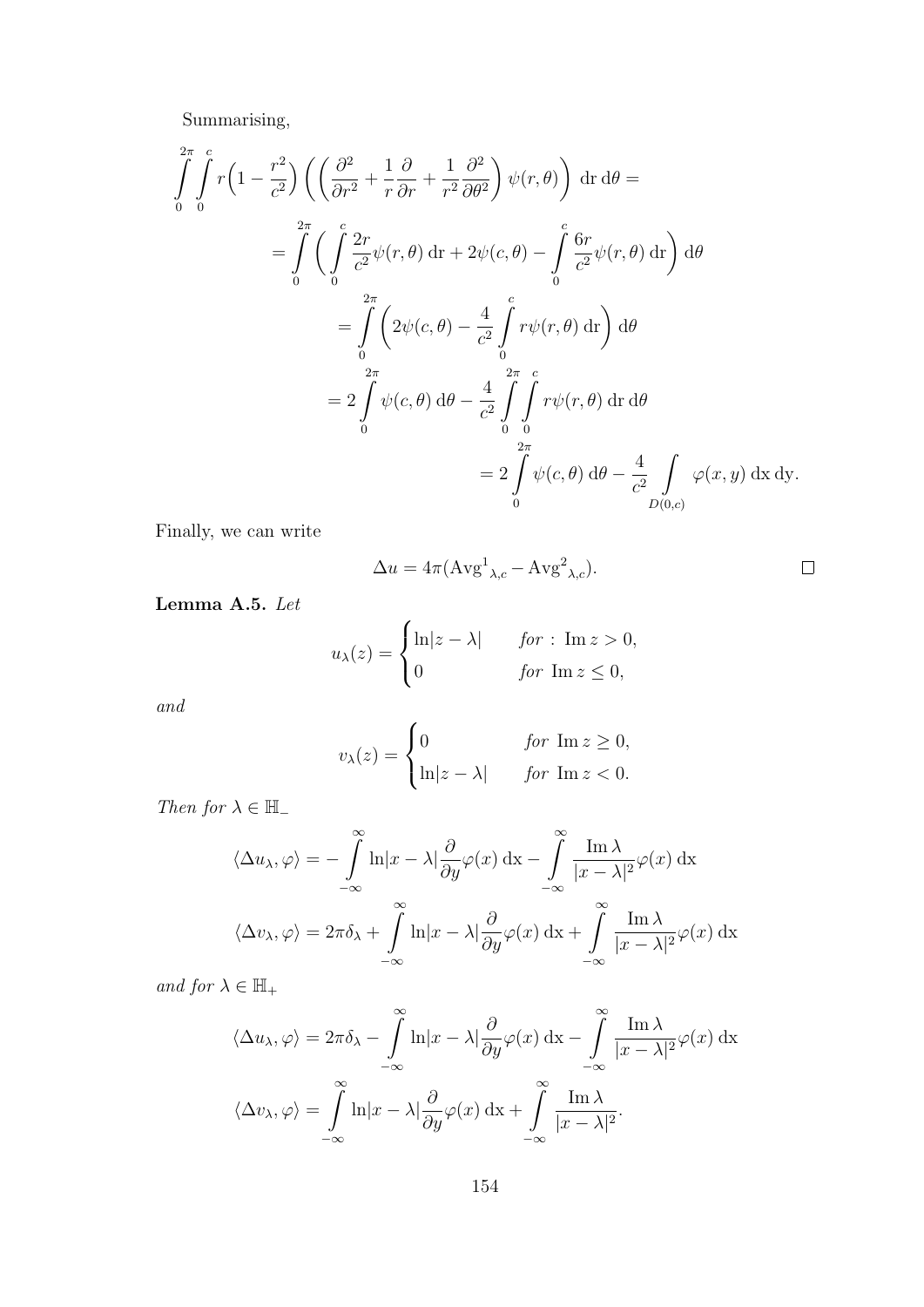Summarising,

$$
\begin{aligned}
\int_0^{2\pi}\int_0^{c} r\Big(1-\frac{r^2}{c^2}\Big)\left(\left(\frac{\partial^2}{\partial r^2}+\frac{1}{r}\frac{\partial}{\partial r}+\frac{1}{r^2}\frac{\partial^2}{\partial \theta^2}\right)\psi(r,\theta)\right)\,\mathrm{d}r\,\mathrm{d}\theta = \\
&= \int_0^{2\pi}\left(\int_0^{c}\frac{2r}{c^2}\psi(r,\theta)\,\mathrm{d}r + 2\psi(c,\theta) - \int_0^{c}\frac{6r}{c^2}\psi(r,\theta)\,\mathrm{d}r\right)\mathrm{d}\theta \\
&= \int_0^{2\pi}\left(2\psi(c,\theta) - \frac{4}{c^2}\int_0^{c} r\psi(r,\theta)\,\mathrm{d}r\right)\mathrm{d}\theta \\
&= 2\int_0^{2\pi}\psi(c,\theta)\,\mathrm{d}\theta - \frac{4}{c^2}\int_0^{2\pi}\int_0^{c} r\psi(r,\theta)\,\mathrm{d}r\,\mathrm{d}\theta \\
&= 2\int_0^{2\pi}\psi(c,\theta)\,\mathrm{d}\theta - \frac{4}{c^2}\int_{D(0,c)}\varphi(x,y)\,\mathrm{d}x\,\mathrm{d}y.
\end{aligned}
$$

Finally, we can write

$$
\Delta u = 4\pi(\mathrm{Avg}^1{}_{\lambda,c} - \mathrm{Avg}^2{}_{\lambda,c}).
$$

□

**Lemma A.5.** *Let*

$$
u_\lambda(z) = \begin{cases} \ln|z-\lambda| & \text{for : } \operatorname{Im} z > 0, \\ 0 & \text{for } \operatorname{Im} z \leq 0, \end{cases}
$$

*and*

$$
v_\lambda(z) = \begin{cases} 0 & \text{for } \operatorname{Im} z \geq 0, \\ \ln|z-\lambda| & \text{for } \operatorname{Im} z < 0. \end{cases}
$$

*Then for* $\lambda \in \mathbb{H}_-$

$$
\langle \Delta u_\lambda, \varphi\rangle = -\int_{-\infty}^{\infty}\ln|x-\lambda|\frac{\partial}{\partial y}\varphi(x)\,\mathrm{d}x - \int_{-\infty}^{\infty}\frac{\operatorname{Im}\lambda}{|x-\lambda|^2}\varphi(x)\,\mathrm{d}x
$$

$$
\langle \Delta v_\lambda, \varphi\rangle = 2\pi\delta_\lambda + \int_{-\infty}^{\infty}\ln|x-\lambda|\frac{\partial}{\partial y}\varphi(x)\,\mathrm{d}x + \int_{-\infty}^{\infty}\frac{\operatorname{Im}\lambda}{|x-\lambda|^2}\varphi(x)\,\mathrm{d}x
$$

*and for* $\lambda \in \mathbb{H}_+$

$$
\langle \Delta u_\lambda, \varphi\rangle = 2\pi\delta_\lambda - \int_{-\infty}^{\infty}\ln|x-\lambda|\frac{\partial}{\partial y}\varphi(x)\,\mathrm{d}x - \int_{-\infty}^{\infty}\frac{\operatorname{Im}\lambda}{|x-\lambda|^2}\varphi(x)\,\mathrm{d}x
$$

$$
\langle \Delta v_\lambda, \varphi\rangle = \int_{-\infty}^{\infty}\ln|x-\lambda|\frac{\partial}{\partial y}\varphi(x)\,\mathrm{d}x + \int_{-\infty}^{\infty}\frac{\operatorname{Im}\lambda}{|x-\lambda|^2}.
$$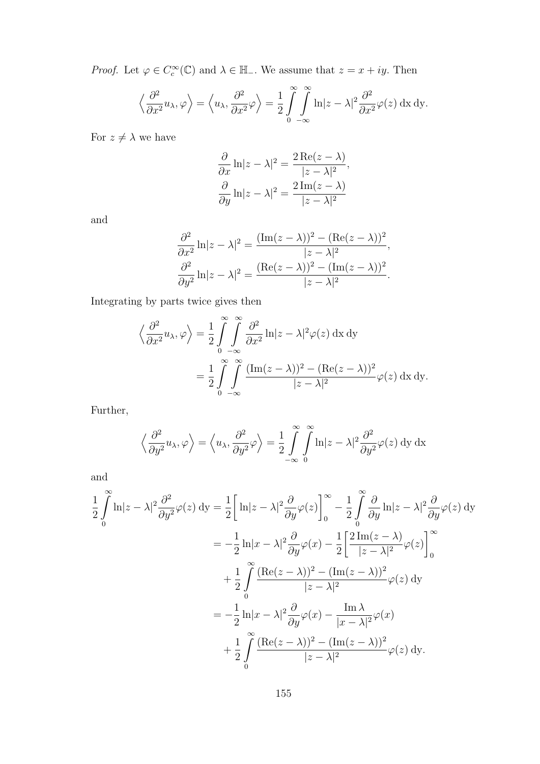*Proof.* Let $\varphi \in C_c^\infty(\mathbb{C})$ and $\lambda \in \mathbb{H}_-$. We assume that $z = x + iy$. Then

$$\Big\langle \frac{\partial^2}{\partial x^2} u_\lambda, \varphi \Big\rangle = \Big\langle u_\lambda, \frac{\partial^2}{\partial x^2} \varphi \Big\rangle = \frac{1}{2} \int\limits_0^\infty \int\limits_{-\infty}^\infty \ln|z-\lambda|^2 \frac{\partial^2}{\partial x^2} \varphi(z) \, \mathrm{d}x \, \mathrm{d}y.$$

For $z \neq \lambda$ we have

$$\frac{\partial}{\partial x} \ln|z-\lambda|^2 = \frac{2\operatorname{Re}(z-\lambda)}{|z-\lambda|^2},$$
$$\frac{\partial}{\partial y} \ln|z-\lambda|^2 = \frac{2\operatorname{Im}(z-\lambda)}{|z-\lambda|^2}$$

and

$$\frac{\partial^2}{\partial x^2} \ln|z-\lambda|^2 = \frac{(\operatorname{Im}(z-\lambda))^2 - (\operatorname{Re}(z-\lambda))^2}{|z-\lambda|^2},$$
$$\frac{\partial^2}{\partial y^2} \ln|z-\lambda|^2 = \frac{(\operatorname{Re}(z-\lambda))^2 - (\operatorname{Im}(z-\lambda))^2}{|z-\lambda|^2}.$$

Integrating by parts twice gives then

$$\begin{aligned}
\Big\langle \frac{\partial^2}{\partial x^2} u_\lambda, \varphi \Big\rangle &= \frac{1}{2} \int\limits_0^\infty \int\limits_{-\infty}^\infty \frac{\partial^2}{\partial x^2} \ln|z-\lambda|^2 \varphi(z) \, \mathrm{d}x \, \mathrm{d}y \\
&= \frac{1}{2} \int\limits_0^\infty \int\limits_{-\infty}^\infty \frac{(\operatorname{Im}(z-\lambda))^2 - (\operatorname{Re}(z-\lambda))^2}{|z-\lambda|^2} \varphi(z) \, \mathrm{d}x \, \mathrm{d}y.
\end{aligned}$$

Further,

$$\Big\langle \frac{\partial^2}{\partial y^2} u_\lambda, \varphi \Big\rangle = \Big\langle u_\lambda, \frac{\partial^2}{\partial y^2} \varphi \Big\rangle = \frac{1}{2} \int\limits_{-\infty}^\infty \int\limits_0^\infty \ln|z-\lambda|^2 \frac{\partial^2}{\partial y^2} \varphi(z) \, \mathrm{d}y \, \mathrm{d}x$$

and

$$\begin{aligned}
\frac{1}{2} \int\limits_0^\infty \ln|z-\lambda|^2 \frac{\partial^2}{\partial y^2} \varphi(z) \, \mathrm{d}y &= \frac{1}{2} \Big[ \ln|z-\lambda|^2 \frac{\partial}{\partial y} \varphi(z) \Big]_0^\infty - \frac{1}{2} \int\limits_0^\infty \frac{\partial}{\partial y} \ln|z-\lambda|^2 \frac{\partial}{\partial y} \varphi(z) \, \mathrm{d}y \\
&= -\frac{1}{2} \ln|x-\lambda|^2 \frac{\partial}{\partial y} \varphi(x) - \frac{1}{2} \Big[ \frac{2\operatorname{Im}(z-\lambda)}{|z-\lambda|^2} \varphi(z) \Big]_0^\infty \\
&\quad + \frac{1}{2} \int\limits_0^\infty \frac{(\operatorname{Re}(z-\lambda))^2 - (\operatorname{Im}(z-\lambda))^2}{|z-\lambda|^2} \varphi(z) \, \mathrm{d}y \\
&= -\frac{1}{2} \ln|x-\lambda|^2 \frac{\partial}{\partial y} \varphi(x) - \frac{\operatorname{Im}\lambda}{|x-\lambda|^2} \varphi(x) \\
&\quad + \frac{1}{2} \int\limits_0^\infty \frac{(\operatorname{Re}(z-\lambda))^2 - (\operatorname{Im}(z-\lambda))^2}{|z-\lambda|^2} \varphi(z) \, \mathrm{d}y.
\end{aligned}$$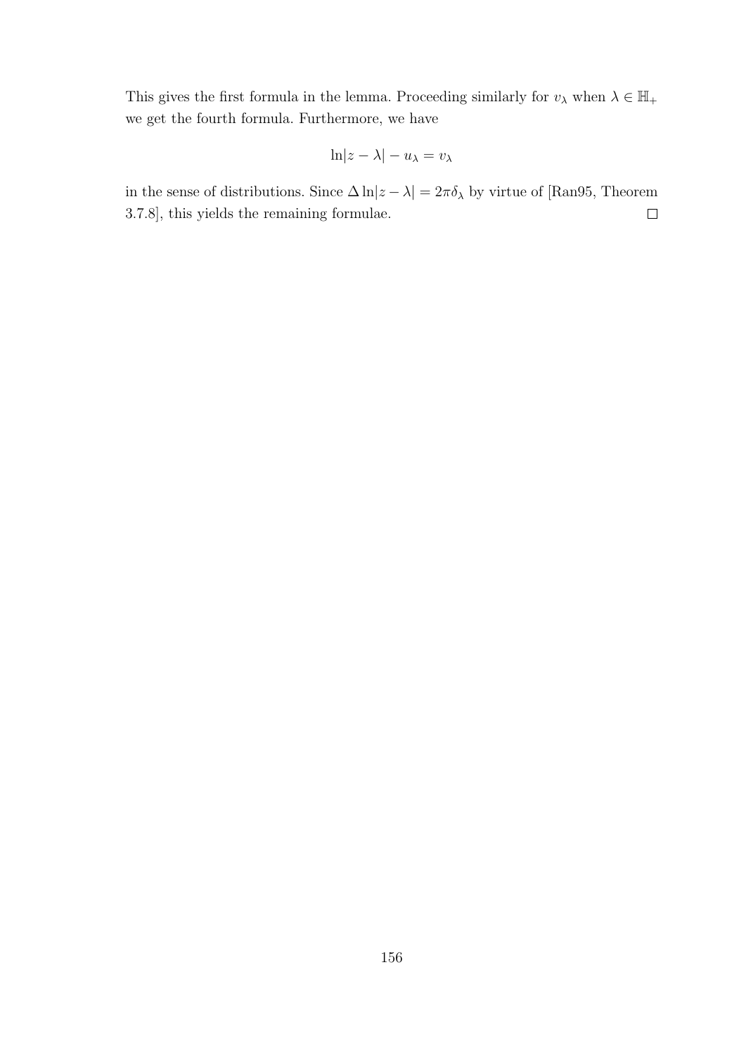This gives the first formula in the lemma. Proceeding similarly for $v_\lambda$ when $\lambda \in \mathbb{H}_+$ we get the fourth formula. Furthermore, we have

$$\ln|z - \lambda| - u_\lambda = v_\lambda$$

in the sense of distributions. Since $\Delta \ln|z - \lambda| = 2\pi\delta_\lambda$ by virtue of [Ran95, Theorem 3.7.8], this yields the remaining formulae. □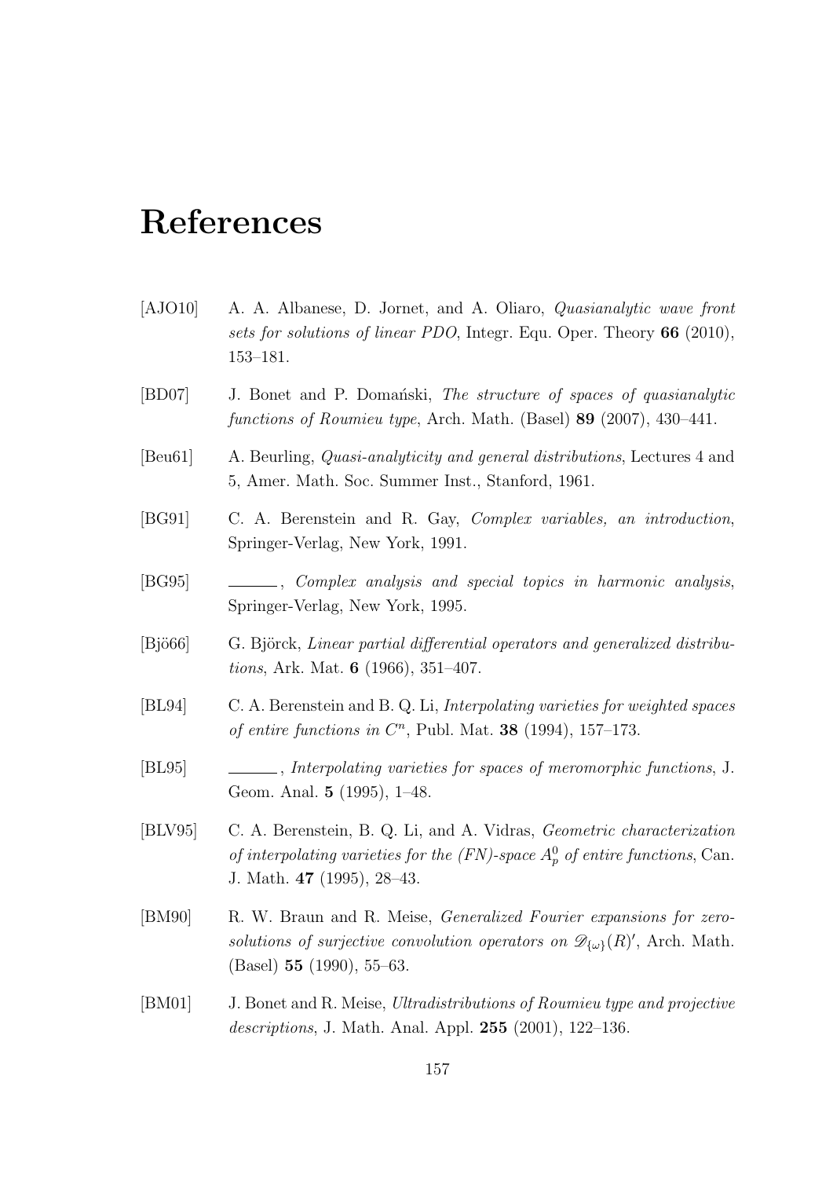# References

[AJO10] A. A. Albanese, D. Jornet, and A. Oliaro, *Quasianalytic wave front sets for solutions of linear PDO*, Integr. Equ. Oper. Theory **66** (2010), 153–181.

[BD07] J. Bonet and P. Domański, *The structure of spaces of quasianalytic functions of Roumieu type*, Arch. Math. (Basel) **89** (2007), 430–441.

[Beu61] A. Beurling, *Quasi-analyticity and general distributions*, Lectures 4 and 5, Amer. Math. Soc. Summer Inst., Stanford, 1961.

[BG91] C. A. Berenstein and R. Gay, *Complex variables, an introduction*, Springer-Verlag, New York, 1991.

[BG95] ———, *Complex analysis and special topics in harmonic analysis*, Springer-Verlag, New York, 1995.

[Bjö66] G. Björck, *Linear partial differential operators and generalized distributions*, Ark. Mat. **6** (1966), 351–407.

[BL94] C. A. Berenstein and B. Q. Li, *Interpolating varieties for weighted spaces of entire functions in $C^n$*, Publ. Mat. **38** (1994), 157–173.

[BL95] ———, *Interpolating varieties for spaces of meromorphic functions*, J. Geom. Anal. **5** (1995), 1–48.

[BLV95] C. A. Berenstein, B. Q. Li, and A. Vidras, *Geometric characterization of interpolating varieties for the (FN)-space $A_p^0$ of entire functions*, Can. J. Math. **47** (1995), 28–43.

[BM90] R. W. Braun and R. Meise, *Generalized Fourier expansions for zero-solutions of surjective convolution operators on $\mathscr{D}_{\{\omega\}}(R)'$*, Arch. Math. (Basel) **55** (1990), 55–63.

[BM01] J. Bonet and R. Meise, *Ultradistributions of Roumieu type and projective descriptions*, J. Math. Anal. Appl. **255** (2001), 122–136.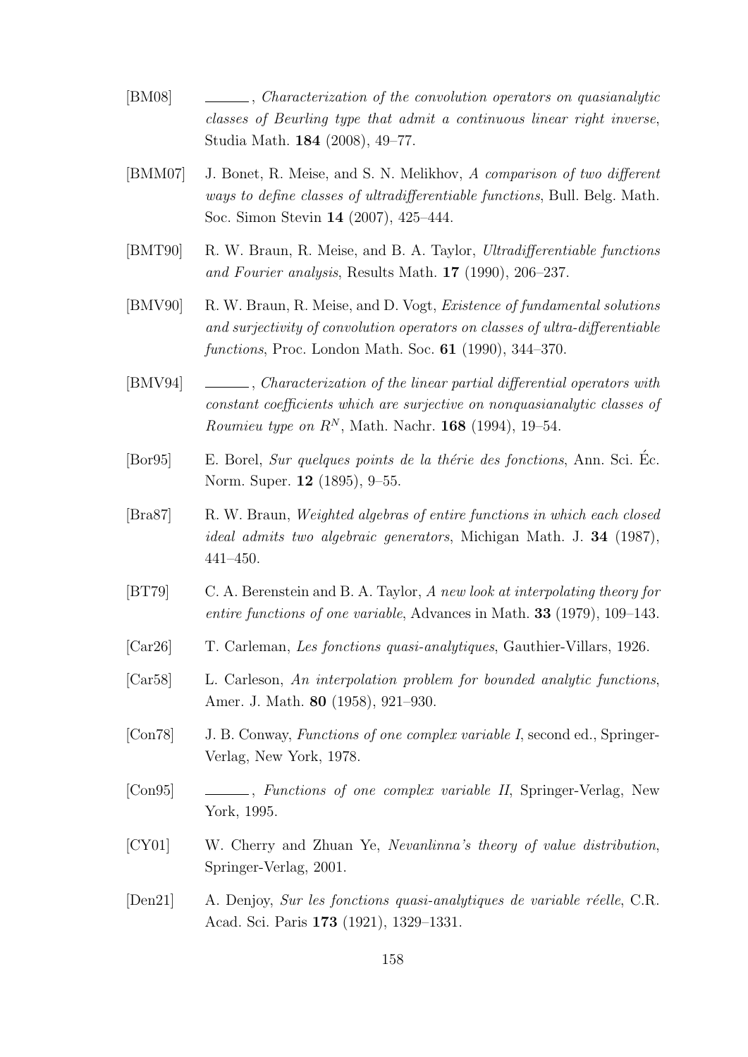[BM08] ______, *Characterization of the convolution operators on quasianalytic classes of Beurling type that admit a continuous linear right inverse*, Studia Math. **184** (2008), 49–77.

[BMM07] J. Bonet, R. Meise, and S. N. Melikhov, *A comparison of two different ways to define classes of ultradifferentiable functions*, Bull. Belg. Math. Soc. Simon Stevin **14** (2007), 425–444.

[BMT90] R. W. Braun, R. Meise, and B. A. Taylor, *Ultradifferentiable functions and Fourier analysis*, Results Math. **17** (1990), 206–237.

[BMV90] R. W. Braun, R. Meise, and D. Vogt, *Existence of fundamental solutions and surjectivity of convolution operators on classes of ultra-differentiable functions*, Proc. London Math. Soc. **61** (1990), 344–370.

[BMV94] ______, *Characterization of the linear partial differential operators with constant coefficients which are surjective on nonquasianalytic classes of Roumieu type on $R^N$*, Math. Nachr. **168** (1994), 19–54.

[Bor95] E. Borel, *Sur quelques points de la thérie des fonctions*, Ann. Sci. Éc. Norm. Super. **12** (1895), 9–55.

[Bra87] R. W. Braun, *Weighted algebras of entire functions in which each closed ideal admits two algebraic generators*, Michigan Math. J. **34** (1987), 441–450.

[BT79] C. A. Berenstein and B. A. Taylor, *A new look at interpolating theory for entire functions of one variable*, Advances in Math. **33** (1979), 109–143.

[Car26] T. Carleman, *Les fonctions quasi-analytiques*, Gauthier-Villars, 1926.

[Car58] L. Carleson, *An interpolation problem for bounded analytic functions*, Amer. J. Math. **80** (1958), 921–930.

[Con78] J. B. Conway, *Functions of one complex variable I*, second ed., Springer-Verlag, New York, 1978.

[Con95] ______, *Functions of one complex variable II*, Springer-Verlag, New York, 1995.

[CY01] W. Cherry and Zhuan Ye, *Nevanlinna's theory of value distribution*, Springer-Verlag, 2001.

[Den21] A. Denjoy, *Sur les fonctions quasi-analytiques de variable réelle*, C.R. Acad. Sci. Paris **173** (1921), 1329–1331.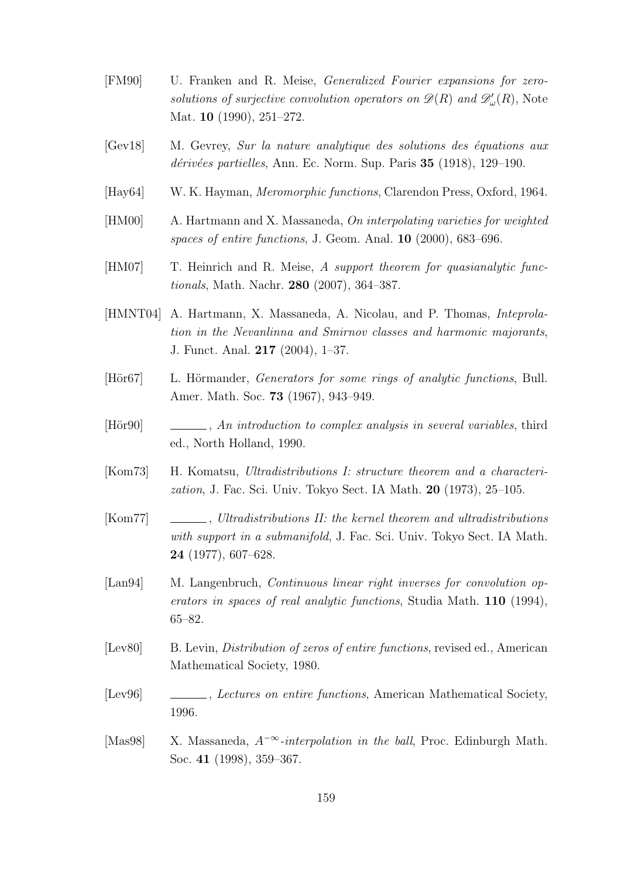[FM90] U. Franken and R. Meise, *Generalized Fourier expansions for zero-solutions of surjective convolution operators on $\mathscr{D}(R)$ and $\mathscr{D}'_\omega(R)$*, Note Mat. **10** (1990), 251–272.

[Gev18] M. Gevrey, *Sur la nature analytique des solutions des équations aux dérivées partielles*, Ann. Ec. Norm. Sup. Paris **35** (1918), 129–190.

[Hay64] W. K. Hayman, *Meromorphic functions*, Clarendon Press, Oxford, 1964.

[HM00] A. Hartmann and X. Massaneda, *On interpolating varieties for weighted spaces of entire functions*, J. Geom. Anal. **10** (2000), 683–696.

[HM07] T. Heinrich and R. Meise, *A support theorem for quasianalytic functionals*, Math. Nachr. **280** (2007), 364–387.

[HMNT04] A. Hartmann, X. Massaneda, A. Nicolau, and P. Thomas, *Inteprolation in the Nevanlinna and Smirnov classes and harmonic majorants*, J. Funct. Anal. **217** (2004), 1–37.

[Hör67] L. Hörmander, *Generators for some rings of analytic functions*, Bull. Amer. Math. Soc. **73** (1967), 943–949.

[Hör90] ______, *An introduction to complex analysis in several variables*, third ed., North Holland, 1990.

[Kom73] H. Komatsu, *Ultradistributions I: structure theorem and a characterization*, J. Fac. Sci. Univ. Tokyo Sect. IA Math. **20** (1973), 25–105.

[Kom77] ______, *Ultradistributions II: the kernel theorem and ultradistributions with support in a submanifold*, J. Fac. Sci. Univ. Tokyo Sect. IA Math. **24** (1977), 607–628.

[Lan94] M. Langenbruch, *Continuous linear right inverses for convolution operators in spaces of real analytic functions*, Studia Math. **110** (1994), 65–82.

[Lev80] B. Levin, *Distribution of zeros of entire functions*, revised ed., American Mathematical Society, 1980.

[Lev96] ______, *Lectures on entire functions*, American Mathematical Society, 1996.

[Mas98] X. Massaneda, *$A^{-\infty}$-interpolation in the ball*, Proc. Edinburgh Math. Soc. **41** (1998), 359–367.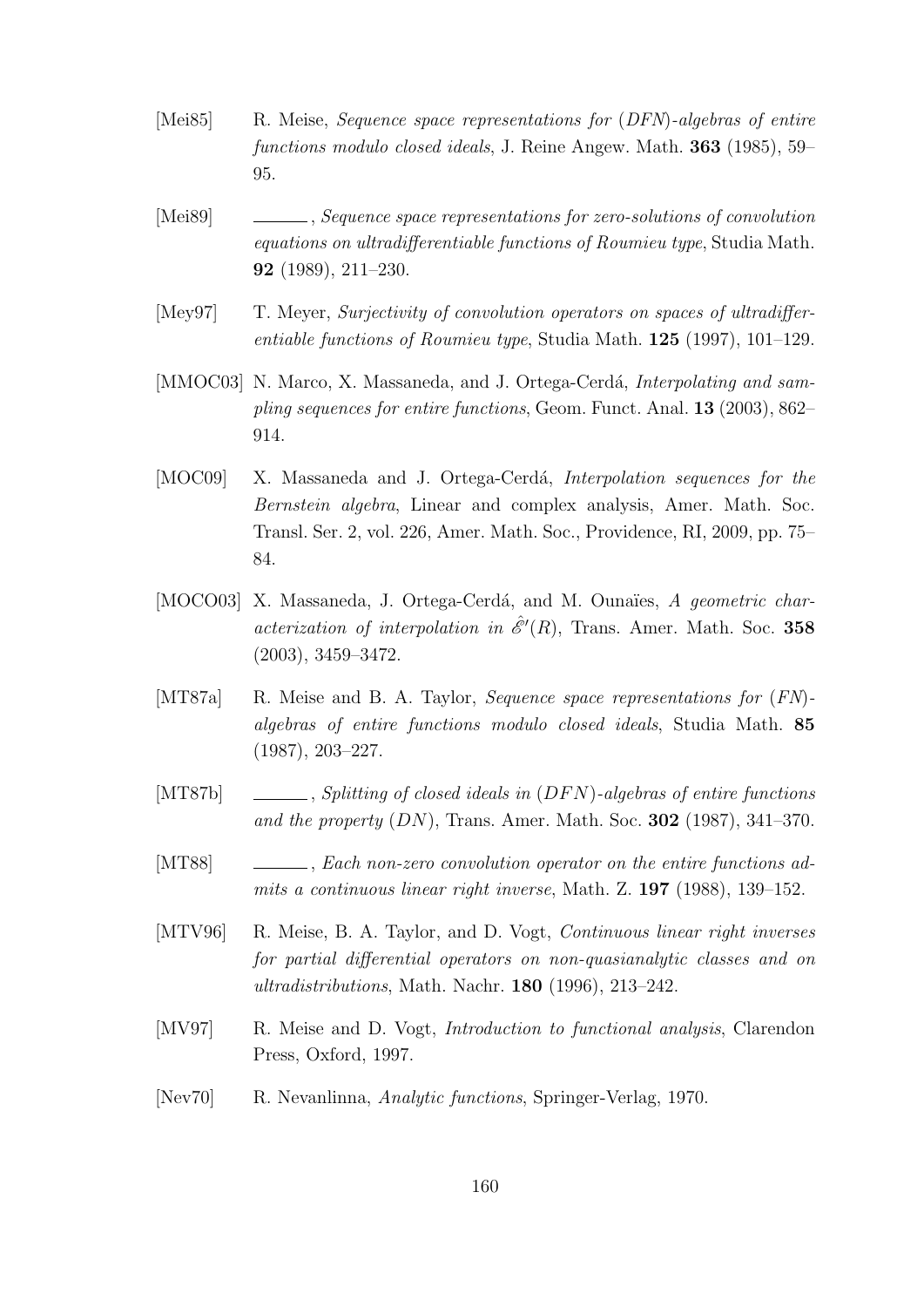[Mei85] R. Meise, *Sequence space representations for (DFN)-algebras of entire functions modulo closed ideals*, J. Reine Angew. Math. **363** (1985), 59–95.

[Mei89] ______, *Sequence space representations for zero-solutions of convolution equations on ultradifferentiable functions of Roumieu type*, Studia Math. **92** (1989), 211–230.

[Mey97] T. Meyer, *Surjectivity of convolution operators on spaces of ultradifferentiable functions of Roumieu type*, Studia Math. **125** (1997), 101–129.

[MMOC03] N. Marco, X. Massaneda, and J. Ortega-Cerdá, *Interpolating and sampling sequences for entire functions*, Geom. Funct. Anal. **13** (2003), 862–914.

[MOC09] X. Massaneda and J. Ortega-Cerdá, *Interpolation sequences for the Bernstein algebra*, Linear and complex analysis, Amer. Math. Soc. Transl. Ser. 2, vol. 226, Amer. Math. Soc., Providence, RI, 2009, pp. 75–84.

[MOCO03] X. Massaneda, J. Ortega-Cerdá, and M. Ounaïes, *A geometric characterization of interpolation in $\hat{\mathscr{E}}'(R)$*, Trans. Amer. Math. Soc. **358** (2003), 3459–3472.

[MT87a] R. Meise and B. A. Taylor, *Sequence space representations for (FN)-algebras of entire functions modulo closed ideals*, Studia Math. **85** (1987), 203–227.

[MT87b] ______, *Splitting of closed ideals in $(DFN)$-algebras of entire functions and the property $(DN)$*, Trans. Amer. Math. Soc. **302** (1987), 341–370.

[MT88] ______, *Each non-zero convolution operator on the entire functions admits a continuous linear right inverse*, Math. Z. **197** (1988), 139–152.

[MTV96] R. Meise, B. A. Taylor, and D. Vogt, *Continuous linear right inverses for partial differential operators on non-quasianalytic classes and on ultradistributions*, Math. Nachr. **180** (1996), 213–242.

[MV97] R. Meise and D. Vogt, *Introduction to functional analysis*, Clarendon Press, Oxford, 1997.

[Nev70] R. Nevanlinna, *Analytic functions*, Springer-Verlag, 1970.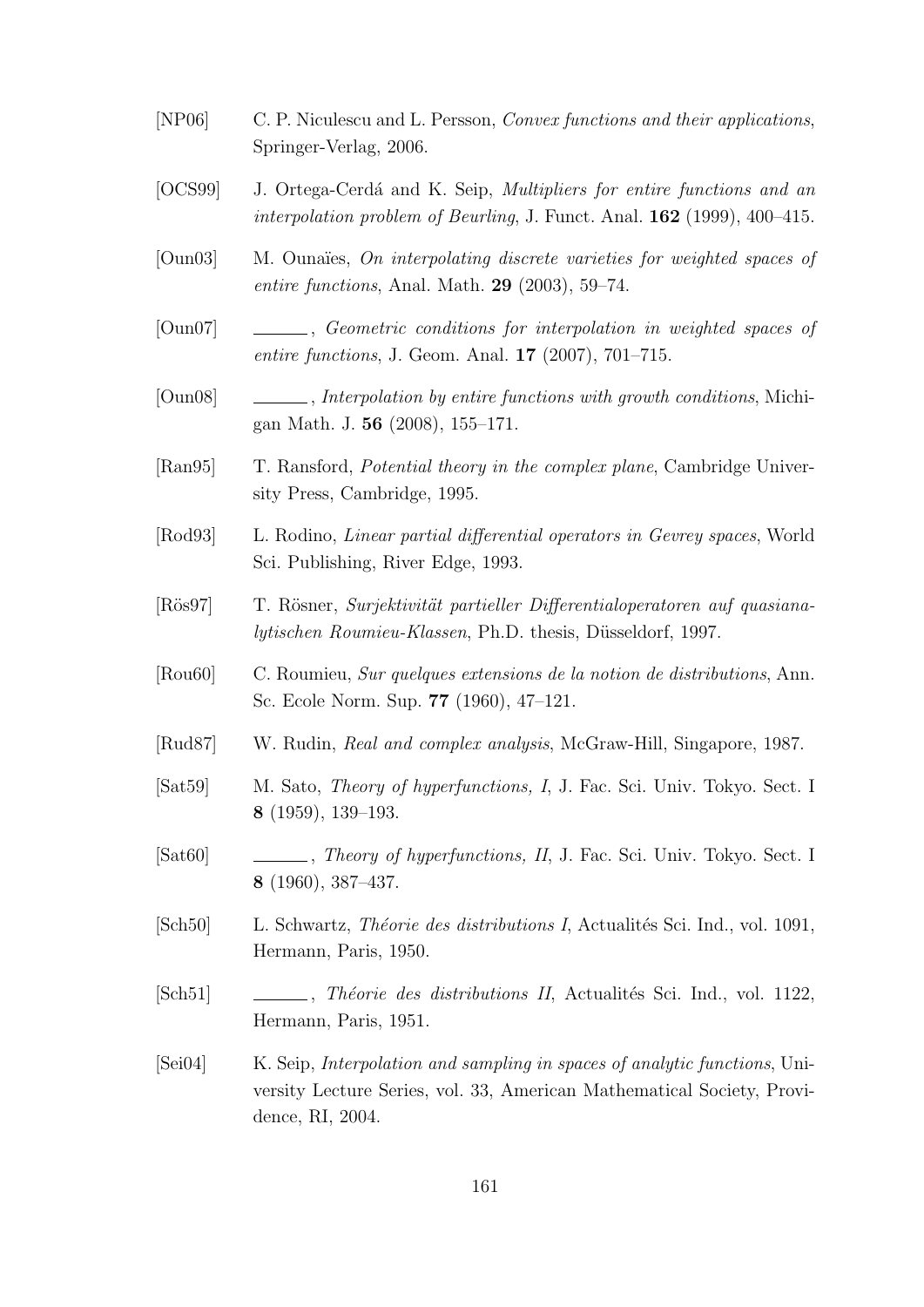[NP06] C. P. Niculescu and L. Persson, *Convex functions and their applications*, Springer-Verlag, 2006.

[OCS99] J. Ortega-Cerdá and K. Seip, *Multipliers for entire functions and an interpolation problem of Beurling*, J. Funct. Anal. **162** (1999), 400–415.

[Oun03] M. Ounaïes, *On interpolating discrete varieties for weighted spaces of entire functions*, Anal. Math. **29** (2003), 59–74.

[Oun07] ______, *Geometric conditions for interpolation in weighted spaces of entire functions*, J. Geom. Anal. **17** (2007), 701–715.

[Oun08] ______, *Interpolation by entire functions with growth conditions*, Michigan Math. J. **56** (2008), 155–171.

[Ran95] T. Ransford, *Potential theory in the complex plane*, Cambridge University Press, Cambridge, 1995.

[Rod93] L. Rodino, *Linear partial differential operators in Gevrey spaces*, World Sci. Publishing, River Edge, 1993.

[Rös97] T. Rösner, *Surjektivität partieller Differentialoperatoren auf quasianalytischen Roumieu-Klassen*, Ph.D. thesis, Düsseldorf, 1997.

[Rou60] C. Roumieu, *Sur quelques extensions de la notion de distributions*, Ann. Sc. Ecole Norm. Sup. **77** (1960), 47–121.

[Rud87] W. Rudin, *Real and complex analysis*, McGraw-Hill, Singapore, 1987.

[Sat59] M. Sato, *Theory of hyperfunctions, I*, J. Fac. Sci. Univ. Tokyo. Sect. I **8** (1959), 139–193.

[Sat60] ______, *Theory of hyperfunctions, II*, J. Fac. Sci. Univ. Tokyo. Sect. I **8** (1960), 387–437.

[Sch50] L. Schwartz, *Théorie des distributions I*, Actualités Sci. Ind., vol. 1091, Hermann, Paris, 1950.

[Sch51] ______, *Théorie des distributions II*, Actualités Sci. Ind., vol. 1122, Hermann, Paris, 1951.

[Sei04] K. Seip, *Interpolation and sampling in spaces of analytic functions*, University Lecture Series, vol. 33, American Mathematical Society, Providence, RI, 2004.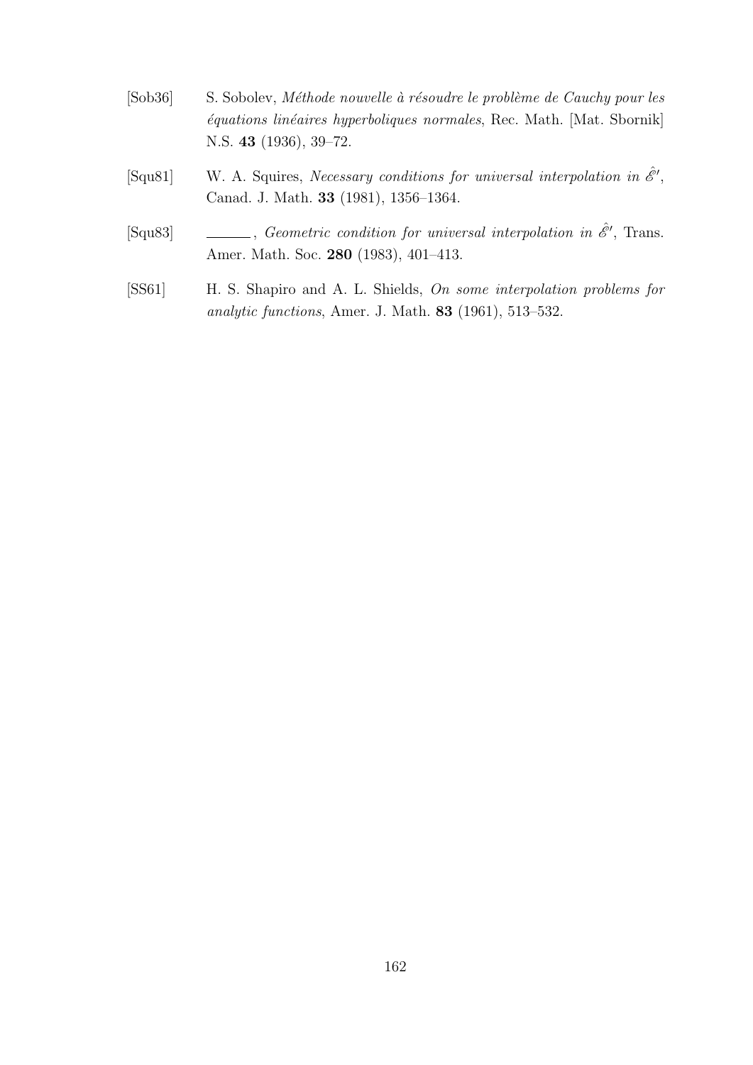[Sob36] S. Sobolev, *Méthode nouvelle à résoudre le problème de Cauchy pour les équations linéaires hyperboliques normales*, Rec. Math. [Mat. Sbornik] N.S. **43** (1936), 39–72.

[Squ81] W. A. Squires, *Necessary conditions for universal interpolation in $\hat{\mathscr{E}}'$*, Canad. J. Math. **33** (1981), 1356–1364.

[Squ83] ______, *Geometric condition for universal interpolation in $\hat{\mathscr{E}}'$*, Trans. Amer. Math. Soc. **280** (1983), 401–413.

[SS61] H. S. Shapiro and A. L. Shields, *On some interpolation problems for analytic functions*, Amer. J. Math. **83** (1961), 513–532.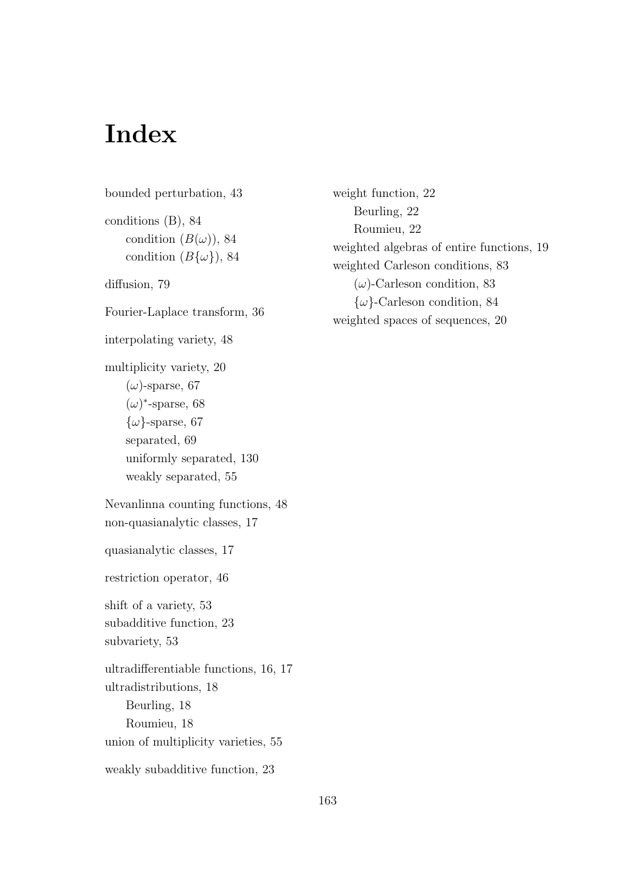# Index

bounded perturbation, 43

conditions (B), 84
- condition $(B(\omega))$, 84
- condition $(B\{\omega\})$, 84

diffusion, 79

Fourier-Laplace transform, 36

interpolating variety, 48

multiplicity variety, 20
- $(\omega)$-sparse, 67
- $(\omega)^*$-sparse, 68
- $\{\omega\}$-sparse, 67
- separated, 69
- uniformly separated, 130
- weakly separated, 55

Nevanlinna counting functions, 48
non-quasianalytic classes, 17

quasianalytic classes, 17

restriction operator, 46

shift of a variety, 53
subadditive function, 23
subvariety, 53

ultradifferentiable functions, 16, 17
ultradistributions, 18
- Beurling, 18
- Roumieu, 18

union of multiplicity varieties, 55

weakly subadditive function, 23

weight function, 22
- Beurling, 22
- Roumieu, 22

weighted algebras of entire functions, 19
weighted Carleson conditions, 83
- $(\omega)$-Carleson condition, 83
- $\{\omega\}$-Carleson condition, 84

weighted spaces of sequences, 20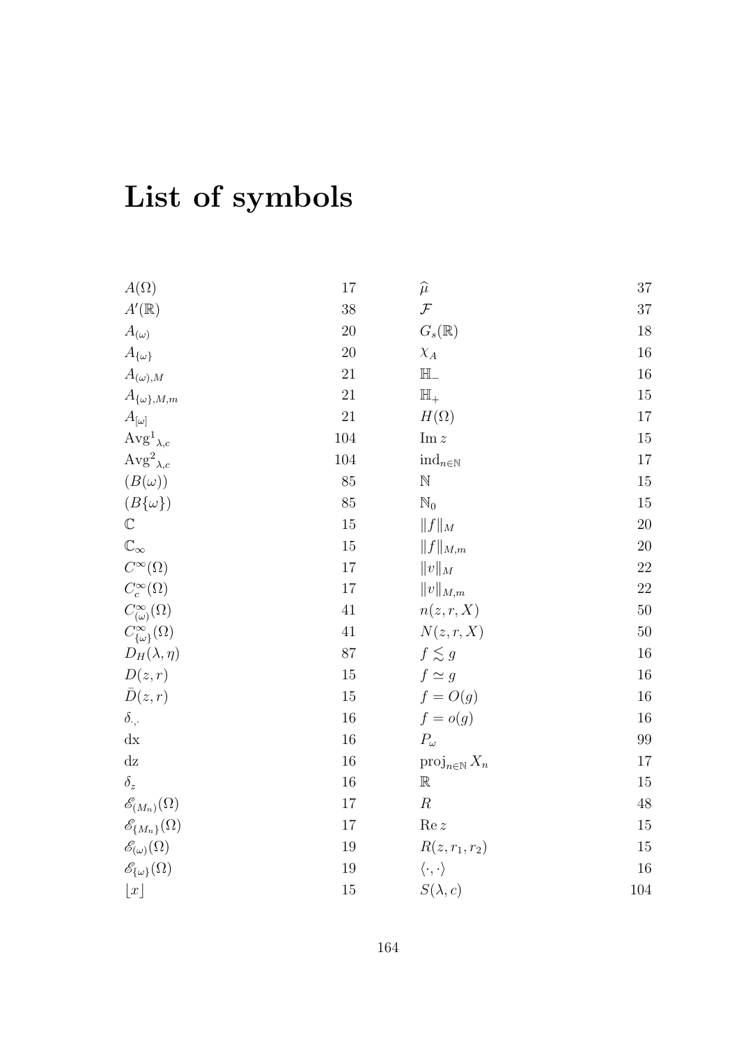# List of symbols

| Symbol | Page |
|---|---|
| $A(\Omega)$ | 17 |
| $A'(\mathbb{R})$ | 38 |
| $A_{(\omega)}$ | 20 |
| $A_{\{\omega\}}$ | 20 |
| $A_{(\omega),M}$ | 21 |
| $A_{\{\omega\},M,m}$ | 21 |
| $A_{[\omega]}$ | 21 |
| ${\mathrm{Avg}^1}_{\lambda,c}$ | 104 |
| ${\mathrm{Avg}^2}_{\lambda,c}$ | 104 |
| $(B(\omega))$ | 85 |
| $(B\{\omega\})$ | 85 |
| $\mathbb{C}$ | 15 |
| $\mathbb{C}_\infty$ | 15 |
| $C^\infty(\Omega)$ | 17 |
| $C^\infty_c(\Omega)$ | 17 |
| $C^\infty_{(\omega)}(\Omega)$ | 41 |
| $C^\infty_{\{\omega\}}(\Omega)$ | 41 |
| $D_H(\lambda,\eta)$ | 87 |
| $D(z,r)$ | 15 |
| $\bar{D}(z,r)$ | 15 |
| $\delta_{\cdot,\cdot}$ | 16 |
| $\mathrm{dx}$ | 16 |
| $\mathrm{dz}$ | 16 |
| $\delta_z$ | 16 |
| $\mathscr{E}_{(M_n)}(\Omega)$ | 17 |
| $\mathscr{E}_{\{M_n\}}(\Omega)$ | 17 |
| $\mathscr{E}_{(\omega)}(\Omega)$ | 19 |
| $\mathscr{E}_{\{\omega\}}(\Omega)$ | 19 |
| $\lfloor x \rfloor$ | 15 |
| $\widehat{\mu}$ | 37 |
| $\mathcal{F}$ | 37 |
| $G_s(\mathbb{R})$ | 18 |
| $\chi_A$ | 16 |
| $\mathbb{H}_-$ | 16 |
| $\mathbb{H}_+$ | 15 |
| $H(\Omega)$ | 17 |
| $\mathrm{Im}\, z$ | 15 |
| $\mathrm{ind}_{n\in\mathbb{N}}$ | 17 |
| $\mathbb{N}$ | 15 |
| $\mathbb{N}_0$ | 15 |
| $\|f\|_M$ | 20 |
| $\|f\|_{M,m}$ | 20 |
| $\|v\|_M$ | 22 |
| $\|v\|_{M,m}$ | 22 |
| $n(z,r,X)$ | 50 |
| $N(z,r,X)$ | 50 |
| $f \lesssim g$ | 16 |
| $f \simeq g$ | 16 |
| $f = O(g)$ | 16 |
| $f = o(g)$ | 16 |
| $P_\omega$ | 99 |
| $\mathrm{proj}_{n\in\mathbb{N}} X_n$ | 17 |
| $\mathbb{R}$ | 15 |
| $R$ | 48 |
| $\mathrm{Re}\, z$ | 15 |
| $R(z,r_1,r_2)$ | 15 |
| $\langle \cdot,\cdot \rangle$ | 16 |
| $S(\lambda,c)$ | 104 |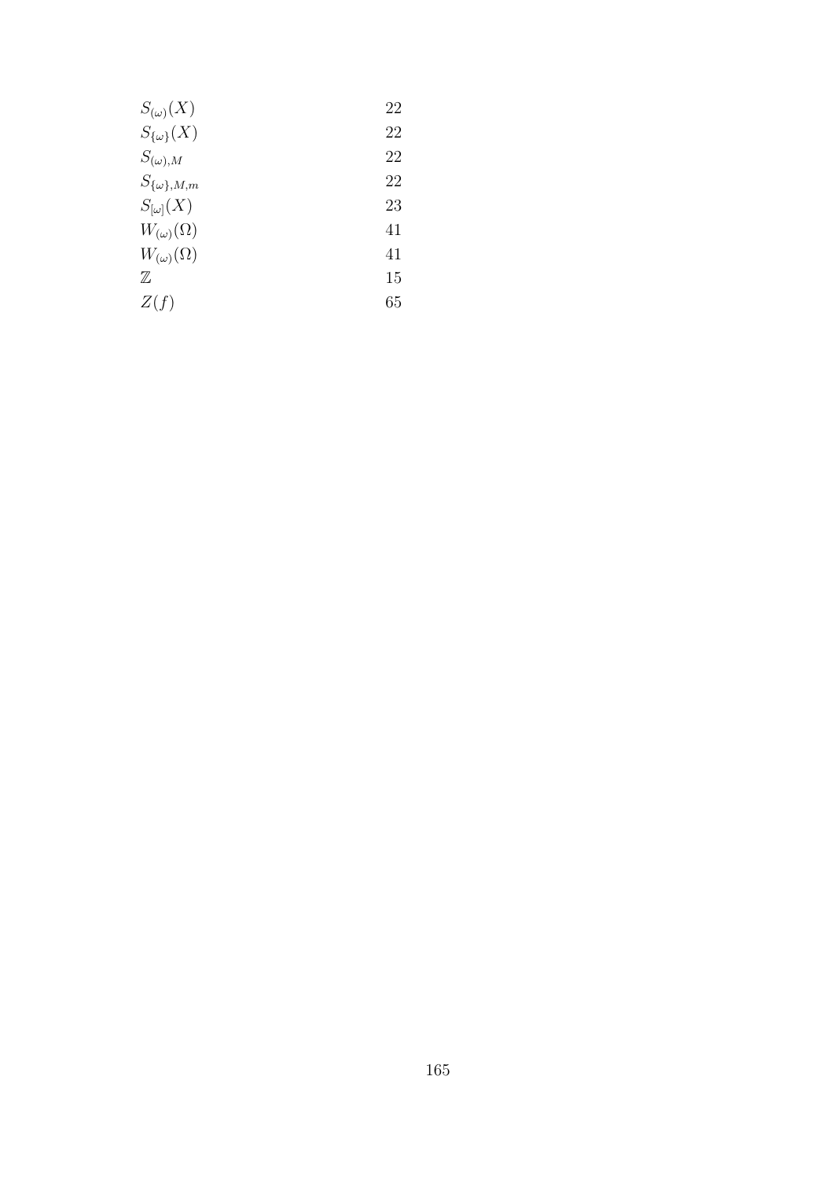| | |
|---|---|
| $S_{(\omega)}(X)$ | 22 |
| $S_{\{\omega\}}(X)$ | 22 |
| $S_{(\omega),M}$ | 22 |
| $S_{\{\omega\},M,m}$ | 22 |
| $S_{[\omega]}(X)$ | 23 |
| $W_{(\omega)}(\Omega)$ | 41 |
| $W_{(\omega)}(\Omega)$ | 41 |
| $\mathbb{Z}$ | 15 |
| $Z(f)$ | 65 |